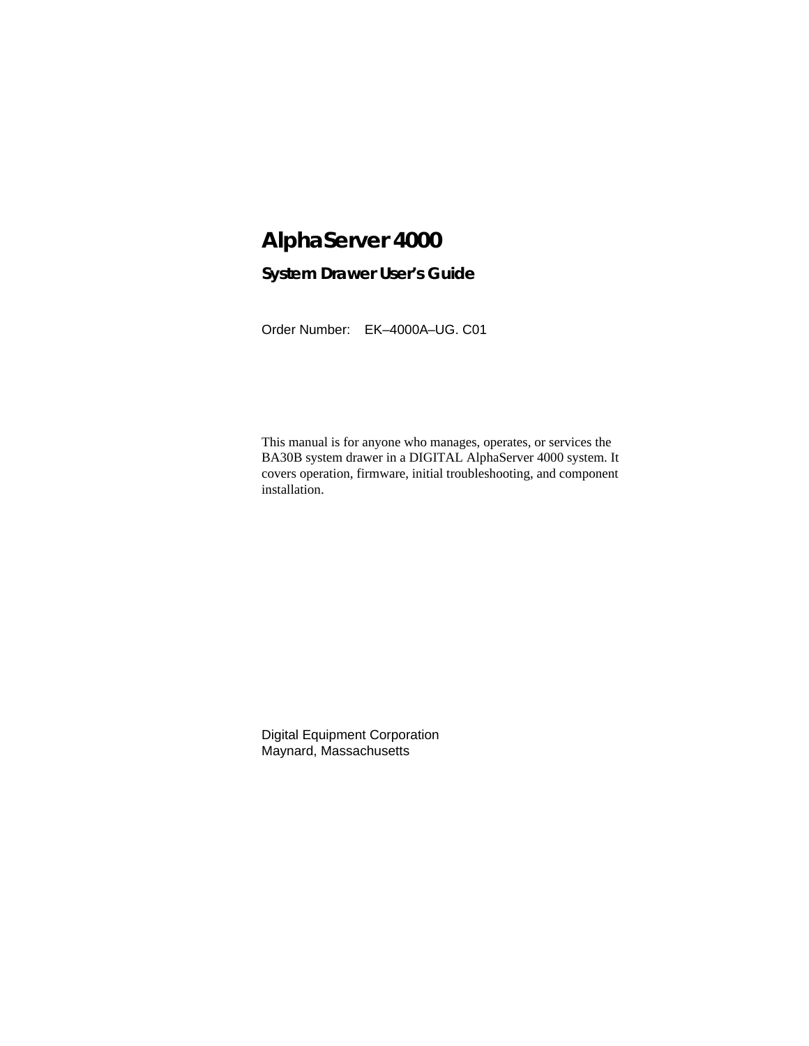# AlphaServer 4000

## System Drawer User's Guide

Order Number: EK–4000A–UG. C01

This manual is for anyone who manages, operates, or services the BA30B system drawer in a DIGITAL AlphaServer 4000 system. It covers operation, firmware, initial troubleshooting, and component installation.

Digital Equipment Corporation
Maynard, Massachusetts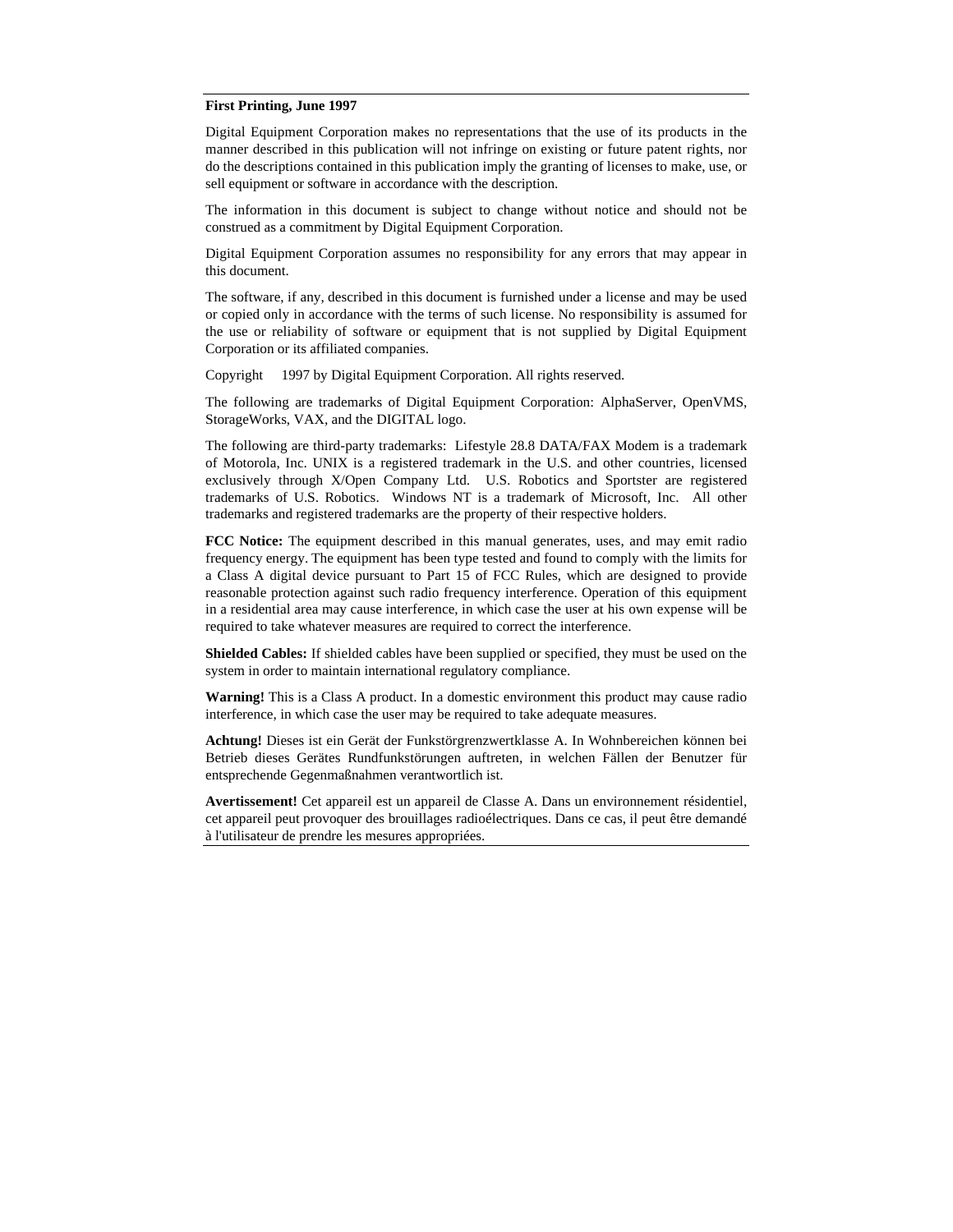**First Printing, June 1997**

Digital Equipment Corporation makes no representations that the use of its products in the manner described in this publication will not infringe on existing or future patent rights, nor do the descriptions contained in this publication imply the granting of licenses to make, use, or sell equipment or software in accordance with the description.

The information in this document is subject to change without notice and should not be construed as a commitment by Digital Equipment Corporation.

Digital Equipment Corporation assumes no responsibility for any errors that may appear in this document.

The software, if any, described in this document is furnished under a license and may be used or copied only in accordance with the terms of such license. No responsibility is assumed for the use or reliability of software or equipment that is not supplied by Digital Equipment Corporation or its affiliated companies.

Copyright 1997 by Digital Equipment Corporation. All rights reserved.

The following are trademarks of Digital Equipment Corporation: AlphaServer, OpenVMS, StorageWorks, VAX, and the DIGITAL logo.

The following are third-party trademarks: Lifestyle 28.8 DATA/FAX Modem is a trademark of Motorola, Inc. UNIX is a registered trademark in the U.S. and other countries, licensed exclusively through X/Open Company Ltd. U.S. Robotics and Sportster are registered trademarks of U.S. Robotics. Windows NT is a trademark of Microsoft, Inc. All other trademarks and registered trademarks are the property of their respective holders.

**FCC Notice:** The equipment described in this manual generates, uses, and may emit radio frequency energy. The equipment has been type tested and found to comply with the limits for a Class A digital device pursuant to Part 15 of FCC Rules, which are designed to provide reasonable protection against such radio frequency interference. Operation of this equipment in a residential area may cause interference, in which case the user at his own expense will be required to take whatever measures are required to correct the interference.

**Shielded Cables:** If shielded cables have been supplied or specified, they must be used on the system in order to maintain international regulatory compliance.

**Warning!** This is a Class A product. In a domestic environment this product may cause radio interference, in which case the user may be required to take adequate measures.

**Achtung!** Dieses ist ein Gerät der Funkstörgrenzwertklasse A. In Wohnbereichen können bei Betrieb dieses Gerätes Rundfunkstörungen auftreten, in welchen Fällen der Benutzer für entsprechende Gegenmaßnahmen verantwortlich ist.

**Avertissement!** Cet appareil est un appareil de Classe A. Dans un environnement résidentiel, cet appareil peut provoquer des brouillages radioélectriques. Dans ce cas, il peut être demandé à l'utilisateur de prendre les mesures appropriées.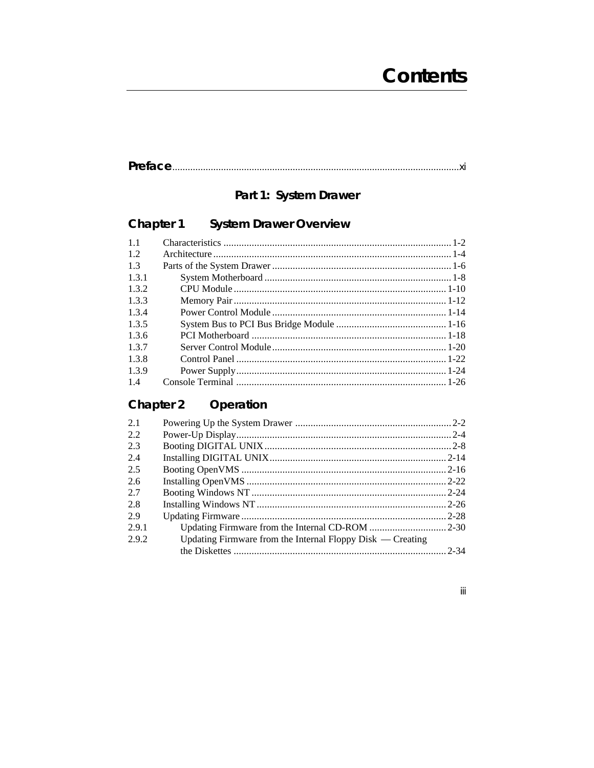# Contents

**Preface** ........................................................................................................ xi

## Part 1: System Drawer

### Chapter 1 System Drawer Overview

| | | |
|---|---|---|
| 1.1 | Characteristics | 1-2 |
| 1.2 | Architecture | 1-4 |
| 1.3 | Parts of the System Drawer | 1-6 |
| 1.3.1 | System Motherboard | 1-8 |
| 1.3.2 | CPU Module | 1-10 |
| 1.3.3 | Memory Pair | 1-12 |
| 1.3.4 | Power Control Module | 1-14 |
| 1.3.5 | System Bus to PCI Bus Bridge Module | 1-16 |
| 1.3.6 | PCI Motherboard | 1-18 |
| 1.3.7 | Server Control Module | 1-20 |
| 1.3.8 | Control Panel | 1-22 |
| 1.3.9 | Power Supply | 1-24 |
| 1.4 | Console Terminal | 1-26 |

### Chapter 2 Operation

| | | |
|---|---|---|
| 2.1 | Powering Up the System Drawer | 2-2 |
| 2.2 | Power-Up Display | 2-4 |
| 2.3 | Booting DIGITAL UNIX | 2-8 |
| 2.4 | Installing DIGITAL UNIX | 2-14 |
| 2.5 | Booting OpenVMS | 2-16 |
| 2.6 | Installing OpenVMS | 2-22 |
| 2.7 | Booting Windows NT | 2-24 |
| 2.8 | Installing Windows NT | 2-26 |
| 2.9 | Updating Firmware | 2-28 |
| 2.9.1 | Updating Firmware from the Internal CD-ROM | 2-30 |
| 2.9.2 | Updating Firmware from the Internal Floppy Disk — Creating the Diskettes | 2-34 |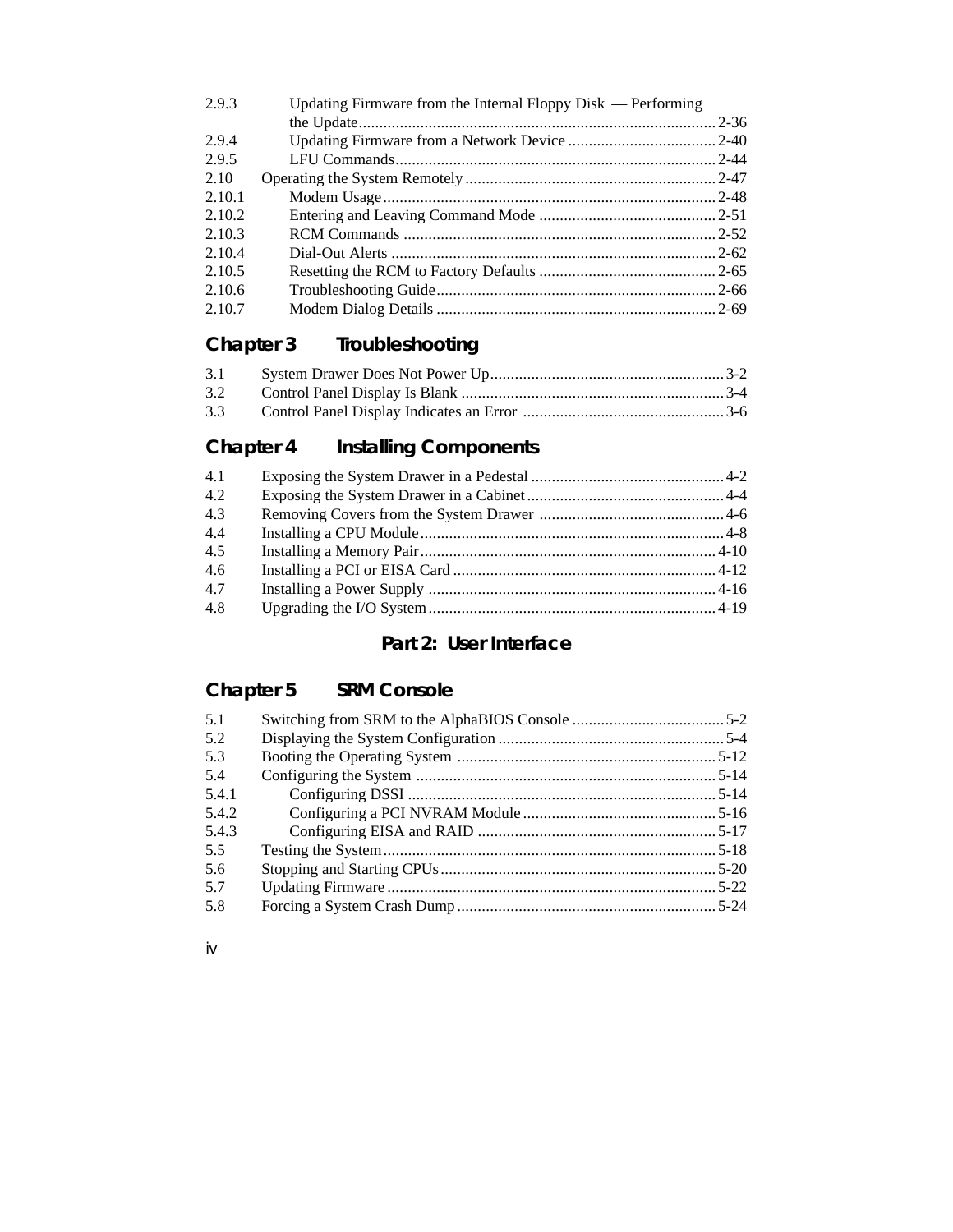| | | |
|---|---|---|
| 2.9.3 | Updating Firmware from the Internal Floppy Disk — Performing the Update | 2-36 |
| 2.9.4 | Updating Firmware from a Network Device | 2-40 |
| 2.9.5 | LFU Commands | 2-44 |
| 2.10 | Operating the System Remotely | 2-47 |
| 2.10.1 | Modem Usage | 2-48 |
| 2.10.2 | Entering and Leaving Command Mode | 2-51 |
| 2.10.3 | RCM Commands | 2-52 |
| 2.10.4 | Dial-Out Alerts | 2-62 |
| 2.10.5 | Resetting the RCM to Factory Defaults | 2-65 |
| 2.10.6 | Troubleshooting Guide | 2-66 |
| 2.10.7 | Modem Dialog Details | 2-69 |

## Chapter 3 Troubleshooting

| | | |
|---|---|---|
| 3.1 | System Drawer Does Not Power Up | 3-2 |
| 3.2 | Control Panel Display Is Blank | 3-4 |
| 3.3 | Control Panel Display Indicates an Error | 3-6 |

## Chapter 4 Installing Components

| | | |
|---|---|---|
| 4.1 | Exposing the System Drawer in a Pedestal | 4-2 |
| 4.2 | Exposing the System Drawer in a Cabinet | 4-4 |
| 4.3 | Removing Covers from the System Drawer | 4-6 |
| 4.4 | Installing a CPU Module | 4-8 |
| 4.5 | Installing a Memory Pair | 4-10 |
| 4.6 | Installing a PCI or EISA Card | 4-12 |
| 4.7 | Installing a Power Supply | 4-16 |
| 4.8 | Upgrading the I/O System | 4-19 |

# Part 2: User Interface

## Chapter 5 SRM Console

| | | |
|---|---|---|
| 5.1 | Switching from SRM to the AlphaBIOS Console | 5-2 |
| 5.2 | Displaying the System Configuration | 5-4 |
| 5.3 | Booting the Operating System | 5-12 |
| 5.4 | Configuring the System | 5-14 |
| 5.4.1 | Configuring DSSI | 5-14 |
| 5.4.2 | Configuring a PCI NVRAM Module | 5-16 |
| 5.4.3 | Configuring EISA and RAID | 5-17 |
| 5.5 | Testing the System | 5-18 |
| 5.6 | Stopping and Starting CPUs | 5-20 |
| 5.7 | Updating Firmware | 5-22 |
| 5.8 | Forcing a System Crash Dump | 5-24 |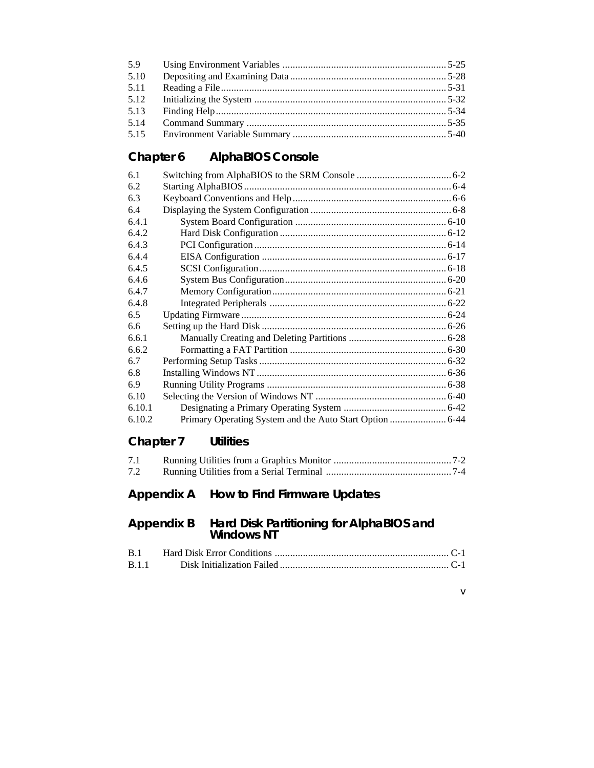| | | |
|---|---|---|
| 5.9 | Using Environment Variables | 5-25 |
| 5.10 | Depositing and Examining Data | 5-28 |
| 5.11 | Reading a File | 5-31 |
| 5.12 | Initializing the System | 5-32 |
| 5.13 | Finding Help | 5-34 |
| 5.14 | Command Summary | 5-35 |
| 5.15 | Environment Variable Summary | 5-40 |

## Chapter 6 AlphaBIOS Console

| | | |
|---|---|---|
| 6.1 | Switching from AlphaBIOS to the SRM Console | 6-2 |
| 6.2 | Starting AlphaBIOS | 6-4 |
| 6.3 | Keyboard Conventions and Help | 6-6 |
| 6.4 | Displaying the System Configuration | 6-8 |
| 6.4.1 | System Board Configuration | 6-10 |
| 6.4.2 | Hard Disk Configuration | 6-12 |
| 6.4.3 | PCI Configuration | 6-14 |
| 6.4.4 | EISA Configuration | 6-17 |
| 6.4.5 | SCSI Configuration | 6-18 |
| 6.4.6 | System Bus Configuration | 6-20 |
| 6.4.7 | Memory Configuration | 6-21 |
| 6.4.8 | Integrated Peripherals | 6-22 |
| 6.5 | Updating Firmware | 6-24 |
| 6.6 | Setting up the Hard Disk | 6-26 |
| 6.6.1 | Manually Creating and Deleting Partitions | 6-28 |
| 6.6.2 | Formatting a FAT Partition | 6-30 |
| 6.7 | Performing Setup Tasks | 6-32 |
| 6.8 | Installing Windows NT | 6-36 |
| 6.9 | Running Utility Programs | 6-38 |
| 6.10 | Selecting the Version of Windows NT | 6-40 |
| 6.10.1 | Designating a Primary Operating System | 6-42 |
| 6.10.2 | Primary Operating System and the Auto Start Option | 6-44 |

## Chapter 7 Utilities

| | | |
|---|---|---|
| 7.1 | Running Utilities from a Graphics Monitor | 7-2 |
| 7.2 | Running Utilities from a Serial Terminal | 7-4 |

## Appendix A How to Find Firmware Updates

## Appendix B Hard Disk Partitioning for AlphaBIOS and Windows NT

| | | |
|---|---|---|
| B.1 | Hard Disk Error Conditions | C-1 |
| B.1.1 | Disk Initialization Failed | C-1 |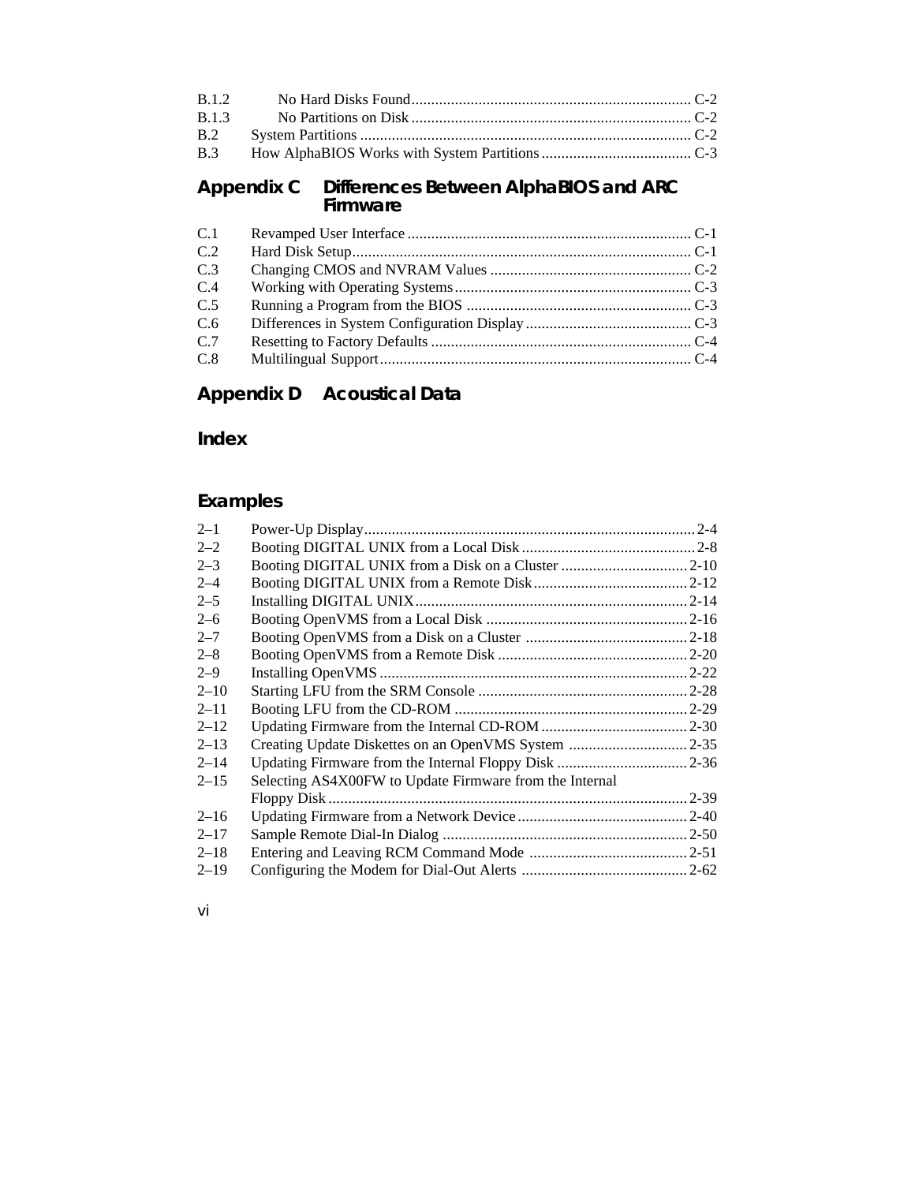B.1.2 No Hard Disks Found ........ C-2
B.1.3 No Partitions on Disk ........ C-2
B.2 System Partitions ........ C-2
B.3 How AlphaBIOS Works with System Partitions ........ C-3

## Appendix C Differences Between AlphaBIOS and ARC Firmware

C.1 Revamped User Interface ........ C-1
C.2 Hard Disk Setup ........ C-1
C.3 Changing CMOS and NVRAM Values ........ C-2
C.4 Working with Operating Systems ........ C-3
C.5 Running a Program from the BIOS ........ C-3
C.6 Differences in System Configuration Display ........ C-3
C.7 Resetting to Factory Defaults ........ C-4
C.8 Multilingual Support ........ C-4

## Appendix D Acoustical Data

## Index

## Examples

2–1 Power-Up Display ........ 2-4
2–2 Booting DIGITAL UNIX from a Local Disk ........ 2-8
2–3 Booting DIGITAL UNIX from a Disk on a Cluster ........ 2-10
2–4 Booting DIGITAL UNIX from a Remote Disk ........ 2-12
2–5 Installing DIGITAL UNIX ........ 2-14
2–6 Booting OpenVMS from a Local Disk ........ 2-16
2–7 Booting OpenVMS from a Disk on a Cluster ........ 2-18
2–8 Booting OpenVMS from a Remote Disk ........ 2-20
2–9 Installing OpenVMS ........ 2-22
2–10 Starting LFU from the SRM Console ........ 2-28
2–11 Booting LFU from the CD-ROM ........ 2-29
2–12 Updating Firmware from the Internal CD-ROM ........ 2-30
2–13 Creating Update Diskettes on an OpenVMS System ........ 2-35
2–14 Updating Firmware from the Internal Floppy Disk ........ 2-36
2–15 Selecting AS4X00FW to Update Firmware from the Internal Floppy Disk ........ 2-39
2–16 Updating Firmware from a Network Device ........ 2-40
2–17 Sample Remote Dial-In Dialog ........ 2-50
2–18 Entering and Leaving RCM Command Mode ........ 2-51
2–19 Configuring the Modem for Dial-Out Alerts ........ 2-62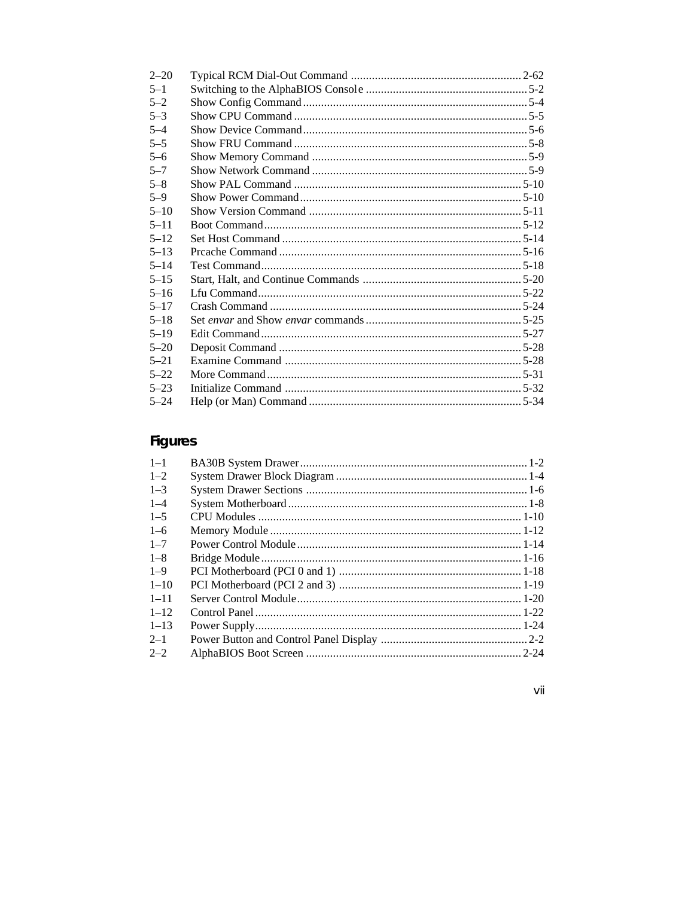| | | |
|---|---|---|
| 2–20 | Typical RCM Dial-Out Command | 2-62 |
| 5–1 | Switching to the AlphaBIOS Console | 5-2 |
| 5–2 | Show Config Command | 5-4 |
| 5–3 | Show CPU Command | 5-5 |
| 5–4 | Show Device Command | 5-6 |
| 5–5 | Show FRU Command | 5-8 |
| 5–6 | Show Memory Command | 5-9 |
| 5–7 | Show Network Command | 5-9 |
| 5–8 | Show PAL Command | 5-10 |
| 5–9 | Show Power Command | 5-10 |
| 5–10 | Show Version Command | 5-11 |
| 5–11 | Boot Command | 5-12 |
| 5–12 | Set Host Command | 5-14 |
| 5–13 | Prcache Command | 5-16 |
| 5–14 | Test Command | 5-18 |
| 5–15 | Start, Halt, and Continue Commands | 5-20 |
| 5–16 | Lfu Command | 5-22 |
| 5–17 | Crash Command | 5-24 |
| 5–18 | Set *envar* and Show *envar* commands | 5-25 |
| 5–19 | Edit Command | 5-27 |
| 5–20 | Deposit Command | 5-28 |
| 5–21 | Examine Command | 5-28 |
| 5–22 | More Command | 5-31 |
| 5–23 | Initialize Command | 5-32 |
| 5–24 | Help (or Man) Command | 5-34 |

## Figures

| | | |
|---|---|---|
| 1–1 | BA30B System Drawer | 1-2 |
| 1–2 | System Drawer Block Diagram | 1-4 |
| 1–3 | System Drawer Sections | 1-6 |
| 1–4 | System Motherboard | 1-8 |
| 1–5 | CPU Modules | 1-10 |
| 1–6 | Memory Module | 1-12 |
| 1–7 | Power Control Module | 1-14 |
| 1–8 | Bridge Module | 1-16 |
| 1–9 | PCI Motherboard (PCI 0 and 1) | 1-18 |
| 1–10 | PCI Motherboard (PCI 2 and 3) | 1-19 |
| 1–11 | Server Control Module | 1-20 |
| 1–12 | Control Panel | 1-22 |
| 1–13 | Power Supply | 1-24 |
| 2–1 | Power Button and Control Panel Display | 2-2 |
| 2–2 | AlphaBIOS Boot Screen | 2-24 |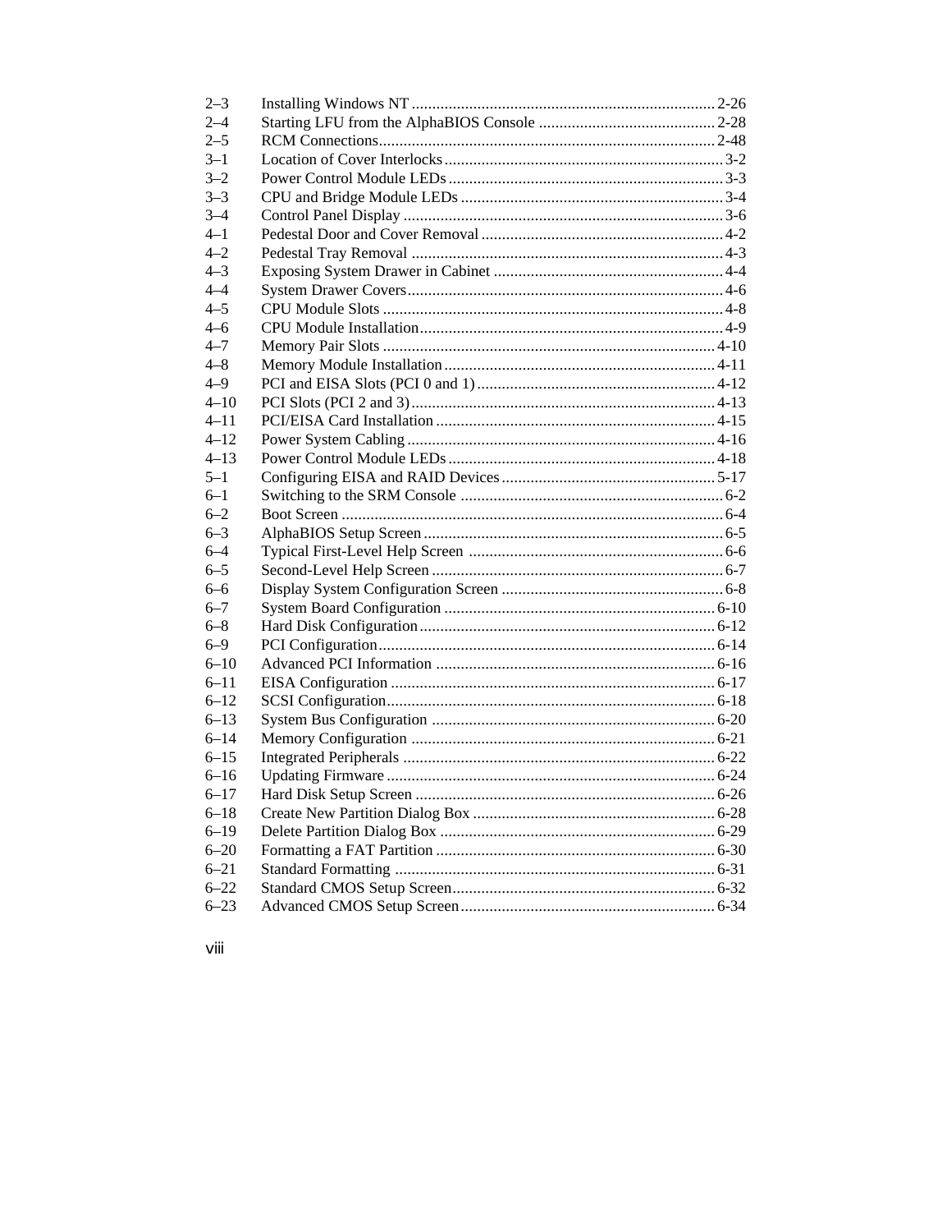| | | |
|---|---|---|
| 2–3 | Installing Windows NT | 2-26 |
| 2–4 | Starting LFU from the AlphaBIOS Console | 2-28 |
| 2–5 | RCM Connections | 2-48 |
| 3–1 | Location of Cover Interlocks | 3-2 |
| 3–2 | Power Control Module LEDs | 3-3 |
| 3–3 | CPU and Bridge Module LEDs | 3-4 |
| 3–4 | Control Panel Display | 3-6 |
| 4–1 | Pedestal Door and Cover Removal | 4-2 |
| 4–2 | Pedestal Tray Removal | 4-3 |
| 4–3 | Exposing System Drawer in Cabinet | 4-4 |
| 4–4 | System Drawer Covers | 4-6 |
| 4–5 | CPU Module Slots | 4-8 |
| 4–6 | CPU Module Installation | 4-9 |
| 4–7 | Memory Pair Slots | 4-10 |
| 4–8 | Memory Module Installation | 4-11 |
| 4–9 | PCI and EISA Slots (PCI 0 and 1) | 4-12 |
| 4–10 | PCI Slots (PCI 2 and 3) | 4-13 |
| 4–11 | PCI/EISA Card Installation | 4-15 |
| 4–12 | Power System Cabling | 4-16 |
| 4–13 | Power Control Module LEDs | 4-18 |
| 5–1 | Configuring EISA and RAID Devices | 5-17 |
| 6–1 | Switching to the SRM Console | 6-2 |
| 6–2 | Boot Screen | 6-4 |
| 6–3 | AlphaBIOS Setup Screen | 6-5 |
| 6–4 | Typical First-Level Help Screen | 6-6 |
| 6–5 | Second-Level Help Screen | 6-7 |
| 6–6 | Display System Configuration Screen | 6-8 |
| 6–7 | System Board Configuration | 6-10 |
| 6–8 | Hard Disk Configuration | 6-12 |
| 6–9 | PCI Configuration | 6-14 |
| 6–10 | Advanced PCI Information | 6-16 |
| 6–11 | EISA Configuration | 6-17 |
| 6–12 | SCSI Configuration | 6-18 |
| 6–13 | System Bus Configuration | 6-20 |
| 6–14 | Memory Configuration | 6-21 |
| 6–15 | Integrated Peripherals | 6-22 |
| 6–16 | Updating Firmware | 6-24 |
| 6–17 | Hard Disk Setup Screen | 6-26 |
| 6–18 | Create New Partition Dialog Box | 6-28 |
| 6–19 | Delete Partition Dialog Box | 6-29 |
| 6–20 | Formatting a FAT Partition | 6-30 |
| 6–21 | Standard Formatting | 6-31 |
| 6–22 | Standard CMOS Setup Screen | 6-32 |
| 6–23 | Advanced CMOS Setup Screen | 6-34 |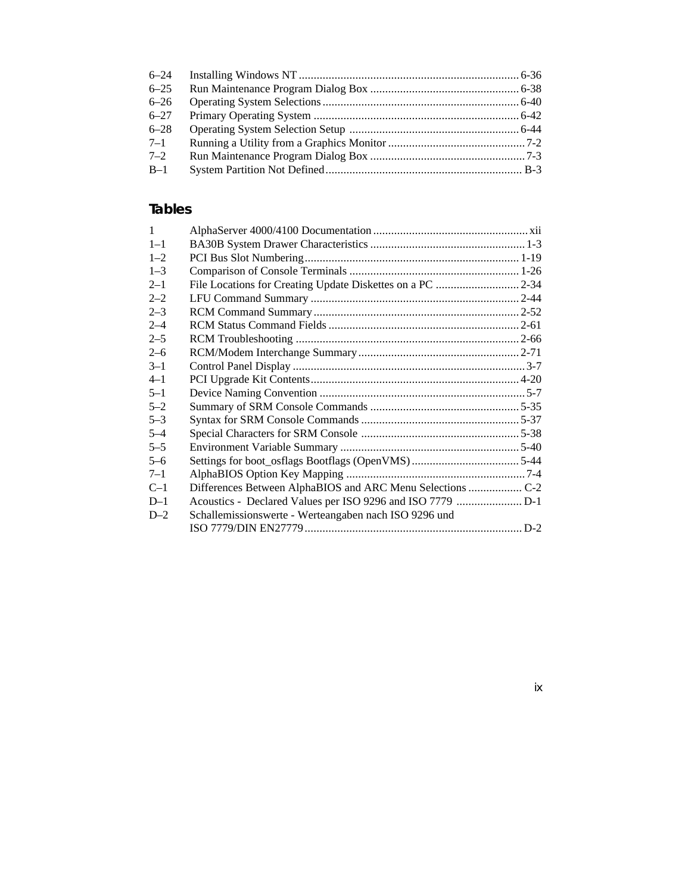6–24 Installing Windows NT ........................................................................ 6-36
6–25 Run Maintenance Program Dialog Box ................................................. 6-38
6–26 Operating System Selections ................................................................. 6-40
6–27 Primary Operating System .................................................................... 6-42
6–28 Operating System Selection Setup ........................................................ 6-44
7–1 Running a Utility from a Graphics Monitor ............................................. 7-2
7–2 Run Maintenance Program Dialog Box ................................................... 7-3
B–1 System Partition Not Defined ................................................................. B-3

## Tables

1 AlphaServer 4000/4100 Documentation ................................................... xii
1–1 BA30B System Drawer Characteristics ................................................... 1-3
1–2 PCI Bus Slot Numbering ....................................................................... 1-19
1–3 Comparison of Console Terminals ........................................................ 1-26
2–1 File Locations for Creating Update Diskettes on a PC ........................... 2-34
2–2 LFU Command Summary ..................................................................... 2-44
2–3 RCM Command Summary .................................................................... 2-52
2–4 RCM Status Command Fields ............................................................... 2-61
2–5 RCM Troubleshooting .......................................................................... 2-66
2–6 RCM/Modem Interchange Summary ..................................................... 2-71
3–1 Control Panel Display ............................................................................. 3-7
4–1 PCI Upgrade Kit Contents ..................................................................... 4-20
5–1 Device Naming Convention .................................................................... 5-7
5–2 Summary of SRM Console Commands ................................................. 5-35
5–3 Syntax for SRM Console Commands .................................................... 5-37
5–4 Special Characters for SRM Console .................................................... 5-38
5–5 Environment Variable Summary ........................................................... 5-40
5–6 Settings for boot_osflags Bootflags (OpenVMS) ................................... 5-44
7–1 AlphaBIOS Option Key Mapping ........................................................... 7-4
C–1 Differences Between AlphaBIOS and ARC Menu Selections ................. C-2
D–1 Acoustics - Declared Values per ISO 9296 and ISO 7779 ...................... D-1
D–2 Schallemissionswerte - Werteangaben nach ISO 9296 und ISO 7779/DIN EN27779 ........................................................................ D-2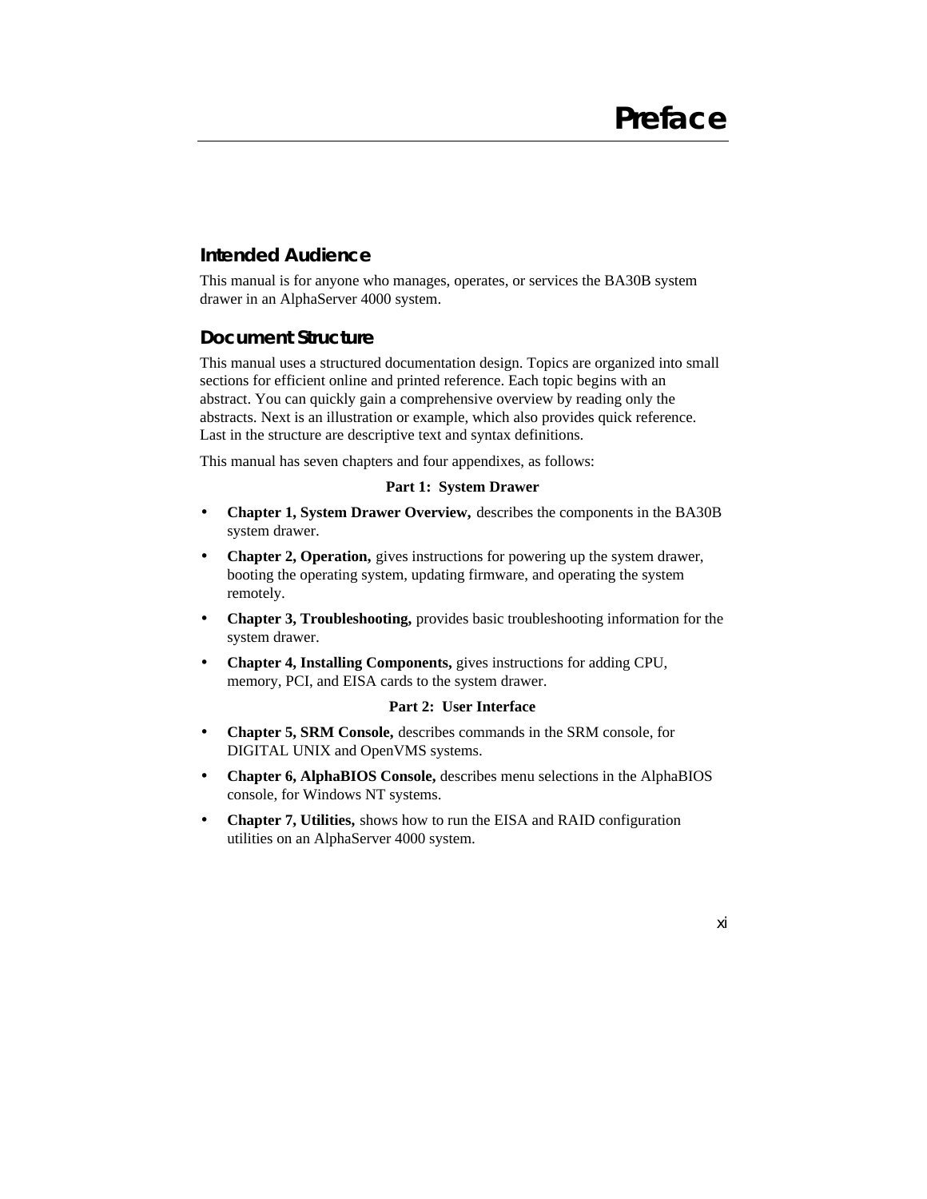# Preface

## Intended Audience

This manual is for anyone who manages, operates, or services the BA30B system drawer in an AlphaServer 4000 system.

## Document Structure

This manual uses a structured documentation design. Topics are organized into small sections for efficient online and printed reference. Each topic begins with an abstract. You can quickly gain a comprehensive overview by reading only the abstracts. Next is an illustration or example, which also provides quick reference. Last in the structure are descriptive text and syntax definitions.

This manual has seven chapters and four appendixes, as follows:

**Part 1: System Drawer**

- **Chapter 1, System Drawer Overview,** describes the components in the BA30B system drawer.
- **Chapter 2, Operation,** gives instructions for powering up the system drawer, booting the operating system, updating firmware, and operating the system remotely.
- **Chapter 3, Troubleshooting,** provides basic troubleshooting information for the system drawer.
- **Chapter 4, Installing Components,** gives instructions for adding CPU, memory, PCI, and EISA cards to the system drawer.

**Part 2: User Interface**

- **Chapter 5, SRM Console,** describes commands in the SRM console, for DIGITAL UNIX and OpenVMS systems.
- **Chapter 6, AlphaBIOS Console,** describes menu selections in the AlphaBIOS console, for Windows NT systems.
- **Chapter 7, Utilities,** shows how to run the EISA and RAID configuration utilities on an AlphaServer 4000 system.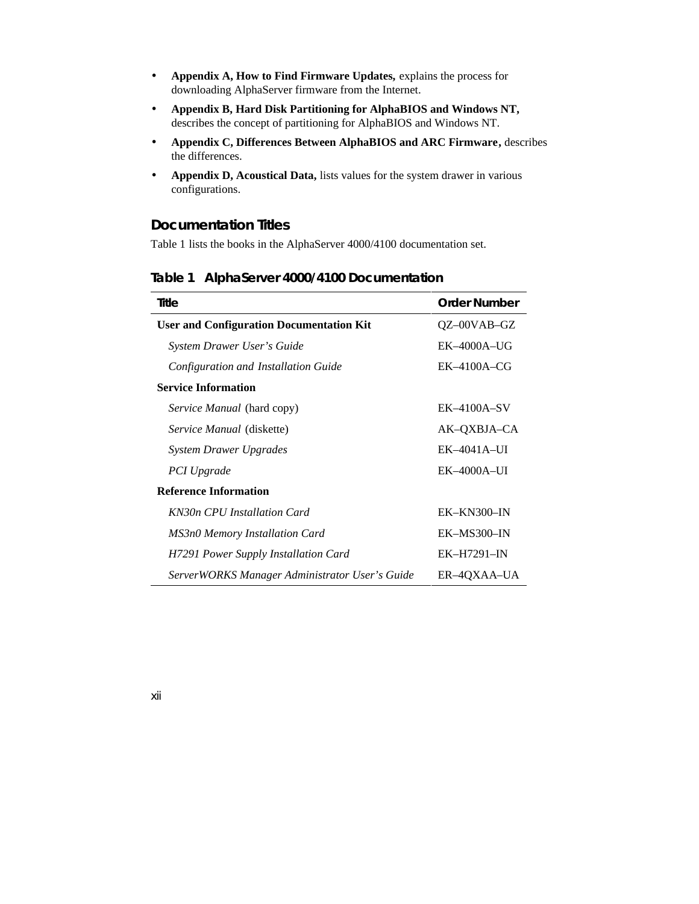- **Appendix A, How to Find Firmware Updates,** explains the process for downloading AlphaServer firmware from the Internet.
- **Appendix B, Hard Disk Partitioning for AlphaBIOS and Windows NT,** describes the concept of partitioning for AlphaBIOS and Windows NT.
- **Appendix C, Differences Between AlphaBIOS and ARC Firmware,** describes the differences.
- **Appendix D, Acoustical Data,** lists values for the system drawer in various configurations.

## Documentation Titles

Table 1 lists the books in the AlphaServer 4000/4100 documentation set.

**Table 1 AlphaServer 4000/4100 Documentation**

| Title | Order Number |
|---|---|
| **User and Configuration Documentation Kit** | QZ–00VAB–GZ |
| *System Drawer User's Guide* | EK–4000A–UG |
| *Configuration and Installation Guide* | EK–4100A–CG |
| **Service Information** | |
| *Service Manual* (hard copy) | EK–4100A–SV |
| *Service Manual* (diskette) | AK–QXBJA–CA |
| *System Drawer Upgrades* | EK–4041A–UI |
| *PCI Upgrade* | EK–4000A–UI |
| **Reference Information** | |
| *KN30n CPU Installation Card* | EK–KN300–IN |
| *MS3n0 Memory Installation Card* | EK–MS300–IN |
| *H7291 Power Supply Installation Card* | EK–H7291–IN |
| *ServerWORKS Manager Administrator User's Guide* | ER–4QXAA–UA |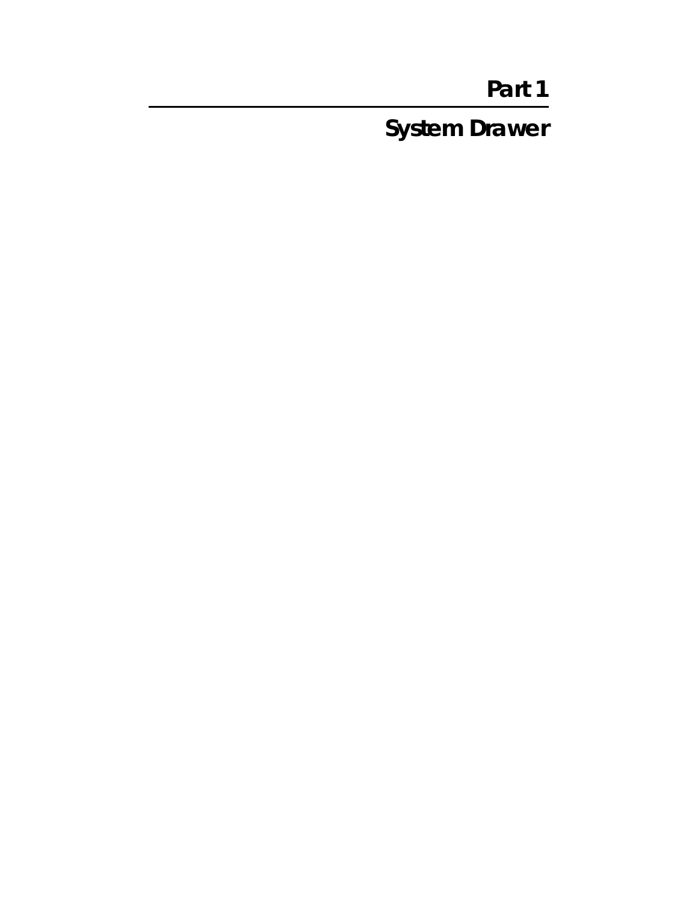# Part 1

# System Drawer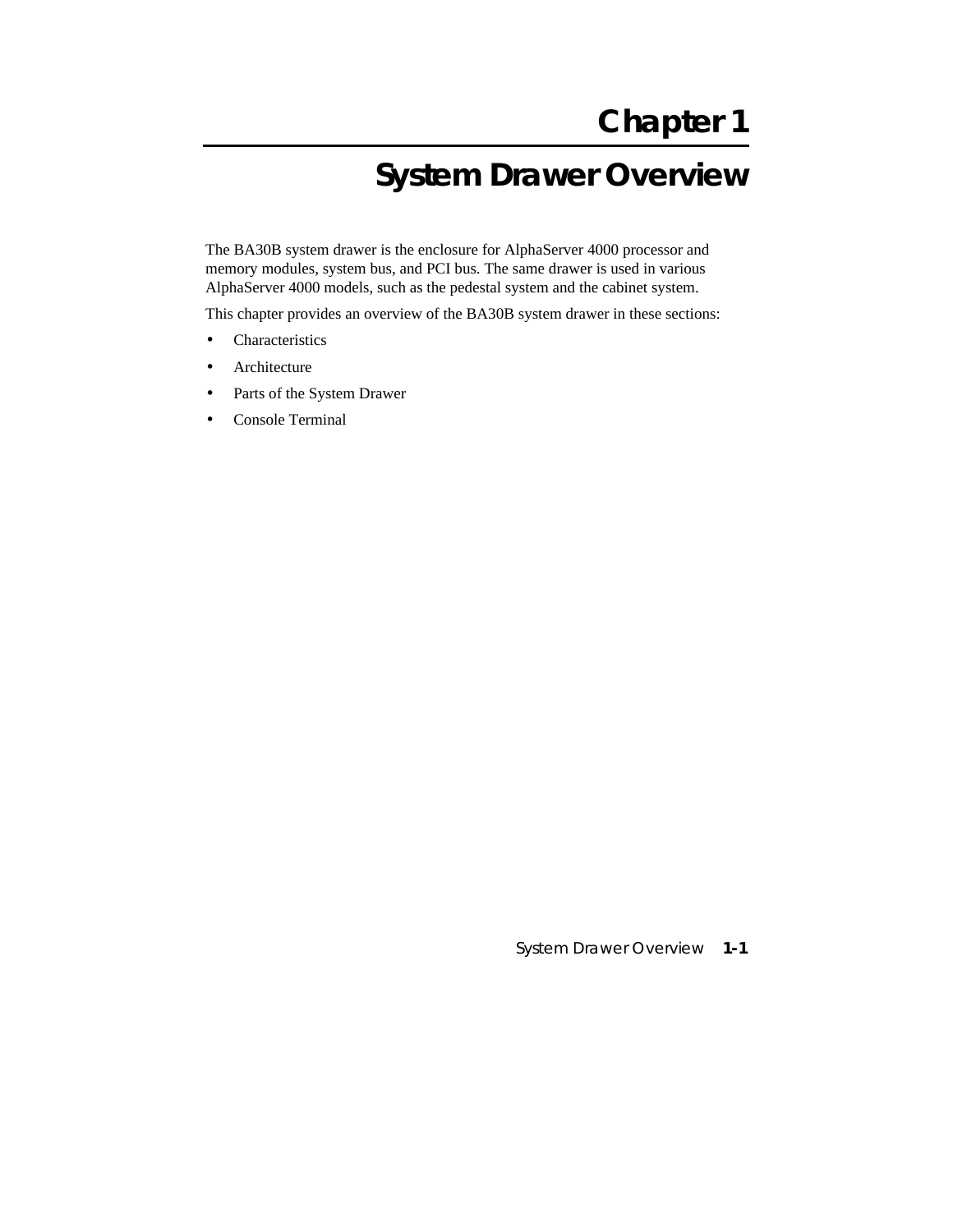# Chapter 1

# System Drawer Overview

The BA30B system drawer is the enclosure for AlphaServer 4000 processor and memory modules, system bus, and PCI bus. The same drawer is used in various AlphaServer 4000 models, such as the pedestal system and the cabinet system.

This chapter provides an overview of the BA30B system drawer in these sections:

- Characteristics
- Architecture
- Parts of the System Drawer
- Console Terminal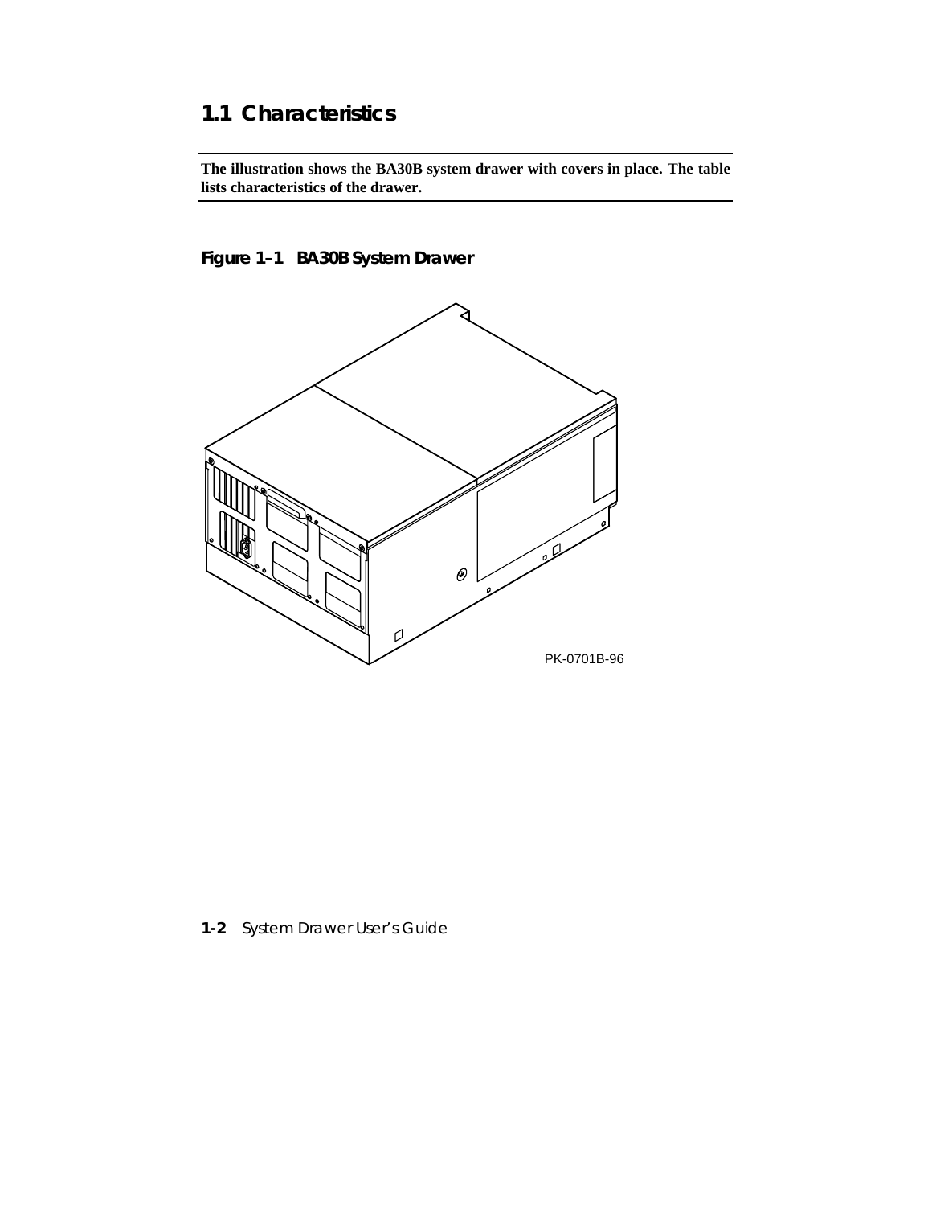## 1.1 Characteristics

**The illustration shows the BA30B system drawer with covers in place. The table lists characteristics of the drawer.**

**Figure 1–1 BA30B System Drawer**

PK-0701B-96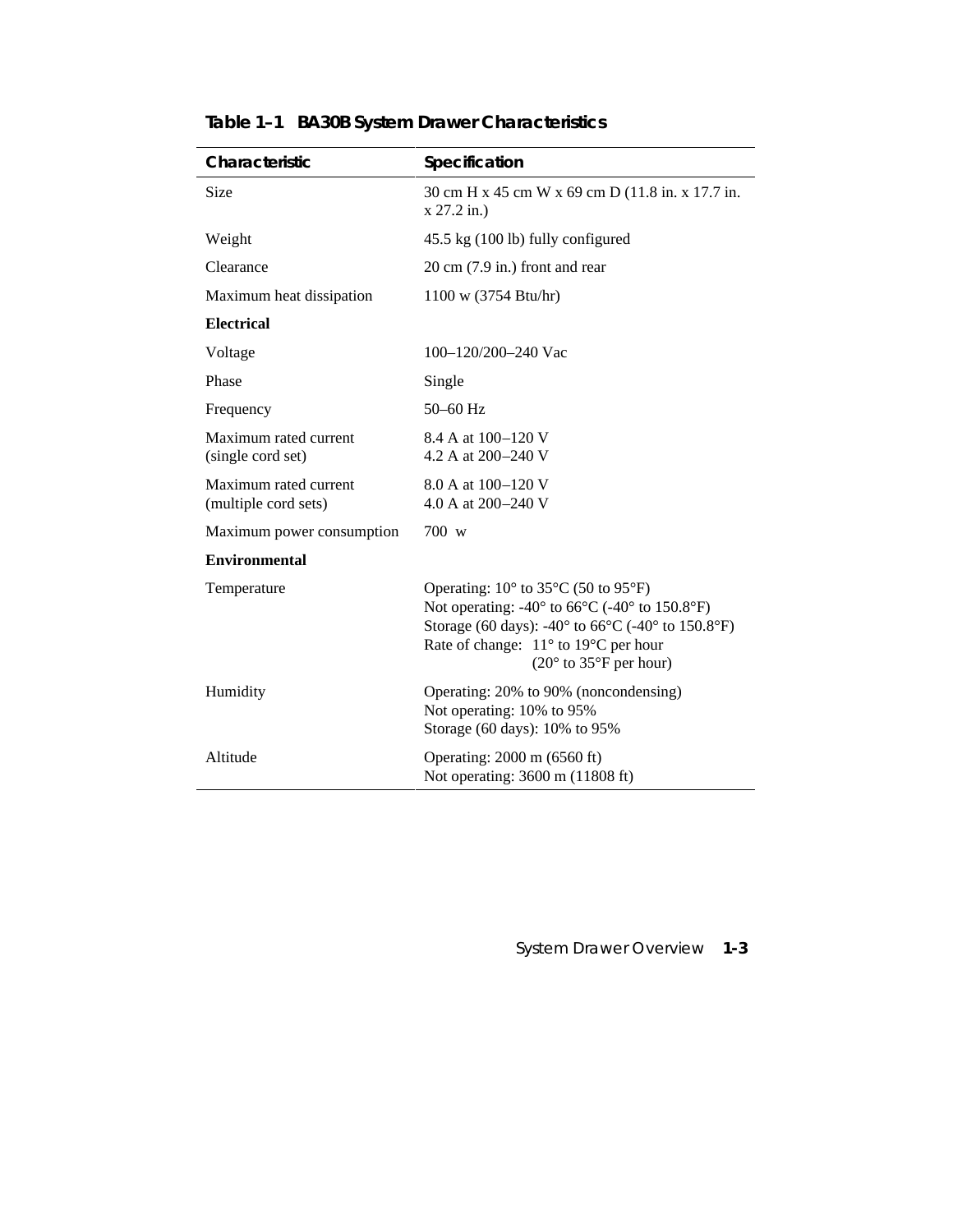**Table 1–1 BA30B System Drawer Characteristics**

| Characteristic | Specification |
|---|---|
| Size | 30 cm H x 45 cm W x 69 cm D (11.8 in. x 17.7 in. x 27.2 in.) |
| Weight | 45.5 kg (100 lb) fully configured |
| Clearance | 20 cm (7.9 in.) front and rear |
| Maximum heat dissipation | 1100 w (3754 Btu/hr) |
| **Electrical** | |
| Voltage | 100–120/200–240 Vac |
| Phase | Single |
| Frequency | 50–60 Hz |
| Maximum rated current (single cord set) | 8.4 A at 100–120 V<br>4.2 A at 200–240 V |
| Maximum rated current (multiple cord sets) | 8.0 A at 100–120 V<br>4.0 A at 200–240 V |
| Maximum power consumption | 700 w |
| **Environmental** | |
| Temperature | Operating: 10° to 35°C (50 to 95°F)<br>Not operating: -40° to 66°C (-40° to 150.8°F)<br>Storage (60 days): -40° to 66°C (-40° to 150.8°F)<br>Rate of change: 11° to 19°C per hour (20° to 35°F per hour) |
| Humidity | Operating: 20% to 90% (noncondensing)<br>Not operating: 10% to 95%<br>Storage (60 days): 10% to 95% |
| Altitude | Operating: 2000 m (6560 ft)<br>Not operating: 3600 m (11808 ft) |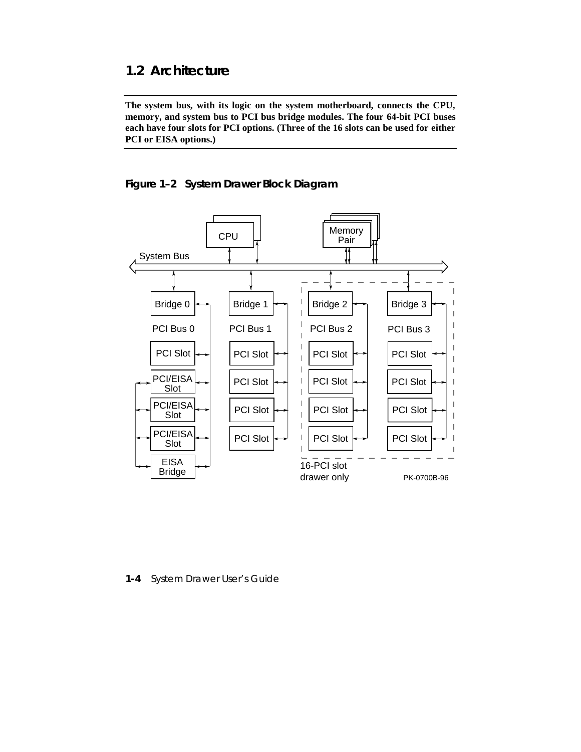## 1.2 Architecture

**The system bus, with its logic on the system motherboard, connects the CPU, memory, and system bus to PCI bus bridge modules. The four 64-bit PCI buses each have four slots for PCI options. (Three of the 16 slots can be used for either PCI or EISA options.)**

**Figure 1–2 System Drawer Block Diagram**

CPU

Memory Pair

System Bus

Bridge 0 | Bridge 1 | Bridge 2 | Bridge 3

PCI Bus 0 | PCI Bus 1 | PCI Bus 2 | PCI Bus 3

PCI Bus 0: PCI Slot, PCI/EISA Slot, PCI/EISA Slot, PCI/EISA Slot, EISA Bridge

PCI Bus 1: PCI Slot, PCI Slot, PCI Slot, PCI Slot

PCI Bus 2: PCI Slot, PCI Slot, PCI Slot, PCI Slot

PCI Bus 3: PCI Slot, PCI Slot, PCI Slot, PCI Slot

16-PCI slot drawer only

PK-0700B-96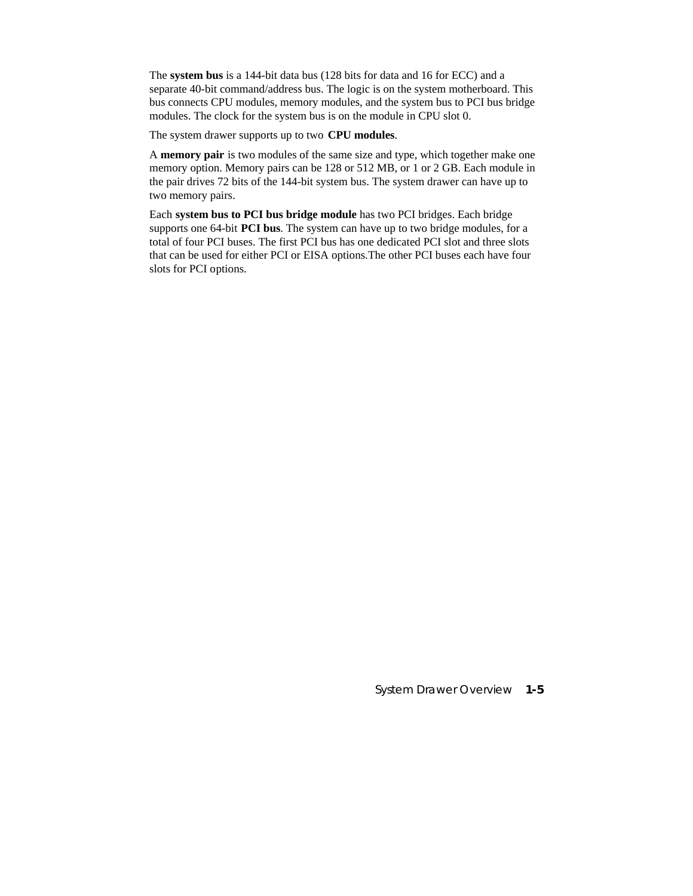The **system bus** is a 144-bit data bus (128 bits for data and 16 for ECC) and a separate 40-bit command/address bus. The logic is on the system motherboard. This bus connects CPU modules, memory modules, and the system bus to PCI bus bridge modules. The clock for the system bus is on the module in CPU slot 0.

The system drawer supports up to two **CPU modules**.

A **memory pair** is two modules of the same size and type, which together make one memory option. Memory pairs can be 128 or 512 MB, or 1 or 2 GB. Each module in the pair drives 72 bits of the 144-bit system bus. The system drawer can have up to two memory pairs.

Each **system bus to PCI bus bridge module** has two PCI bridges. Each bridge supports one 64-bit **PCI bus**. The system can have up to two bridge modules, for a total of four PCI buses. The first PCI bus has one dedicated PCI slot and three slots that can be used for either PCI or EISA options.The other PCI buses each have four slots for PCI options.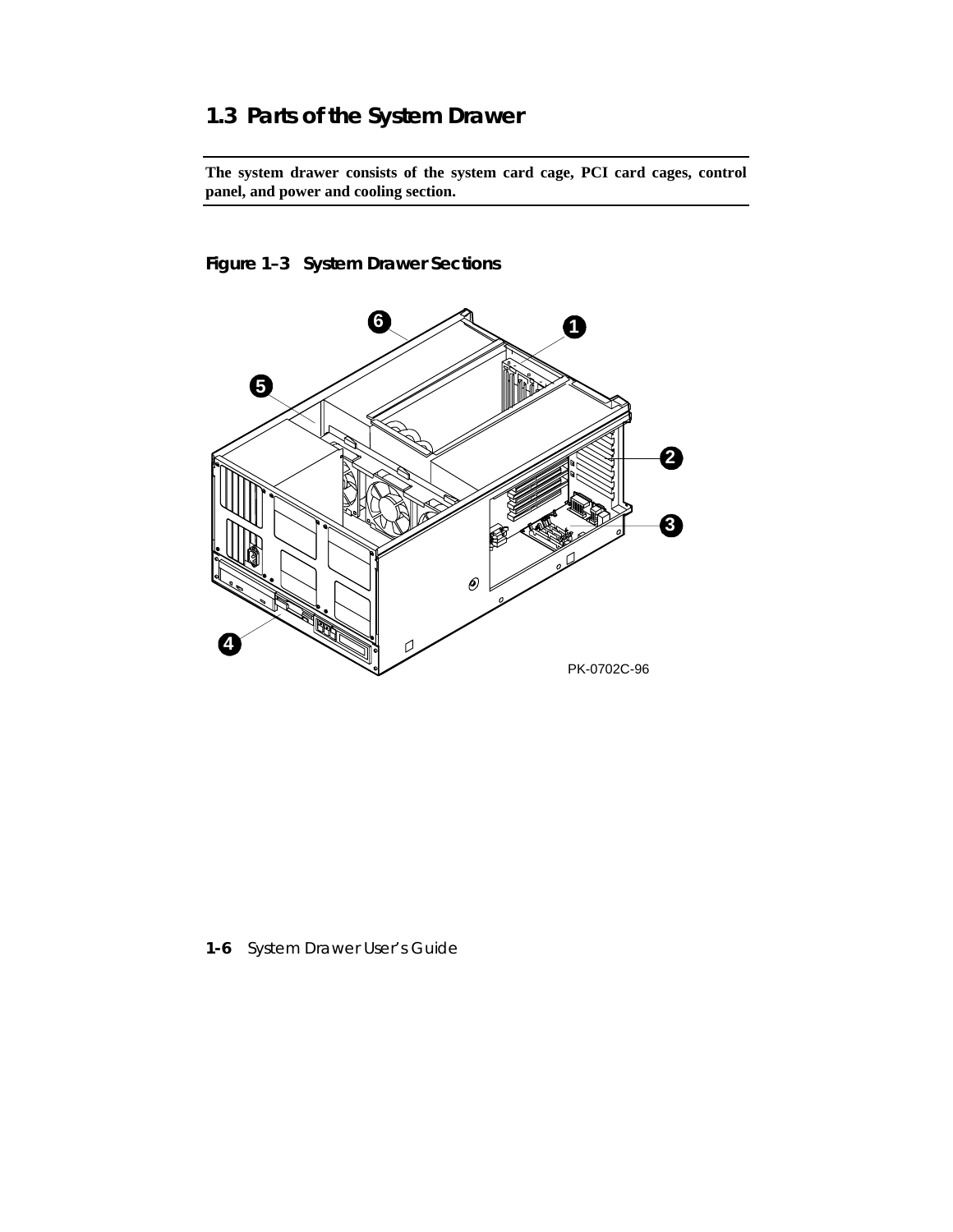## 1.3 Parts of the System Drawer

**The system drawer consists of the system card cage, PCI card cages, control panel, and power and cooling section.**

**Figure 1–3 System Drawer Sections**

PK-0702C-96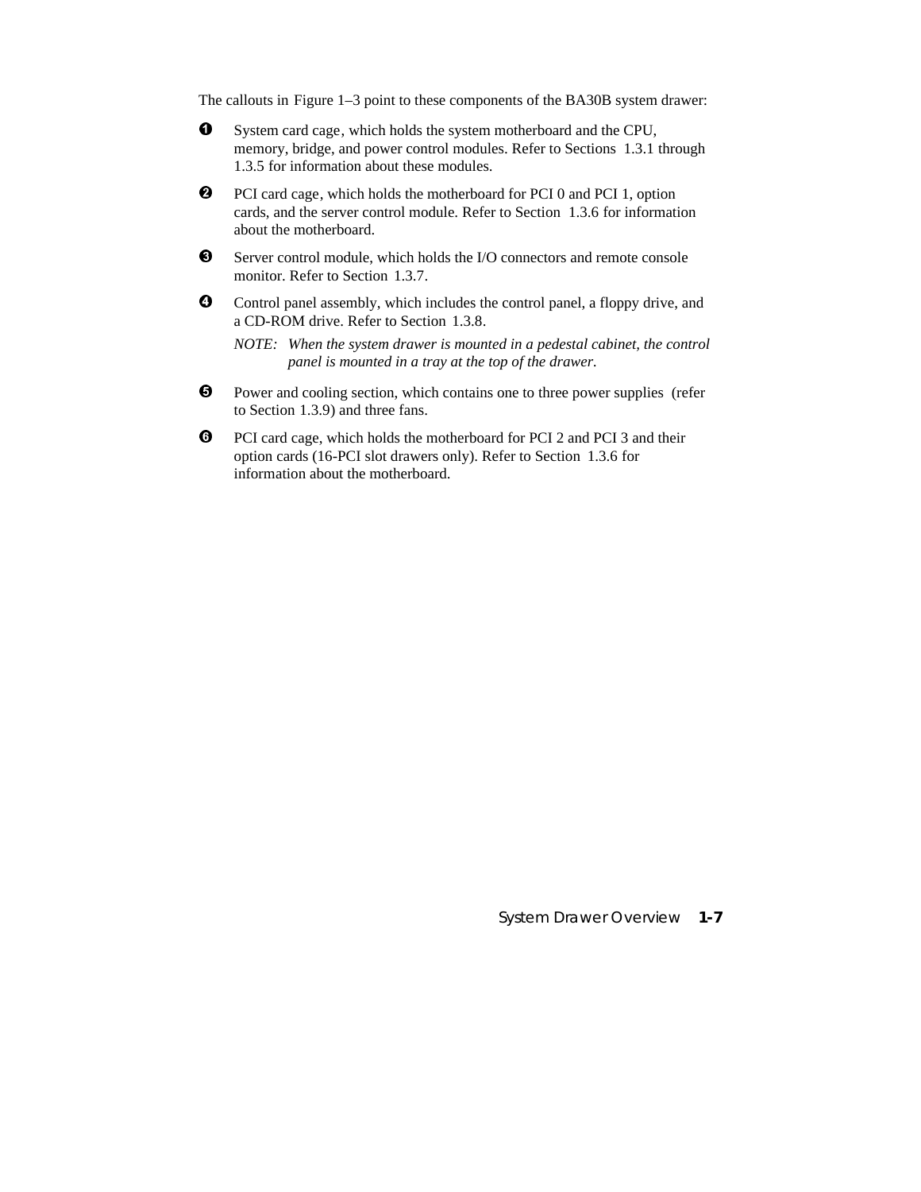The callouts in Figure 1–3 point to these components of the BA30B system drawer:

❶ System card cage, which holds the system motherboard and the CPU, memory, bridge, and power control modules. Refer to Sections 1.3.1 through 1.3.5 for information about these modules.

❷ PCI card cage, which holds the motherboard for PCI 0 and PCI 1, option cards, and the server control module. Refer to Section 1.3.6 for information about the motherboard.

❸ Server control module, which holds the I/O connectors and remote console monitor. Refer to Section 1.3.7.

❹ Control panel assembly, which includes the control panel, a floppy drive, and a CD-ROM drive. Refer to Section 1.3.8.

*NOTE: When the system drawer is mounted in a pedestal cabinet, the control panel is mounted in a tray at the top of the drawer.*

❺ Power and cooling section, which contains one to three power supplies (refer to Section 1.3.9) and three fans.

❻ PCI card cage, which holds the motherboard for PCI 2 and PCI 3 and their option cards (16-PCI slot drawers only). Refer to Section 1.3.6 for information about the motherboard.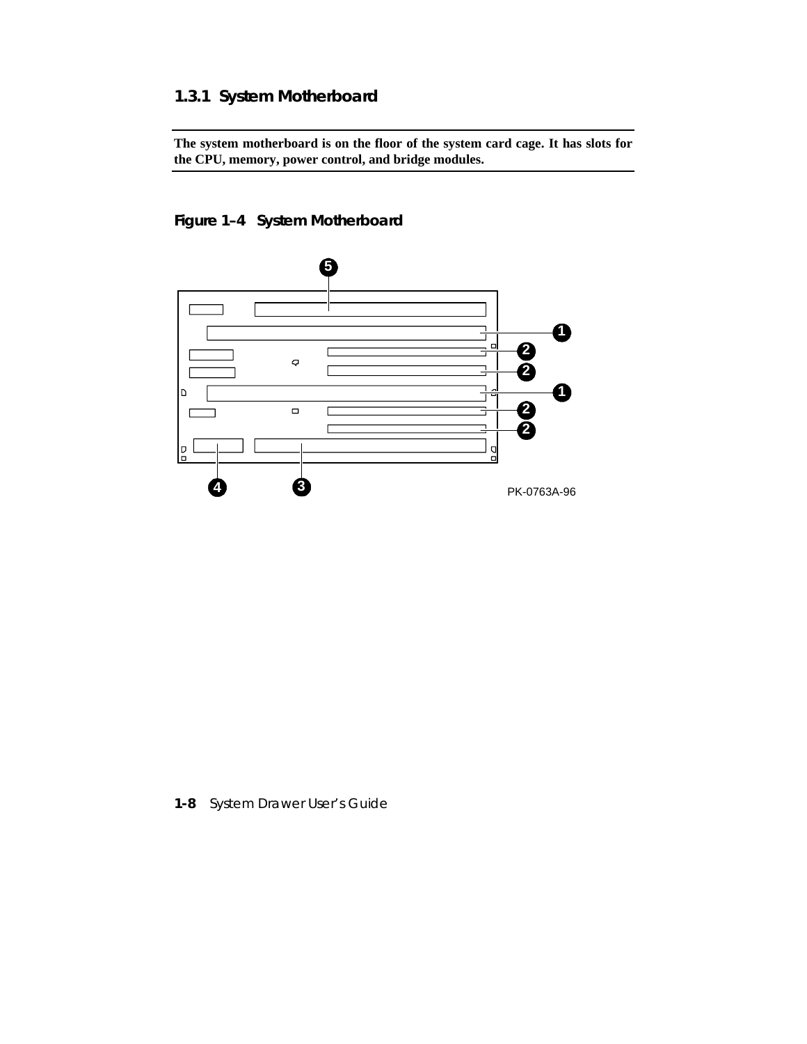### 1.3.1 System Motherboard

**The system motherboard is on the floor of the system card cage. It has slots for the CPU, memory, power control, and bridge modules.**

**Figure 1–4 System Motherboard**

PK-0763A-96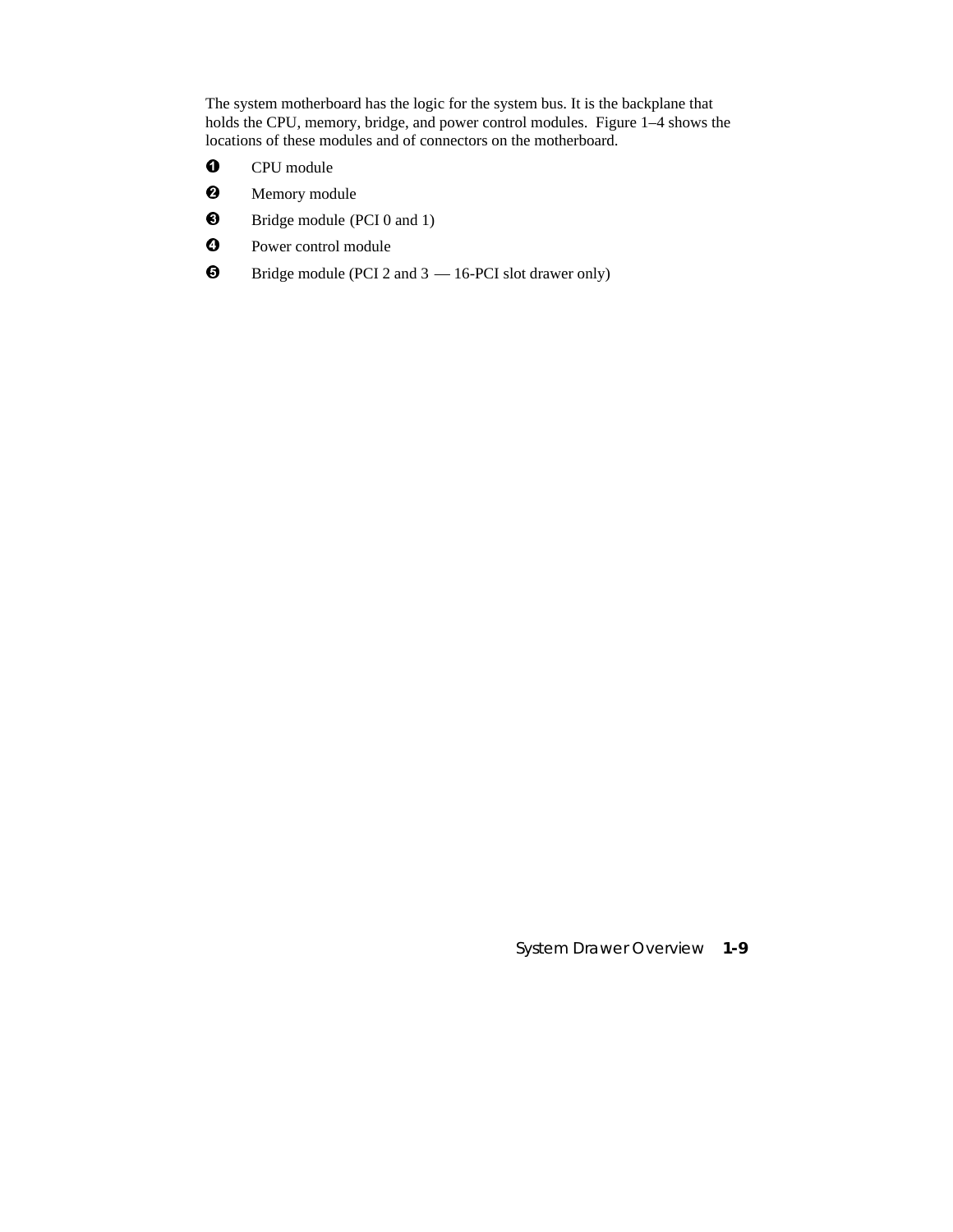The system motherboard has the logic for the system bus. It is the backplane that holds the CPU, memory, bridge, and power control modules. Figure 1–4 shows the locations of these modules and of connectors on the motherboard.

❶ CPU module

❷ Memory module

❸ Bridge module (PCI 0 and 1)

❹ Power control module

❺ Bridge module (PCI 2 and 3 — 16-PCI slot drawer only)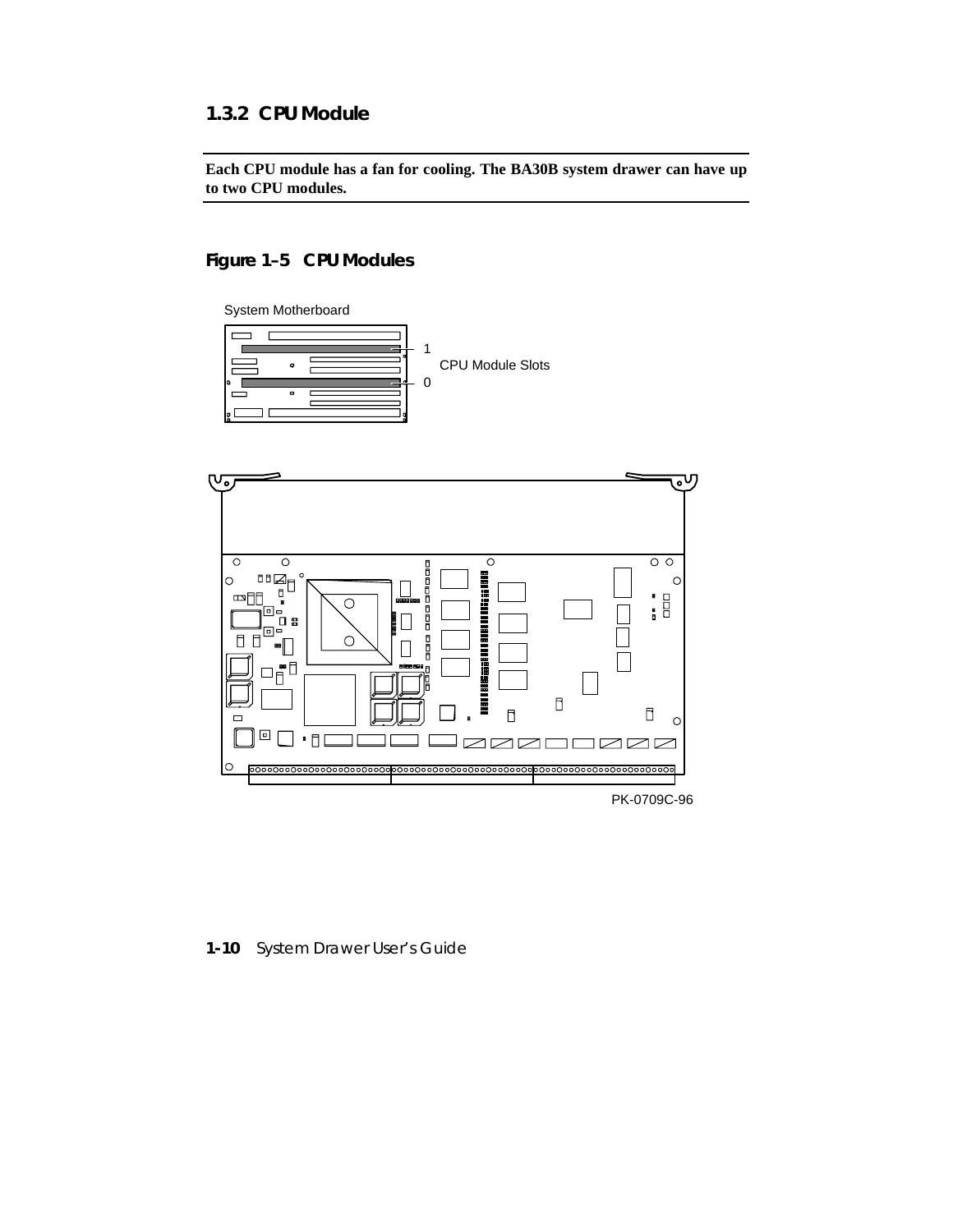### 1.3.2 CPU Module

**Each CPU module has a fan for cooling. The BA30B system drawer can have up to two CPU modules.**

#### Figure 1–5 CPU Modules

System Motherboard

1

CPU Module Slots

0

PK-0709C-96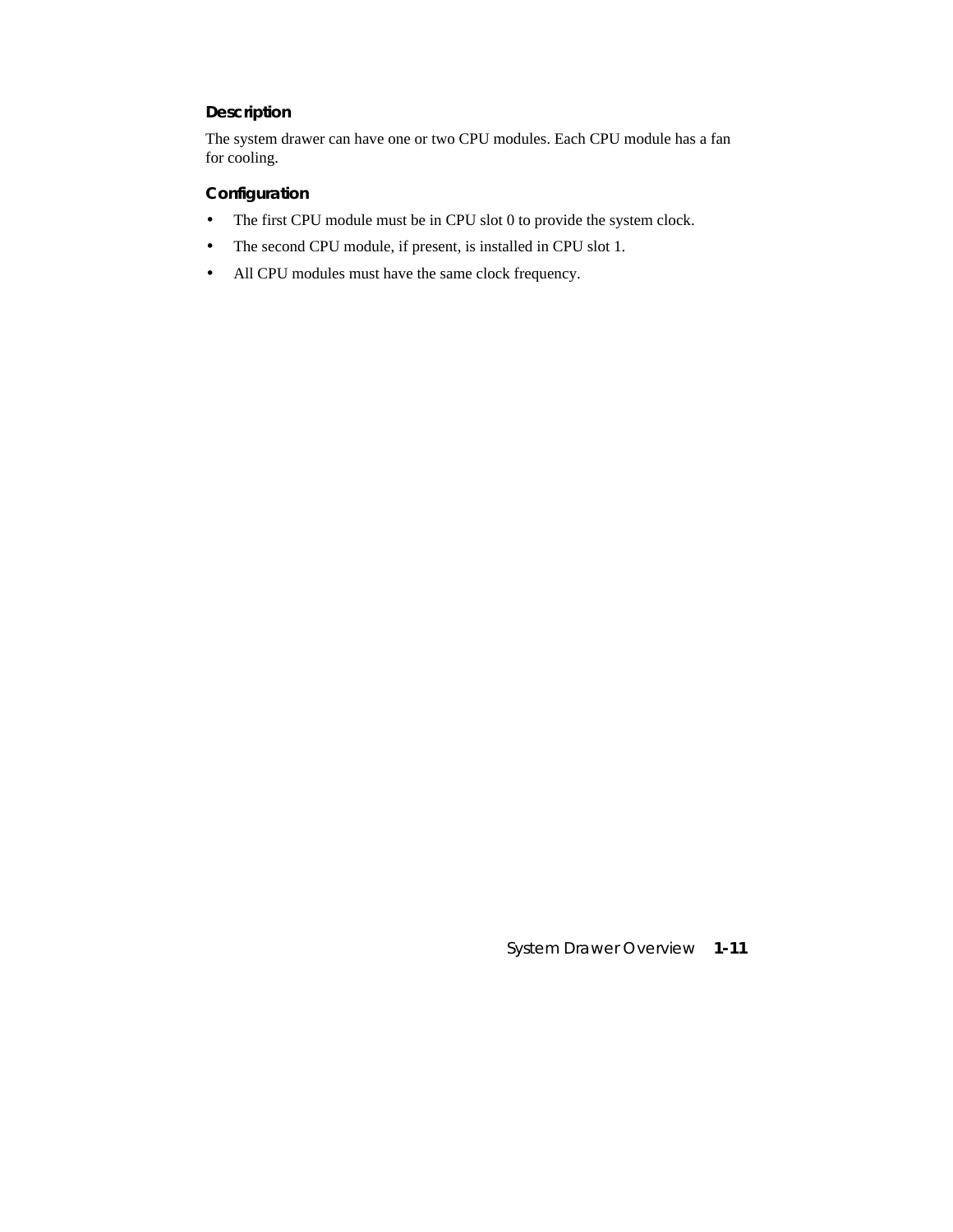### Description

The system drawer can have one or two CPU modules. Each CPU module has a fan for cooling.

### Configuration

- The first CPU module must be in CPU slot 0 to provide the system clock.
- The second CPU module, if present, is installed in CPU slot 1.
- All CPU modules must have the same clock frequency.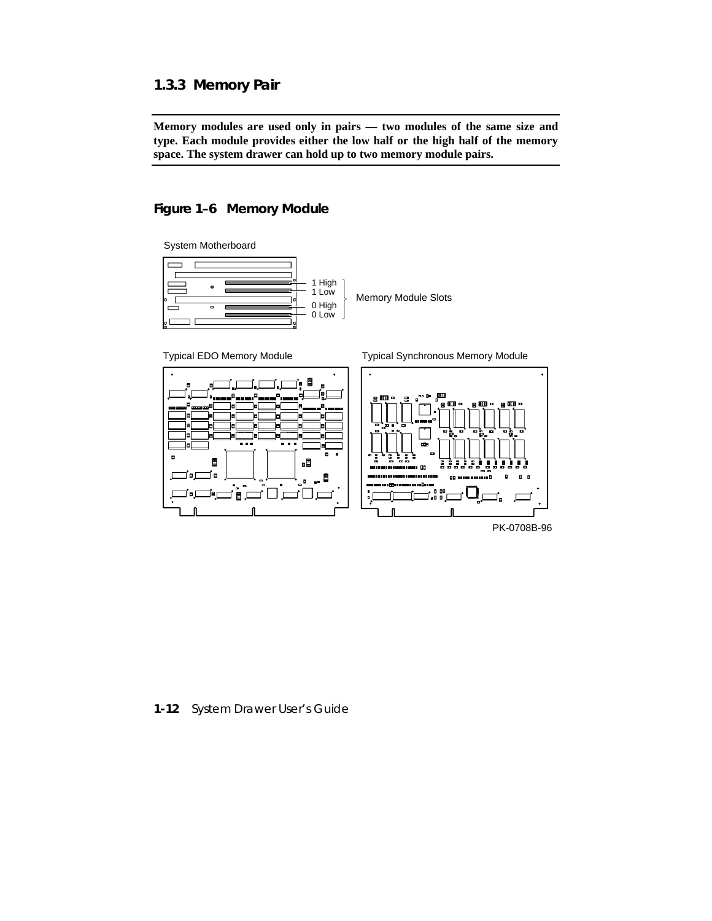### 1.3.3 Memory Pair

**Memory modules are used only in pairs — two modules of the same size and type. Each module provides either the low half or the high half of the memory space. The system drawer can hold up to two memory module pairs.**

**Figure 1–6 Memory Module**

System Motherboard

1 High
1 Low
0 High
0 Low

Memory Module Slots

Typical EDO Memory Module

Typical Synchronous Memory Module

PK-0708B-96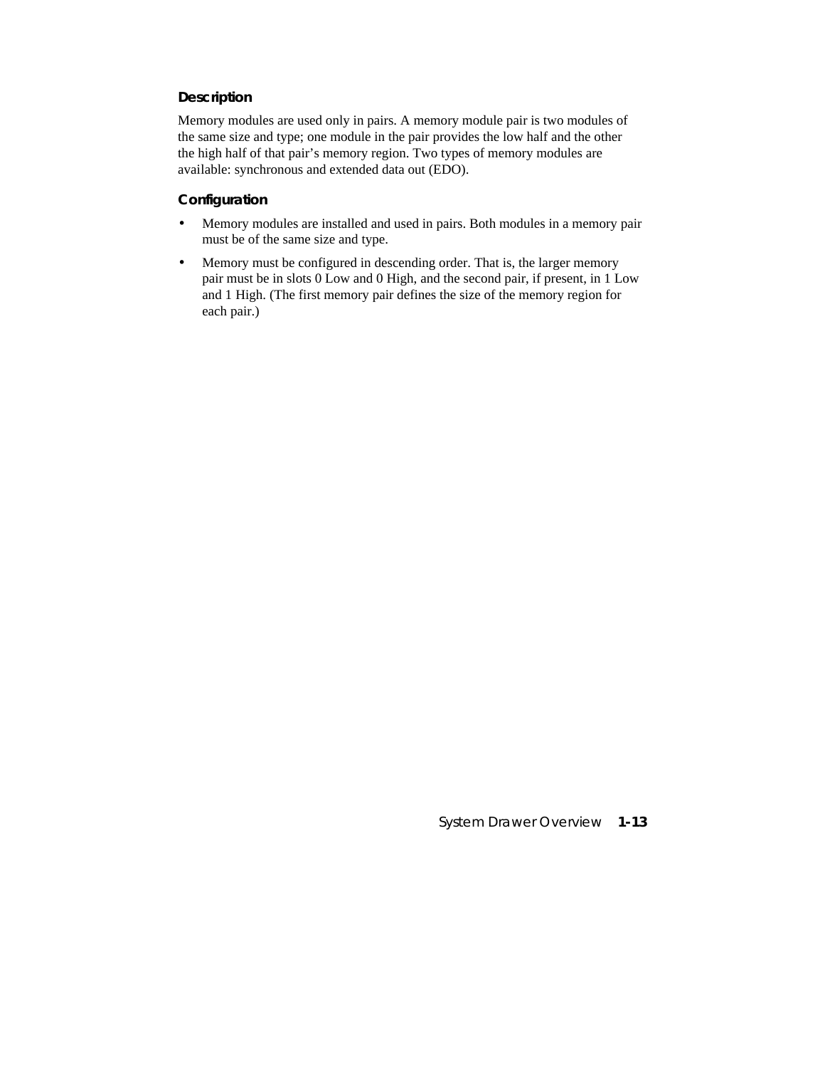### Description

Memory modules are used only in pairs. A memory module pair is two modules of the same size and type; one module in the pair provides the low half and the other the high half of that pair's memory region. Two types of memory modules are available: synchronous and extended data out (EDO).

### Configuration

- Memory modules are installed and used in pairs. Both modules in a memory pair must be of the same size and type.
- Memory must be configured in descending order. That is, the larger memory pair must be in slots 0 Low and 0 High, and the second pair, if present, in 1 Low and 1 High. (The first memory pair defines the size of the memory region for each pair.)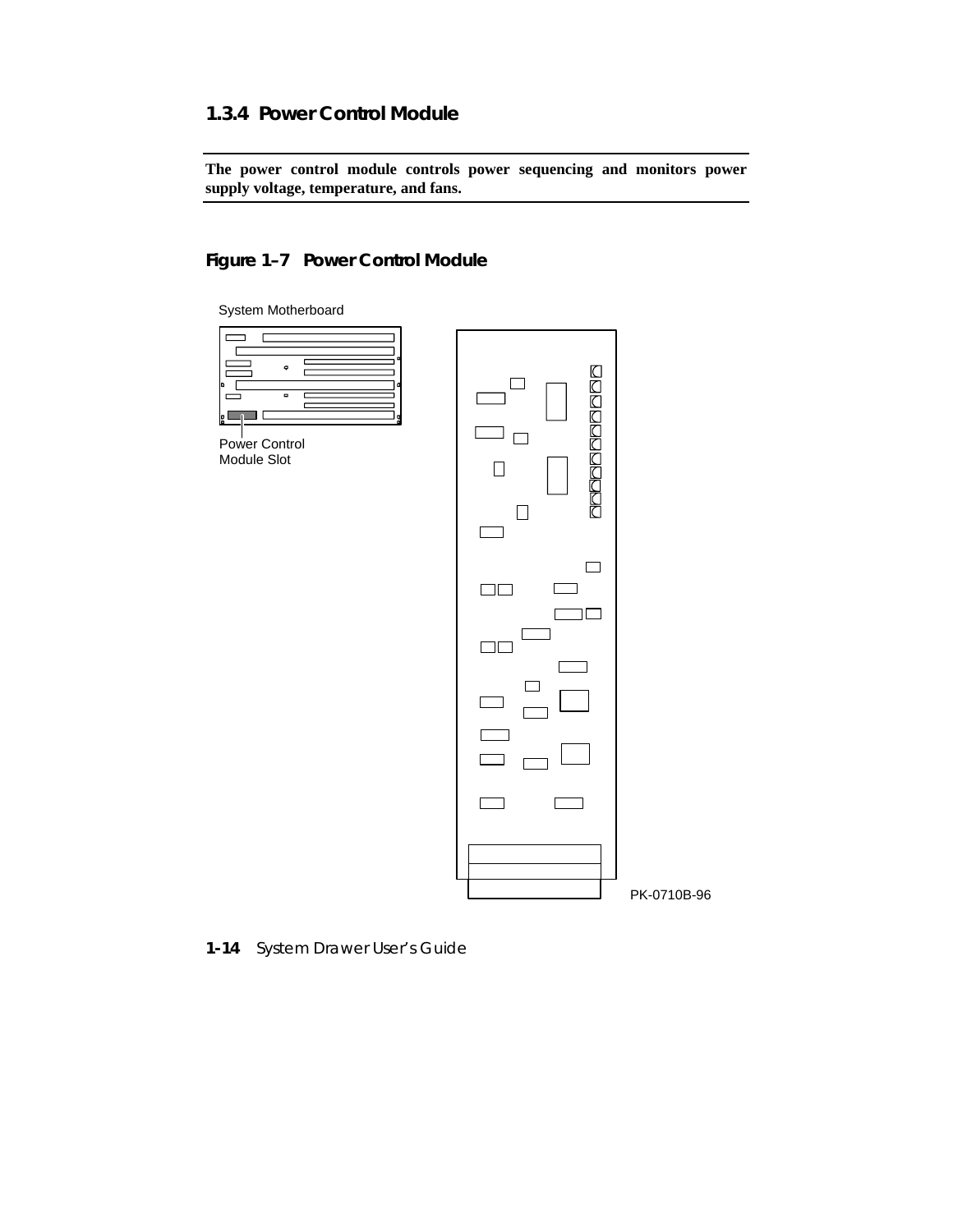### 1.3.4 Power Control Module

**The power control module controls power sequencing and monitors power supply voltage, temperature, and fans.**

**Figure 1–7 Power Control Module**

System Motherboard

Power Control Module Slot

PK-0710B-96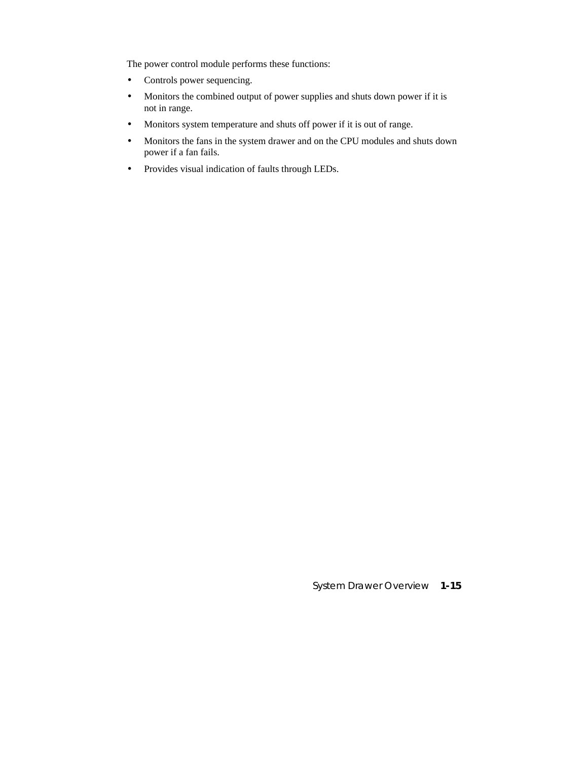The power control module performs these functions:

- Controls power sequencing.
- Monitors the combined output of power supplies and shuts down power if it is not in range.
- Monitors system temperature and shuts off power if it is out of range.
- Monitors the fans in the system drawer and on the CPU modules and shuts down power if a fan fails.
- Provides visual indication of faults through LEDs.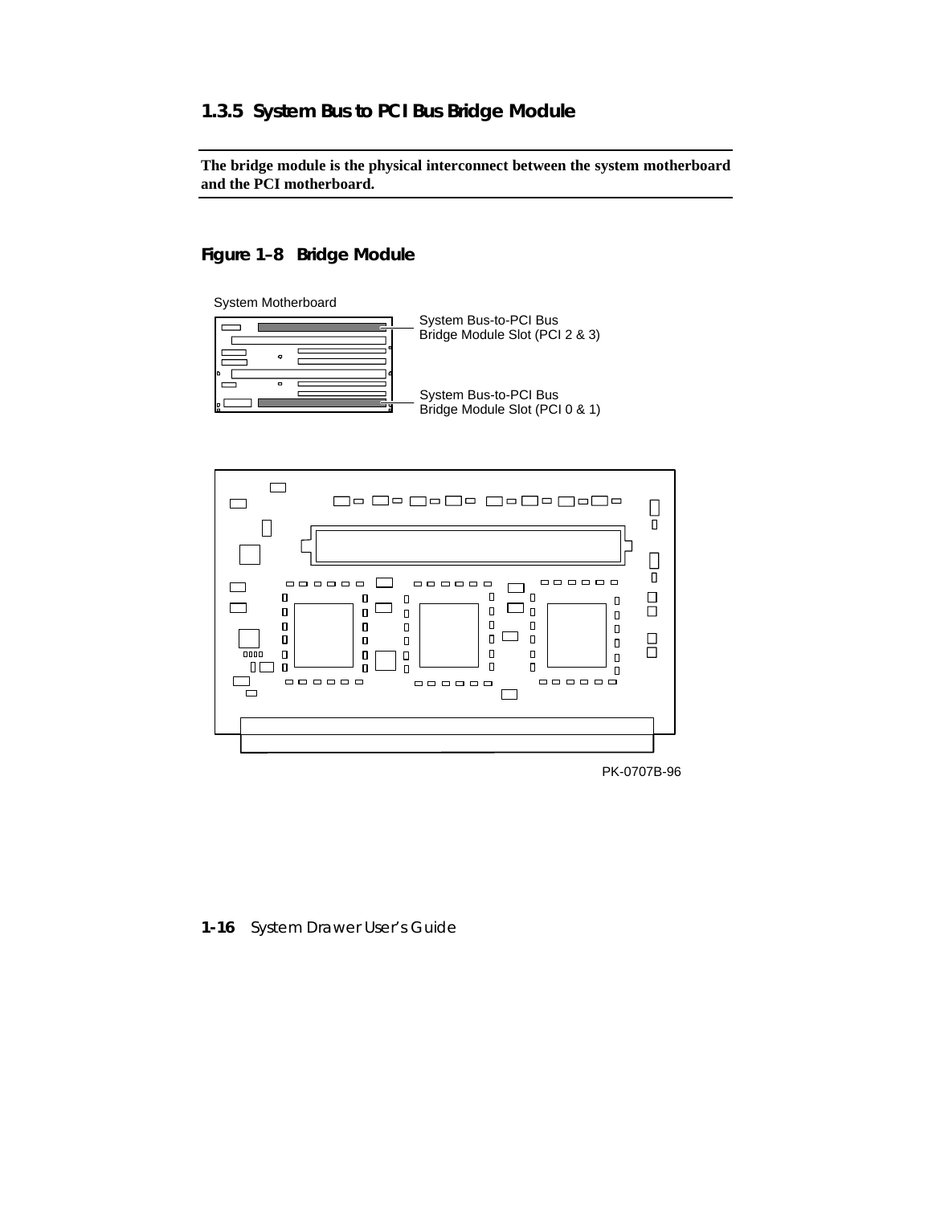### 1.3.5 System Bus to PCI Bus Bridge Module

**The bridge module is the physical interconnect between the system motherboard and the PCI motherboard.**

**Figure 1–8 Bridge Module**

System Motherboard

System Bus-to-PCI Bus Bridge Module Slot (PCI 2 & 3)

System Bus-to-PCI Bus Bridge Module Slot (PCI 0 & 1)

PK-0707B-96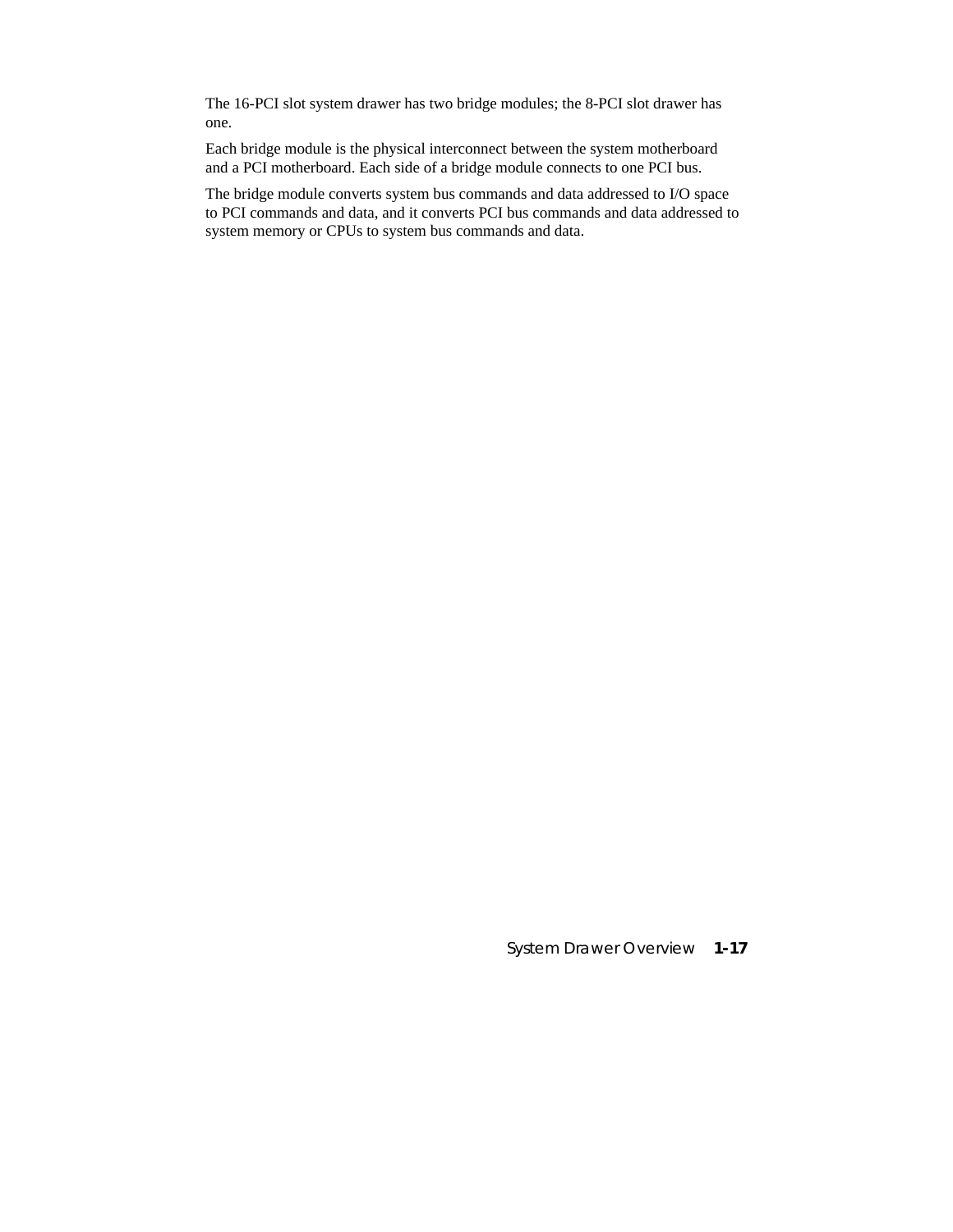The 16-PCI slot system drawer has two bridge modules; the 8-PCI slot drawer has one.

Each bridge module is the physical interconnect between the system motherboard and a PCI motherboard. Each side of a bridge module connects to one PCI bus.

The bridge module converts system bus commands and data addressed to I/O space to PCI commands and data, and it converts PCI bus commands and data addressed to system memory or CPUs to system bus commands and data.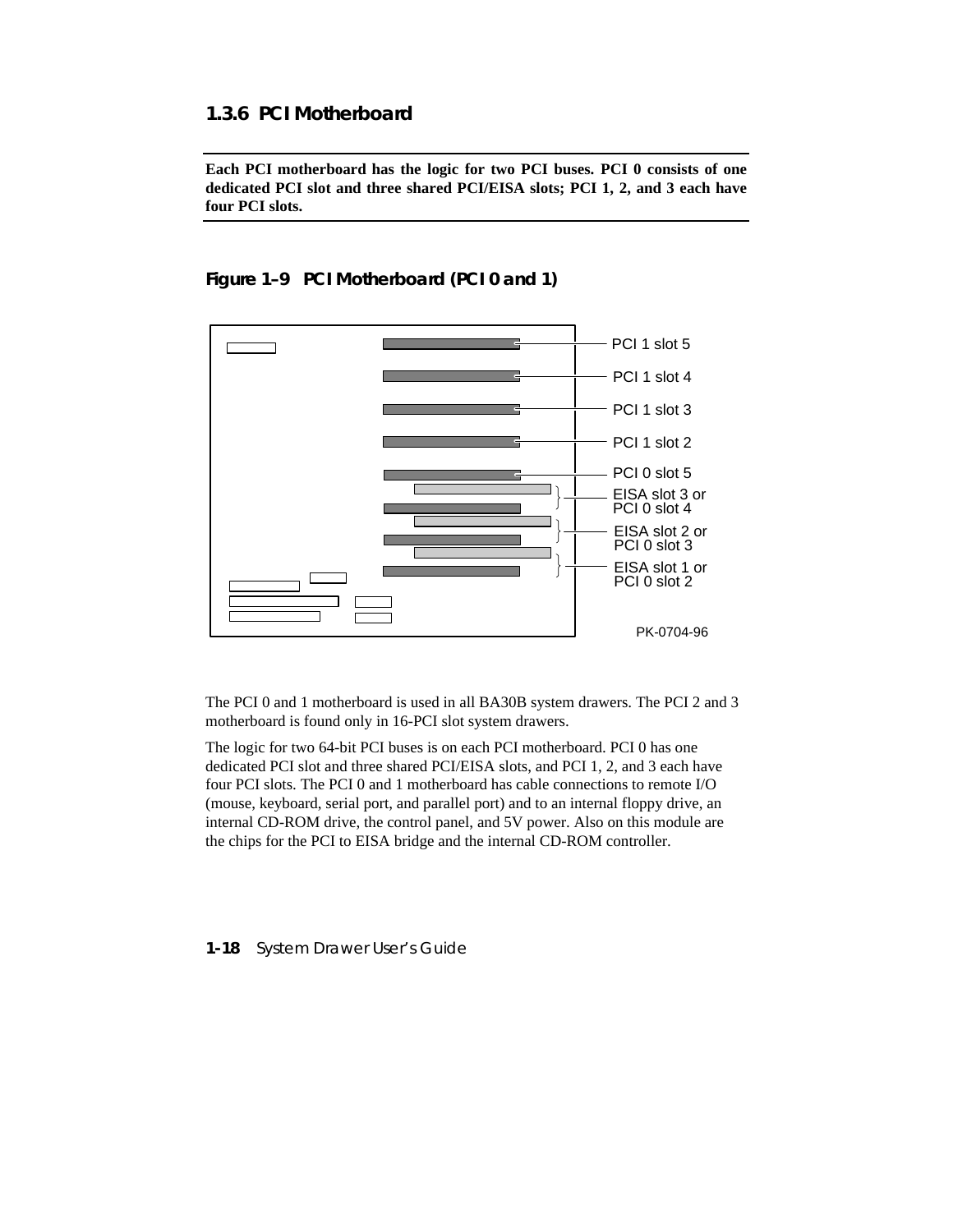### 1.3.6 PCI Motherboard

**Each PCI motherboard has the logic for two PCI buses. PCI 0 consists of one dedicated PCI slot and three shared PCI/EISA slots; PCI 1, 2, and 3 each have four PCI slots.**

**Figure 1–9 PCI Motherboard (PCI 0 and 1)**

PCI 1 slot 5

PCI 1 slot 4

PCI 1 slot 3

PCI 1 slot 2

PCI 0 slot 5

EISA slot 3 or PCI 0 slot 4

EISA slot 2 or PCI 0 slot 3

EISA slot 1 or PCI 0 slot 2

PK-0704-96

The PCI 0 and 1 motherboard is used in all BA30B system drawers. The PCI 2 and 3 motherboard is found only in 16-PCI slot system drawers.

The logic for two 64-bit PCI buses is on each PCI motherboard. PCI 0 has one dedicated PCI slot and three shared PCI/EISA slots, and PCI 1, 2, and 3 each have four PCI slots. The PCI 0 and 1 motherboard has cable connections to remote I/O (mouse, keyboard, serial port, and parallel port) and to an internal floppy drive, an internal CD-ROM drive, the control panel, and 5V power. Also on this module are the chips for the PCI to EISA bridge and the internal CD-ROM controller.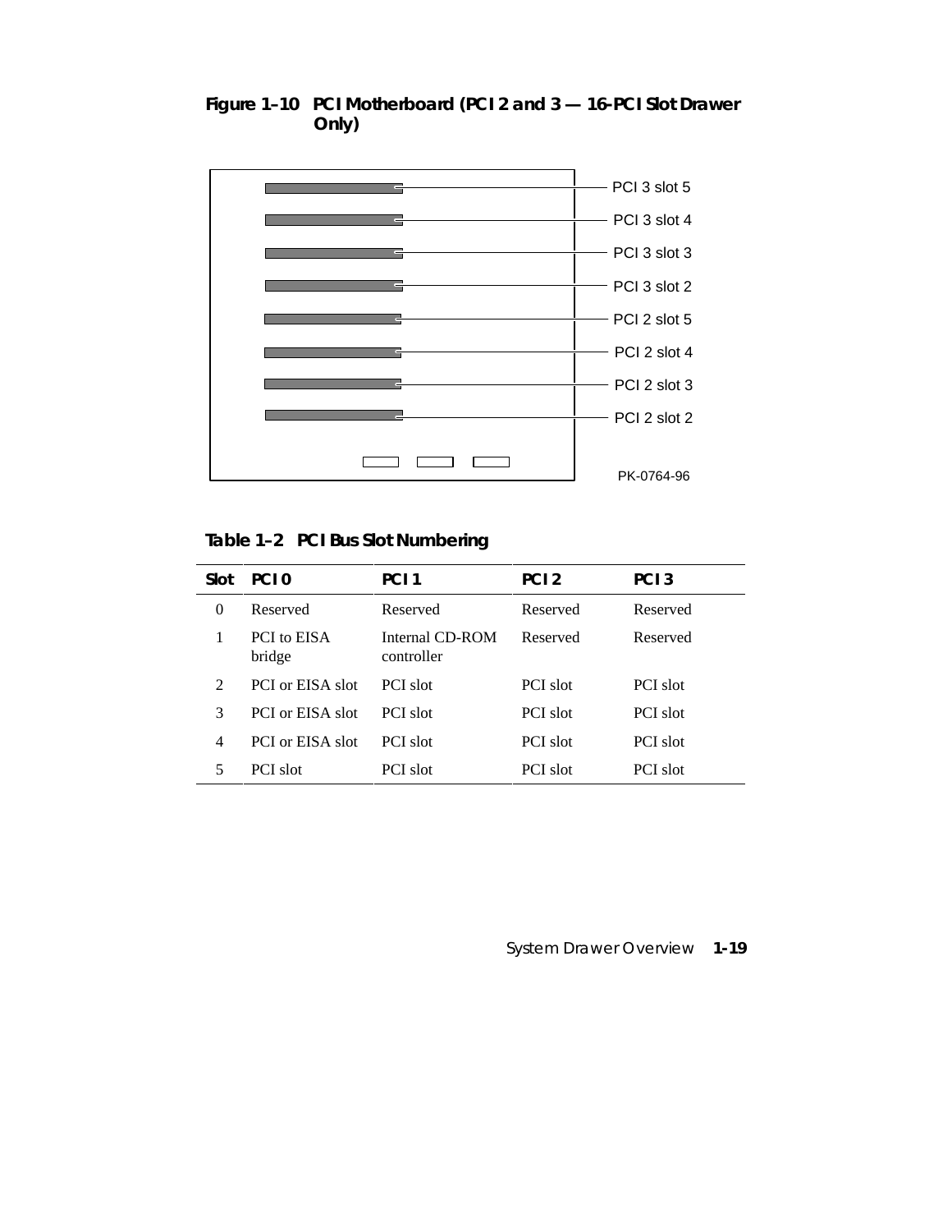**Figure 1–10 PCI Motherboard (PCI 2 and 3 — 16-PCI Slot Drawer Only)**

PCI 3 slot 5

PCI 3 slot 4

PCI 3 slot 3

PCI 3 slot 2

PCI 2 slot 5

PCI 2 slot 4

PCI 2 slot 3

PCI 2 slot 2

PK-0764-96

**Table 1–2 PCI Bus Slot Numbering**

| Slot | PCI 0 | PCI 1 | PCI 2 | PCI 3 |
|---|---|---|---|---|
| 0 | Reserved | Reserved | Reserved | Reserved |
| 1 | PCI to EISA bridge | Internal CD-ROM controller | Reserved | Reserved |
| 2 | PCI or EISA slot | PCI slot | PCI slot | PCI slot |
| 3 | PCI or EISA slot | PCI slot | PCI slot | PCI slot |
| 4 | PCI or EISA slot | PCI slot | PCI slot | PCI slot |
| 5 | PCI slot | PCI slot | PCI slot | PCI slot |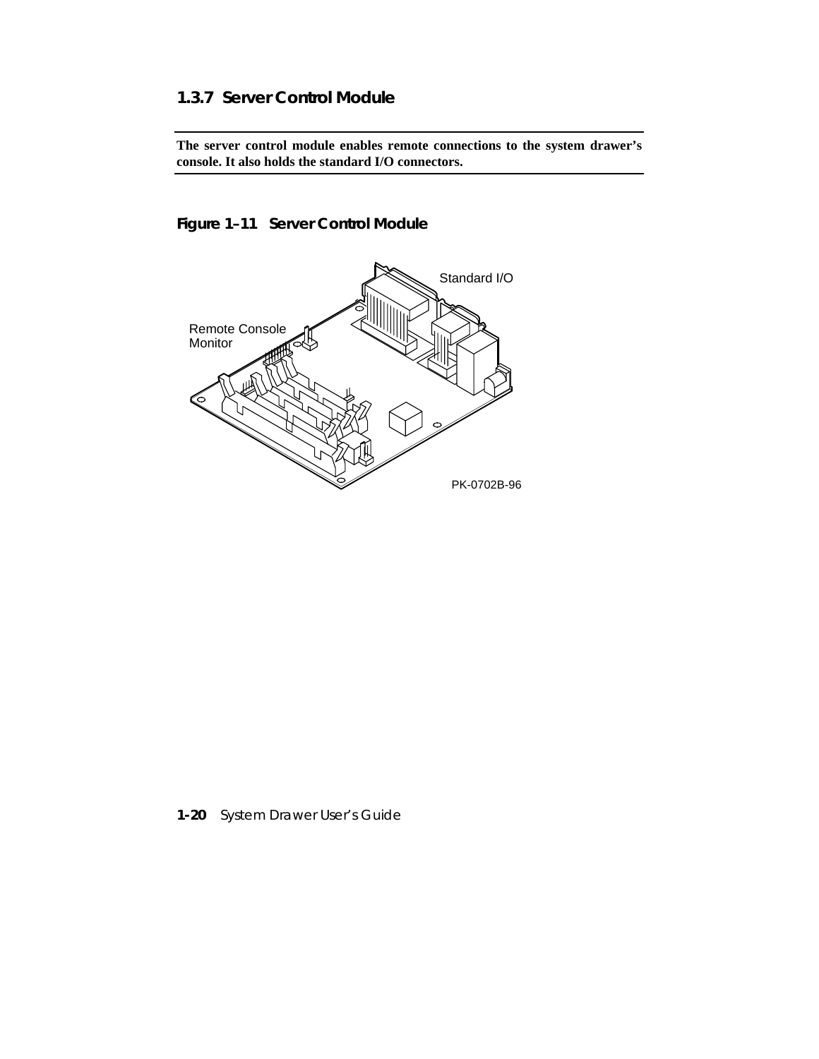### 1.3.7 Server Control Module

---

**The server control module enables remote connections to the system drawer's console. It also holds the standard I/O connectors.**

---

**Figure 1–11 Server Control Module**

Standard I/O

Remote Console Monitor

PK-0702B-96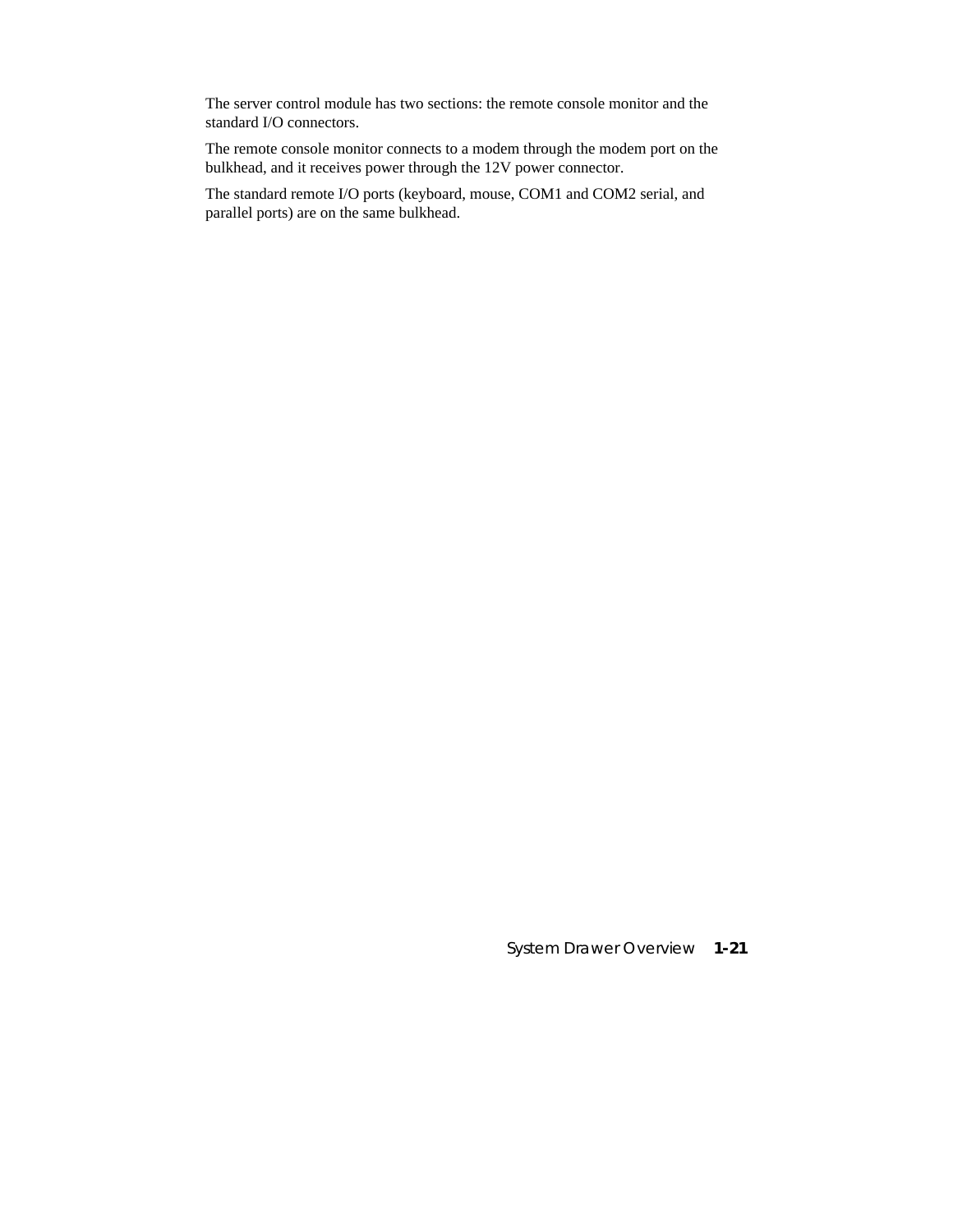The server control module has two sections: the remote console monitor and the standard I/O connectors.

The remote console monitor connects to a modem through the modem port on the bulkhead, and it receives power through the 12V power connector.

The standard remote I/O ports (keyboard, mouse, COM1 and COM2 serial, and parallel ports) are on the same bulkhead.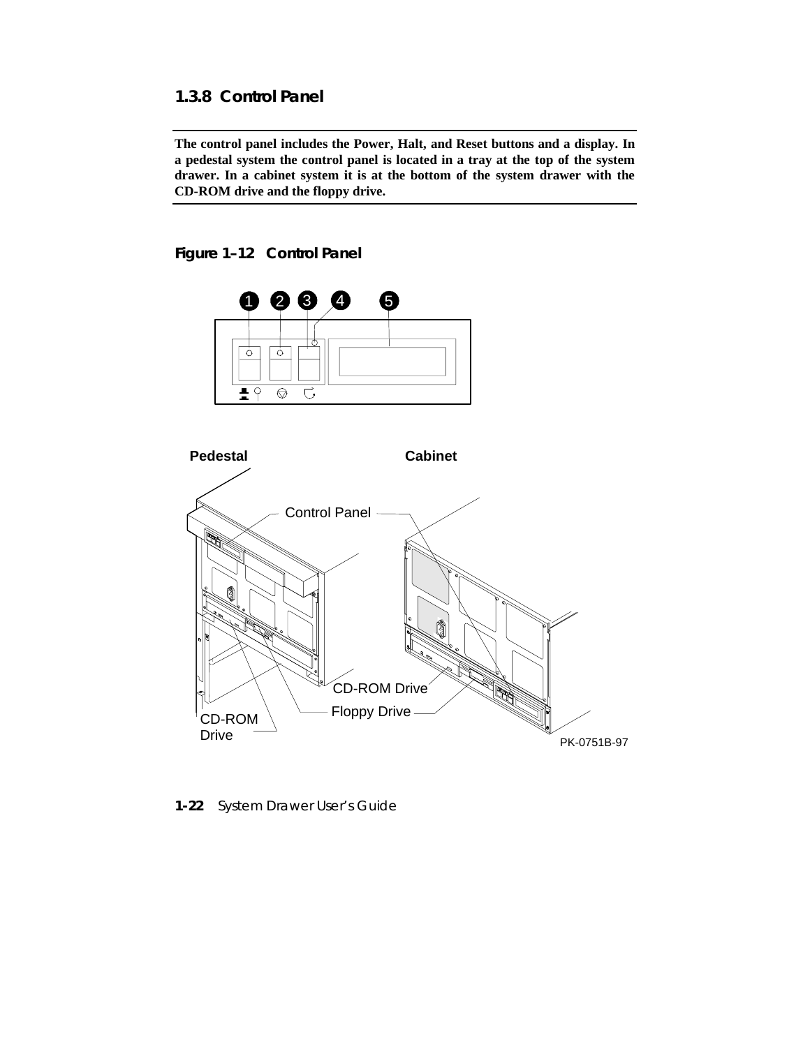### 1.3.8 Control Panel

**The control panel includes the Power, Halt, and Reset buttons and a display. In a pedestal system the control panel is located in a tray at the top of the system drawer. In a cabinet system it is at the bottom of the system drawer with the CD-ROM drive and the floppy drive.**

**Figure 1–12 Control Panel**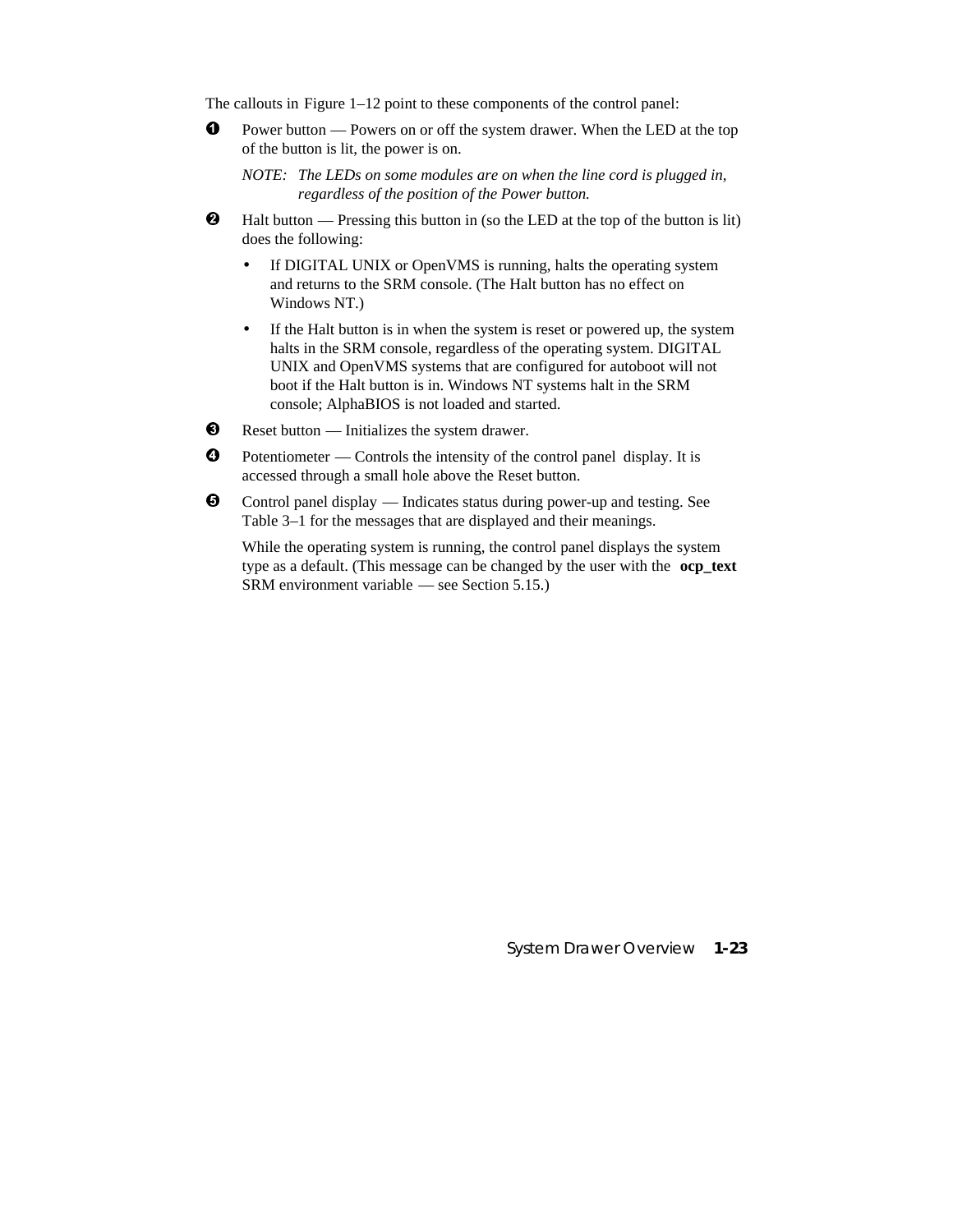The callouts in Figure 1–12 point to these components of the control panel:

❶ Power button — Powers on or off the system drawer. When the LED at the top of the button is lit, the power is on.

*NOTE: The LEDs on some modules are on when the line cord is plugged in, regardless of the position of the Power button.*

❷ Halt button — Pressing this button in (so the LED at the top of the button is lit) does the following:

- If DIGITAL UNIX or OpenVMS is running, halts the operating system and returns to the SRM console. (The Halt button has no effect on Windows NT.)
- If the Halt button is in when the system is reset or powered up, the system halts in the SRM console, regardless of the operating system. DIGITAL UNIX and OpenVMS systems that are configured for autoboot will not boot if the Halt button is in. Windows NT systems halt in the SRM console; AlphaBIOS is not loaded and started.

❸ Reset button — Initializes the system drawer.

❹ Potentiometer — Controls the intensity of the control panel display. It is accessed through a small hole above the Reset button.

❺ Control panel display — Indicates status during power-up and testing. See Table 3–1 for the messages that are displayed and their meanings.

While the operating system is running, the control panel displays the system type as a default. (This message can be changed by the user with the **ocp_text** SRM environment variable — see Section 5.15.)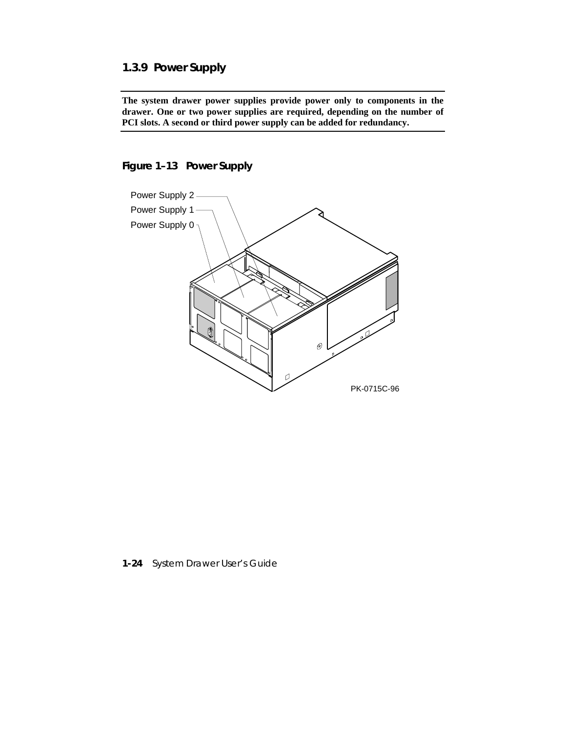### 1.3.9 Power Supply

**The system drawer power supplies provide power only to components in the drawer. One or two power supplies are required, depending on the number of PCI slots. A second or third power supply can be added for redundancy.**

**Figure 1–13 Power Supply**

Power Supply 2
Power Supply 1
Power Supply 0

PK-0715C-96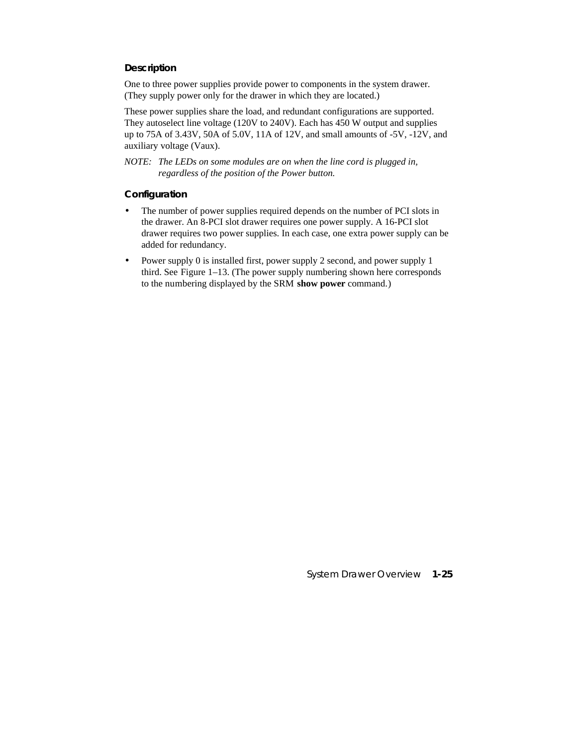### Description

One to three power supplies provide power to components in the system drawer. (They supply power only for the drawer in which they are located.)

These power supplies share the load, and redundant configurations are supported. They autoselect line voltage (120V to 240V). Each has 450 W output and supplies up to 75A of 3.43V, 50A of 5.0V, 11A of 12V, and small amounts of -5V, -12V, and auxiliary voltage (Vaux).

*NOTE: The LEDs on some modules are on when the line cord is plugged in, regardless of the position of the Power button.*

### Configuration

- The number of power supplies required depends on the number of PCI slots in the drawer. An 8-PCI slot drawer requires one power supply. A 16-PCI slot drawer requires two power supplies. In each case, one extra power supply can be added for redundancy.
- Power supply 0 is installed first, power supply 2 second, and power supply 1 third. See Figure 1–13. (The power supply numbering shown here corresponds to the numbering displayed by the SRM **show power** command.)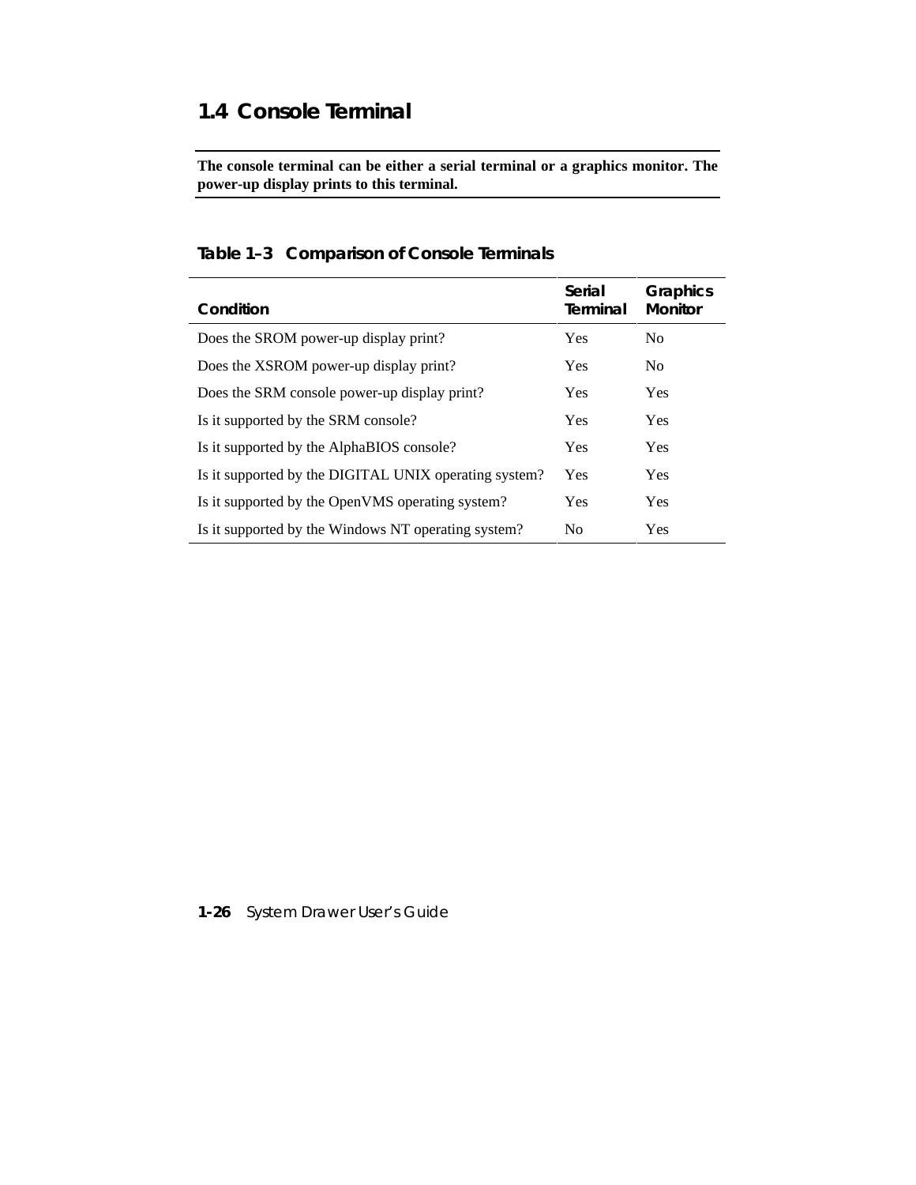## 1.4 Console Terminal

**The console terminal can be either a serial terminal or a graphics monitor. The power-up display prints to this terminal.**

**Table 1–3 Comparison of Console Terminals**

| Condition | Serial Terminal | Graphics Monitor |
|---|---|---|
| Does the SROM power-up display print? | Yes | No |
| Does the XSROM power-up display print? | Yes | No |
| Does the SRM console power-up display print? | Yes | Yes |
| Is it supported by the SRM console? | Yes | Yes |
| Is it supported by the AlphaBIOS console? | Yes | Yes |
| Is it supported by the DIGITAL UNIX operating system? | Yes | Yes |
| Is it supported by the OpenVMS operating system? | Yes | Yes |
| Is it supported by the Windows NT operating system? | No | Yes |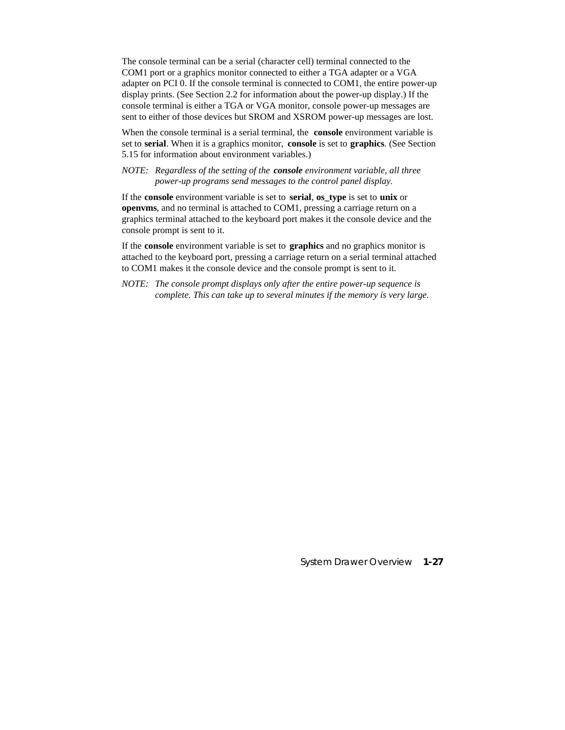The console terminal can be a serial (character cell) terminal connected to the COM1 port or a graphics monitor connected to either a TGA adapter or a VGA adapter on PCI 0. If the console terminal is connected to COM1, the entire power-up display prints. (See Section 2.2 for information about the power-up display.) If the console terminal is either a TGA or VGA monitor, console power-up messages are sent to either of those devices but SROM and XSROM power-up messages are lost.

When the console terminal is a serial terminal, the **console** environment variable is set to **serial**. When it is a graphics monitor, **console** is set to **graphics**. (See Section 5.15 for information about environment variables.)

*NOTE: Regardless of the setting of the* ***console*** *environment variable, all three power-up programs send messages to the control panel display.*

If the **console** environment variable is set to **serial**, **os_type** is set to **unix** or **openvms**, and no terminal is attached to COM1, pressing a carriage return on a graphics terminal attached to the keyboard port makes it the console device and the console prompt is sent to it.

If the **console** environment variable is set to **graphics** and no graphics monitor is attached to the keyboard port, pressing a carriage return on a serial terminal attached to COM1 makes it the console device and the console prompt is sent to it.

*NOTE: The console prompt displays only after the entire power-up sequence is complete. This can take up to several minutes if the memory is very large.*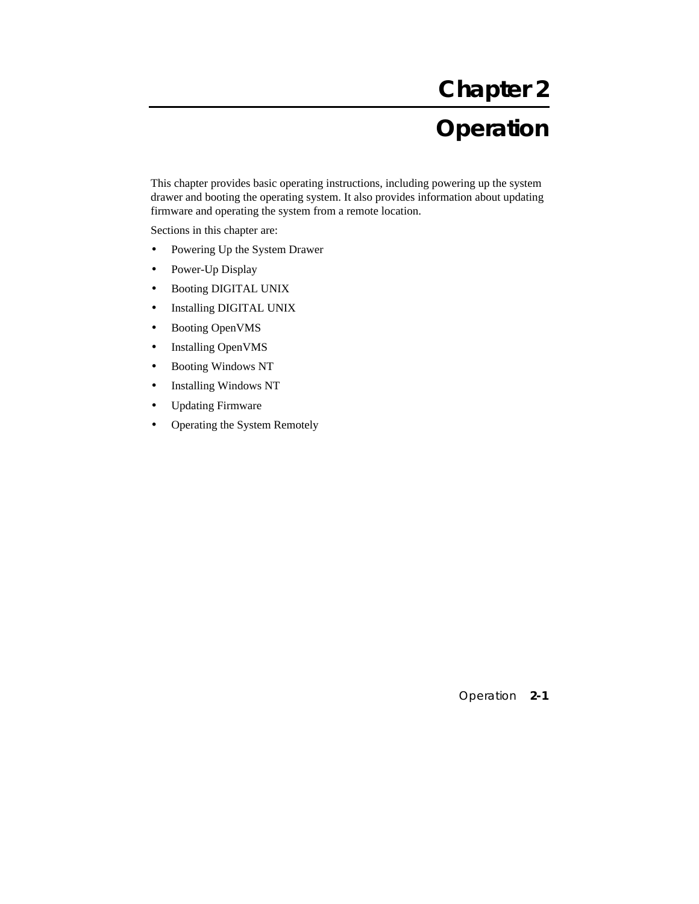# Chapter 2

# Operation

This chapter provides basic operating instructions, including powering up the system drawer and booting the operating system. It also provides information about updating firmware and operating the system from a remote location.

Sections in this chapter are:

- Powering Up the System Drawer
- Power-Up Display
- Booting DIGITAL UNIX
- Installing DIGITAL UNIX
- Booting OpenVMS
- Installing OpenVMS
- Booting Windows NT
- Installing Windows NT
- Updating Firmware
- Operating the System Remotely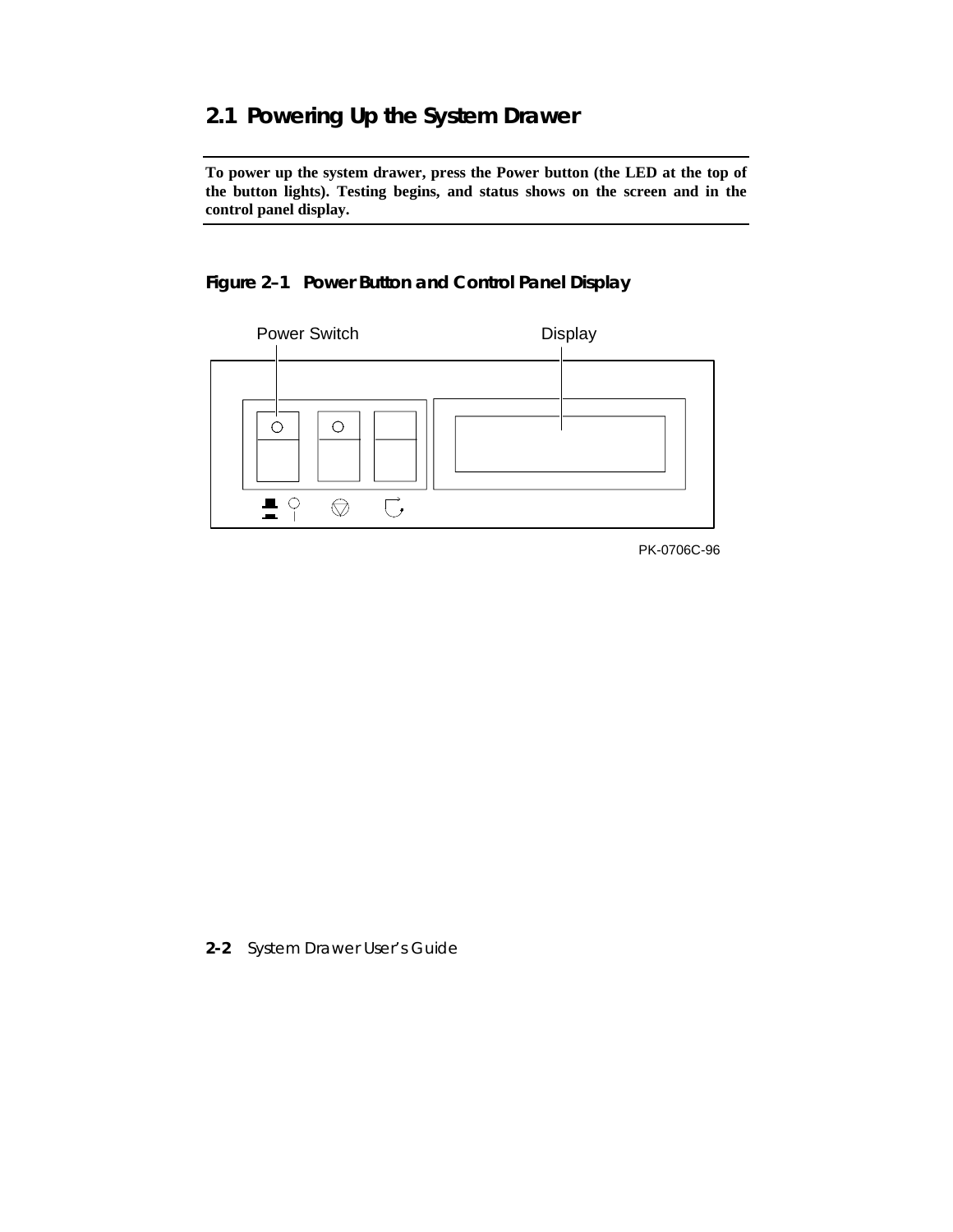## 2.1 Powering Up the System Drawer

**To power up the system drawer, press the Power button (the LED at the top of the button lights). Testing begins, and status shows on the screen and in the control panel display.**

**Figure 2–1 Power Button and Control Panel Display**

Power Switch

Display

PK-0706C-96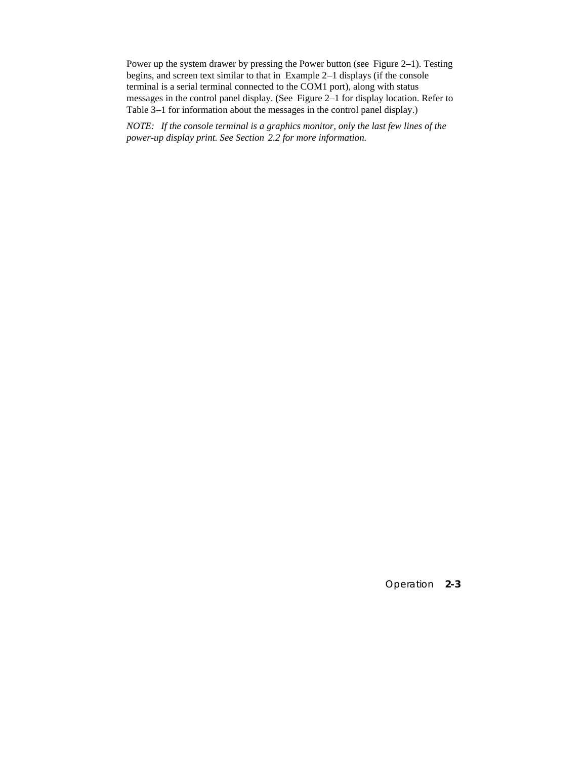Power up the system drawer by pressing the Power button (see Figure 2–1). Testing begins, and screen text similar to that in Example 2–1 displays (if the console terminal is a serial terminal connected to the COM1 port), along with status messages in the control panel display. (See Figure 2–1 for display location. Refer to Table 3–1 for information about the messages in the control panel display.)

*NOTE: If the console terminal is a graphics monitor, only the last few lines of the power-up display print. See Section 2.2 for more information.*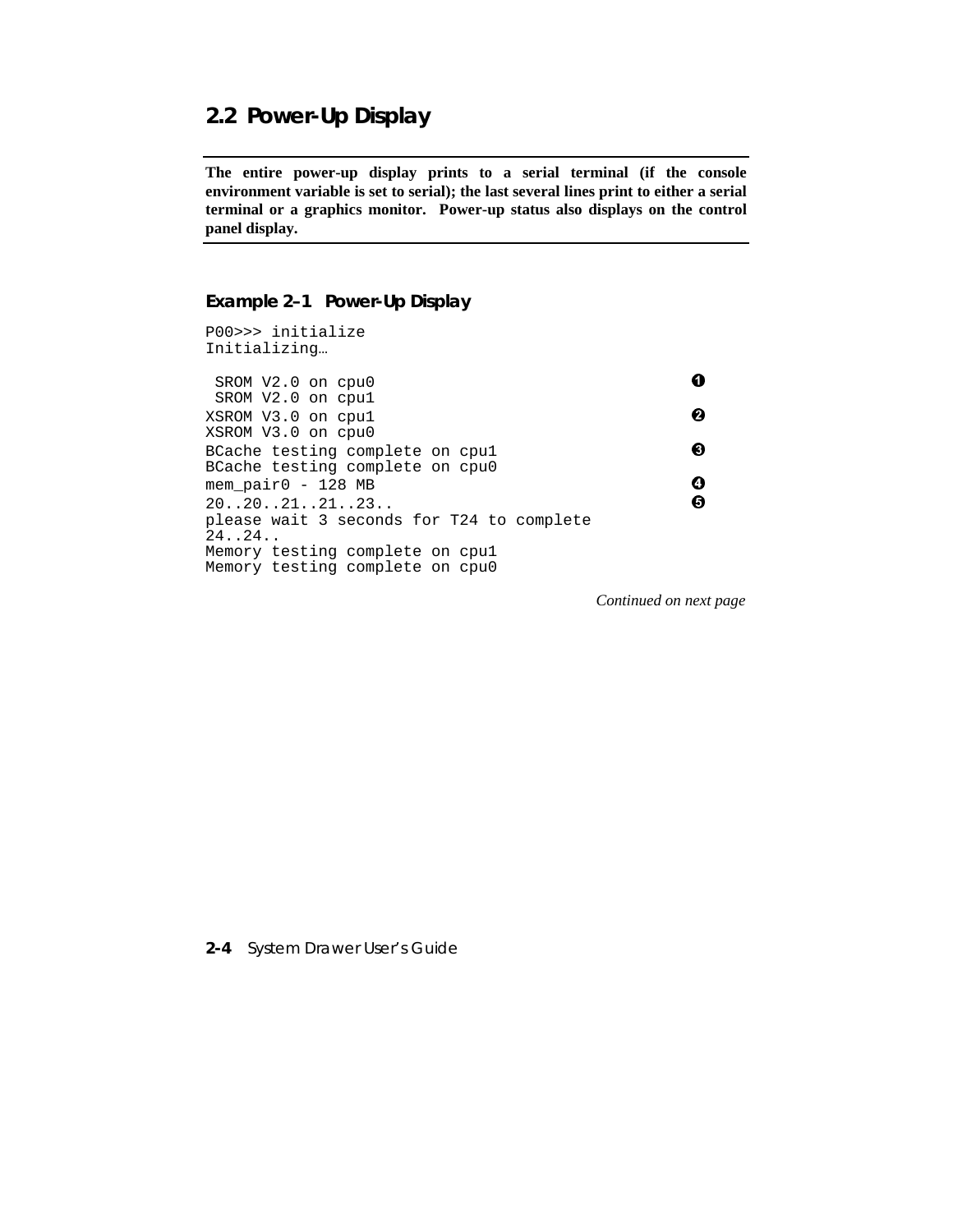## 2.2 Power-Up Display

**The entire power-up display prints to a serial terminal (if the console environment variable is set to serial); the last several lines print to either a serial terminal or a graphics monitor. Power-up status also displays on the control panel display.**

### Example 2–1 Power-Up Display

```
P00>>> initialize
Initializing…

 SROM V2.0 on cpu0                                  ❶
 SROM V2.0 on cpu1
XSROM V3.0 on cpu1                                  ❷
XSROM V3.0 on cpu0
BCache testing complete on cpu1                     ❸
BCache testing complete on cpu0
mem_pair0 - 128 MB                                  ❹
20..20..21..21..23..                                ❺
please wait 3 seconds for T24 to complete
24..24..
Memory testing complete on cpu1
Memory testing complete on cpu0
```

*Continued on next page*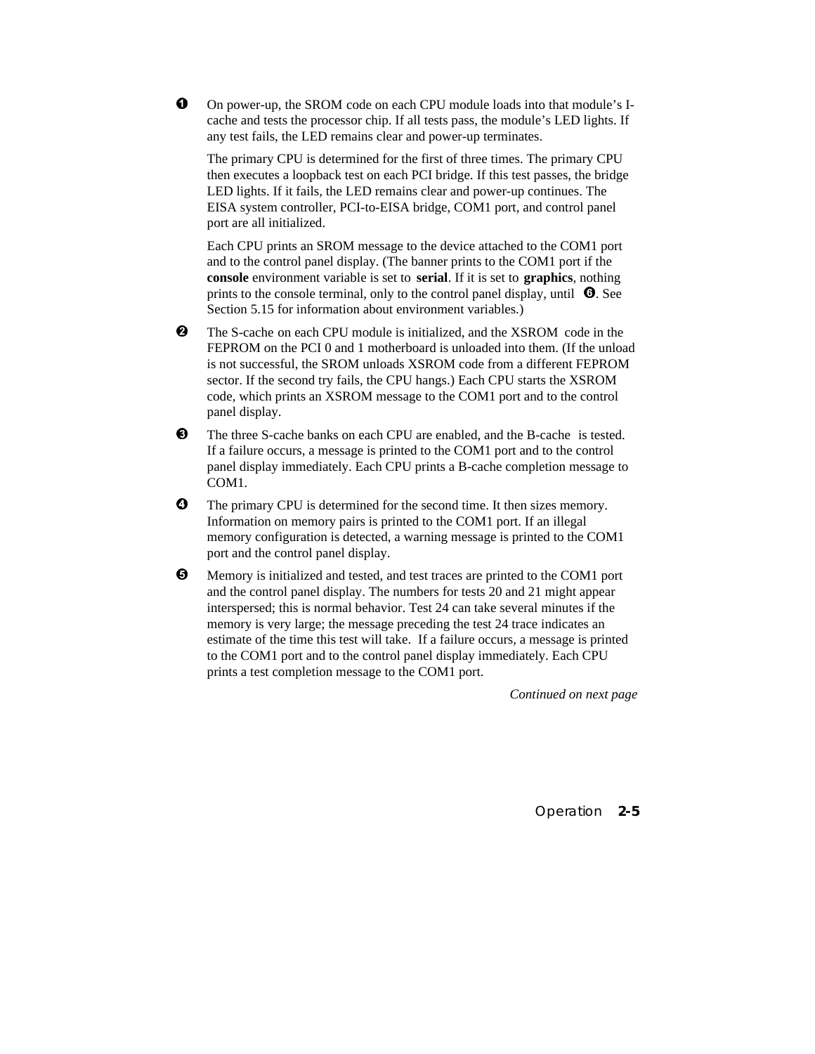❶ On power-up, the SROM code on each CPU module loads into that module's I-cache and tests the processor chip. If all tests pass, the module's LED lights. If any test fails, the LED remains clear and power-up terminates.

The primary CPU is determined for the first of three times. The primary CPU then executes a loopback test on each PCI bridge. If this test passes, the bridge LED lights. If it fails, the LED remains clear and power-up continues. The EISA system controller, PCI-to-EISA bridge, COM1 port, and control panel port are all initialized.

Each CPU prints an SROM message to the device attached to the COM1 port and to the control panel display. (The banner prints to the COM1 port if the **console** environment variable is set to **serial**. If it is set to **graphics**, nothing prints to the console terminal, only to the control panel display, until ❻. See Section 5.15 for information about environment variables.)

❷ The S-cache on each CPU module is initialized, and the XSROM code in the FEPROM on the PCI 0 and 1 motherboard is unloaded into them. (If the unload is not successful, the SROM unloads XSROM code from a different FEPROM sector. If the second try fails, the CPU hangs.) Each CPU starts the XSROM code, which prints an XSROM message to the COM1 port and to the control panel display.

❸ The three S-cache banks on each CPU are enabled, and the B-cache is tested. If a failure occurs, a message is printed to the COM1 port and to the control panel display immediately. Each CPU prints a B-cache completion message to COM1.

❹ The primary CPU is determined for the second time. It then sizes memory. Information on memory pairs is printed to the COM1 port. If an illegal memory configuration is detected, a warning message is printed to the COM1 port and the control panel display.

❺ Memory is initialized and tested, and test traces are printed to the COM1 port and the control panel display. The numbers for tests 20 and 21 might appear interspersed; this is normal behavior. Test 24 can take several minutes if the memory is very large; the message preceding the test 24 trace indicates an estimate of the time this test will take. If a failure occurs, a message is printed to the COM1 port and to the control panel display immediately. Each CPU prints a test completion message to the COM1 port.

*Continued on next page*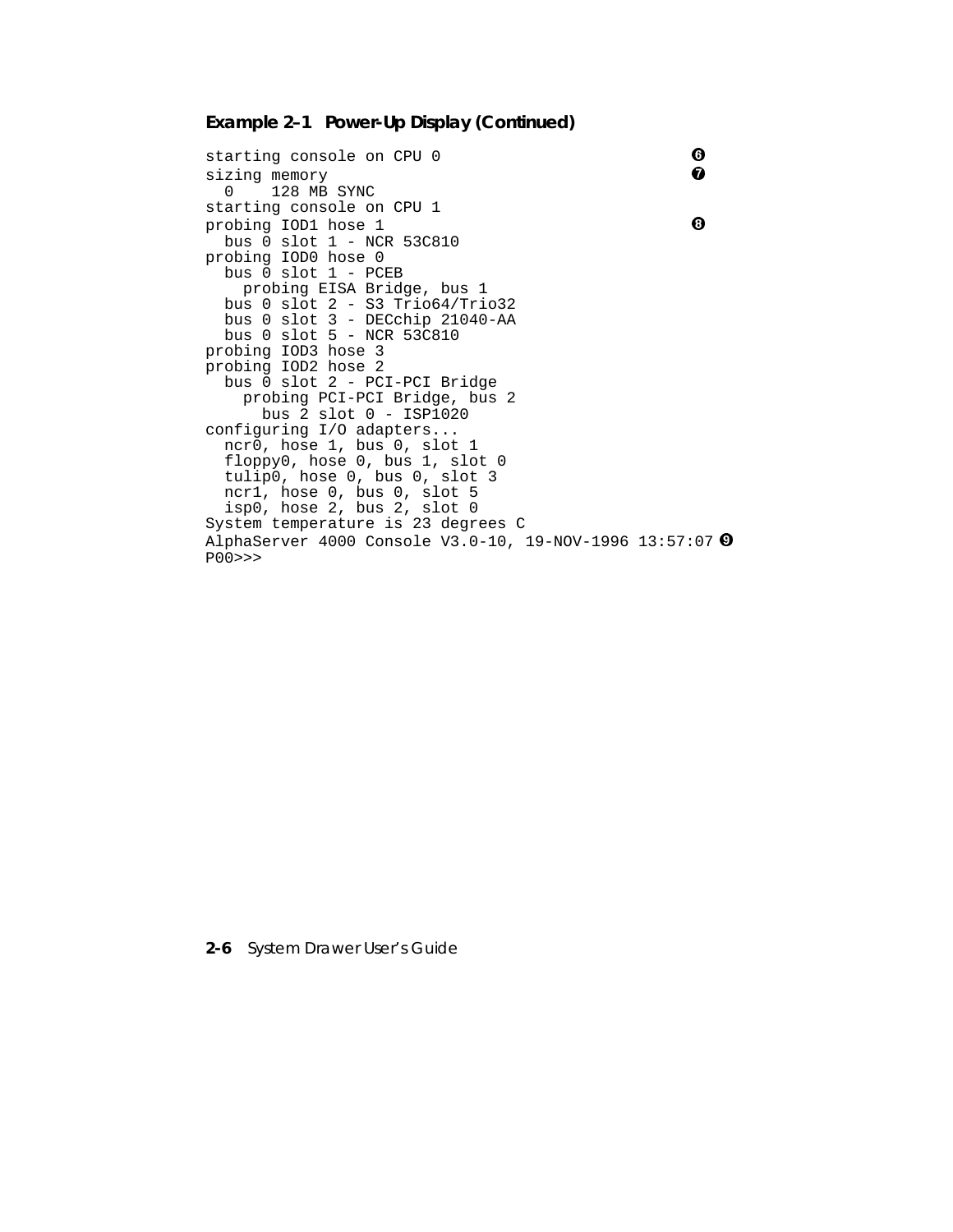**Example 2–1 Power-Up Display (Continued)**

```
starting console on CPU 0                                  ❻
sizing memory                                              ❼
  0    128 MB SYNC
starting console on CPU 1
probing IOD1 hose 1                                        ❽
  bus 0 slot 1 - NCR 53C810
probing IOD0 hose 0
  bus 0 slot 1 - PCEB
    probing EISA Bridge, bus 1
  bus 0 slot 2 - S3 Trio64/Trio32
  bus 0 slot 3 - DECchip 21040-AA
  bus 0 slot 5 - NCR 53C810
probing IOD3 hose 3
probing IOD2 hose 2
  bus 0 slot 2 - PCI-PCI Bridge
    probing PCI-PCI Bridge, bus 2
      bus 2 slot 0 - ISP1020
configuring I/O adapters...
  ncr0, hose 1, bus 0, slot 1
  floppy0, hose 0, bus 1, slot 0
  tulip0, hose 0, bus 0, slot 3
  ncr1, hose 0, bus 0, slot 5
  isp0, hose 2, bus 2, slot 0
System temperature is 23 degrees C
AlphaServer 4000 Console V3.0-10, 19-NOV-1996 13:57:07 ❾
P00>>>
```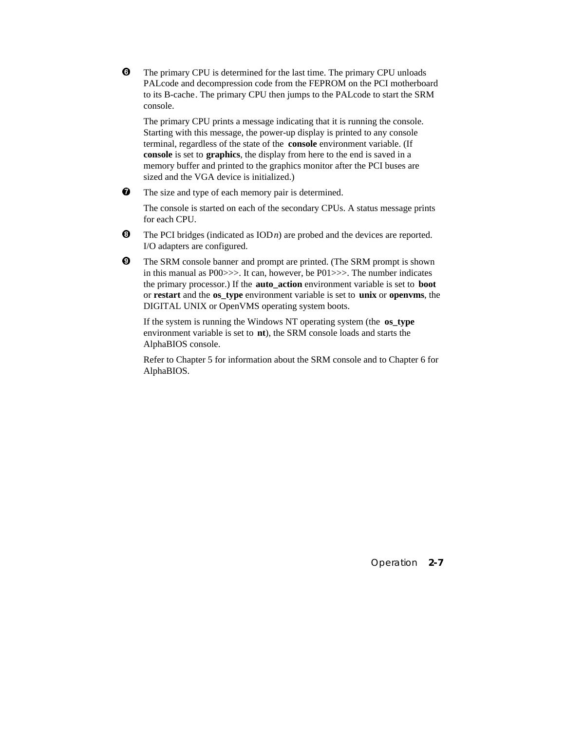❻ The primary CPU is determined for the last time. The primary CPU unloads PALcode and decompression code from the FEPROM on the PCI motherboard to its B-cache. The primary CPU then jumps to the PALcode to start the SRM console.

The primary CPU prints a message indicating that it is running the console. Starting with this message, the power-up display is printed to any console terminal, regardless of the state of the **console** environment variable. (If **console** is set to **graphics**, the display from here to the end is saved in a memory buffer and printed to the graphics monitor after the PCI buses are sized and the VGA device is initialized.)

❼ The size and type of each memory pair is determined.

The console is started on each of the secondary CPUs. A status message prints for each CPU.

❽ The PCI bridges (indicated as IOD*n*) are probed and the devices are reported. I/O adapters are configured.

❾ The SRM console banner and prompt are printed. (The SRM prompt is shown in this manual as P00>>>. It can, however, be P01>>>. The number indicates the primary processor.) If the **auto_action** environment variable is set to **boot** or **restart** and the **os_type** environment variable is set to **unix** or **openvms**, the DIGITAL UNIX or OpenVMS operating system boots.

If the system is running the Windows NT operating system (the **os_type** environment variable is set to **nt**), the SRM console loads and starts the AlphaBIOS console.

Refer to Chapter 5 for information about the SRM console and to Chapter 6 for AlphaBIOS.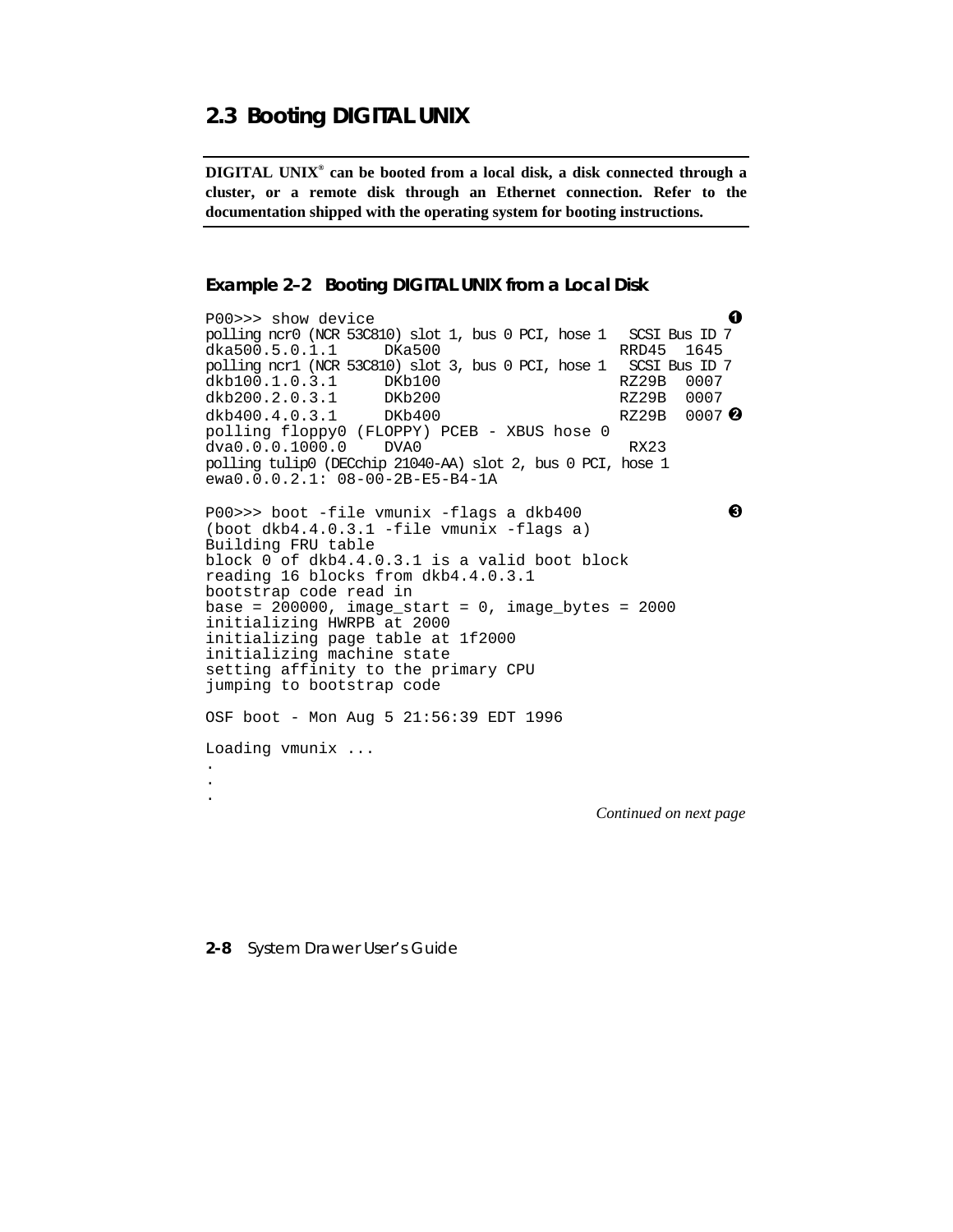## 2.3 Booting DIGITAL UNIX

**DIGITAL UNIX® can be booted from a local disk, a disk connected through a cluster, or a remote disk through an Ethernet connection. Refer to the documentation shipped with the operating system for booting instructions.**

### Example 2–2 Booting DIGITAL UNIX from a Local Disk

```
P00>>> show device                                                ❶
polling ncr0 (NCR 53C810) slot 1, bus 0 PCI, hose 1   SCSI Bus ID 7
dka500.5.0.1.1     DKa500                      RRD45  1645
polling ncr1 (NCR 53C810) slot 3, bus 0 PCI, hose 1   SCSI Bus ID 7
dkb100.1.0.3.1     DKb100                      RZ29B  0007
dkb200.2.0.3.1     DKb200                      RZ29B  0007
dkb400.4.0.3.1     DKb400                      RZ29B  0007 ❷
polling floppy0 (FLOPPY) PCEB - XBUS hose 0
dva0.0.0.1000.0    DVA0                         RX23
polling tulip0 (DECchip 21040-AA) slot 2, bus 0 PCI, hose 1
ewa0.0.0.2.1: 08-00-2B-E5-B4-1A

P00>>> boot -file vmunix -flags a dkb400                          ❸
(boot dkb4.4.0.3.1 -file vmunix -flags a)
Building FRU table
block 0 of dkb4.4.0.3.1 is a valid boot block
reading 16 blocks from dkb4.4.0.3.1
bootstrap code read in
base = 200000, image_start = 0, image_bytes = 2000
initializing HWRPB at 2000
initializing page table at 1f2000
initializing machine state
setting affinity to the primary CPU
jumping to bootstrap code

OSF boot - Mon Aug 5 21:56:39 EDT 1996

Loading vmunix ...
.
.
.
```

*Continued on next page*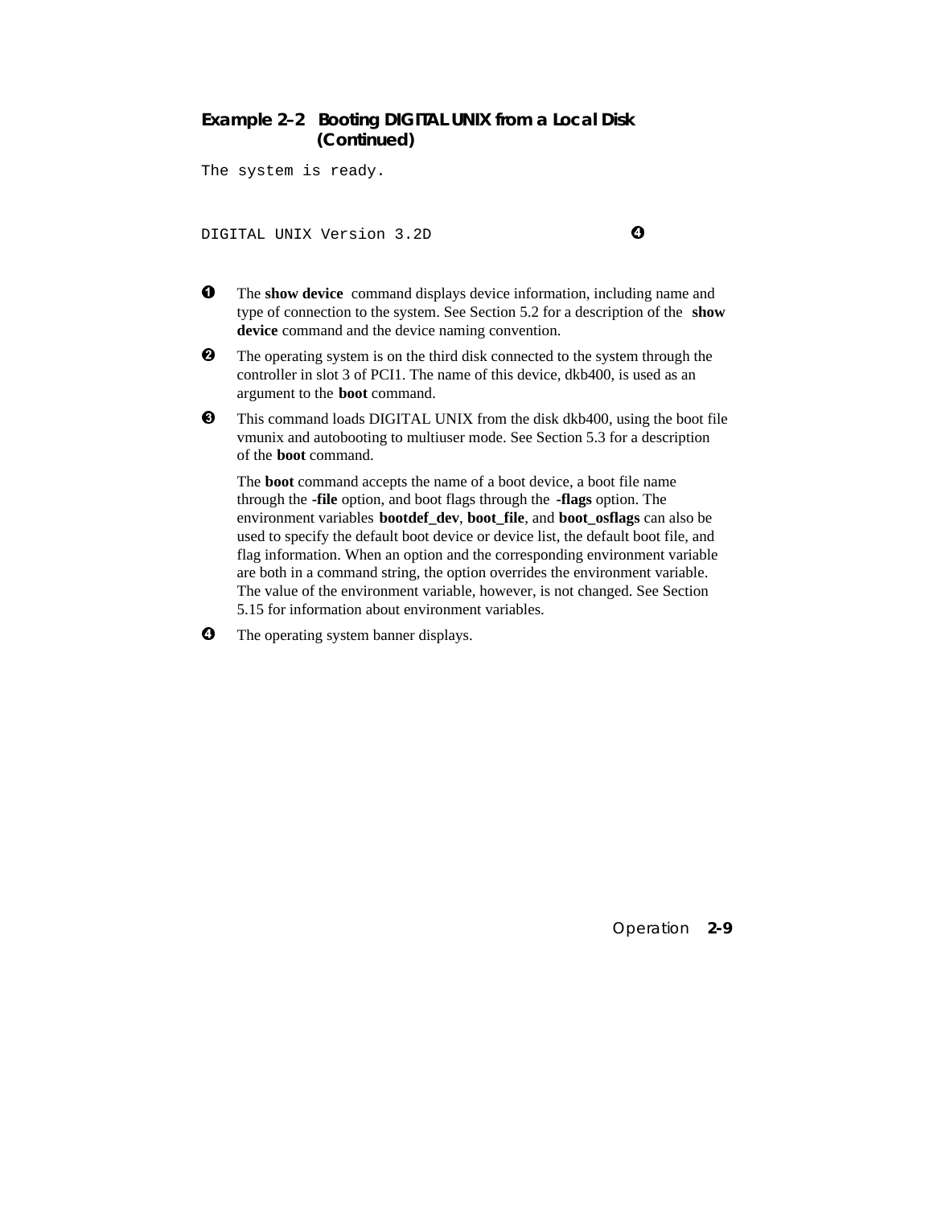**Example 2–2 Booting DIGITAL UNIX from a Local Disk (Continued)**

```
The system is ready.


DIGITAL UNIX Version 3.2D                              ❹
```

❶ The **show device** command displays device information, including name and type of connection to the system. See Section 5.2 for a description of the **show device** command and the device naming convention.

❷ The operating system is on the third disk connected to the system through the controller in slot 3 of PCI1. The name of this device, dkb400, is used as an argument to the **boot** command.

❸ This command loads DIGITAL UNIX from the disk dkb400, using the boot file vmunix and autobooting to multiuser mode. See Section 5.3 for a description of the **boot** command.

The **boot** command accepts the name of a boot device, a boot file name through the **-file** option, and boot flags through the **-flags** option. The environment variables **bootdef_dev**, **boot_file**, and **boot_osflags** can also be used to specify the default boot device or device list, the default boot file, and flag information. When an option and the corresponding environment variable are both in a command string, the option overrides the environment variable. The value of the environment variable, however, is not changed. See Section 5.15 for information about environment variables.

❹ The operating system banner displays.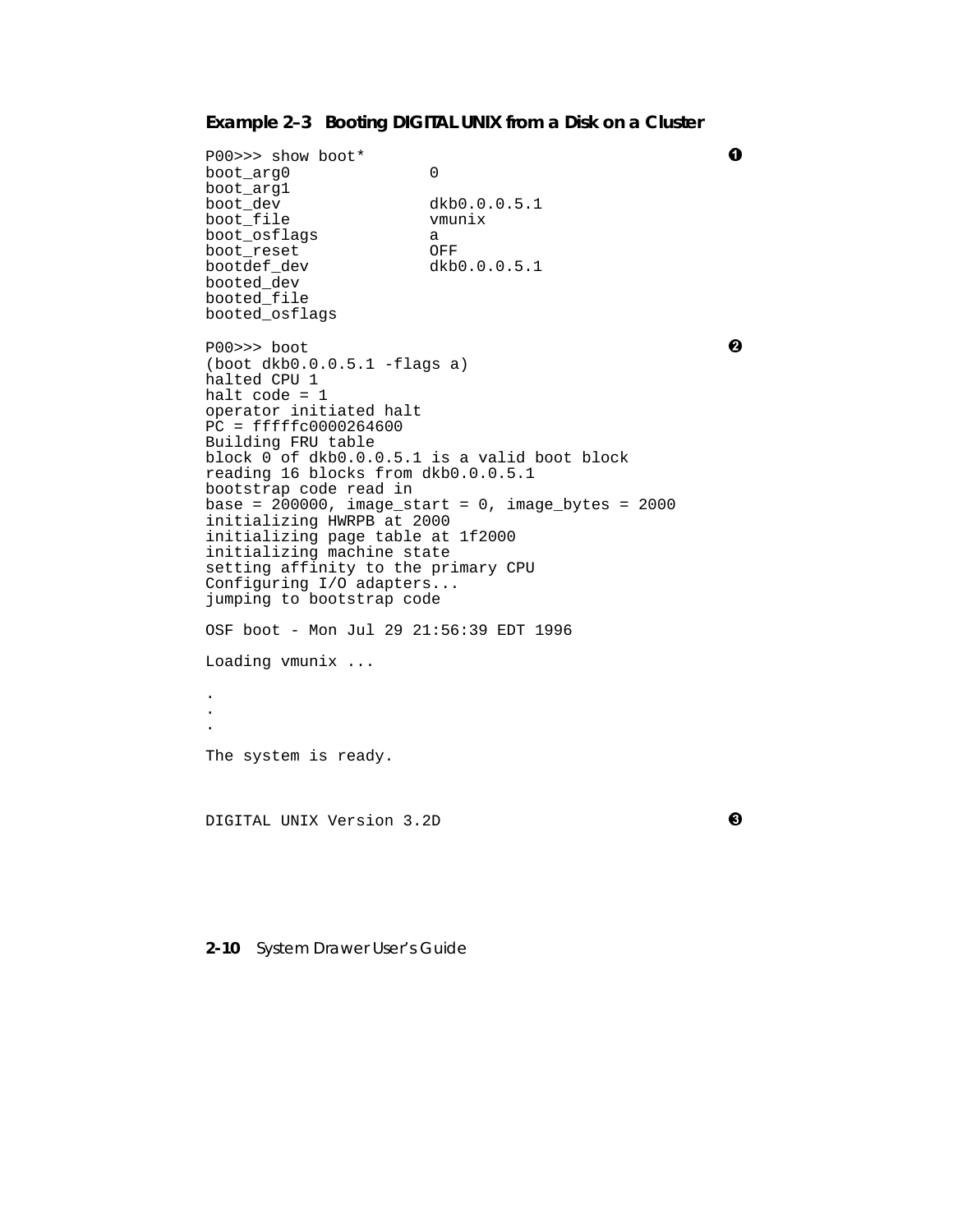**Example 2–3 Booting DIGITAL UNIX from a Disk on a Cluster**

```
P00>>> show boot*                                                    ❶
boot_arg0              0
boot_arg1
boot_dev               dkb0.0.0.5.1
boot_file              vmunix
boot_osflags           a
boot_reset             OFF
bootdef_dev            dkb0.0.0.5.1
booted_dev
booted_file
booted_osflags

P00>>> boot                                                          ❷
(boot dkb0.0.0.5.1 -flags a)
halted CPU 1
halt code = 1
operator initiated halt
PC = fffffc0000264600
Building FRU table
block 0 of dkb0.0.0.5.1 is a valid boot block
reading 16 blocks from dkb0.0.0.5.1
bootstrap code read in
base = 200000, image_start = 0, image_bytes = 2000
initializing HWRPB at 2000
initializing page table at 1f2000
initializing machine state
setting affinity to the primary CPU
Configuring I/O adapters...
jumping to bootstrap code

OSF boot - Mon Jul 29 21:56:39 EDT 1996

Loading vmunix ...

.
.
.

The system is ready.


DIGITAL UNIX Version 3.2D                                            ❸
```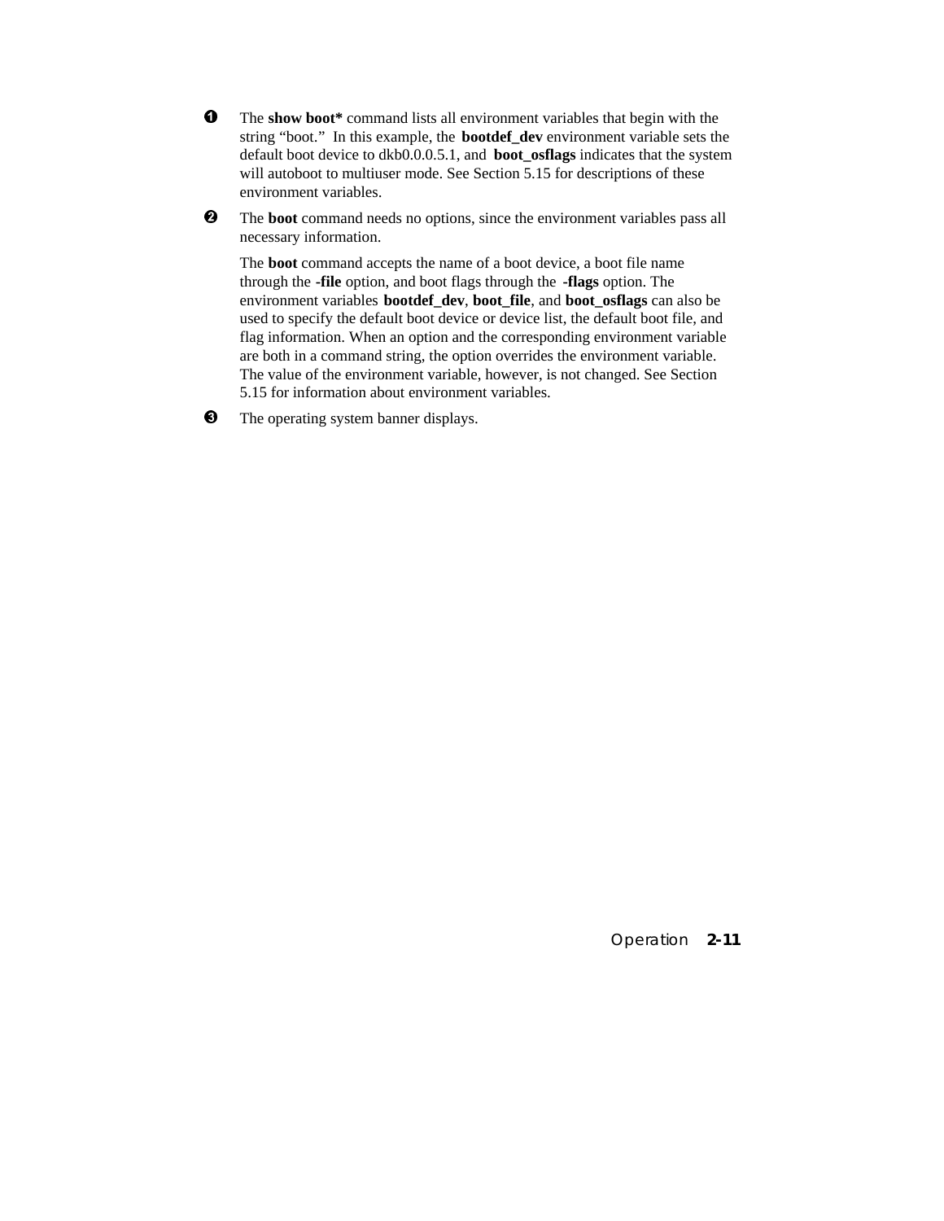❶ The **show boot*** command lists all environment variables that begin with the string “boot.” In this example, the **bootdef_dev** environment variable sets the default boot device to dkb0.0.0.5.1, and **boot_osflags** indicates that the system will autoboot to multiuser mode. See Section 5.15 for descriptions of these environment variables.

❷ The **boot** command needs no options, since the environment variables pass all necessary information.

The **boot** command accepts the name of a boot device, a boot file name through the **-file** option, and boot flags through the **-flags** option. The environment variables **bootdef_dev**, **boot_file**, and **boot_osflags** can also be used to specify the default boot device or device list, the default boot file, and flag information. When an option and the corresponding environment variable are both in a command string, the option overrides the environment variable. The value of the environment variable, however, is not changed. See Section 5.15 for information about environment variables.

❸ The operating system banner displays.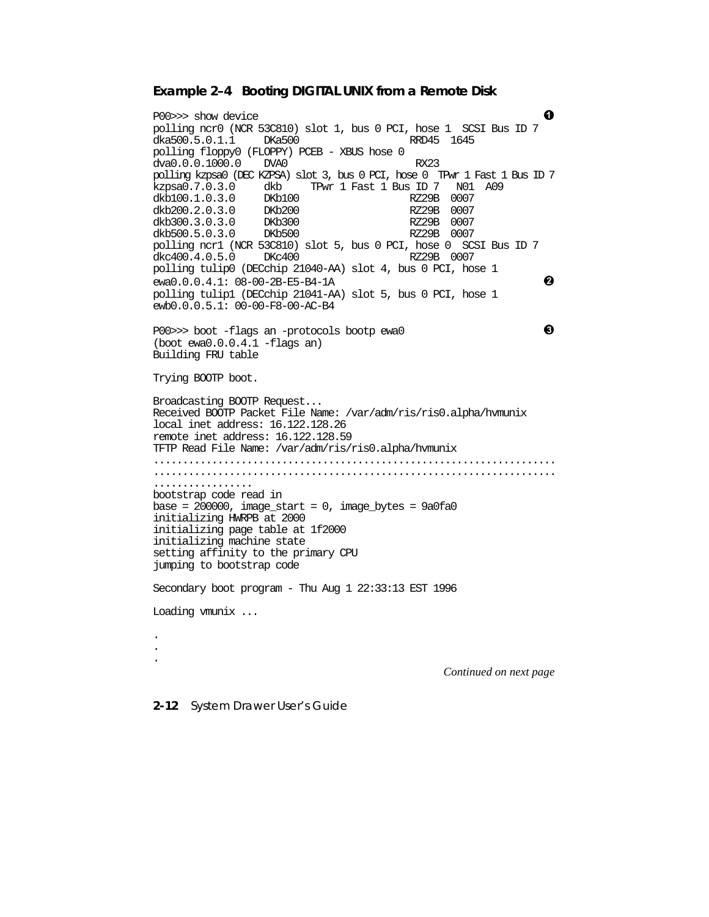**Example 2–4 Booting DIGITAL UNIX from a Remote Disk**

```
P00>>> show device                                                    ❶
polling ncr0 (NCR 53C810) slot 1, bus 0 PCI, hose 1  SCSI Bus ID 7
dka500.5.0.1.1     DKa500                  RRD45  1645
polling floppy0 (FLOPPY) PCEB - XBUS hose 0
dva0.0.0.1000.0    DVA0                     RX23
polling kzpsa0 (DEC KZPSA) slot 3, bus 0 PCI, hose 0  TPwr 1 Fast 1 Bus ID 7
kzpsa0.7.0.3.0     dkb     TPwr 1 Fast 1 Bus ID 7   N01  A09
dkb100.1.0.3.0     DKb100                  RZ29B  0007
dkb200.2.0.3.0     DKb200                  RZ29B  0007
dkb300.3.0.3.0     DKb300                  RZ29B  0007
dkb500.5.0.3.0     DKb500                  RZ29B  0007
polling ncr1 (NCR 53C810) slot 5, bus 0 PCI, hose 0  SCSI Bus ID 7
dkc400.4.0.5.0     DKc400                  RZ29B  0007
polling tulip0 (DECchip 21040-AA) slot 4, bus 0 PCI, hose 1
ewa0.0.0.4.1: 08-00-2B-E5-B4-1A                                      ❷
polling tulip1 (DECchip 21041-AA) slot 5, bus 0 PCI, hose 1
ewb0.0.0.5.1: 00-00-F8-00-AC-B4

P00>>> boot -flags an -protocols bootp ewa0                          ❸
(boot ewa0.0.0.4.1 -flags an)
Building FRU table

Trying BOOTP boot.

Broadcasting BOOTP Request...
Received BOOTP Packet File Name: /var/adm/ris/ris0.alpha/hvmunix
local inet address: 16.122.128.26
remote inet address: 16.122.128.59
TFTP Read File Name: /var/adm/ris/ris0.alpha/hvmunix
.................................................................
.................................................................
.................
bootstrap code read in
base = 200000, image_start = 0, image_bytes = 9a0fa0
initializing HWRPB at 2000
initializing page table at 1f2000
initializing machine state
setting affinity to the primary CPU
jumping to bootstrap code

Secondary boot program - Thu Aug 1 22:33:13 EST 1996

Loading vmunix ...

.
.
.
```

*Continued on next page*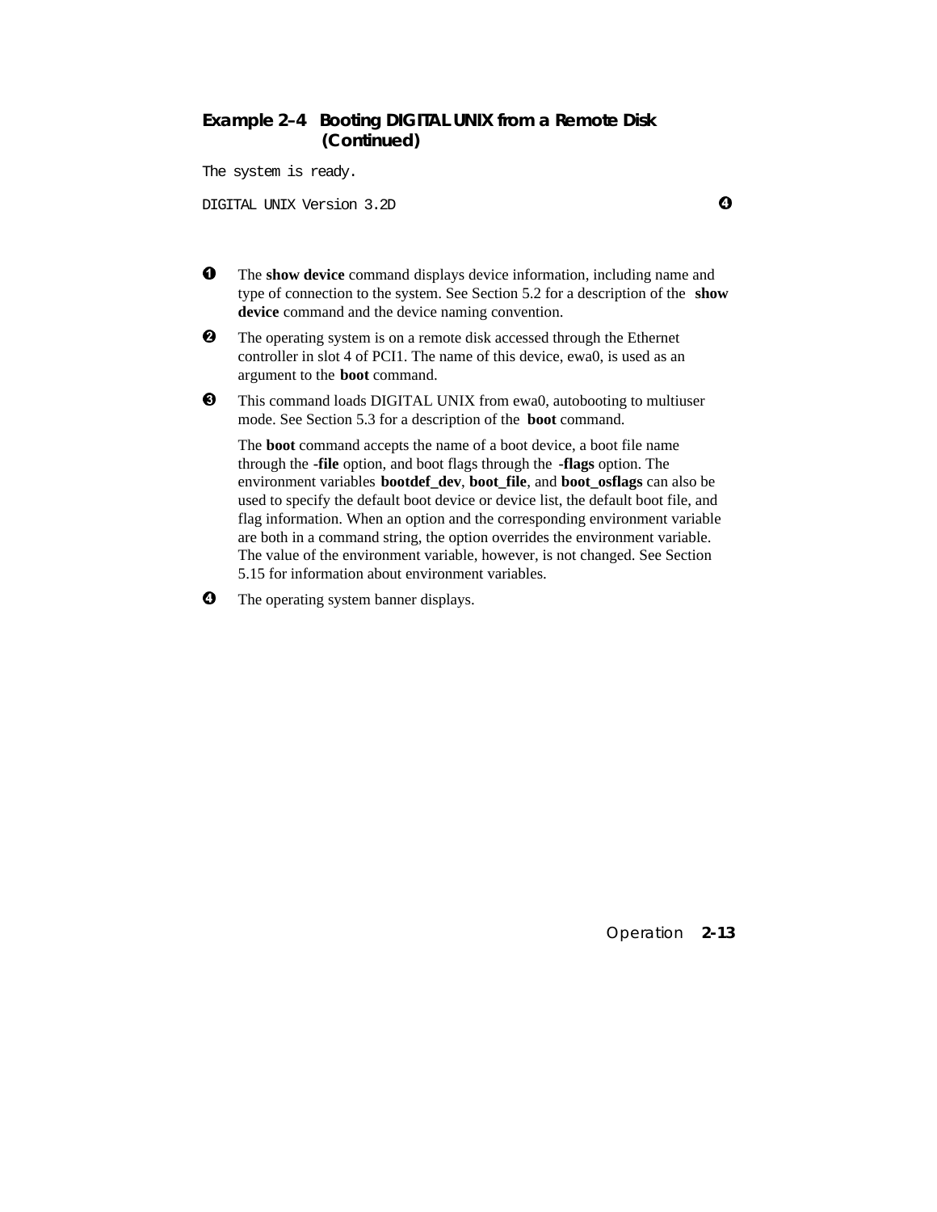**Example 2–4 Booting DIGITAL UNIX from a Remote Disk (Continued)**

```
The system is ready.

DIGITAL UNIX Version 3.2D                                    ❹
```

❶ The **show device** command displays device information, including name and type of connection to the system. See Section 5.2 for a description of the **show device** command and the device naming convention.

❷ The operating system is on a remote disk accessed through the Ethernet controller in slot 4 of PCI1. The name of this device, ewa0, is used as an argument to the **boot** command.

❸ This command loads DIGITAL UNIX from ewa0, autobooting to multiuser mode. See Section 5.3 for a description of the **boot** command.

The **boot** command accepts the name of a boot device, a boot file name through the **-file** option, and boot flags through the **-flags** option. The environment variables **bootdef_dev**, **boot_file**, and **boot_osflags** can also be used to specify the default boot device or device list, the default boot file, and flag information. When an option and the corresponding environment variable are both in a command string, the option overrides the environment variable. The value of the environment variable, however, is not changed. See Section 5.15 for information about environment variables.

❹ The operating system banner displays.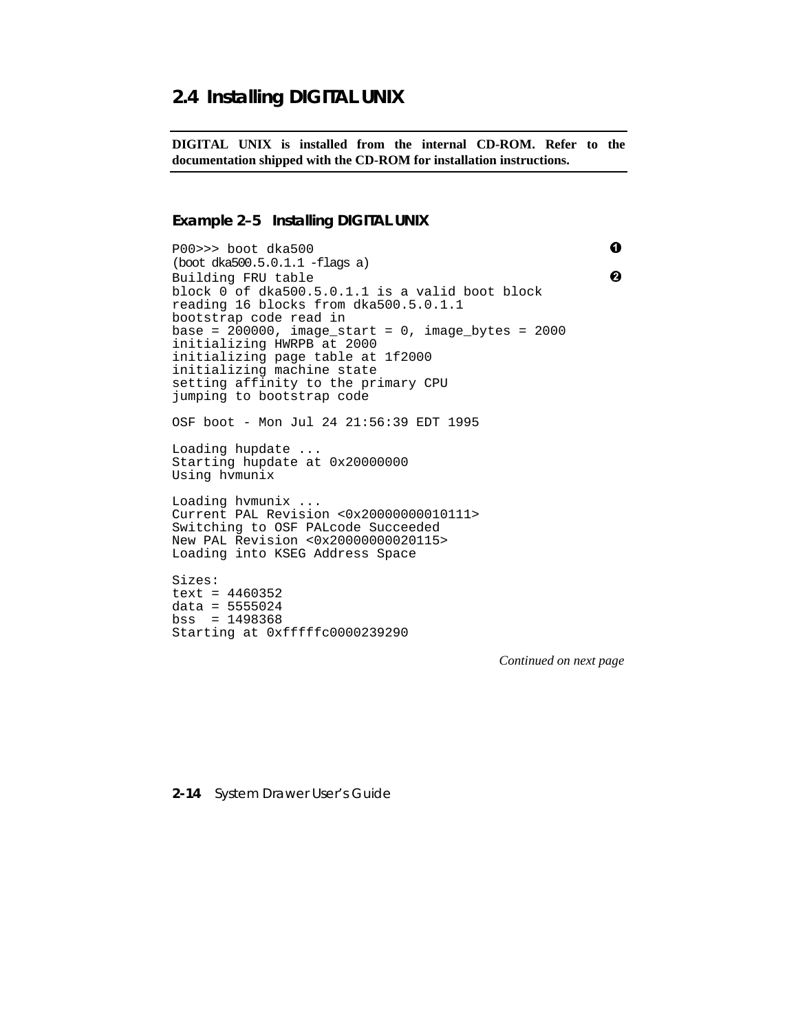## 2.4 Installing DIGITAL UNIX

**DIGITAL UNIX is installed from the internal CD-ROM. Refer to the documentation shipped with the CD-ROM for installation instructions.**

### Example 2–5 Installing DIGITAL UNIX

```
P00>>> boot dka500                                                    ❶
(boot dka500.5.0.1.1 -flags a)
Building FRU table                                                    ❷
block 0 of dka500.5.0.1.1 is a valid boot block
reading 16 blocks from dka500.5.0.1.1
bootstrap code read in
base = 200000, image_start = 0, image_bytes = 2000
initializing HWRPB at 2000
initializing page table at 1f2000
initializing machine state
setting affinity to the primary CPU
jumping to bootstrap code

OSF boot - Mon Jul 24 21:56:39 EDT 1995

Loading hupdate ...
Starting hupdate at 0x20000000
Using hvmunix

Loading hvmunix ...
Current PAL Revision <0x20000000010111>
Switching to OSF PALcode Succeeded
New PAL Revision <0x20000000020115>
Loading into KSEG Address Space

Sizes:
text = 4460352
data = 5555024
bss  = 1498368
Starting at 0xfffffc0000239290
```

*Continued on next page*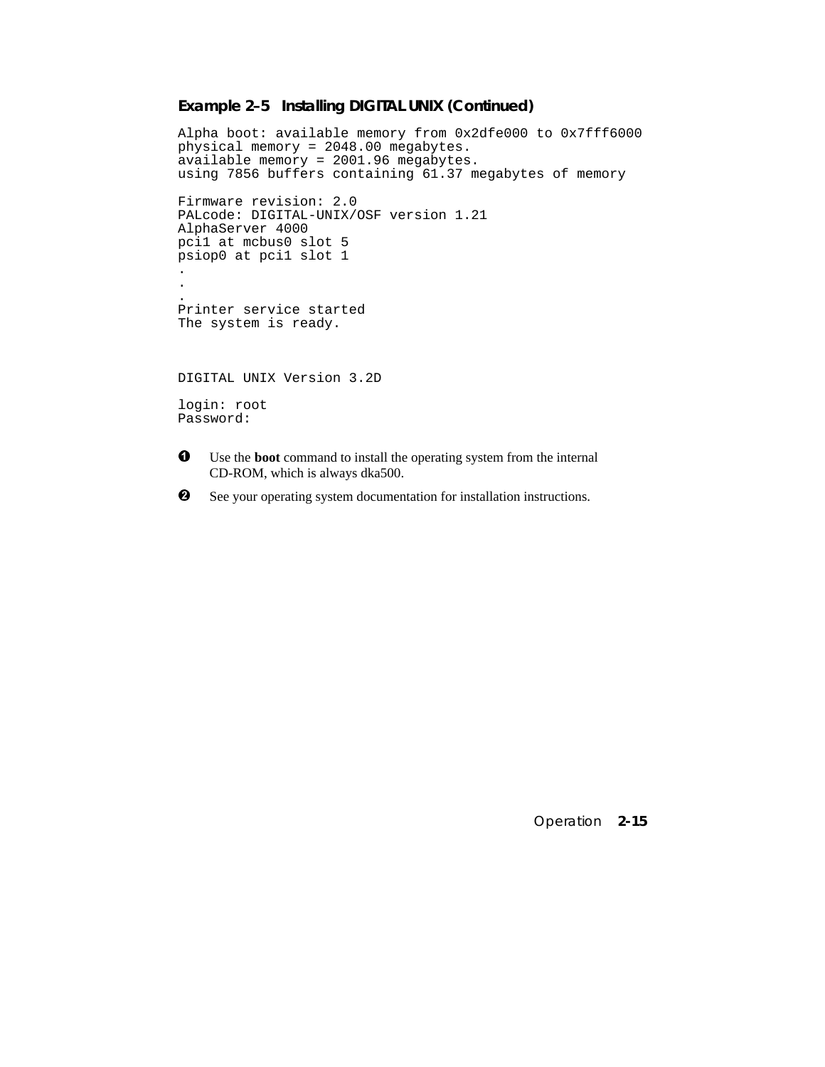**Example 2–5 Installing DIGITAL UNIX (Continued)**

```
Alpha boot: available memory from 0x2dfe000 to 0x7fff6000
physical memory = 2048.00 megabytes.
available memory = 2001.96 megabytes.
using 7856 buffers containing 61.37 megabytes of memory

Firmware revision: 2.0
PALcode: DIGITAL-UNIX/OSF version 1.21
AlphaServer 4000
pci1 at mcbus0 slot 5
psiop0 at pci1 slot 1
.
.
.
Printer service started
The system is ready.



DIGITAL UNIX Version 3.2D

login: root
Password:
```

❶ Use the **boot** command to install the operating system from the internal CD-ROM, which is always dka500.

❷ See your operating system documentation for installation instructions.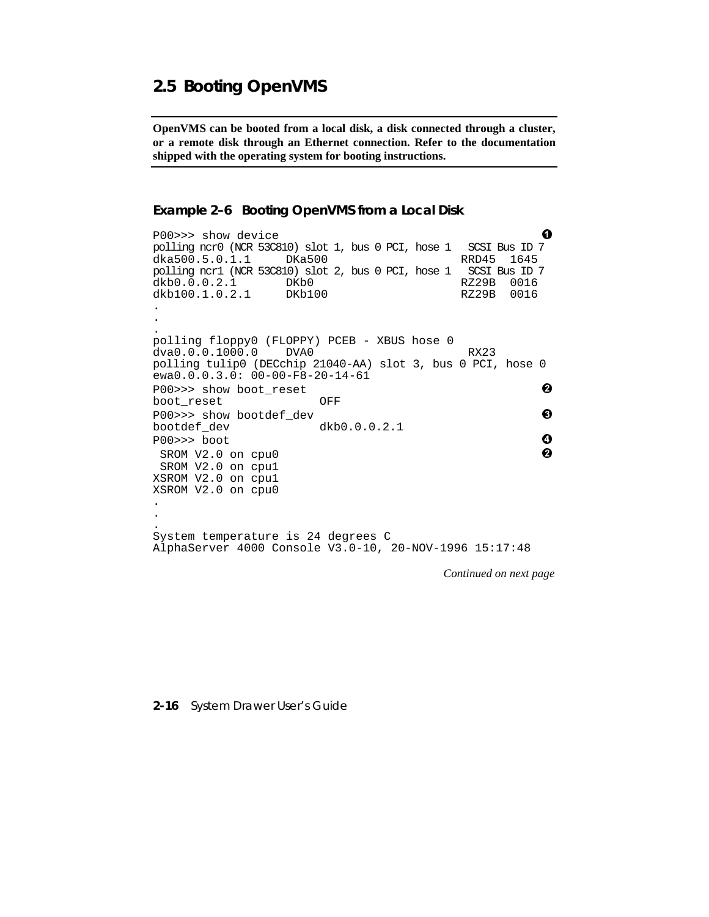## 2.5 Booting OpenVMS

**OpenVMS can be booted from a local disk, a disk connected through a cluster, or a remote disk through an Ethernet connection. Refer to the documentation shipped with the operating system for booting instructions.**

### Example 2–6 Booting OpenVMS from a Local Disk

```
P00>>> show device                                                ❶
polling ncr0 (NCR 53C810) slot 1, bus 0 PCI, hose 1   SCSI Bus ID 7
dka500.5.0.1.1     DKa500                    RRD45  1645
polling ncr1 (NCR 53C810) slot 2, bus 0 PCI, hose 1   SCSI Bus ID 7
dkb0.0.0.2.1       DKb0                      RZ29B  0016
dkb100.1.0.2.1     DKb100                    RZ29B  0016
.
.
.
polling floppy0 (FLOPPY) PCEB - XBUS hose 0
dva0.0.0.1000.0    DVA0                       RX23
polling tulip0 (DECchip 21040-AA) slot 3, bus 0 PCI, hose 0
ewa0.0.0.3.0: 00-00-F8-20-14-61
P00>>> show boot_reset                                            ❷
boot_reset              OFF
P00>>> show bootdef_dev                                           ❸
bootdef_dev             dkb0.0.0.2.1
P00>>> boot                                                       ❹
 SROM V2.0 on cpu0                                                ❷
 SROM V2.0 on cpu1
XSROM V2.0 on cpu1
XSROM V2.0 on cpu0
.
.
.
System temperature is 24 degrees C
AlphaServer 4000 Console V3.0-10, 20-NOV-1996 15:17:48
```

*Continued on next page*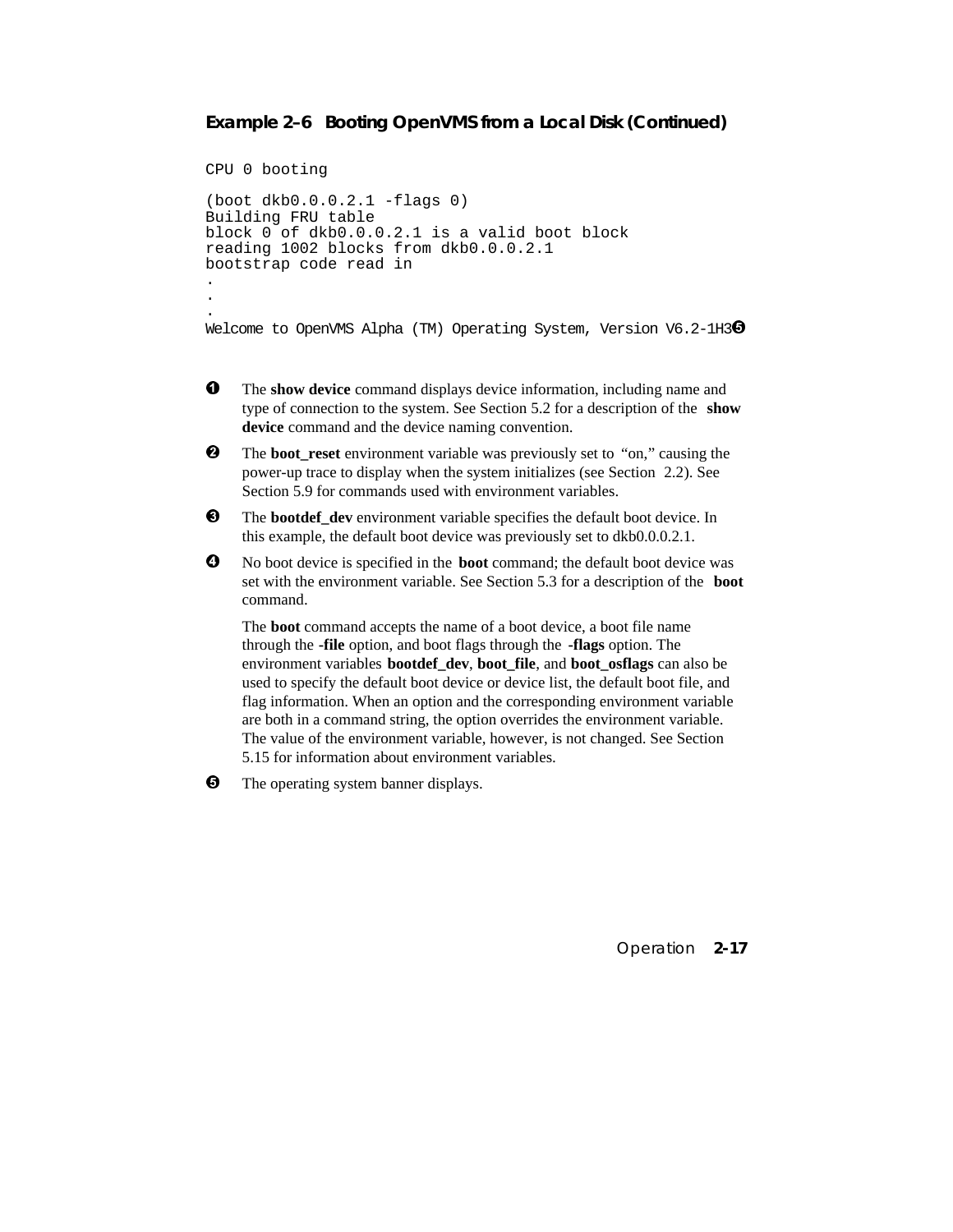**Example 2–6 Booting OpenVMS from a Local Disk (Continued)**

```
CPU 0 booting

(boot dkb0.0.0.2.1 -flags 0)
Building FRU table
block 0 of dkb0.0.0.2.1 is a valid boot block
reading 1002 blocks from dkb0.0.0.2.1
bootstrap code read in
.
.
.
Welcome to OpenVMS Alpha (TM) Operating System, Version V6.2-1H3❺
```

❶ The **show device** command displays device information, including name and type of connection to the system. See Section 5.2 for a description of the **show device** command and the device naming convention.

❷ The **boot_reset** environment variable was previously set to "on," causing the power-up trace to display when the system initializes (see Section 2.2). See Section 5.9 for commands used with environment variables.

❸ The **bootdef_dev** environment variable specifies the default boot device. In this example, the default boot device was previously set to dkb0.0.0.2.1.

❹ No boot device is specified in the **boot** command; the default boot device was set with the environment variable. See Section 5.3 for a description of the **boot** command.

The **boot** command accepts the name of a boot device, a boot file name through the **-file** option, and boot flags through the **-flags** option. The environment variables **bootdef_dev**, **boot_file**, and **boot_osflags** can also be used to specify the default boot device or device list, the default boot file, and flag information. When an option and the corresponding environment variable are both in a command string, the option overrides the environment variable. The value of the environment variable, however, is not changed. See Section 5.15 for information about environment variables.

❺ The operating system banner displays.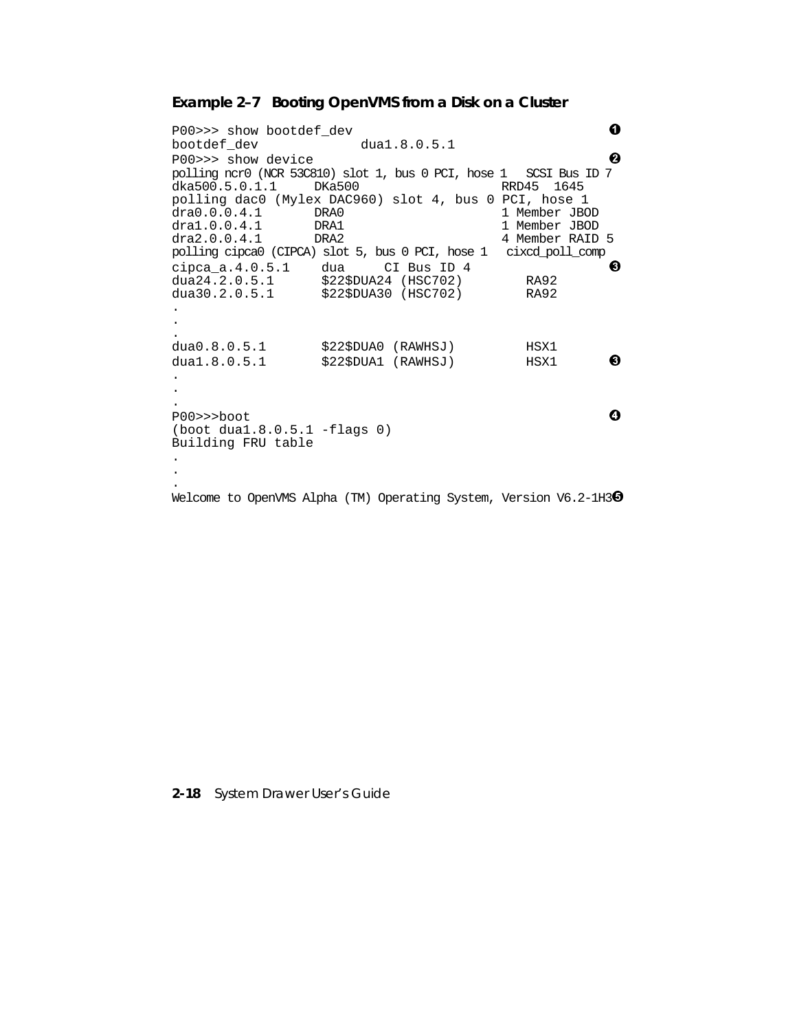**Example 2–7 Booting OpenVMS from a Disk on a Cluster**

```
P00>>> show bootdef_dev                                          ➊
bootdef_dev             dua1.8.0.5.1
P00>>> show device                                               ➋
polling ncr0 (NCR 53C810) slot 1, bus 0 PCI, hose 1   SCSI Bus ID 7
dka500.5.0.1.1     DKa500                    RRD45  1645
polling dac0 (Mylex DAC960) slot 4, bus 0 PCI, hose 1
dra0.0.0.4.1       DRA0                      1 Member JBOD
dra1.0.0.4.1       DRA1                      1 Member JBOD
dra2.0.0.4.1       DRA2                      4 Member RAID 5
polling cipca0 (CIPCA) slot 5, bus 0 PCI, hose 1   cixcd_poll_comp
cipca_a.4.0.5.1    dua     CI Bus ID 4                           ➌
dua24.2.0.5.1      $22$DUA24 (HSC702)        RA92
dua30.2.0.5.1      $22$DUA30 (HSC702)        RA92
.
.
.
dua0.8.0.5.1       $22$DUA0 (RAWHSJ)         HSX1
dua1.8.0.5.1       $22$DUA1 (RAWHSJ)         HSX1            ➌
.
.
.
P00>>>boot                                                       ➍
(boot dua1.8.0.5.1 -flags 0)
Building FRU table
.
.
.
Welcome to OpenVMS Alpha (TM) Operating System, Version V6.2-1H3➎
```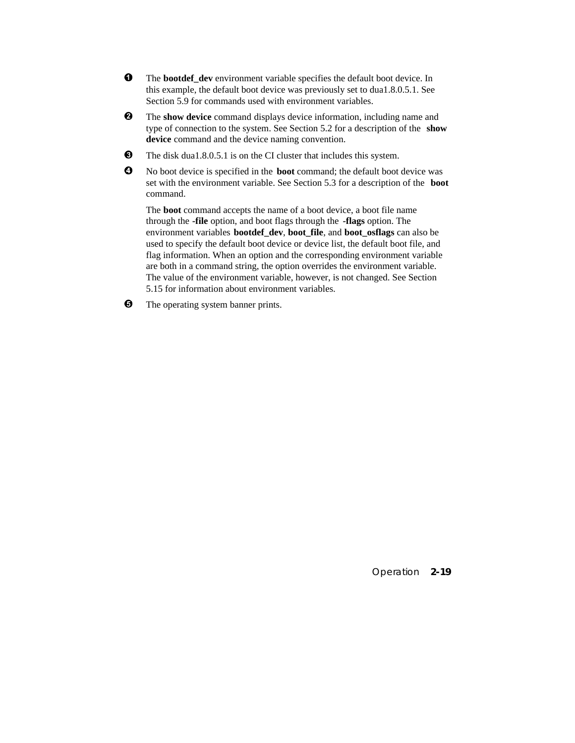❶ The **bootdef_dev** environment variable specifies the default boot device. In this example, the default boot device was previously set to dua1.8.0.5.1. See Section 5.9 for commands used with environment variables.

❷ The **show device** command displays device information, including name and type of connection to the system. See Section 5.2 for a description of the **show device** command and the device naming convention.

❸ The disk dua1.8.0.5.1 is on the CI cluster that includes this system.

❹ No boot device is specified in the **boot** command; the default boot device was set with the environment variable. See Section 5.3 for a description of the **boot** command.

The **boot** command accepts the name of a boot device, a boot file name through the **-file** option, and boot flags through the **-flags** option. The environment variables **bootdef_dev**, **boot_file**, and **boot_osflags** can also be used to specify the default boot device or device list, the default boot file, and flag information. When an option and the corresponding environment variable are both in a command string, the option overrides the environment variable. The value of the environment variable, however, is not changed. See Section 5.15 for information about environment variables.

❺ The operating system banner prints.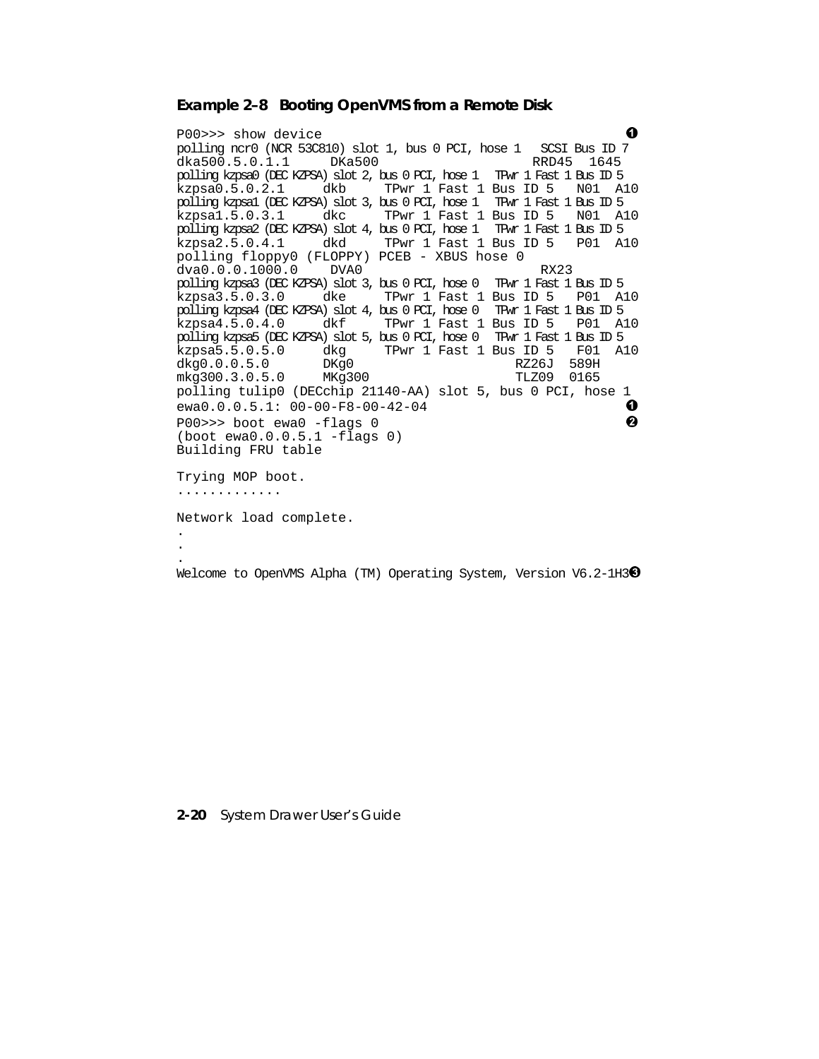**Example 2–8 Booting OpenVMS from a Remote Disk**

```
P00>>> show device                                             ❶
polling ncr0 (NCR 53C810) slot 1, bus 0 PCI, hose 1   SCSI Bus ID 7
dka500.5.0.1.1      DKa500                    RRD45  1645
polling kzpsa0 (DEC KZPSA) slot 2, bus 0 PCI, hose 1   TPwr 1 Fast 1 Bus ID 5
kzpsa0.5.0.2.1     dkb     TPwr 1 Fast 1 Bus ID 5   N01  A10
polling kzpsa1 (DEC KZPSA) slot 3, bus 0 PCI, hose 1   TPwr 1 Fast 1 Bus ID 5
kzpsa1.5.0.3.1     dkc     TPwr 1 Fast 1 Bus ID 5   N01  A10
polling kzpsa2 (DEC KZPSA) slot 4, bus 0 PCI, hose 1   TPwr 1 Fast 1 Bus ID 5
kzpsa2.5.0.4.1     dkd     TPwr 1 Fast 1 Bus ID 5   P01  A10
polling floppy0 (FLOPPY) PCEB - XBUS hose 0
dva0.0.0.1000.0    DVA0                        RX23
polling kzpsa3 (DEC KZPSA) slot 3, bus 0 PCI, hose 0   TPwr 1 Fast 1 Bus ID 5
kzpsa3.5.0.3.0     dke     TPwr 1 Fast 1 Bus ID 5   P01  A10
polling kzpsa4 (DEC KZPSA) slot 4, bus 0 PCI, hose 0   TPwr 1 Fast 1 Bus ID 5
kzpsa4.5.0.4.0     dkf     TPwr 1 Fast 1 Bus ID 5   P01  A10
polling kzpsa5 (DEC KZPSA) slot 5, bus 0 PCI, hose 0   TPwr 1 Fast 1 Bus ID 5
kzpsa5.5.0.5.0     dkg     TPwr 1 Fast 1 Bus ID 5   F01  A10
dkg0.0.0.5.0       DKg0                     RZ26J  589H
mkg300.3.0.5.0     MKg300                   TLZ09  0165
polling tulip0 (DECchip 21140-AA) slot 5, bus 0 PCI, hose 1
ewa0.0.0.5.1: 00-00-F8-00-42-04                                ❶
P00>>> boot ewa0 -flags 0                                      ❷
(boot ewa0.0.0.5.1 -flags 0)
Building FRU table

Trying MOP boot.
.............

Network load complete.
.
.
.
Welcome to OpenVMS Alpha (TM) Operating System, Version V6.2-1H3❸
```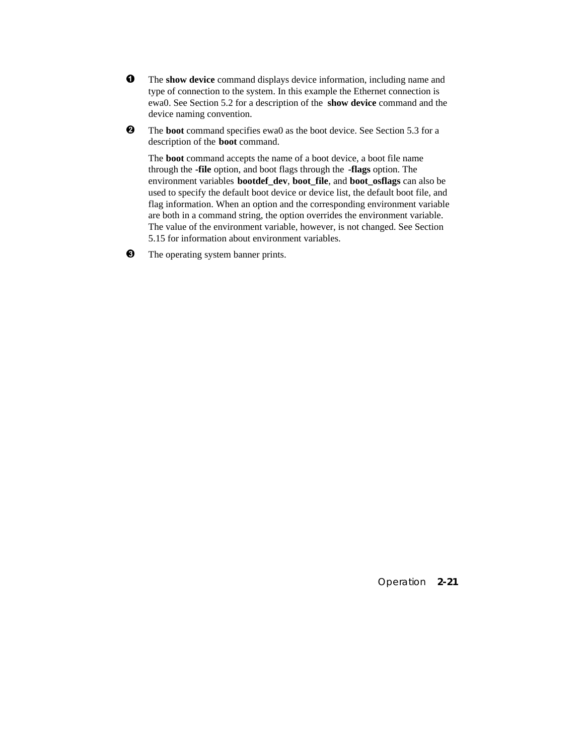❶ The **show device** command displays device information, including name and type of connection to the system. In this example the Ethernet connection is ewa0. See Section 5.2 for a description of the **show device** command and the device naming convention.

❷ The **boot** command specifies ewa0 as the boot device. See Section 5.3 for a description of the **boot** command.

The **boot** command accepts the name of a boot device, a boot file name through the **-file** option, and boot flags through the **-flags** option. The environment variables **bootdef_dev**, **boot_file**, and **boot_osflags** can also be used to specify the default boot device or device list, the default boot file, and flag information. When an option and the corresponding environment variable are both in a command string, the option overrides the environment variable. The value of the environment variable, however, is not changed. See Section 5.15 for information about environment variables.

❸ The operating system banner prints.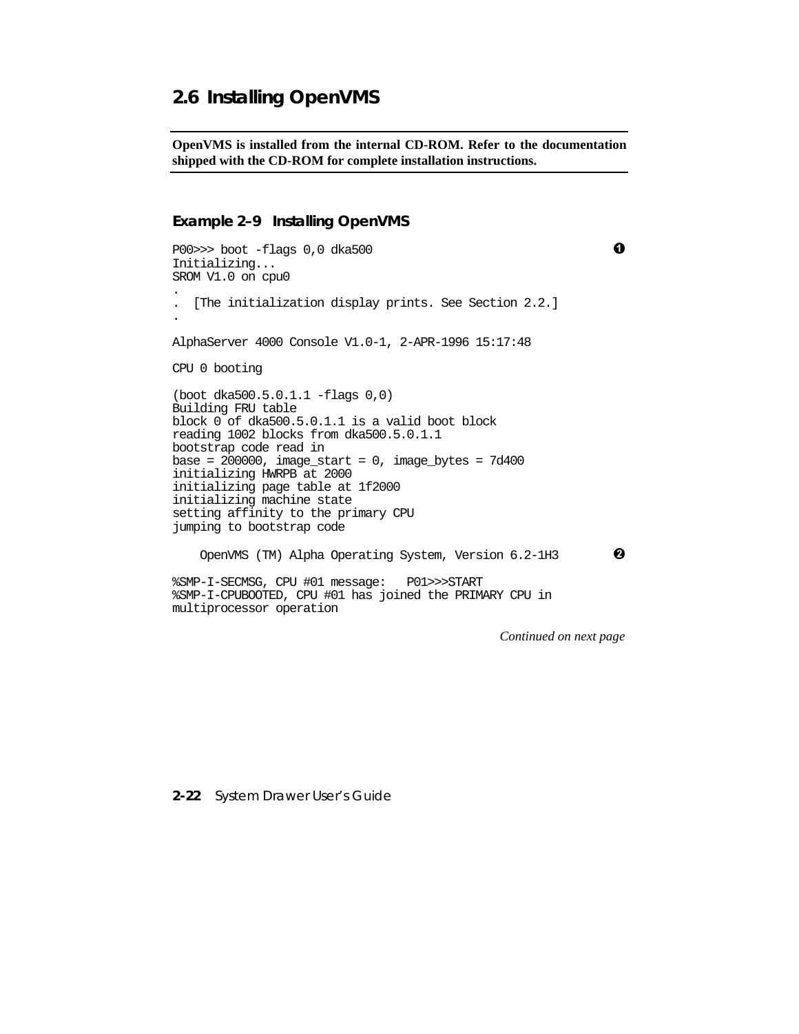## 2.6 Installing OpenVMS

---

**OpenVMS is installed from the internal CD-ROM. Refer to the documentation shipped with the CD-ROM for complete installation instructions.**

---

### Example 2–9 Installing OpenVMS

```
P00>>> boot -flags 0,0 dka500                                          ❶
Initializing...
SROM V1.0 on cpu0
.
.  [The initialization display prints. See Section 2.2.]
.

AlphaServer 4000 Console V1.0-1, 2-APR-1996 15:17:48

CPU 0 booting

(boot dka500.5.0.1.1 -flags 0,0)
Building FRU table
block 0 of dka500.5.0.1.1 is a valid boot block
reading 1002 blocks from dka500.5.0.1.1
bootstrap code read in
base = 200000, image_start = 0, image_bytes = 7d400
initializing HWRPB at 2000
initializing page table at 1f2000
initializing machine state
setting affinity to the primary CPU
jumping to bootstrap code

    OpenVMS (TM) Alpha Operating System, Version 6.2-1H3               ❷

%SMP-I-SECMSG, CPU #01 message:   P01>>>START
%SMP-I-CPUBOOTED, CPU #01 has joined the PRIMARY CPU in
multiprocessor operation
```

*Continued on next page*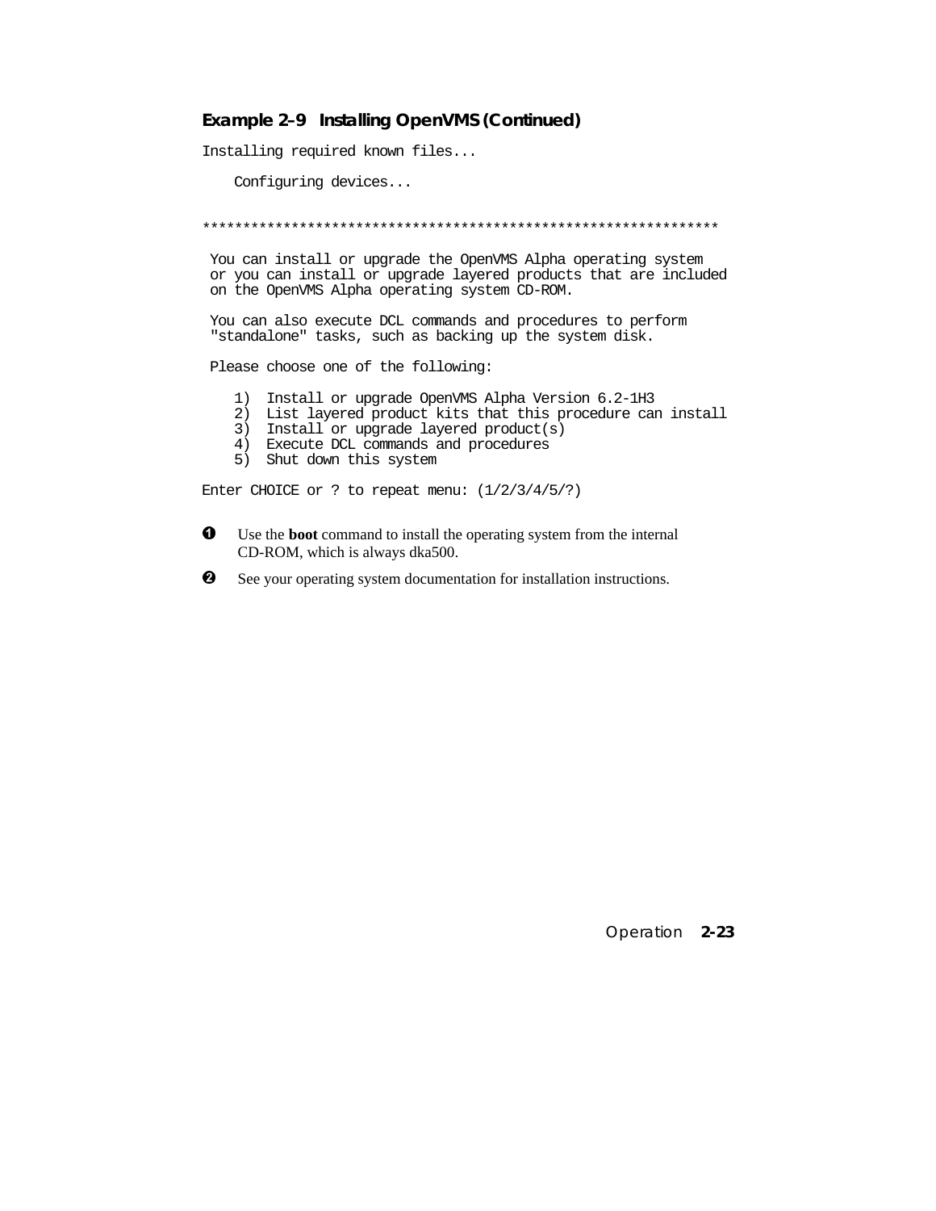**Example 2–9 Installing OpenVMS (Continued)**

```
Installing required known files...

    Configuring devices...


****************************************************************

 You can install or upgrade the OpenVMS Alpha operating system
 or you can install or upgrade layered products that are included
 on the OpenVMS Alpha operating system CD-ROM.

 You can also execute DCL commands and procedures to perform
 "standalone" tasks, such as backing up the system disk.

 Please choose one of the following:

    1)  Install or upgrade OpenVMS Alpha Version 6.2-1H3
    2)  List layered product kits that this procedure can install
    3)  Install or upgrade layered product(s)
    4)  Execute DCL commands and procedures
    5)  Shut down this system

Enter CHOICE or ? to repeat menu: (1/2/3/4/5/?)
```

❶ Use the **boot** command to install the operating system from the internal CD-ROM, which is always dka500.

❷ See your operating system documentation for installation instructions.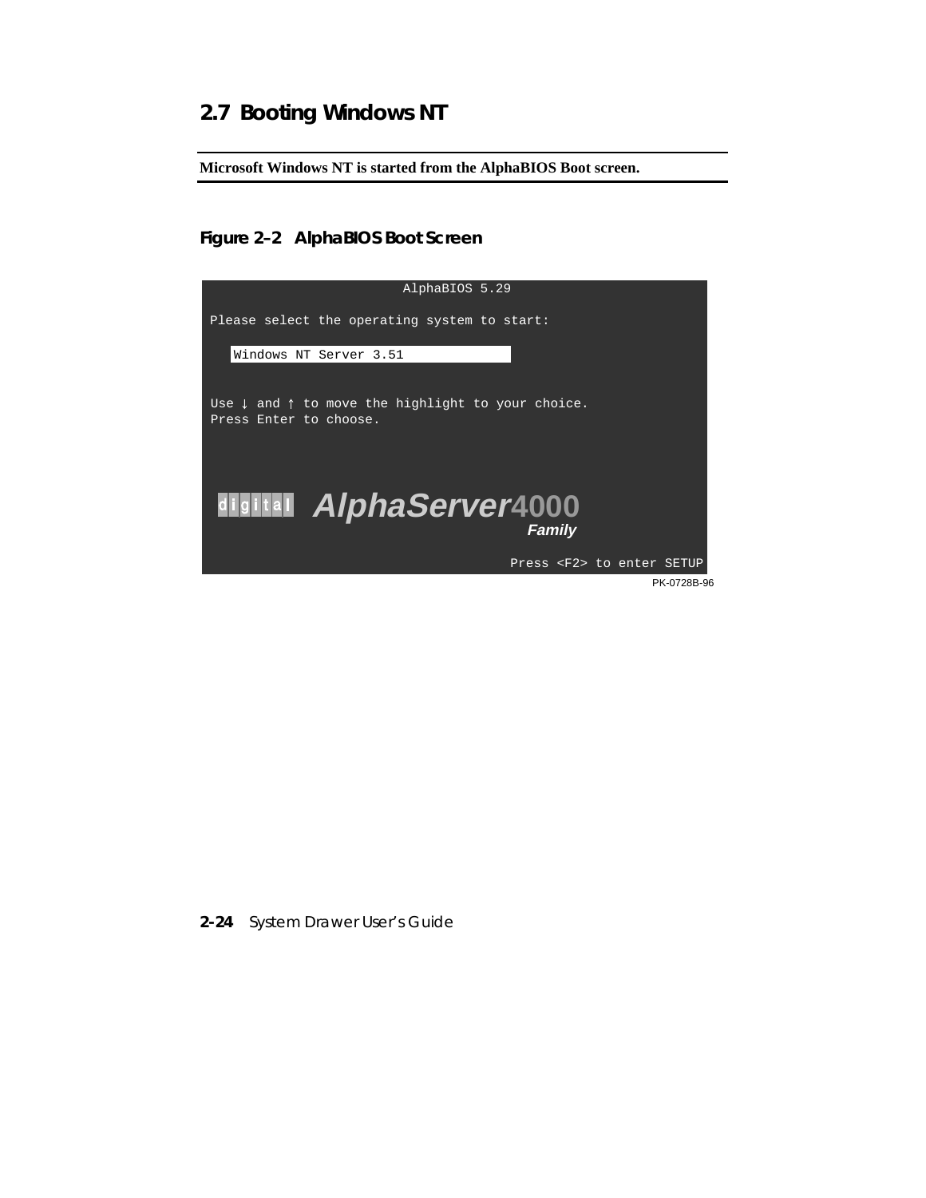## 2.7 Booting Windows NT

**Microsoft Windows NT is started from the AlphaBIOS Boot screen.**

### Figure 2–2 AlphaBIOS Boot Screen

```
                        AlphaBIOS 5.29

Please select the operating system to start:

   Windows NT Server 3.51


Use ↓ and ↑ to move the highlight to your choice.
Press Enter to choose.



 digital  AlphaServer4000
                     Family

                                  Press <F2> to enter SETUP
```

PK-0728B-96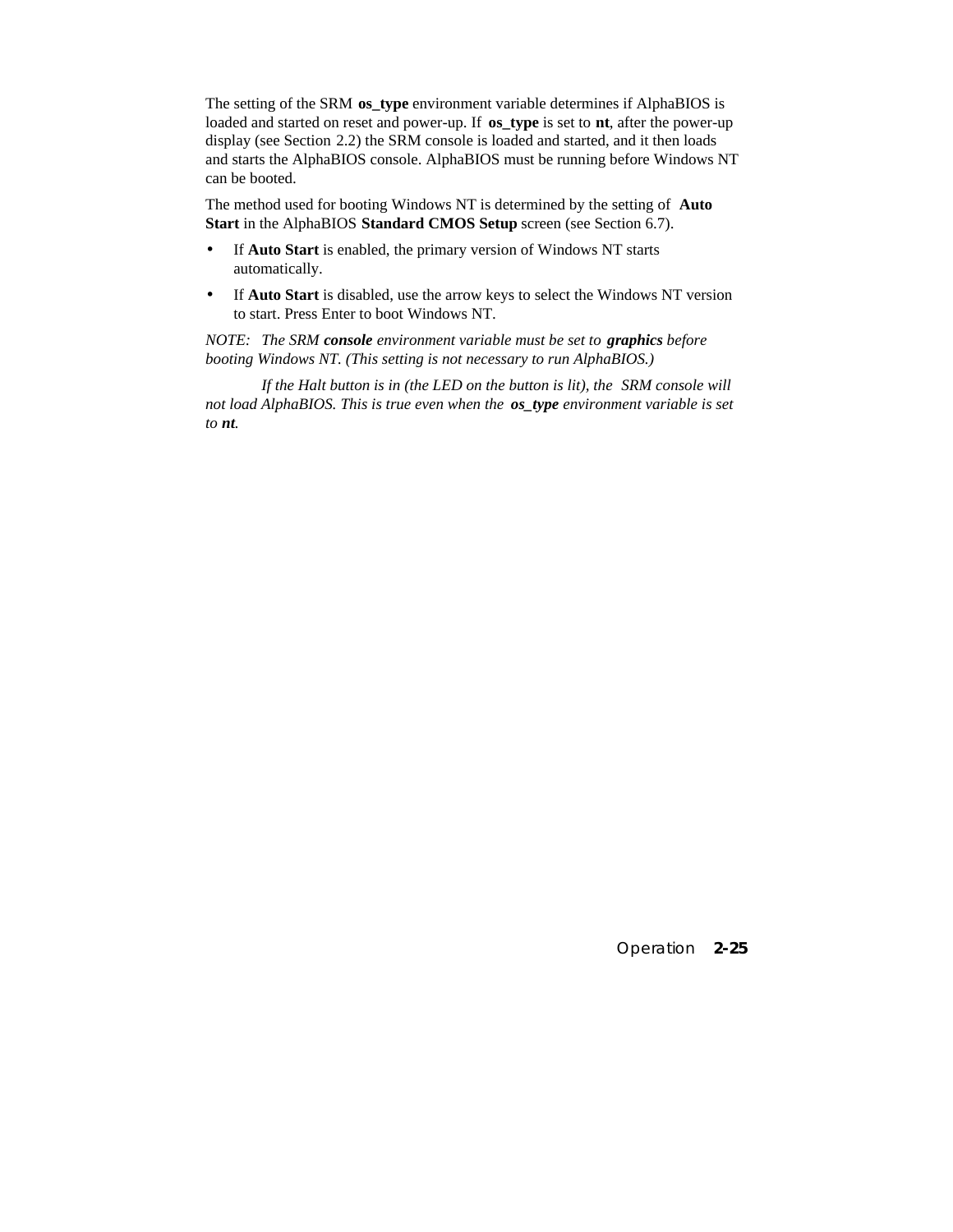The setting of the SRM **os_type** environment variable determines if AlphaBIOS is loaded and started on reset and power-up. If **os_type** is set to **nt**, after the power-up display (see Section 2.2) the SRM console is loaded and started, and it then loads and starts the AlphaBIOS console. AlphaBIOS must be running before Windows NT can be booted.

The method used for booting Windows NT is determined by the setting of **Auto Start** in the AlphaBIOS **Standard CMOS Setup** screen (see Section 6.7).

- If **Auto Start** is enabled, the primary version of Windows NT starts automatically.
- If **Auto Start** is disabled, use the arrow keys to select the Windows NT version to start. Press Enter to boot Windows NT.

*NOTE: The SRM* ***console*** *environment variable must be set to* ***graphics*** *before booting Windows NT. (This setting is not necessary to run AlphaBIOS.)*

*If the Halt button is in (the LED on the button is lit), the SRM console will not load AlphaBIOS. This is true even when the* ***os_type*** *environment variable is set to* ***nt****.*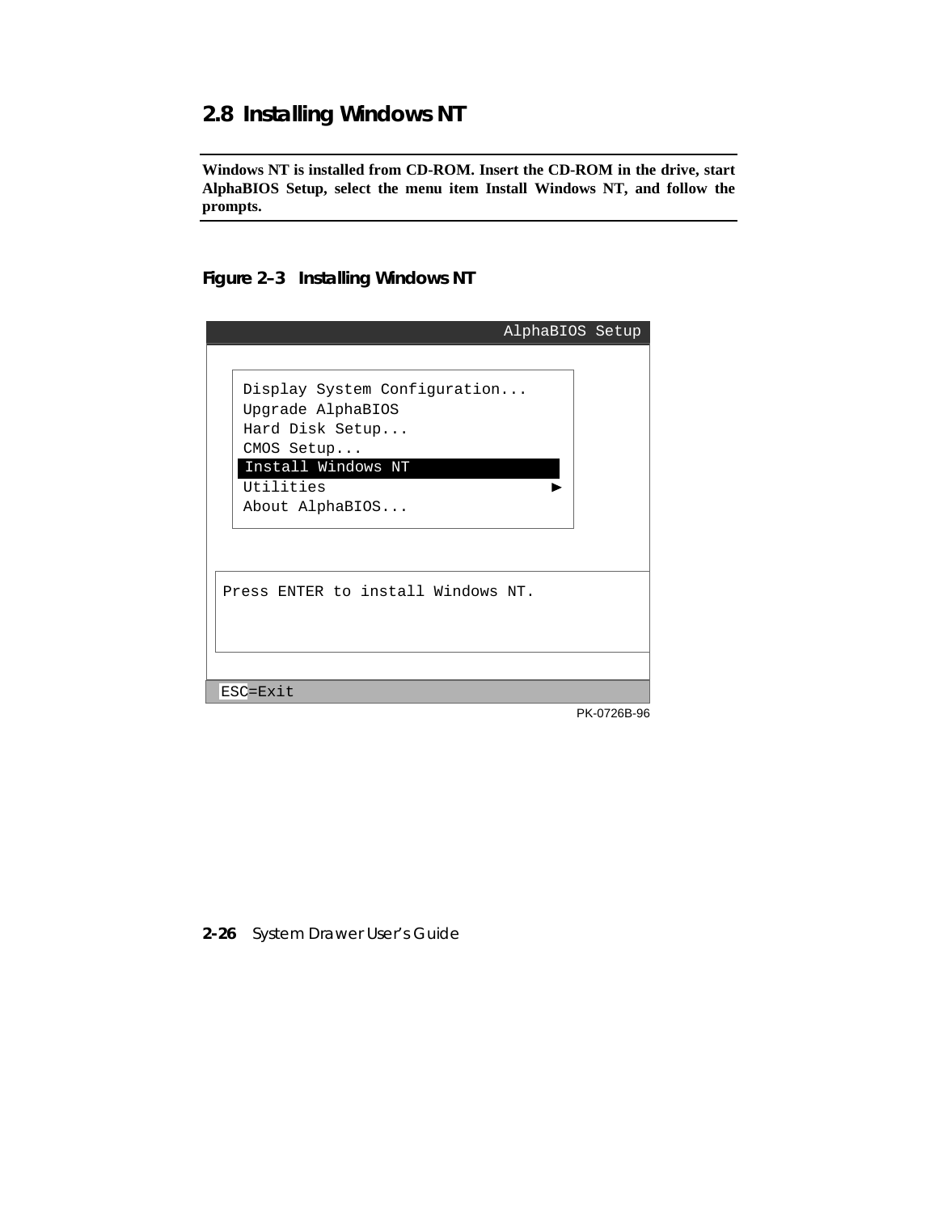## 2.8 Installing Windows NT

**Windows NT is installed from CD-ROM. Insert the CD-ROM in the drive, start AlphaBIOS Setup, select the menu item Install Windows NT, and follow the prompts.**

**Figure 2–3 Installing Windows NT**

```
                                    AlphaBIOS Setup

    Display System Configuration...
    Upgrade AlphaBIOS
    Hard Disk Setup...
    CMOS Setup...
    Install Windows NT
    Utilities                           ►
    About AlphaBIOS...

  Press ENTER to install Windows NT.

 ESC=Exit
```

PK-0726B-96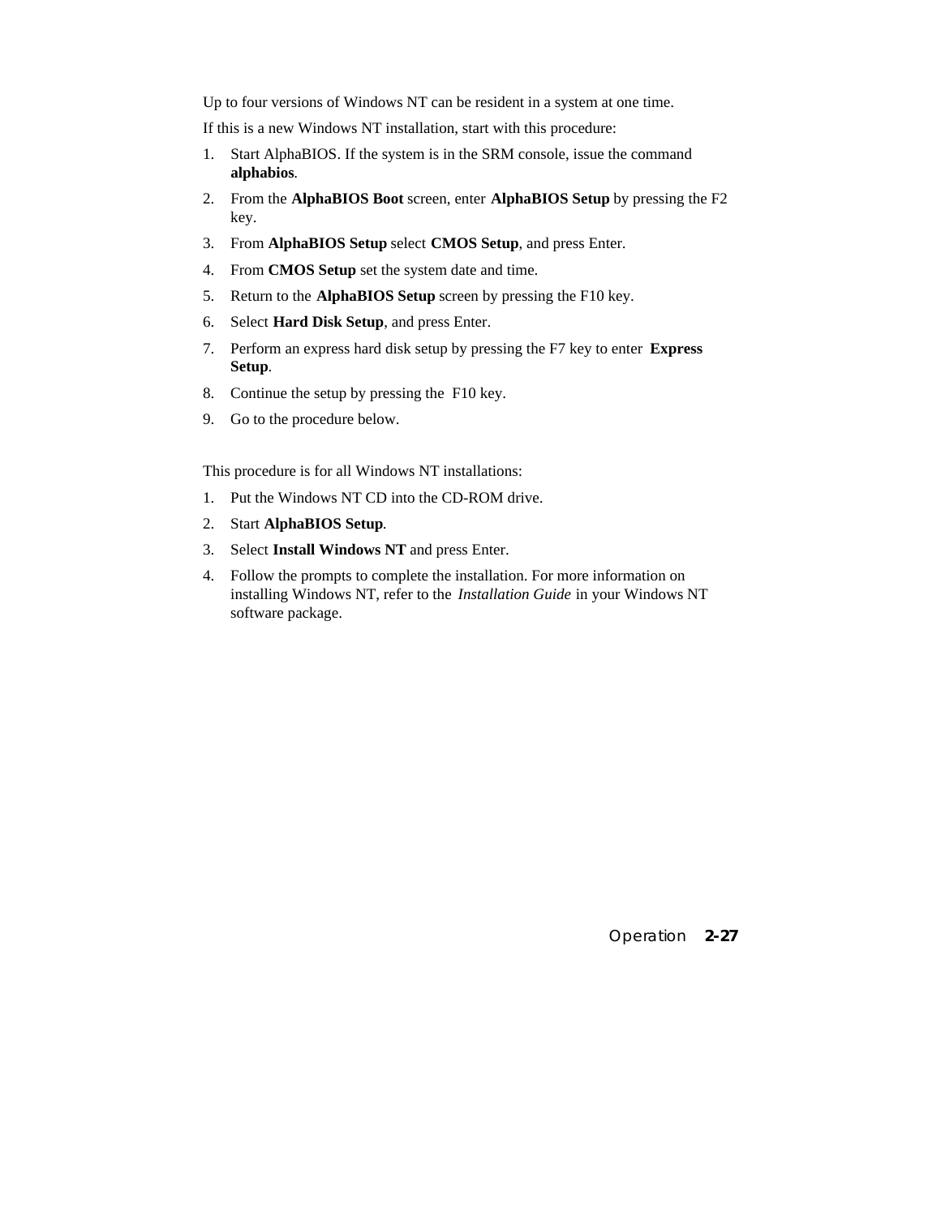Up to four versions of Windows NT can be resident in a system at one time.

If this is a new Windows NT installation, start with this procedure:

1. Start AlphaBIOS. If the system is in the SRM console, issue the command **alphabios**.
2. From the **AlphaBIOS Boot** screen, enter **AlphaBIOS Setup** by pressing the F2 key.
3. From **AlphaBIOS Setup** select **CMOS Setup**, and press Enter.
4. From **CMOS Setup** set the system date and time.
5. Return to the **AlphaBIOS Setup** screen by pressing the F10 key.
6. Select **Hard Disk Setup**, and press Enter.
7. Perform an express hard disk setup by pressing the F7 key to enter **Express Setup**.
8. Continue the setup by pressing the F10 key.
9. Go to the procedure below.

This procedure is for all Windows NT installations:

1. Put the Windows NT CD into the CD-ROM drive.
2. Start **AlphaBIOS Setup**.
3. Select **Install Windows NT** and press Enter.
4. Follow the prompts to complete the installation. For more information on installing Windows NT, refer to the *Installation Guide* in your Windows NT software package.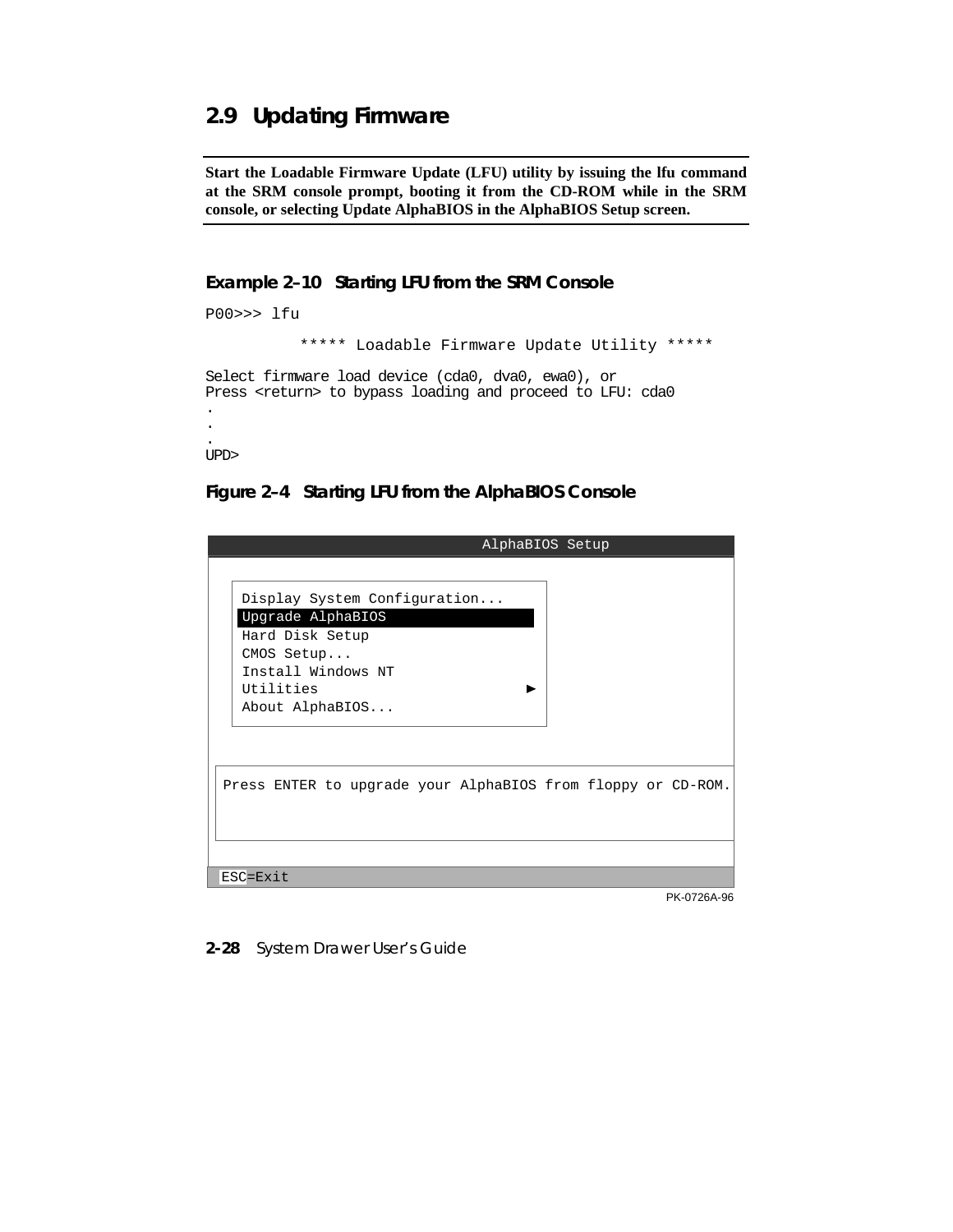## 2.9 Updating Firmware

**Start the Loadable Firmware Update (LFU) utility by issuing the lfu command at the SRM console prompt, booting it from the CD-ROM while in the SRM console, or selecting Update AlphaBIOS in the AlphaBIOS Setup screen.**

### Example 2–10 Starting LFU from the SRM Console

```
P00>>> lfu

          ***** Loadable Firmware Update Utility *****

Select firmware load device (cda0, dva0, ewa0), or
Press <return> to bypass loading and proceed to LFU: cda0
.
.
.
UPD>
```

### Figure 2–4 Starting LFU from the AlphaBIOS Console

```
                                AlphaBIOS Setup

   Display System Configuration...
   Upgrade AlphaBIOS
   Hard Disk Setup
   CMOS Setup...
   Install Windows NT
   Utilities                          ►
   About AlphaBIOS...

 Press ENTER to upgrade your AlphaBIOS from floppy or CD-ROM.

 ESC=Exit
```

PK-0726A-96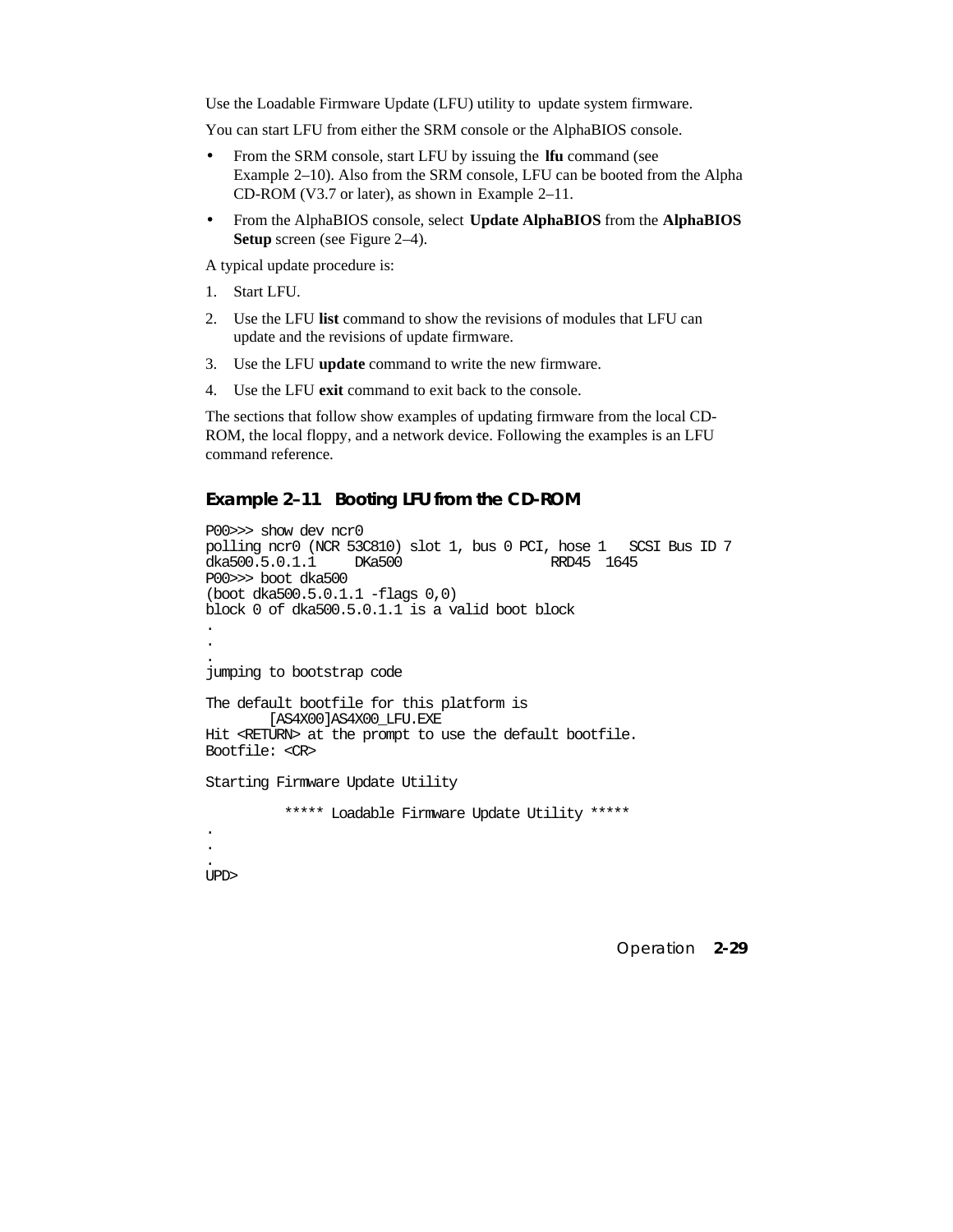Use the Loadable Firmware Update (LFU) utility to update system firmware.

You can start LFU from either the SRM console or the AlphaBIOS console.

- From the SRM console, start LFU by issuing the **lfu** command (see Example 2–10). Also from the SRM console, LFU can be booted from the Alpha CD-ROM (V3.7 or later), as shown in Example 2–11.
- From the AlphaBIOS console, select **Update AlphaBIOS** from the **AlphaBIOS Setup** screen (see Figure 2–4).

A typical update procedure is:

1. Start LFU.
2. Use the LFU **list** command to show the revisions of modules that LFU can update and the revisions of update firmware.
3. Use the LFU **update** command to write the new firmware.
4. Use the LFU **exit** command to exit back to the console.

The sections that follow show examples of updating firmware from the local CD-ROM, the local floppy, and a network device. Following the examples is an LFU command reference.

### Example 2–11 Booting LFU from the CD-ROM

```
P00>>> show dev ncr0
polling ncr0 (NCR 53C810) slot 1, bus 0 PCI, hose 1   SCSI Bus ID 7
dka500.5.0.1.1     DKa500                  RRD45  1645
P00>>> boot dka500
(boot dka500.5.0.1.1 -flags 0,0)
block 0 of dka500.5.0.1.1 is a valid boot block
.
.
.
jumping to bootstrap code

The default bootfile for this platform is
       [AS4X00]AS4X00_LFU.EXE
Hit <RETURN> at the prompt to use the default bootfile.
Bootfile: <CR>

Starting Firmware Update Utility

          ***** Loadable Firmware Update Utility *****
.
.
.
UPD>
```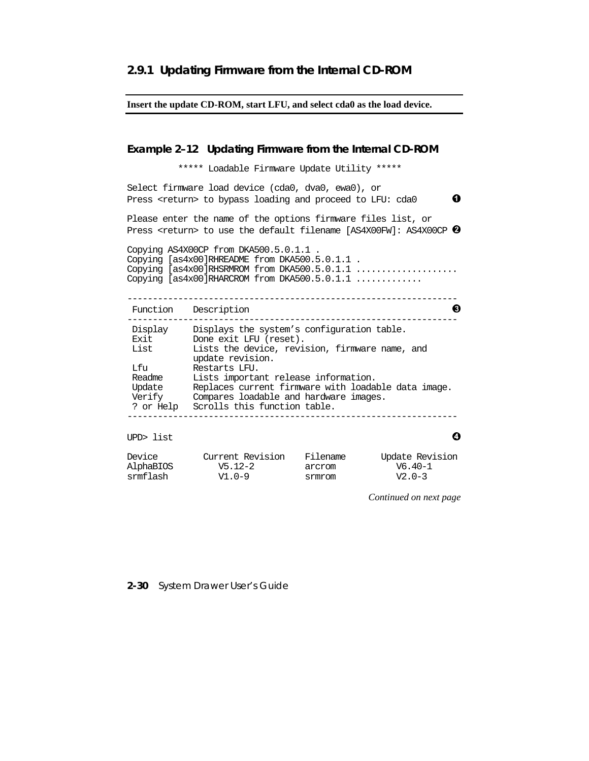### 2.9.1 Updating Firmware from the Internal CD-ROM

---

**Insert the update CD-ROM, start LFU, and select cda0 as the load device.**

---

#### Example 2–12 Updating Firmware from the Internal CD-ROM

```
         ***** Loadable Firmware Update Utility *****

Select firmware load device (cda0, dva0, ewa0), or
Press <return> to bypass loading and proceed to LFU: cda0        ❶

Please enter the name of the options firmware files list, or
Press <return> to use the default filename [AS4X00FW]: AS4X00CP ❷

Copying AS4X00CP from DKA500.5.0.1.1 .
Copying [as4x00]RHREADME from DKA500.5.0.1.1 .
Copying [as4x00]RHSRMROM from DKA500.5.0.1.1 ....................
Copying [as4x00]RHARCROM from DKA500.5.0.1.1 .............

-----------------------------------------------------------------
 Function    Description                                         ❸
-----------------------------------------------------------------
 Display     Displays the system's configuration table.
 Exit        Done exit LFU (reset).
 List        Lists the device, revision, firmware name, and
             update revision.
 Lfu         Restarts LFU.
 Readme      Lists important release information.
 Update      Replaces current firmware with loadable data image.
 Verify      Compares loadable and hardware images.
 ? or Help   Scrolls this function table.
-----------------------------------------------------------------

UPD> list                                                        ❹

Device         Current Revision    Filename       Update Revision
AlphaBIOS         V5.12-2          arcrom            V6.40-1
srmflash          V1.0-9           srmrom            V2.0-3
```

*Continued on next page*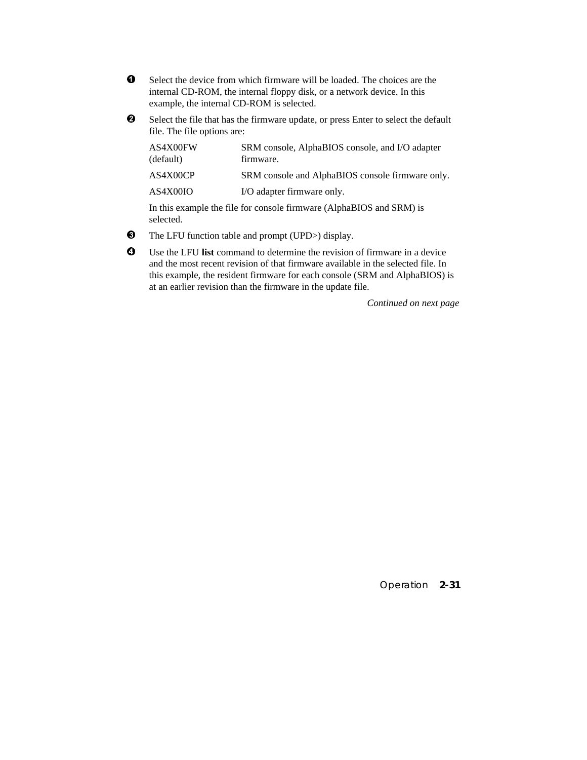❶ Select the device from which firmware will be loaded. The choices are the internal CD-ROM, the internal floppy disk, or a network device. In this example, the internal CD-ROM is selected.

❷ Select the file that has the firmware update, or press Enter to select the default file. The file options are:

| | |
|---|---|
| AS4X00FW (default) | SRM console, AlphaBIOS console, and I/O adapter firmware. |
| AS4X00CP | SRM console and AlphaBIOS console firmware only. |
| AS4X00IO | I/O adapter firmware only. |

In this example the file for console firmware (AlphaBIOS and SRM) is selected.

❸ The LFU function table and prompt (UPD>) display.

❹ Use the LFU **list** command to determine the revision of firmware in a device and the most recent revision of that firmware available in the selected file. In this example, the resident firmware for each console (SRM and AlphaBIOS) is at an earlier revision than the firmware in the update file.

*Continued on next page*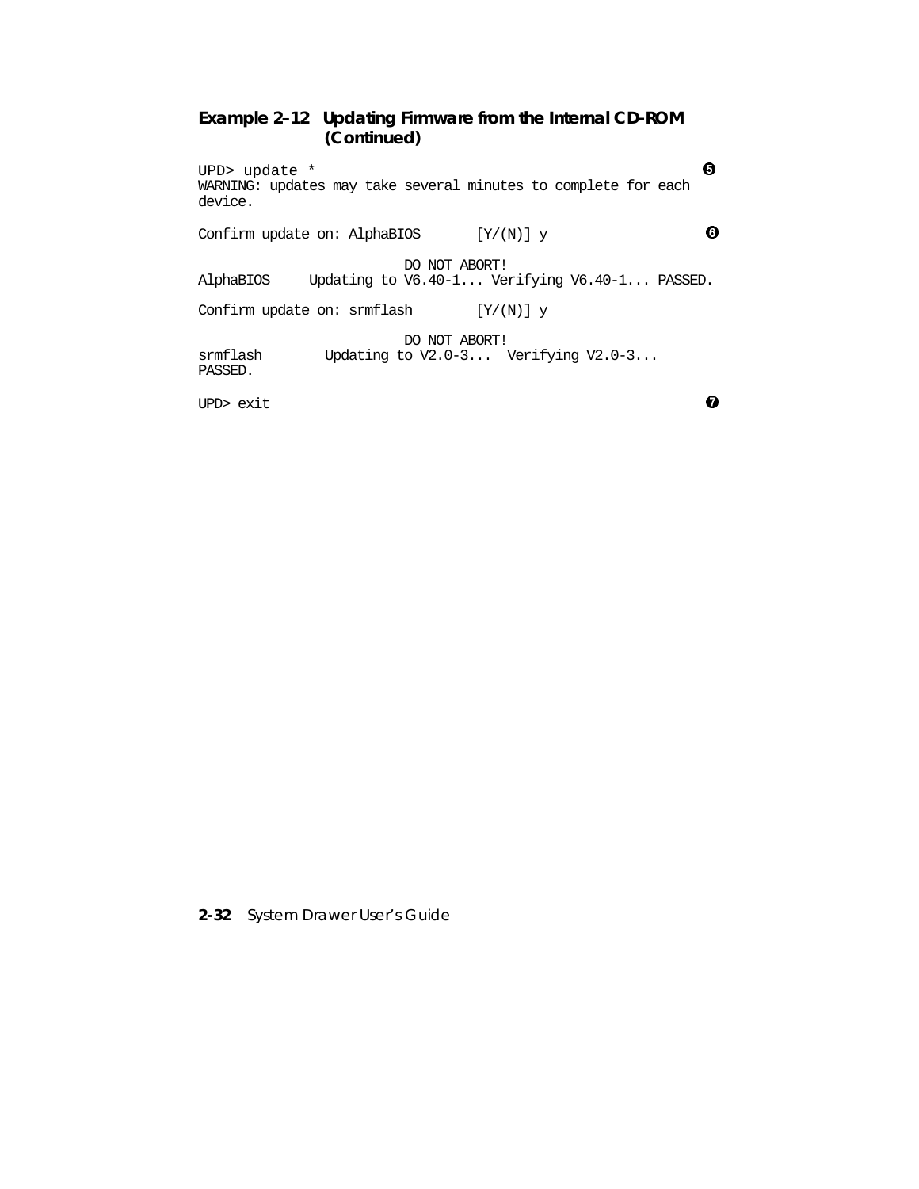**Example 2–12 Updating Firmware from the Internal CD-ROM (Continued)**

```
UPD> update *                                                         ❺
WARNING: updates may take several minutes to complete for each
device.

Confirm update on: AlphaBIOS       [Y/(N)] y                          ❻

                          DO NOT ABORT!
AlphaBIOS     Updating to V6.40-1... Verifying V6.40-1... PASSED.

Confirm update on: srmflash        [Y/(N)] y

                          DO NOT ABORT!
srmflash        Updating to V2.0-3...  Verifying V2.0-3...
PASSED.

UPD> exit                                                             ❼
```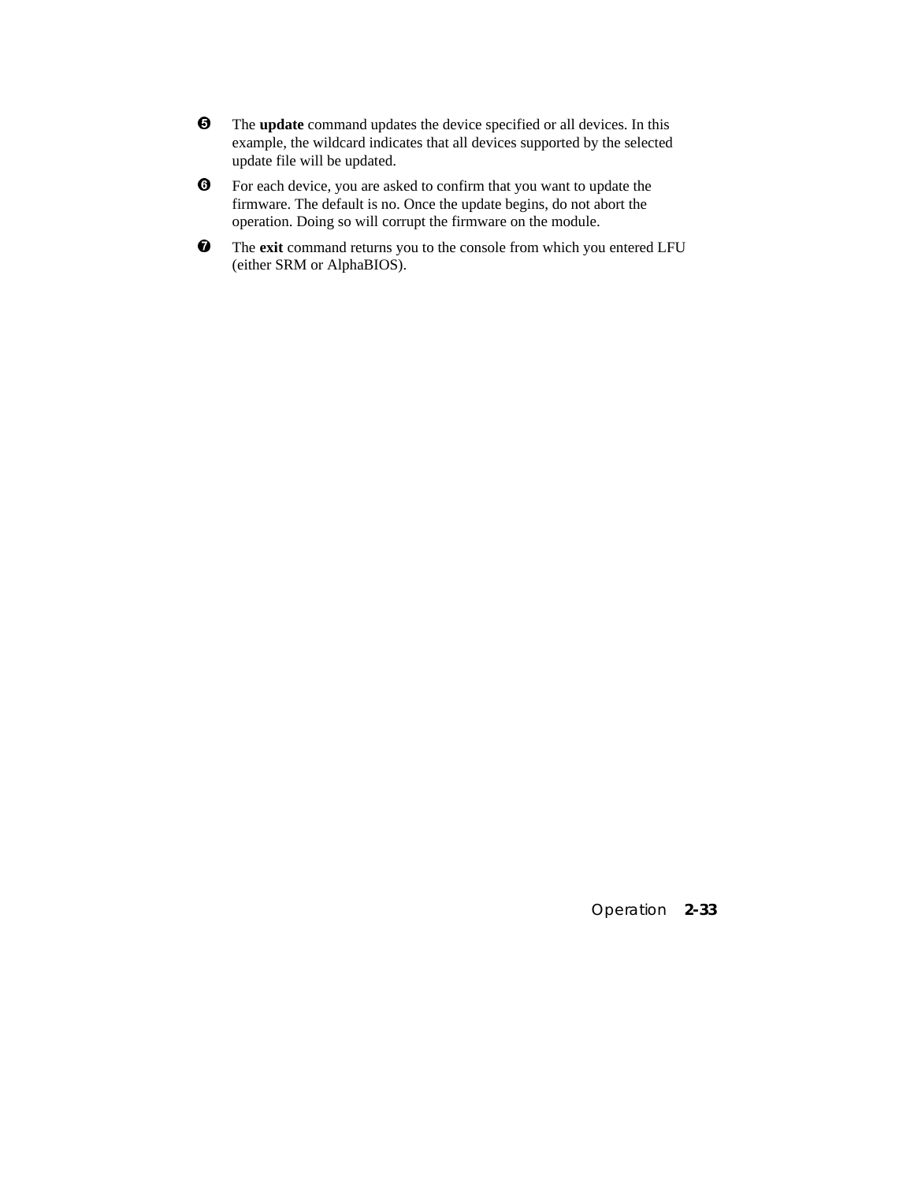❺ The **update** command updates the device specified or all devices. In this example, the wildcard indicates that all devices supported by the selected update file will be updated.

❻ For each device, you are asked to confirm that you want to update the firmware. The default is no. Once the update begins, do not abort the operation. Doing so will corrupt the firmware on the module.

❼ The **exit** command returns you to the console from which you entered LFU (either SRM or AlphaBIOS).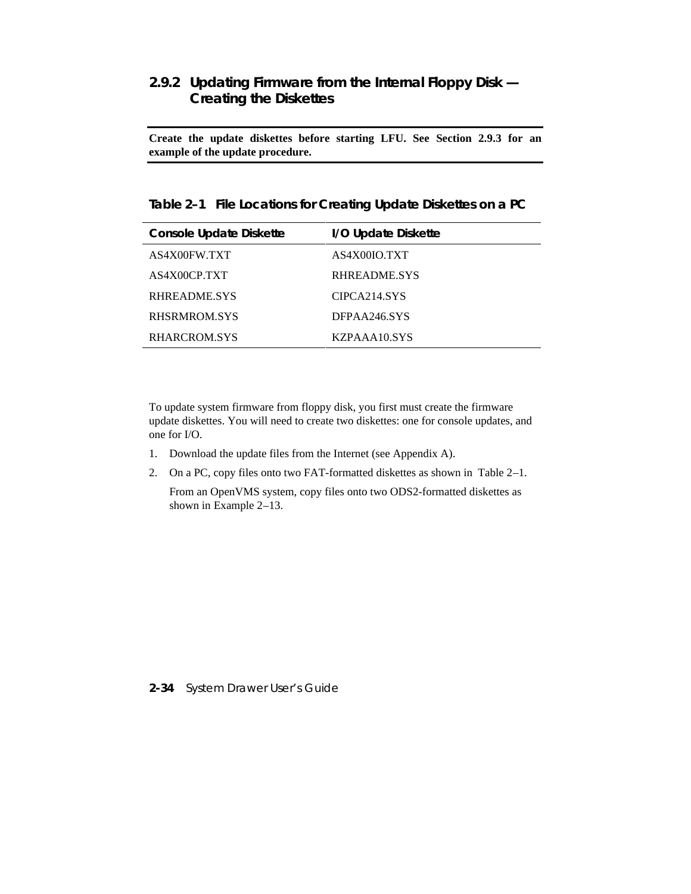### 2.9.2 Updating Firmware from the Internal Floppy Disk — Creating the Diskettes

---

**Create the update diskettes before starting LFU. See Section 2.9.3 for an example of the update procedure.**

---

**Table 2–1 File Locations for Creating Update Diskettes on a PC**

| Console Update Diskette | I/O Update Diskette |
|---|---|
| AS4X00FW.TXT | AS4X00IO.TXT |
| AS4X00CP.TXT | RHREADME.SYS |
| RHREADME.SYS | CIPCA214.SYS |
| RHSRMROM.SYS | DFPAA246.SYS |
| RHARCROM.SYS | KZPAAA10.SYS |

To update system firmware from floppy disk, you first must create the firmware update diskettes. You will need to create two diskettes: one for console updates, and one for I/O.

1. Download the update files from the Internet (see Appendix A).
2. On a PC, copy files onto two FAT-formatted diskettes as shown in Table 2–1.

   From an OpenVMS system, copy files onto two ODS2-formatted diskettes as shown in Example 2–13.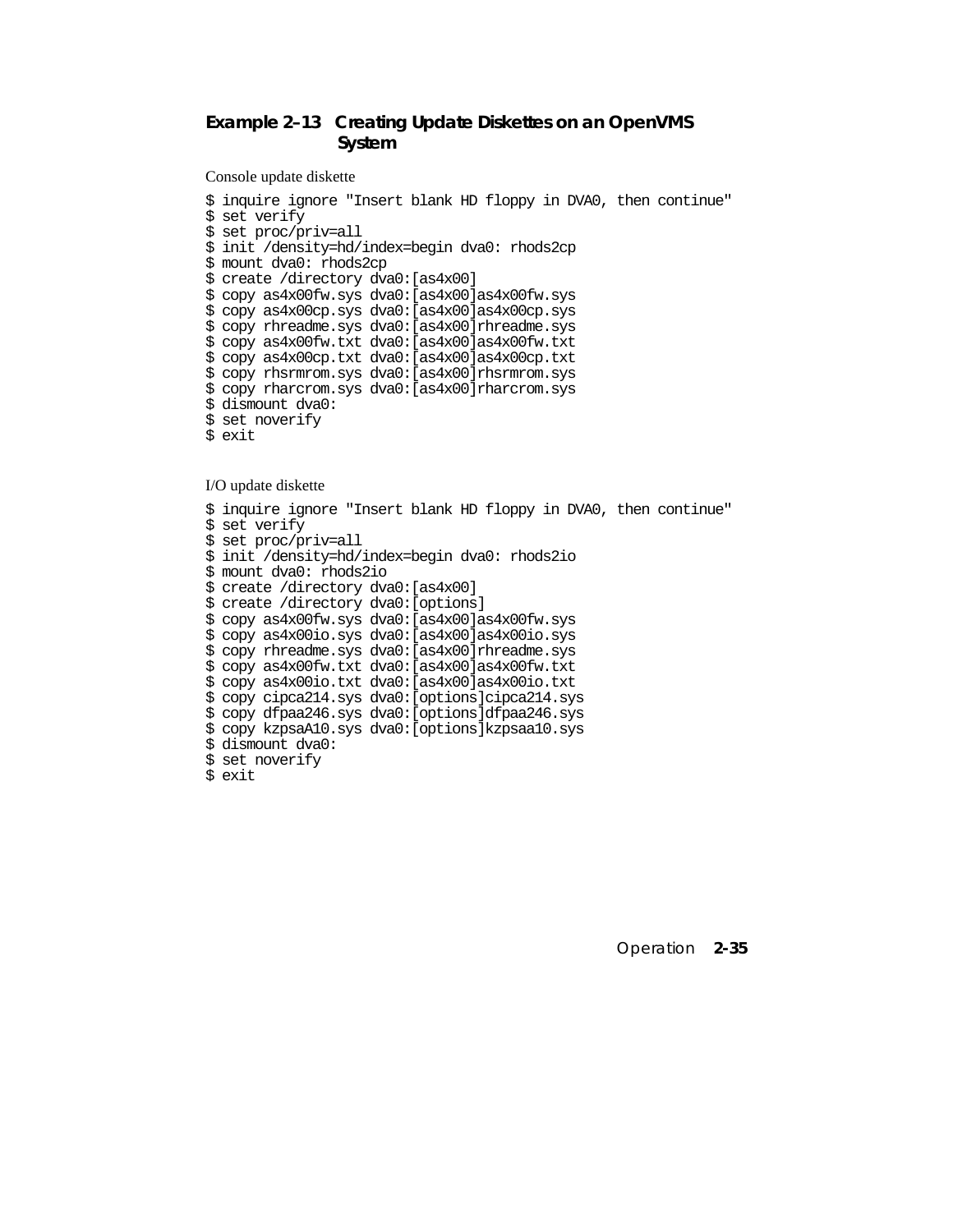**Example 2–13 Creating Update Diskettes on an OpenVMS System**

Console update diskette

```
$ inquire ignore "Insert blank HD floppy in DVA0, then continue"
$ set verify
$ set proc/priv=all
$ init /density=hd/index=begin dva0: rhods2cp
$ mount dva0: rhods2cp
$ create /directory dva0:[as4x00]
$ copy as4x00fw.sys dva0:[as4x00]as4x00fw.sys
$ copy as4x00cp.sys dva0:[as4x00]as4x00cp.sys
$ copy rhreadme.sys dva0:[as4x00]rhreadme.sys
$ copy as4x00fw.txt dva0:[as4x00]as4x00fw.txt
$ copy as4x00cp.txt dva0:[as4x00]as4x00cp.txt
$ copy rhsrmrom.sys dva0:[as4x00]rhsrmrom.sys
$ copy rharcrom.sys dva0:[as4x00]rharcrom.sys
$ dismount dva0:
$ set noverify
$ exit
```

I/O update diskette

```
$ inquire ignore "Insert blank HD floppy in DVA0, then continue"
$ set verify
$ set proc/priv=all
$ init /density=hd/index=begin dva0: rhods2io
$ mount dva0: rhods2io
$ create /directory dva0:[as4x00]
$ create /directory dva0:[options]
$ copy as4x00fw.sys dva0:[as4x00]as4x00fw.sys
$ copy as4x00io.sys dva0:[as4x00]as4x00io.sys
$ copy rhreadme.sys dva0:[as4x00]rhreadme.sys
$ copy as4x00fw.txt dva0:[as4x00]as4x00fw.txt
$ copy as4x00io.txt dva0:[as4x00]as4x00io.txt
$ copy cipca214.sys dva0:[options]cipca214.sys
$ copy dfpaa246.sys dva0:[options]dfpaa246.sys
$ copy kzpsaA10.sys dva0:[options]kzpsaa10.sys
$ dismount dva0:
$ set noverify
$ exit
```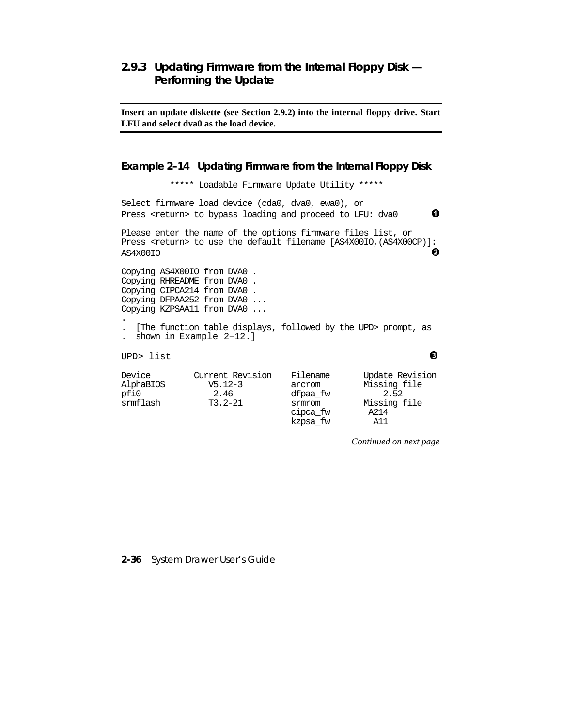### 2.9.3 Updating Firmware from the Internal Floppy Disk — Performing the Update

**Insert an update diskette (see Section 2.9.2) into the internal floppy drive. Start LFU and select dva0 as the load device.**

#### Example 2–14 Updating Firmware from the Internal Floppy Disk

```
         ***** Loadable Firmware Update Utility *****

Select firmware load device (cda0, dva0, ewa0), or
Press <return> to bypass loading and proceed to LFU: dva0        ❶

Please enter the name of the options firmware files list, or
Press <return> to use the default filename [AS4X00IO,(AS4X00CP)]:
AS4X00IO                                                         ❷

Copying AS4X00IO from DVA0 .
Copying RHREADME from DVA0 .
Copying CIPCA214 from DVA0 .
Copying DFPAA252 from DVA0 ...
Copying KZPSAA11 from DVA0 ...
.
.  [The function table displays, followed by the UPD> prompt, as
.  shown in Example 2–12.]

UPD> list                                                        ❸

Device          Current Revision    Filename        Update Revision
AlphaBIOS          V5.12-3          arcrom          Missing file
pfi0                2.46            dfpaa_fw            2.52
srmflash           T3.2-21          srmrom          Missing file
                                    cipca_fw         A214
                                    kzpsa_fw          A11
```

*Continued on next page*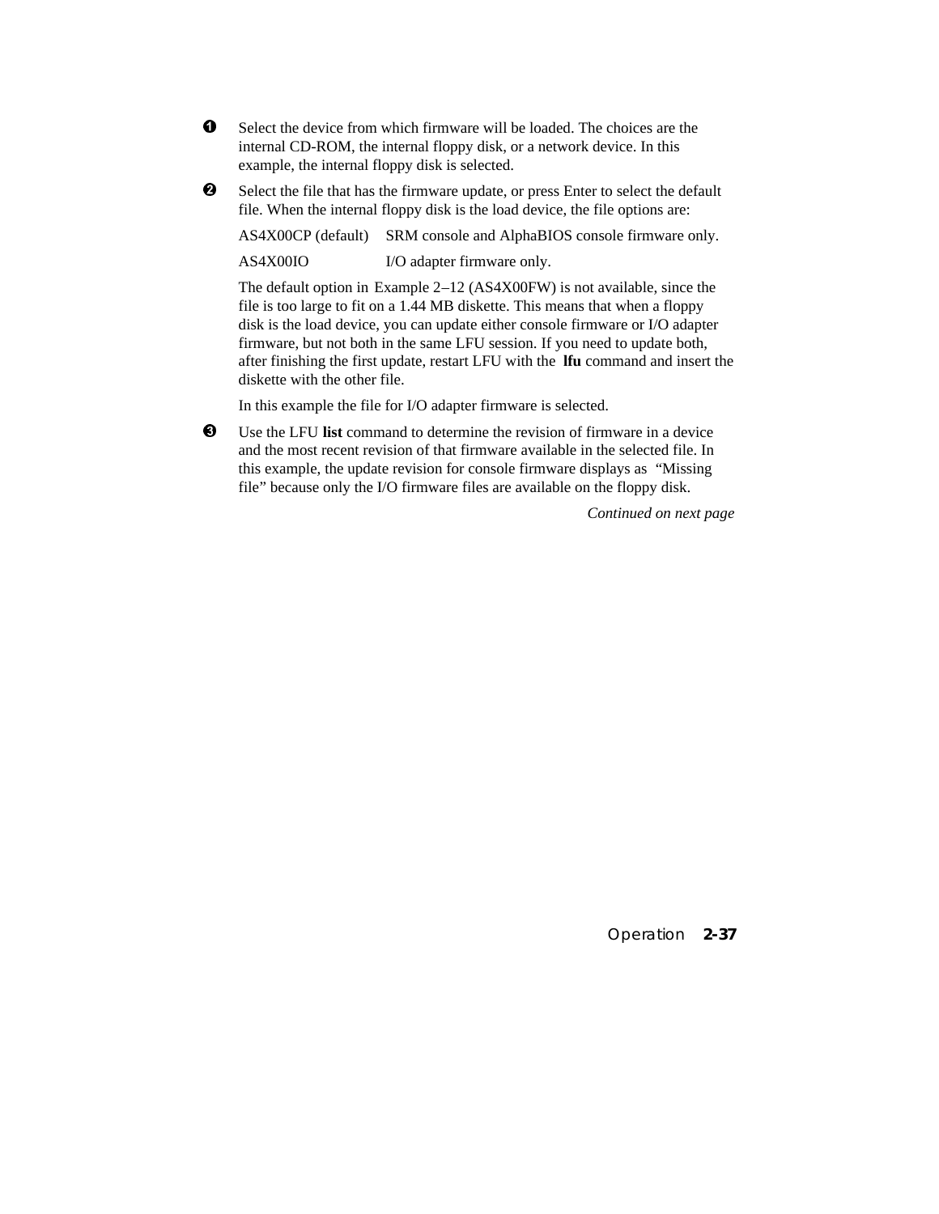❶ Select the device from which firmware will be loaded. The choices are the internal CD-ROM, the internal floppy disk, or a network device. In this example, the internal floppy disk is selected.

❷ Select the file that has the firmware update, or press Enter to select the default file. When the internal floppy disk is the load device, the file options are:

| AS4X00CP (default) | SRM console and AlphaBIOS console firmware only. |
|---|---|
| AS4X00IO | I/O adapter firmware only. |

The default option in Example 2–12 (AS4X00FW) is not available, since the file is too large to fit on a 1.44 MB diskette. This means that when a floppy disk is the load device, you can update either console firmware or I/O adapter firmware, but not both in the same LFU session. If you need to update both, after finishing the first update, restart LFU with the **lfu** command and insert the diskette with the other file.

In this example the file for I/O adapter firmware is selected.

❸ Use the LFU **list** command to determine the revision of firmware in a device and the most recent revision of that firmware available in the selected file. In this example, the update revision for console firmware displays as "Missing file" because only the I/O firmware files are available on the floppy disk.

*Continued on next page*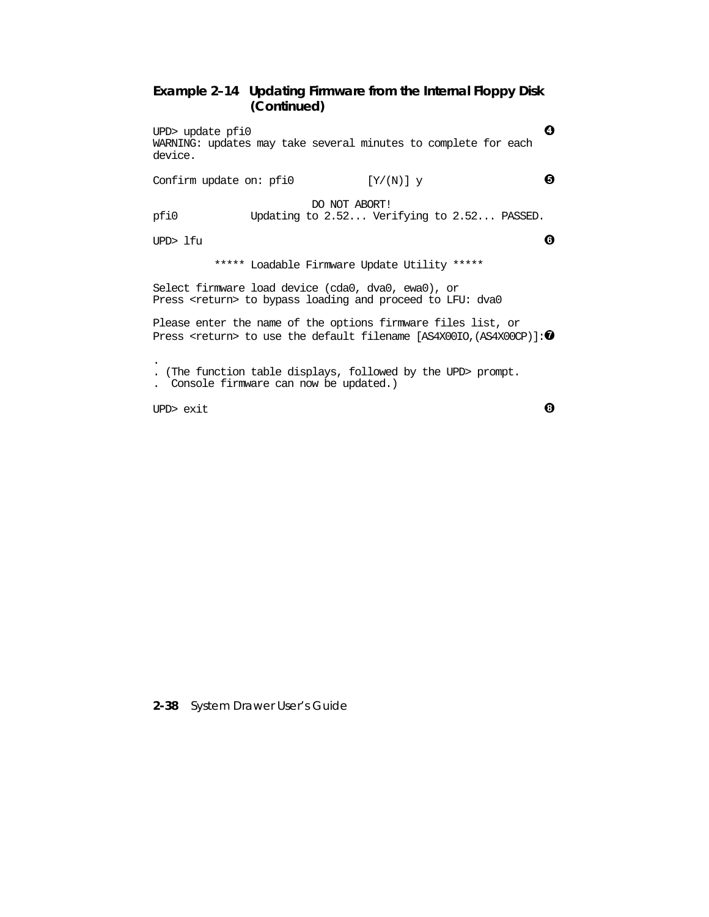**Example 2–14 Updating Firmware from the Internal Floppy Disk (Continued)**

```
UPD> update pfi0                                                    ❹
WARNING: updates may take several minutes to complete for each
device.

Confirm update on: pfi0            [Y/(N)] y                        ❺

                          DO NOT ABORT!
pfi0            Updating to 2.52... Verifying to 2.52... PASSED.

UPD> lfu                                                            ❻

          ***** Loadable Firmware Update Utility *****

Select firmware load device (cda0, dva0, ewa0), or
Press <return> to bypass loading and proceed to LFU: dva0

Please enter the name of the options firmware files list, or
Press <return> to use the default filename [AS4X00IO,(AS4X00CP)]:❼

.
. (The function table displays, followed by the UPD> prompt.
.  Console firmware can now be updated.)

UPD> exit                                                           ❽
```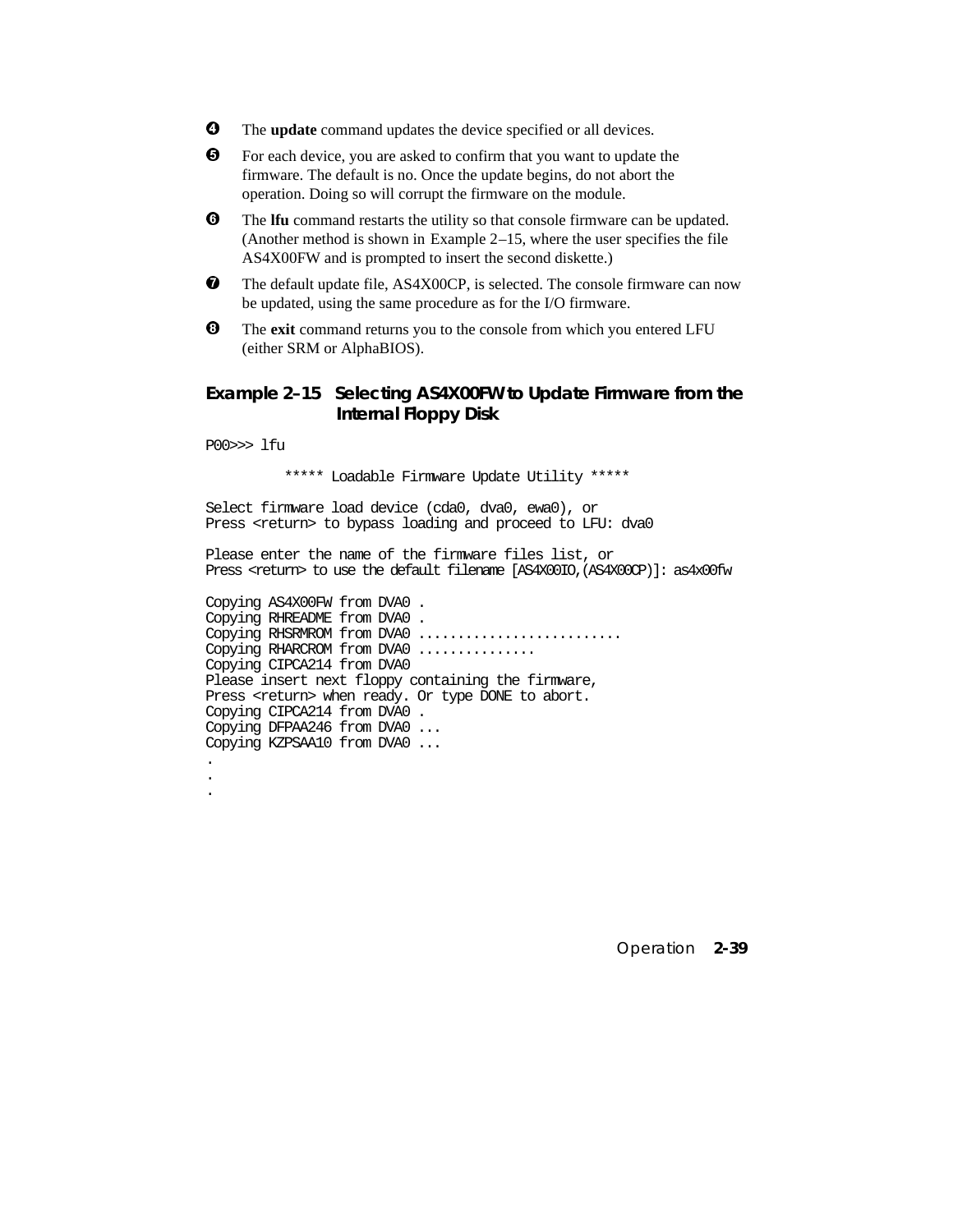❹ The **update** command updates the device specified or all devices.

❺ For each device, you are asked to confirm that you want to update the firmware. The default is no. Once the update begins, do not abort the operation. Doing so will corrupt the firmware on the module.

❻ The **lfu** command restarts the utility so that console firmware can be updated. (Another method is shown in Example 2–15, where the user specifies the file AS4X00FW and is prompted to insert the second diskette.)

❼ The default update file, AS4X00CP, is selected. The console firmware can now be updated, using the same procedure as for the I/O firmware.

❽ The **exit** command returns you to the console from which you entered LFU (either SRM or AlphaBIOS).

### Example 2–15 Selecting AS4X00FW to Update Firmware from the Internal Floppy Disk

```
P00>>> lfu

          ***** Loadable Firmware Update Utility *****

Select firmware load device (cda0, dva0, ewa0), or
Press <return> to bypass loading and proceed to LFU: dva0

Please enter the name of the firmware files list, or
Press <return> to use the default filename [AS4X00IO,(AS4X00CP)]: as4x00fw

Copying AS4X00FW from DVA0 .
Copying RHREADME from DVA0 .
Copying RHSRMROM from DVA0 .........................
Copying RHARCROM from DVA0 ...............
Copying CIPCA214 from DVA0
Please insert next floppy containing the firmware,
Press <return> when ready. Or type DONE to abort.
Copying CIPCA214 from DVA0 .
Copying DFPAA246 from DVA0 ...
Copying KZPSAA10 from DVA0 ...
.
.
.
```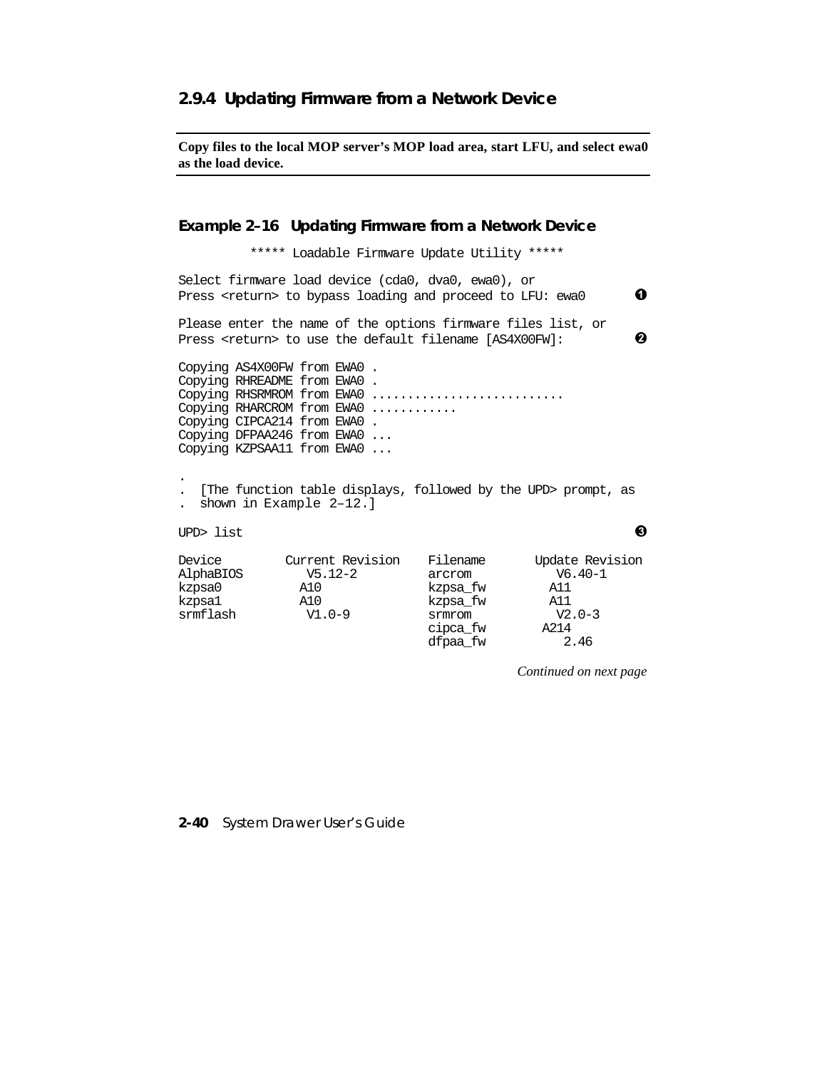### 2.9.4 Updating Firmware from a Network Device

---

**Copy files to the local MOP server's MOP load area, start LFU, and select ewa0 as the load device.**

---

#### Example 2–16 Updating Firmware from a Network Device

```
         ***** Loadable Firmware Update Utility *****

Select firmware load device (cda0, dva0, ewa0), or
Press <return> to bypass loading and proceed to LFU: ewa0        ❶

Please enter the name of the options firmware files list, or
Press <return> to use the default filename [AS4X00FW]:           ❷

Copying AS4X00FW from EWA0 .
Copying RHREADME from EWA0 .
Copying RHSRMROM from EWA0 ..........................
Copying RHARCROM from EWA0 ...........
Copying CIPCA214 from EWA0 .
Copying DFPAA246 from EWA0 ...
Copying KZPSAA11 from EWA0 ...

.
.  [The function table displays, followed by the UPD> prompt, as
.  shown in Example 2–12.]

UPD> list                                                        ❸

Device         Current Revision   Filename       Update Revision
AlphaBIOS        V5.12-2          arcrom           V6.40-1
kzpsa0          A10               kzpsa_fw        A11
kzpsa1          A10               kzpsa_fw        A11
srmflash         V1.0-9           srmrom           V2.0-3
                                  cipca_fw       A214
                                  dfpaa_fw          2.46
```

*Continued on next page*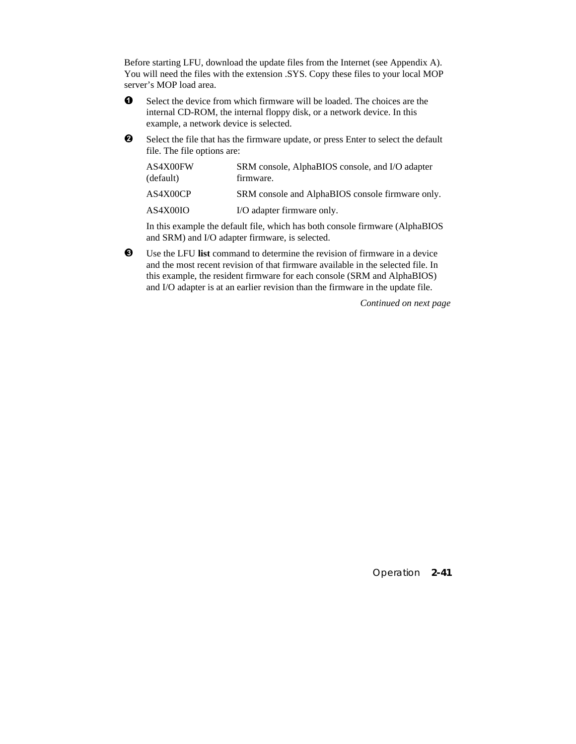Before starting LFU, download the update files from the Internet (see Appendix A). You will need the files with the extension .SYS. Copy these files to your local MOP server's MOP load area.

❶ Select the device from which firmware will be loaded. The choices are the internal CD-ROM, the internal floppy disk, or a network device. In this example, a network device is selected.

❷ Select the file that has the firmware update, or press Enter to select the default file. The file options are:

| | |
|---|---|
| AS4X00FW (default) | SRM console, AlphaBIOS console, and I/O adapter firmware. |
| AS4X00CP | SRM console and AlphaBIOS console firmware only. |
| AS4X00IO | I/O adapter firmware only. |

In this example the default file, which has both console firmware (AlphaBIOS and SRM) and I/O adapter firmware, is selected.

❸ Use the LFU **list** command to determine the revision of firmware in a device and the most recent revision of that firmware available in the selected file. In this example, the resident firmware for each console (SRM and AlphaBIOS) and I/O adapter is at an earlier revision than the firmware in the update file.

*Continued on next page*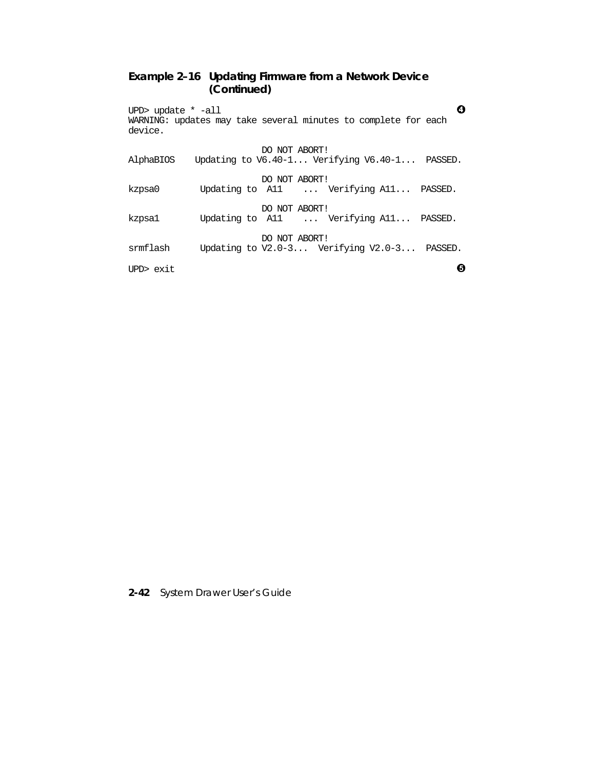**Example 2–16 Updating Firmware from a Network Device (Continued)**

```
UPD> update * -all                                                    ❹
WARNING: updates may take several minutes to complete for each
device.

                          DO NOT ABORT!
AlphaBIOS    Updating to V6.40-1... Verifying V6.40-1...  PASSED.

                          DO NOT ABORT!
kzpsa0        Updating to  A11    ...  Verifying A11...  PASSED.

                          DO NOT ABORT!
kzpsa1        Updating to  A11    ...  Verifying A11...  PASSED.

                          DO NOT ABORT!
srmflash      Updating to V2.0-3...  Verifying V2.0-3...  PASSED.

UPD> exit                                                             ❺
```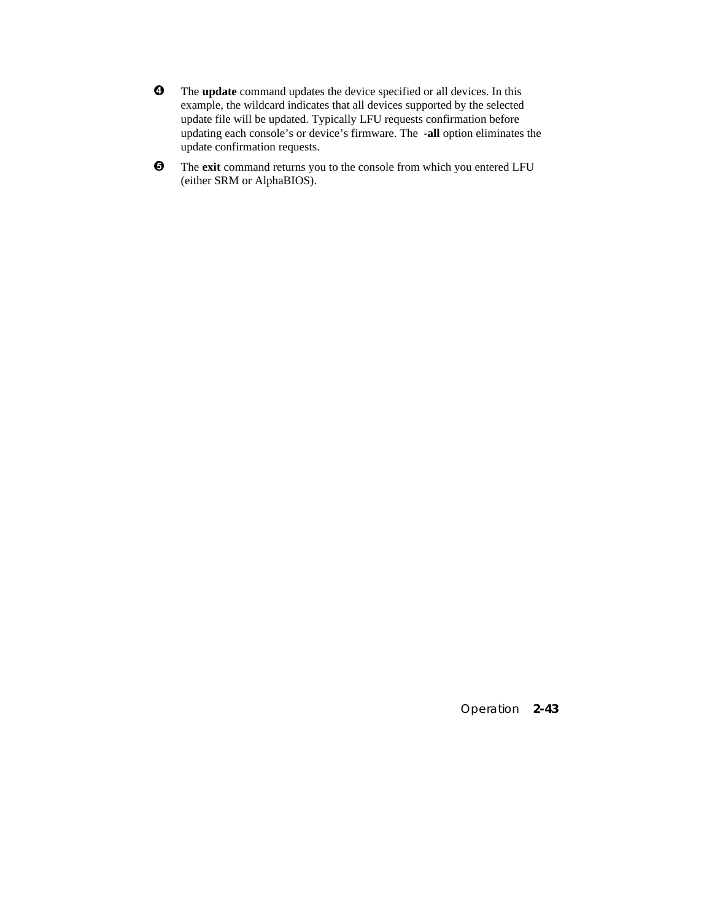❹ The **update** command updates the device specified or all devices. In this example, the wildcard indicates that all devices supported by the selected update file will be updated. Typically LFU requests confirmation before updating each console's or device's firmware. The **-all** option eliminates the update confirmation requests.

❺ The **exit** command returns you to the console from which you entered LFU (either SRM or AlphaBIOS).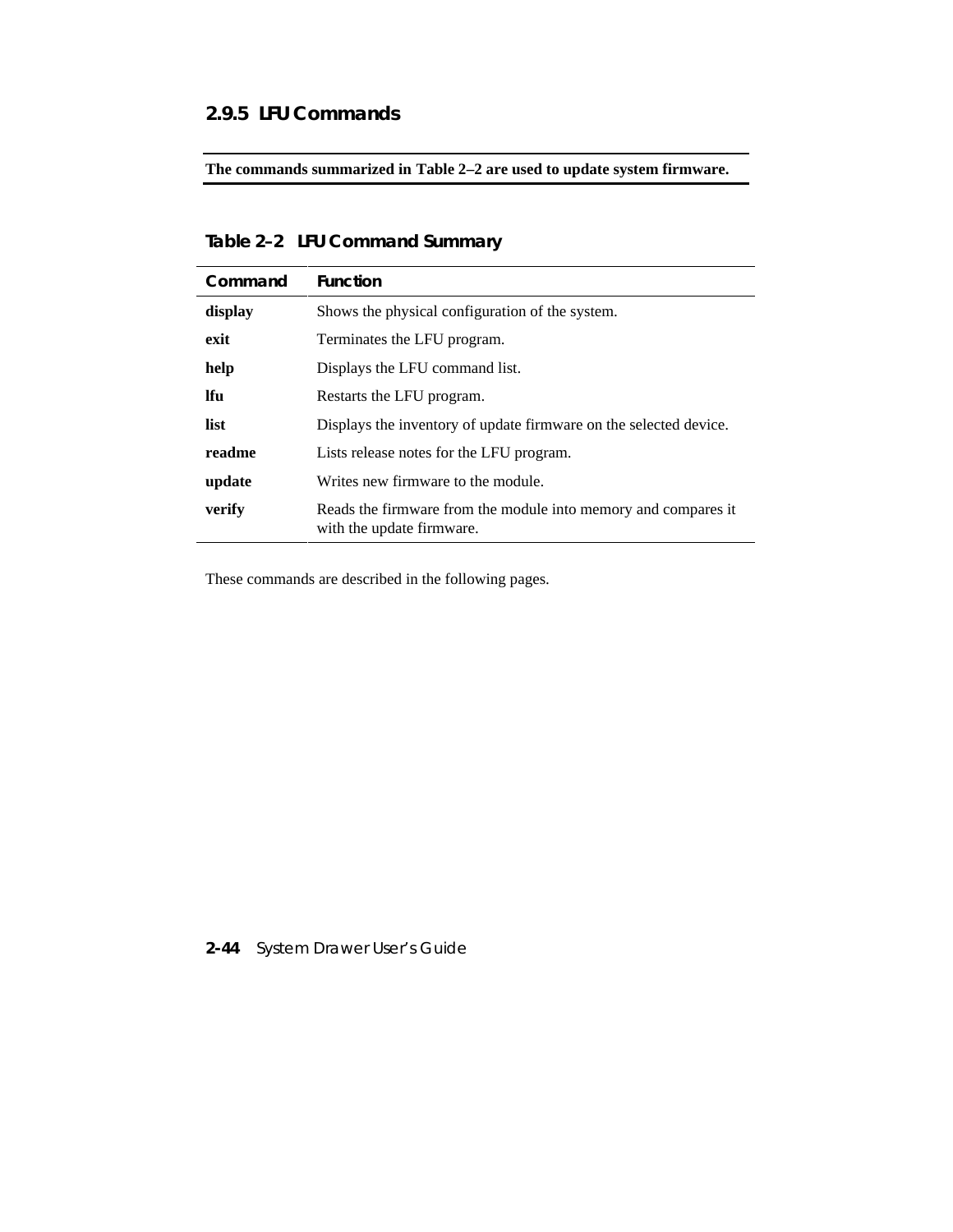### 2.9.5 LFU Commands

**The commands summarized in Table 2–2 are used to update system firmware.**

**Table 2–2 LFU Command Summary**

| Command | Function |
|---|---|
| **display** | Shows the physical configuration of the system. |
| **exit** | Terminates the LFU program. |
| **help** | Displays the LFU command list. |
| **lfu** | Restarts the LFU program. |
| **list** | Displays the inventory of update firmware on the selected device. |
| **readme** | Lists release notes for the LFU program. |
| **update** | Writes new firmware to the module. |
| **verify** | Reads the firmware from the module into memory and compares it with the update firmware. |

These commands are described in the following pages.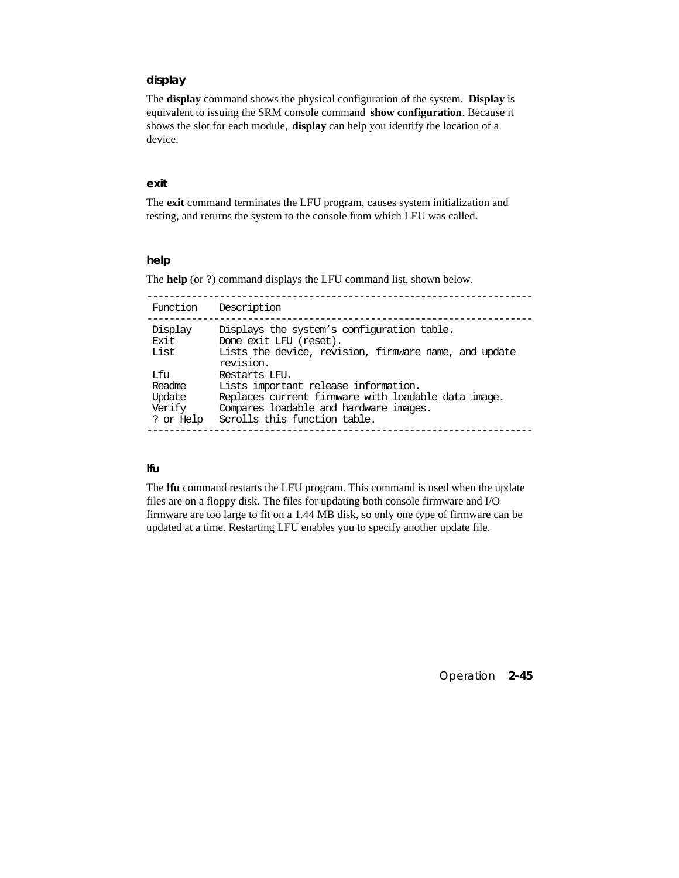### display

The **display** command shows the physical configuration of the system. **Display** is equivalent to issuing the SRM console command **show configuration**. Because it shows the slot for each module, **display** can help you identify the location of a device.

### exit

The **exit** command terminates the LFU program, causes system initialization and testing, and returns the system to the console from which LFU was called.

### help

The **help** (or **?**) command displays the LFU command list, shown below.

```
-------------------------------------------------------------------
 Function    Description
-------------------------------------------------------------------
 Display     Displays the system's configuration table.
 Exit        Done exit LFU (reset).
 List        Lists the device, revision, firmware name, and update
             revision.
 Lfu         Restarts LFU.
 Readme      Lists important release information.
 Update      Replaces current firmware with loadable data image.
 Verify      Compares loadable and hardware images.
 ? or Help   Scrolls this function table.
-------------------------------------------------------------------
```

### lfu

The **lfu** command restarts the LFU program. This command is used when the update files are on a floppy disk. The files for updating both console firmware and I/O firmware are too large to fit on a 1.44 MB disk, so only one type of firmware can be updated at a time. Restarting LFU enables you to specify another update file.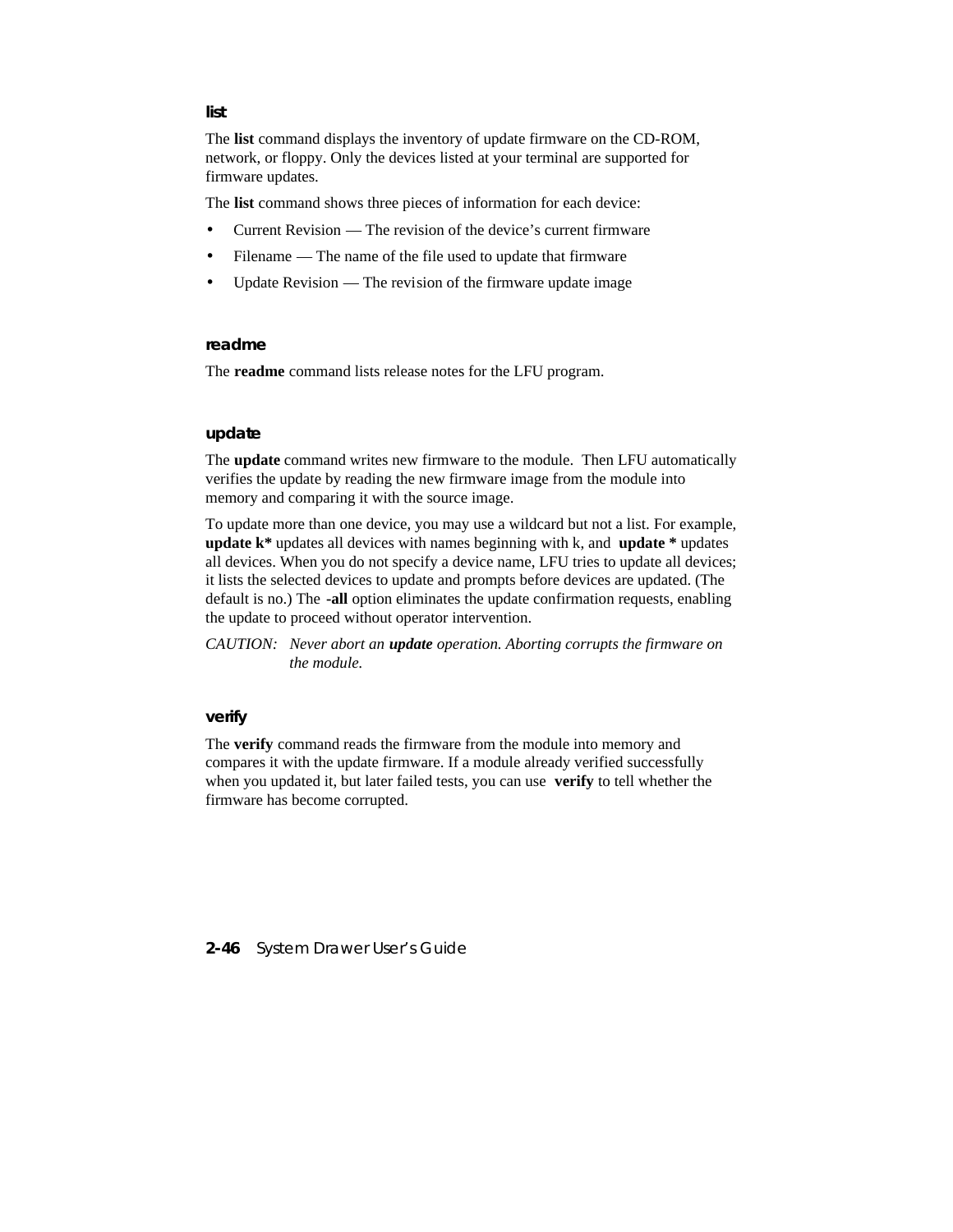#### list

The **list** command displays the inventory of update firmware on the CD-ROM, network, or floppy. Only the devices listed at your terminal are supported for firmware updates.

The **list** command shows three pieces of information for each device:

- Current Revision — The revision of the device's current firmware
- Filename — The name of the file used to update that firmware
- Update Revision — The revision of the firmware update image

#### readme

The **readme** command lists release notes for the LFU program.

#### update

The **update** command writes new firmware to the module. Then LFU automatically verifies the update by reading the new firmware image from the module into memory and comparing it with the source image.

To update more than one device, you may use a wildcard but not a list. For example, **update k*** updates all devices with names beginning with k, and **update *** updates all devices. When you do not specify a device name, LFU tries to update all devices; it lists the selected devices to update and prompts before devices are updated. (The default is no.) The **-all** option eliminates the update confirmation requests, enabling the update to proceed without operator intervention.

*CAUTION: Never abort an **update** operation. Aborting corrupts the firmware on the module.*

#### verify

The **verify** command reads the firmware from the module into memory and compares it with the update firmware. If a module already verified successfully when you updated it, but later failed tests, you can use **verify** to tell whether the firmware has become corrupted.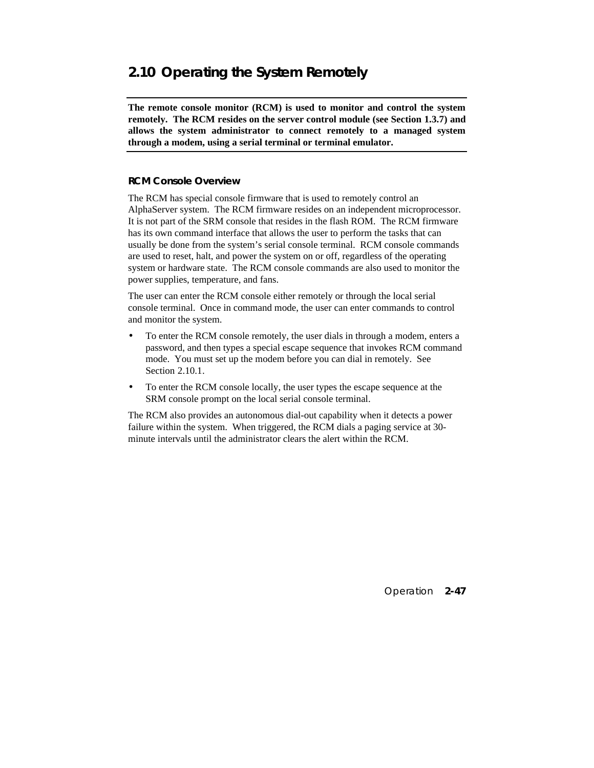## 2.10 Operating the System Remotely

**The remote console monitor (RCM) is used to monitor and control the system remotely. The RCM resides on the server control module (see Section 1.3.7) and allows the system administrator to connect remotely to a managed system through a modem, using a serial terminal or terminal emulator.**

### RCM Console Overview

The RCM has special console firmware that is used to remotely control an AlphaServer system. The RCM firmware resides on an independent microprocessor. It is not part of the SRM console that resides in the flash ROM. The RCM firmware has its own command interface that allows the user to perform the tasks that can usually be done from the system's serial console terminal. RCM console commands are used to reset, halt, and power the system on or off, regardless of the operating system or hardware state. The RCM console commands are also used to monitor the power supplies, temperature, and fans.

The user can enter the RCM console either remotely or through the local serial console terminal. Once in command mode, the user can enter commands to control and monitor the system.

- To enter the RCM console remotely, the user dials in through a modem, enters a password, and then types a special escape sequence that invokes RCM command mode. You must set up the modem before you can dial in remotely. See Section 2.10.1.
- To enter the RCM console locally, the user types the escape sequence at the SRM console prompt on the local serial console terminal.

The RCM also provides an autonomous dial-out capability when it detects a power failure within the system. When triggered, the RCM dials a paging service at 30-minute intervals until the administrator clears the alert within the RCM.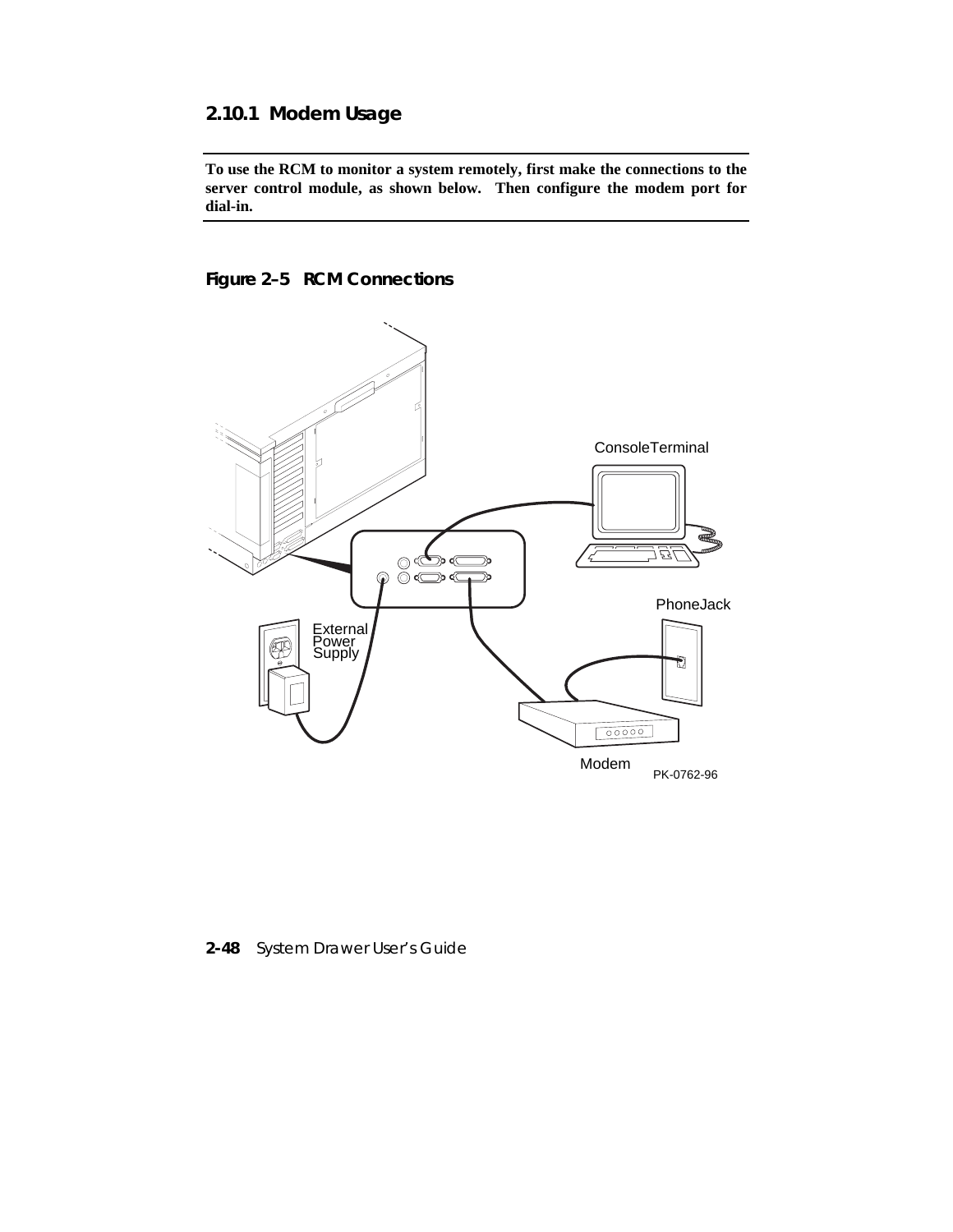### 2.10.1 Modem Usage

**To use the RCM to monitor a system remotely, first make the connections to the server control module, as shown below. Then configure the modem port for dial-in.**

**Figure 2–5 RCM Connections**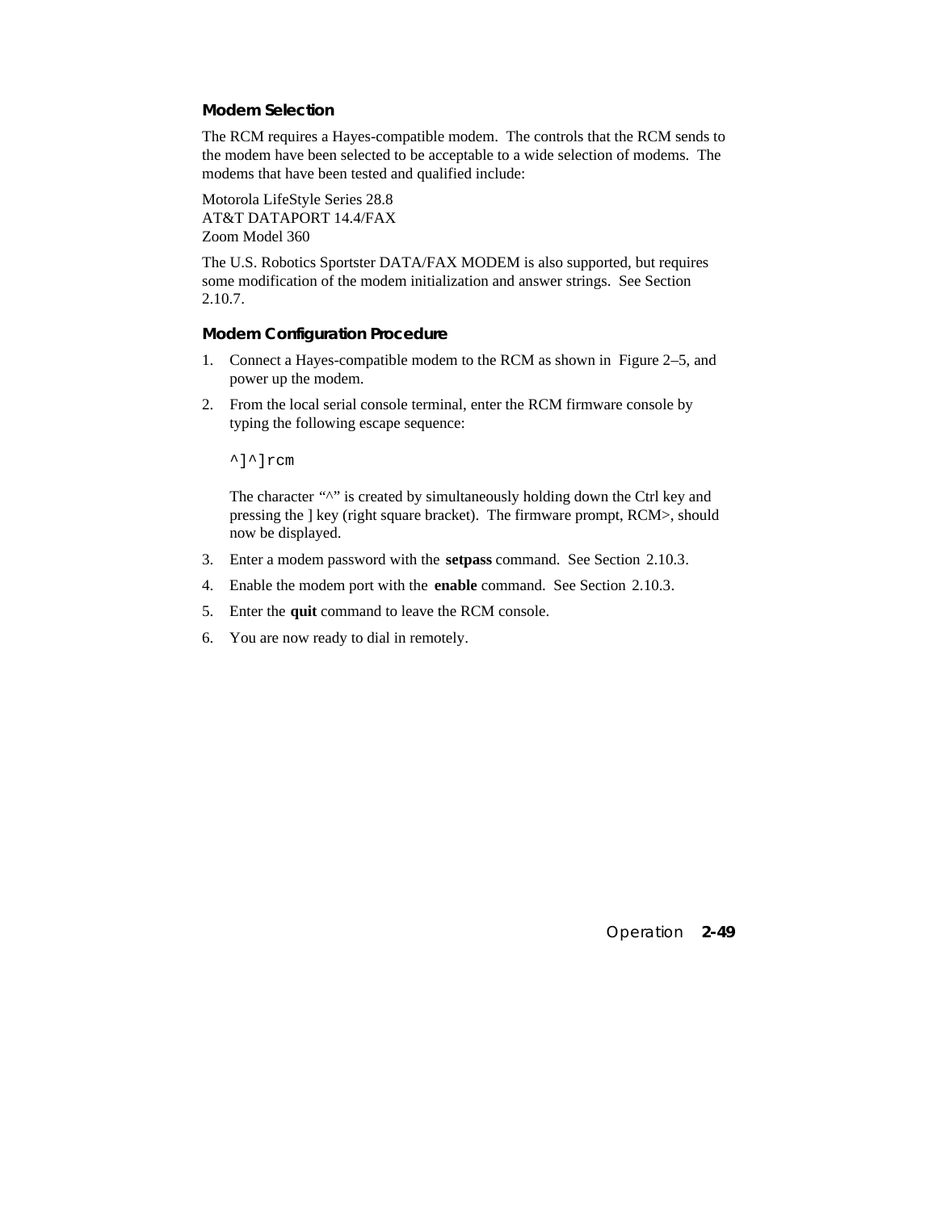### Modem Selection

The RCM requires a Hayes-compatible modem. The controls that the RCM sends to the modem have been selected to be acceptable to a wide selection of modems. The modems that have been tested and qualified include:

Motorola LifeStyle Series 28.8
AT&T DATAPORT 14.4/FAX
Zoom Model 360

The U.S. Robotics Sportster DATA/FAX MODEM is also supported, but requires some modification of the modem initialization and answer strings. See Section 2.10.7.

### Modem Configuration Procedure

1. Connect a Hayes-compatible modem to the RCM as shown in Figure 2–5, and power up the modem.
2. From the local serial console terminal, enter the RCM firmware console by typing the following escape sequence:

   ```
   ^]^]rcm
   ```

   The character “^” is created by simultaneously holding down the Ctrl key and pressing the ] key (right square bracket). The firmware prompt, RCM>, should now be displayed.
3. Enter a modem password with the **setpass** command. See Section 2.10.3.
4. Enable the modem port with the **enable** command. See Section 2.10.3.
5. Enter the **quit** command to leave the RCM console.
6. You are now ready to dial in remotely.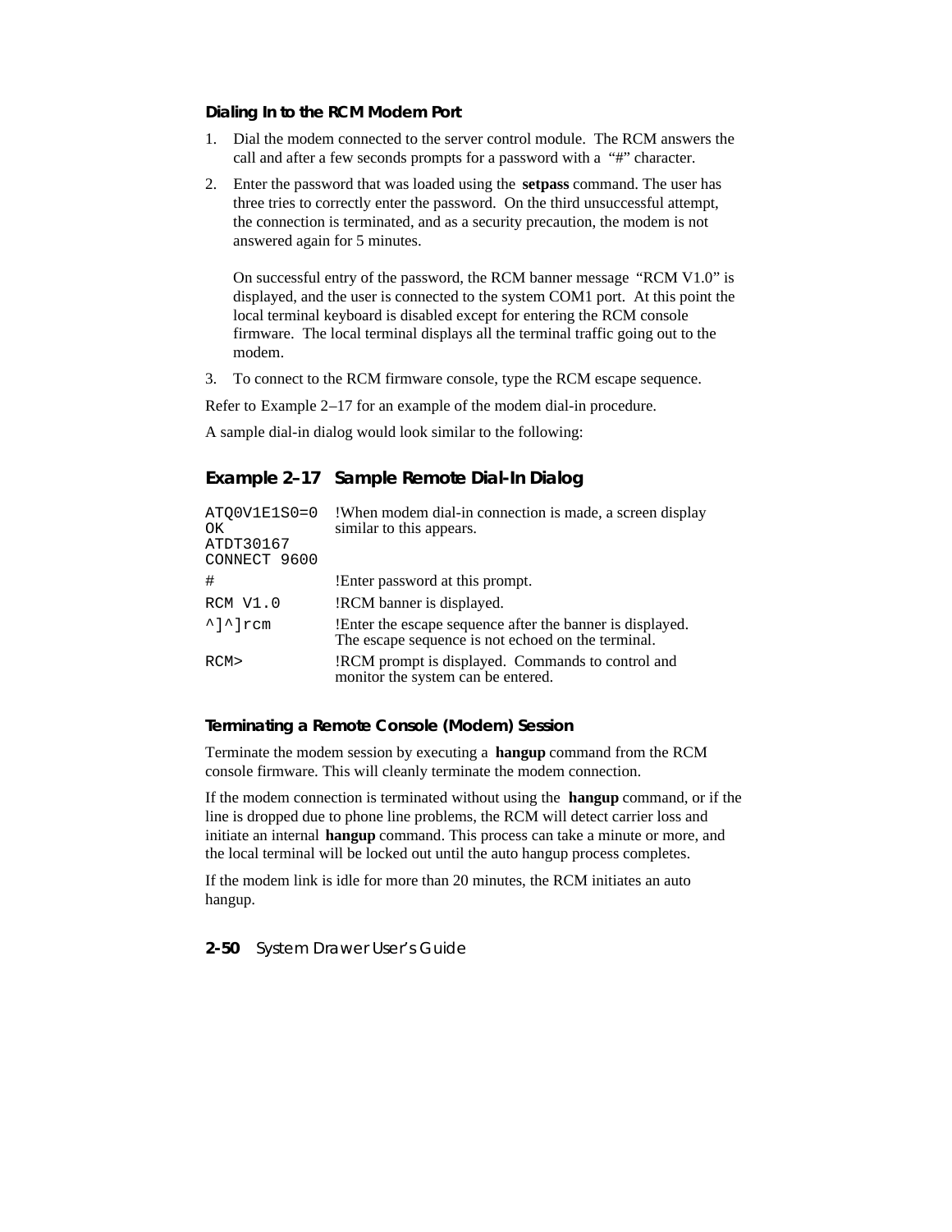### Dialing In to the RCM Modem Port

1. Dial the modem connected to the server control module. The RCM answers the call and after a few seconds prompts for a password with a "#" character.
2. Enter the password that was loaded using the **setpass** command. The user has three tries to correctly enter the password. On the third unsuccessful attempt, the connection is terminated, and as a security precaution, the modem is not answered again for 5 minutes.

   On successful entry of the password, the RCM banner message "RCM V1.0" is displayed, and the user is connected to the system COM1 port. At this point the local terminal keyboard is disabled except for entering the RCM console firmware. The local terminal displays all the terminal traffic going out to the modem.
3. To connect to the RCM firmware console, type the RCM escape sequence.

Refer to Example 2–17 for an example of the modem dial-in procedure.

A sample dial-in dialog would look similar to the following:

## Example 2–17 Sample Remote Dial-In Dialog

```
ATQ0V1E1S0=0     !When modem dial-in connection is made, a screen display
OK               similar to this appears.
ATDT30167
CONNECT 9600
#                !Enter password at this prompt.
RCM V1.0         !RCM banner is displayed.
^]^]rcm          !Enter the escape sequence after the banner is displayed.
                 The escape sequence is not echoed on the terminal.
RCM>             !RCM prompt is displayed. Commands to control and
                 monitor the system can be entered.
```

### Terminating a Remote Console (Modem) Session

Terminate the modem session by executing a **hangup** command from the RCM console firmware. This will cleanly terminate the modem connection.

If the modem connection is terminated without using the **hangup** command, or if the line is dropped due to phone line problems, the RCM will detect carrier loss and initiate an internal **hangup** command. This process can take a minute or more, and the local terminal will be locked out until the auto hangup process completes.

If the modem link is idle for more than 20 minutes, the RCM initiates an auto hangup.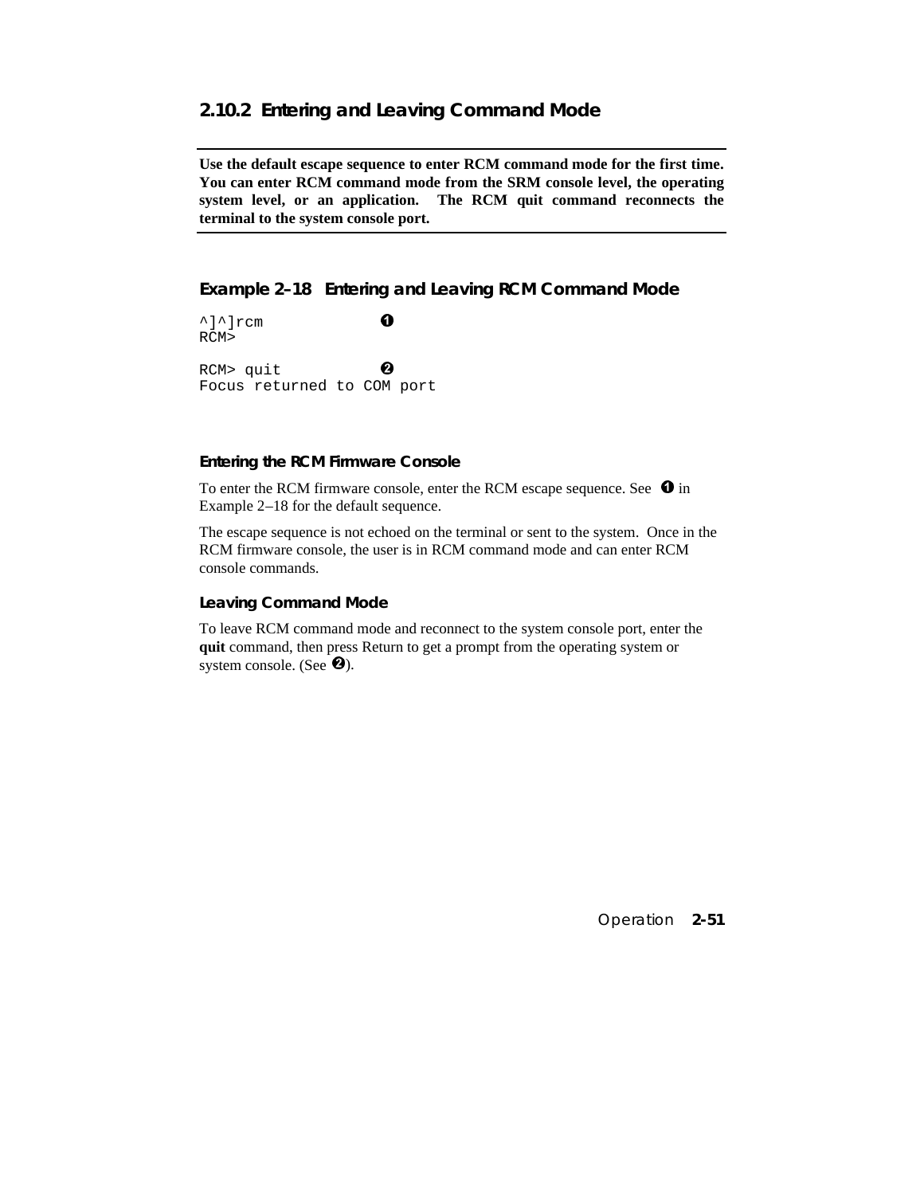### 2.10.2 Entering and Leaving Command Mode

---

**Use the default escape sequence to enter RCM command mode for the first time. You can enter RCM command mode from the SRM console level, the operating system level, or an application. The RCM quit command reconnects the terminal to the system console port.**

---

#### Example 2–18 Entering and Leaving RCM Command Mode

```
^]^]rcm              ❶
RCM>

RCM> quit            ❷
Focus returned to COM port
```

#### Entering the RCM Firmware Console

To enter the RCM firmware console, enter the RCM escape sequence. See ❶ in Example 2–18 for the default sequence.

The escape sequence is not echoed on the terminal or sent to the system. Once in the RCM firmware console, the user is in RCM command mode and can enter RCM console commands.

#### Leaving Command Mode

To leave RCM command mode and reconnect to the system console port, enter the **quit** command, then press Return to get a prompt from the operating system or system console. (See ❷).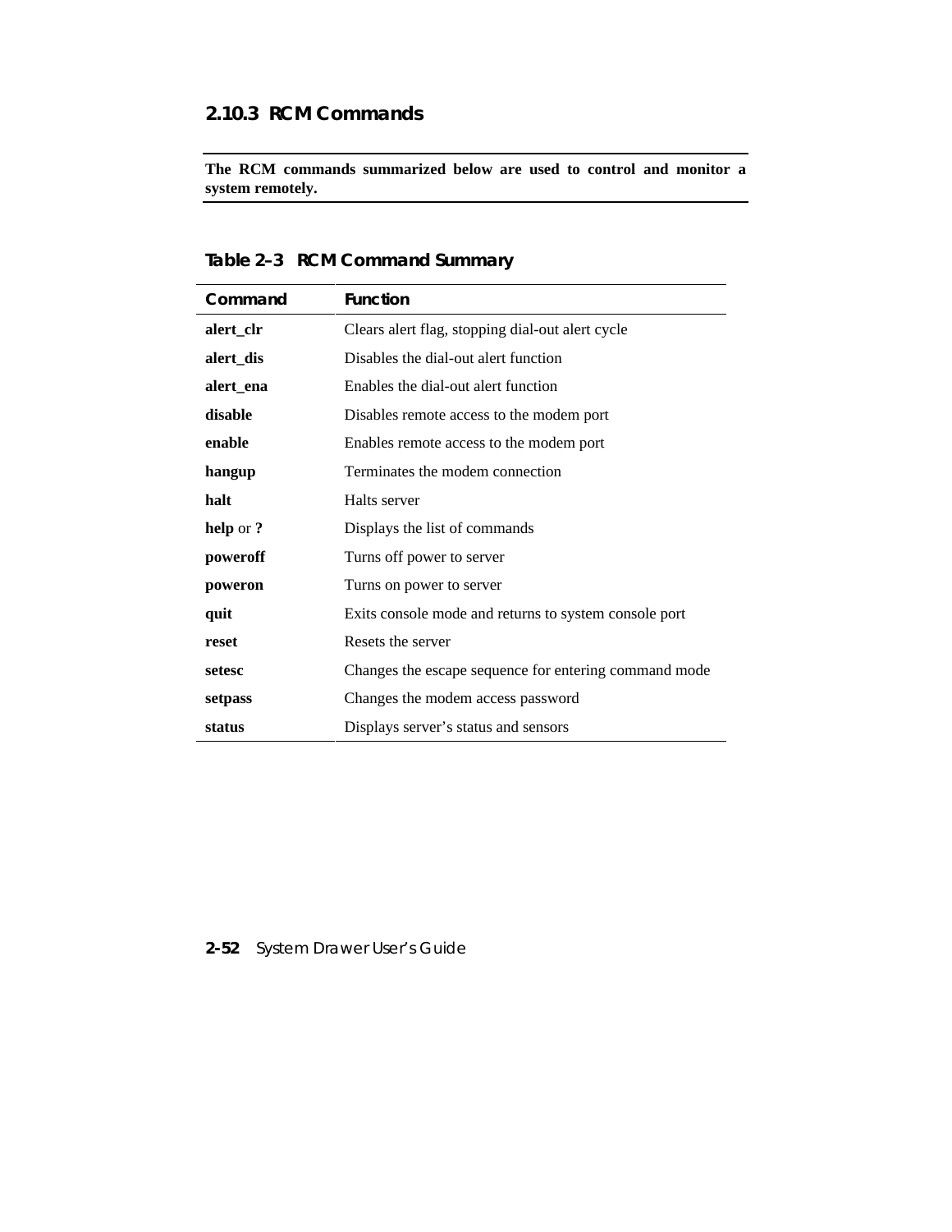### 2.10.3 RCM Commands

**The RCM commands summarized below are used to control and monitor a system remotely.**

**Table 2–3 RCM Command Summary**

| Command | Function |
|---|---|
| **alert_clr** | Clears alert flag, stopping dial-out alert cycle |
| **alert_dis** | Disables the dial-out alert function |
| **alert_ena** | Enables the dial-out alert function |
| **disable** | Disables remote access to the modem port |
| **enable** | Enables remote access to the modem port |
| **hangup** | Terminates the modem connection |
| **halt** | Halts server |
| **help** or **?** | Displays the list of commands |
| **poweroff** | Turns off power to server |
| **poweron** | Turns on power to server |
| **quit** | Exits console mode and returns to system console port |
| **reset** | Resets the server |
| **setesc** | Changes the escape sequence for entering command mode |
| **setpass** | Changes the modem access password |
| **status** | Displays server's status and sensors |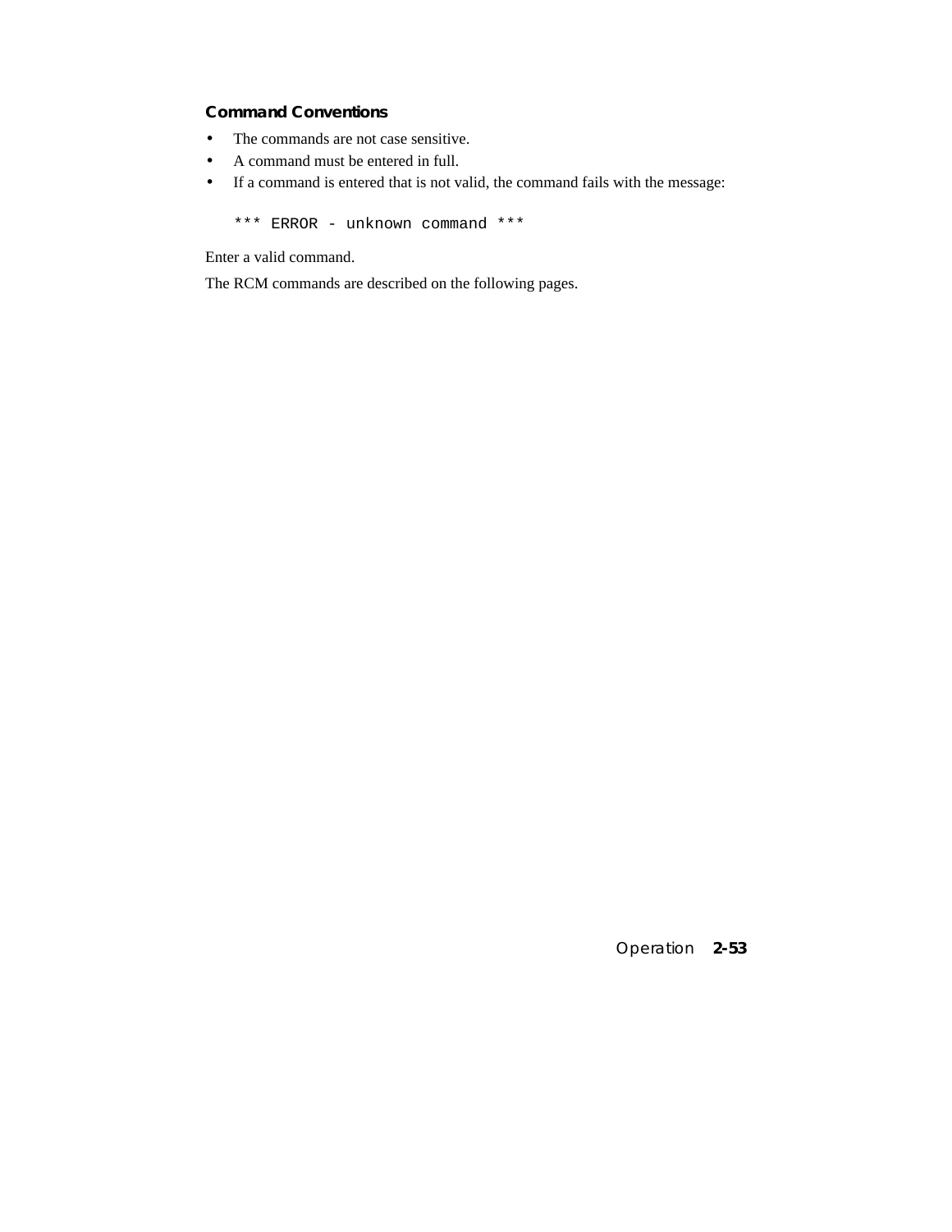### Command Conventions

- The commands are not case sensitive.
- A command must be entered in full.
- If a command is entered that is not valid, the command fails with the message:

```
*** ERROR - unknown command ***
```

Enter a valid command.

The RCM commands are described on the following pages.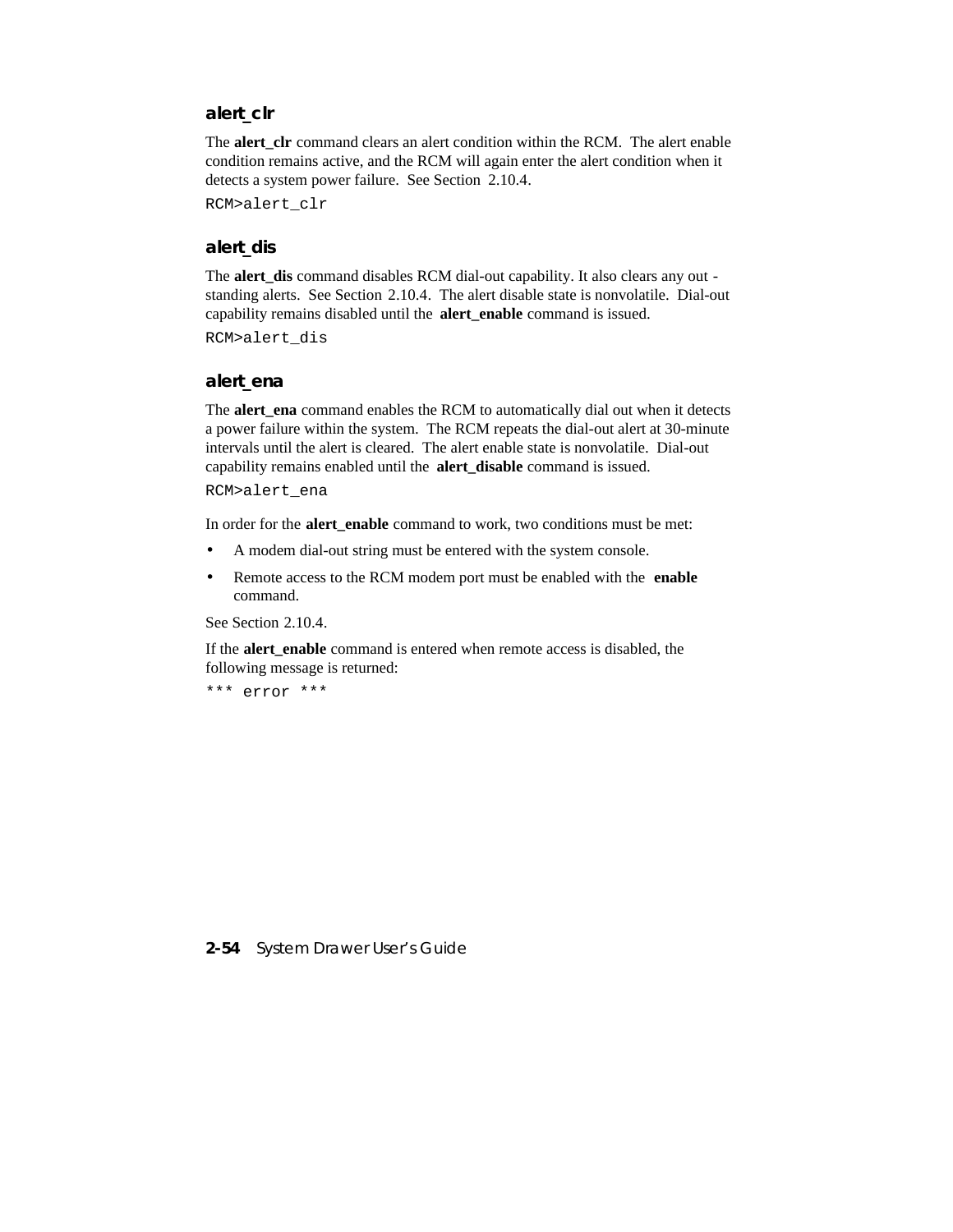### alert_clr

The **alert_clr** command clears an alert condition within the RCM. The alert enable condition remains active, and the RCM will again enter the alert condition when it detects a system power failure. See Section 2.10.4.

```
RCM>alert_clr
```

### alert_dis

The **alert_dis** command disables RCM dial-out capability. It also clears any outstanding alerts. See Section 2.10.4. The alert disable state is nonvolatile. Dial-out capability remains disabled until the **alert_enable** command is issued.

```
RCM>alert_dis
```

### alert_ena

The **alert_ena** command enables the RCM to automatically dial out when it detects a power failure within the system. The RCM repeats the dial-out alert at 30-minute intervals until the alert is cleared. The alert enable state is nonvolatile. Dial-out capability remains enabled until the **alert_disable** command is issued.

```
RCM>alert_ena
```

In order for the **alert_enable** command to work, two conditions must be met:

- A modem dial-out string must be entered with the system console.
- Remote access to the RCM modem port must be enabled with the **enable** command.

See Section 2.10.4.

If the **alert_enable** command is entered when remote access is disabled, the following message is returned:

```
*** error ***
```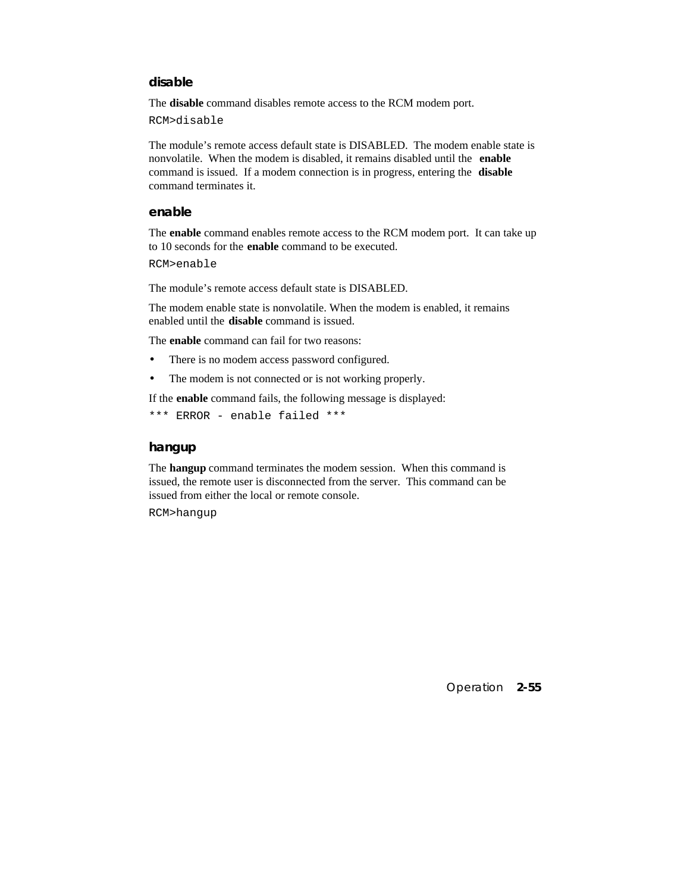### disable

The **disable** command disables remote access to the RCM modem port.

```
RCM>disable
```

The module's remote access default state is DISABLED. The modem enable state is nonvolatile. When the modem is disabled, it remains disabled until the **enable** command is issued. If a modem connection is in progress, entering the **disable** command terminates it.

### enable

The **enable** command enables remote access to the RCM modem port. It can take up to 10 seconds for the **enable** command to be executed.

```
RCM>enable
```

The module's remote access default state is DISABLED.

The modem enable state is nonvolatile. When the modem is enabled, it remains enabled until the **disable** command is issued.

The **enable** command can fail for two reasons:

- There is no modem access password configured.
- The modem is not connected or is not working properly.

If the **enable** command fails, the following message is displayed:

```
*** ERROR - enable failed ***
```

### hangup

The **hangup** command terminates the modem session. When this command is issued, the remote user is disconnected from the server. This command can be issued from either the local or remote console.

```
RCM>hangup
```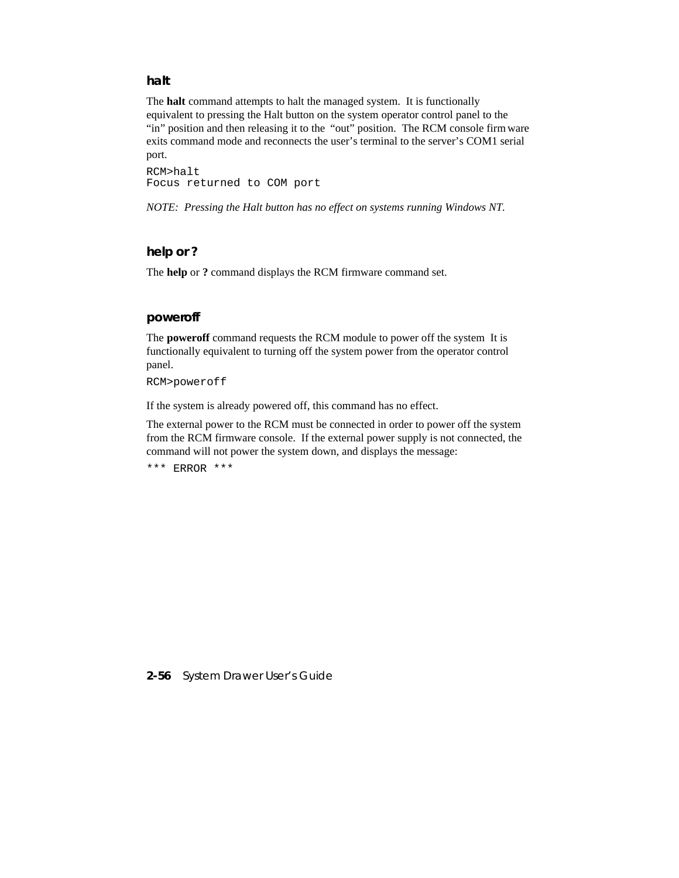### halt

The **halt** command attempts to halt the managed system. It is functionally equivalent to pressing the Halt button on the system operator control panel to the "in" position and then releasing it to the "out" position. The RCM console firmware exits command mode and reconnects the user's terminal to the server's COM1 serial port.

```
RCM>halt
Focus returned to COM port
```

*NOTE: Pressing the Halt button has no effect on systems running Windows NT.*

### help or ?

The **help** or **?** command displays the RCM firmware command set.

### poweroff

The **poweroff** command requests the RCM module to power off the system It is functionally equivalent to turning off the system power from the operator control panel.

```
RCM>poweroff
```

If the system is already powered off, this command has no effect.

The external power to the RCM must be connected in order to power off the system from the RCM firmware console. If the external power supply is not connected, the command will not power the system down, and displays the message:

```
*** ERROR ***
```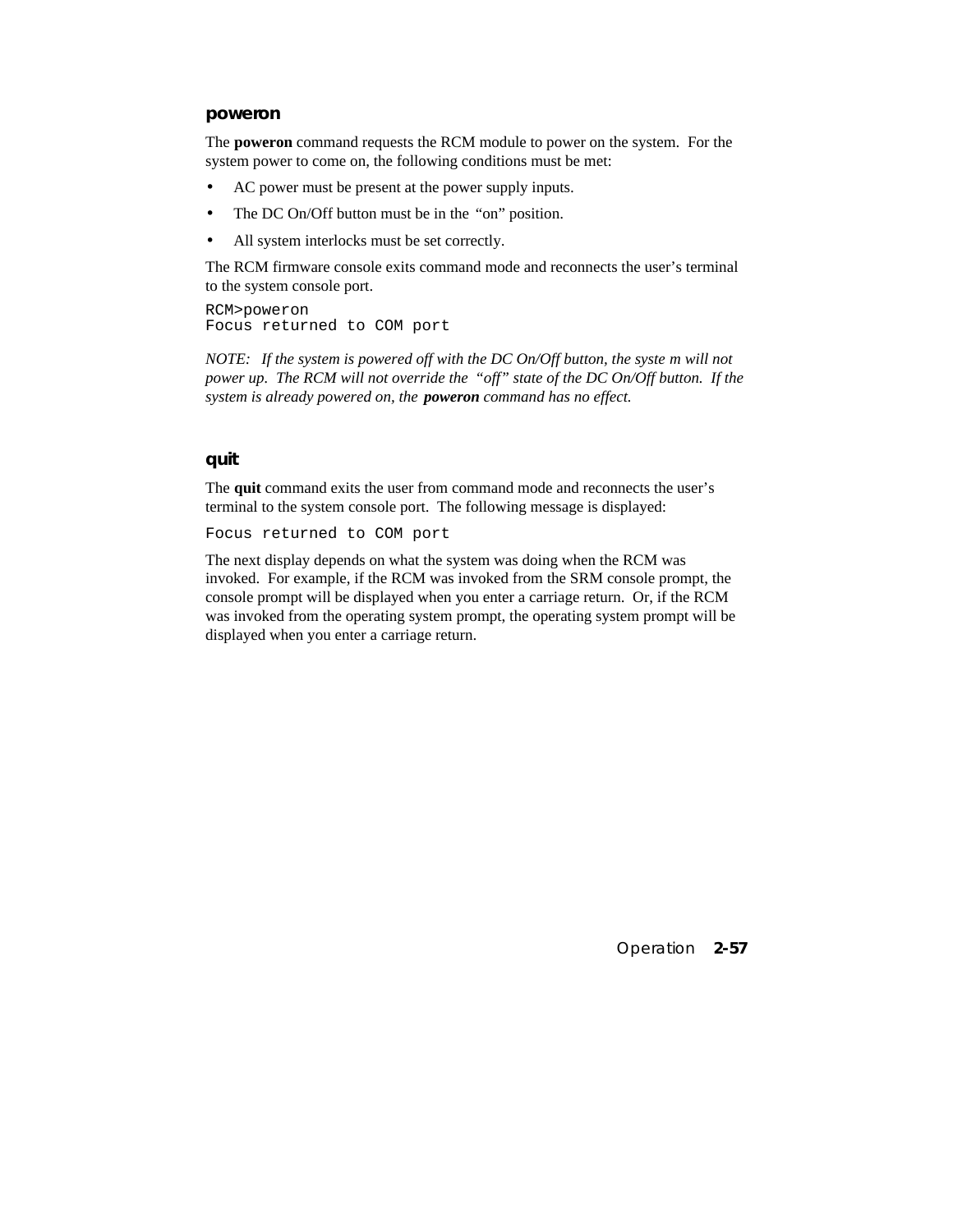### poweron

The **poweron** command requests the RCM module to power on the system. For the system power to come on, the following conditions must be met:

- AC power must be present at the power supply inputs.
- The DC On/Off button must be in the "on" position.
- All system interlocks must be set correctly.

The RCM firmware console exits command mode and reconnects the user's terminal to the system console port.

```
RCM>poweron
Focus returned to COM port
```

*NOTE: If the system is powered off with the DC On/Off button, the system will not power up. The RCM will not override the "off" state of the DC On/Off button. If the system is already powered on, the* ***poweron*** *command has no effect.*

### quit

The **quit** command exits the user from command mode and reconnects the user's terminal to the system console port. The following message is displayed:

```
Focus returned to COM port
```

The next display depends on what the system was doing when the RCM was invoked. For example, if the RCM was invoked from the SRM console prompt, the console prompt will be displayed when you enter a carriage return. Or, if the RCM was invoked from the operating system prompt, the operating system prompt will be displayed when you enter a carriage return.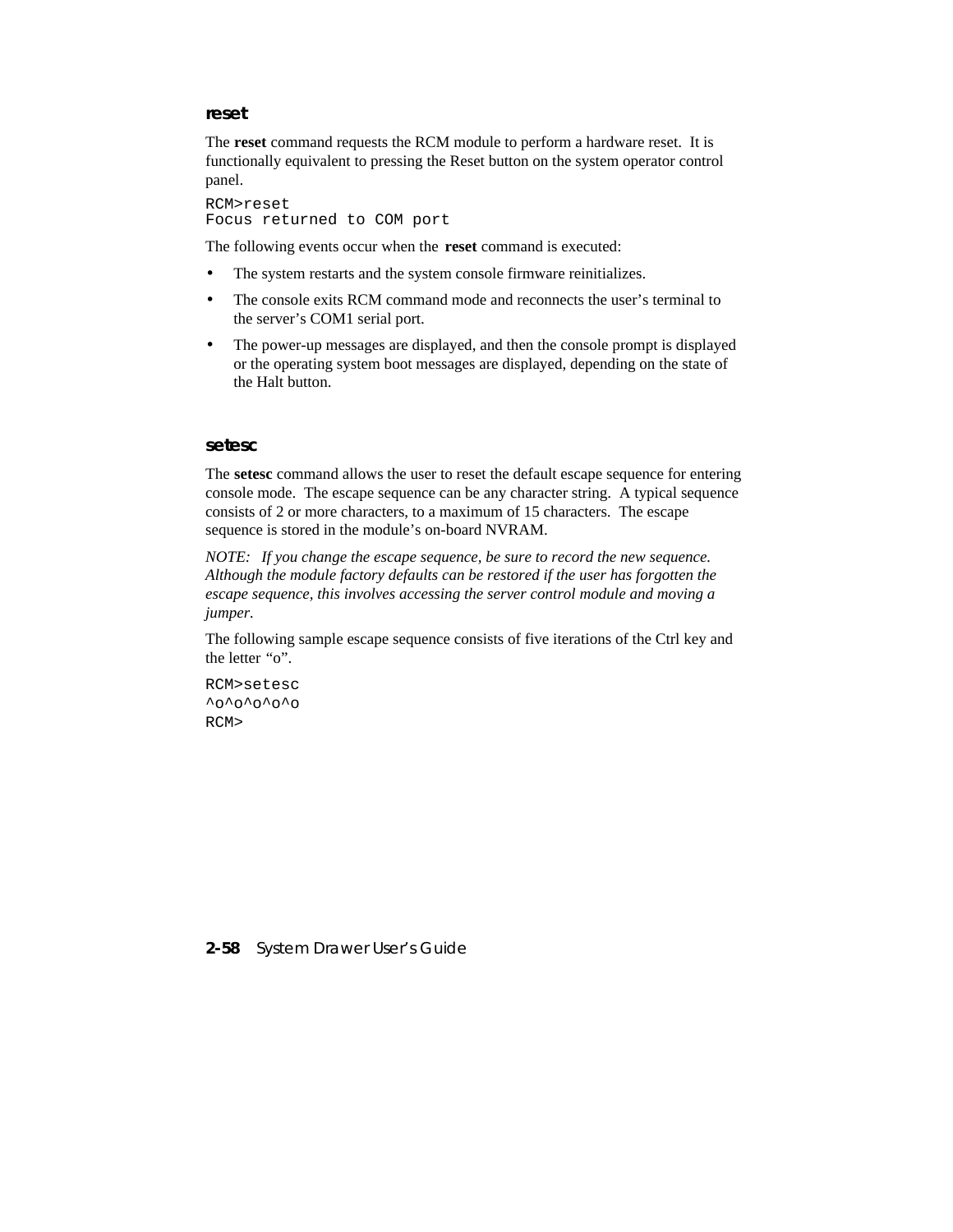### reset

The **reset** command requests the RCM module to perform a hardware reset. It is functionally equivalent to pressing the Reset button on the system operator control panel.

```
RCM>reset
Focus returned to COM port
```

The following events occur when the **reset** command is executed:

- The system restarts and the system console firmware reinitializes.
- The console exits RCM command mode and reconnects the user's terminal to the server's COM1 serial port.
- The power-up messages are displayed, and then the console prompt is displayed or the operating system boot messages are displayed, depending on the state of the Halt button.

### setesc

The **setesc** command allows the user to reset the default escape sequence for entering console mode. The escape sequence can be any character string. A typical sequence consists of 2 or more characters, to a maximum of 15 characters. The escape sequence is stored in the module's on-board NVRAM.

*NOTE: If you change the escape sequence, be sure to record the new sequence. Although the module factory defaults can be restored if the user has forgotten the escape sequence, this involves accessing the server control module and moving a jumper.*

The following sample escape sequence consists of five iterations of the Ctrl key and the letter "o".

```
RCM>setesc
^o^o^o^o^o
RCM>
```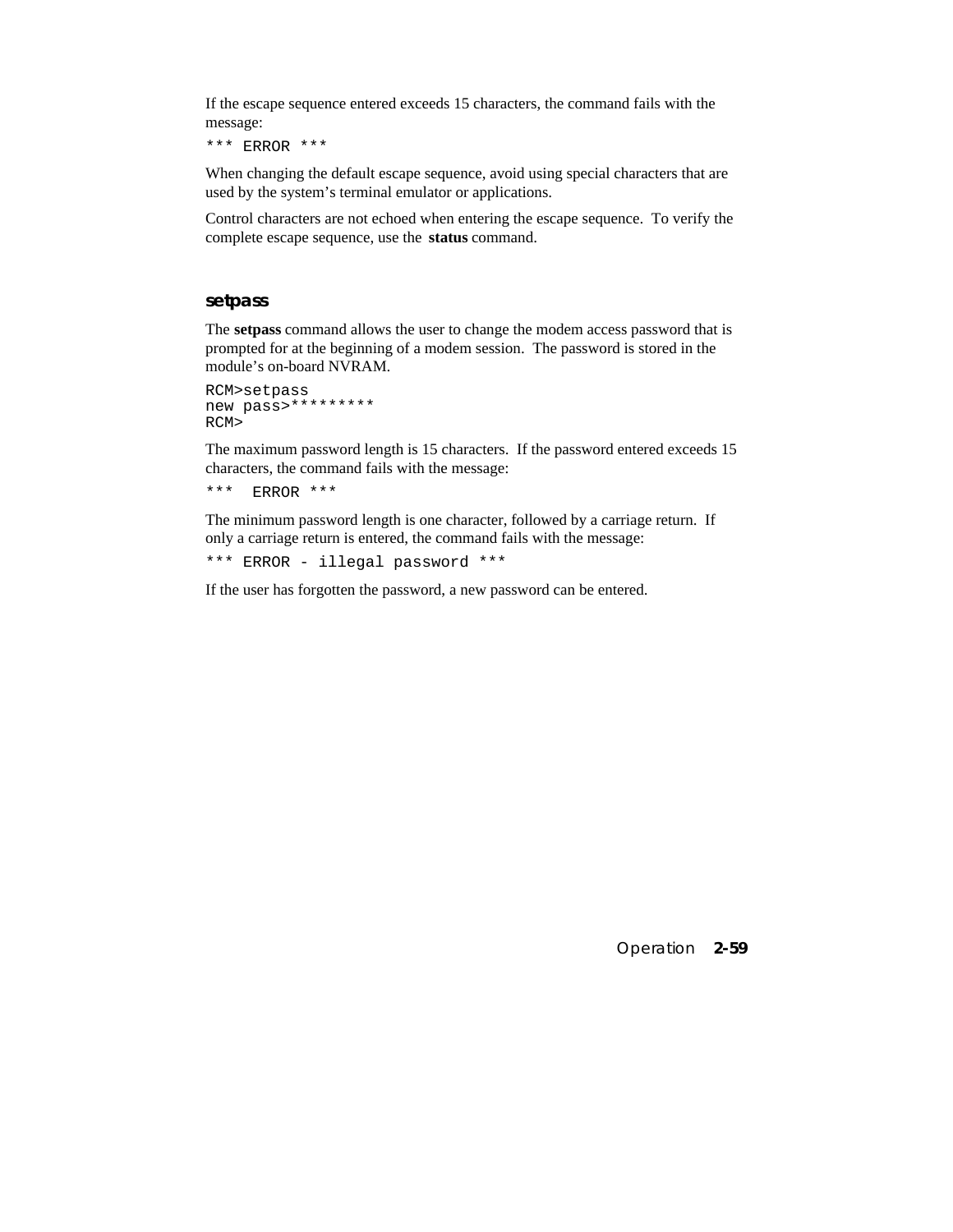If the escape sequence entered exceeds 15 characters, the command fails with the message:

```
*** ERROR ***
```

When changing the default escape sequence, avoid using special characters that are used by the system's terminal emulator or applications.

Control characters are not echoed when entering the escape sequence. To verify the complete escape sequence, use the **status** command.

### setpass

The **setpass** command allows the user to change the modem access password that is prompted for at the beginning of a modem session. The password is stored in the module's on-board NVRAM.

```
RCM>setpass
new pass>*********
RCM>
```

The maximum password length is 15 characters. If the password entered exceeds 15 characters, the command fails with the message:

```
***  ERROR ***
```

The minimum password length is one character, followed by a carriage return. If only a carriage return is entered, the command fails with the message:

```
*** ERROR - illegal password ***
```

If the user has forgotten the password, a new password can be entered.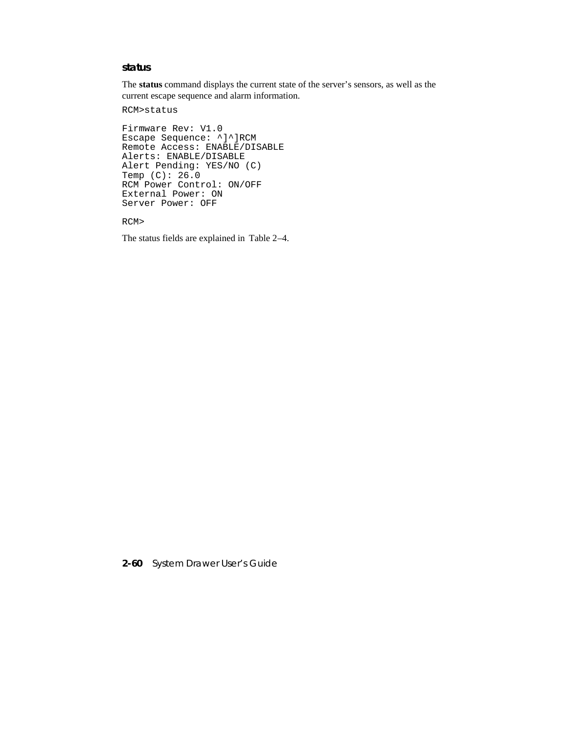### status

The **status** command displays the current state of the server's sensors, as well as the current escape sequence and alarm information.

```
RCM>status

Firmware Rev: V1.0
Escape Sequence: ^]^]RCM
Remote Access: ENABLE/DISABLE
Alerts: ENABLE/DISABLE
Alert Pending: YES/NO (C)
Temp (C): 26.0
RCM Power Control: ON/OFF
External Power: ON
Server Power: OFF

RCM>
```

The status fields are explained in Table 2–4.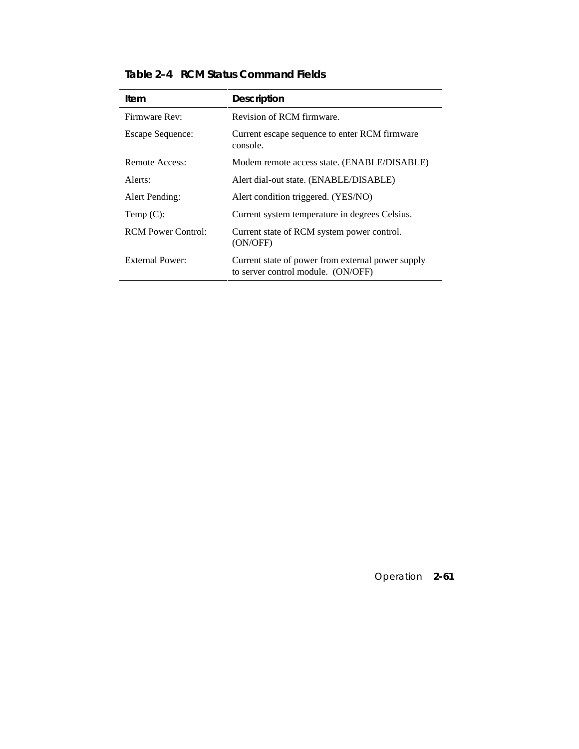**Table 2–4 RCM Status Command Fields**

| Item | Description |
|---|---|
| Firmware Rev: | Revision of RCM firmware. |
| Escape Sequence: | Current escape sequence to enter RCM firmware console. |
| Remote Access: | Modem remote access state. (ENABLE/DISABLE) |
| Alerts: | Alert dial-out state. (ENABLE/DISABLE) |
| Alert Pending: | Alert condition triggered. (YES/NO) |
| Temp (C): | Current system temperature in degrees Celsius. |
| RCM Power Control: | Current state of RCM system power control. (ON/OFF) |
| External Power: | Current state of power from external power supply to server control module. (ON/OFF) |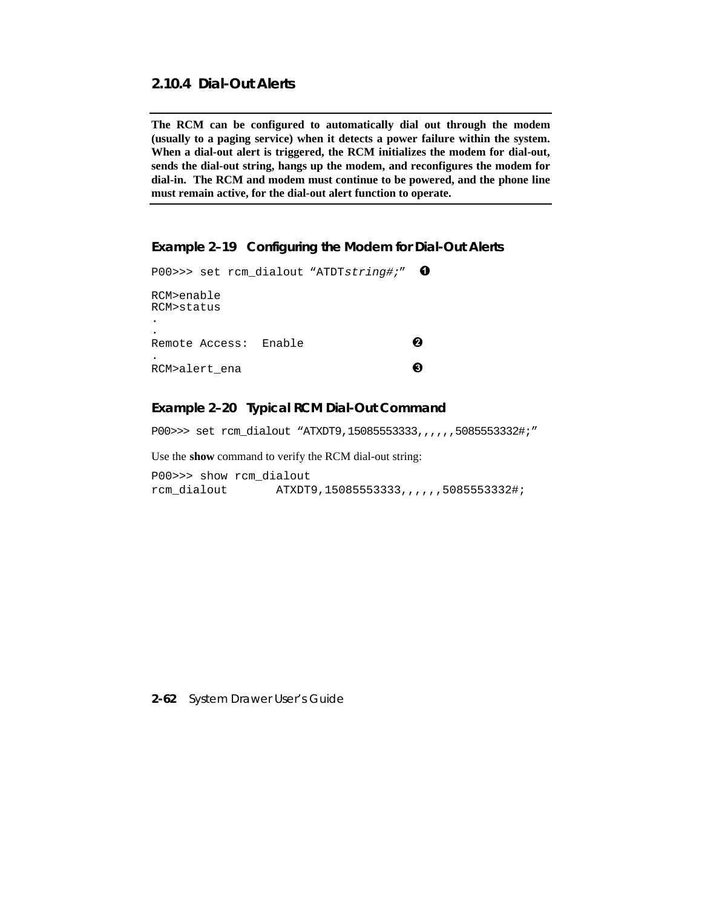### 2.10.4 Dial-Out Alerts

**The RCM can be configured to automatically dial out through the modem (usually to a paging service) when it detects a power failure within the system. When a dial-out alert is triggered, the RCM initializes the modem for dial-out, sends the dial-out string, hangs up the modem, and reconfigures the modem for dial-in. The RCM and modem must continue to be powered, and the phone line must remain active, for the dial-out alert function to operate.**

**Example 2–19 Configuring the Modem for Dial-Out Alerts**

```
P00>>> set rcm_dialout “ATDTstring#;”   ❶

RCM>enable
RCM>status
.
.
Remote Access:  Enable                ❷
.
RCM>alert_ena                         ❸
```

**Example 2–20 Typical RCM Dial-Out Command**

```
P00>>> set rcm_dialout “ATXDT9,15085553333,,,,,,5085553332#;”
```

Use the **show** command to verify the RCM dial-out string:

```
P00>>> show rcm_dialout
rcm_dialout       ATXDT9,15085553333,,,,,,5085553332#;
```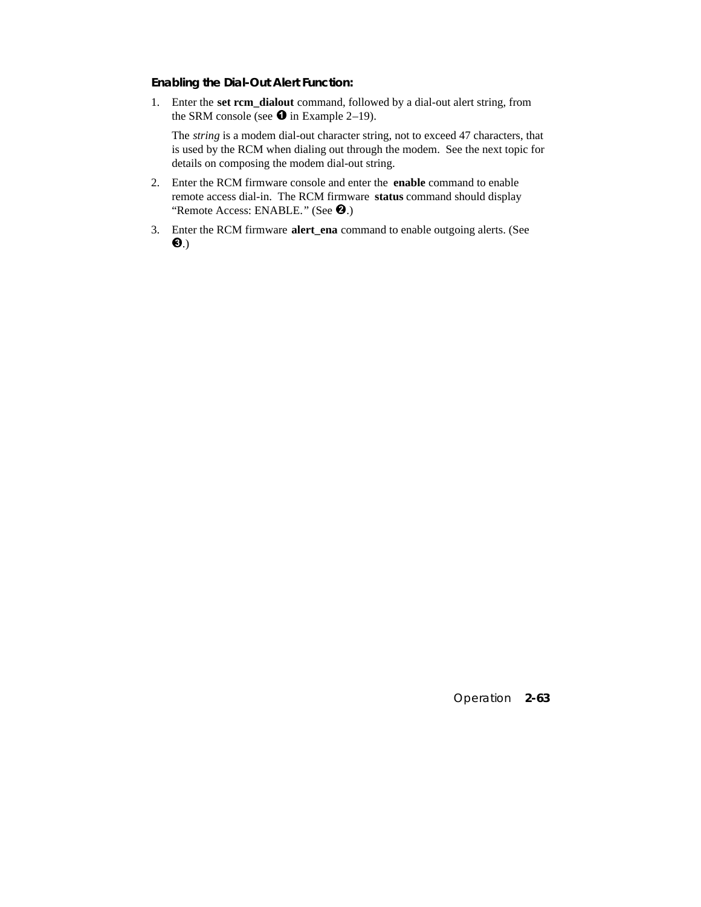**Enabling the Dial-Out Alert Function:**

1. Enter the **set rcm_dialout** command, followed by a dial-out alert string, from the SRM console (see ❶ in Example 2–19).

   The *string* is a modem dial-out character string, not to exceed 47 characters, that is used by the RCM when dialing out through the modem. See the next topic for details on composing the modem dial-out string.

2. Enter the RCM firmware console and enter the **enable** command to enable remote access dial-in. The RCM firmware **status** command should display “Remote Access: ENABLE.” (See ❷.)

3. Enter the RCM firmware **alert_ena** command to enable outgoing alerts. (See ❸.)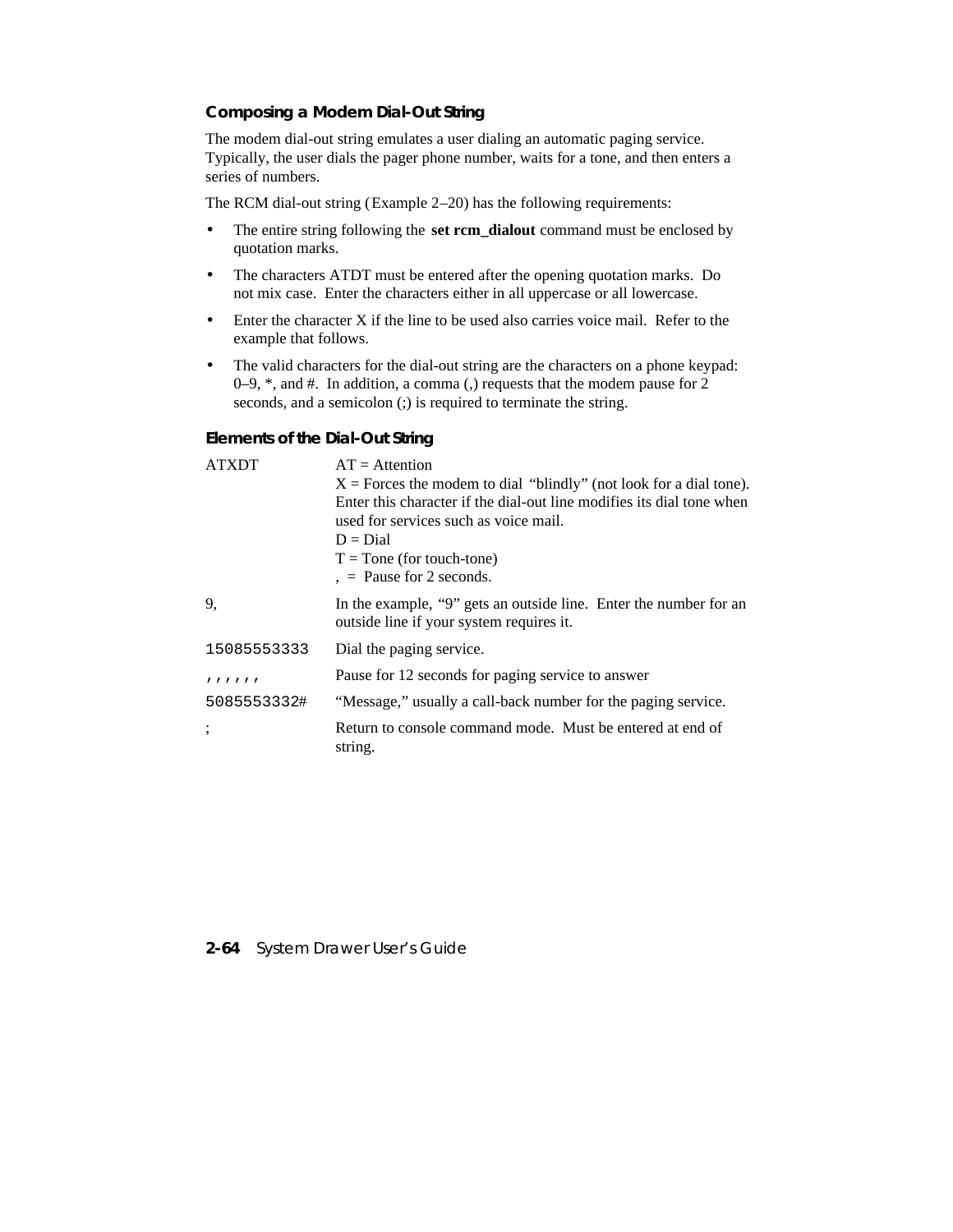### Composing a Modem Dial-Out String

The modem dial-out string emulates a user dialing an automatic paging service. Typically, the user dials the pager phone number, waits for a tone, and then enters a series of numbers.

The RCM dial-out string (Example 2–20) has the following requirements:

- The entire string following the **set rcm_dialout** command must be enclosed by quotation marks.
- The characters ATDT must be entered after the opening quotation marks. Do not mix case. Enter the characters either in all uppercase or all lowercase.
- Enter the character X if the line to be used also carries voice mail. Refer to the example that follows.
- The valid characters for the dial-out string are the characters on a phone keypad: 0–9, *, and #. In addition, a comma (,) requests that the modem pause for 2 seconds, and a semicolon (;) is required to terminate the string.

### Elements of the Dial-Out String

| | |
|---|---|
| ATXDT | AT = Attention<br>X = Forces the modem to dial "blindly" (not look for a dial tone). Enter this character if the dial-out line modifies its dial tone when used for services such as voice mail.<br>D = Dial<br>T = Tone (for touch-tone)<br>, = Pause for 2 seconds. |
| 9, | In the example, "9" gets an outside line. Enter the number for an outside line if your system requires it. |
| `15085553333` | Dial the paging service. |
| `,,,,,,` | Pause for 12 seconds for paging service to answer |
| `5085553332#` | "Message," usually a call-back number for the paging service. |
| ; | Return to console command mode. Must be entered at end of string. |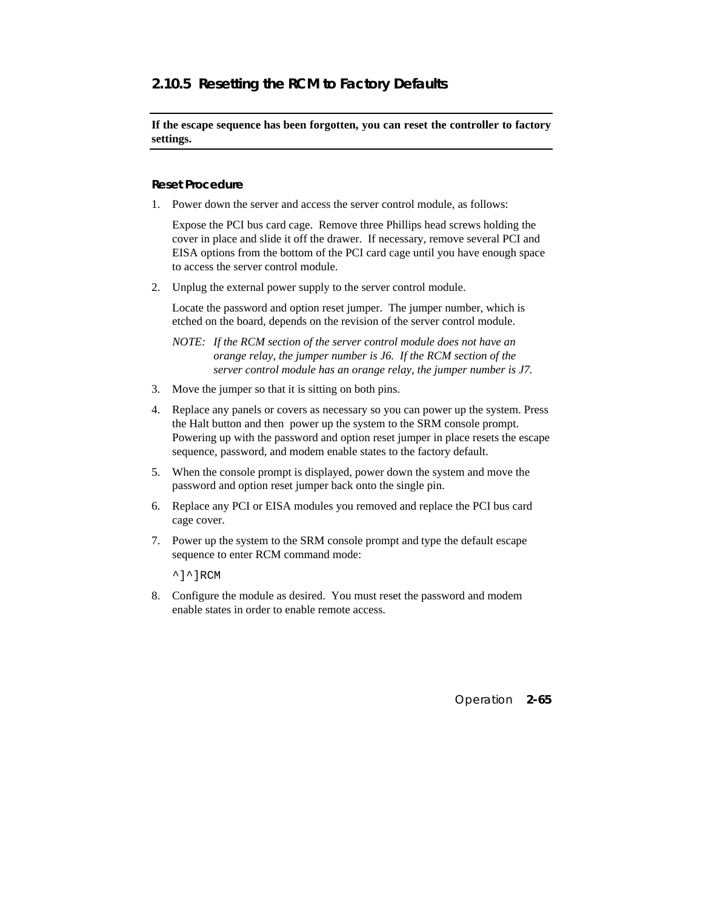### 2.10.5 Resetting the RCM to Factory Defaults

**If the escape sequence has been forgotten, you can reset the controller to factory settings.**

#### Reset Procedure

1. Power down the server and access the server control module, as follows:

   Expose the PCI bus card cage. Remove three Phillips head screws holding the cover in place and slide it off the drawer. If necessary, remove several PCI and EISA options from the bottom of the PCI card cage until you have enough space to access the server control module.

2. Unplug the external power supply to the server control module.

   Locate the password and option reset jumper. The jumper number, which is etched on the board, depends on the revision of the server control module.

   *NOTE: If the RCM section of the server control module does not have an orange relay, the jumper number is J6. If the RCM section of the server control module has an orange relay, the jumper number is J7.*

3. Move the jumper so that it is sitting on both pins.

4. Replace any panels or covers as necessary so you can power up the system. Press the Halt button and then power up the system to the SRM console prompt. Powering up with the password and option reset jumper in place resets the escape sequence, password, and modem enable states to the factory default.

5. When the console prompt is displayed, power down the system and move the password and option reset jumper back onto the single pin.

6. Replace any PCI or EISA modules you removed and replace the PCI bus card cage cover.

7. Power up the system to the SRM console prompt and type the default escape sequence to enter RCM command mode:

   ```
   ^]^]RCM
   ```

8. Configure the module as desired. You must reset the password and modem enable states in order to enable remote access.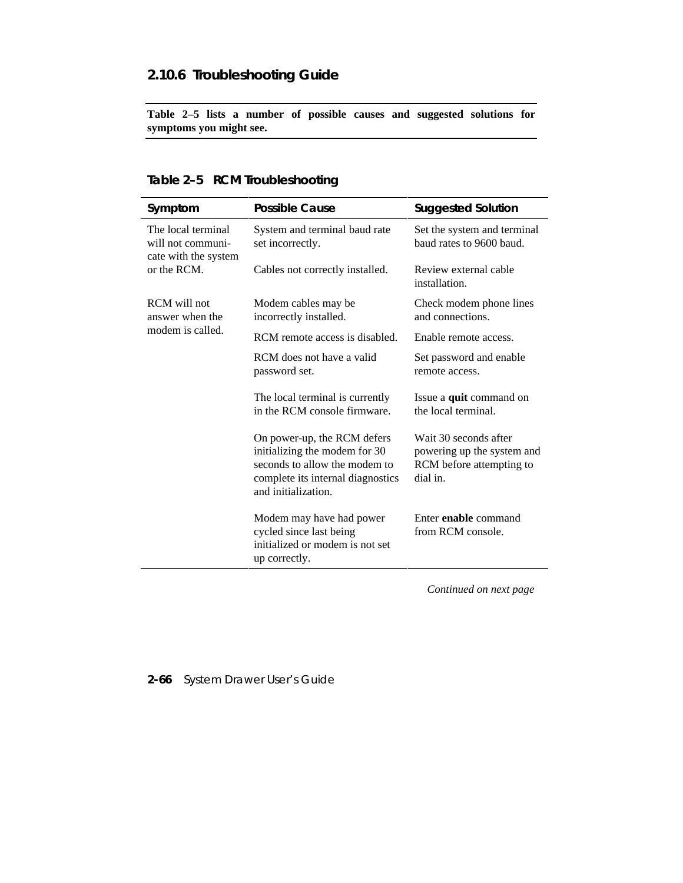### 2.10.6 Troubleshooting Guide

**Table 2–5 lists a number of possible causes and suggested solutions for symptoms you might see.**

**Table 2–5 RCM Troubleshooting**

| Symptom | Possible Cause | Suggested Solution |
|---|---|---|
| The local terminal will not communicate with the system or the RCM. | System and terminal baud rate set incorrectly. | Set the system and terminal baud rates to 9600 baud. |
| | Cables not correctly installed. | Review external cable installation. |
| RCM will not answer when the modem is called. | Modem cables may be incorrectly installed. | Check modem phone lines and connections. |
| | RCM remote access is disabled. | Enable remote access. |
| | RCM does not have a valid password set. | Set password and enable remote access. |
| | The local terminal is currently in the RCM console firmware. | Issue a **quit** command on the local terminal. |
| | On power-up, the RCM defers initializing the modem for 30 seconds to allow the modem to complete its internal diagnostics and initialization. | Wait 30 seconds after powering up the system and RCM before attempting to dial in. |
| | Modem may have had power cycled since last being initialized or modem is not set up correctly. | Enter **enable** command from RCM console. |

*Continued on next page*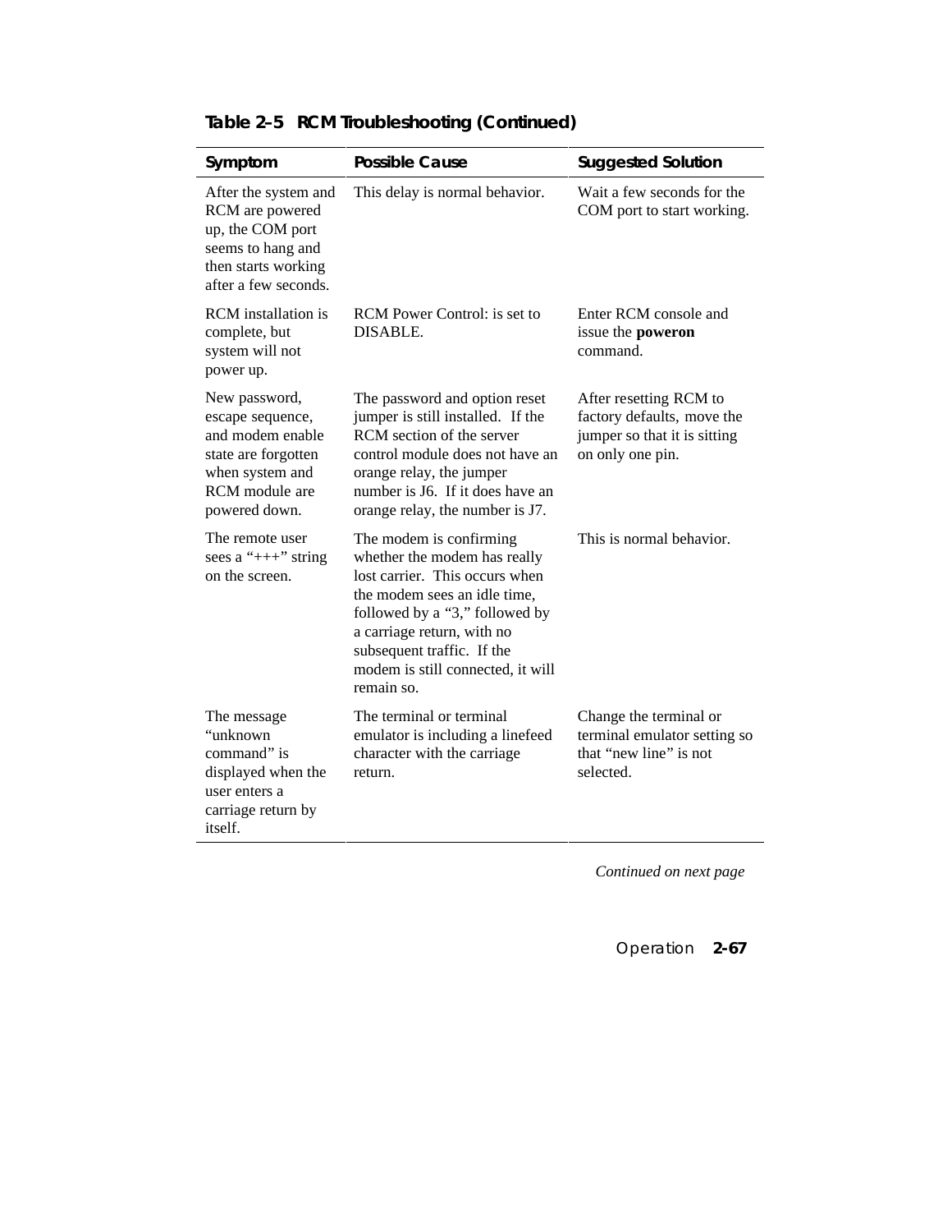**Table 2–5 RCM Troubleshooting (Continued)**

| Symptom | Possible Cause | Suggested Solution |
|---|---|---|
| After the system and RCM are powered up, the COM port seems to hang and then starts working after a few seconds. | This delay is normal behavior. | Wait a few seconds for the COM port to start working. |
| RCM installation is complete, but system will not power up. | RCM Power Control: is set to DISABLE. | Enter RCM console and issue the **poweron** command. |
| New password, escape sequence, and modem enable state are forgotten when system and RCM module are powered down. | The password and option reset jumper is still installed. If the RCM section of the server control module does not have an orange relay, the jumper number is J6. If it does have an orange relay, the number is J7. | After resetting RCM to factory defaults, move the jumper so that it is sitting on only one pin. |
| The remote user sees a "+++" string on the screen. | The modem is confirming whether the modem has really lost carrier. This occurs when the modem sees an idle time, followed by a "3," followed by a carriage return, with no subsequent traffic. If the modem is still connected, it will remain so. | This is normal behavior. |
| The message "unknown command" is displayed when the user enters a carriage return by itself. | The terminal or terminal emulator is including a linefeed character with the carriage return. | Change the terminal or terminal emulator setting so that "new line" is not selected. |

*Continued on next page*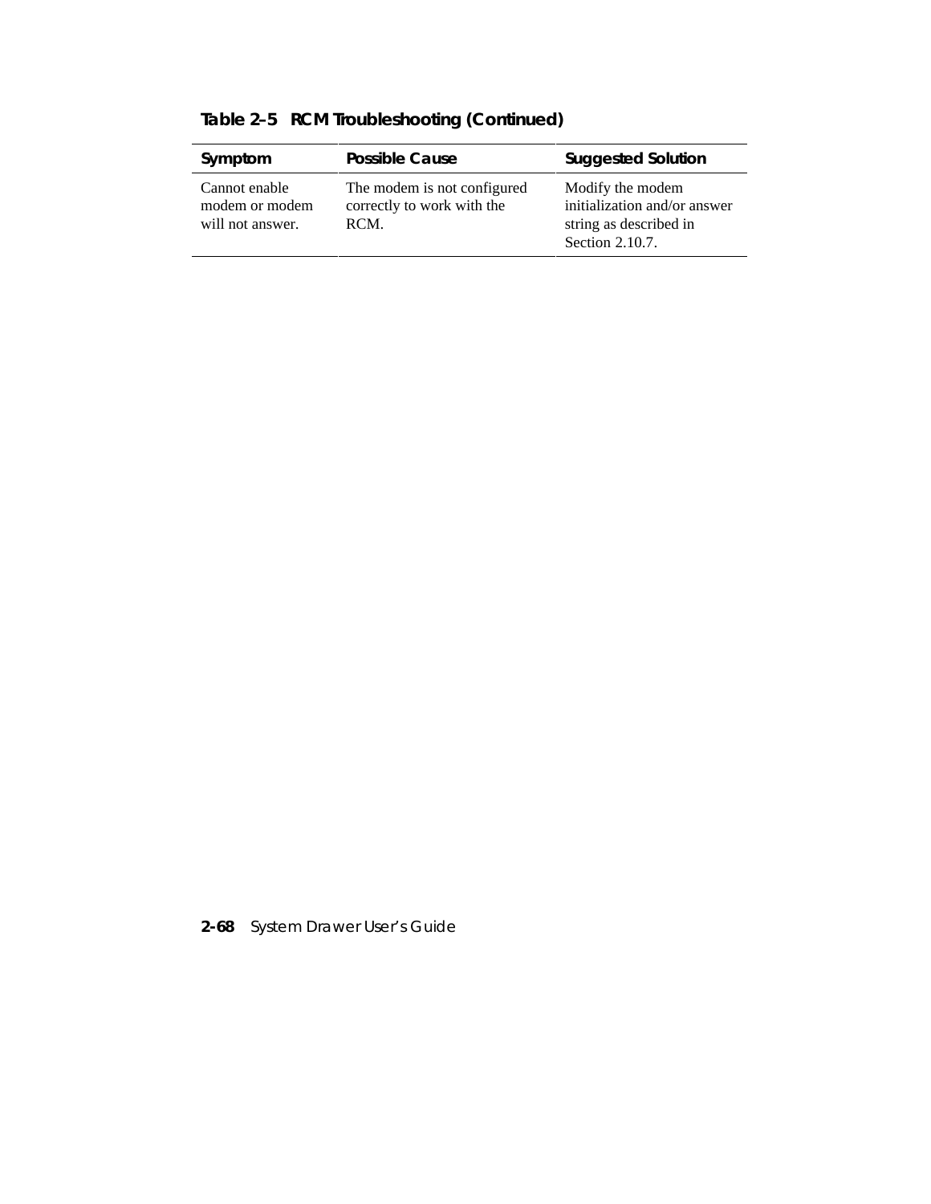**Table 2–5 RCM Troubleshooting (Continued)**

| Symptom | Possible Cause | Suggested Solution |
|---|---|---|
| Cannot enable modem or modem will not answer. | The modem is not configured correctly to work with the RCM. | Modify the modem initialization and/or answer string as described in Section 2.10.7. |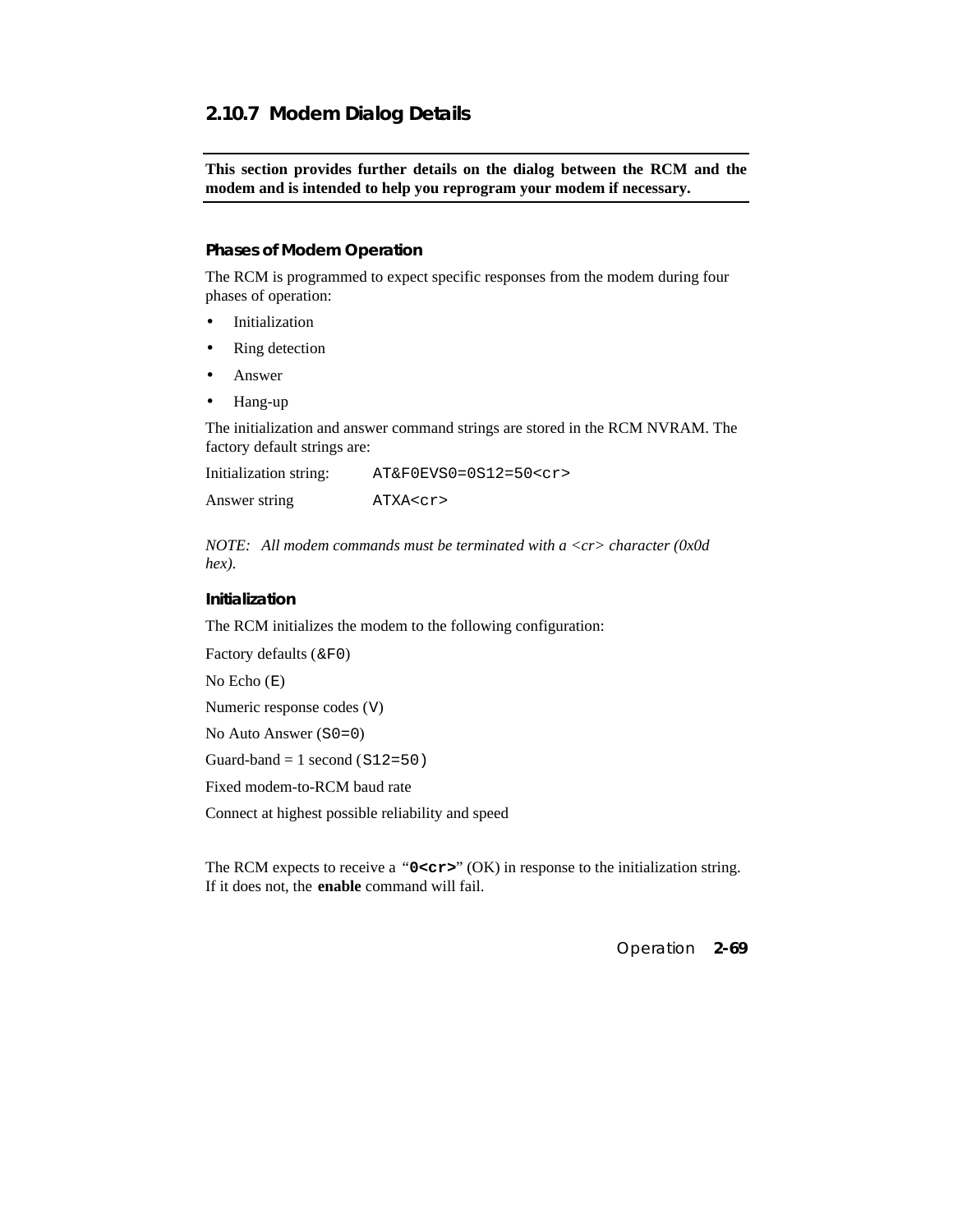### 2.10.7 Modem Dialog Details

**This section provides further details on the dialog between the RCM and the modem and is intended to help you reprogram your modem if necessary.**

#### Phases of Modem Operation

The RCM is programmed to expect specific responses from the modem during four phases of operation:

- Initialization
- Ring detection
- Answer
- Hang-up

The initialization and answer command strings are stored in the RCM NVRAM. The factory default strings are:

| | |
|---|---|
| Initialization string: | `AT&F0EVS0=0S12=50<cr>` |
| Answer string | `ATXA<cr>` |

*NOTE: All modem commands must be terminated with a <cr> character (0x0d hex).*

#### Initialization

The RCM initializes the modem to the following configuration:

Factory defaults (`&F0`)

No Echo (`E`)

Numeric response codes (`V`)

No Auto Answer (`S0=0`)

Guard-band = 1 second (`S12=50)`

Fixed modem-to-RCM baud rate

Connect at highest possible reliability and speed

The RCM expects to receive a "**`0<cr>`**" (OK) in response to the initialization string. If it does not, the **enable** command will fail.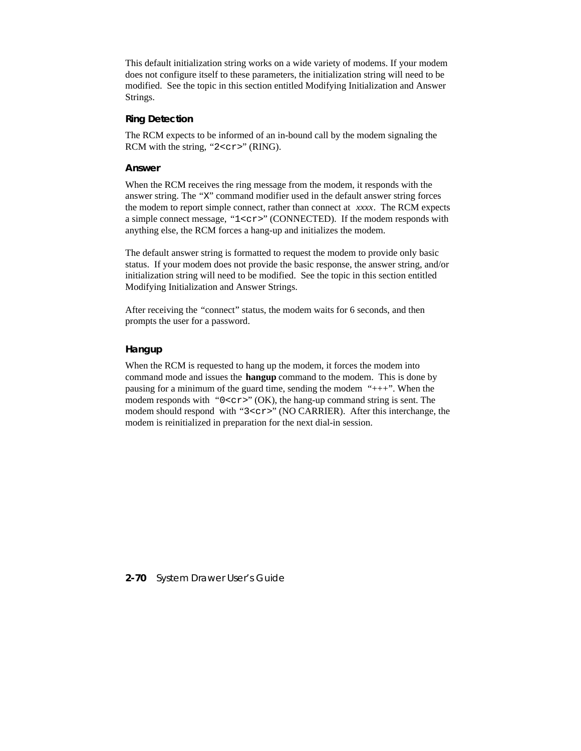This default initialization string works on a wide variety of modems. If your modem does not configure itself to these parameters, the initialization string will need to be modified. See the topic in this section entitled Modifying Initialization and Answer Strings.

### Ring Detection

The RCM expects to be informed of an in-bound call by the modem signaling the RCM with the string, "`2<cr>`" (RING).

### Answer

When the RCM receives the ring message from the modem, it responds with the answer string. The "`X`" command modifier used in the default answer string forces the modem to report simple connect, rather than connect at *xxxx*. The RCM expects a simple connect message, "`1<cr>`" (CONNECTED). If the modem responds with anything else, the RCM forces a hang-up and initializes the modem.

The default answer string is formatted to request the modem to provide only basic status. If your modem does not provide the basic response, the answer string, and/or initialization string will need to be modified. See the topic in this section entitled Modifying Initialization and Answer Strings.

After receiving the "connect" status, the modem waits for 6 seconds, and then prompts the user for a password.

### Hangup

When the RCM is requested to hang up the modem, it forces the modem into command mode and issues the **hangup** command to the modem. This is done by pausing for a minimum of the guard time, sending the modem "+++". When the modem responds with "`0<cr>`" (OK), the hang-up command string is sent. The modem should respond with "`3<cr>`" (NO CARRIER). After this interchange, the modem is reinitialized in preparation for the next dial-in session.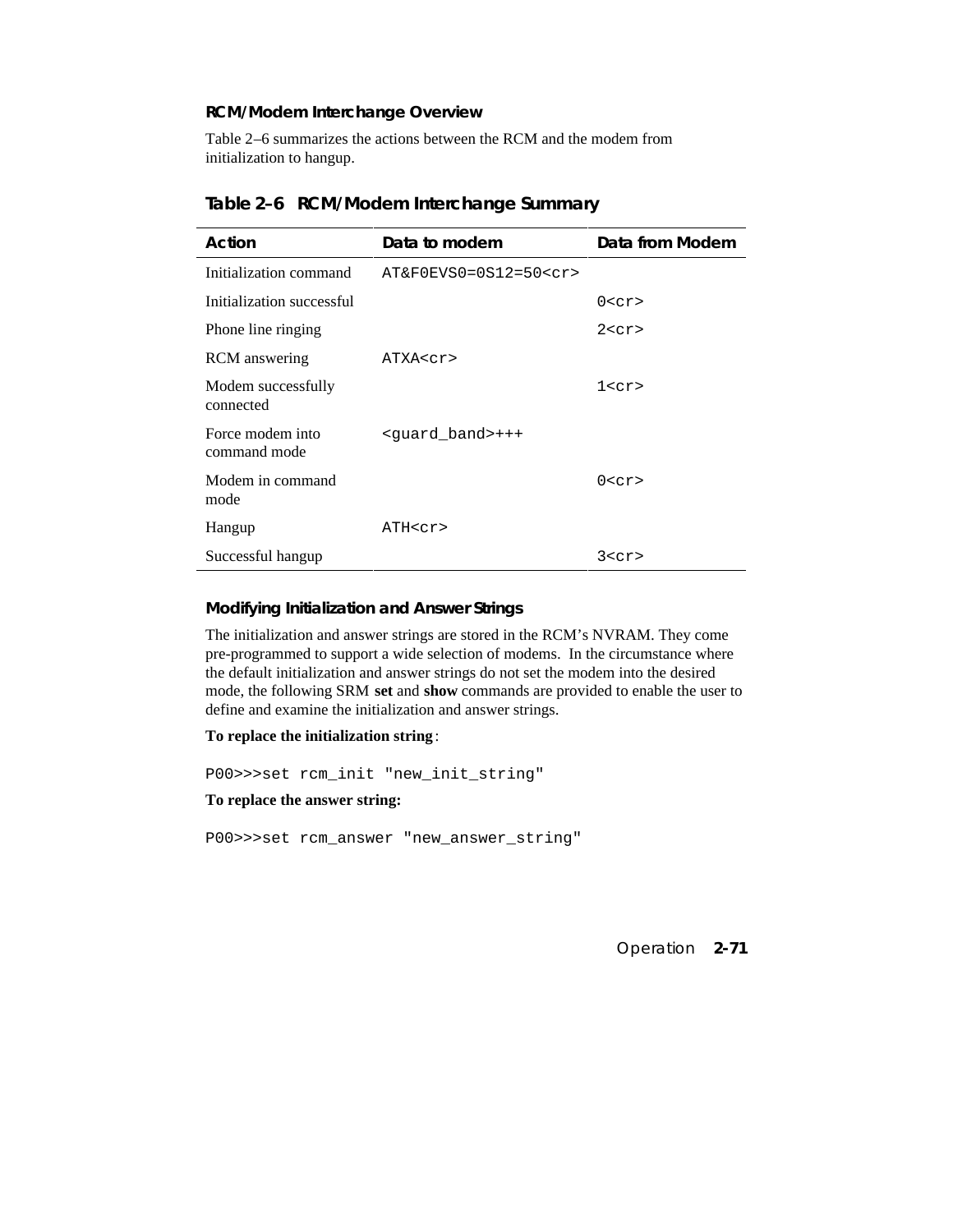### RCM/Modem Interchange Overview

Table 2–6 summarizes the actions between the RCM and the modem from initialization to hangup.

**Table 2–6 RCM/Modem Interchange Summary**

| Action | Data to modem | Data from Modem |
|---|---|---|
| Initialization command | `AT&F0EVS0=0S12=50<cr>` | |
| Initialization successful | | `0<cr>` |
| Phone line ringing | | `2<cr>` |
| RCM answering | `ATXA<cr>` | |
| Modem successfully connected | | `1<cr>` |
| Force modem into command mode | `<guard_band>+++` | |
| Modem in command mode | | `0<cr>` |
| Hangup | `ATH<cr>` | |
| Successful hangup | | `3<cr>` |

### Modifying Initialization and Answer Strings

The initialization and answer strings are stored in the RCM's NVRAM. They come pre-programmed to support a wide selection of modems. In the circumstance where the default initialization and answer strings do not set the modem into the desired mode, the following SRM **set** and **show** commands are provided to enable the user to define and examine the initialization and answer strings.

**To replace the initialization string**:

```
P00>>>set rcm_init "new_init_string"
```

**To replace the answer string:**

```
P00>>>set rcm_answer "new_answer_string"
```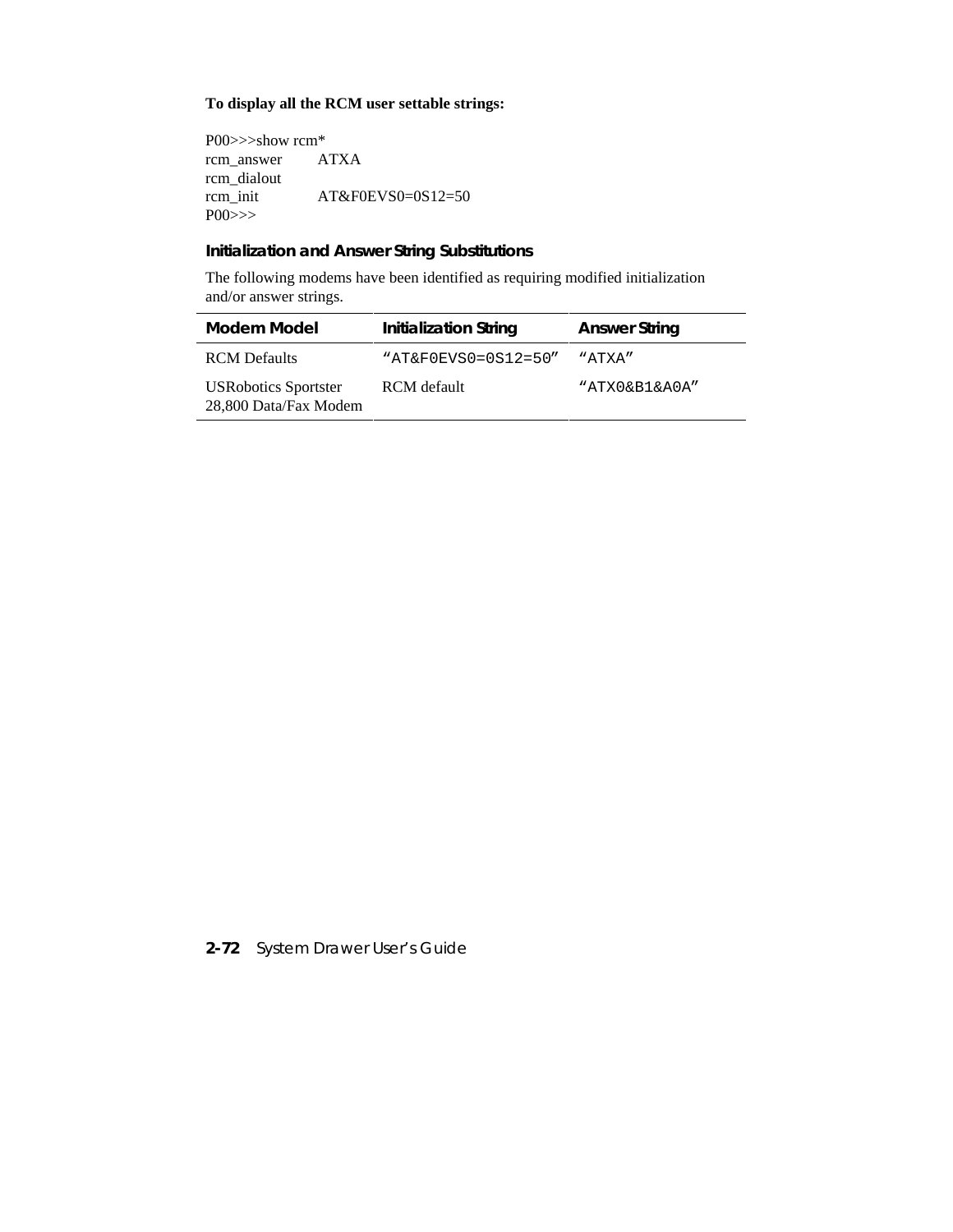**To display all the RCM user settable strings:**

```
P00>>>show rcm*
rcm_answer      ATXA
rcm_dialout
rcm_init        AT&F0EVS0=0S12=50
P00>>>
```

### Initialization and Answer String Substitutions

The following modems have been identified as requiring modified initialization and/or answer strings.

| Modem Model | Initialization String | Answer String |
|---|---|---|
| RCM Defaults | "AT&F0EVS0=0S12=50" | "ATXA" |
| USRobotics Sportster 28,800 Data/Fax Modem | RCM default | "ATX0&B1&A0A" |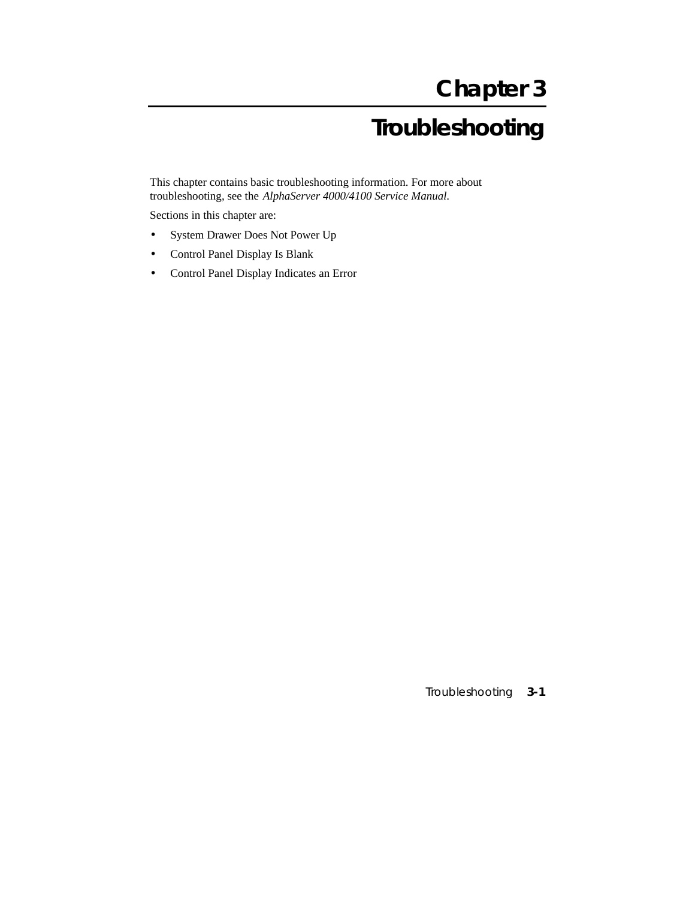# Chapter 3

# Troubleshooting

This chapter contains basic troubleshooting information. For more about troubleshooting, see the *AlphaServer 4000/4100 Service Manual*.

Sections in this chapter are:

- System Drawer Does Not Power Up
- Control Panel Display Is Blank
- Control Panel Display Indicates an Error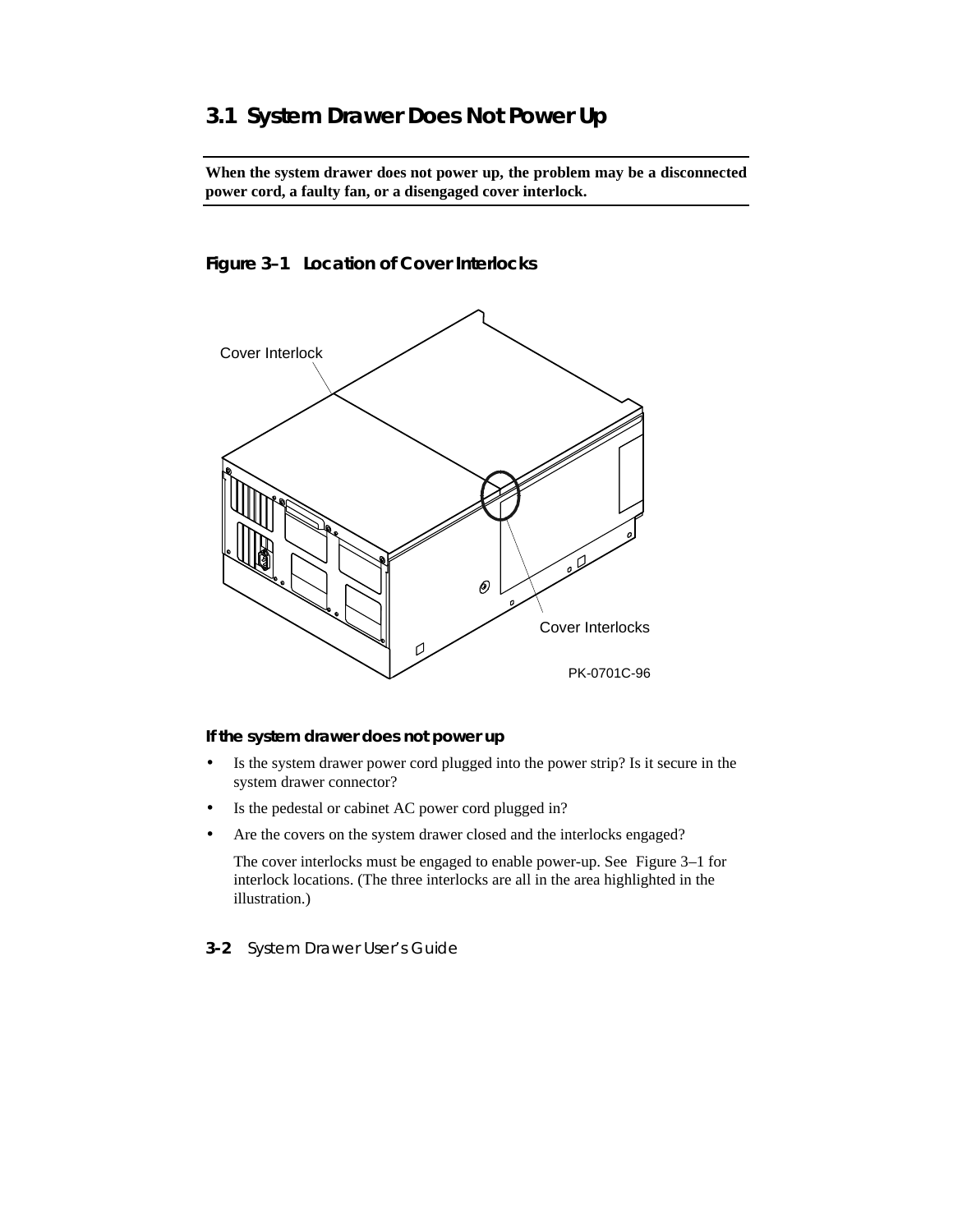## 3.1 System Drawer Does Not Power Up

**When the system drawer does not power up, the problem may be a disconnected power cord, a faulty fan, or a disengaged cover interlock.**

**Figure 3–1 Location of Cover Interlocks**

Cover Interlock

Cover Interlocks

PK-0701C-96

**If the system drawer does not power up**

- Is the system drawer power cord plugged into the power strip? Is it secure in the system drawer connector?
- Is the pedestal or cabinet AC power cord plugged in?
- Are the covers on the system drawer closed and the interlocks engaged?

  The cover interlocks must be engaged to enable power-up. See Figure 3–1 for interlock locations. (The three interlocks are all in the area highlighted in the illustration.)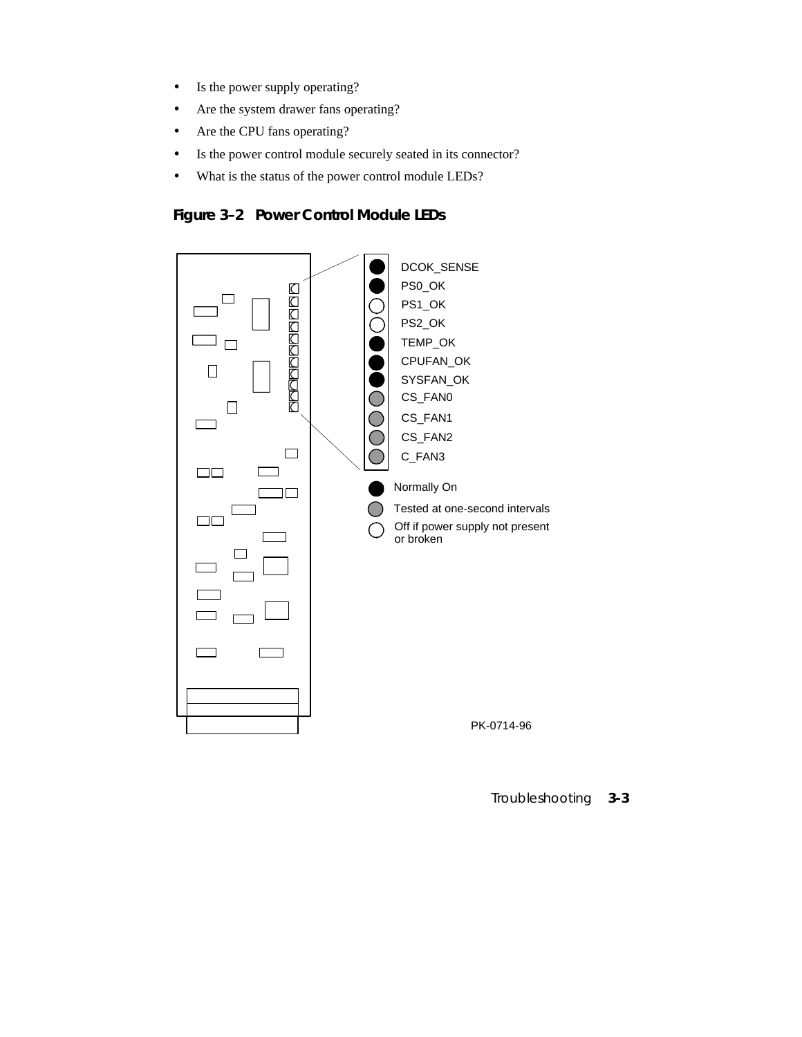- Is the power supply operating?
- Are the system drawer fans operating?
- Are the CPU fans operating?
- Is the power control module securely seated in its connector?
- What is the status of the power control module LEDs?

**Figure 3–2 Power Control Module LEDs**

DCOK_SENSE
PS0_OK
PS1_OK
PS2_OK
TEMP_OK
CPUFAN_OK
SYSFAN_OK
CS_FAN0
CS_FAN1
CS_FAN2
C_FAN3

Normally On
Tested at one-second intervals
Off if power supply not present or broken

PK-0714-96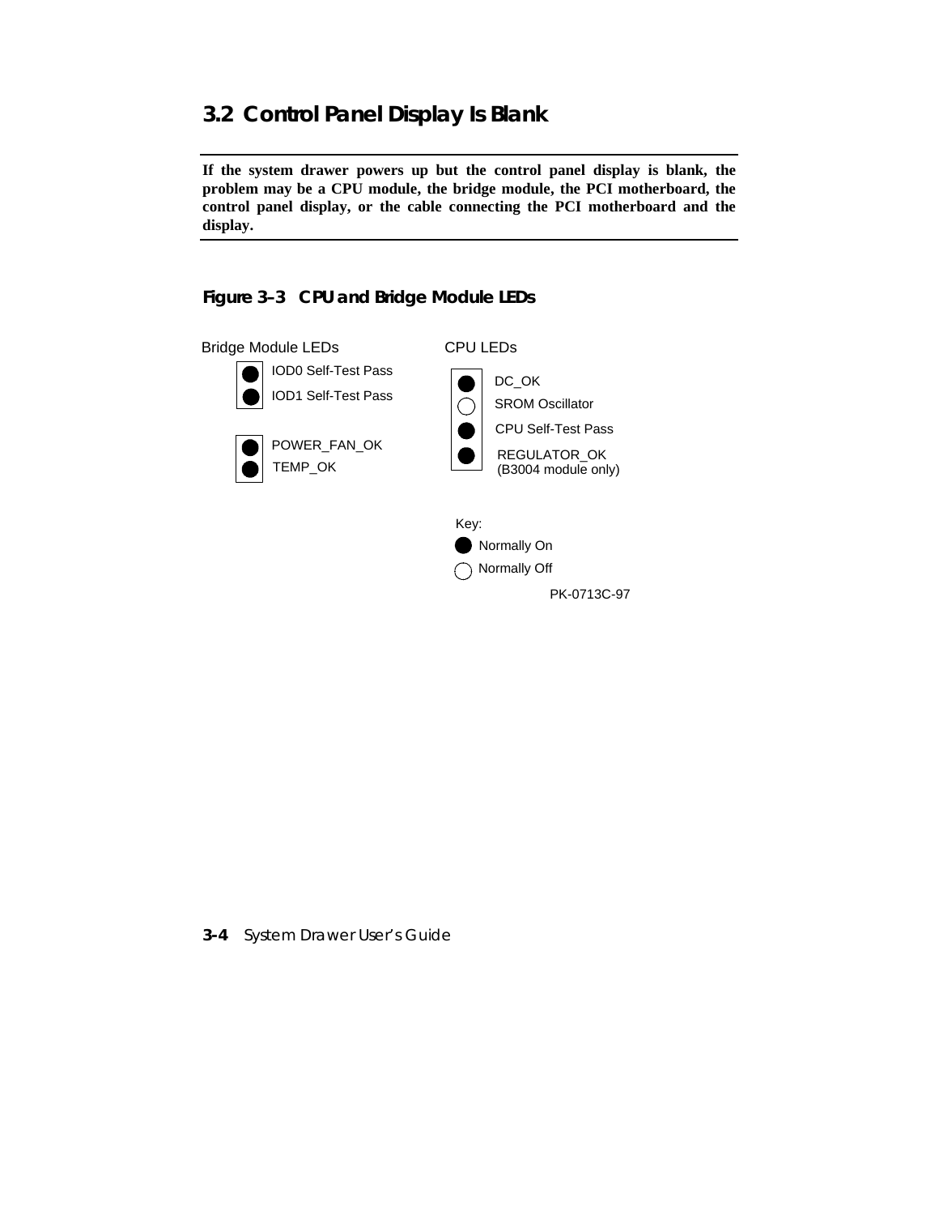## 3.2 Control Panel Display Is Blank

**If the system drawer powers up but the control panel display is blank, the problem may be a CPU module, the bridge module, the PCI motherboard, the control panel display, or the cable connecting the PCI motherboard and the display.**

### Figure 3–3 CPU and Bridge Module LEDs

Bridge Module LEDs

- ● IOD0 Self-Test Pass
- ● IOD1 Self-Test Pass

- ● POWER_FAN_OK
- ● TEMP_OK

CPU LEDs

- ● DC_OK
- ○ SROM Oscillator
- ● CPU Self-Test Pass
- ● REGULATOR_OK (B3004 module only)

Key:

- ● Normally On
- ○ Normally Off

PK-0713C-97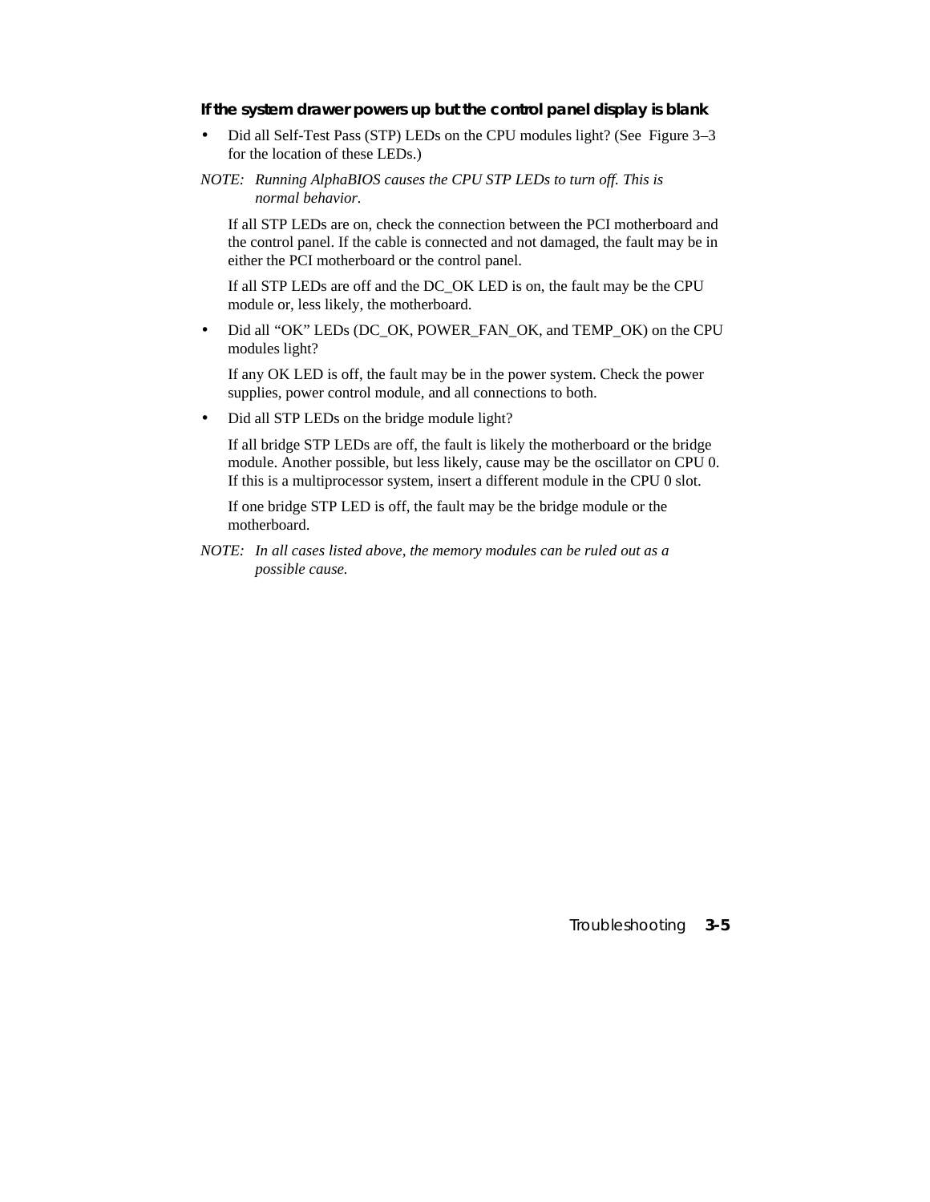### If the system drawer powers up but the control panel display is blank

- Did all Self-Test Pass (STP) LEDs on the CPU modules light? (See Figure 3–3 for the location of these LEDs.)

*NOTE: Running AlphaBIOS causes the CPU STP LEDs to turn off. This is normal behavior.*

  If all STP LEDs are on, check the connection between the PCI motherboard and the control panel. If the cable is connected and not damaged, the fault may be in either the PCI motherboard or the control panel.

  If all STP LEDs are off and the DC_OK LED is on, the fault may be the CPU module or, less likely, the motherboard.

- Did all "OK" LEDs (DC_OK, POWER_FAN_OK, and TEMP_OK) on the CPU modules light?

  If any OK LED is off, the fault may be in the power system. Check the power supplies, power control module, and all connections to both.

- Did all STP LEDs on the bridge module light?

  If all bridge STP LEDs are off, the fault is likely the motherboard or the bridge module. Another possible, but less likely, cause may be the oscillator on CPU 0. If this is a multiprocessor system, insert a different module in the CPU 0 slot.

  If one bridge STP LED is off, the fault may be the bridge module or the motherboard.

*NOTE: In all cases listed above, the memory modules can be ruled out as a possible cause.*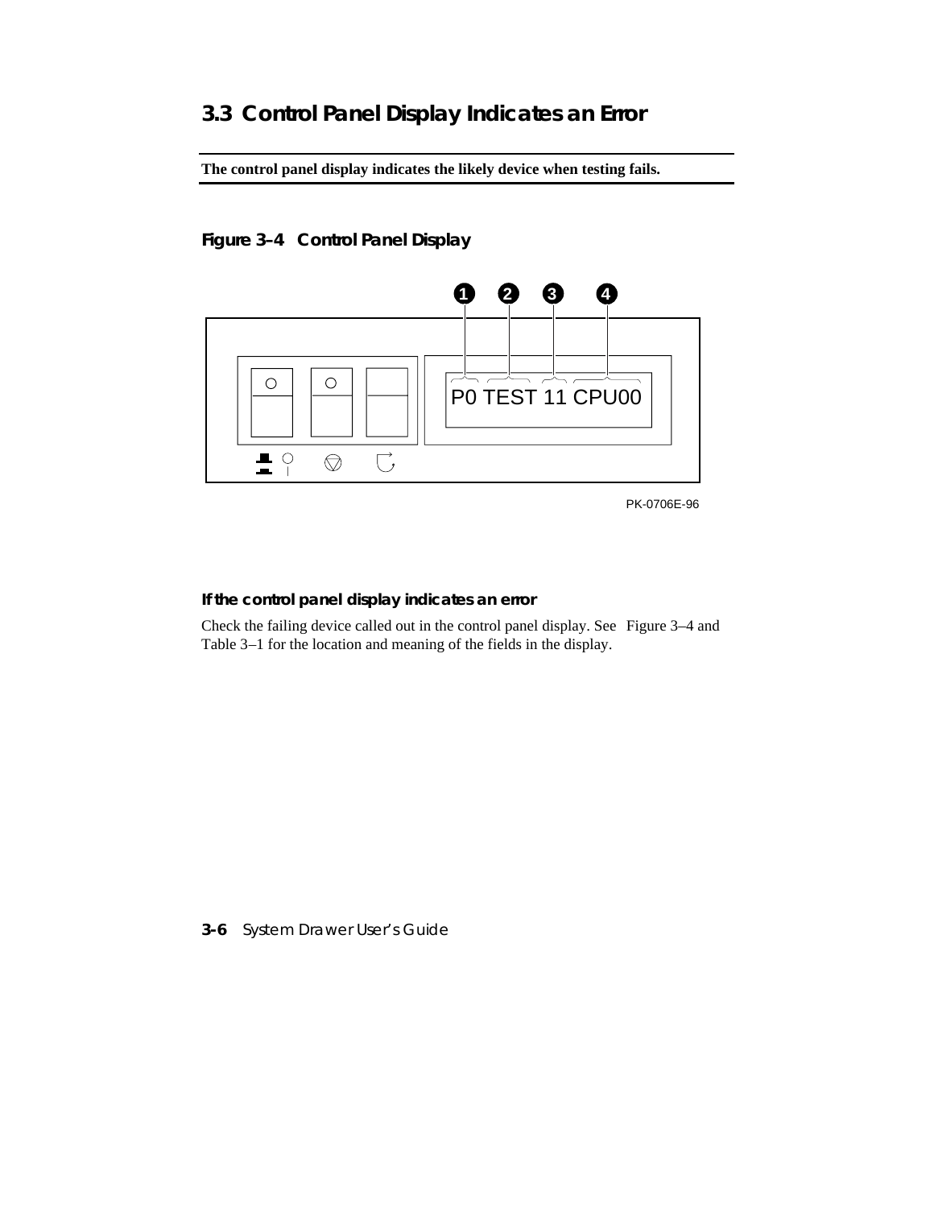## 3.3 Control Panel Display Indicates an Error

**The control panel display indicates the likely device when testing fails.**

### Figure 3–4 Control Panel Display

P0 TEST 11 CPU00

PK-0706E-96

#### If the control panel display indicates an error

Check the failing device called out in the control panel display. See Figure 3–4 and Table 3–1 for the location and meaning of the fields in the display.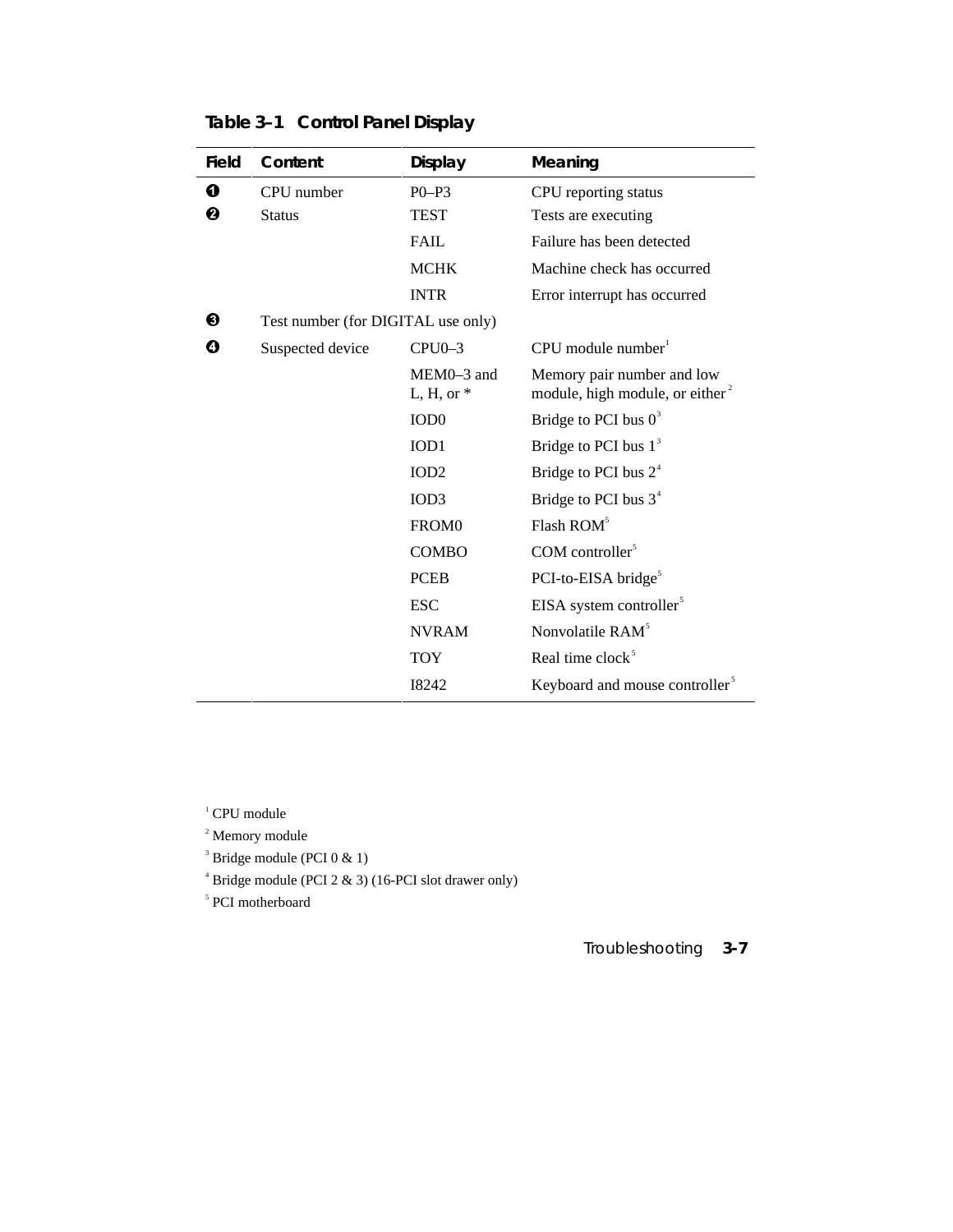**Table 3–1 Control Panel Display**

| Field | Content | Display | Meaning |
|---|---|---|---|
| ❶ | CPU number | P0–P3 | CPU reporting status |
| ❷ | Status | TEST | Tests are executing |
| | | FAIL | Failure has been detected |
| | | MCHK | Machine check has occurred |
| | | INTR | Error interrupt has occurred |
| ❸ | Test number (for DIGITAL use only) | | |
| ❹ | Suspected device | CPU0–3 | CPU module number[1] |
| | | MEM0–3 and L, H, or * | Memory pair number and low module, high module, or either[2] |
| | | IOD0 | Bridge to PCI bus 0[3] |
| | | IOD1 | Bridge to PCI bus 1[3] |
| | | IOD2 | Bridge to PCI bus 2[4] |
| | | IOD3 | Bridge to PCI bus 3[4] |
| | | FROM0 | Flash ROM[5] |
| | | COMBO | COM controller[5] |
| | | PCEB | PCI-to-EISA bridge[5] |
| | | ESC | EISA system controller[5] |
| | | NVRAM | Nonvolatile RAM[5] |
| | | TOY | Real time clock[5] |
| | | I8242 | Keyboard and mouse controller[5] |

[1] CPU module

[2] Memory module

[3] Bridge module (PCI 0 & 1)

[4] Bridge module (PCI 2 & 3) (16-PCI slot drawer only)

[5] PCI motherboard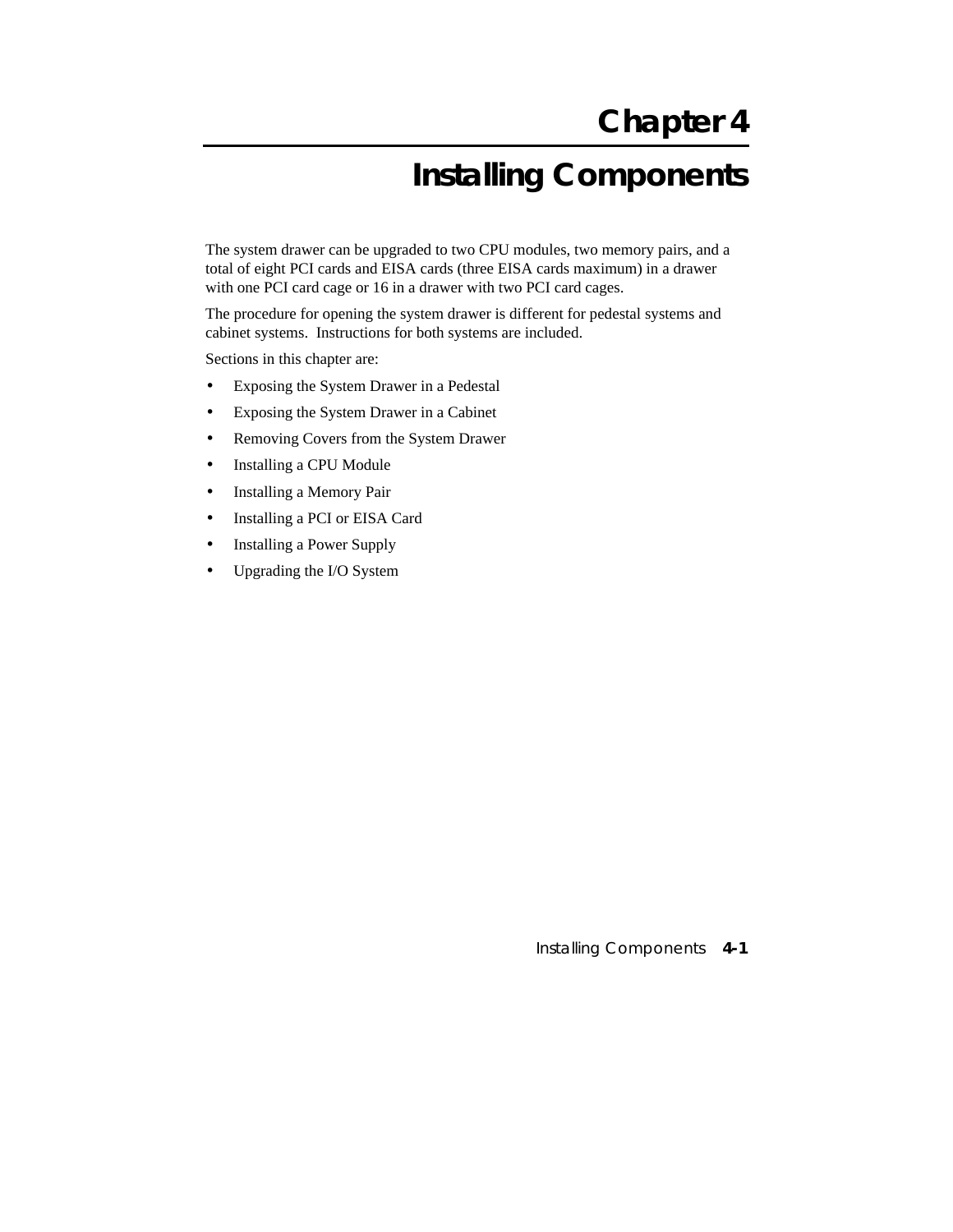# Chapter 4

# Installing Components

The system drawer can be upgraded to two CPU modules, two memory pairs, and a total of eight PCI cards and EISA cards (three EISA cards maximum) in a drawer with one PCI card cage or 16 in a drawer with two PCI card cages.

The procedure for opening the system drawer is different for pedestal systems and cabinet systems. Instructions for both systems are included.

Sections in this chapter are:

- Exposing the System Drawer in a Pedestal
- Exposing the System Drawer in a Cabinet
- Removing Covers from the System Drawer
- Installing a CPU Module
- Installing a Memory Pair
- Installing a PCI or EISA Card
- Installing a Power Supply
- Upgrading the I/O System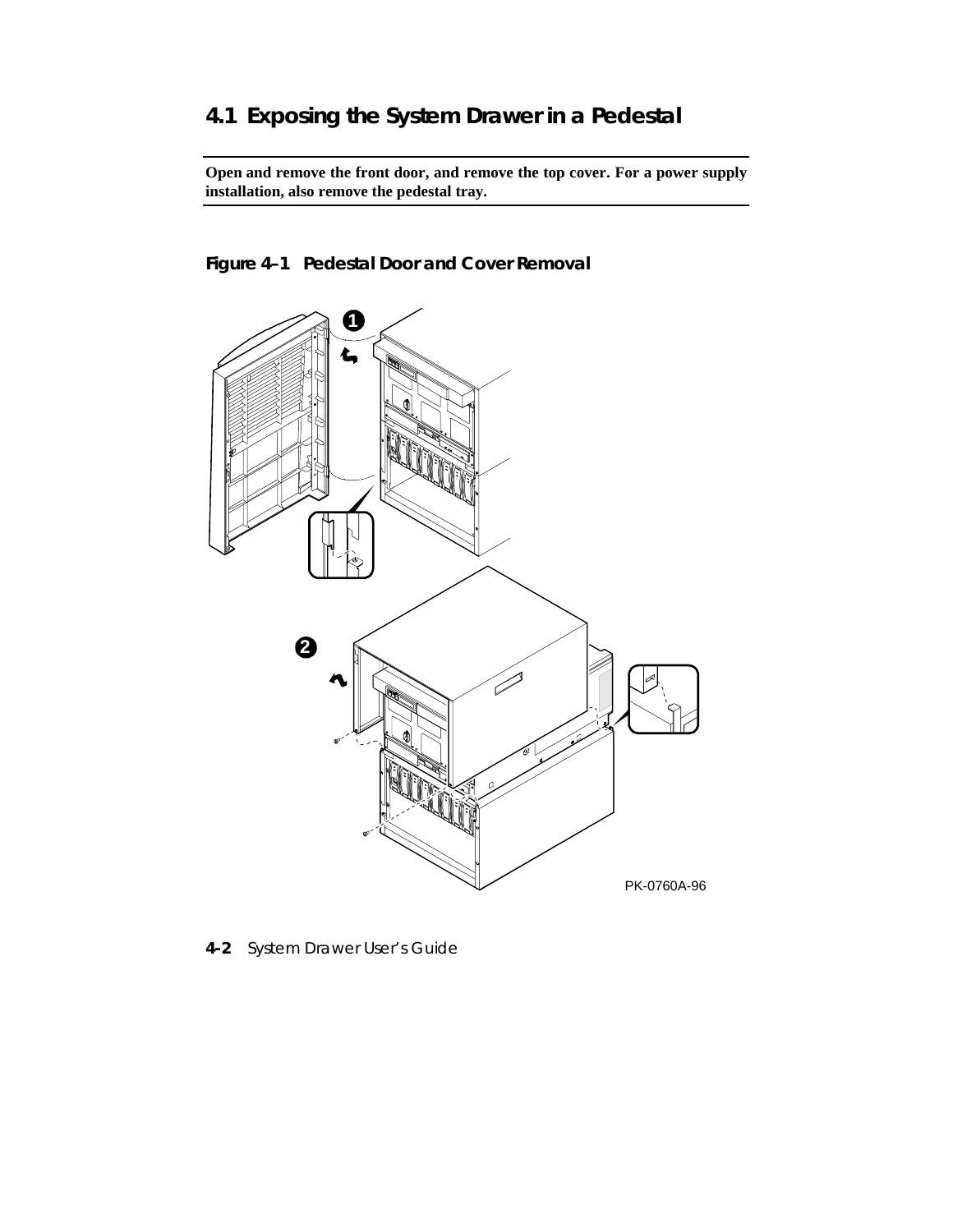## 4.1 Exposing the System Drawer in a Pedestal

**Open and remove the front door, and remove the top cover. For a power supply installation, also remove the pedestal tray.**

**Figure 4–1 Pedestal Door and Cover Removal**

PK-0760A-96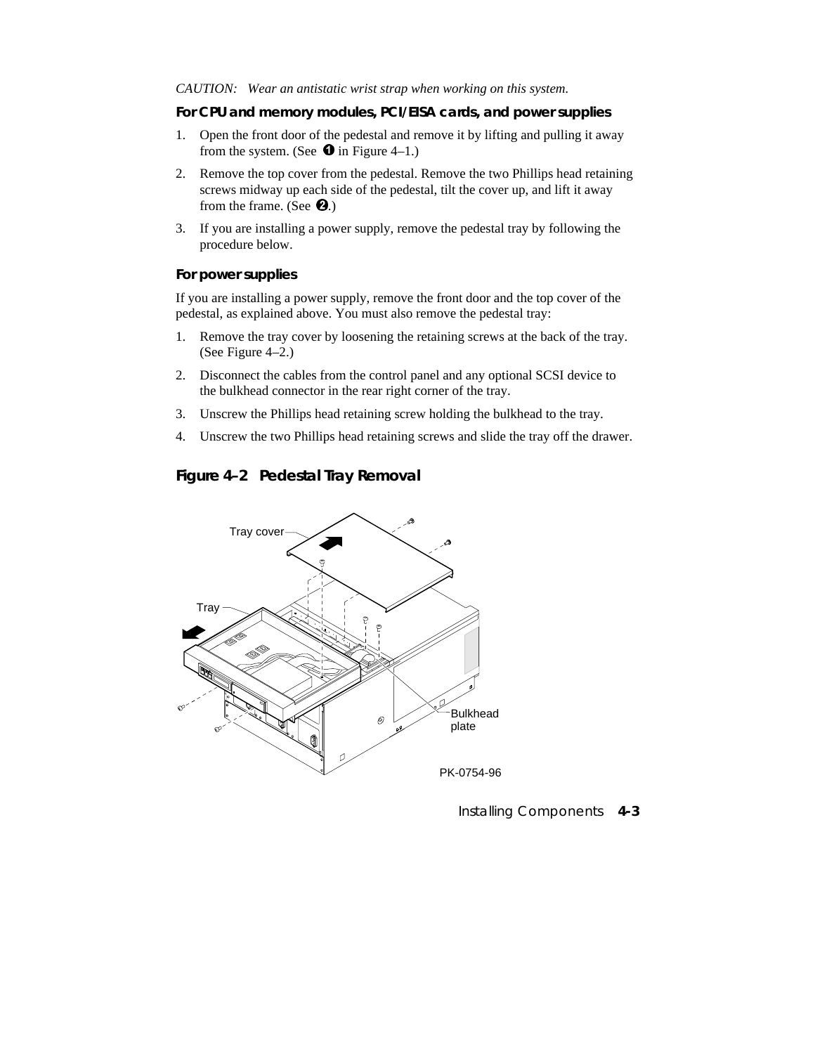*CAUTION: Wear an antistatic wrist strap when working on this system.*

**For CPU and memory modules, PCI/EISA cards, and power supplies**

1. Open the front door of the pedestal and remove it by lifting and pulling it away from the system. (See ❶ in Figure 4–1.)
2. Remove the top cover from the pedestal. Remove the two Phillips head retaining screws midway up each side of the pedestal, tilt the cover up, and lift it away from the frame. (See ❷.)
3. If you are installing a power supply, remove the pedestal tray by following the procedure below.

**For power supplies**

If you are installing a power supply, remove the front door and the top cover of the pedestal, as explained above. You must also remove the pedestal tray:

1. Remove the tray cover by loosening the retaining screws at the back of the tray. (See Figure 4–2.)
2. Disconnect the cables from the control panel and any optional SCSI device to the bulkhead connector in the rear right corner of the tray.
3. Unscrew the Phillips head retaining screw holding the bulkhead to the tray.
4. Unscrew the two Phillips head retaining screws and slide the tray off the drawer.

### Figure 4–2 Pedestal Tray Removal

Tray cover

Tray

Bulkhead plate

PK-0754-96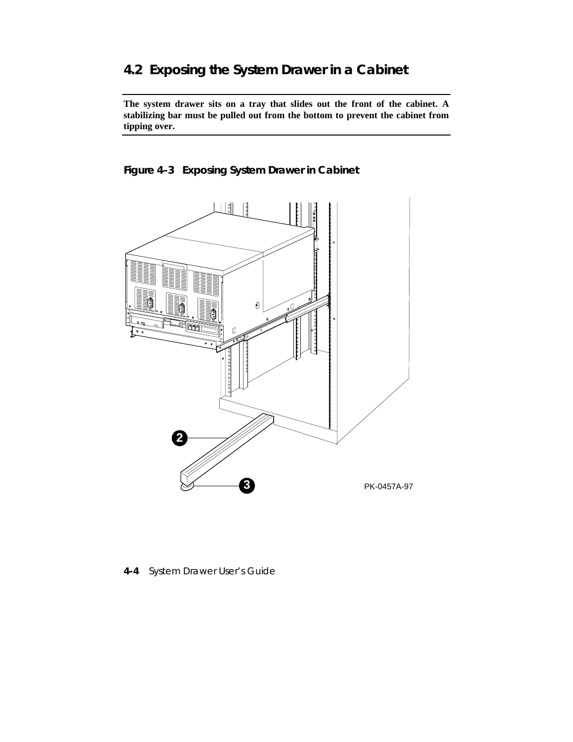## 4.2 Exposing the System Drawer in a Cabinet

**The system drawer sits on a tray that slides out the front of the cabinet. A stabilizing bar must be pulled out from the bottom to prevent the cabinet from tipping over.**

**Figure 4–3 Exposing System Drawer in Cabinet**

2

3

PK-0457A-97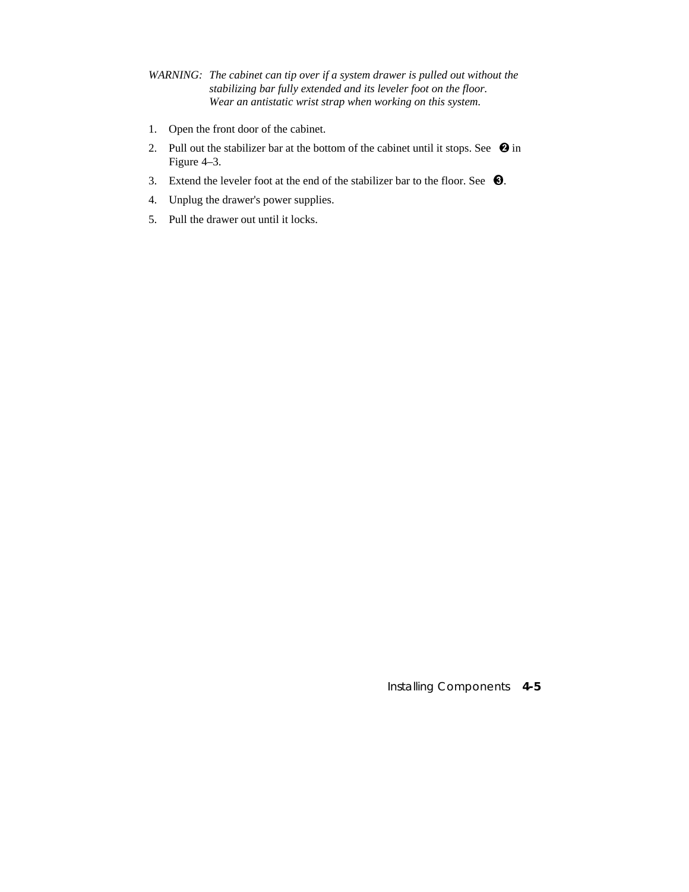*WARNING: The cabinet can tip over if a system drawer is pulled out without the stabilizing bar fully extended and its leveler foot on the floor. Wear an antistatic wrist strap when working on this system.*

1. Open the front door of the cabinet.
2. Pull out the stabilizer bar at the bottom of the cabinet until it stops. See ❷ in Figure 4–3.
3. Extend the leveler foot at the end of the stabilizer bar to the floor. See ❸.
4. Unplug the drawer's power supplies.
5. Pull the drawer out until it locks.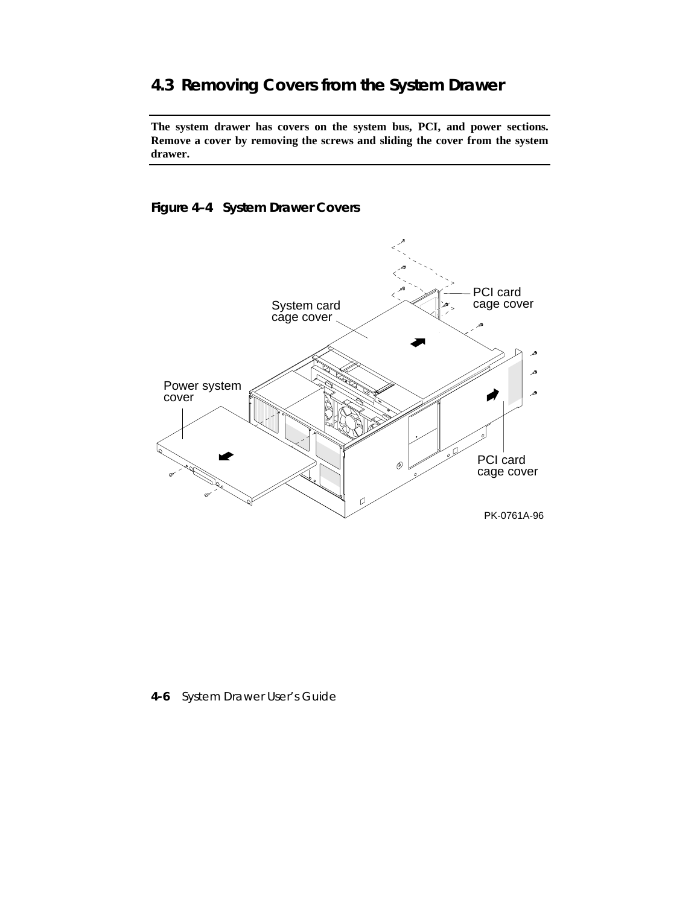## 4.3 Removing Covers from the System Drawer

**The system drawer has covers on the system bus, PCI, and power sections. Remove a cover by removing the screws and sliding the cover from the system drawer.**

**Figure 4–4 System Drawer Covers**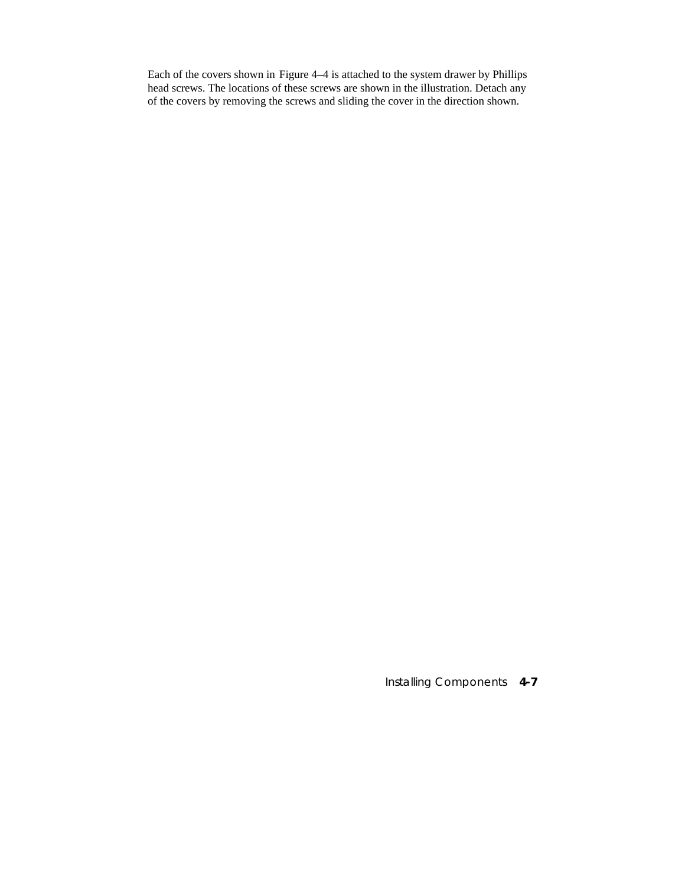Each of the covers shown in Figure 4–4 is attached to the system drawer by Phillips head screws. The locations of these screws are shown in the illustration. Detach any of the covers by removing the screws and sliding the cover in the direction shown.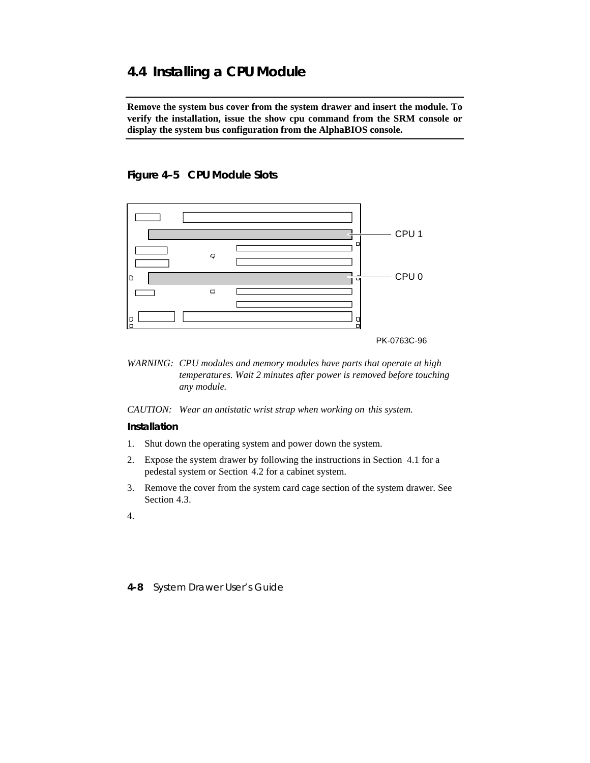## 4.4 Installing a CPU Module

**Remove the system bus cover from the system drawer and insert the module. To verify the installation, issue the show cpu command from the SRM console or display the system bus configuration from the AlphaBIOS console.**

### Figure 4–5 CPU Module Slots

CPU 1

CPU 0

PK-0763C-96

*WARNING: CPU modules and memory modules have parts that operate at high temperatures. Wait 2 minutes after power is removed before touching any module.*

*CAUTION: Wear an antistatic wrist strap when working on this system.*

**Installation**

1. Shut down the operating system and power down the system.
2. Expose the system drawer by following the instructions in Section 4.1 for a pedestal system or Section 4.2 for a cabinet system.
3. Remove the cover from the system card cage section of the system drawer. See Section 4.3.
4.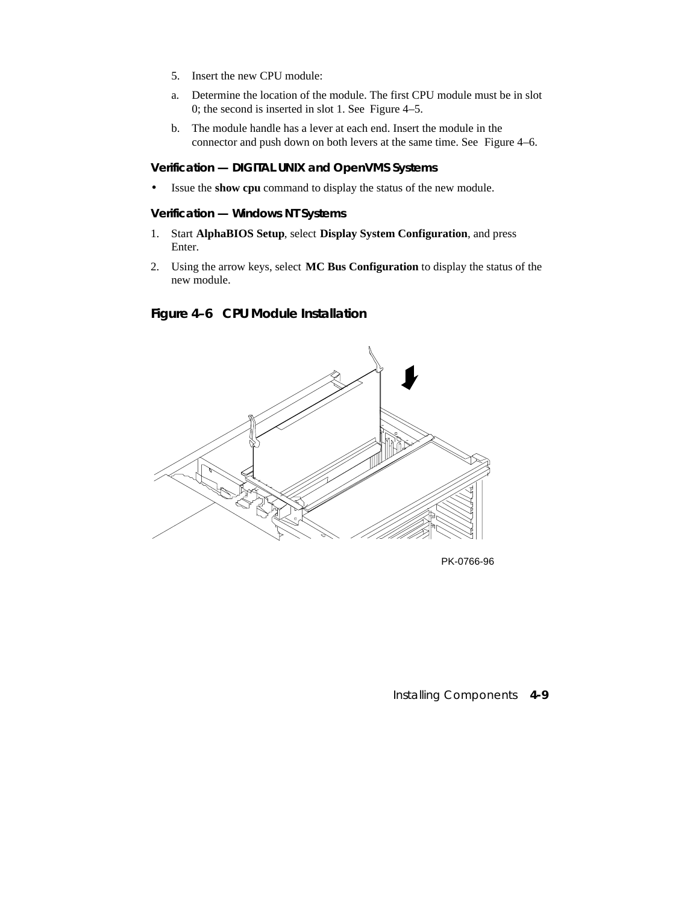5. Insert the new CPU module:

   a. Determine the location of the module. The first CPU module must be in slot 0; the second is inserted in slot 1. See Figure 4–5.

   b. The module handle has a lever at each end. Insert the module in the connector and push down on both levers at the same time. See Figure 4–6.

### Verification — DIGITAL UNIX and OpenVMS Systems

- Issue the **show cpu** command to display the status of the new module.

### Verification — Windows NT Systems

1. Start **AlphaBIOS Setup**, select **Display System Configuration**, and press Enter.
2. Using the arrow keys, select **MC Bus Configuration** to display the status of the new module.

### Figure 4–6 CPU Module Installation

PK-0766-96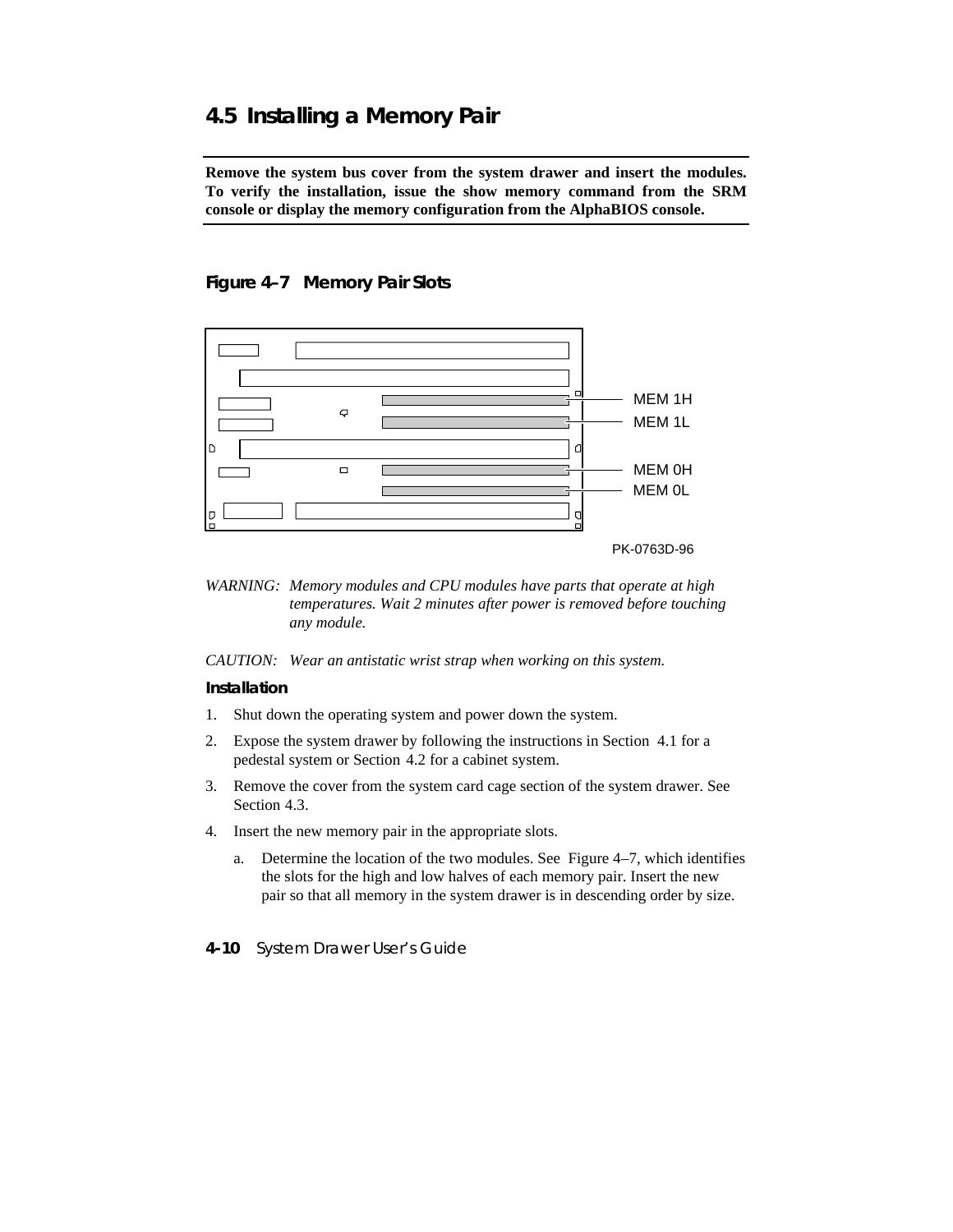## 4.5 Installing a Memory Pair

**Remove the system bus cover from the system drawer and insert the modules. To verify the installation, issue the show memory command from the SRM console or display the memory configuration from the AlphaBIOS console.**

**Figure 4–7 Memory Pair Slots**

MEM 1H
MEM 1L
MEM 0H
MEM 0L

PK-0763D-96

*WARNING: Memory modules and CPU modules have parts that operate at high temperatures. Wait 2 minutes after power is removed before touching any module.*

*CAUTION: Wear an antistatic wrist strap when working on this system.*

**Installation**

1. Shut down the operating system and power down the system.
2. Expose the system drawer by following the instructions in Section 4.1 for a pedestal system or Section 4.2 for a cabinet system.
3. Remove the cover from the system card cage section of the system drawer. See Section 4.3.
4. Insert the new memory pair in the appropriate slots.
   a. Determine the location of the two modules. See Figure 4–7, which identifies the slots for the high and low halves of each memory pair. Insert the new pair so that all memory in the system drawer is in descending order by size.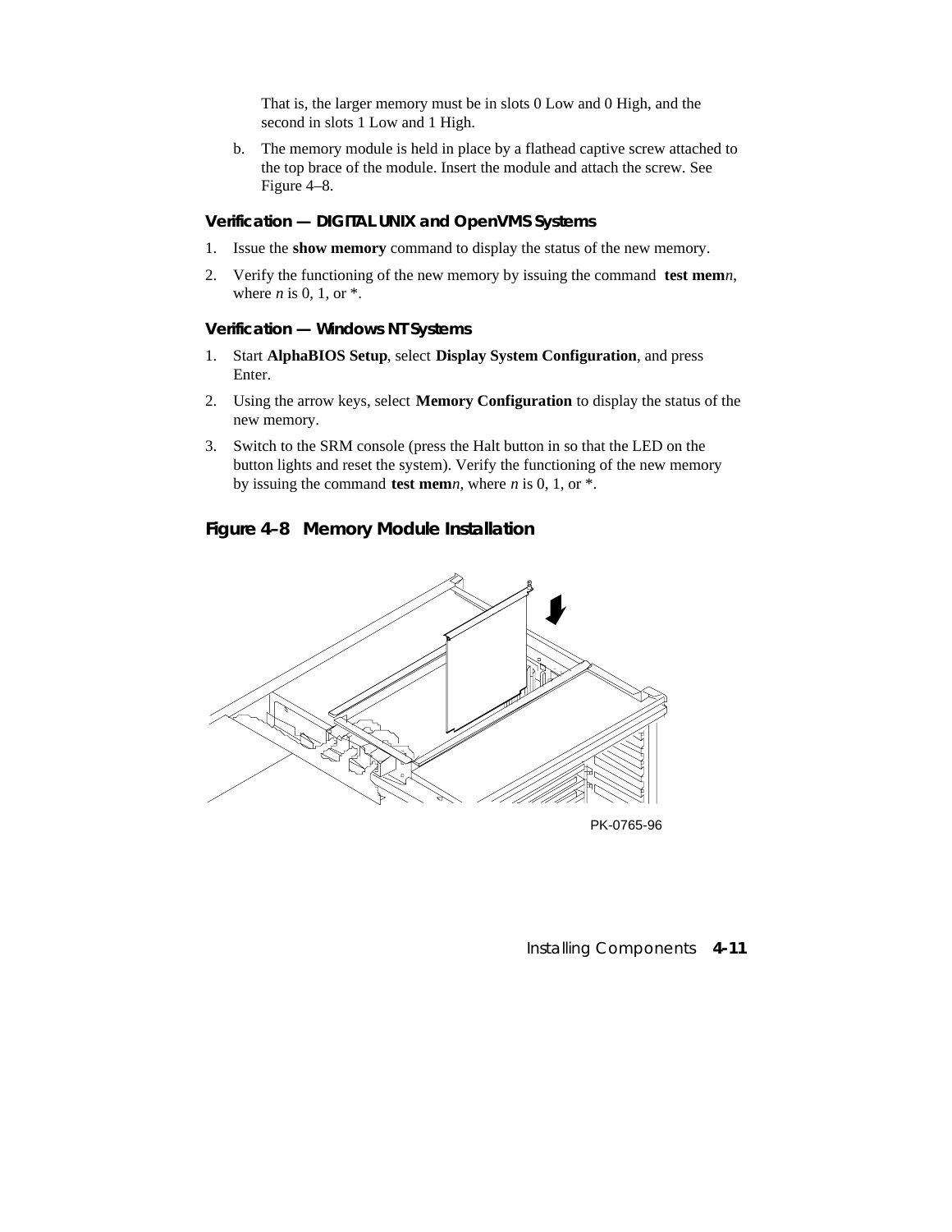That is, the larger memory must be in slots 0 Low and 0 High, and the second in slots 1 Low and 1 High.

b. The memory module is held in place by a flathead captive screw attached to the top brace of the module. Insert the module and attach the screw. See Figure 4–8.

### Verification — DIGITAL UNIX and OpenVMS Systems

1. Issue the **show memory** command to display the status of the new memory.
2. Verify the functioning of the new memory by issuing the command **test mem***n*, where *n* is 0, 1, or *.

### Verification — Windows NT Systems

1. Start **AlphaBIOS Setup**, select **Display System Configuration**, and press Enter.
2. Using the arrow keys, select **Memory Configuration** to display the status of the new memory.
3. Switch to the SRM console (press the Halt button in so that the LED on the button lights and reset the system). Verify the functioning of the new memory by issuing the command **test mem***n*, where *n* is 0, 1, or *.

**Figure 4–8 Memory Module Installation**

PK-0765-96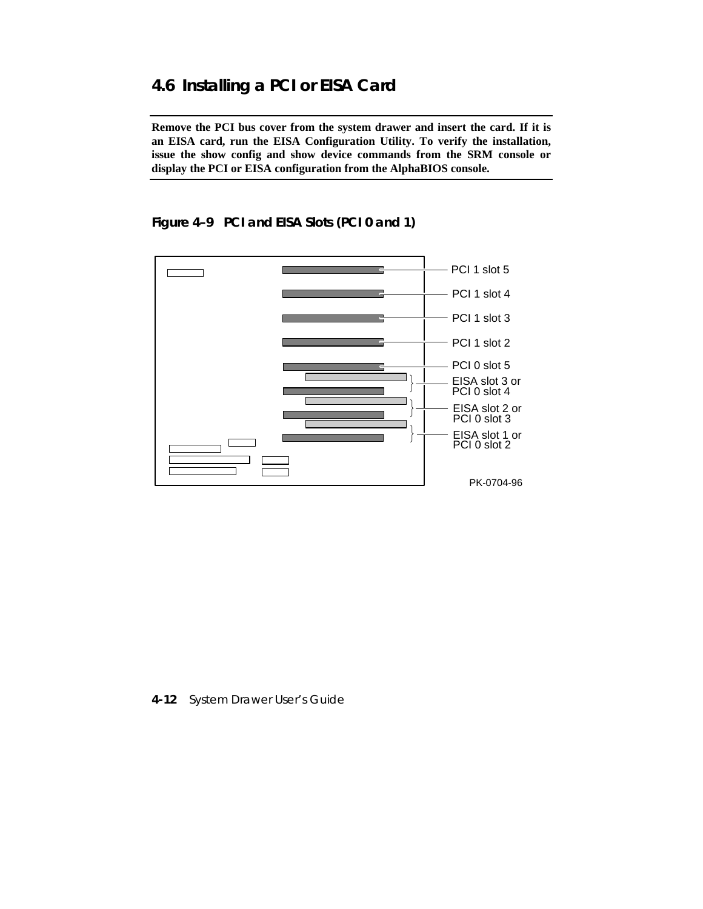## 4.6 Installing a PCI or EISA Card

**Remove the PCI bus cover from the system drawer and insert the card. If it is an EISA card, run the EISA Configuration Utility. To verify the installation, issue the show config and show device commands from the SRM console or display the PCI or EISA configuration from the AlphaBIOS console.**

**Figure 4–9 PCI and EISA Slots (PCI 0 and 1)**

PCI 1 slot 5

PCI 1 slot 4

PCI 1 slot 3

PCI 1 slot 2

PCI 0 slot 5

EISA slot 3 or PCI 0 slot 4

EISA slot 2 or PCI 0 slot 3

EISA slot 1 or PCI 0 slot 2

PK-0704-96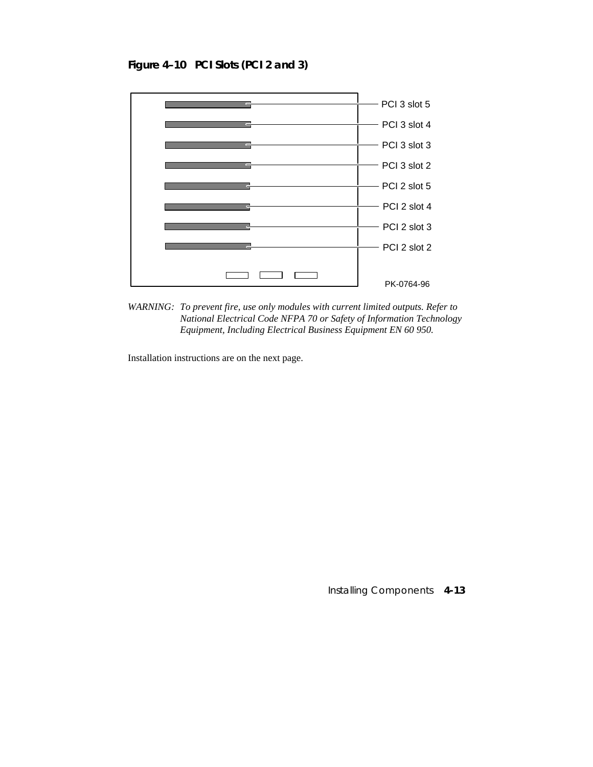**Figure 4–10 PCI Slots (PCI 2 and 3)**

PCI 3 slot 5
PCI 3 slot 4
PCI 3 slot 3
PCI 3 slot 2
PCI 2 slot 5
PCI 2 slot 4
PCI 2 slot 3
PCI 2 slot 2

PK-0764-96

*WARNING: To prevent fire, use only modules with current limited outputs. Refer to National Electrical Code NFPA 70 or Safety of Information Technology Equipment, Including Electrical Business Equipment EN 60 950.*

Installation instructions are on the next page.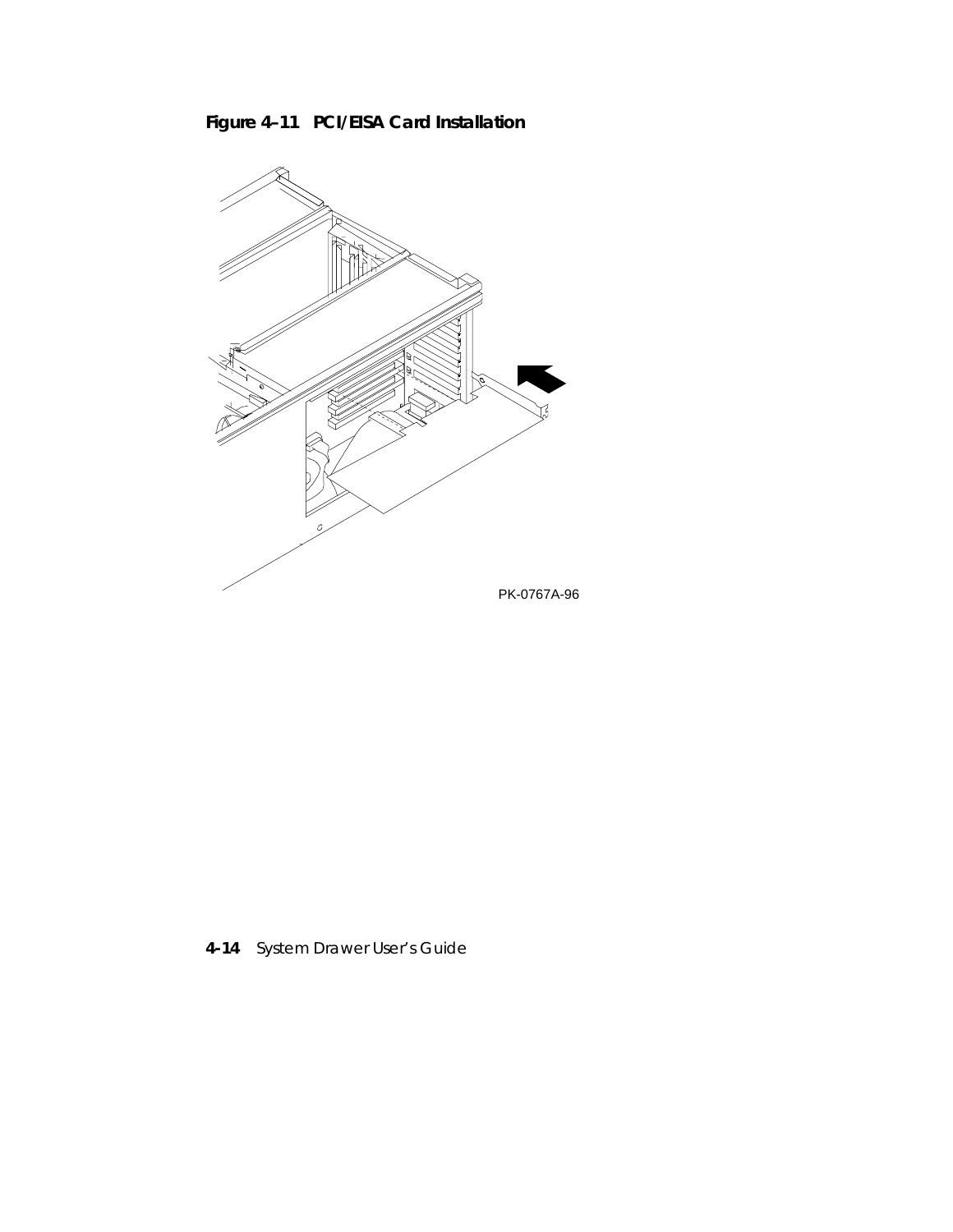**Figure 4–11 PCI/EISA Card Installation**

PK-0767A-96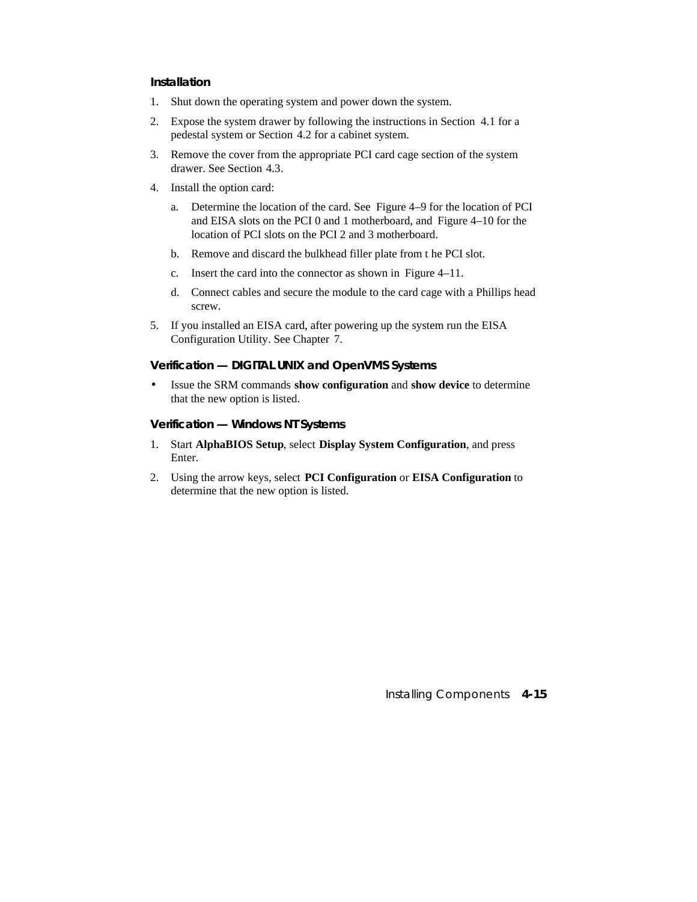### Installation

1. Shut down the operating system and power down the system.
2. Expose the system drawer by following the instructions in Section 4.1 for a pedestal system or Section 4.2 for a cabinet system.
3. Remove the cover from the appropriate PCI card cage section of the system drawer. See Section 4.3.
4. Install the option card:
   a. Determine the location of the card. See Figure 4–9 for the location of PCI and EISA slots on the PCI 0 and 1 motherboard, and Figure 4–10 for the location of PCI slots on the PCI 2 and 3 motherboard.
   b. Remove and discard the bulkhead filler plate from t he PCI slot.
   c. Insert the card into the connector as shown in Figure 4–11.
   d. Connect cables and secure the module to the card cage with a Phillips head screw.
5. If you installed an EISA card, after powering up the system run the EISA Configuration Utility. See Chapter 7.

### Verification — DIGITAL UNIX and OpenVMS Systems

- Issue the SRM commands **show configuration** and **show device** to determine that the new option is listed.

### Verification — Windows NT Systems

1. Start **AlphaBIOS Setup**, select **Display System Configuration**, and press Enter.
2. Using the arrow keys, select **PCI Configuration** or **EISA Configuration** to determine that the new option is listed.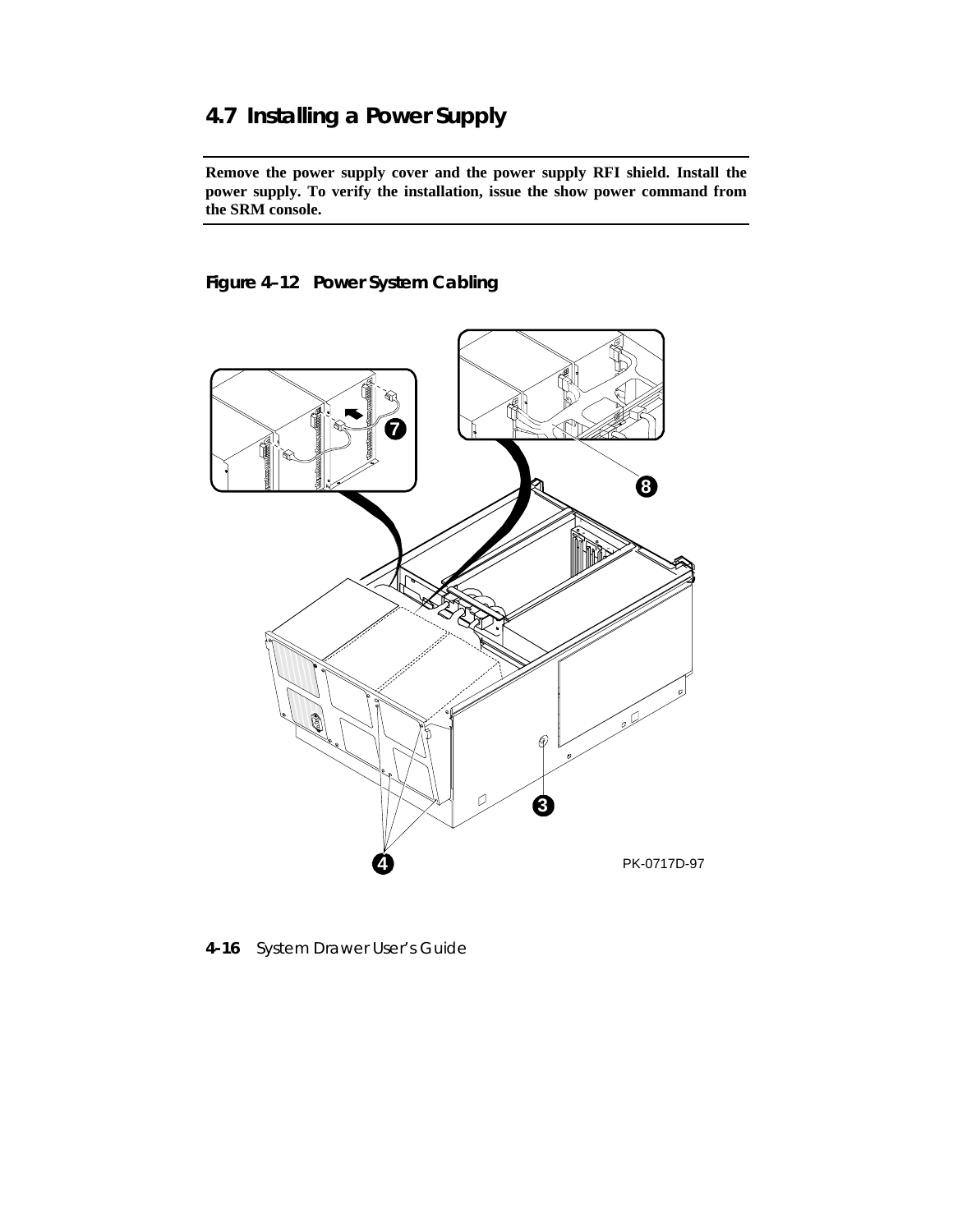## 4.7 Installing a Power Supply

**Remove the power supply cover and the power supply RFI shield. Install the power supply. To verify the installation, issue the show power command from the SRM console.**

**Figure 4–12 Power System Cabling**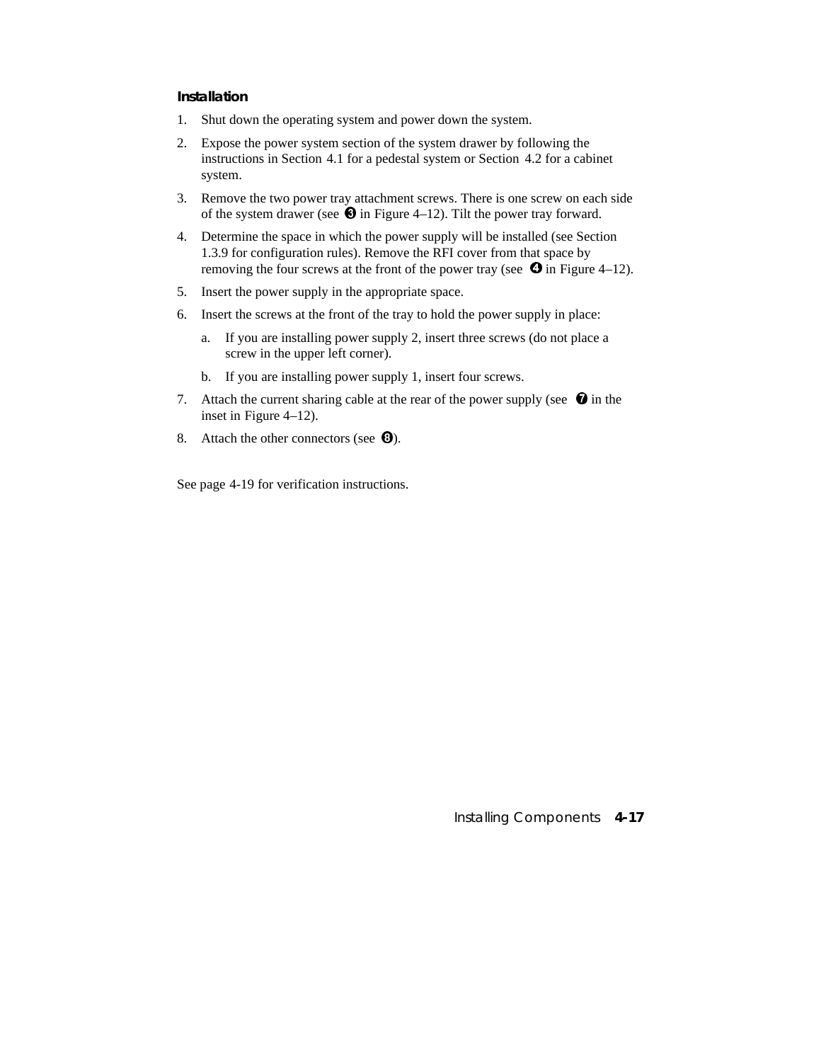#### Installation

1. Shut down the operating system and power down the system.
2. Expose the power system section of the system drawer by following the instructions in Section 4.1 for a pedestal system or Section 4.2 for a cabinet system.
3. Remove the two power tray attachment screws. There is one screw on each side of the system drawer (see ❸ in Figure 4–12). Tilt the power tray forward.
4. Determine the space in which the power supply will be installed (see Section 1.3.9 for configuration rules). Remove the RFI cover from that space by removing the four screws at the front of the power tray (see ❹ in Figure 4–12).
5. Insert the power supply in the appropriate space.
6. Insert the screws at the front of the tray to hold the power supply in place:
   a. If you are installing power supply 2, insert three screws (do not place a screw in the upper left corner).
   b. If you are installing power supply 1, insert four screws.
7. Attach the current sharing cable at the rear of the power supply (see ❼ in the inset in Figure 4–12).
8. Attach the other connectors (see ❽).

See page 4-19 for verification instructions.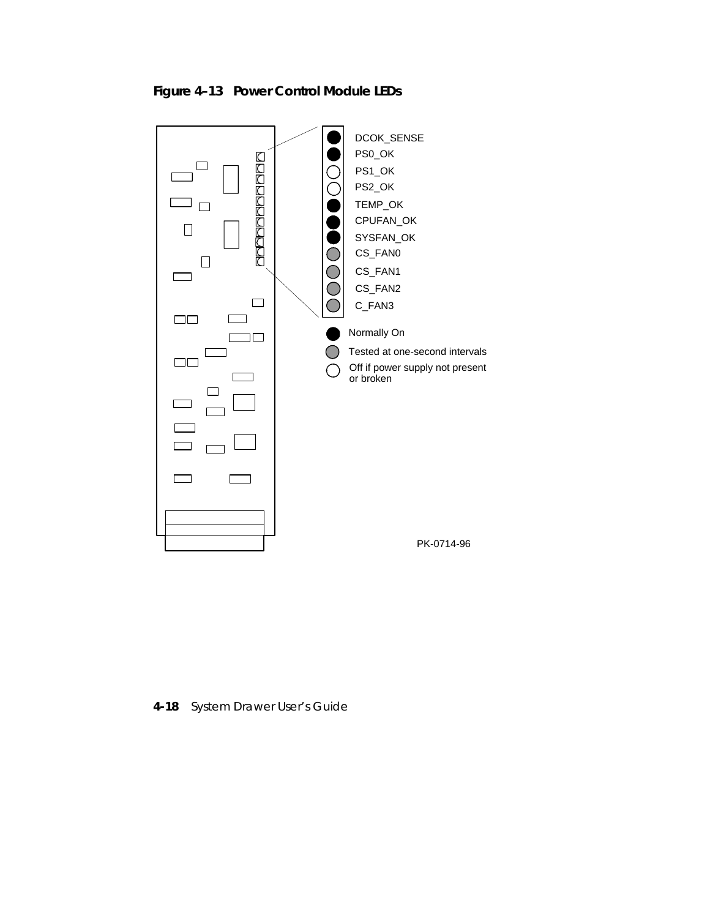**Figure 4–13 Power Control Module LEDs**

DCOK_SENSE
PS0_OK
PS1_OK
PS2_OK
TEMP_OK
CPUFAN_OK
SYSFAN_OK
CS_FAN0
CS_FAN1
CS_FAN2
C_FAN3

Normally On
Tested at one-second intervals
Off if power supply not present or broken

PK-0714-96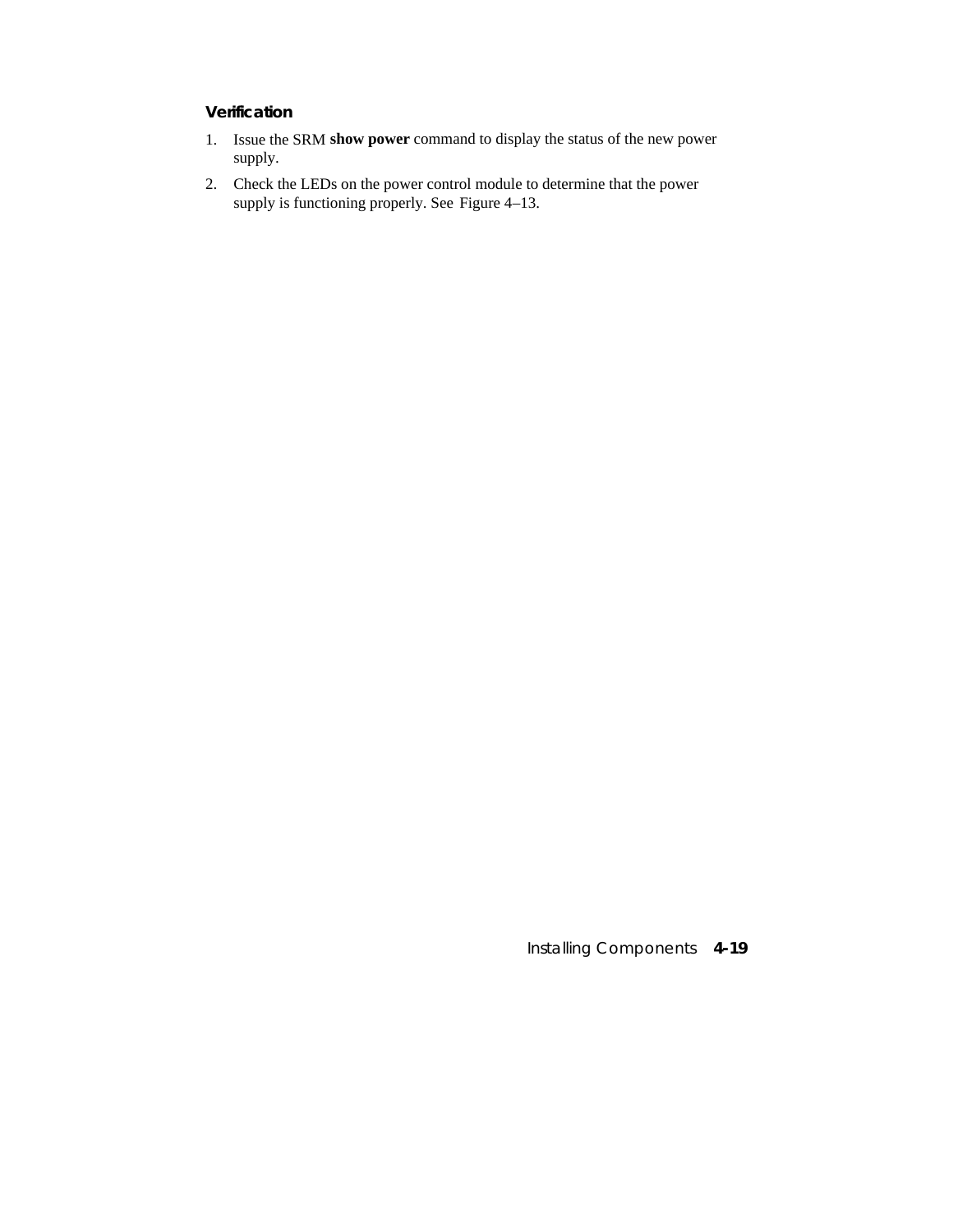#### Verification

1. Issue the SRM **show power** command to display the status of the new power supply.
2. Check the LEDs on the power control module to determine that the power supply is functioning properly. See Figure 4–13.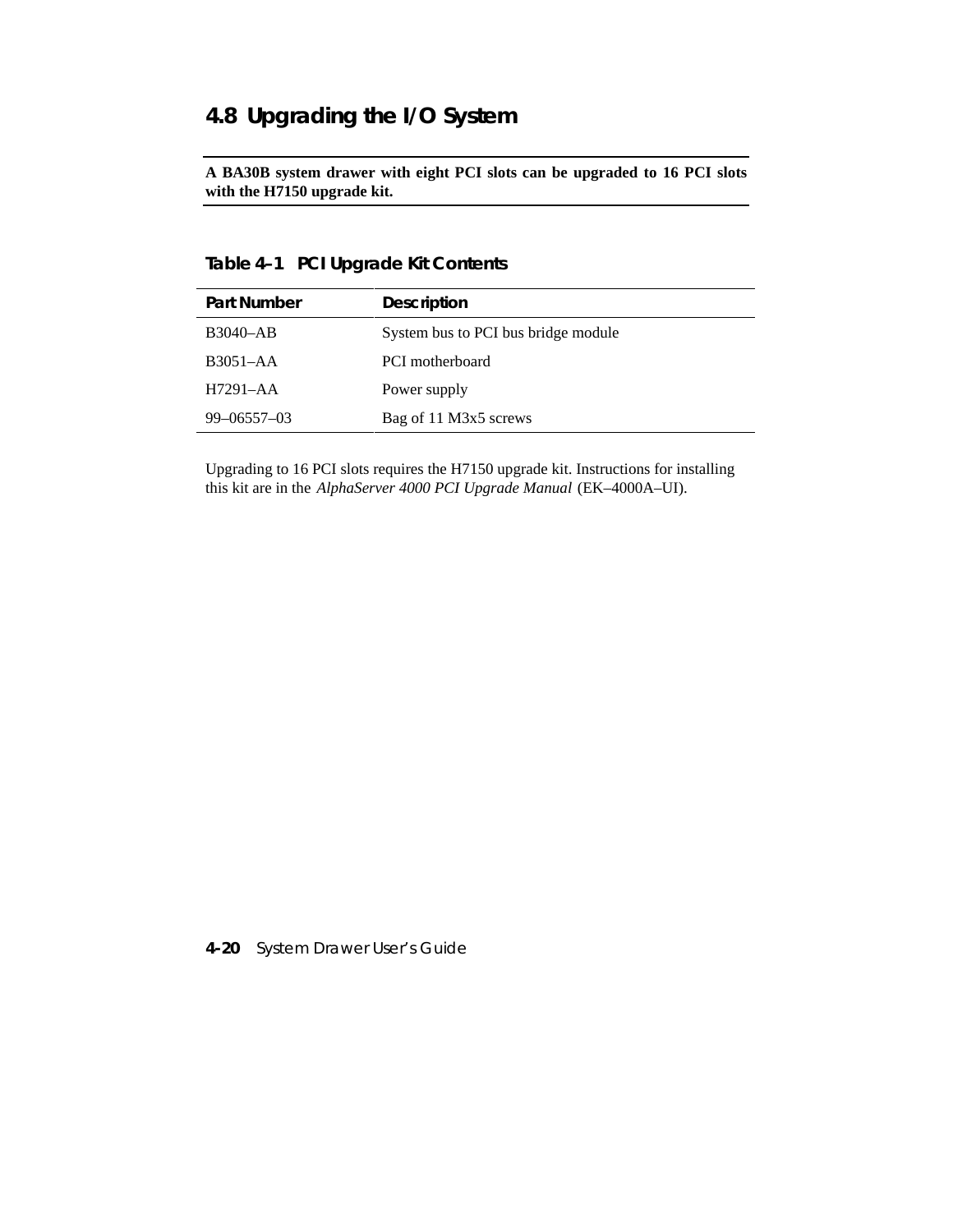## 4.8 Upgrading the I/O System

**A BA30B system drawer with eight PCI slots can be upgraded to 16 PCI slots with the H7150 upgrade kit.**

**Table 4–1 PCI Upgrade Kit Contents**

| Part Number | Description |
|---|---|
| B3040–AB | System bus to PCI bus bridge module |
| B3051–AA | PCI motherboard |
| H7291–AA | Power supply |
| 99–06557–03 | Bag of 11 M3x5 screws |

Upgrading to 16 PCI slots requires the H7150 upgrade kit. Instructions for installing this kit are in the *AlphaServer 4000 PCI Upgrade Manual* (EK–4000A–UI).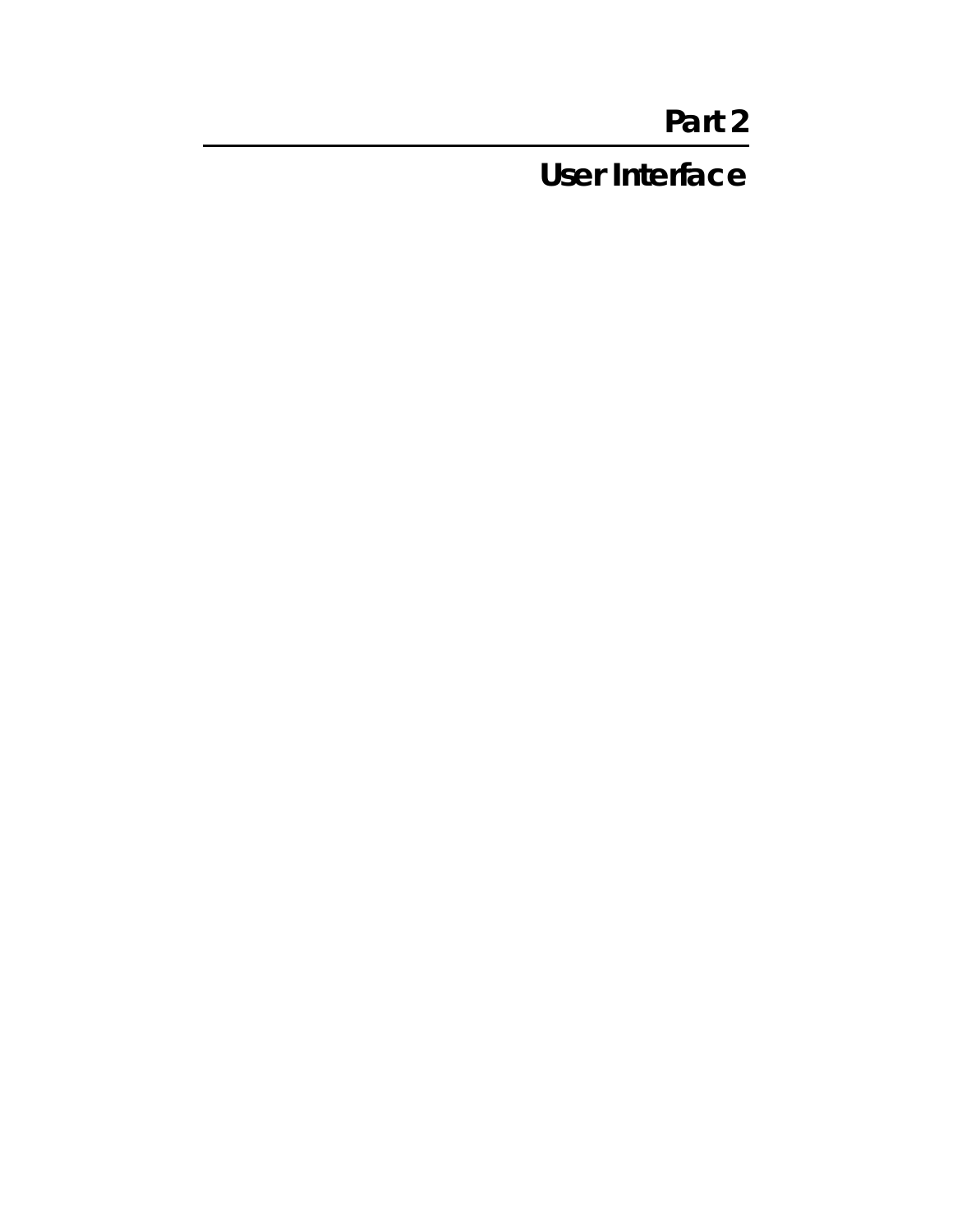# Part 2

## User Interface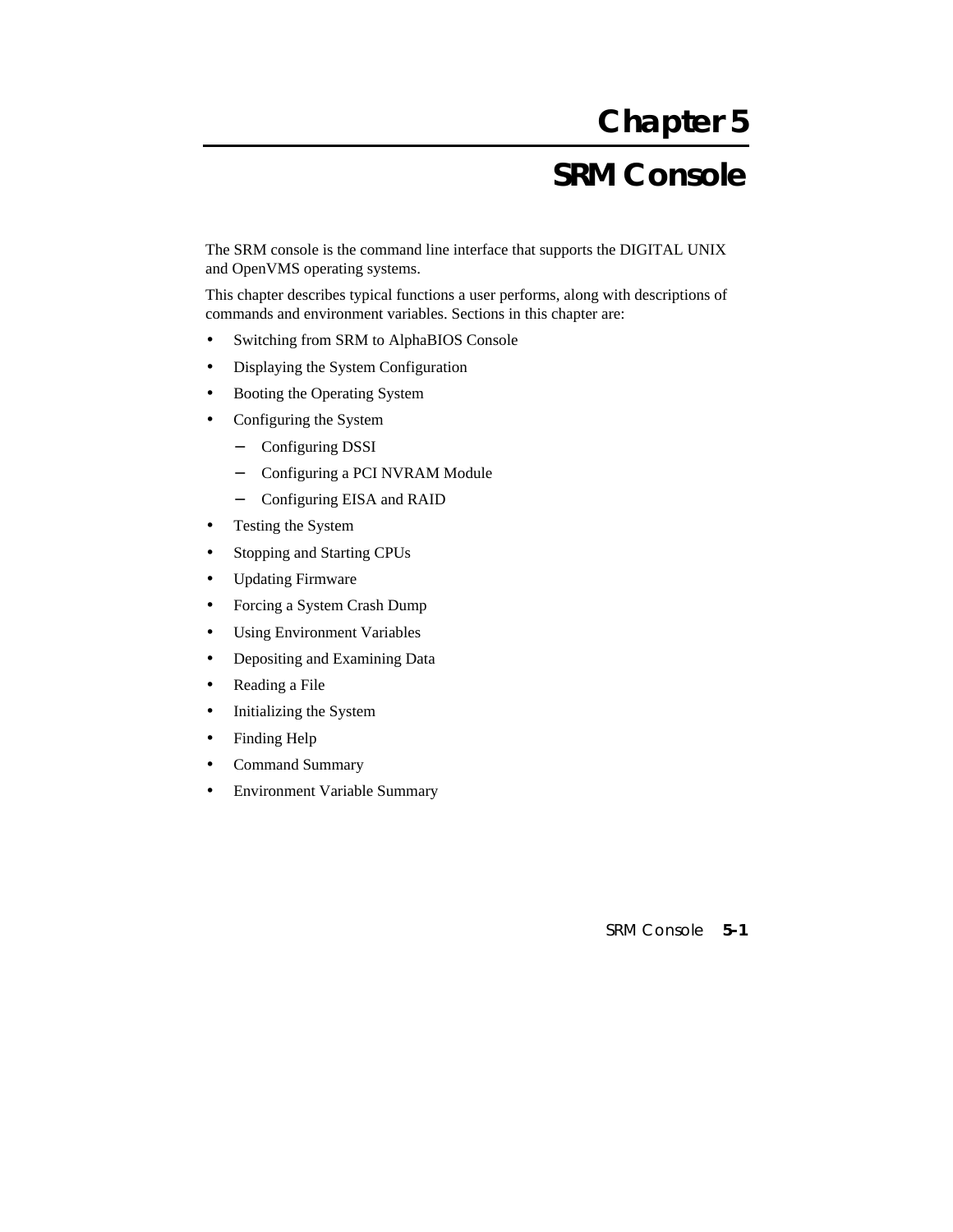# Chapter 5

# SRM Console

The SRM console is the command line interface that supports the DIGITAL UNIX and OpenVMS operating systems.

This chapter describes typical functions a user performs, along with descriptions of commands and environment variables. Sections in this chapter are:

- Switching from SRM to AlphaBIOS Console
- Displaying the System Configuration
- Booting the Operating System
- Configuring the System
  - Configuring DSSI
  - Configuring a PCI NVRAM Module
  - Configuring EISA and RAID
- Testing the System
- Stopping and Starting CPUs
- Updating Firmware
- Forcing a System Crash Dump
- Using Environment Variables
- Depositing and Examining Data
- Reading a File
- Initializing the System
- Finding Help
- Command Summary
- Environment Variable Summary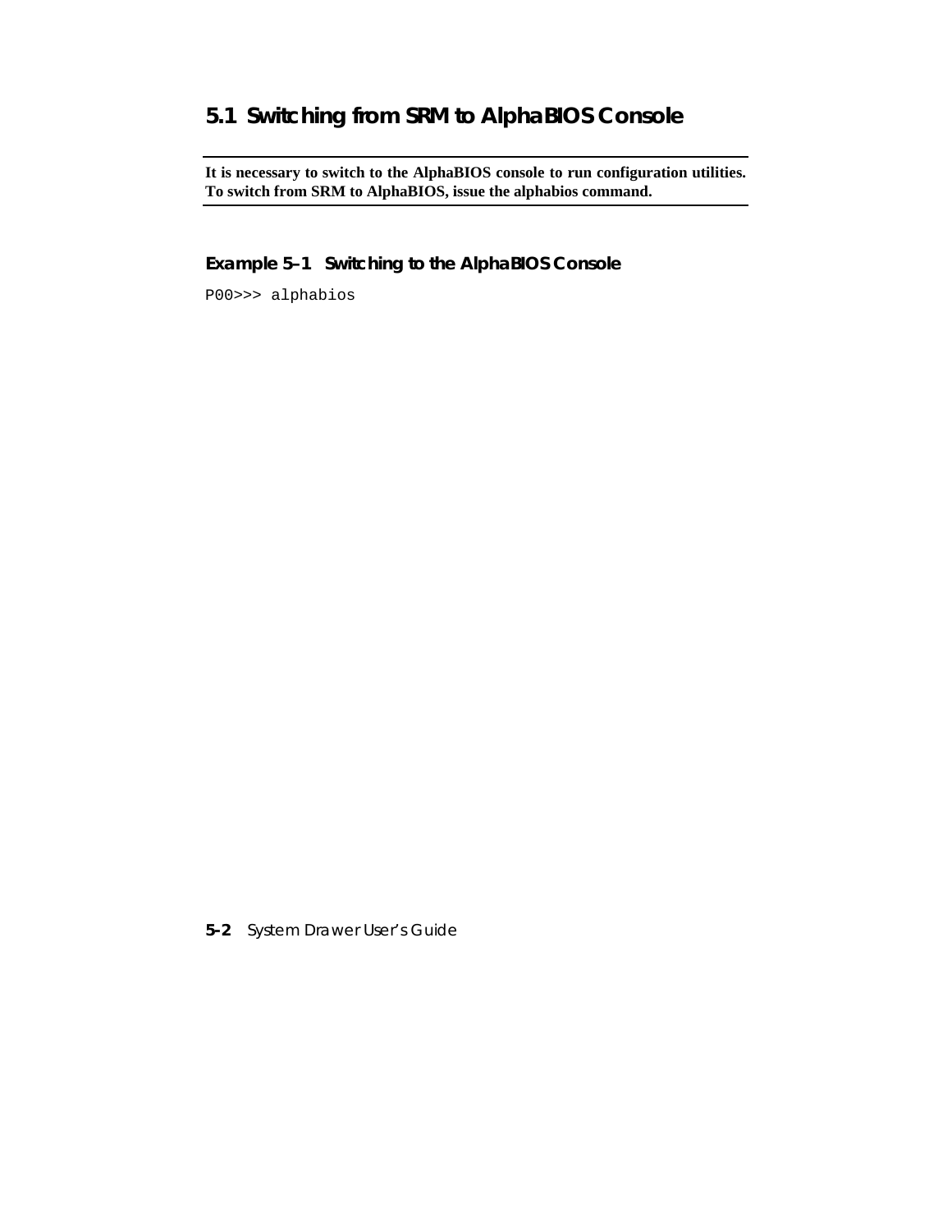## 5.1 Switching from SRM to AlphaBIOS Console

---

**It is necessary to switch to the AlphaBIOS console to run configuration utilities. To switch from SRM to AlphaBIOS, issue the alphabios command.**

---

**Example 5–1 Switching to the AlphaBIOS Console**

```
P00>>> alphabios
```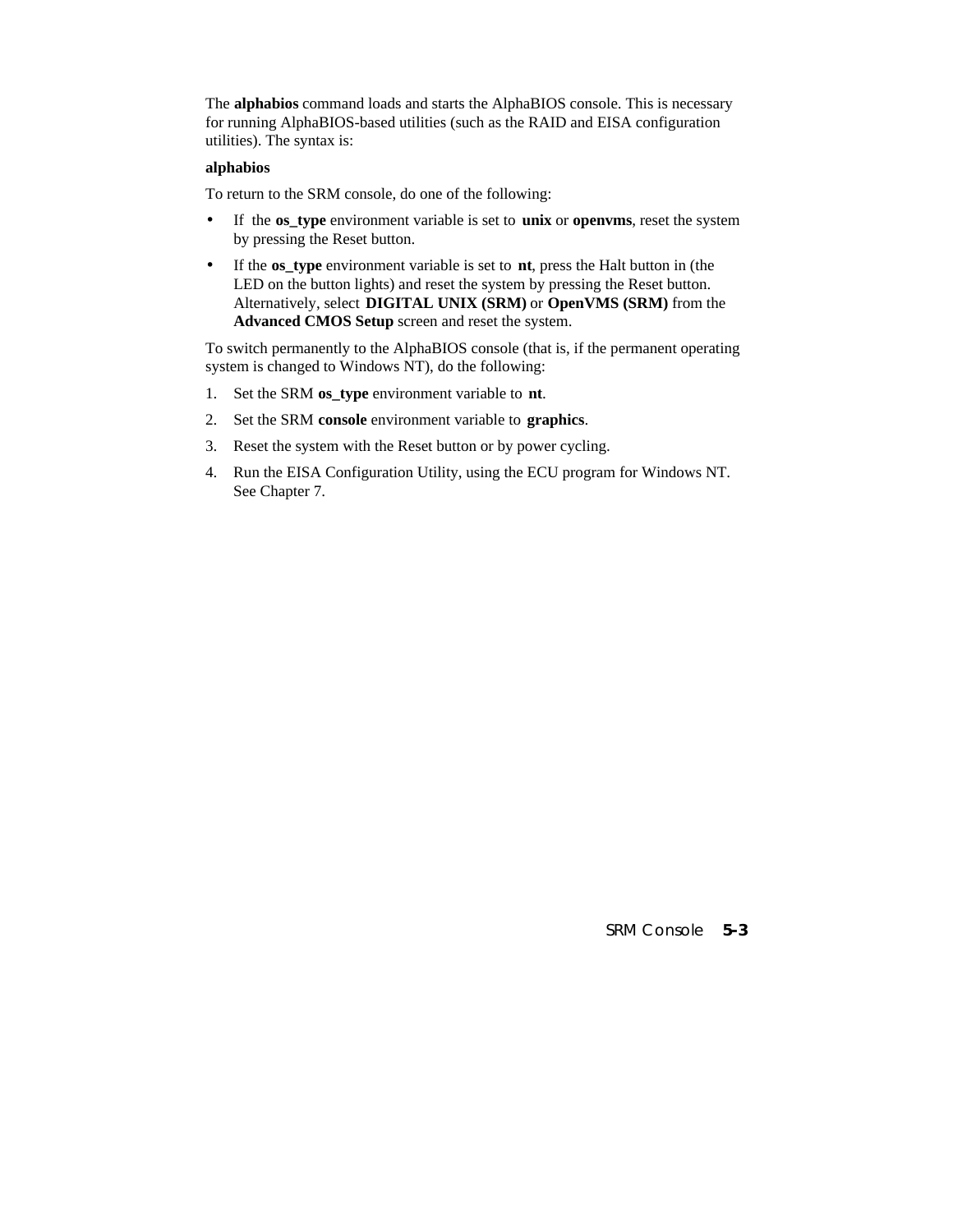The **alphabios** command loads and starts the AlphaBIOS console. This is necessary for running AlphaBIOS-based utilities (such as the RAID and EISA configuration utilities). The syntax is:

**alphabios**

To return to the SRM console, do one of the following:

- If the **os_type** environment variable is set to **unix** or **openvms**, reset the system by pressing the Reset button.
- If the **os_type** environment variable is set to **nt**, press the Halt button in (the LED on the button lights) and reset the system by pressing the Reset button. Alternatively, select **DIGITAL UNIX (SRM)** or **OpenVMS (SRM)** from the **Advanced CMOS Setup** screen and reset the system.

To switch permanently to the AlphaBIOS console (that is, if the permanent operating system is changed to Windows NT), do the following:

1. Set the SRM **os_type** environment variable to **nt**.
2. Set the SRM **console** environment variable to **graphics**.
3. Reset the system with the Reset button or by power cycling.
4. Run the EISA Configuration Utility, using the ECU program for Windows NT. See Chapter 7.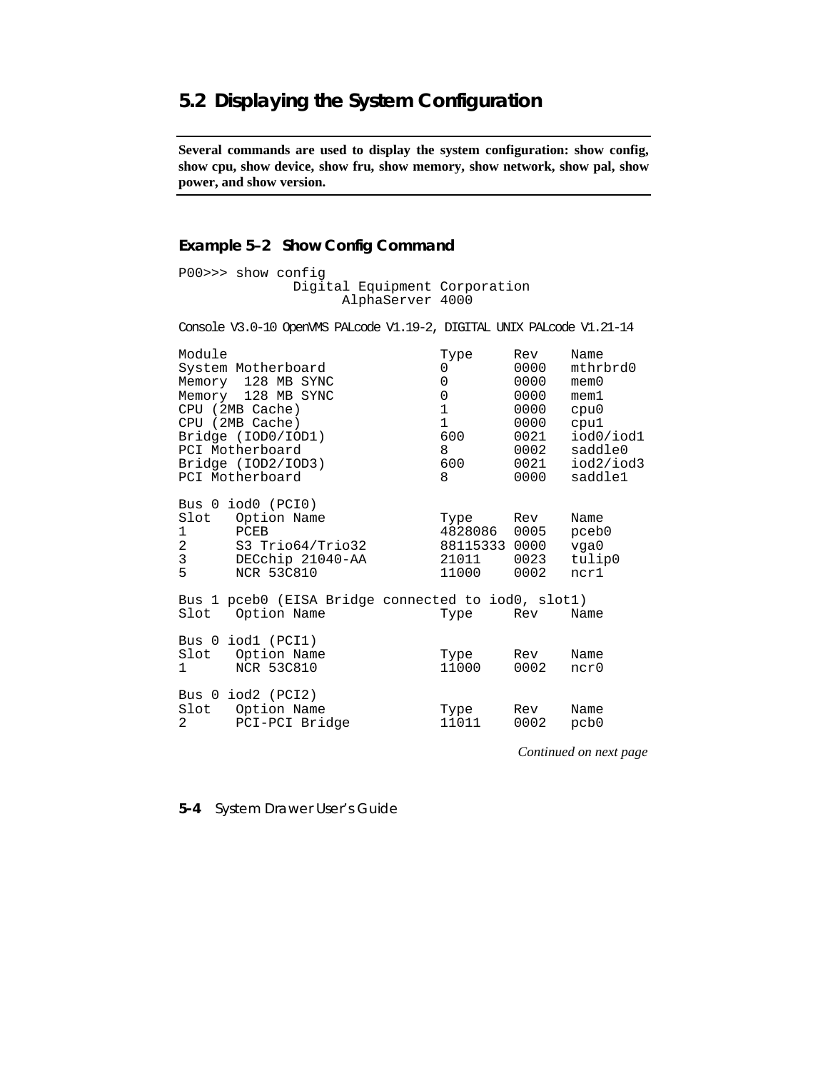## 5.2 Displaying the System Configuration

**Several commands are used to display the system configuration: show config, show cpu, show device, show fru, show memory, show network, show pal, show power, and show version.**

### Example 5–2 Show Config Command

```
P00>>> show config
              Digital Equipment Corporation
                    AlphaServer 4000

Console V3.0-10 OpenVMS PALcode V1.19-2, DIGITAL UNIX PALcode V1.21-14

Module                          Type     Rev    Name
System Motherboard              0        0000   mthrbrd0
Memory  128 MB SYNC             0        0000   mem0
Memory  128 MB SYNC             0        0000   mem1
CPU (2MB Cache)                 1        0000   cpu0
CPU (2MB Cache)                 1        0000   cpu1
Bridge (IOD0/IOD1)              600      0021   iod0/iod1
PCI Motherboard                 8        0002   saddle0
Bridge (IOD2/IOD3)              600      0021   iod2/iod3
PCI Motherboard                 8        0000   saddle1

Bus 0 iod0 (PCI0)
Slot   Option Name              Type     Rev    Name
1      PCEB                     4828086  0005   pceb0
2      S3 Trio64/Trio32         88115333 0000   vga0
3      DECchip 21040-AA         21011    0023   tulip0
5      NCR 53C810               11000    0002   ncr1

Bus 1 pceb0 (EISA Bridge connected to iod0, slot1)
Slot   Option Name              Type     Rev    Name

Bus 0 iod1 (PCI1)
Slot   Option Name              Type     Rev    Name
1      NCR 53C810               11000    0002   ncr0

Bus 0 iod2 (PCI2)
Slot   Option Name              Type     Rev    Name
2      PCI-PCI Bridge           11011    0002   pcb0
```

*Continued on next page*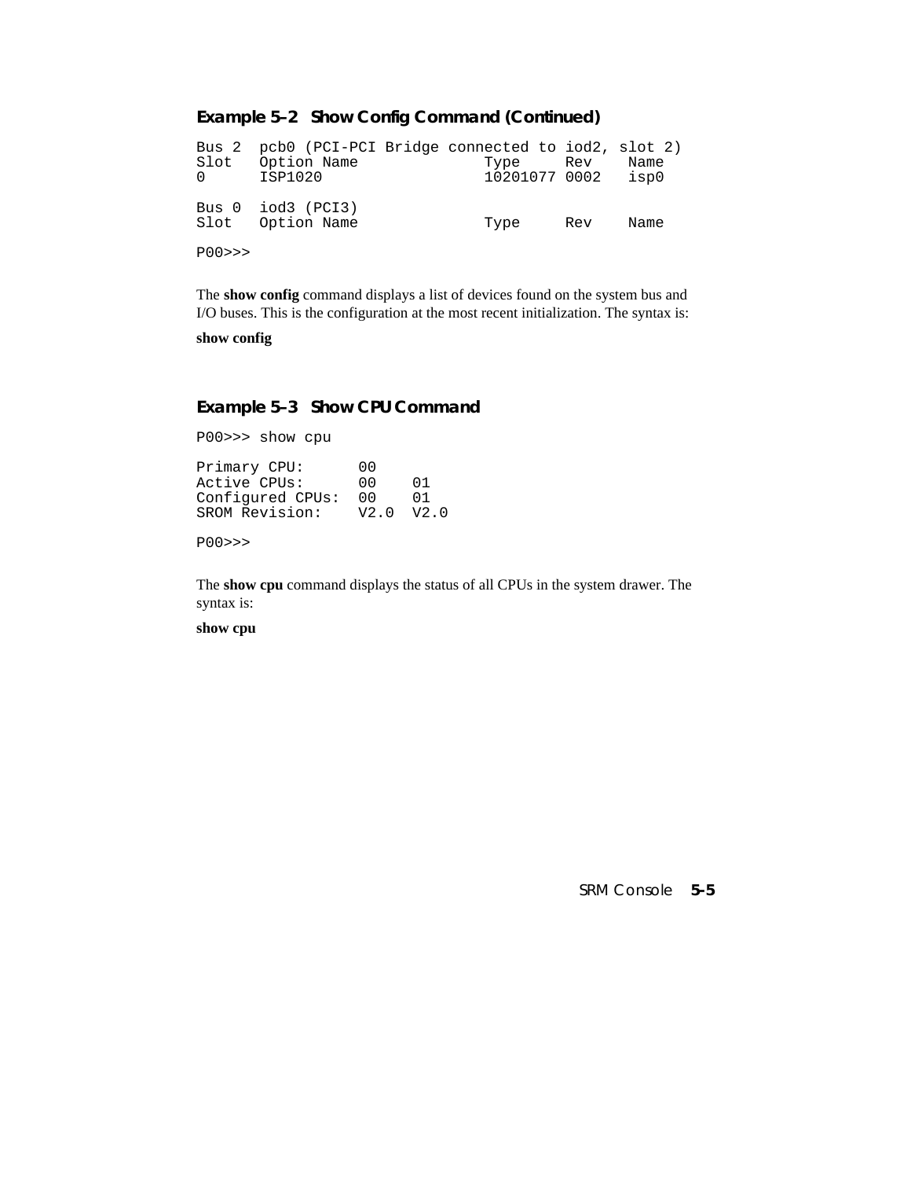### Example 5–2 Show Config Command (Continued)

```
Bus 2  pcb0 (PCI-PCI Bridge connected to iod2, slot 2)
Slot   Option Name               Type     Rev    Name
0      ISP1020                   10201077 0002   isp0

Bus 0  iod3 (PCI3)
Slot   Option Name               Type     Rev    Name

P00>>>
```

The **show config** command displays a list of devices found on the system bus and I/O buses. This is the configuration at the most recent initialization. The syntax is:

**show config**

### Example 5–3 Show CPU Command

```
P00>>> show cpu

Primary CPU:      00
Active CPUs:      00    01
Configured CPUs:  00    01
SROM Revision:    V2.0  V2.0

P00>>>
```

The **show cpu** command displays the status of all CPUs in the system drawer. The syntax is:

**show cpu**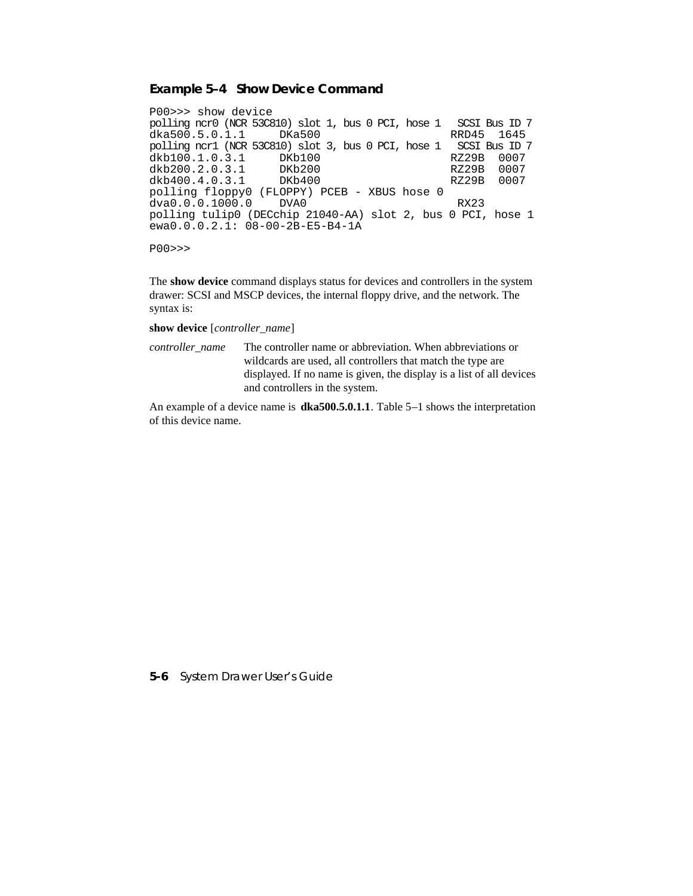**Example 5–4 Show Device Command**

```
P00>>> show device
polling ncr0 (NCR 53C810) slot 1, bus 0 PCI, hose 1   SCSI Bus ID 7
dka500.5.0.1.1     DKa500                    RRD45  1645
polling ncr1 (NCR 53C810) slot 3, bus 0 PCI, hose 1   SCSI Bus ID 7
dkb100.1.0.3.1     DKb100                    RZ29B  0007
dkb200.2.0.3.1     DKb200                    RZ29B  0007
dkb400.4.0.3.1     DKb400                    RZ29B  0007
polling floppy0 (FLOPPY) PCEB - XBUS hose 0
dva0.0.0.1000.0    DVA0                       RX23
polling tulip0 (DECchip 21040-AA) slot 2, bus 0 PCI, hose 1
ewa0.0.0.2.1: 08-00-2B-E5-B4-1A

P00>>>
```

The **show device** command displays status for devices and controllers in the system drawer: SCSI and MSCP devices, the internal floppy drive, and the network. The syntax is:

**show device** [*controller_name*]

*controller_name* — The controller name or abbreviation. When abbreviations or wildcards are used, all controllers that match the type are displayed. If no name is given, the display is a list of all devices and controllers in the system.

An example of a device name is **dka500.5.0.1.1**. Table 5–1 shows the interpretation of this device name.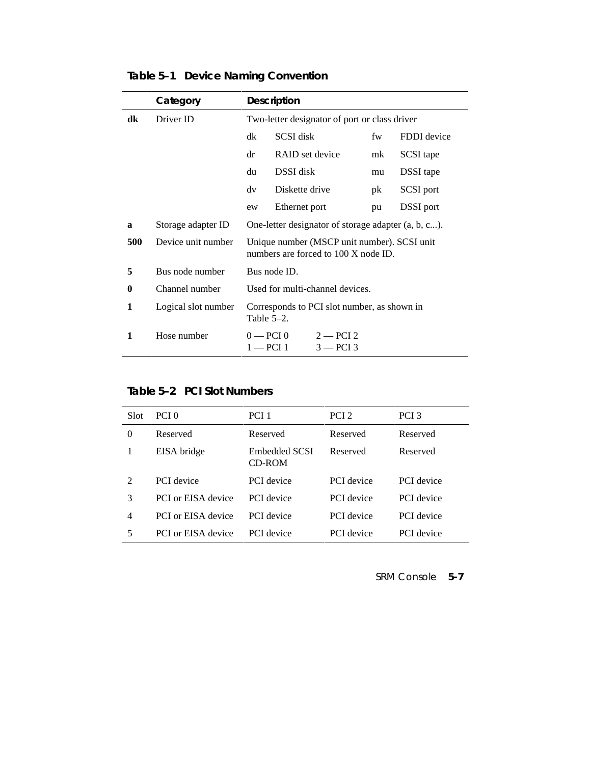**Table 5–1 Device Naming Convention**

| | Category | Description | | | |
|---|---|---|---|---|---|
| **dk** | Driver ID | Two-letter designator of port or class driver | | | |
| | | dk | SCSI disk | fw | FDDI device |
| | | dr | RAID set device | mk | SCSI tape |
| | | du | DSSI disk | mu | DSSI tape |
| | | dv | Diskette drive | pk | SCSI port |
| | | ew | Ethernet port | pu | DSSI port |
| **a** | Storage adapter ID | One-letter designator of storage adapter (a, b, c...). | | | |
| **500** | Device unit number | Unique number (MSCP unit number). SCSI unit numbers are forced to 100 X node ID. | | | |
| **5** | Bus node number | Bus node ID. | | | |
| **0** | Channel number | Used for multi-channel devices. | | | |
| **1** | Logical slot number | Corresponds to PCI slot number, as shown in Table 5–2. | | | |
| **1** | Hose number | 0 — PCI 0<br>1 — PCI 1 | 2 — PCI 2<br>3 — PCI 3 | | |

**Table 5–2 PCI Slot Numbers**

| Slot | PCI 0 | PCI 1 | PCI 2 | PCI 3 |
|---|---|---|---|---|
| 0 | Reserved | Reserved | Reserved | Reserved |
| 1 | EISA bridge | Embedded SCSI CD-ROM | Reserved | Reserved |
| 2 | PCI device | PCI device | PCI device | PCI device |
| 3 | PCI or EISA device | PCI device | PCI device | PCI device |
| 4 | PCI or EISA device | PCI device | PCI device | PCI device |
| 5 | PCI or EISA device | PCI device | PCI device | PCI device |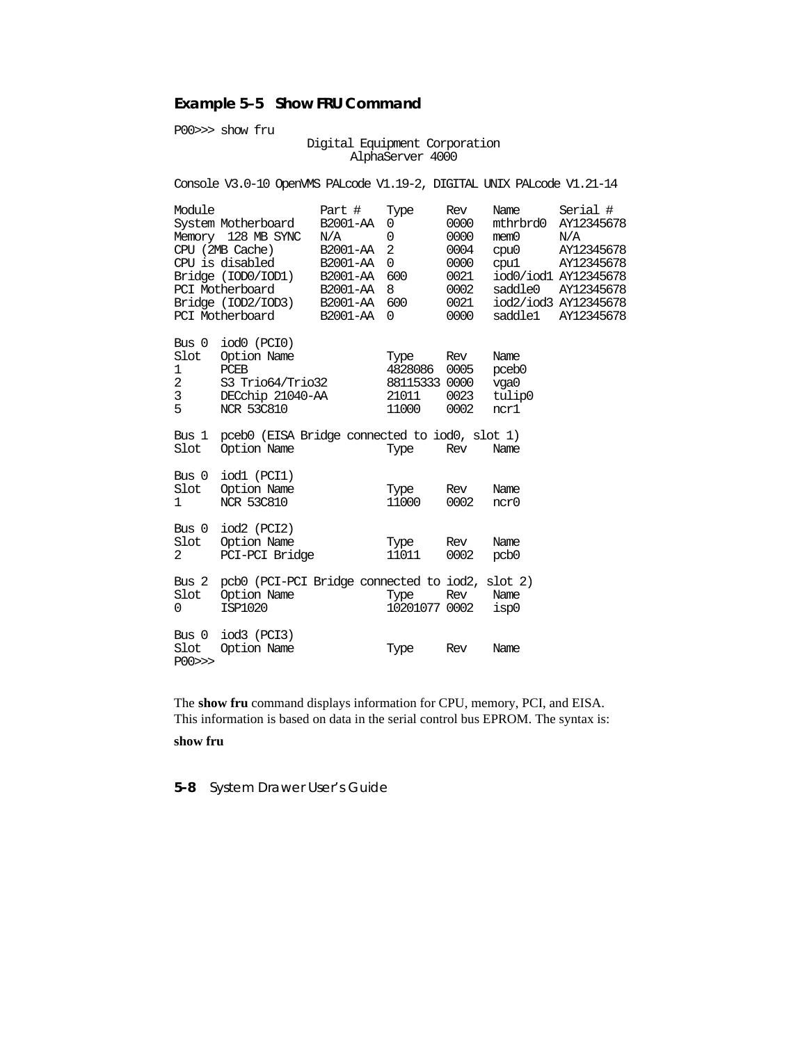**Example 5–5 Show FRU Command**

```
P00>>> show fru
                    Digital Equipment Corporation
                         AlphaServer 4000

Console V3.0-10 OpenVMS PALcode V1.19-2, DIGITAL UNIX PALcode V1.21-14

Module              Part #    Type     Rev    Name      Serial #
System Motherboard  B2001-AA  0        0000   mthrbrd0  AY12345678
Memory  128 MB SYNC N/A       0        0000   mem0      N/A
CPU (2MB Cache)     B2001-AA  2        0004   cpu0      AY12345678
CPU is disabled     B2001-AA  0        0000   cpu1      AY12345678
Bridge (IOD0/IOD1)  B2001-AA  600      0021   iod0/iod1 AY12345678
PCI Motherboard     B2001-AA  8        0002   saddle0   AY12345678
Bridge (IOD2/IOD3)  B2001-AA  600      0021   iod2/iod3 AY12345678
PCI Motherboard     B2001-AA  0        0000   saddle1   AY12345678

Bus 0  iod0 (PCI0)
Slot   Option Name            Type     Rev    Name
1      PCEB                   4828086  0005   pceb0
2      S3 Trio64/Trio32       88115333 0000   vga0
3      DECchip 21040-AA       21011    0023   tulip0
5      NCR 53C810             11000    0002   ncr1

Bus 1  pceb0 (EISA Bridge connected to iod0, slot 1)
Slot   Option Name            Type     Rev    Name

Bus 0  iod1 (PCI1)
Slot   Option Name            Type     Rev    Name
1      NCR 53C810             11000    0002   ncr0

Bus 0  iod2 (PCI2)
Slot   Option Name            Type     Rev    Name
2      PCI-PCI Bridge         11011    0002   pcb0

Bus 2  pcb0 (PCI-PCI Bridge connected to iod2, slot 2)
Slot   Option Name            Type     Rev    Name
0      ISP1020                10201077 0002   isp0

Bus 0  iod3 (PCI3)
Slot   Option Name            Type     Rev    Name
P00>>>
```

The **show fru** command displays information for CPU, memory, PCI, and EISA. This information is based on data in the serial control bus EPROM. The syntax is:

**show fru**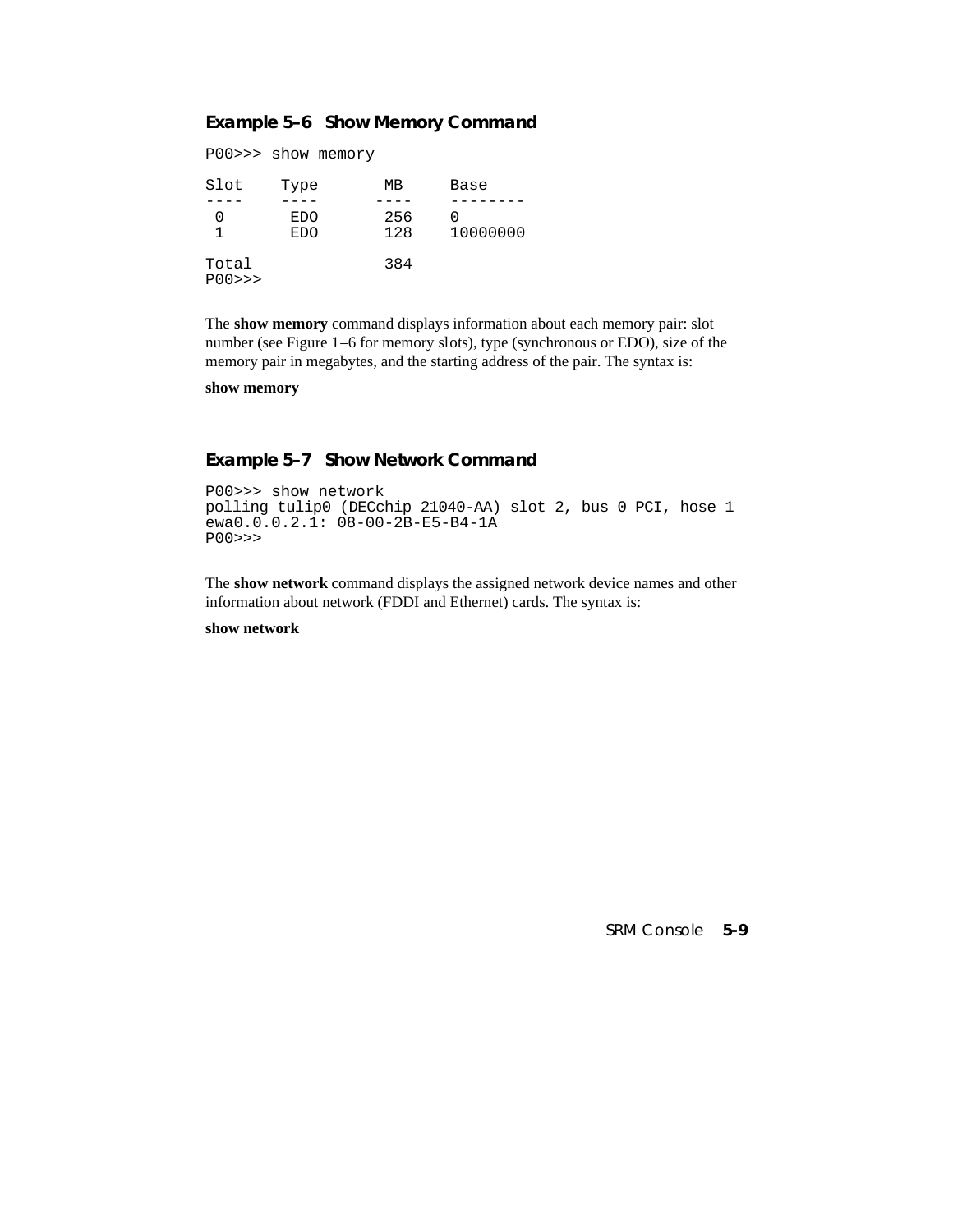### Example 5–6 Show Memory Command

```
P00>>> show memory

Slot    Type       MB     Base
----    ----      ----    --------
 0       EDO       256    0
 1       EDO       128    10000000

Total              384
P00>>>
```

The **show memory** command displays information about each memory pair: slot number (see Figure 1–6 for memory slots), type (synchronous or EDO), size of the memory pair in megabytes, and the starting address of the pair. The syntax is:

**show memory**

### Example 5–7 Show Network Command

```
P00>>> show network
polling tulip0 (DECchip 21040-AA) slot 2, bus 0 PCI, hose 1
ewa0.0.0.2.1: 08-00-2B-E5-B4-1A
P00>>>
```

The **show network** command displays the assigned network device names and other information about network (FDDI and Ethernet) cards. The syntax is:

**show network**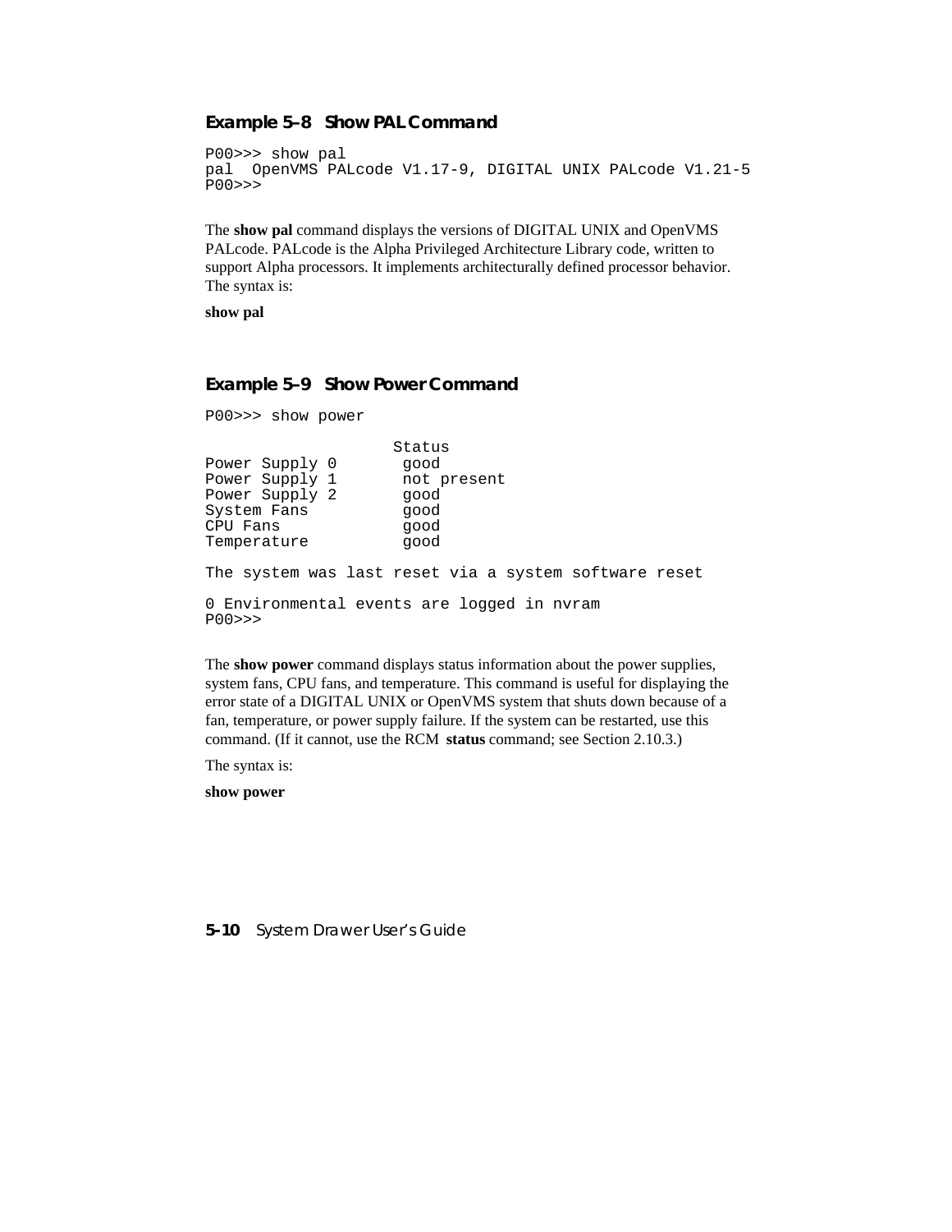### Example 5–8 Show PAL Command

```
P00>>> show pal
pal  OpenVMS PALcode V1.17-9, DIGITAL UNIX PALcode V1.21-5
P00>>>
```

The **show pal** command displays the versions of DIGITAL UNIX and OpenVMS PALcode. PALcode is the Alpha Privileged Architecture Library code, written to support Alpha processors. It implements architecturally defined processor behavior. The syntax is:

**show pal**

### Example 5–9 Show Power Command

```
P00>>> show power

                    Status
Power Supply 0       good
Power Supply 1       not present
Power Supply 2       good
System Fans          good
CPU Fans             good
Temperature          good

The system was last reset via a system software reset

0 Environmental events are logged in nvram
P00>>>
```

The **show power** command displays status information about the power supplies, system fans, CPU fans, and temperature. This command is useful for displaying the error state of a DIGITAL UNIX or OpenVMS system that shuts down because of a fan, temperature, or power supply failure. If the system can be restarted, use this command. (If it cannot, use the RCM **status** command; see Section 2.10.3.)

The syntax is:

**show power**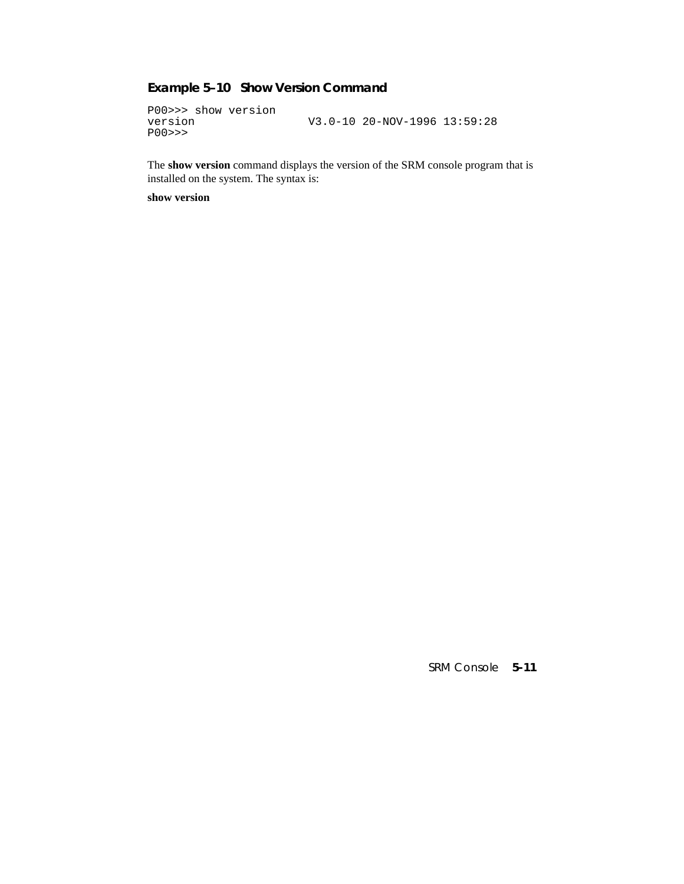**Example 5–10 Show Version Command**

```
P00>>> show version
version                 V3.0-10 20-NOV-1996 13:59:28
P00>>>
```

The **show version** command displays the version of the SRM console program that is installed on the system. The syntax is:

**show version**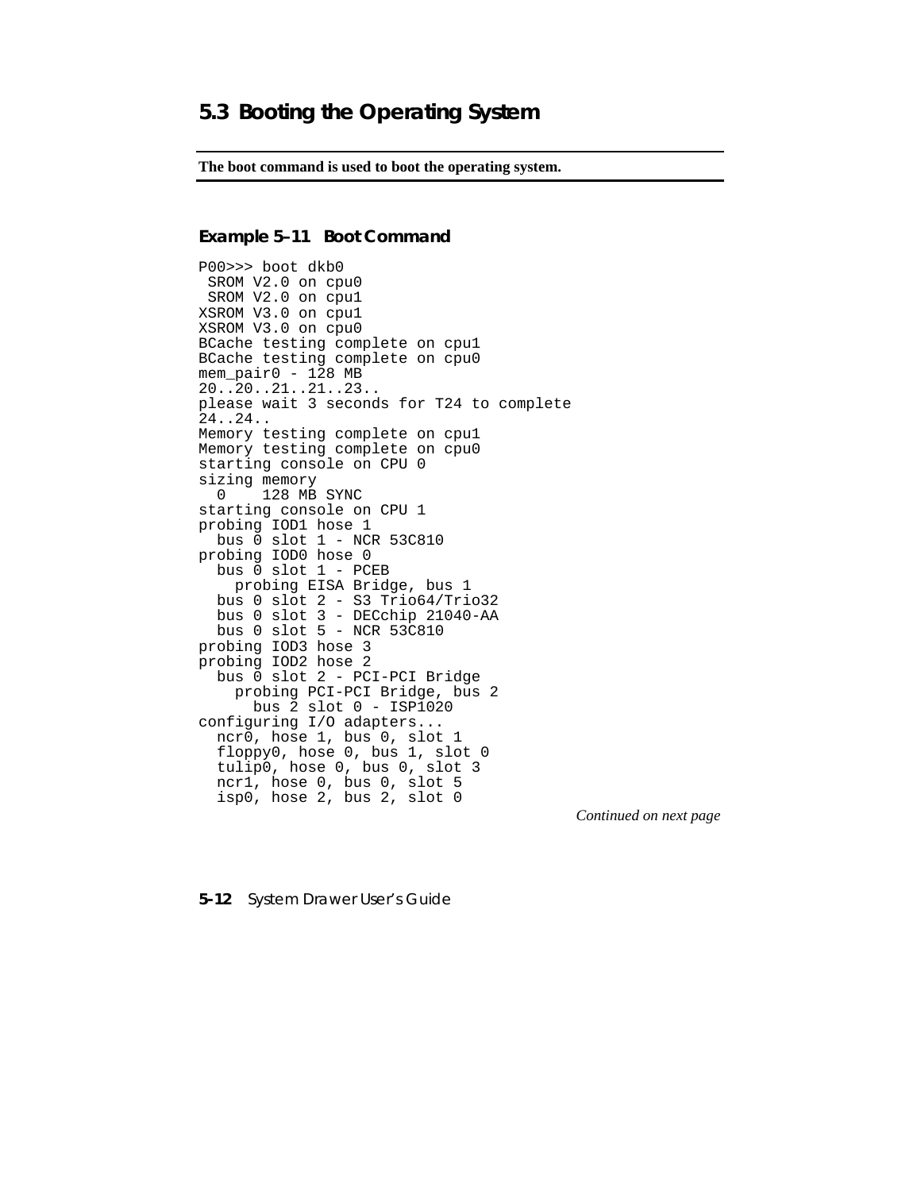## 5.3 Booting the Operating System

**The boot command is used to boot the operating system.**

### Example 5–11 Boot Command

```
P00>>> boot dkb0
 SROM V2.0 on cpu0
 SROM V2.0 on cpu1
XSROM V3.0 on cpu1
XSROM V3.0 on cpu0
BCache testing complete on cpu1
BCache testing complete on cpu0
mem_pair0 - 128 MB
20..20..21..21..23..
please wait 3 seconds for T24 to complete
24..24..
Memory testing complete on cpu1
Memory testing complete on cpu0
starting console on CPU 0
sizing memory
  0    128 MB SYNC
starting console on CPU 1
probing IOD1 hose 1
  bus 0 slot 1 - NCR 53C810
probing IOD0 hose 0
  bus 0 slot 1 - PCEB
    probing EISA Bridge, bus 1
  bus 0 slot 2 - S3 Trio64/Trio32
  bus 0 slot 3 - DECchip 21040-AA
  bus 0 slot 5 - NCR 53C810
probing IOD3 hose 3
probing IOD2 hose 2
  bus 0 slot 2 - PCI-PCI Bridge
    probing PCI-PCI Bridge, bus 2
      bus 2 slot 0 - ISP1020
configuring I/O adapters...
  ncr0, hose 1, bus 0, slot 1
  floppy0, hose 0, bus 1, slot 0
  tulip0, hose 0, bus 0, slot 3
  ncr1, hose 0, bus 0, slot 5
  isp0, hose 2, bus 2, slot 0
```

*Continued on next page*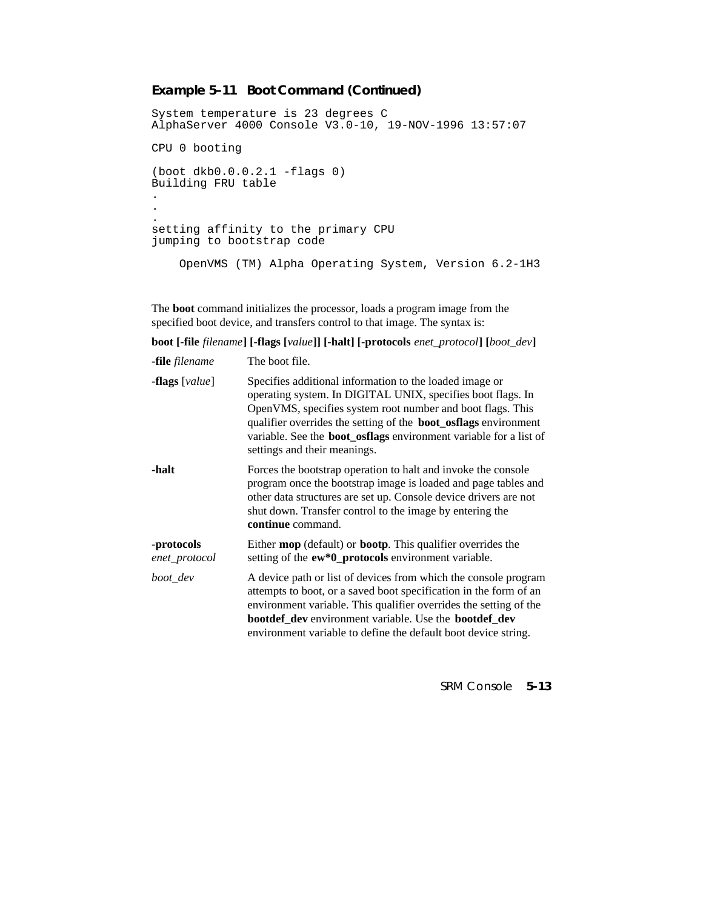**Example 5–11 Boot Command (Continued)**

```
System temperature is 23 degrees C
AlphaServer 4000 Console V3.0-10, 19-NOV-1996 13:57:07

CPU 0 booting

(boot dkb0.0.0.2.1 -flags 0)
Building FRU table
.
.
.
setting affinity to the primary CPU
jumping to bootstrap code

    OpenVMS (TM) Alpha Operating System, Version 6.2-1H3
```

The **boot** command initializes the processor, loads a program image from the specified boot device, and transfers control to that image. The syntax is:

**boot [-file** *filename***] [-flags [***value***]] [-halt] [-protocols** *enet_protocol***] [***boot_dev***]**

| | |
|---|---|
| **-file** *filename* | The boot file. |
| **-flags** [*value*] | Specifies additional information to the loaded image or operating system. In DIGITAL UNIX, specifies boot flags. In OpenVMS, specifies system root number and boot flags. This qualifier overrides the setting of the **boot_osflags** environment variable. See the **boot_osflags** environment variable for a list of settings and their meanings. |
| **-halt** | Forces the bootstrap operation to halt and invoke the console program once the bootstrap image is loaded and page tables and other data structures are set up. Console device drivers are not shut down. Transfer control to the image by entering the **continue** command. |
| **-protocols** *enet_protocol* | Either **mop** (default) or **bootp**. This qualifier overrides the setting of the **ew*0_protocols** environment variable. |
| *boot_dev* | A device path or list of devices from which the console program attempts to boot, or a saved boot specification in the form of an environment variable. This qualifier overrides the setting of the **bootdef_dev** environment variable. Use the **bootdef_dev** environment variable to define the default boot device string. |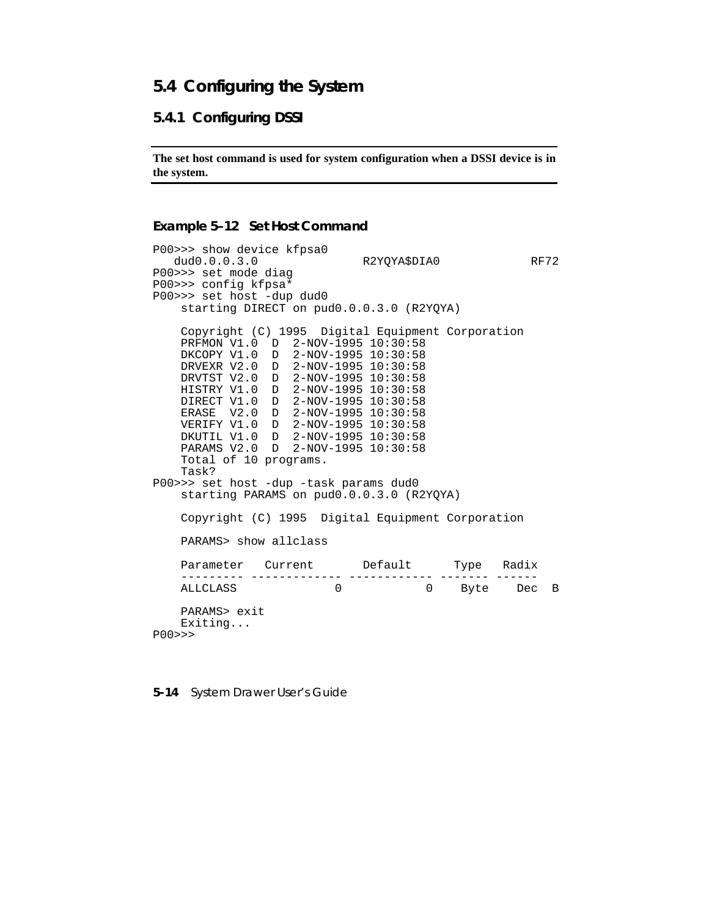## 5.4 Configuring the System

### 5.4.1 Configuring DSSI

**The set host command is used for system configuration when a DSSI device is in the system.**

#### Example 5–12 Set Host Command

```
P00>>> show device kfpsa0
   dud0.0.0.3.0              R2YQYA$DIA0             RF72
P00>>> set mode diag
P00>>> config kfpsa*
P00>>> set host -dup dud0
    starting DIRECT on pud0.0.0.3.0 (R2YQYA)

    Copyright (C) 1995  Digital Equipment Corporation
    PRFMON V1.0  D  2-NOV-1995 10:30:58
    DKCOPY V1.0  D  2-NOV-1995 10:30:58
    DRVEXR V2.0  D  2-NOV-1995 10:30:58
    DRVTST V2.0  D  2-NOV-1995 10:30:58
    HISTRY V1.0  D  2-NOV-1995 10:30:58
    DIRECT V1.0  D  2-NOV-1995 10:30:58
    ERASE  V2.0  D  2-NOV-1995 10:30:58
    VERIFY V1.0  D  2-NOV-1995 10:30:58
    DKUTIL V1.0  D  2-NOV-1995 10:30:58
    PARAMS V2.0  D  2-NOV-1995 10:30:58
    Total of 10 programs.
    Task?
P00>>> set host -dup -task params dud0
    starting PARAMS on pud0.0.0.3.0 (R2YQYA)

    Copyright (C) 1995  Digital Equipment Corporation

    PARAMS> show allclass

    Parameter   Current       Default      Type   Radix
    --------- ------------- ------------ ------- ------
    ALLCLASS               0            0    Byte    Dec  B

    PARAMS> exit
    Exiting...
P00>>>
```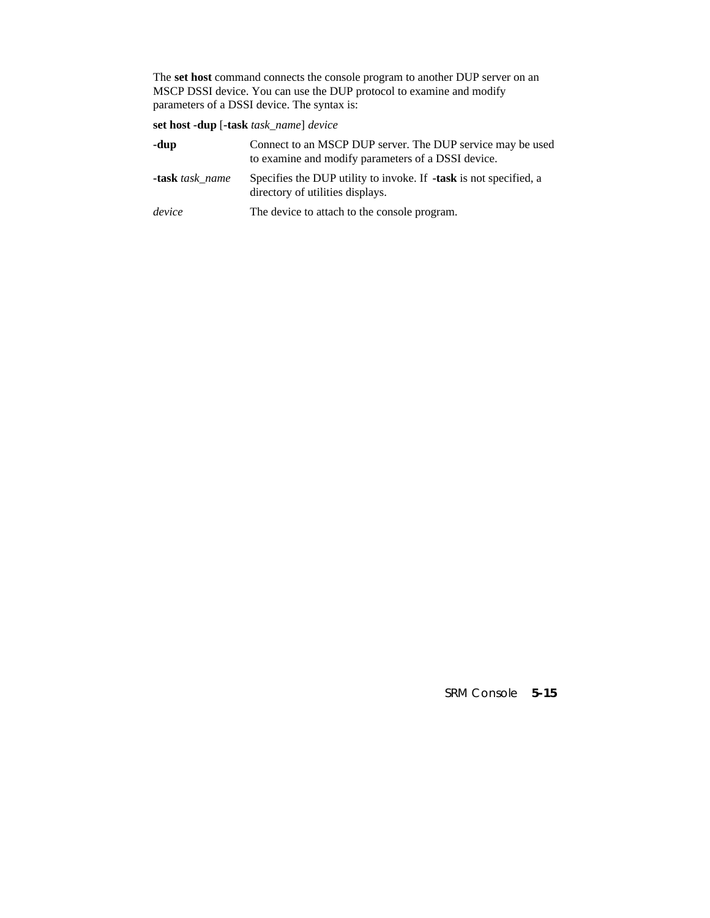The **set host** command connects the console program to another DUP server on an MSCP DSSI device. You can use the DUP protocol to examine and modify parameters of a DSSI device. The syntax is:

**set host -dup** [**-task** *task_name*] *device*

| | |
|---|---|
| **-dup** | Connect to an MSCP DUP server. The DUP service may be used to examine and modify parameters of a DSSI device. |
| **-task** *task_name* | Specifies the DUP utility to invoke. If **-task** is not specified, a directory of utilities displays. |
| *device* | The device to attach to the console program. |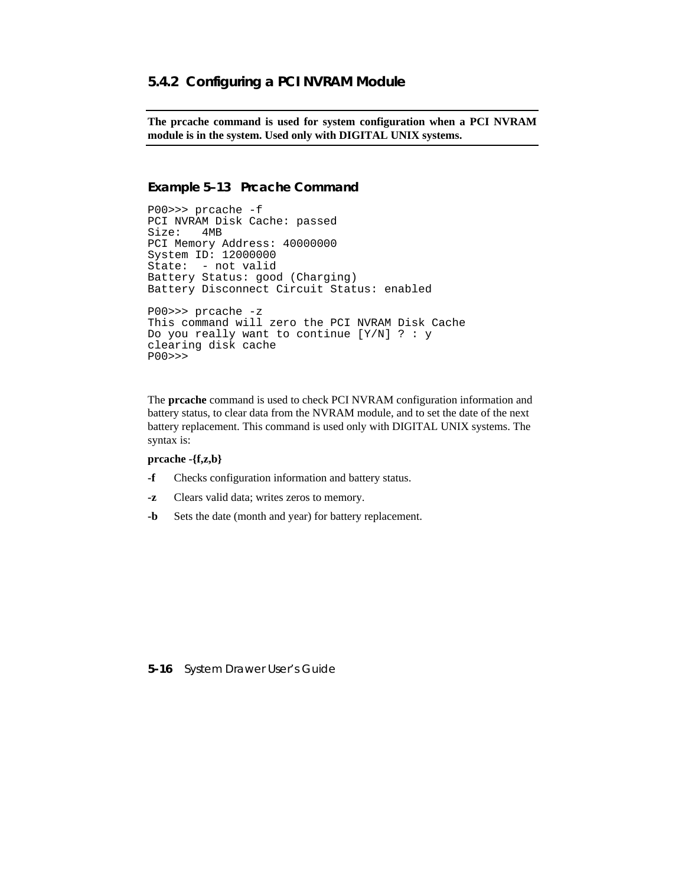### 5.4.2 Configuring a PCI NVRAM Module

**The prcache command is used for system configuration when a PCI NVRAM module is in the system. Used only with DIGITAL UNIX systems.**

#### Example 5–13 Prcache Command

```
P00>>> prcache -f
PCI NVRAM Disk Cache: passed
Size:   4MB
PCI Memory Address: 40000000
System ID: 12000000
State:  - not valid
Battery Status: good (Charging)
Battery Disconnect Circuit Status: enabled

P00>>> prcache -z
This command will zero the PCI NVRAM Disk Cache
Do you really want to continue [Y/N] ? : y
clearing disk cache
P00>>>
```

The **prcache** command is used to check PCI NVRAM configuration information and battery status, to clear data from the NVRAM module, and to set the date of the next battery replacement. This command is used only with DIGITAL UNIX systems. The syntax is:

**prcache -{f,z,b}**

**-f** Checks configuration information and battery status.

**-z** Clears valid data; writes zeros to memory.

**-b** Sets the date (month and year) for battery replacement.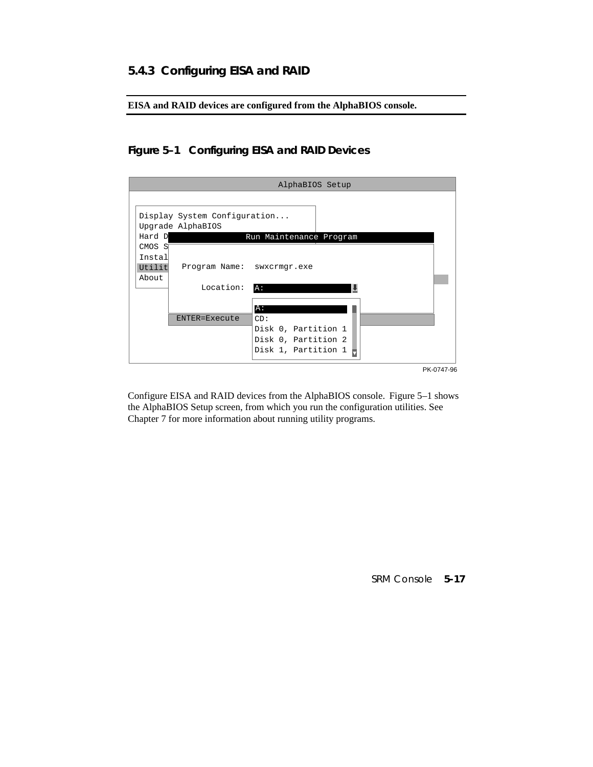## 5.4.3 Configuring EISA and RAID

**EISA and RAID devices are configured from the AlphaBIOS console.**

### Figure 5–1 Configuring EISA and RAID Devices

```
                              AlphaBIOS Setup

 Display System Configuration...
 Upgrade AlphaBIOS
 Hard D              Run Maintenance Program
 CMOS S
 Instal
 Utilit   Program Name:  swxcrmgr.exe
 About
               Location:  A:

                          A:
      ENTER=Execute       CD:
                          Disk 0, Partition 1
                          Disk 0, Partition 2
                          Disk 1, Partition 1
```

PK-0747-96

Configure EISA and RAID devices from the AlphaBIOS console. Figure 5–1 shows the AlphaBIOS Setup screen, from which you run the configuration utilities. See Chapter 7 for more information about running utility programs.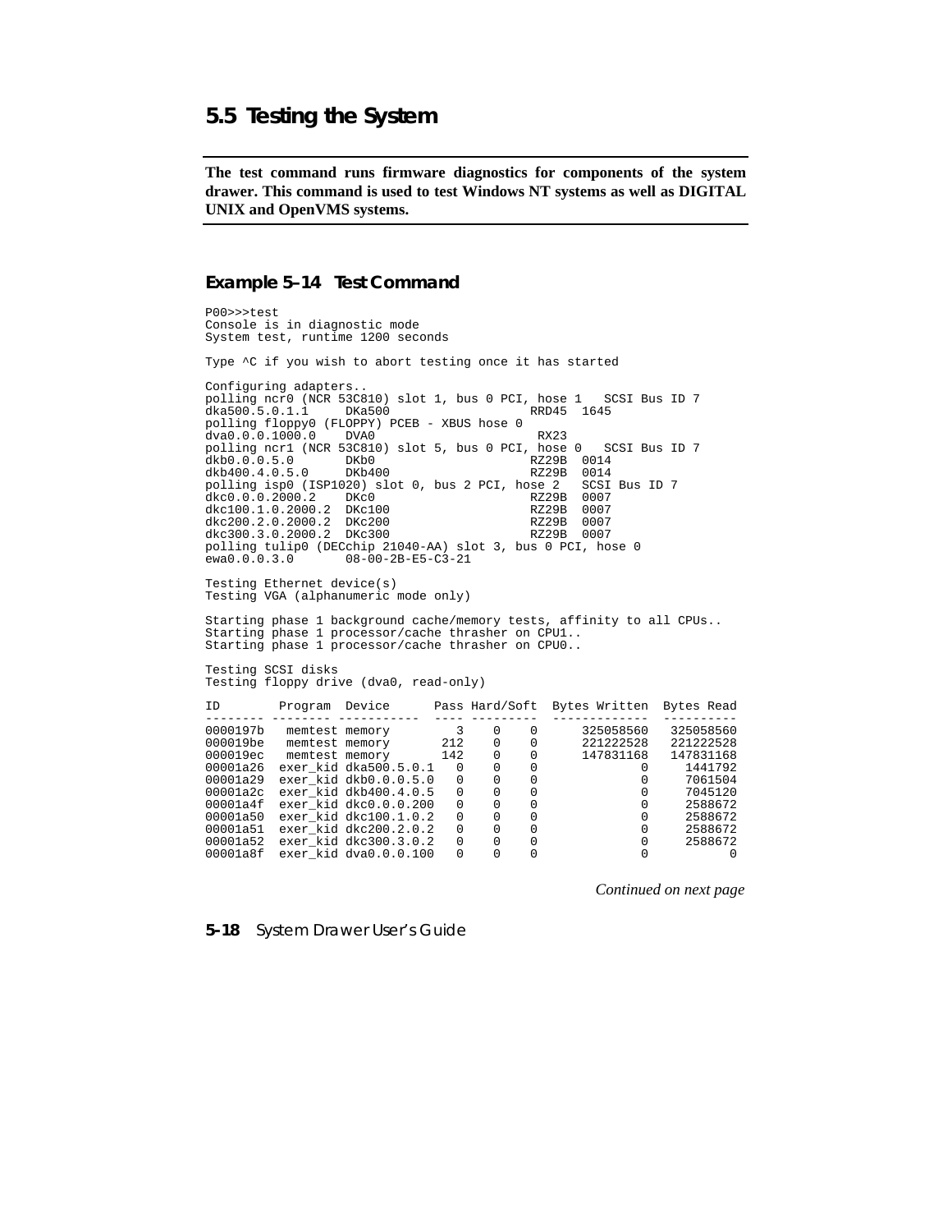## 5.5 Testing the System

**The test command runs firmware diagnostics for components of the system drawer. This command is used to test Windows NT systems as well as DIGITAL UNIX and OpenVMS systems.**

### Example 5–14 Test Command

```
P00>>>test
Console is in diagnostic mode
System test, runtime 1200 seconds

Type ^C if you wish to abort testing once it has started

Configuring adapters..
polling ncr0 (NCR 53C810) slot 1, bus 0 PCI, hose 1   SCSI Bus ID 7
dka500.5.0.1.1     DKa500                    RRD45  1645
polling floppy0 (FLOPPY) PCEB - XBUS hose 0
dva0.0.0.1000.0    DVA0                       RX23
polling ncr1 (NCR 53C810) slot 5, bus 0 PCI, hose 0   SCSI Bus ID 7
dkb0.0.0.5.0       DKb0                      RZ29B  0014
dkb400.4.0.5.0     DKb400                    RZ29B  0014
polling isp0 (ISP1020) slot 0, bus 2 PCI, hose 2   SCSI Bus ID 7
dkc0.0.0.2000.2    DKc0                      RZ29B  0007
dkc100.1.0.2000.2  DKc100                    RZ29B  0007
dkc200.2.0.2000.2  DKc200                    RZ29B  0007
dkc300.3.0.2000.2  DKc300                    RZ29B  0007
polling tulip0 (DECchip 21040-AA) slot 3, bus 0 PCI, hose 0
ewa0.0.0.3.0       08-00-2B-E5-C3-21

Testing Ethernet device(s)
Testing VGA (alphanumeric mode only)

Starting phase 1 background cache/memory tests, affinity to all CPUs..
Starting phase 1 processor/cache thrasher on CPU1..
Starting phase 1 processor/cache thrasher on CPU0..

Testing SCSI disks
Testing floppy drive (dva0, read-only)

ID        Program  Device      Pass Hard/Soft  Bytes Written  Bytes Read
-------- -------- ----------- ---- ---------  -------------  ----------
0000197b   memtest memory        3    0    0      325058560   325058560
000019be   memtest memory      212    0    0      221222528   221222528
000019ec   memtest memory      142    0    0      147831168   147831168
00001a26  exer_kid dka500.5.0.1   0    0    0              0     1441792
00001a29  exer_kid dkb0.0.0.5.0   0    0    0              0     7061504
00001a2c  exer_kid dkb400.4.0.5   0    0    0              0     7045120
00001a4f  exer_kid dkc0.0.0.200   0    0    0              0     2588672
00001a50  exer_kid dkc100.1.0.2   0    0    0              0     2588672
00001a51  exer_kid dkc200.2.0.2   0    0    0              0     2588672
00001a52  exer_kid dkc300.3.0.2   0    0    0              0     2588672
00001a8f  exer_kid dva0.0.0.100   0    0    0              0           0
```

*Continued on next page*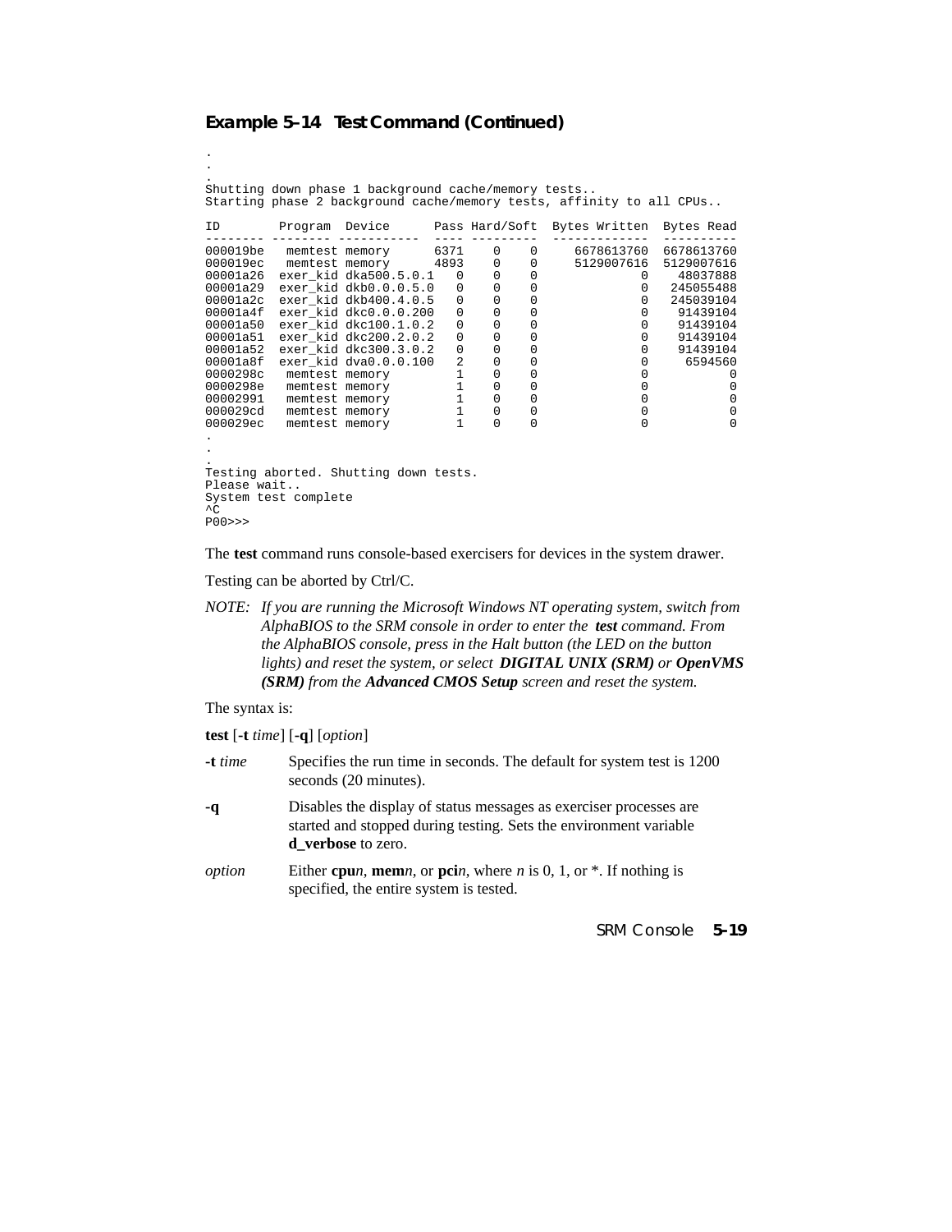#### Example 5–14 Test Command (Continued)

```
.
.
.
Shutting down phase 1 background cache/memory tests..
Starting phase 2 background cache/memory tests, affinity to all CPUs..

ID        Program  Device      Pass Hard/Soft  Bytes Written  Bytes Read
-------- -------- ----------- ---- ---------  -------------  ----------
000019be  memtest memory      6371    0    0     6678613760  6678613760
000019ec  memtest memory      4893    0    0     5129007616  5129007616
00001a26  exer_kid dka500.5.0.1  0    0    0              0    48037888
00001a29  exer_kid dkb0.0.0.5.0  0    0    0              0   245055488
00001a2c  exer_kid dkb400.4.0.5  0    0    0              0   245039104
00001a4f  exer_kid dkc0.0.0.200  0    0    0              0    91439104
00001a50  exer_kid dkc100.1.0.2  0    0    0              0    91439104
00001a51  exer_kid dkc200.2.0.2  0    0    0              0    91439104
00001a52  exer_kid dkc300.3.0.2  0    0    0              0    91439104
00001a8f  exer_kid dva0.0.0.100  2    0    0              0     6594560
0000298c  memtest memory         1    0    0              0           0
0000298e  memtest memory         1    0    0              0           0
00002991  memtest memory         1    0    0              0           0
000029cd  memtest memory         1    0    0              0           0
000029ec  memtest memory         1    0    0              0           0
.
.
.
Testing aborted. Shutting down tests.
Please wait..
System test complete
^C
P00>>>
```

The **test** command runs console-based exercisers for devices in the system drawer.

Testing can be aborted by Ctrl/C.

*NOTE: If you are running the Microsoft Windows NT operating system, switch from AlphaBIOS to the SRM console in order to enter the* ***test*** *command. From the AlphaBIOS console, press in the Halt button (the LED on the button lights) and reset the system, or select* ***DIGITAL UNIX (SRM)*** *or* ***OpenVMS (SRM)*** *from the* ***Advanced CMOS Setup*** *screen and reset the system.*

The syntax is:

**test** [**-t** *time*] [**-q**] [*option*]

| | |
|---|---|
| **-t** *time* | Specifies the run time in seconds. The default for system test is 1200 seconds (20 minutes). |
| **-q** | Disables the display of status messages as exerciser processes are started and stopped during testing. Sets the environment variable **d_verbose** to zero. |
| *option* | Either **cpu***n*, **mem***n*, or **pci***n*, where *n* is 0, 1, or *. If nothing is specified, the entire system is tested. |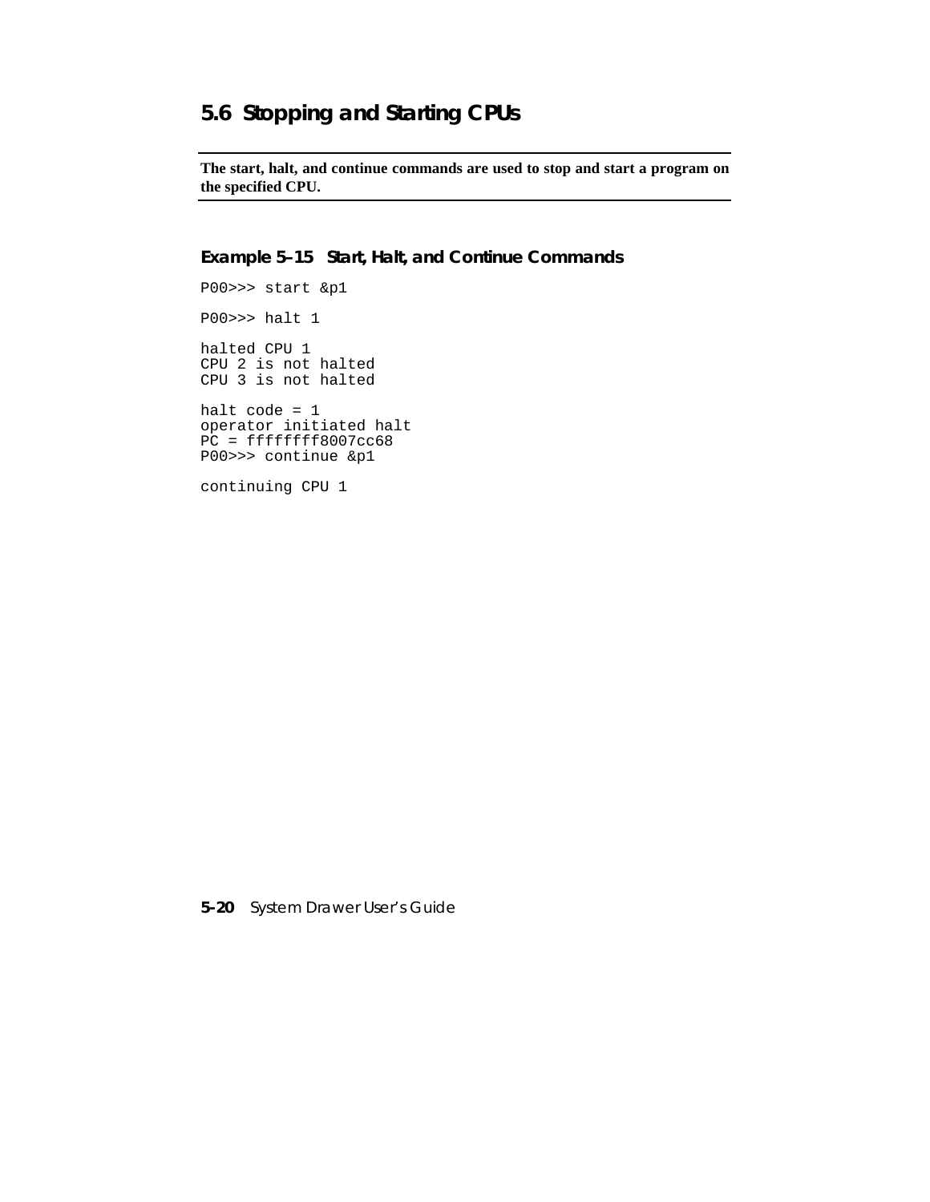## 5.6 Stopping and Starting CPUs

**The start, halt, and continue commands are used to stop and start a program on the specified CPU.**

#### Example 5–15 Start, Halt, and Continue Commands

```
P00>>> start &p1

P00>>> halt 1

halted CPU 1
CPU 2 is not halted
CPU 3 is not halted

halt code = 1
operator initiated halt
PC = ffffffff8007cc68
P00>>> continue &p1

continuing CPU 1
```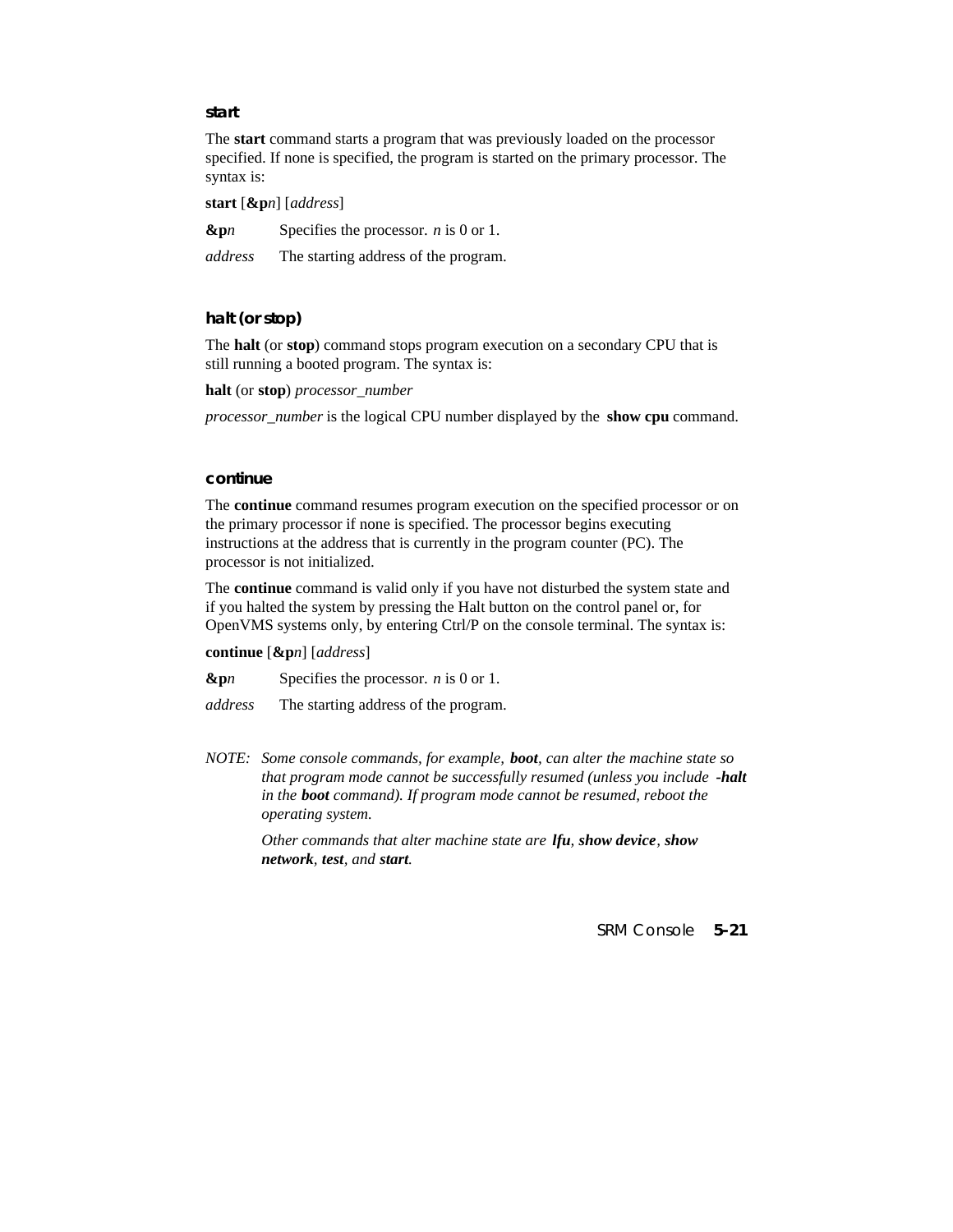### start

The **start** command starts a program that was previously loaded on the processor specified. If none is specified, the program is started on the primary processor. The syntax is:

**start** [**&p***n*] [*address*]

**&p***n* Specifies the processor. *n* is 0 or 1.

*address* The starting address of the program.

### halt (or stop)

The **halt** (or **stop**) command stops program execution on a secondary CPU that is still running a booted program. The syntax is:

**halt** (or **stop**) *processor_number*

*processor_number* is the logical CPU number displayed by the **show cpu** command.

### continue

The **continue** command resumes program execution on the specified processor or on the primary processor if none is specified. The processor begins executing instructions at the address that is currently in the program counter (PC). The processor is not initialized.

The **continue** command is valid only if you have not disturbed the system state and if you halted the system by pressing the Halt button on the control panel or, for OpenVMS systems only, by entering Ctrl/P on the console terminal. The syntax is:

**continue** [**&p***n*] [*address*]

**&p***n* Specifies the processor. *n* is 0 or 1.

*address* The starting address of the program.

*NOTE: Some console commands, for example, **boot**, can alter the machine state so that program mode cannot be successfully resumed (unless you include **-halt** in the **boot** command). If program mode cannot be resumed, reboot the operating system.*

*Other commands that alter machine state are **lfu**, **show device**, **show network**, **test**, and **start**.*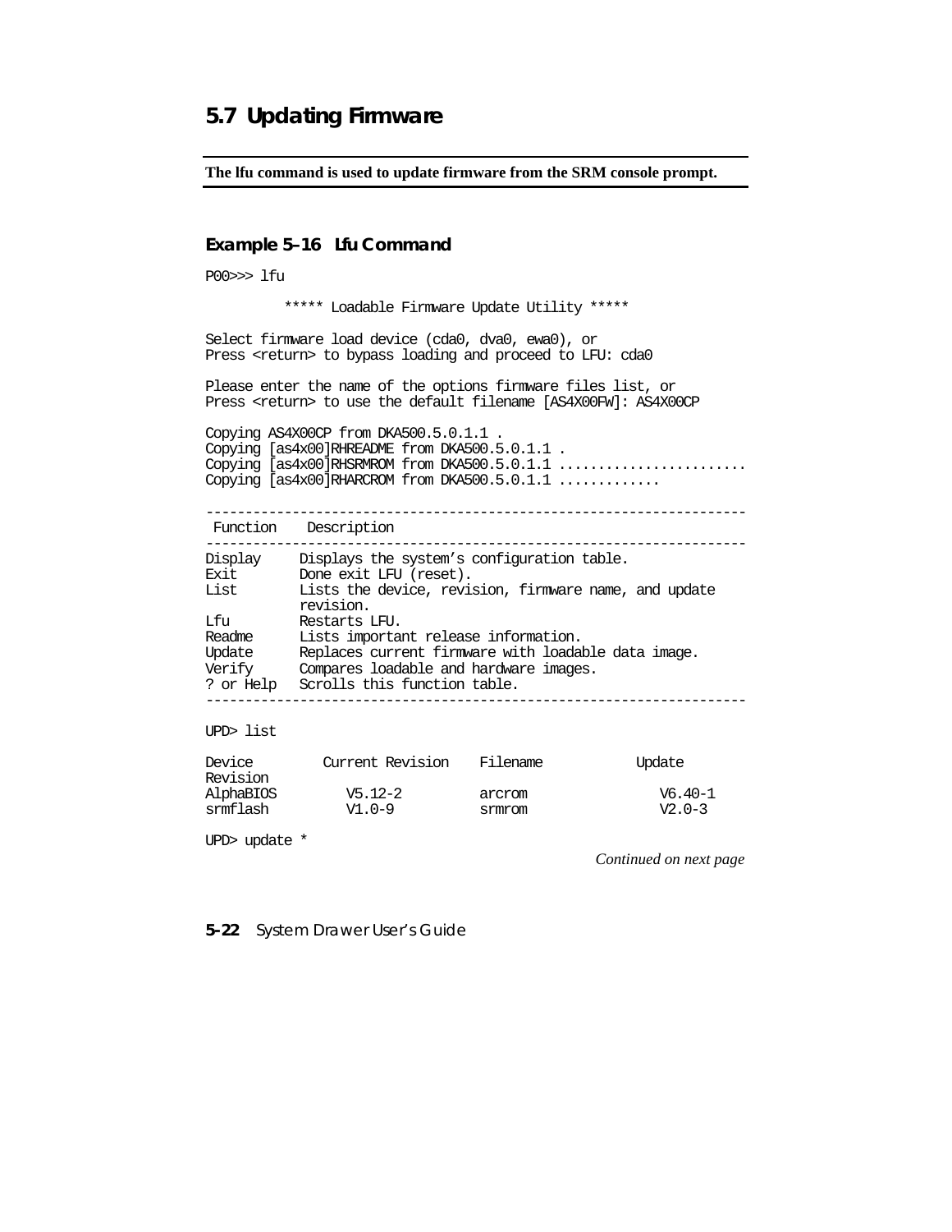## 5.7 Updating Firmware

**The lfu command is used to update firmware from the SRM console prompt.**

### Example 5–16 Lfu Command

```
P00>>> lfu

          ***** Loadable Firmware Update Utility *****

Select firmware load device (cda0, dva0, ewa0), or
Press <return> to bypass loading and proceed to LFU: cda0

Please enter the name of the options firmware files list, or
Press <return> to use the default filename [AS4X00FW]: AS4X00CP

Copying AS4X00CP from DKA500.5.0.1.1 .
Copying [as4x00]RHREADME from DKA500.5.0.1.1 .
Copying [as4x00]RHSRMROM from DKA500.5.0.1.1 .......................
Copying [as4x00]RHARCROM from DKA500.5.0.1.1 ............

-------------------------------------------------------------------
 Function    Description
-------------------------------------------------------------------
Display     Displays the system's configuration table.
Exit        Done exit LFU (reset).
List        Lists the device, revision, firmware name, and update
            revision.
Lfu         Restarts LFU.
Readme      Lists important release information.
Update      Replaces current firmware with loadable data image.
Verify      Compares loadable and hardware images.
? or Help   Scrolls this function table.
-------------------------------------------------------------------

UPD> list

Device         Current Revision    Filename          Update
Revision
AlphaBIOS         V5.12-2          arcrom               V6.40-1
srmflash          V1.0-9           srmrom               V2.0-3

UPD> update *
```

*Continued on next page*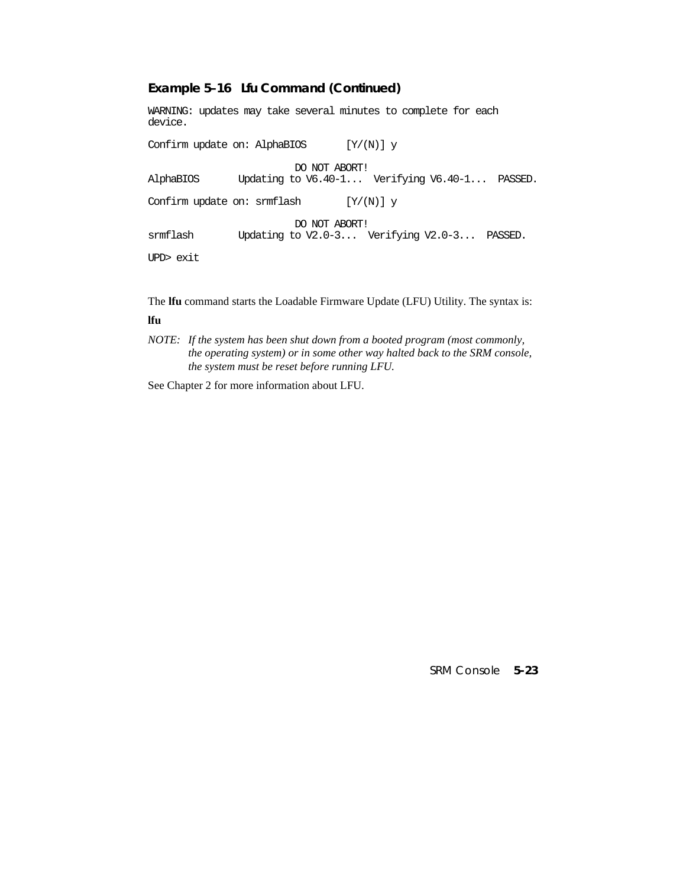**Example 5–16 Lfu Command (Continued)**

```
WARNING: updates may take several minutes to complete for each
device.

Confirm update on: AlphaBIOS       [Y/(N)] y

                          DO NOT ABORT!
AlphaBIOS       Updating to V6.40-1...  Verifying V6.40-1...  PASSED.

Confirm update on: srmflash        [Y/(N)] y

                          DO NOT ABORT!
srmflash        Updating to V2.0-3...  Verifying V2.0-3...  PASSED.

UPD> exit
```

The **lfu** command starts the Loadable Firmware Update (LFU) Utility. The syntax is:

**lfu**

*NOTE: If the system has been shut down from a booted program (most commonly, the operating system) or in some other way halted back to the SRM console, the system must be reset before running LFU.*

See Chapter 2 for more information about LFU.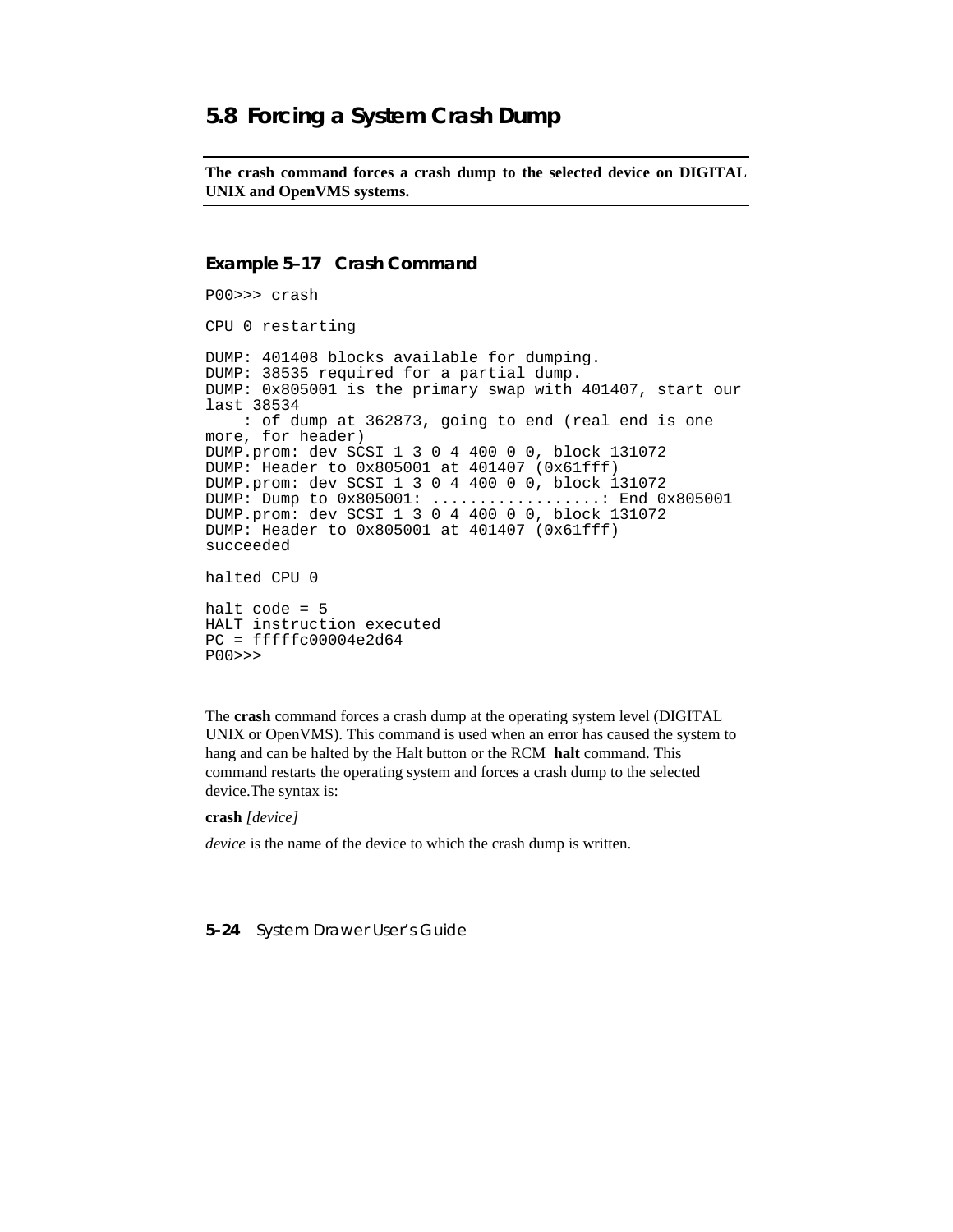## 5.8 Forcing a System Crash Dump

**The crash command forces a crash dump to the selected device on DIGITAL UNIX and OpenVMS systems.**

### Example 5–17 Crash Command

```
P00>>> crash

CPU 0 restarting

DUMP: 401408 blocks available for dumping.
DUMP: 38535 required for a partial dump.
DUMP: 0x805001 is the primary swap with 401407, start our
last 38534
    : of dump at 362873, going to end (real end is one
more, for header)
DUMP.prom: dev SCSI 1 3 0 4 400 0 0, block 131072
DUMP: Header to 0x805001 at 401407 (0x61fff)
DUMP.prom: dev SCSI 1 3 0 4 400 0 0, block 131072
DUMP: Dump to 0x805001: ..................: End 0x805001
DUMP.prom: dev SCSI 1 3 0 4 400 0 0, block 131072
DUMP: Header to 0x805001 at 401407 (0x61fff)
succeeded

halted CPU 0

halt code = 5
HALT instruction executed
PC = fffffc00004e2d64
P00>>>
```

The **crash** command forces a crash dump at the operating system level (DIGITAL UNIX or OpenVMS). This command is used when an error has caused the system to hang and can be halted by the Halt button or the RCM **halt** command. This command restarts the operating system and forces a crash dump to the selected device.The syntax is:

**crash** *[device]*

*device* is the name of the device to which the crash dump is written.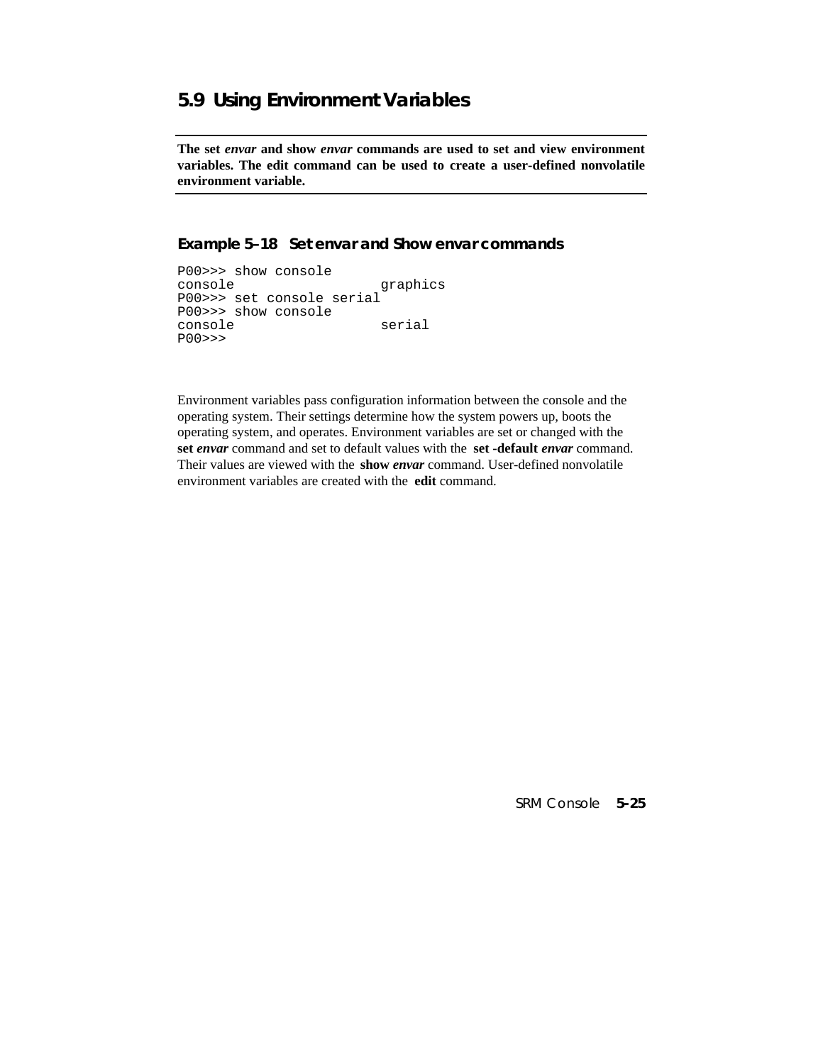## 5.9 Using Environment Variables

**The set *envar* and show *envar* commands are used to set and view environment variables. The edit command can be used to create a user-defined nonvolatile environment variable.**

### Example 5–18 Set envar and Show envar commands

```
P00>>> show console
console                 graphics
P00>>> set console serial
P00>>> show console
console                 serial
P00>>>
```

Environment variables pass configuration information between the console and the operating system. Their settings determine how the system powers up, boots the operating system, and operates. Environment variables are set or changed with the **set *envar*** command and set to default values with the **set -default *envar*** command. Their values are viewed with the **show *envar*** command. User-defined nonvolatile environment variables are created with the **edit** command.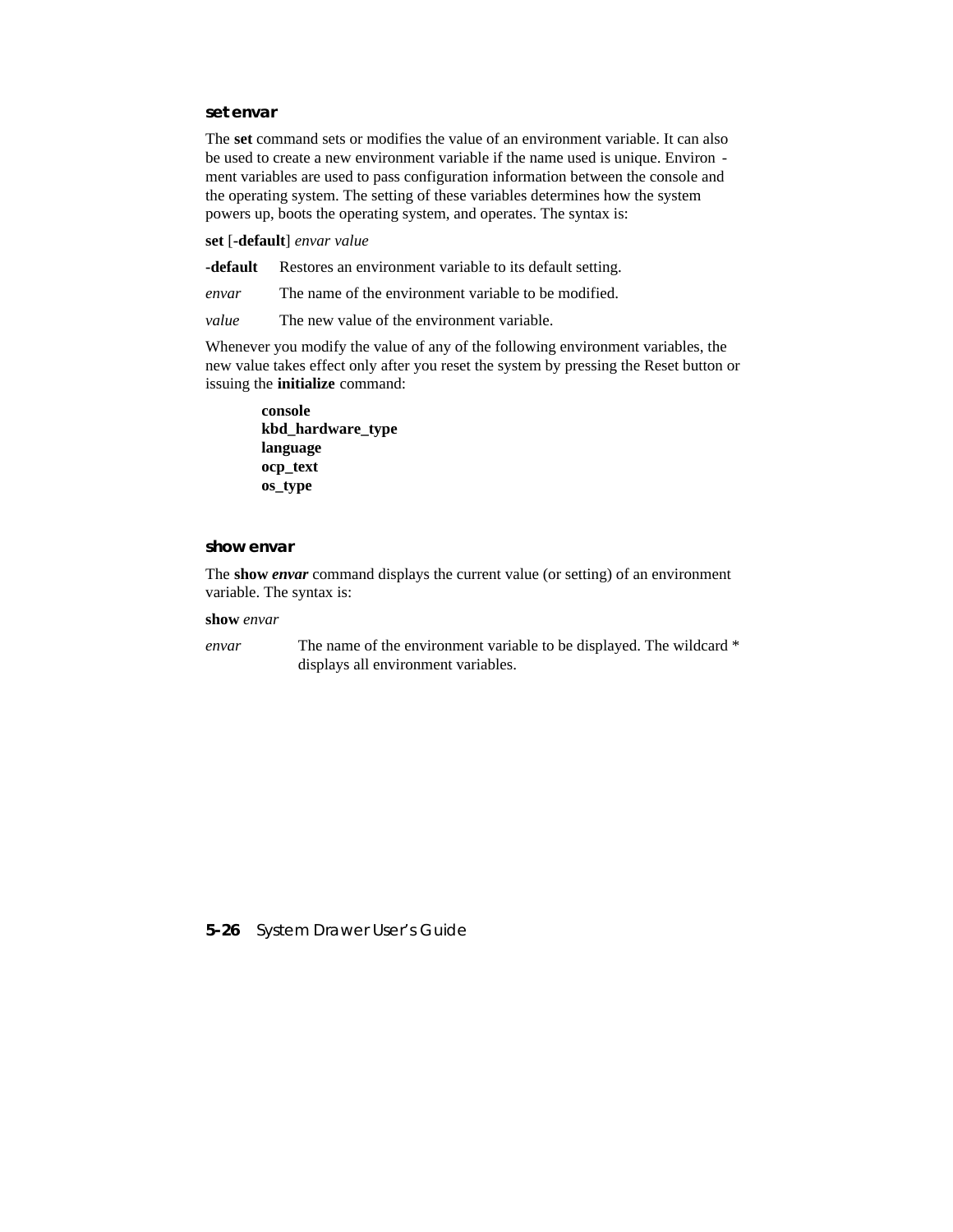### set envar

The **set** command sets or modifies the value of an environment variable. It can also be used to create a new environment variable if the name used is unique. Environment variables are used to pass configuration information between the console and the operating system. The setting of these variables determines how the system powers up, boots the operating system, and operates. The syntax is:

**set** [**-default**] *envar value*

**-default** Restores an environment variable to its default setting.

*envar* The name of the environment variable to be modified.

*value* The new value of the environment variable.

Whenever you modify the value of any of the following environment variables, the new value takes effect only after you reset the system by pressing the Reset button or issuing the **initialize** command:

**console**
**kbd_hardware_type**
**language**
**ocp_text**
**os_type**

### show envar

The **show *envar*** command displays the current value (or setting) of an environment variable. The syntax is:

**show** *envar*

*envar* The name of the environment variable to be displayed. The wildcard * displays all environment variables.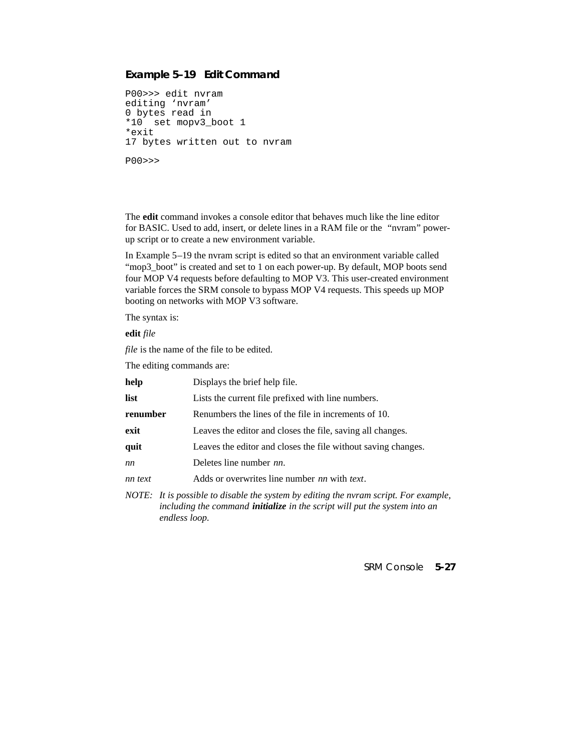#### Example 5–19 Edit Command

```
P00>>> edit nvram
editing ‘nvram’
0 bytes read in
*10  set mopv3_boot 1
*exit
17 bytes written out to nvram

P00>>>
```

The **edit** command invokes a console editor that behaves much like the line editor for BASIC. Used to add, insert, or delete lines in a RAM file or the “nvram” power-up script or to create a new environment variable.

In Example 5–19 the nvram script is edited so that an environment variable called “mop3_boot” is created and set to 1 on each power-up. By default, MOP boots send four MOP V4 requests before defaulting to MOP V3. This user-created environment variable forces the SRM console to bypass MOP V4 requests. This speeds up MOP booting on networks with MOP V3 software.

The syntax is:

**edit** *file*

*file* is the name of the file to be edited.

The editing commands are:

| | |
|---|---|
| **help** | Displays the brief help file. |
| **list** | Lists the current file prefixed with line numbers. |
| **renumber** | Renumbers the lines of the file in increments of 10. |
| **exit** | Leaves the editor and closes the file, saving all changes. |
| **quit** | Leaves the editor and closes the file without saving changes. |
| *nn* | Deletes line number *nn*. |
| *nn text* | Adds or overwrites line number *nn* with *text*. |

*NOTE: It is possible to disable the system by editing the nvram script. For example, including the command* ***initialize*** *in the script will put the system into an endless loop.*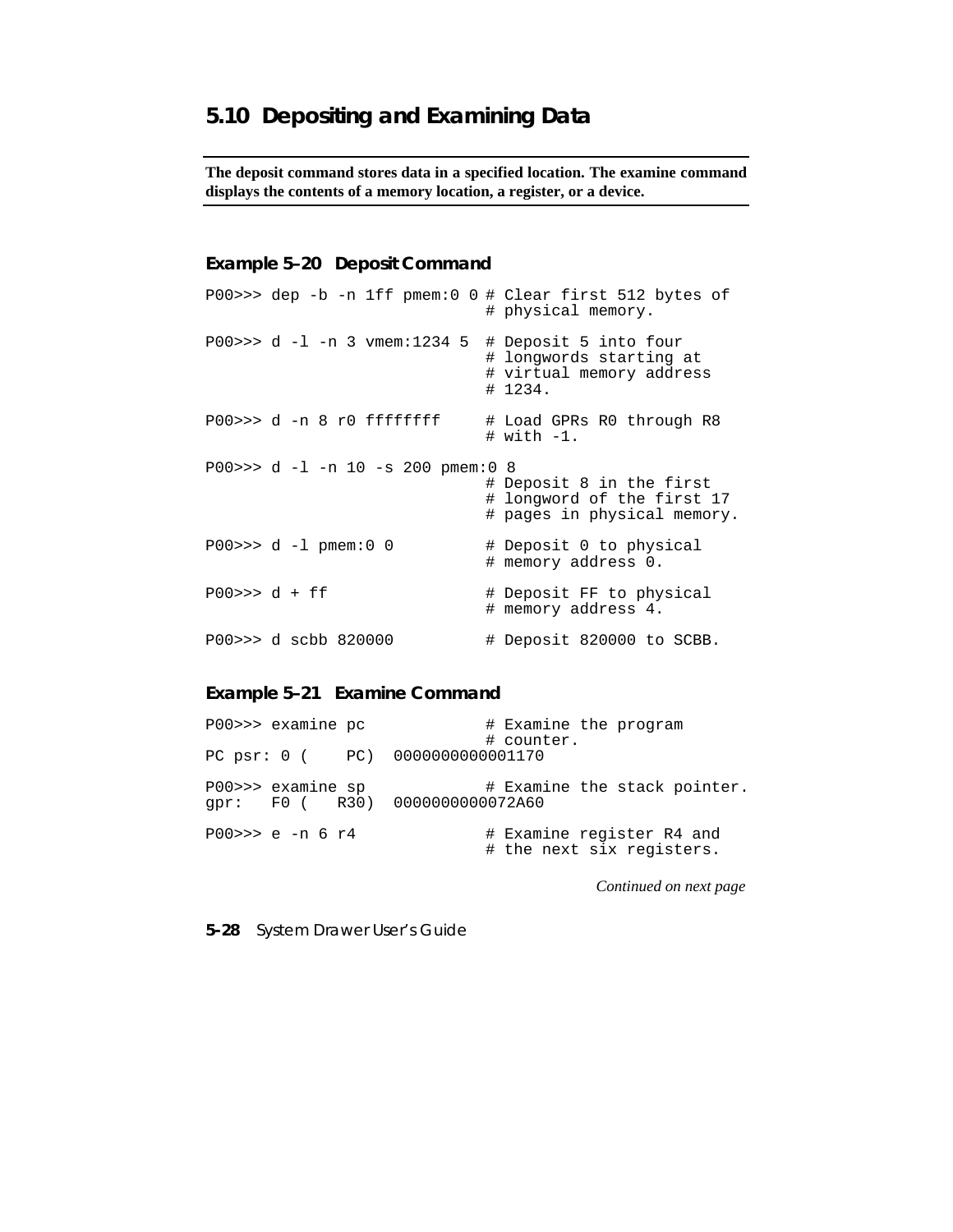## 5.10 Depositing and Examining Data

**The deposit command stores data in a specified location. The examine command displays the contents of a memory location, a register, or a device.**

### Example 5–20 Deposit Command

```
P00>>> dep -b -n 1ff pmem:0 0 # Clear first 512 bytes of
                              # physical memory.

P00>>> d -l -n 3 vmem:1234 5  # Deposit 5 into four
                              # longwords starting at
                              # virtual memory address
                              # 1234.

P00>>> d -n 8 r0 ffffffff     # Load GPRs R0 through R8
                              # with -1.

P00>>> d -l -n 10 -s 200 pmem:0 8
                              # Deposit 8 in the first
                              # longword of the first 17
                              # pages in physical memory.

P00>>> d -l pmem:0 0          # Deposit 0 to physical
                              # memory address 0.

P00>>> d + ff                 # Deposit FF to physical
                              # memory address 4.

P00>>> d scbb 820000          # Deposit 820000 to SCBB.
```

### Example 5–21 Examine Command

```
P00>>> examine pc             # Examine the program
                              # counter.
PC psr: 0 (    PC)  0000000000001170

P00>>> examine sp             # Examine the stack pointer.
gpr:   F0 (   R30)  0000000000072A60

P00>>> e -n 6 r4              # Examine register R4 and
                              # the next six registers.
```

*Continued on next page*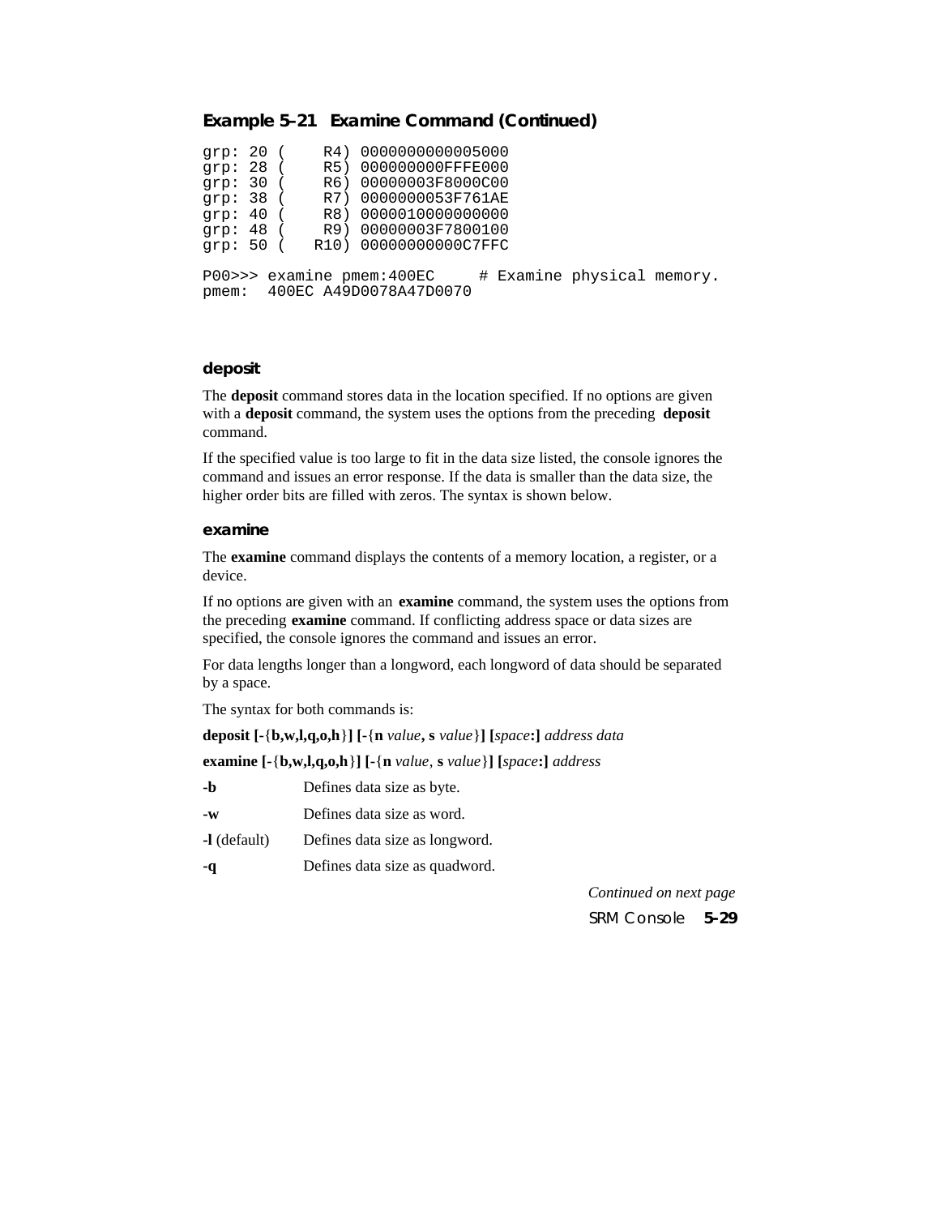**Example 5–21 Examine Command (Continued)**

```
grp: 20 (    R4) 0000000000005000
grp: 28 (    R5) 000000000FFFE000
grp: 30 (    R6) 00000003F8000C00
grp: 38 (    R7) 0000000053F761AE
grp: 40 (    R8) 0000010000000000
grp: 48 (    R9) 00000003F7800100
grp: 50 (   R10) 00000000000C7FFC

P00>>> examine pmem:400EC     # Examine physical memory.
pmem:  400EC A49D0078A47D0070
```

### deposit

The **deposit** command stores data in the location specified. If no options are given with a **deposit** command, the system uses the options from the preceding **deposit** command.

If the specified value is too large to fit in the data size listed, the console ignores the command and issues an error response. If the data is smaller than the data size, the higher order bits are filled with zeros. The syntax is shown below.

### examine

The **examine** command displays the contents of a memory location, a register, or a device.

If no options are given with an **examine** command, the system uses the options from the preceding **examine** command. If conflicting address space or data sizes are specified, the console ignores the command and issues an error.

For data lengths longer than a longword, each longword of data should be separated by a space.

The syntax for both commands is:

**deposit [-**{**b,w,l,q,o,h**}**] [-**{**n** *value***, s** *value*}**] [***space***:]** *address data*

**examine [-**{**b,w,l,q,o,h**}**] [-**{**n** *value*, **s** *value*}**] [***space***:]** *address*

| | |
|---|---|
| **-b** | Defines data size as byte. |
| **-w** | Defines data size as word. |
| **-l** (default) | Defines data size as longword. |
| **-q** | Defines data size as quadword. |

*Continued on next page*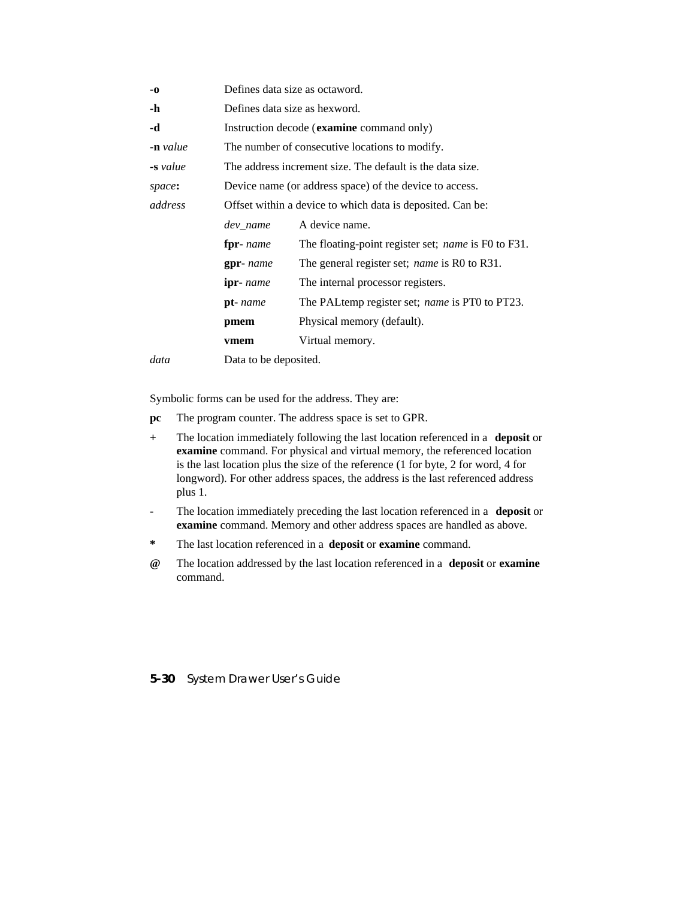| | |
|---|---|
| **-o** | Defines data size as octaword. |
| **-h** | Defines data size as hexword. |
| **-d** | Instruction decode (**examine** command only) |
| **-n** *value* | The number of consecutive locations to modify. |
| **-s** *value* | The address increment size. The default is the data size. |
| *space***:** | Device name (or address space) of the device to access. |
| *address* | Offset within a device to which data is deposited. Can be: |

| | |
|---|---|
| *dev_name* | A device name. |
| **fpr-** *name* | The floating-point register set; *name* is F0 to F31. |
| **gpr-** *name* | The general register set; *name* is R0 to R31. |
| **ipr-** *name* | The internal processor registers. |
| **pt-** *name* | The PALtemp register set; *name* is PT0 to PT23. |
| **pmem** | Physical memory (default). |
| **vmem** | Virtual memory. |

| | |
|---|---|
| *data* | Data to be deposited. |

Symbolic forms can be used for the address. They are:

**pc** The program counter. The address space is set to GPR.

**+** The location immediately following the last location referenced in a **deposit** or **examine** command. For physical and virtual memory, the referenced location is the last location plus the size of the reference (1 for byte, 2 for word, 4 for longword). For other address spaces, the address is the last referenced address plus 1.

**-** The location immediately preceding the last location referenced in a **deposit** or **examine** command. Memory and other address spaces are handled as above.

**\*** The last location referenced in a **deposit** or **examine** command.

**@** The location addressed by the last location referenced in a **deposit** or **examine** command.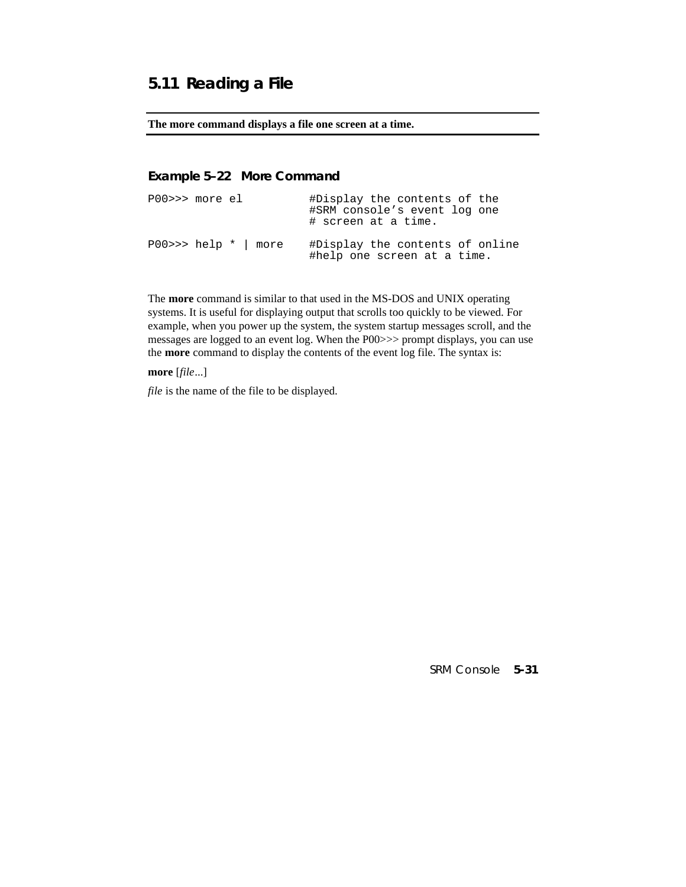## 5.11 Reading a File

**The more command displays a file one screen at a time.**

### Example 5–22 More Command

```
P00>>> more el          #Display the contents of the
                        #SRM console’s event log one
                        # screen at a time.

P00>>> help * | more    #Display the contents of online
                        #help one screen at a time.
```

The **more** command is similar to that used in the MS-DOS and UNIX operating systems. It is useful for displaying output that scrolls too quickly to be viewed. For example, when you power up the system, the system startup messages scroll, and the messages are logged to an event log. When the P00>>> prompt displays, you can use the **more** command to display the contents of the event log file. The syntax is:

**more** [*file...*]

*file* is the name of the file to be displayed.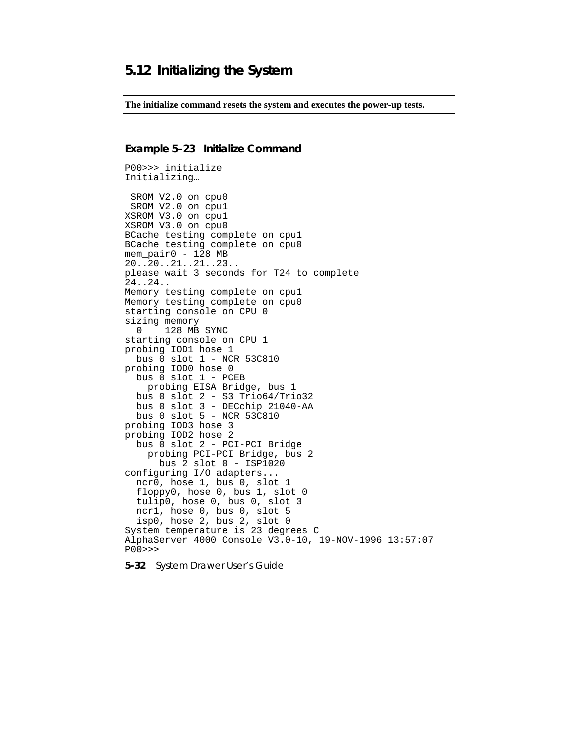## 5.12 Initializing the System

**The initialize command resets the system and executes the power-up tests.**

#### Example 5–23 Initialize Command

```
P00>>> initialize
Initializing…

 SROM V2.0 on cpu0
 SROM V2.0 on cpu1
XSROM V3.0 on cpu1
XSROM V3.0 on cpu0
BCache testing complete on cpu1
BCache testing complete on cpu0
mem_pair0 - 128 MB
20..20..21..21..23..
please wait 3 seconds for T24 to complete
24..24..
Memory testing complete on cpu1
Memory testing complete on cpu0
starting console on CPU 0
sizing memory
  0    128 MB SYNC
starting console on CPU 1
probing IOD1 hose 1
  bus 0 slot 1 - NCR 53C810
probing IOD0 hose 0
  bus 0 slot 1 - PCEB
    probing EISA Bridge, bus 1
  bus 0 slot 2 - S3 Trio64/Trio32
  bus 0 slot 3 - DECchip 21040-AA
  bus 0 slot 5 - NCR 53C810
probing IOD3 hose 3
probing IOD2 hose 2
  bus 0 slot 2 - PCI-PCI Bridge
    probing PCI-PCI Bridge, bus 2
      bus 2 slot 0 - ISP1020
configuring I/O adapters...
  ncr0, hose 1, bus 0, slot 1
  floppy0, hose 0, bus 1, slot 0
  tulip0, hose 0, bus 0, slot 3
  ncr1, hose 0, bus 0, slot 5
  isp0, hose 2, bus 2, slot 0
System temperature is 23 degrees C
AlphaServer 4000 Console V3.0-10, 19-NOV-1996 13:57:07
P00>>>
```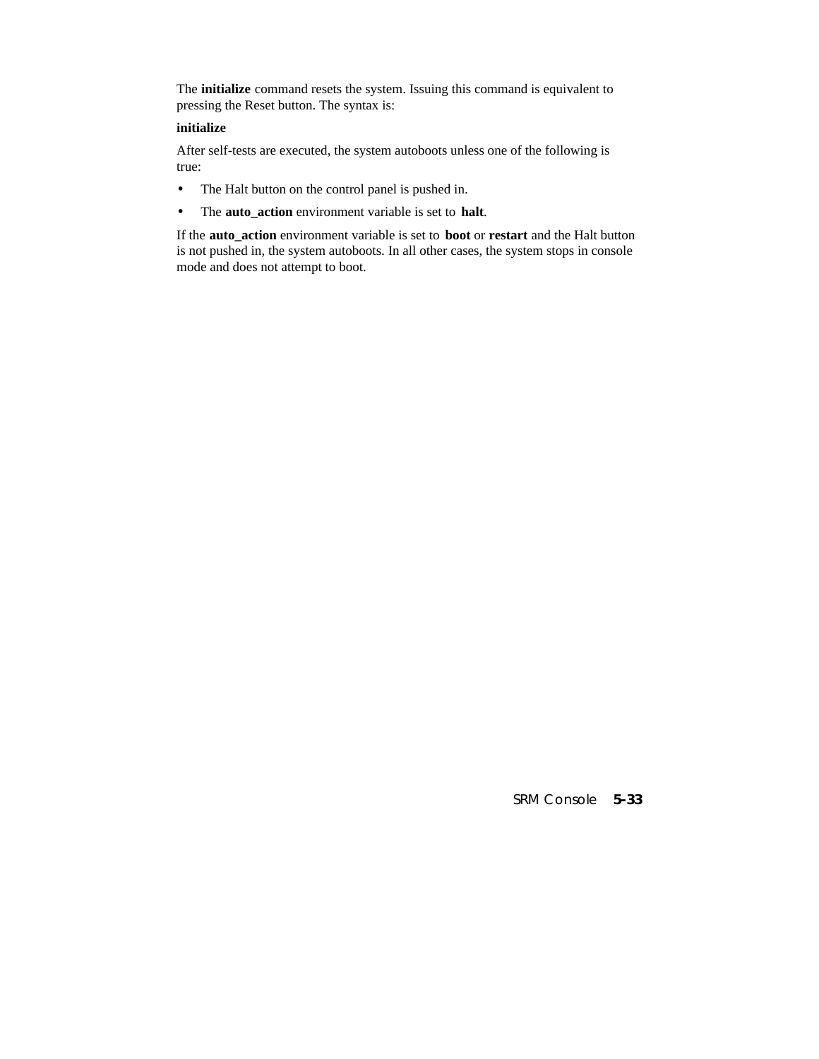The **initialize** command resets the system. Issuing this command is equivalent to pressing the Reset button. The syntax is:

**initialize**

After self-tests are executed, the system autoboots unless one of the following is true:

- The Halt button on the control panel is pushed in.
- The **auto_action** environment variable is set to **halt**.

If the **auto_action** environment variable is set to **boot** or **restart** and the Halt button is not pushed in, the system autoboots. In all other cases, the system stops in console mode and does not attempt to boot.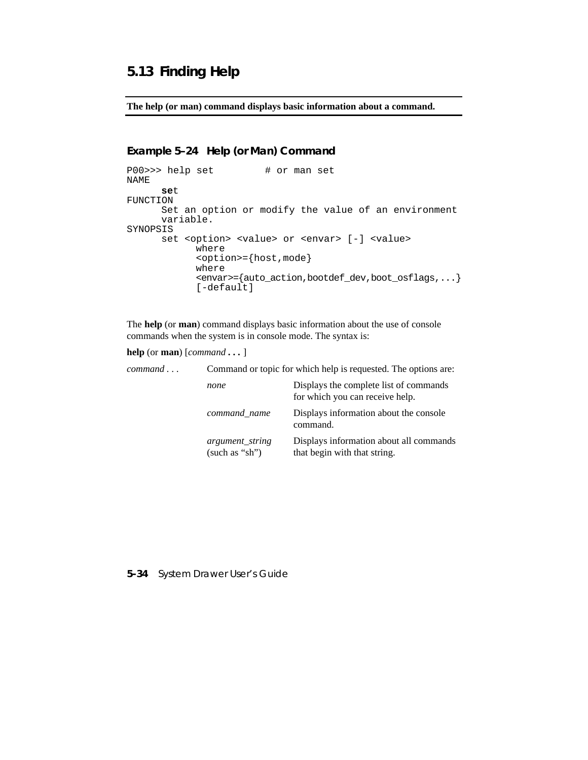## 5.13 Finding Help

**The help (or man) command displays basic information about a command.**

### Example 5–24 Help (or Man) Command

```
P00>>> help set         # or man set
NAME
      set
FUNCTION
      Set an option or modify the value of an environment
      variable.
SYNOPSIS
      set <option> <value> or <envar> [-] <value>
            where
            <option>={host,mode}
            where
            <envar>={auto_action,bootdef_dev,boot_osflags,...}
            [-default]
```

The **help** (or **man**) command displays basic information about the use of console commands when the system is in console mode. The syntax is:

**help** (or **man**) [*command* **. . .** ]

*command . . .* Command or topic for which help is requested. The options are:

| | |
|---|---|
| *none* | Displays the complete list of commands for which you can receive help. |
| *command_name* | Displays information about the console command. |
| *argument_string* (such as “sh”) | Displays information about all commands that begin with that string. |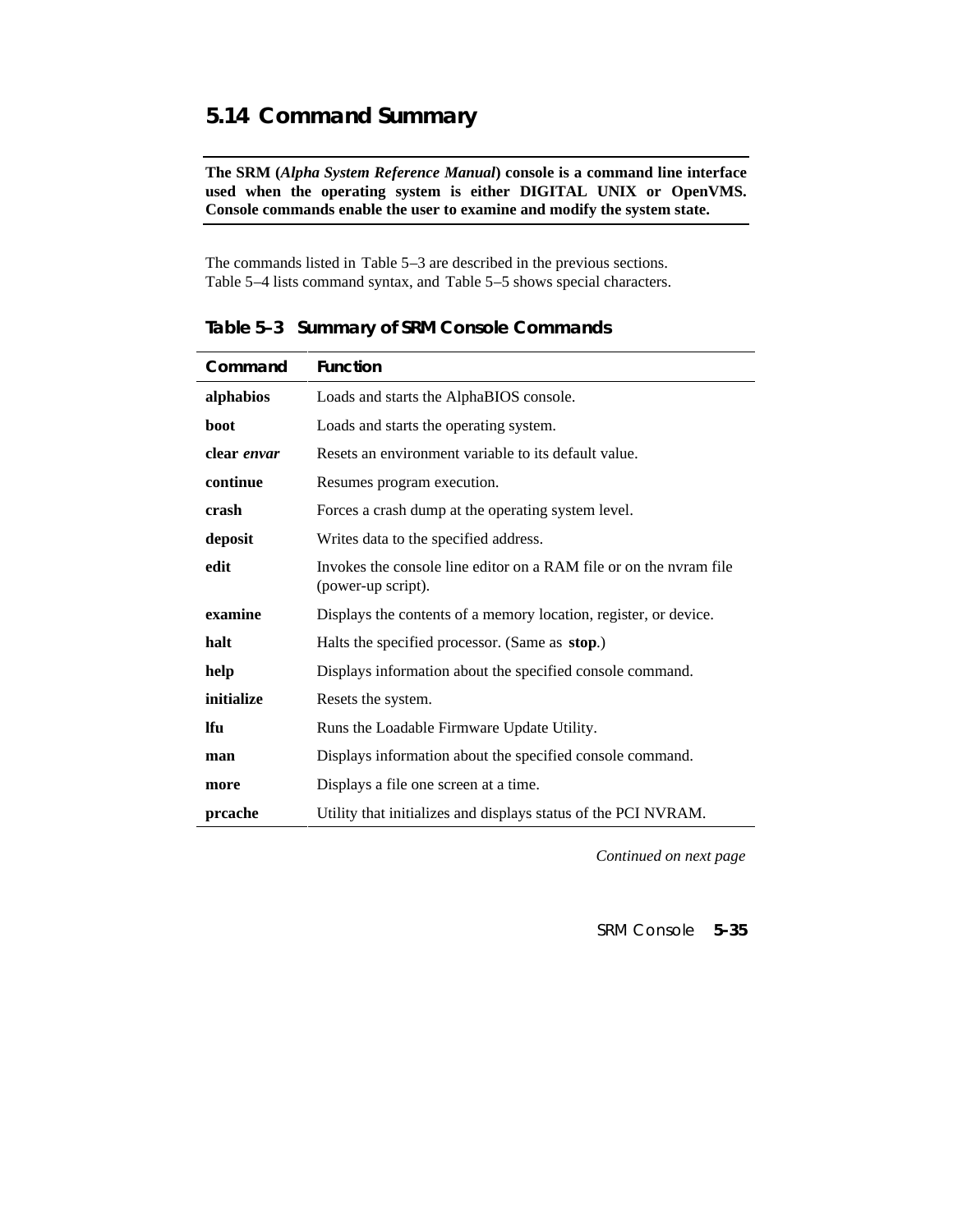## 5.14 Command Summary

**The SRM (*Alpha System Reference Manual*) console is a command line interface used when the operating system is either DIGITAL UNIX or OpenVMS. Console commands enable the user to examine and modify the system state.**

The commands listed in Table 5–3 are described in the previous sections. Table 5–4 lists command syntax, and Table 5–5 shows special characters.

**Table 5–3 Summary of SRM Console Commands**

| Command | Function |
|---|---|
| **alphabios** | Loads and starts the AlphaBIOS console. |
| **boot** | Loads and starts the operating system. |
| **clear *envar*** | Resets an environment variable to its default value. |
| **continue** | Resumes program execution. |
| **crash** | Forces a crash dump at the operating system level. |
| **deposit** | Writes data to the specified address. |
| **edit** | Invokes the console line editor on a RAM file or on the nvram file (power-up script). |
| **examine** | Displays the contents of a memory location, register, or device. |
| **halt** | Halts the specified processor. (Same as **stop**.) |
| **help** | Displays information about the specified console command. |
| **initialize** | Resets the system. |
| **lfu** | Runs the Loadable Firmware Update Utility. |
| **man** | Displays information about the specified console command. |
| **more** | Displays a file one screen at a time. |
| **prcache** | Utility that initializes and displays status of the PCI NVRAM. |

*Continued on next page*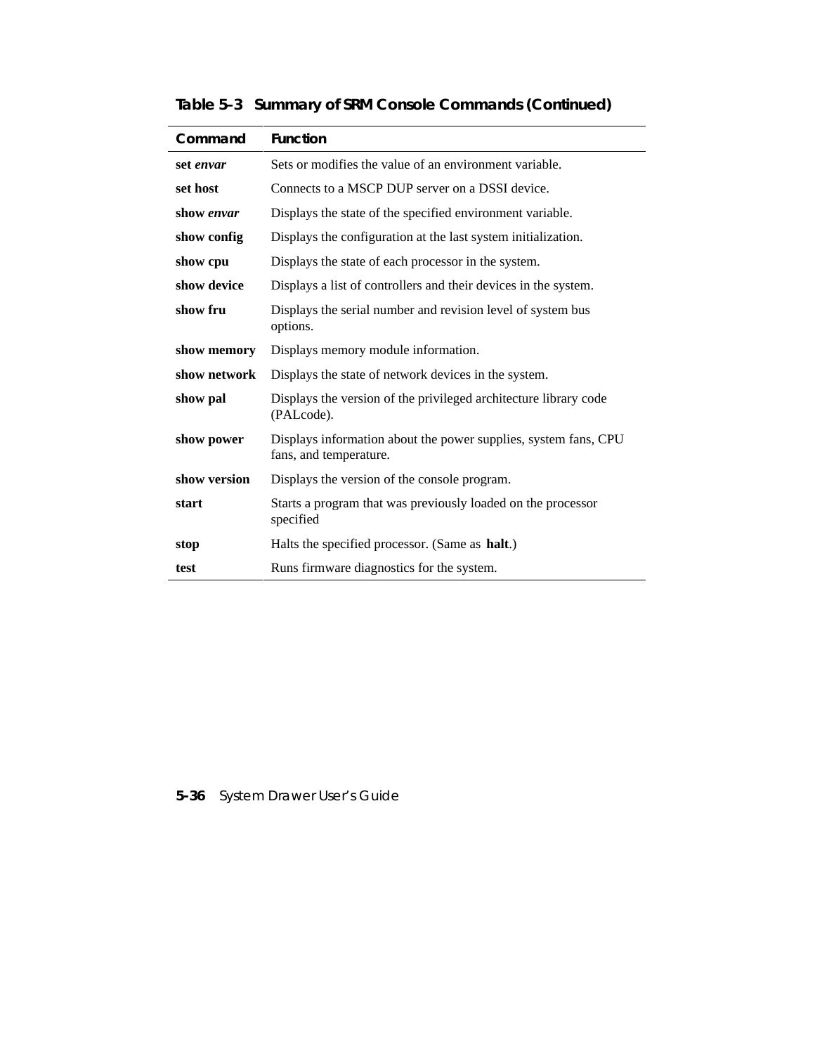**Table 5–3 Summary of SRM Console Commands (Continued)**

| Command | Function |
|---|---|
| **set** ***envar*** | Sets or modifies the value of an environment variable. |
| **set host** | Connects to a MSCP DUP server on a DSSI device. |
| **show** ***envar*** | Displays the state of the specified environment variable. |
| **show config** | Displays the configuration at the last system initialization. |
| **show cpu** | Displays the state of each processor in the system. |
| **show device** | Displays a list of controllers and their devices in the system. |
| **show fru** | Displays the serial number and revision level of system bus options. |
| **show memory** | Displays memory module information. |
| **show network** | Displays the state of network devices in the system. |
| **show pal** | Displays the version of the privileged architecture library code (PALcode). |
| **show power** | Displays information about the power supplies, system fans, CPU fans, and temperature. |
| **show version** | Displays the version of the console program. |
| **start** | Starts a program that was previously loaded on the processor specified |
| **stop** | Halts the specified processor. (Same as **halt**.) |
| **test** | Runs firmware diagnostics for the system. |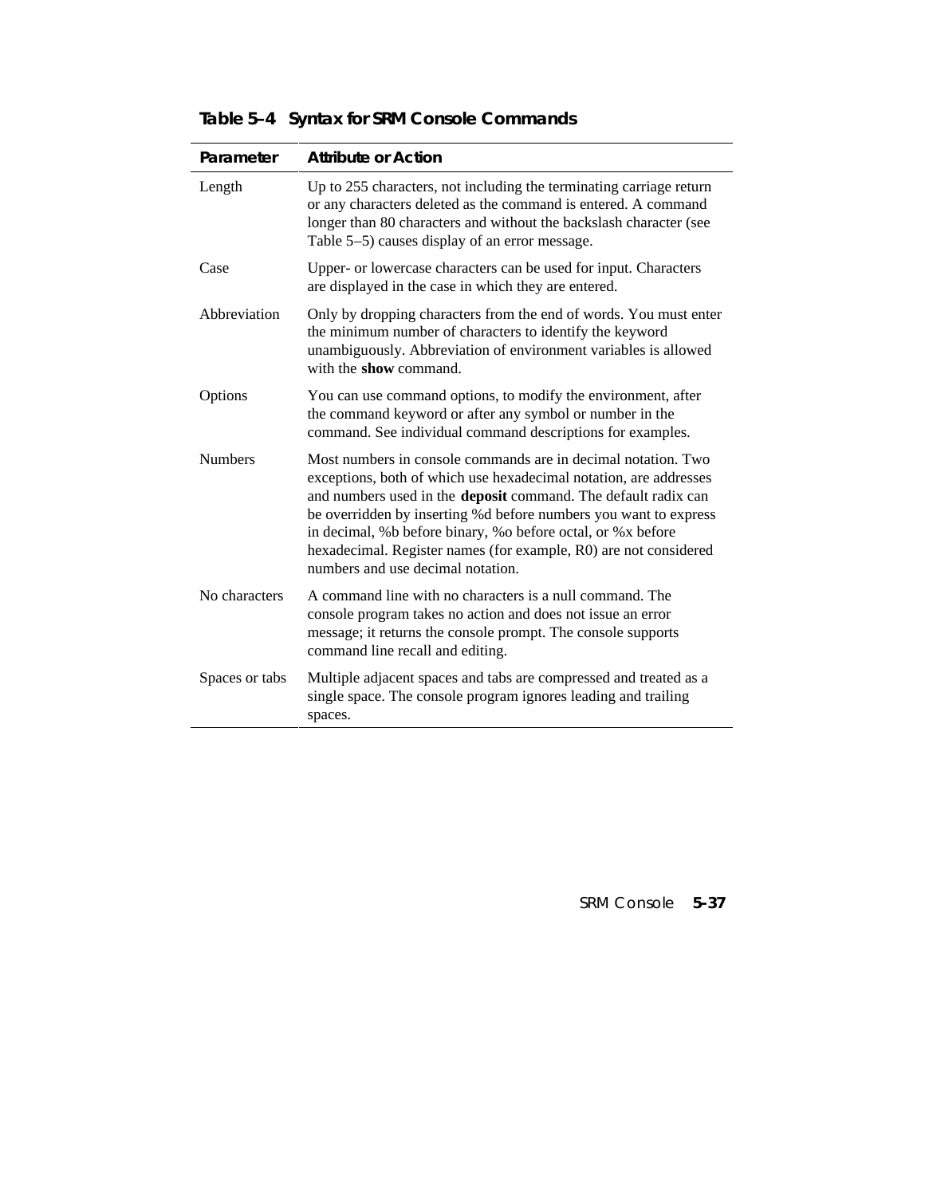**Table 5–4 Syntax for SRM Console Commands**

| Parameter | Attribute or Action |
|---|---|
| Length | Up to 255 characters, not including the terminating carriage return or any characters deleted as the command is entered. A command longer than 80 characters and without the backslash character (see Table 5–5) causes display of an error message. |
| Case | Upper- or lowercase characters can be used for input. Characters are displayed in the case in which they are entered. |
| Abbreviation | Only by dropping characters from the end of words. You must enter the minimum number of characters to identify the keyword unambiguously. Abbreviation of environment variables is allowed with the **show** command. |
| Options | You can use command options, to modify the environment, after the command keyword or after any symbol or number in the command. See individual command descriptions for examples. |
| Numbers | Most numbers in console commands are in decimal notation. Two exceptions, both of which use hexadecimal notation, are addresses and numbers used in the **deposit** command. The default radix can be overridden by inserting %d before numbers you want to express in decimal, %b before binary, %o before octal, or %x before hexadecimal. Register names (for example, R0) are not considered numbers and use decimal notation. |
| No characters | A command line with no characters is a null command. The console program takes no action and does not issue an error message; it returns the console prompt. The console supports command line recall and editing. |
| Spaces or tabs | Multiple adjacent spaces and tabs are compressed and treated as a single space. The console program ignores leading and trailing spaces. |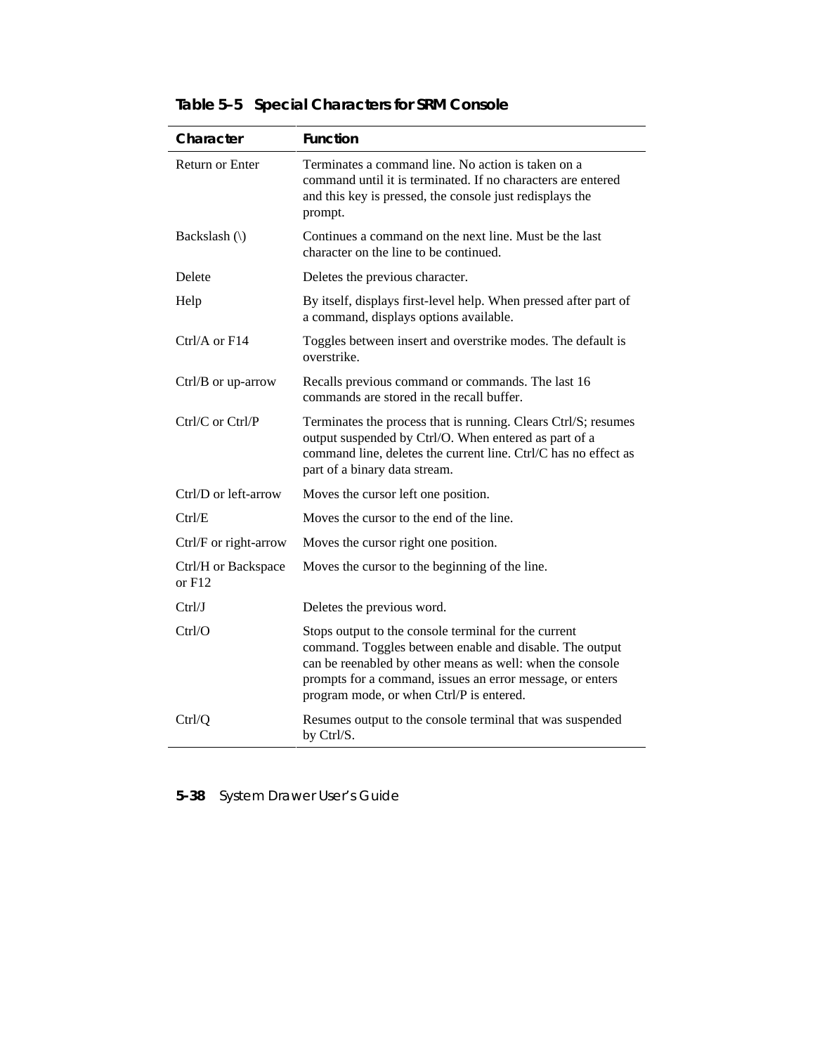**Table 5–5 Special Characters for SRM Console**

| Character | Function |
| --- | --- |
| Return or Enter | Terminates a command line. No action is taken on a command until it is terminated. If no characters are entered and this key is pressed, the console just redisplays the prompt. |
| Backslash (\) | Continues a command on the next line. Must be the last character on the line to be continued. |
| Delete | Deletes the previous character. |
| Help | By itself, displays first-level help. When pressed after part of a command, displays options available. |
| Ctrl/A or F14 | Toggles between insert and overstrike modes. The default is overstrike. |
| Ctrl/B or up-arrow | Recalls previous command or commands. The last 16 commands are stored in the recall buffer. |
| Ctrl/C or Ctrl/P | Terminates the process that is running. Clears Ctrl/S; resumes output suspended by Ctrl/O. When entered as part of a command line, deletes the current line. Ctrl/C has no effect as part of a binary data stream. |
| Ctrl/D or left-arrow | Moves the cursor left one position. |
| Ctrl/E | Moves the cursor to the end of the line. |
| Ctrl/F or right-arrow | Moves the cursor right one position. |
| Ctrl/H or Backspace or F12 | Moves the cursor to the beginning of the line. |
| Ctrl/J | Deletes the previous word. |
| Ctrl/O | Stops output to the console terminal for the current command. Toggles between enable and disable. The output can be reenabled by other means as well: when the console prompts for a command, issues an error message, or enters program mode, or when Ctrl/P is entered. |
| Ctrl/Q | Resumes output to the console terminal that was suspended by Ctrl/S. |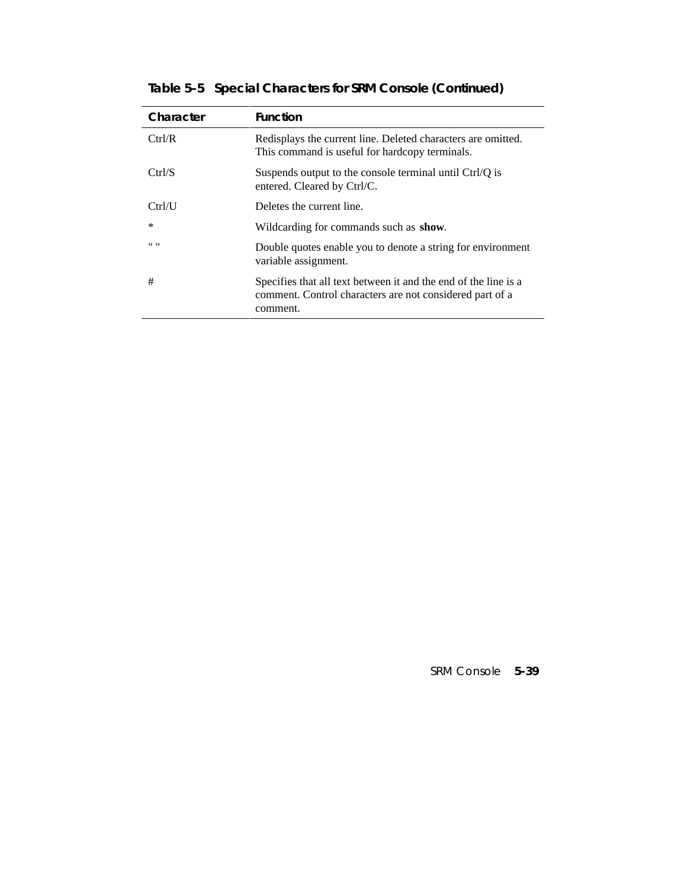**Table 5–5 Special Characters for SRM Console (Continued)**

| Character | Function |
| --- | --- |
| Ctrl/R | Redisplays the current line. Deleted characters are omitted. This command is useful for hardcopy terminals. |
| Ctrl/S | Suspends output to the console terminal until Ctrl/Q is entered. Cleared by Ctrl/C. |
| Ctrl/U | Deletes the current line. |
| * | Wildcarding for commands such as **show**. |
| " " | Double quotes enable you to denote a string for environment variable assignment. |
| # | Specifies that all text between it and the end of the line is a comment. Control characters are not considered part of a comment. |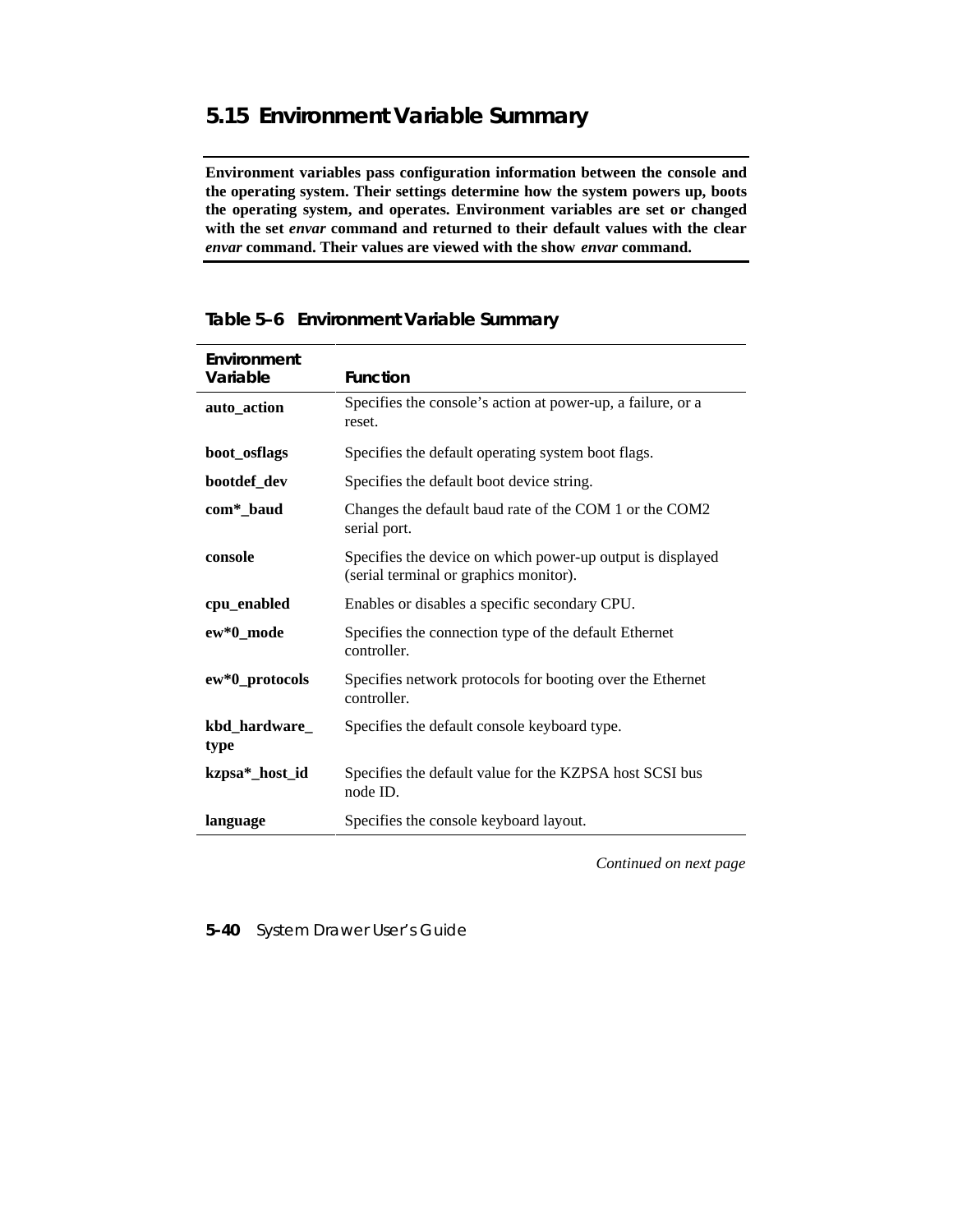## 5.15 Environment Variable Summary

**Environment variables pass configuration information between the console and the operating system. Their settings determine how the system powers up, boots the operating system, and operates. Environment variables are set or changed with the set *envar* command and returned to their default values with the clear *envar* command. Their values are viewed with the show *envar* command.**

**Table 5–6 Environment Variable Summary**

| Environment Variable | Function |
|---|---|
| **auto_action** | Specifies the console's action at power-up, a failure, or a reset. |
| **boot_osflags** | Specifies the default operating system boot flags. |
| **bootdef_dev** | Specifies the default boot device string. |
| **com*_baud** | Changes the default baud rate of the COM 1 or the COM2 serial port. |
| **console** | Specifies the device on which power-up output is displayed (serial terminal or graphics monitor). |
| **cpu_enabled** | Enables or disables a specific secondary CPU. |
| **ew*0_mode** | Specifies the connection type of the default Ethernet controller. |
| **ew*0_protocols** | Specifies network protocols for booting over the Ethernet controller. |
| **kbd_hardware_type** | Specifies the default console keyboard type. |
| **kzpsa*_host_id** | Specifies the default value for the KZPSA host SCSI bus node ID. |
| **language** | Specifies the console keyboard layout. |

*Continued on next page*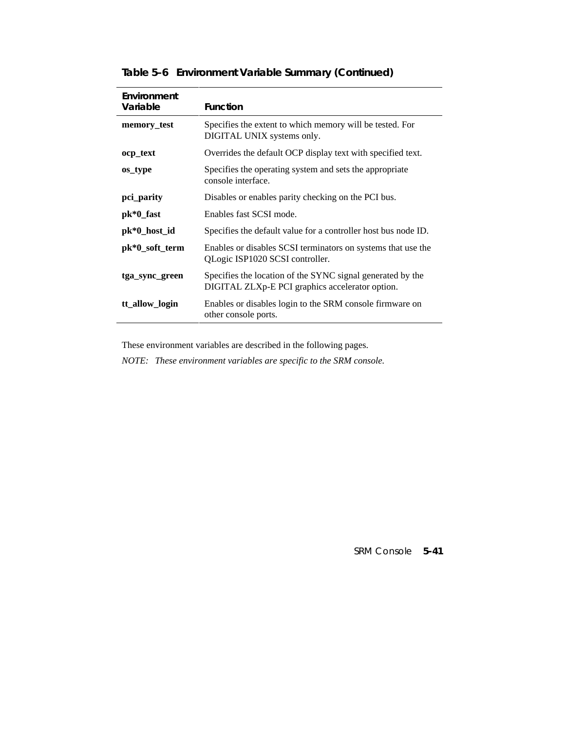**Table 5–6 Environment Variable Summary (Continued)**

| Environment Variable | Function |
|---|---|
| **memory_test** | Specifies the extent to which memory will be tested. For DIGITAL UNIX systems only. |
| **ocp_text** | Overrides the default OCP display text with specified text. |
| **os_type** | Specifies the operating system and sets the appropriate console interface. |
| **pci_parity** | Disables or enables parity checking on the PCI bus. |
| **pk*0_fast** | Enables fast SCSI mode. |
| **pk*0_host_id** | Specifies the default value for a controller host bus node ID. |
| **pk*0_soft_term** | Enables or disables SCSI terminators on systems that use the QLogic ISP1020 SCSI controller. |
| **tga_sync_green** | Specifies the location of the SYNC signal generated by the DIGITAL ZLXp-E PCI graphics accelerator option. |
| **tt_allow_login** | Enables or disables login to the SRM console firmware on other console ports. |

These environment variables are described in the following pages.

*NOTE: These environment variables are specific to the SRM console.*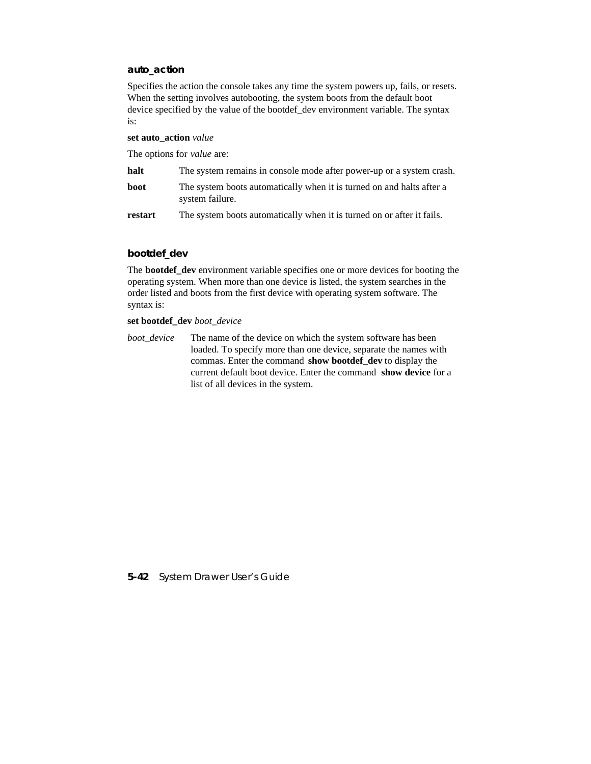### auto_action

Specifies the action the console takes any time the system powers up, fails, or resets. When the setting involves autobooting, the system boots from the default boot device specified by the value of the bootdef_dev environment variable. The syntax is:

**set auto_action** *value*

The options for *value* are:

| | |
|---|---|
| **halt** | The system remains in console mode after power-up or a system crash. |
| **boot** | The system boots automatically when it is turned on and halts after a system failure. |
| **restart** | The system boots automatically when it is turned on or after it fails. |

### bootdef_dev

The **bootdef_dev** environment variable specifies one or more devices for booting the operating system. When more than one device is listed, the system searches in the order listed and boots from the first device with operating system software. The syntax is:

**set bootdef_dev** *boot_device*

| | |
|---|---|
| *boot_device* | The name of the device on which the system software has been loaded. To specify more than one device, separate the names with commas. Enter the command **show bootdef_dev** to display the current default boot device. Enter the command **show device** for a list of all devices in the system. |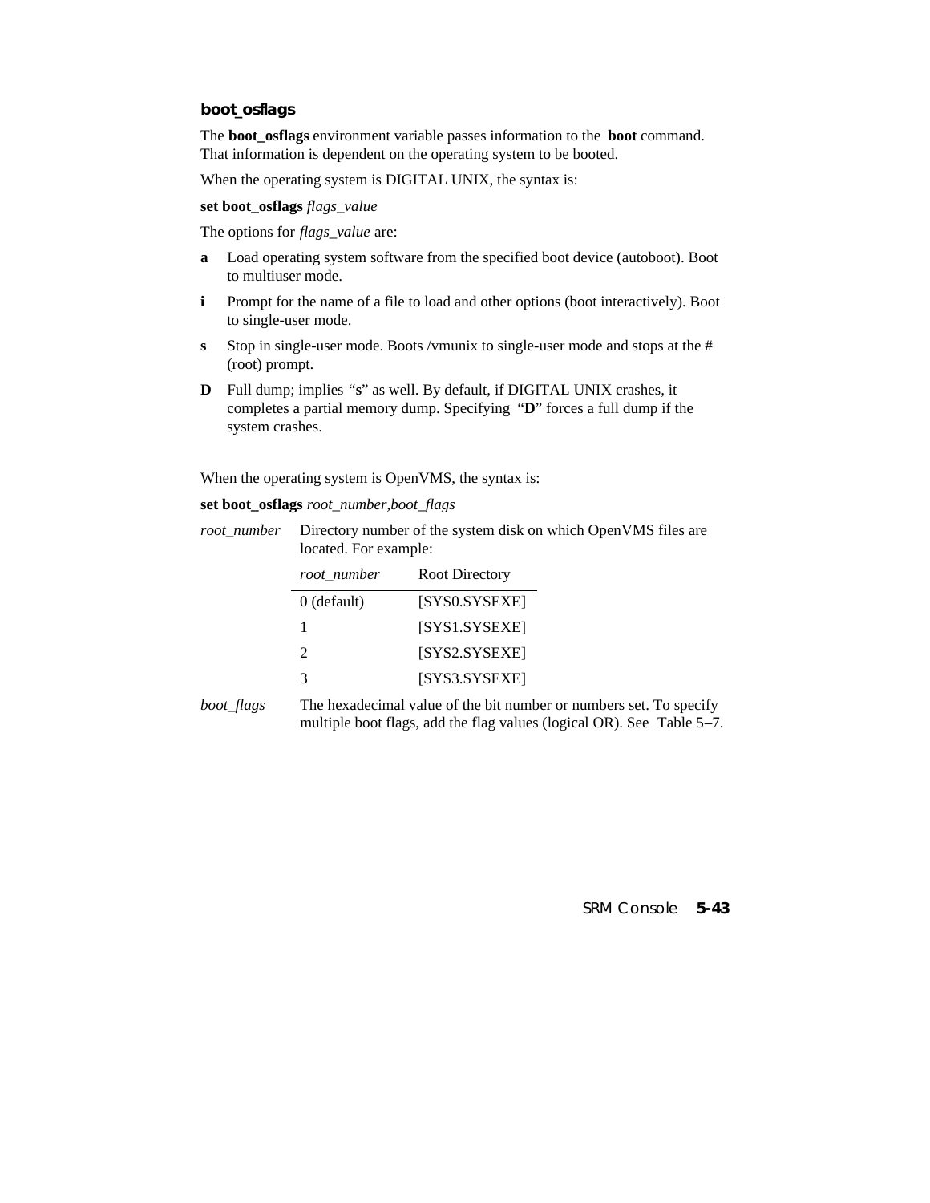### boot_osflags

The **boot_osflags** environment variable passes information to the **boot** command. That information is dependent on the operating system to be booted.

When the operating system is DIGITAL UNIX, the syntax is:

**set boot_osflags** *flags_value*

The options for *flags_value* are:

**a** Load operating system software from the specified boot device (autoboot). Boot to multiuser mode.

**i** Prompt for the name of a file to load and other options (boot interactively). Boot to single-user mode.

**s** Stop in single-user mode. Boots /vmunix to single-user mode and stops at the # (root) prompt.

**D** Full dump; implies "**s**" as well. By default, if DIGITAL UNIX crashes, it completes a partial memory dump. Specifying "**D**" forces a full dump if the system crashes.

When the operating system is OpenVMS, the syntax is:

**set boot_osflags** *root_number,boot_flags*

*root_number* Directory number of the system disk on which OpenVMS files are located. For example:

| *root_number* | Root Directory |
|---|---|
| 0 (default) | [SYS0.SYSEXE] |
| 1 | [SYS1.SYSEXE] |
| 2 | [SYS2.SYSEXE] |
| 3 | [SYS3.SYSEXE] |

*boot_flags* The hexadecimal value of the bit number or numbers set. To specify multiple boot flags, add the flag values (logical OR). See Table 5–7.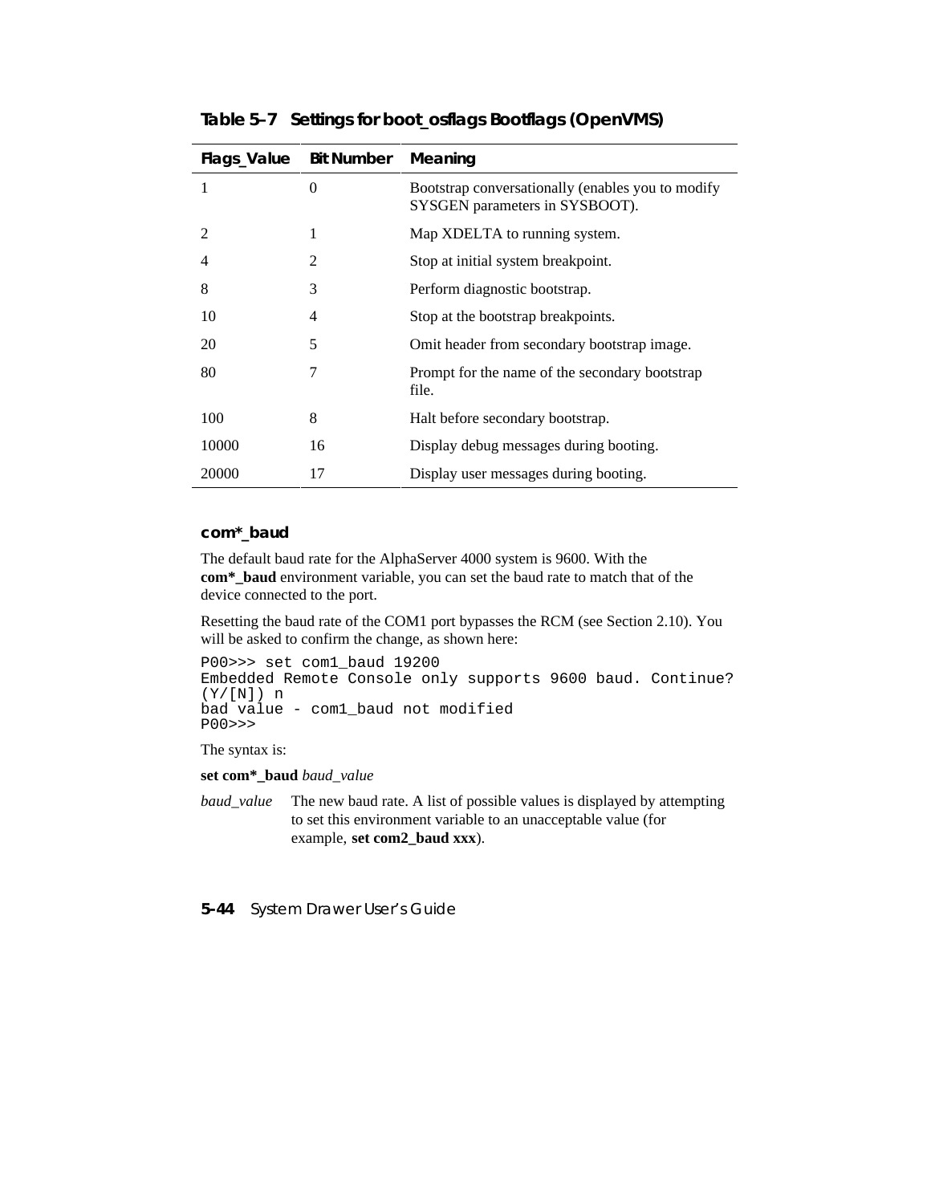**Table 5–7 Settings for boot_osflags Bootflags (OpenVMS)**

| Flags_Value | Bit Number | Meaning |
|---|---|---|
| 1 | 0 | Bootstrap conversationally (enables you to modify SYSGEN parameters in SYSBOOT). |
| 2 | 1 | Map XDELTA to running system. |
| 4 | 2 | Stop at initial system breakpoint. |
| 8 | 3 | Perform diagnostic bootstrap. |
| 10 | 4 | Stop at the bootstrap breakpoints. |
| 20 | 5 | Omit header from secondary bootstrap image. |
| 80 | 7 | Prompt for the name of the secondary bootstrap file. |
| 100 | 8 | Halt before secondary bootstrap. |
| 10000 | 16 | Display debug messages during booting. |
| 20000 | 17 | Display user messages during booting. |

### com*_baud

The default baud rate for the AlphaServer 4000 system is 9600. With the **com*_baud** environment variable, you can set the baud rate to match that of the device connected to the port.

Resetting the baud rate of the COM1 port bypasses the RCM (see Section 2.10). You will be asked to confirm the change, as shown here:

```
P00>>> set com1_baud 19200
Embedded Remote Console only supports 9600 baud. Continue?
(Y/[N]) n
bad value - com1_baud not modified
P00>>>
```

The syntax is:

**set com*_baud** *baud_value*

*baud_value* The new baud rate. A list of possible values is displayed by attempting to set this environment variable to an unacceptable value (for example, **set com2_baud xxx**).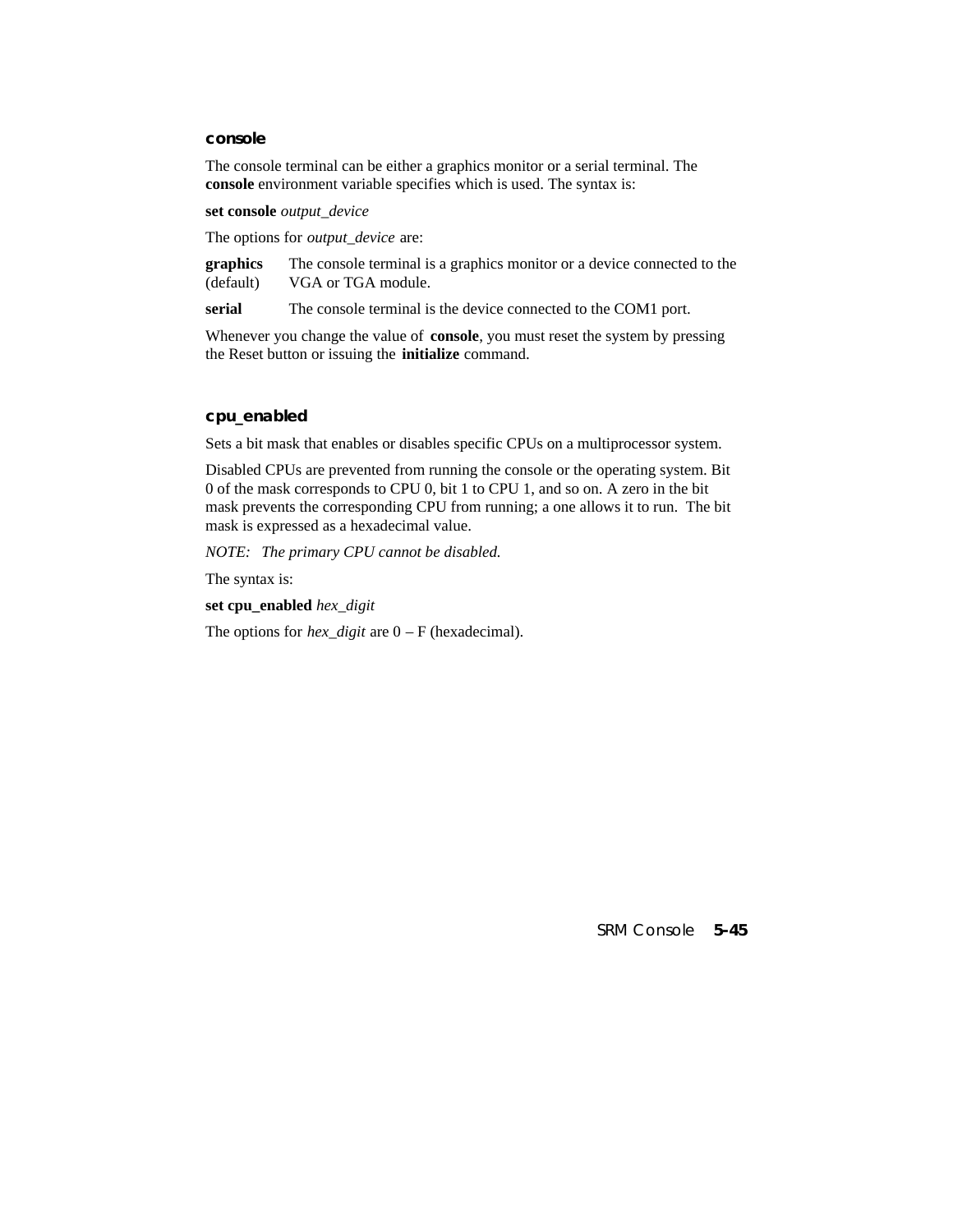### console

The console terminal can be either a graphics monitor or a serial terminal. The **console** environment variable specifies which is used. The syntax is:

**set console** *output_device*

The options for *output_device* are:

| | |
|---|---|
| **graphics** (default) | The console terminal is a graphics monitor or a device connected to the VGA or TGA module. |
| **serial** | The console terminal is the device connected to the COM1 port. |

Whenever you change the value of **console**, you must reset the system by pressing the Reset button or issuing the **initialize** command.

### cpu_enabled

Sets a bit mask that enables or disables specific CPUs on a multiprocessor system.

Disabled CPUs are prevented from running the console or the operating system. Bit 0 of the mask corresponds to CPU 0, bit 1 to CPU 1, and so on. A zero in the bit mask prevents the corresponding CPU from running; a one allows it to run. The bit mask is expressed as a hexadecimal value.

*NOTE: The primary CPU cannot be disabled.*

The syntax is:

**set cpu_enabled** *hex_digit*

The options for *hex_digit* are 0 – F (hexadecimal).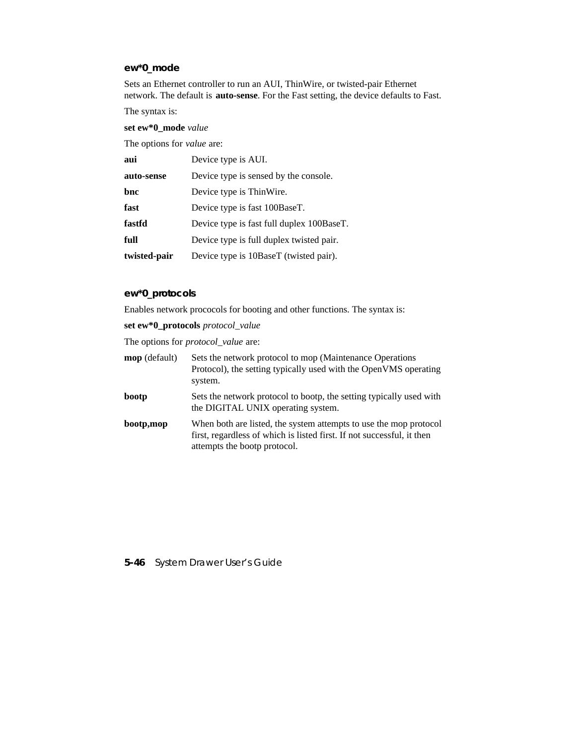### ew*0_mode

Sets an Ethernet controller to run an AUI, ThinWire, or twisted-pair Ethernet network. The default is **auto-sense**. For the Fast setting, the device defaults to Fast.

The syntax is:

**set ew*0_mode** *value*

The options for *value* are:

| | |
|---|---|
| **aui** | Device type is AUI. |
| **auto-sense** | Device type is sensed by the console. |
| **bnc** | Device type is ThinWire. |
| **fast** | Device type is fast 100BaseT. |
| **fastfd** | Device type is fast full duplex 100BaseT. |
| **full** | Device type is full duplex twisted pair. |
| **twisted-pair** | Device type is 10BaseT (twisted pair). |

### ew*0_protocols

Enables network prococols for booting and other functions. The syntax is:

**set ew*0_protocols** *protocol_value*

The options for *protocol_value* are:

| | |
|---|---|
| **mop** (default) | Sets the network protocol to mop (Maintenance Operations Protocol), the setting typically used with the OpenVMS operating system. |
| **bootp** | Sets the network protocol to bootp, the setting typically used with the DIGITAL UNIX operating system. |
| **bootp,mop** | When both are listed, the system attempts to use the mop protocol first, regardless of which is listed first. If not successful, it then attempts the bootp protocol. |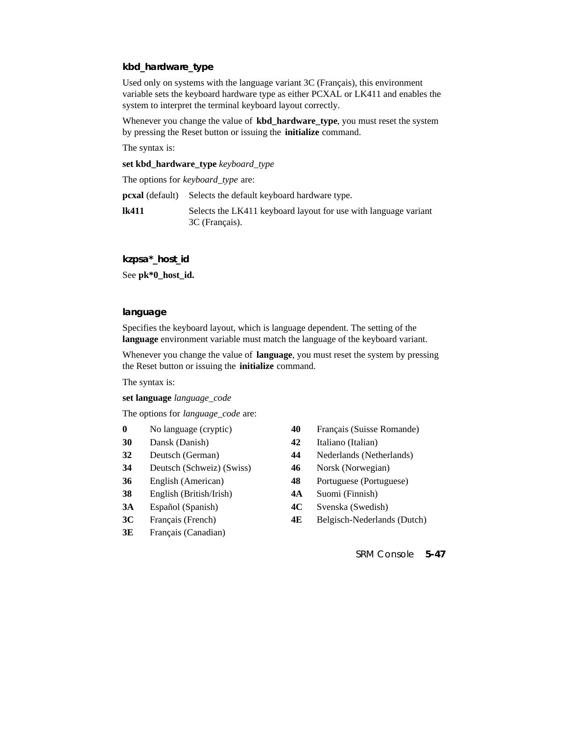### kbd_hardware_type

Used only on systems with the language variant 3C (Français), this environment variable sets the keyboard hardware type as either PCXAL or LK411 and enables the system to interpret the terminal keyboard layout correctly.

Whenever you change the value of **kbd_hardware_type**, you must reset the system by pressing the Reset button or issuing the **initialize** command.

The syntax is:

**set kbd_hardware_type** *keyboard_type*

The options for *keyboard_type* are:

| | |
|---|---|
| **pcxal** (default) | Selects the default keyboard hardware type. |
| **lk411** | Selects the LK411 keyboard layout for use with language variant 3C (Français). |

### kzpsa*_host_id

See **pk*0_host_id.**

### language

Specifies the keyboard layout, which is language dependent. The setting of the **language** environment variable must match the language of the keyboard variant.

Whenever you change the value of **language**, you must reset the system by pressing the Reset button or issuing the **initialize** command.

The syntax is:

**set language** *language_code*

The options for *language_code* are:

| | |
|---|---|
| **0** | No language (cryptic) |
| **30** | Dansk (Danish) |
| **32** | Deutsch (German) |
| **34** | Deutsch (Schweiz) (Swiss) |
| **36** | English (American) |
| **38** | English (British/Irish) |
| **3A** | Español (Spanish) |
| **3C** | Français (French) |
| **3E** | Français (Canadian) |
| **40** | Français (Suisse Romande) |
| **42** | Italiano (Italian) |
| **44** | Nederlands (Netherlands) |
| **46** | Norsk (Norwegian) |
| **48** | Portuguese (Portuguese) |
| **4A** | Suomi (Finnish) |
| **4C** | Svenska (Swedish) |
| **4E** | Belgisch-Nederlands (Dutch) |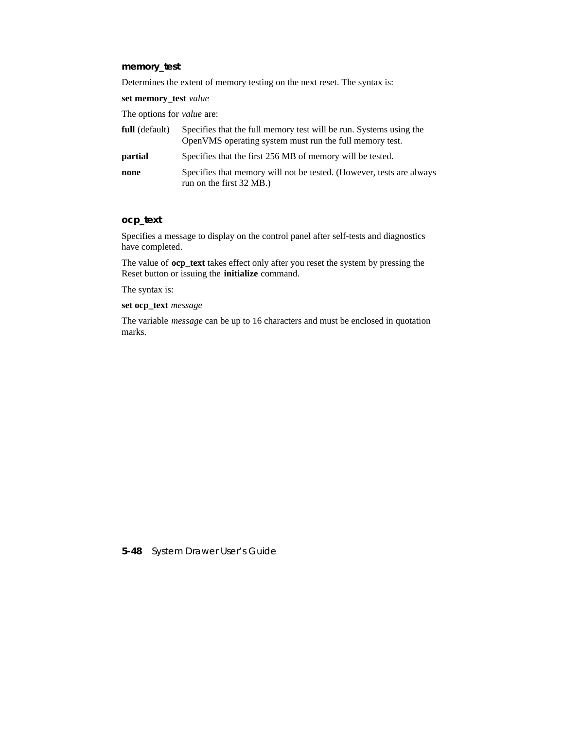### memory_test

Determines the extent of memory testing on the next reset. The syntax is:

**set memory_test** *value*

The options for *value* are:

| | |
|---|---|
| **full** (default) | Specifies that the full memory test will be run. Systems using the OpenVMS operating system must run the full memory test. |
| **partial** | Specifies that the first 256 MB of memory will be tested. |
| **none** | Specifies that memory will not be tested. (However, tests are always run on the first 32 MB.) |

### ocp_text

Specifies a message to display on the control panel after self-tests and diagnostics have completed.

The value of **ocp_text** takes effect only after you reset the system by pressing the Reset button or issuing the **initialize** command.

The syntax is:

**set ocp_text** *message*

The variable *message* can be up to 16 characters and must be enclosed in quotation marks.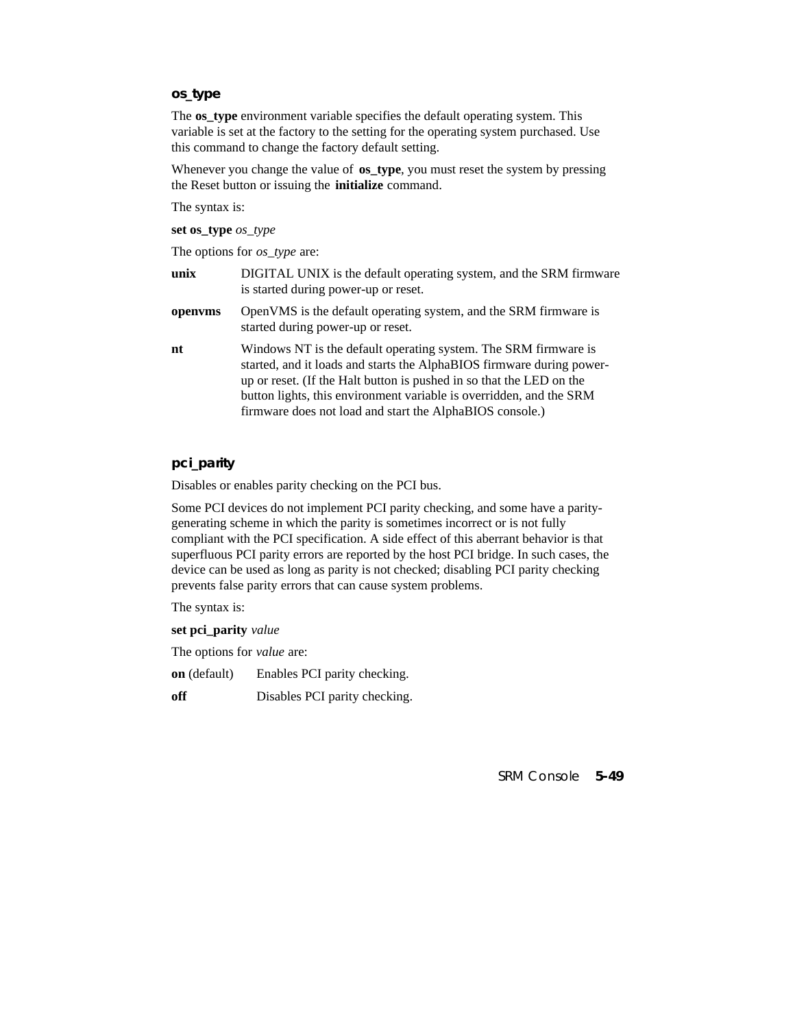### os_type

The **os_type** environment variable specifies the default operating system. This variable is set at the factory to the setting for the operating system purchased. Use this command to change the factory default setting.

Whenever you change the value of **os_type**, you must reset the system by pressing the Reset button or issuing the **initialize** command.

The syntax is:

**set os_type** *os_type*

The options for *os_type* are:

| | |
|---|---|
| **unix** | DIGITAL UNIX is the default operating system, and the SRM firmware is started during power-up or reset. |
| **openvms** | OpenVMS is the default operating system, and the SRM firmware is started during power-up or reset. |
| **nt** | Windows NT is the default operating system. The SRM firmware is started, and it loads and starts the AlphaBIOS firmware during power-up or reset. (If the Halt button is pushed in so that the LED on the button lights, this environment variable is overridden, and the SRM firmware does not load and start the AlphaBIOS console.) |

### pci_parity

Disables or enables parity checking on the PCI bus.

Some PCI devices do not implement PCI parity checking, and some have a parity-generating scheme in which the parity is sometimes incorrect or is not fully compliant with the PCI specification. A side effect of this aberrant behavior is that superfluous PCI parity errors are reported by the host PCI bridge. In such cases, the device can be used as long as parity is not checked; disabling PCI parity checking prevents false parity errors that can cause system problems.

The syntax is:

**set pci_parity** *value*

The options for *value* are:

| | |
|---|---|
| **on** (default) | Enables PCI parity checking. |
| **off** | Disables PCI parity checking. |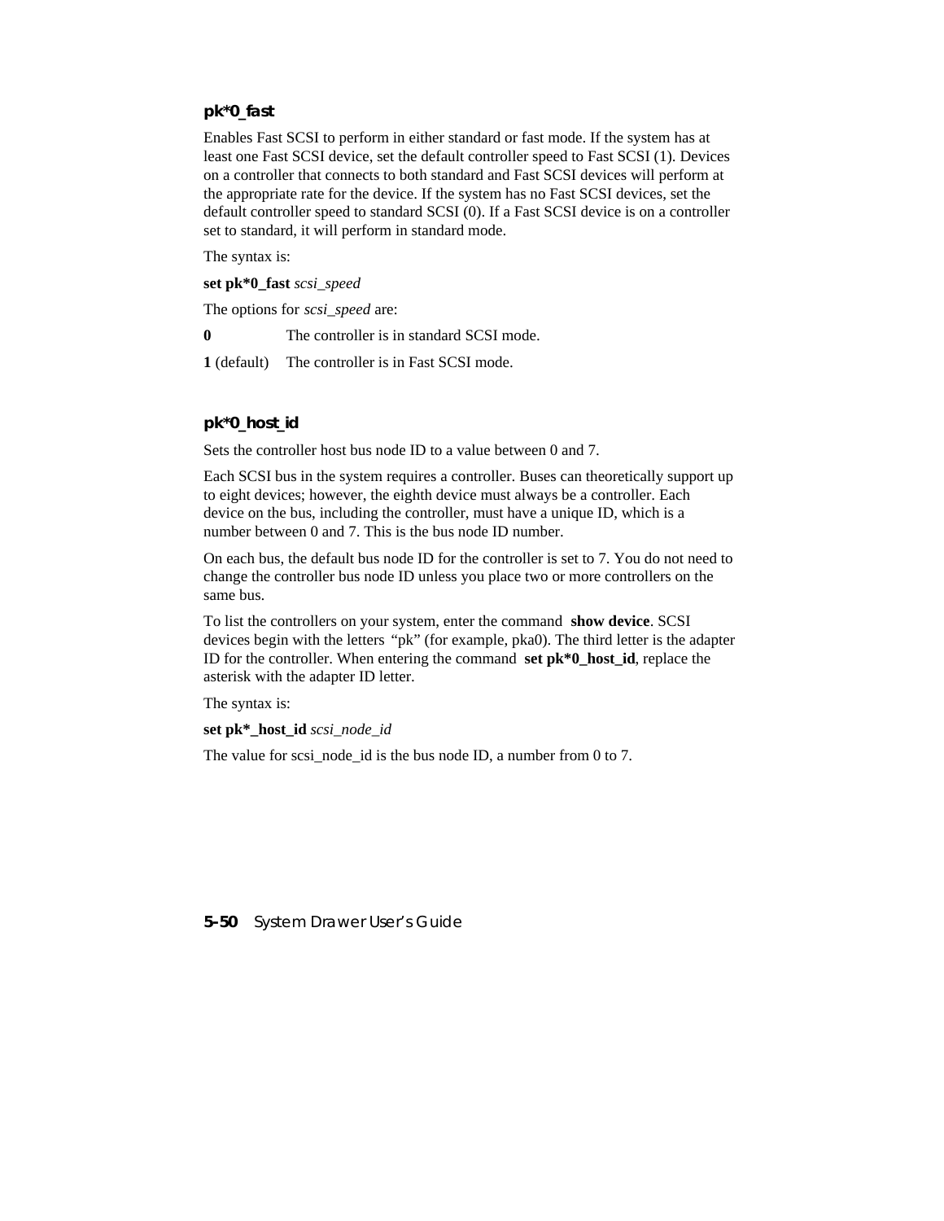### pk*0_fast

Enables Fast SCSI to perform in either standard or fast mode. If the system has at least one Fast SCSI device, set the default controller speed to Fast SCSI (1). Devices on a controller that connects to both standard and Fast SCSI devices will perform at the appropriate rate for the device. If the system has no Fast SCSI devices, set the default controller speed to standard SCSI (0). If a Fast SCSI device is on a controller set to standard, it will perform in standard mode.

The syntax is:

**set pk*0_fast** *scsi_speed*

The options for *scsi_speed* are:

| | |
|---|---|
| **0** | The controller is in standard SCSI mode. |
| **1** (default) | The controller is in Fast SCSI mode. |

### pk*0_host_id

Sets the controller host bus node ID to a value between 0 and 7.

Each SCSI bus in the system requires a controller. Buses can theoretically support up to eight devices; however, the eighth device must always be a controller. Each device on the bus, including the controller, must have a unique ID, which is a number between 0 and 7. This is the bus node ID number.

On each bus, the default bus node ID for the controller is set to 7. You do not need to change the controller bus node ID unless you place two or more controllers on the same bus.

To list the controllers on your system, enter the command **show device**. SCSI devices begin with the letters "pk" (for example, pka0). The third letter is the adapter ID for the controller. When entering the command **set pk*0_host_id**, replace the asterisk with the adapter ID letter.

The syntax is:

**set pk*_host_id** *scsi_node_id*

The value for scsi_node_id is the bus node ID, a number from 0 to 7.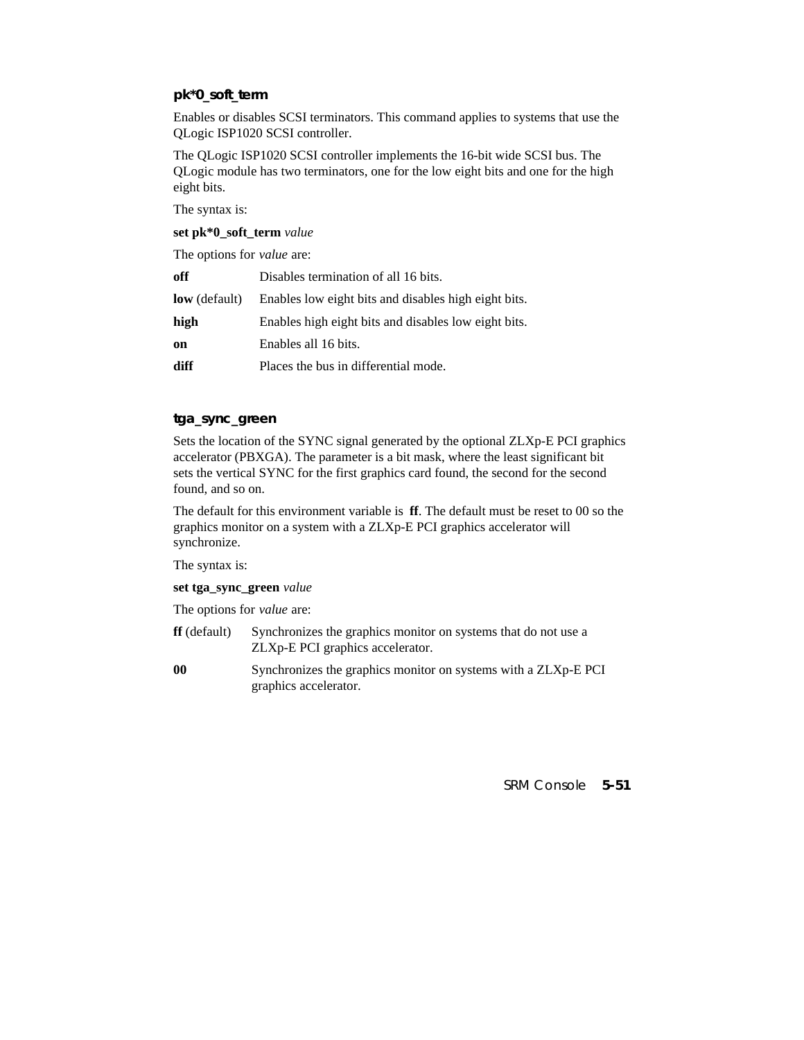### pk*0_soft_term

Enables or disables SCSI terminators. This command applies to systems that use the QLogic ISP1020 SCSI controller.

The QLogic ISP1020 SCSI controller implements the 16-bit wide SCSI bus. The QLogic module has two terminators, one for the low eight bits and one for the high eight bits.

The syntax is:

**set pk*0_soft_term** *value*

The options for *value* are:

| | |
|---|---|
| **off** | Disables termination of all 16 bits. |
| **low** (default) | Enables low eight bits and disables high eight bits. |
| **high** | Enables high eight bits and disables low eight bits. |
| **on** | Enables all 16 bits. |
| **diff** | Places the bus in differential mode. |

### tga_sync_green

Sets the location of the SYNC signal generated by the optional ZLXp-E PCI graphics accelerator (PBXGA). The parameter is a bit mask, where the least significant bit sets the vertical SYNC for the first graphics card found, the second for the second found, and so on.

The default for this environment variable is **ff**. The default must be reset to 00 so the graphics monitor on a system with a ZLXp-E PCI graphics accelerator will synchronize.

The syntax is:

**set tga_sync_green** *value*

The options for *value* are:

| | |
|---|---|
| **ff** (default) | Synchronizes the graphics monitor on systems that do not use a ZLXp-E PCI graphics accelerator. |
| **00** | Synchronizes the graphics monitor on systems with a ZLXp-E PCI graphics accelerator. |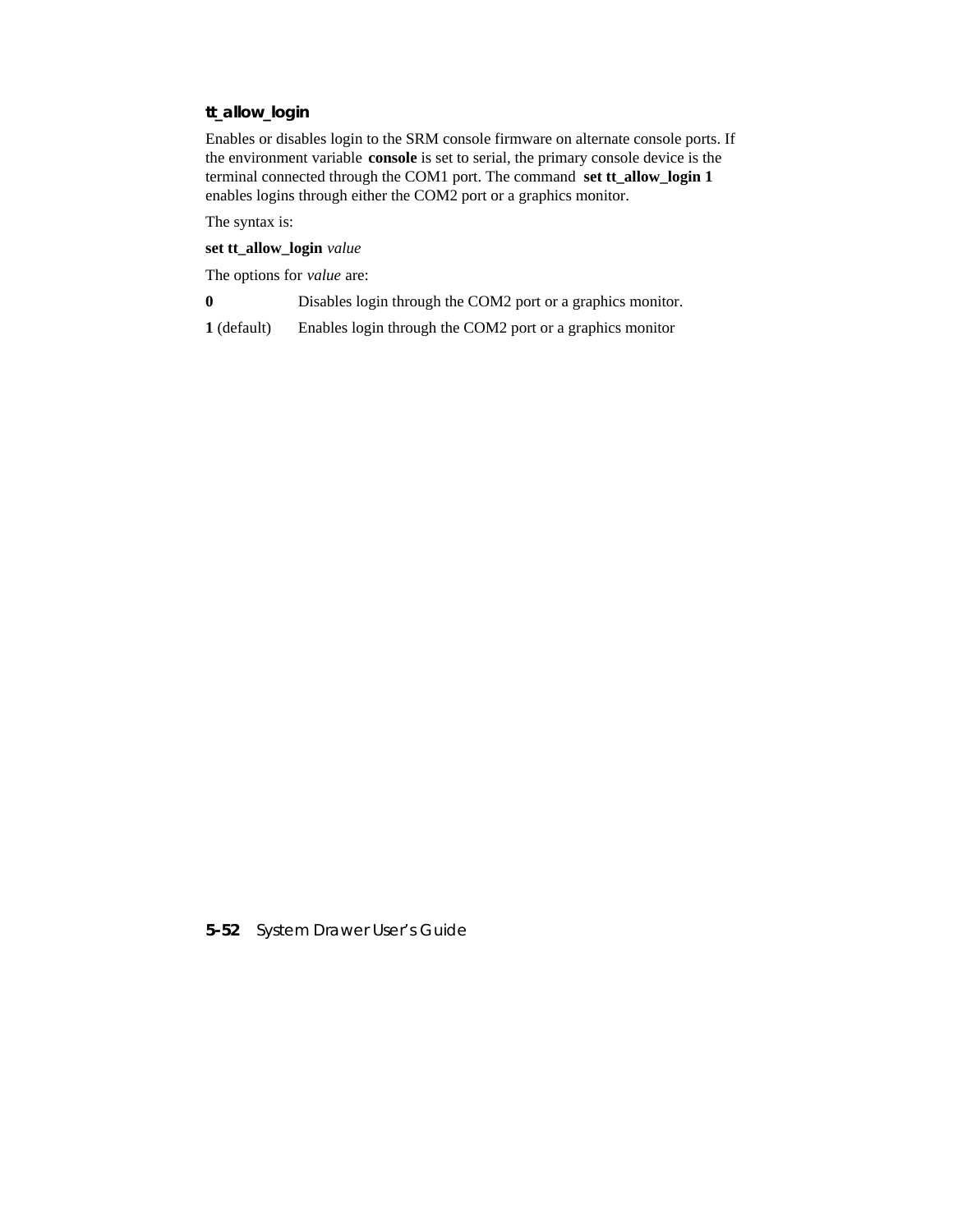### tt_allow_login

Enables or disables login to the SRM console firmware on alternate console ports. If the environment variable **console** is set to serial, the primary console device is the terminal connected through the COM1 port. The command **set tt_allow_login 1** enables logins through either the COM2 port or a graphics monitor.

The syntax is:

**set tt_allow_login** *value*

The options for *value* are:

| | |
|---|---|
| **0** | Disables login through the COM2 port or a graphics monitor. |
| **1** (default) | Enables login through the COM2 port or a graphics monitor |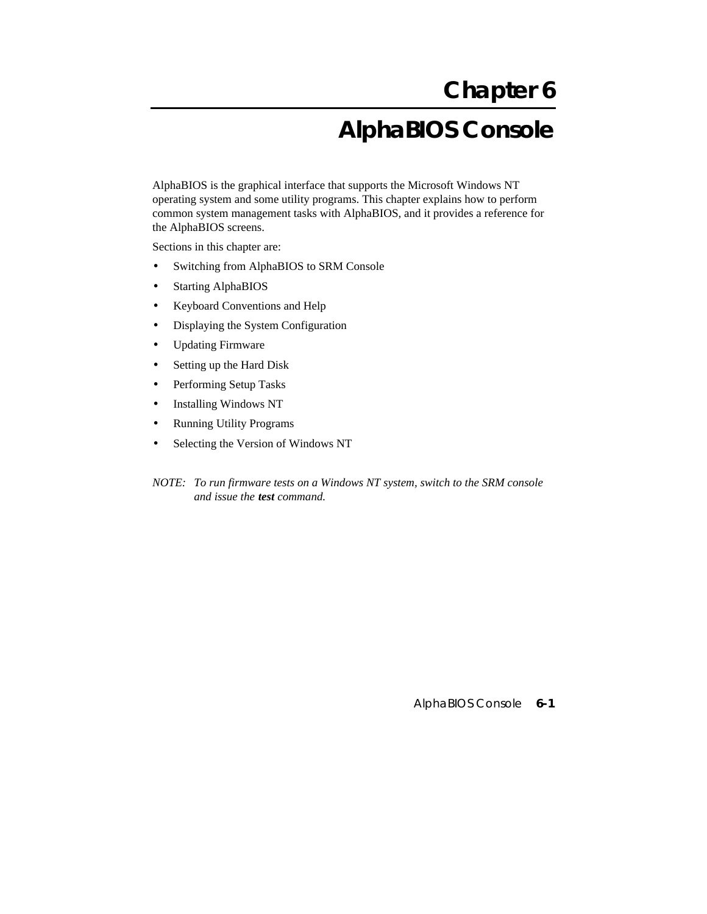# Chapter 6

# AlphaBIOS Console

AlphaBIOS is the graphical interface that supports the Microsoft Windows NT operating system and some utility programs. This chapter explains how to perform common system management tasks with AlphaBIOS, and it provides a reference for the AlphaBIOS screens.

Sections in this chapter are:

- Switching from AlphaBIOS to SRM Console
- Starting AlphaBIOS
- Keyboard Conventions and Help
- Displaying the System Configuration
- Updating Firmware
- Setting up the Hard Disk
- Performing Setup Tasks
- Installing Windows NT
- Running Utility Programs
- Selecting the Version of Windows NT

*NOTE: To run firmware tests on a Windows NT system, switch to the SRM console and issue the* ***test*** *command.*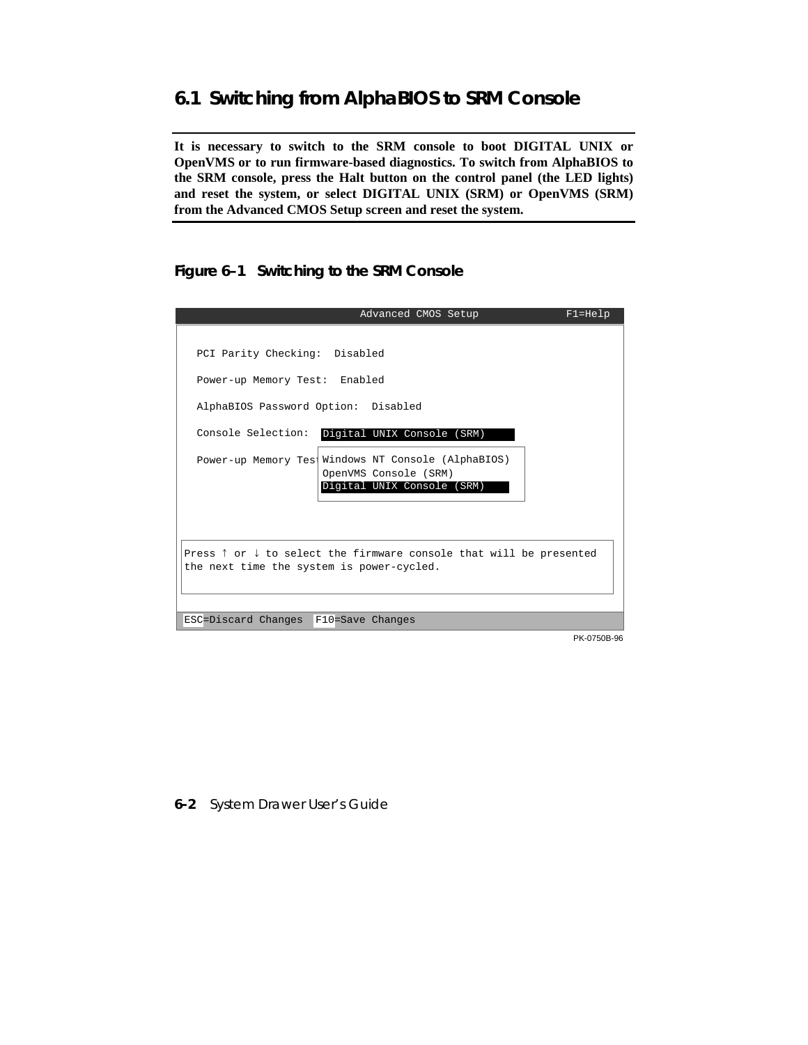## 6.1 Switching from AlphaBIOS to SRM Console

**It is necessary to switch to the SRM console to boot DIGITAL UNIX or OpenVMS or to run firmware-based diagnostics. To switch from AlphaBIOS to the SRM console, press the Halt button on the control panel (the LED lights) and reset the system, or select DIGITAL UNIX (SRM) or OpenVMS (SRM) from the Advanced CMOS Setup screen and reset the system.**

**Figure 6–1 Switching to the SRM Console**

```
                         Advanced CMOS Setup                 F1=Help

  PCI Parity Checking:  Disabled

  Power-up Memory Test:  Enabled

  AlphaBIOS Password Option:  Disabled

  Console Selection:  Digital UNIX Console (SRM)

  Power-up Memory Tes Windows NT Console (AlphaBIOS)
                      OpenVMS Console (SRM)
                      Digital UNIX Console (SRM)


Press ↑ or ↓ to select the firmware console that will be presented
the next time the system is power-cycled.

ESC=Discard Changes  F10=Save Changes
```

PK-0750B-96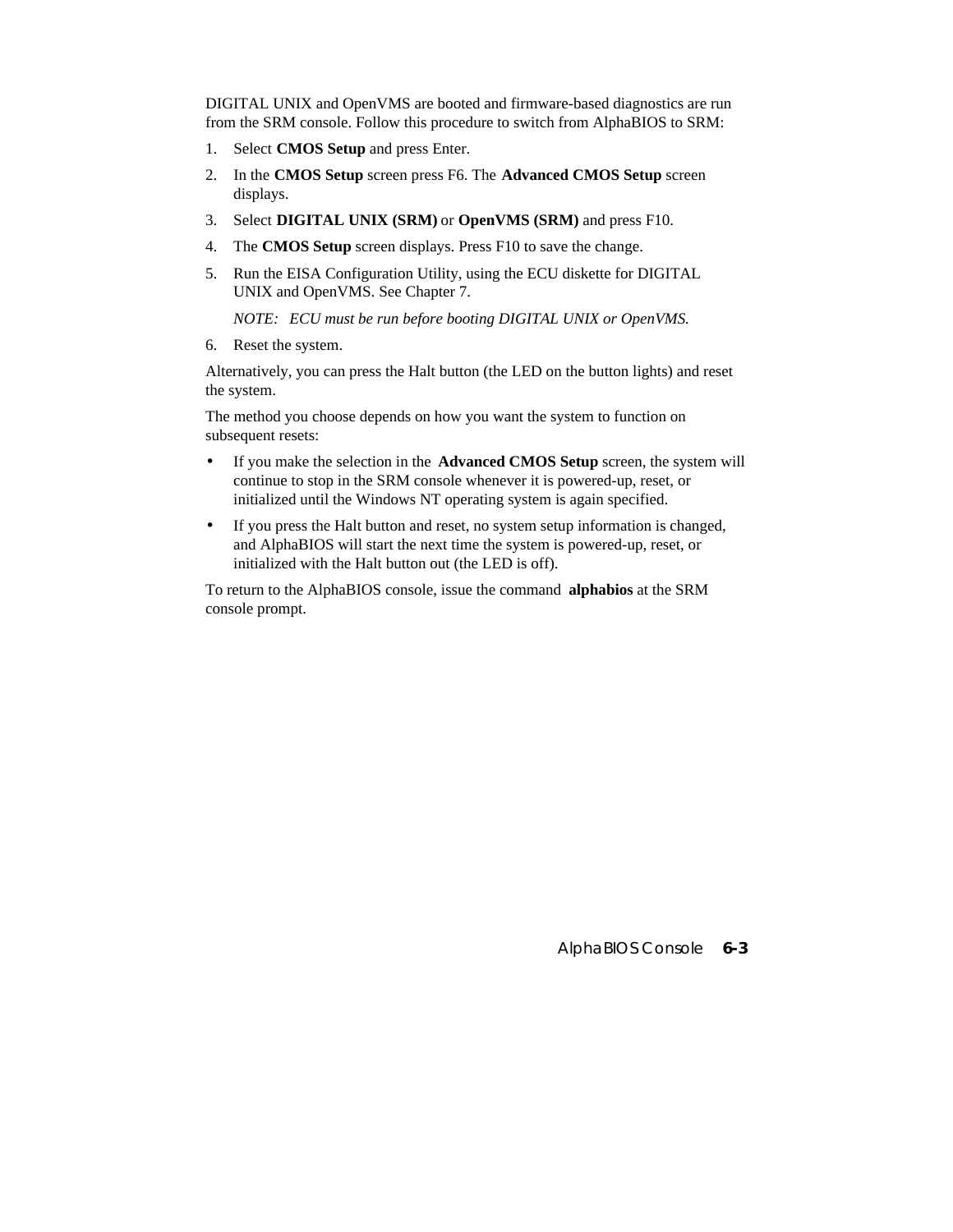DIGITAL UNIX and OpenVMS are booted and firmware-based diagnostics are run from the SRM console. Follow this procedure to switch from AlphaBIOS to SRM:

1. Select **CMOS Setup** and press Enter.
2. In the **CMOS Setup** screen press F6. The **Advanced CMOS Setup** screen displays.
3. Select **DIGITAL UNIX (SRM)** or **OpenVMS (SRM)** and press F10.
4. The **CMOS Setup** screen displays. Press F10 to save the change.
5. Run the EISA Configuration Utility, using the ECU diskette for DIGITAL UNIX and OpenVMS. See Chapter 7.

   *NOTE: ECU must be run before booting DIGITAL UNIX or OpenVMS.*

6. Reset the system.

Alternatively, you can press the Halt button (the LED on the button lights) and reset the system.

The method you choose depends on how you want the system to function on subsequent resets:

- If you make the selection in the **Advanced CMOS Setup** screen, the system will continue to stop in the SRM console whenever it is powered-up, reset, or initialized until the Windows NT operating system is again specified.
- If you press the Halt button and reset, no system setup information is changed, and AlphaBIOS will start the next time the system is powered-up, reset, or initialized with the Halt button out (the LED is off).

To return to the AlphaBIOS console, issue the command **alphabios** at the SRM console prompt.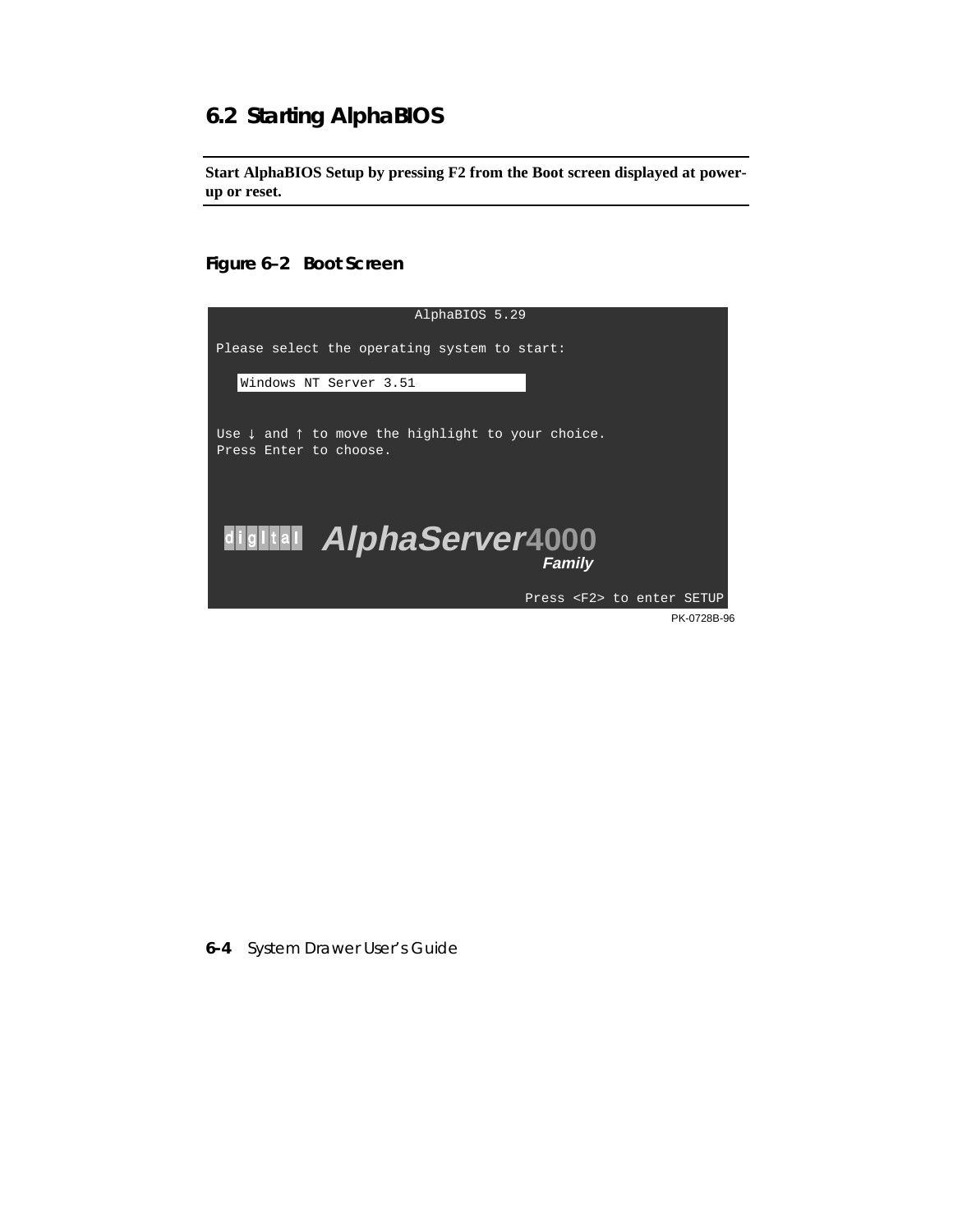## 6.2 Starting AlphaBIOS

**Start AlphaBIOS Setup by pressing F2 from the Boot screen displayed at power-up or reset.**

### Figure 6–2 Boot Screen

```
                        AlphaBIOS 5.29

Please select the operating system to start:

   Windows NT Server 3.51


Use ↓ and ↑ to move the highlight to your choice.
Press Enter to choose.



 digital  AlphaServer4000
                        Family

                                Press <F2> to enter SETUP
```

PK-0728B-96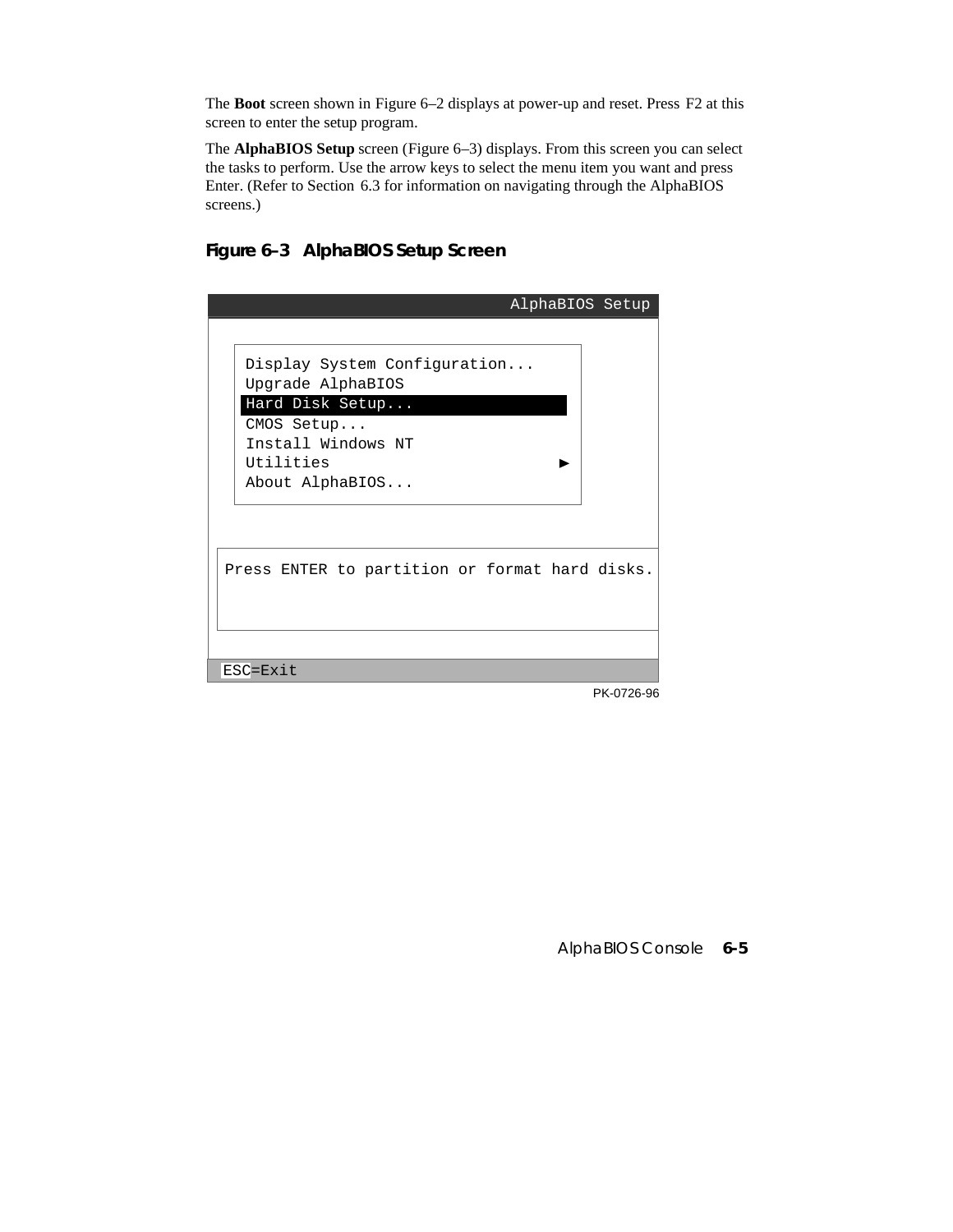The **Boot** screen shown in Figure 6–2 displays at power-up and reset. Press F2 at this screen to enter the setup program.

The **AlphaBIOS Setup** screen (Figure 6–3) displays. From this screen you can select the tasks to perform. Use the arrow keys to select the menu item you want and press Enter. (Refer to Section 6.3 for information on navigating through the AlphaBIOS screens.)

#### Figure 6–3 AlphaBIOS Setup Screen

```
                                        AlphaBIOS Setup

    Display System Configuration...
    Upgrade AlphaBIOS
    Hard Disk Setup...
    CMOS Setup...
    Install Windows NT
    Utilities                          ►
    About AlphaBIOS...

  Press ENTER to partition or format hard disks.

 ESC=Exit
```

PK-0726-96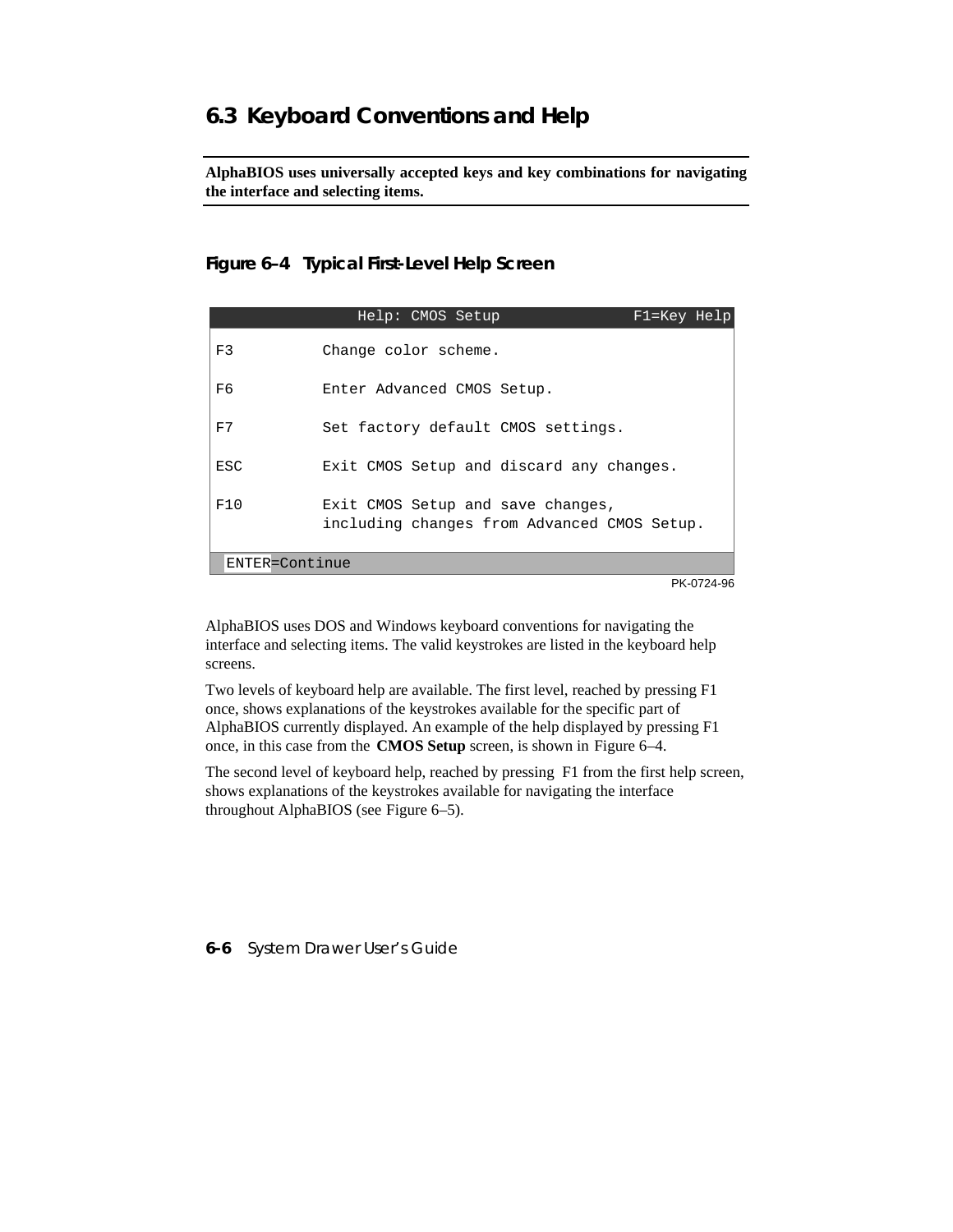## 6.3 Keyboard Conventions and Help

**AlphaBIOS uses universally accepted keys and key combinations for navigating the interface and selecting items.**

**Figure 6–4 Typical First-Level Help Screen**

```
              Help: CMOS Setup              F1=Key Help

F3          Change color scheme.

F6          Enter Advanced CMOS Setup.

F7          Set factory default CMOS settings.

ESC         Exit CMOS Setup and discard any changes.

F10         Exit CMOS Setup and save changes,
            including changes from Advanced CMOS Setup.

 ENTER=Continue
```

PK-0724-96

AlphaBIOS uses DOS and Windows keyboard conventions for navigating the interface and selecting items. The valid keystrokes are listed in the keyboard help screens.

Two levels of keyboard help are available. The first level, reached by pressing F1 once, shows explanations of the keystrokes available for the specific part of AlphaBIOS currently displayed. An example of the help displayed by pressing F1 once, in this case from the **CMOS Setup** screen, is shown in Figure 6–4.

The second level of keyboard help, reached by pressing F1 from the first help screen, shows explanations of the keystrokes available for navigating the interface throughout AlphaBIOS (see Figure 6–5).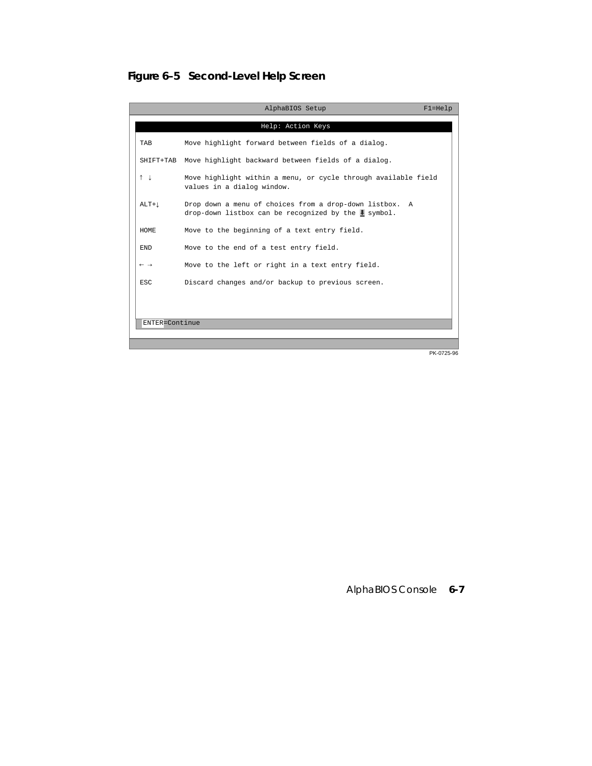**Figure 6–5 Second-Level Help Screen**

```
                              AlphaBIOS Setup                         F1=Help

                            Help: Action Keys

 TAB        Move highlight forward between fields of a dialog.

 SHIFT+TAB  Move highlight backward between fields of a dialog.

 ↑ ↓        Move highlight within a menu, or cycle through available field
            values in a dialog window.

 ALT+↓      Drop down a menu of choices from a drop-down listbox.  A
            drop-down listbox can be recognized by the ↓ symbol.

 HOME       Move to the beginning of a text entry field.

 END        Move to the end of a test entry field.

 ← →        Move to the left or right in a text entry field.

 ESC        Discard changes and/or backup to previous screen.



  ENTER=Continue
```

PK-0725-96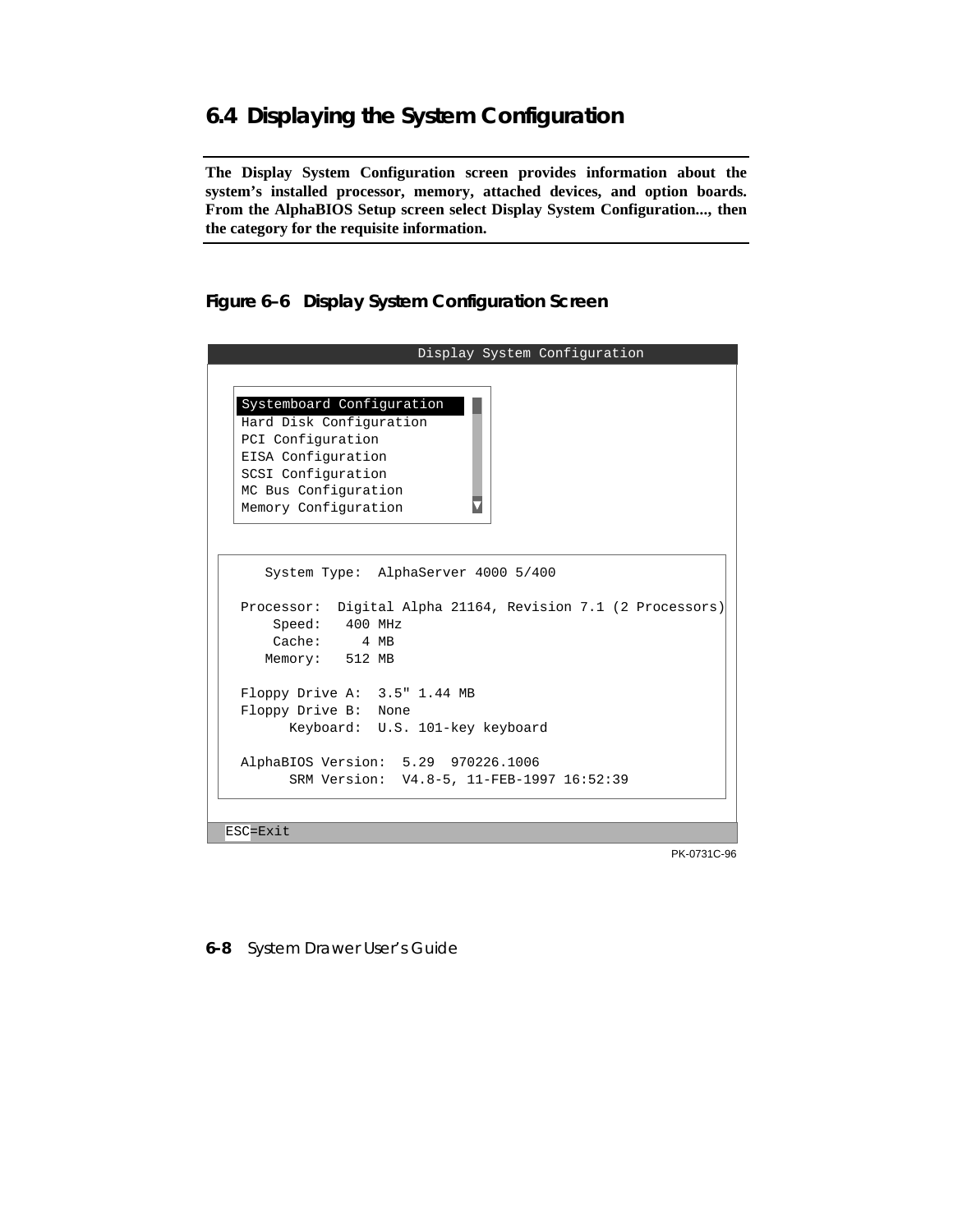## 6.4 Displaying the System Configuration

**The Display System Configuration screen provides information about the system's installed processor, memory, attached devices, and option boards. From the AlphaBIOS Setup screen select Display System Configuration..., then the category for the requisite information.**

**Figure 6–6 Display System Configuration Screen**

```
                         Display System Configuration

   Systemboard Configuration
   Hard Disk Configuration
   PCI Configuration
   EISA Configuration
   SCSI Configuration
   MC Bus Configuration
   Memory Configuration

     System Type:  AlphaServer 4000 5/400

   Processor:  Digital Alpha 21164, Revision 7.1 (2 Processors)
       Speed:   400 MHz
       Cache:     4 MB
      Memory:   512 MB

   Floppy Drive A:  3.5" 1.44 MB
   Floppy Drive B:  None
         Keyboard:  U.S. 101-key keyboard

   AlphaBIOS Version:  5.29  970226.1006
         SRM Version:  V4.8-5, 11-FEB-1997 16:52:39

 ESC=Exit
```

PK-0731C-96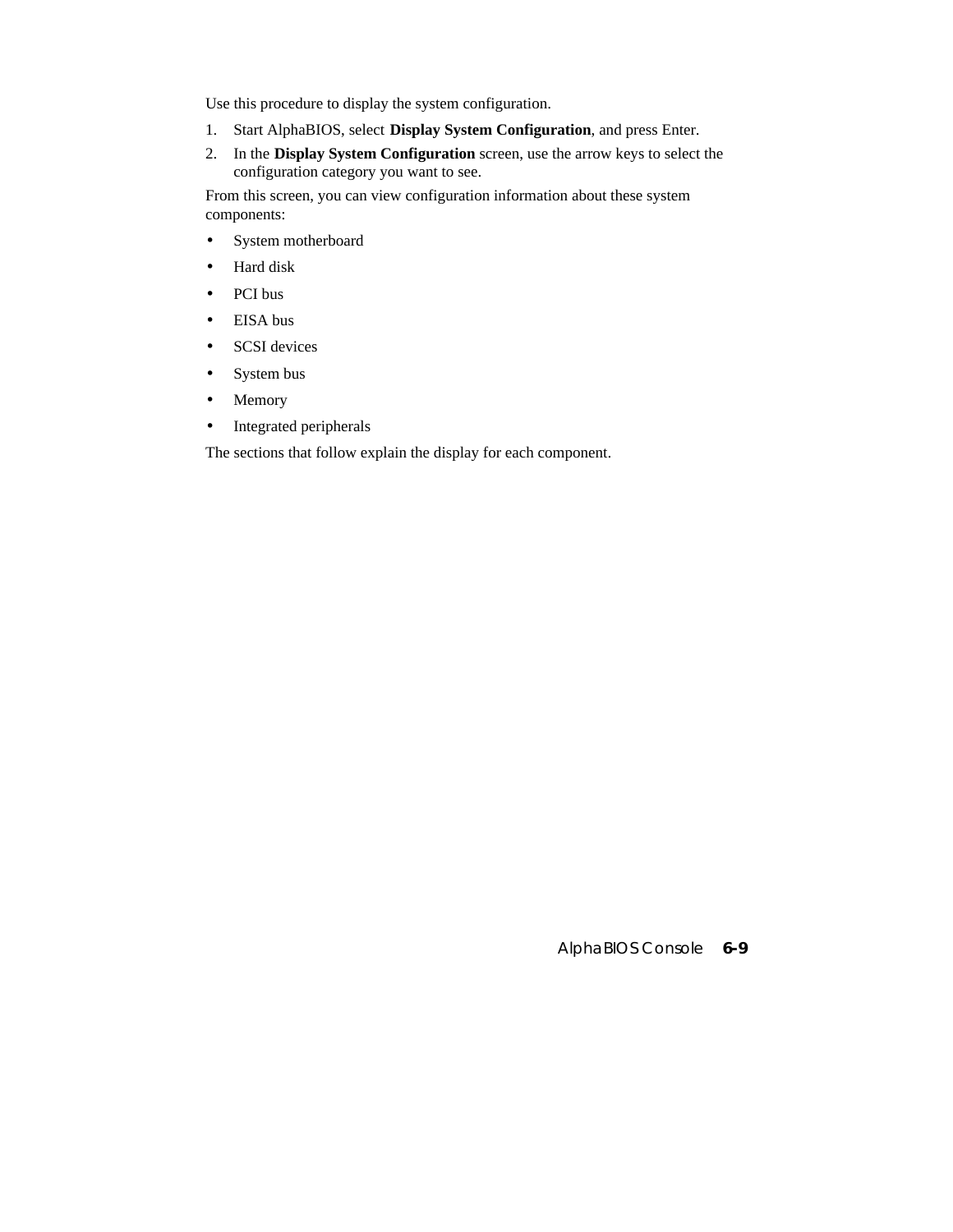Use this procedure to display the system configuration.

1. Start AlphaBIOS, select **Display System Configuration**, and press Enter.
2. In the **Display System Configuration** screen, use the arrow keys to select the configuration category you want to see.

From this screen, you can view configuration information about these system components:

- System motherboard
- Hard disk
- PCI bus
- EISA bus
- SCSI devices
- System bus
- Memory
- Integrated peripherals

The sections that follow explain the display for each component.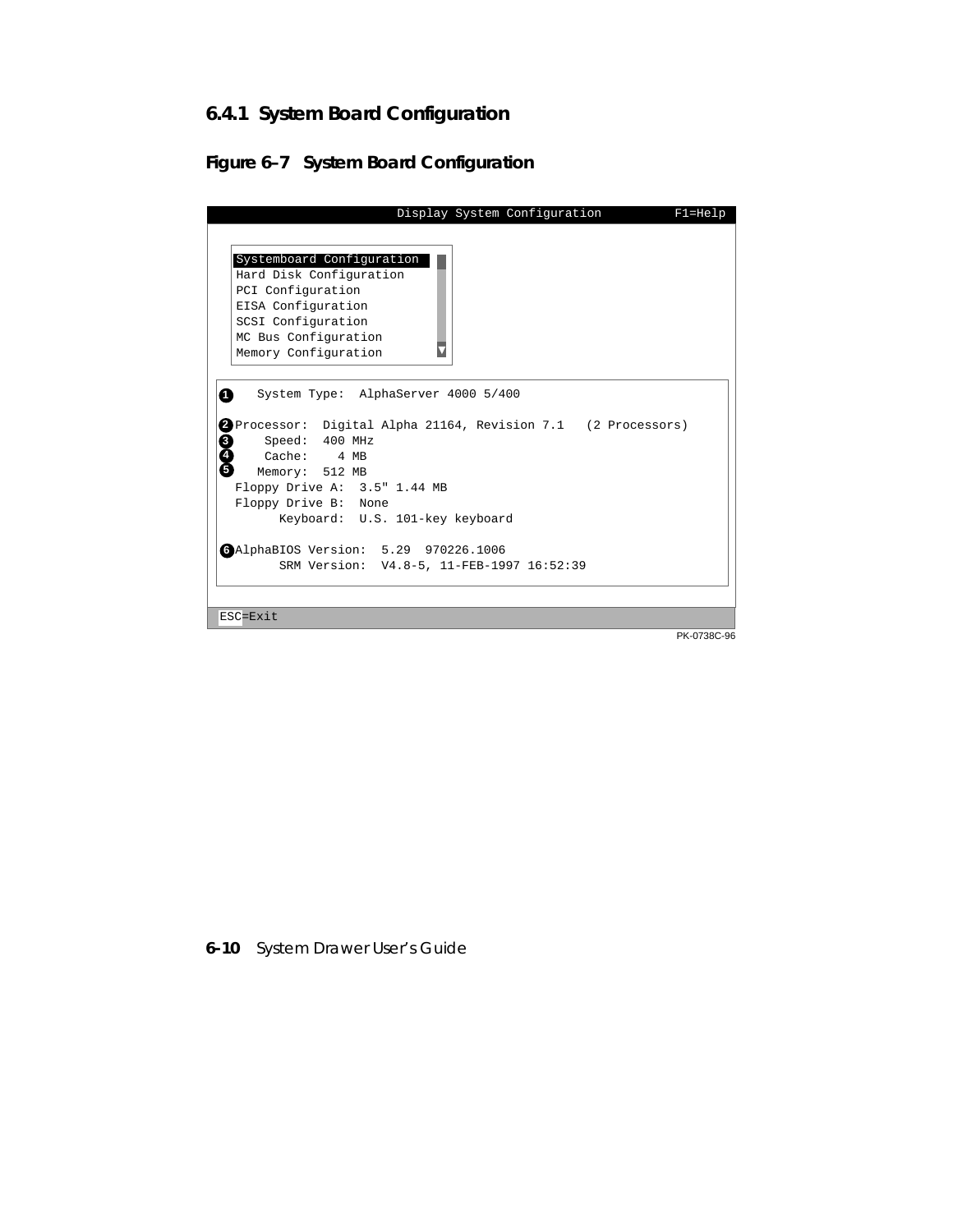### 6.4.1 System Board Configuration

**Figure 6–7 System Board Configuration**

```
                        Display System Configuration          F1=Help

   Systemboard Configuration
   Hard Disk Configuration
   PCI Configuration
   EISA Configuration
   SCSI Configuration
   MC Bus Configuration
   Memory Configuration

❶    System Type:  AlphaServer 4000 5/400

❷Processor:  Digital Alpha 21164, Revision 7.1   (2 Processors)
❸     Speed:  400 MHz
❹     Cache:    4 MB
❺    Memory:  512 MB
  Floppy Drive A:  3.5" 1.44 MB
  Floppy Drive B:  None
        Keyboard:  U.S. 101-key keyboard

❻AlphaBIOS Version:  5.29  970226.1006
        SRM Version:  V4.8-5, 11-FEB-1997 16:52:39

ESC=Exit
```

PK-0738C-96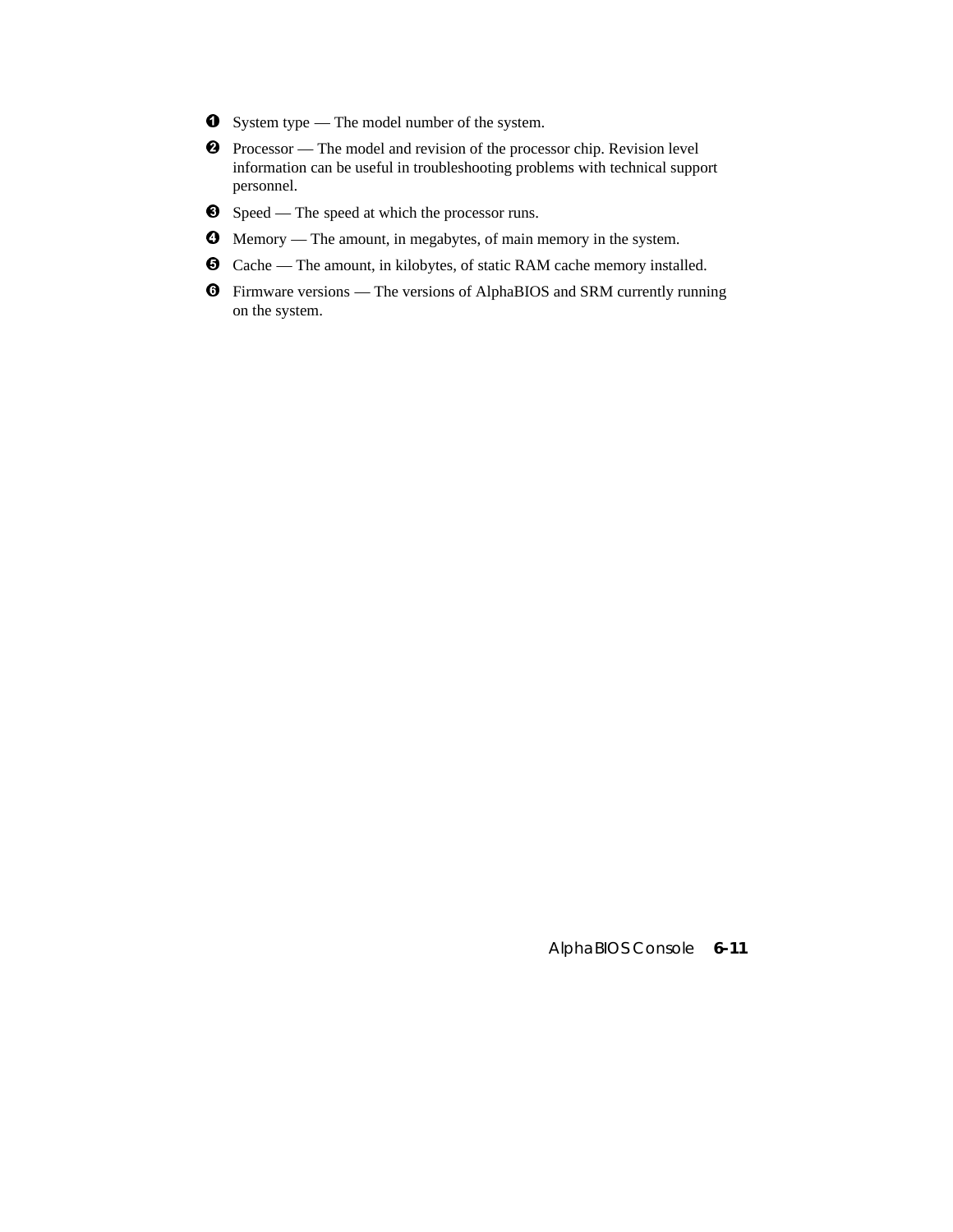❶ System type — The model number of the system.

❷ Processor — The model and revision of the processor chip. Revision level information can be useful in troubleshooting problems with technical support personnel.

❸ Speed — The speed at which the processor runs.

❹ Memory — The amount, in megabytes, of main memory in the system.

❺ Cache — The amount, in kilobytes, of static RAM cache memory installed.

❻ Firmware versions — The versions of AlphaBIOS and SRM currently running on the system.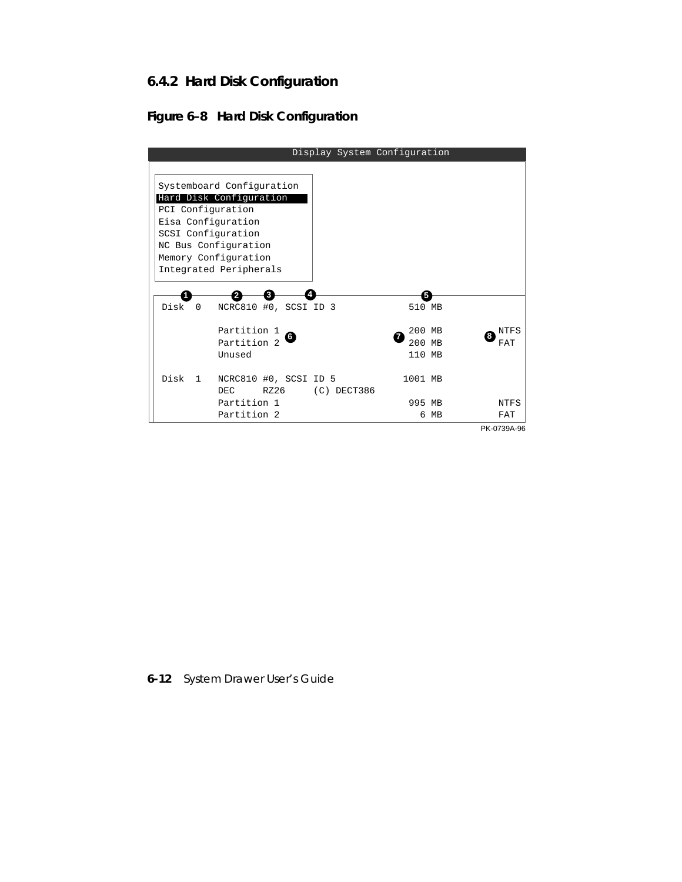## 6.4.2 Hard Disk Configuration

### Figure 6–8 Hard Disk Configuration

```
                              Display System Configuration

 Systemboard Configuration
 Hard Disk Configuration
 PCI Configuration
 Eisa Configuration
 SCSI Configuration
 NC Bus Configuration
 Memory Configuration
 Integrated Peripherals

    1         2    3      4                         5
 Disk  0   NCRC810 #0, SCSI ID 3              510 MB

           Partition 1                        200 MB          NTFS
           Partition 2  6                  7  200 MB       8  FAT
           Unused                             110 MB

 Disk  1   NCRC810 #0, SCSI ID 5             1001 MB
           DEC     RZ26     (C) DECT386
           Partition 1                        995 MB          NTFS
           Partition 2                          6 MB          FAT
```

PK-0739A-96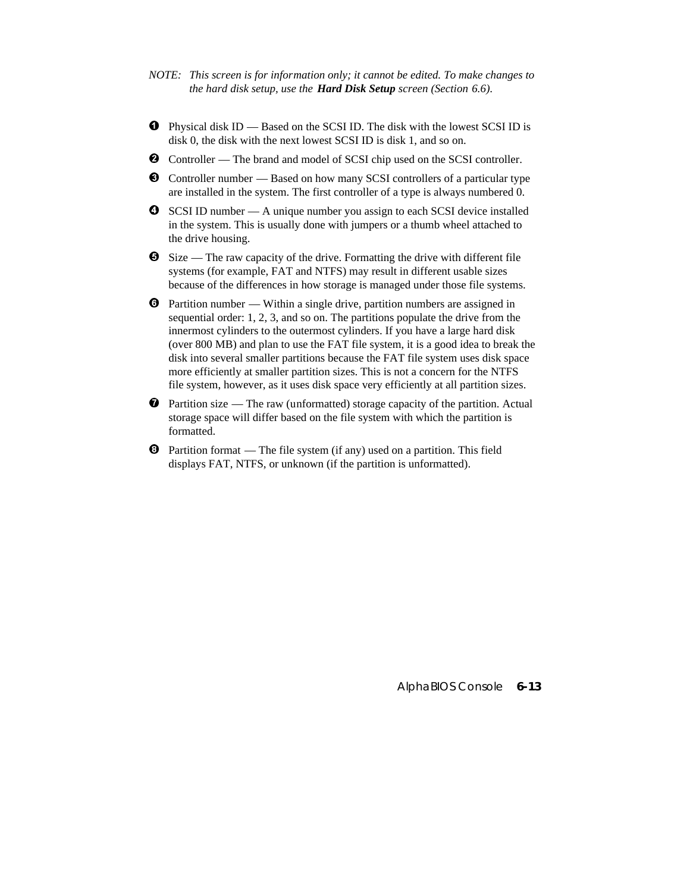*NOTE: This screen is for information only; it cannot be edited. To make changes to the hard disk setup, use the **Hard Disk Setup** screen (Section 6.6).*

❶ Physical disk ID — Based on the SCSI ID. The disk with the lowest SCSI ID is disk 0, the disk with the next lowest SCSI ID is disk 1, and so on.

❷ Controller — The brand and model of SCSI chip used on the SCSI controller.

❸ Controller number — Based on how many SCSI controllers of a particular type are installed in the system. The first controller of a type is always numbered 0.

❹ SCSI ID number — A unique number you assign to each SCSI device installed in the system. This is usually done with jumpers or a thumb wheel attached to the drive housing.

❺ Size — The raw capacity of the drive. Formatting the drive with different file systems (for example, FAT and NTFS) may result in different usable sizes because of the differences in how storage is managed under those file systems.

❻ Partition number — Within a single drive, partition numbers are assigned in sequential order: 1, 2, 3, and so on. The partitions populate the drive from the innermost cylinders to the outermost cylinders. If you have a large hard disk (over 800 MB) and plan to use the FAT file system, it is a good idea to break the disk into several smaller partitions because the FAT file system uses disk space more efficiently at smaller partition sizes. This is not a concern for the NTFS file system, however, as it uses disk space very efficiently at all partition sizes.

❼ Partition size — The raw (unformatted) storage capacity of the partition. Actual storage space will differ based on the file system with which the partition is formatted.

❽ Partition format — The file system (if any) used on a partition. This field displays FAT, NTFS, or unknown (if the partition is unformatted).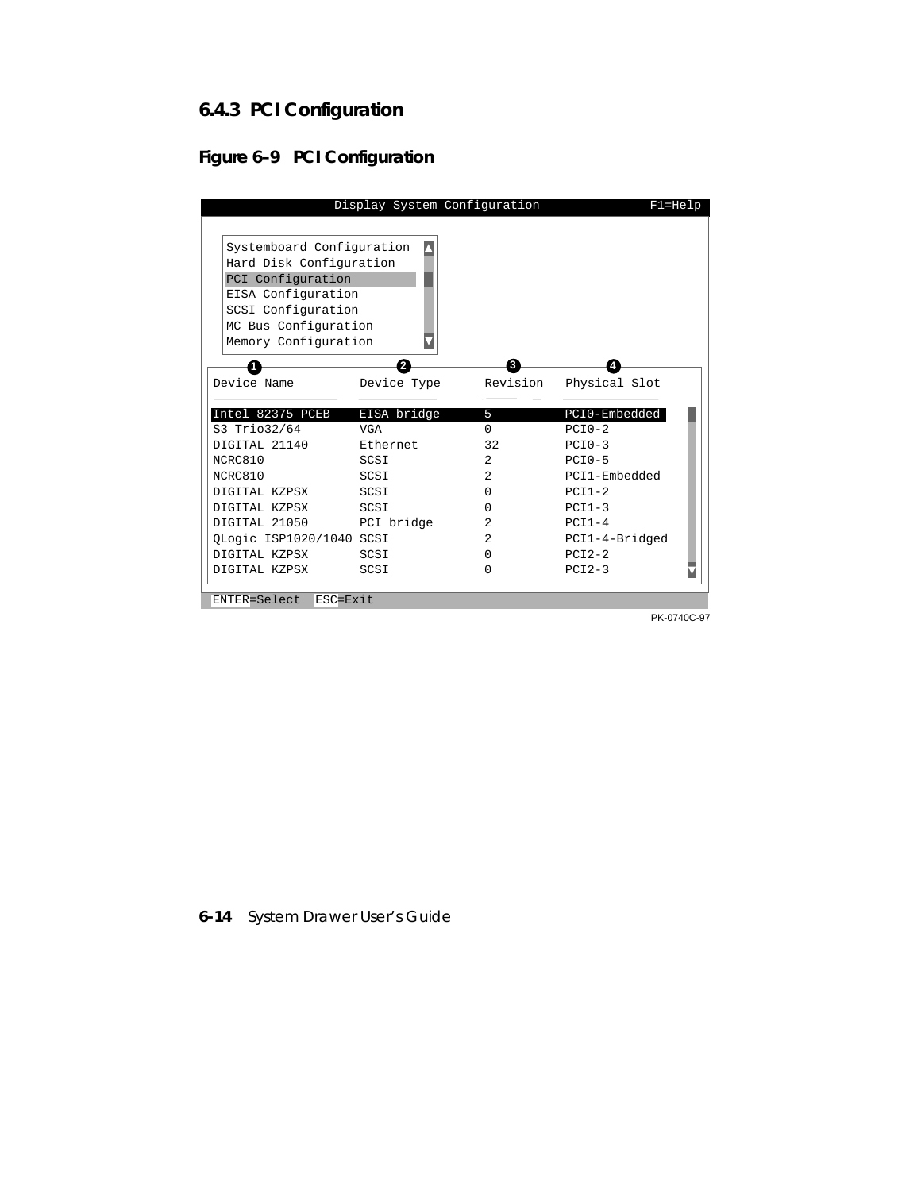### 6.4.3 PCI Configuration

**Figure 6–9 PCI Configuration**

```
Display System Configuration                F1=Help

  Systemboard Configuration
  Hard Disk Configuration
  PCI Configuration
  EISA Configuration
  SCSI Configuration
  MC Bus Configuration
  Memory Configuration

     ❶                  ❷              ❸          ❹
 Device Name         Device Type     Revision   Physical Slot

 Intel 82375 PCEB    EISA bridge     5          PCI0-Embedded
 S3 Trio32/64        VGA             0          PCI0-2
 DIGITAL 21140       Ethernet        32         PCI0-3
 NCRC810             SCSI            2          PCI0-5
 NCRC810             SCSI            2          PCI1-Embedded
 DIGITAL KZPSX       SCSI            0          PCI1-2
 DIGITAL KZPSX       SCSI            0          PCI1-3
 DIGITAL 21050       PCI bridge      2          PCI1-4
 QLogic ISP1020/1040 SCSI            2          PCI1-4-Bridged
 DIGITAL KZPSX       SCSI            0          PCI2-2
 DIGITAL KZPSX       SCSI            0          PCI2-3

 ENTER=Select  ESC=Exit
```

PK-0740C-97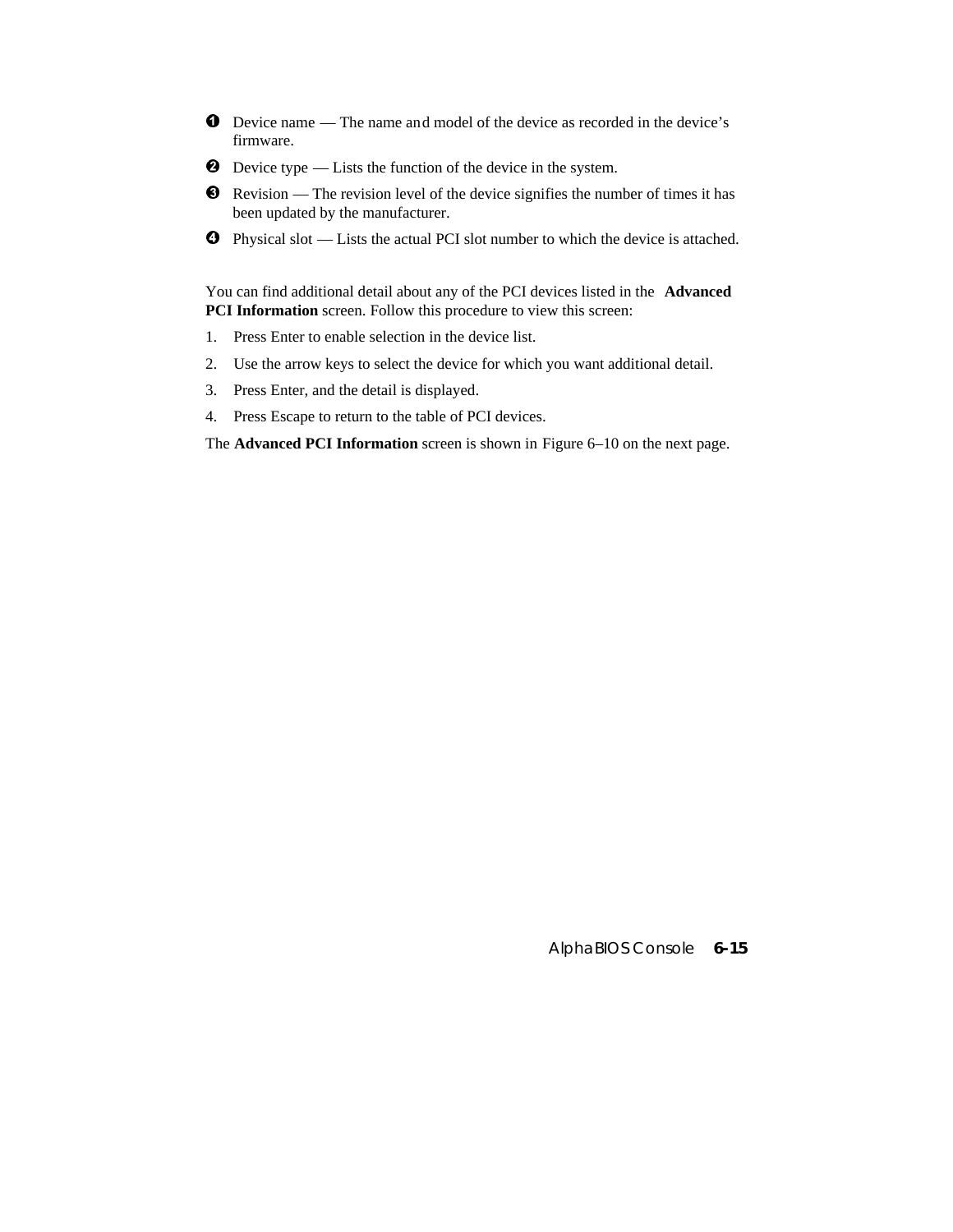❶ Device name — The name and model of the device as recorded in the device's firmware.

❷ Device type — Lists the function of the device in the system.

❸ Revision — The revision level of the device signifies the number of times it has been updated by the manufacturer.

❹ Physical slot — Lists the actual PCI slot number to which the device is attached.

You can find additional detail about any of the PCI devices listed in the **Advanced PCI Information** screen. Follow this procedure to view this screen:

1. Press Enter to enable selection in the device list.
2. Use the arrow keys to select the device for which you want additional detail.
3. Press Enter, and the detail is displayed.
4. Press Escape to return to the table of PCI devices.

The **Advanced PCI Information** screen is shown in Figure 6–10 on the next page.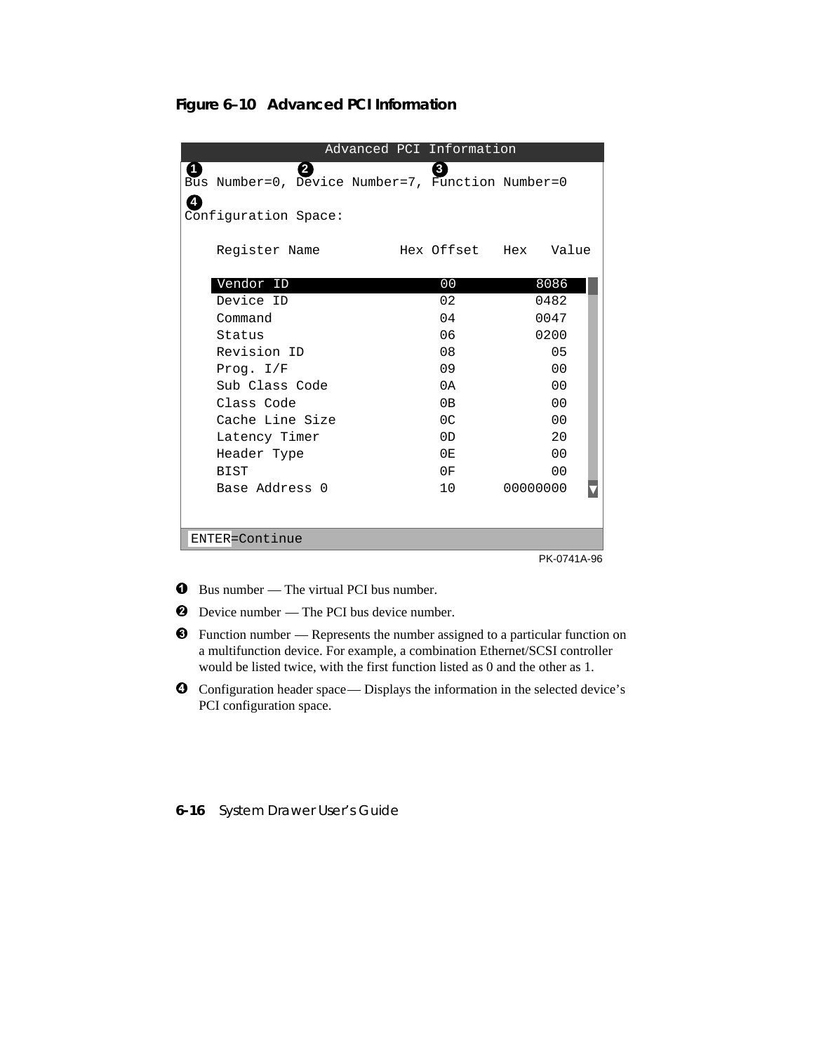**Figure 6–10 Advanced PCI Information**

```
                     Advanced PCI Information
❶                ❷                      ❸
Bus Number=0, Device Number=7, Function Number=0
❹
Configuration Space:

    Register Name          Hex Offset   Hex   Value

    Vendor ID                   00            8086
    Device ID                   02            0482
    Command                     04            0047
    Status                      06            0200
    Revision ID                 08              05
    Prog. I/F                   09              00
    Sub Class Code              0A              00
    Class Code                  0B              00
    Cache Line Size             0C              00
    Latency Timer               0D              20
    Header Type                 0E              00
    BIST                        0F              00
    Base Address 0              10        00000000

 ENTER=Continue
```

PK-0741A-96

❶ Bus number — The virtual PCI bus number.

❷ Device number — The PCI bus device number.

❸ Function number — Represents the number assigned to a particular function on a multifunction device. For example, a combination Ethernet/SCSI controller would be listed twice, with the first function listed as 0 and the other as 1.

❹ Configuration header space— Displays the information in the selected device's PCI configuration space.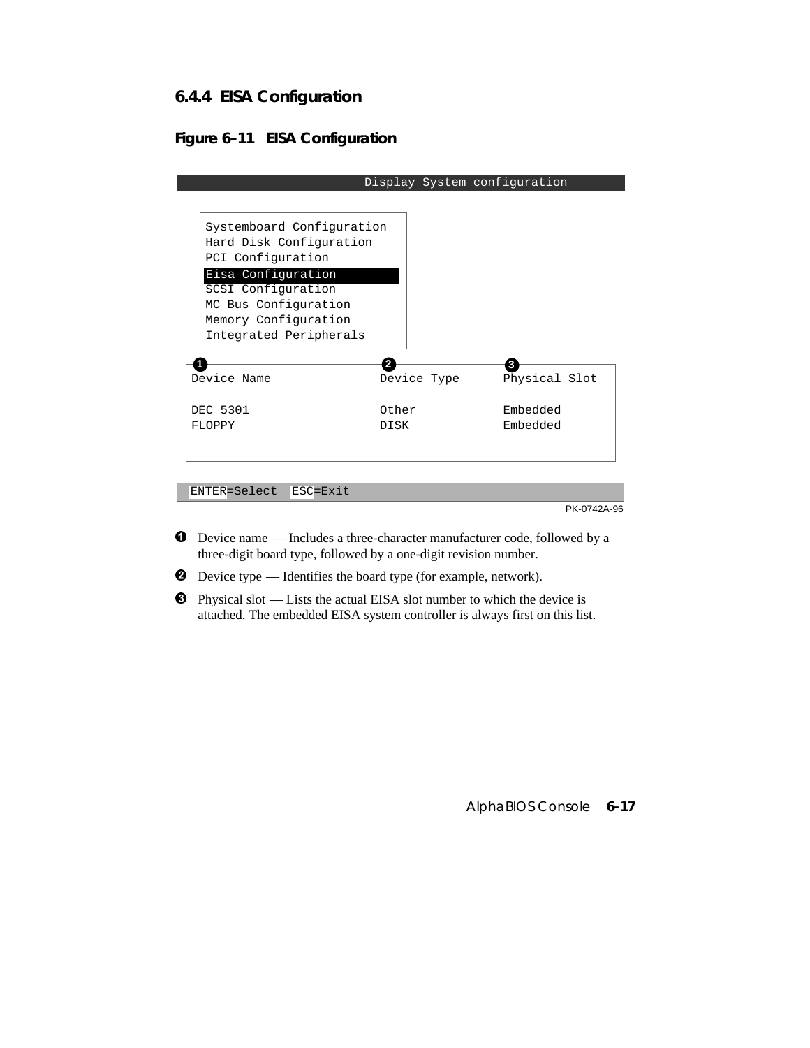### 6.4.4 EISA Configuration

**Figure 6–11 EISA Configuration**

```
                          Display System configuration

   Systemboard Configuration
   Hard Disk Configuration
   PCI Configuration
   Eisa Configuration
   SCSI Configuration
   MC Bus Configuration
   Memory Configuration
   Integrated Peripherals

 ❶                         ❷                 ❸
 Device Name               Device Type       Physical Slot
 ________________          ___________       _____________

 DEC 5301                  Other             Embedded
 FLOPPY                    DISK              Embedded

 ENTER=Select  ESC=Exit
```

PK-0742A-96

❶ Device name — Includes a three-character manufacturer code, followed by a three-digit board type, followed by a one-digit revision number.

❷ Device type — Identifies the board type (for example, network).

❸ Physical slot — Lists the actual EISA slot number to which the device is attached. The embedded EISA system controller is always first on this list.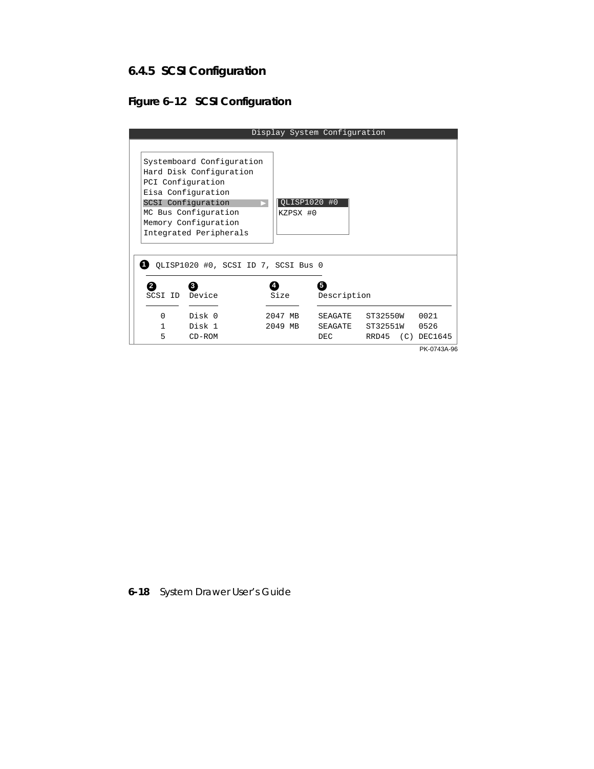### 6.4.5 SCSI Configuration

**Figure 6–12 SCSI Configuration**

```
                         Display System Configuration

  Systemboard Configuration
  Hard Disk Configuration
  PCI Configuration
  Eisa Configuration
  SCSI Configuration        ►   QLISP1020 #0
  MC Bus Configuration          KZPSX #0
  Memory Configuration
  Integrated Peripherals

❶ QLISP1020 #0, SCSI ID 7, SCSI Bus 0

 ❷         ❸               ❹          ❺
 SCSI ID   Device          Size       Description

    0      Disk 0          2047 MB    SEAGATE   ST32550W    0021
    1      Disk 1          2049 MB    SEAGATE   ST32551W    0526
    5      CD-ROM                     DEC       RRD45  (C)  DEC1645
```

PK-0743A-96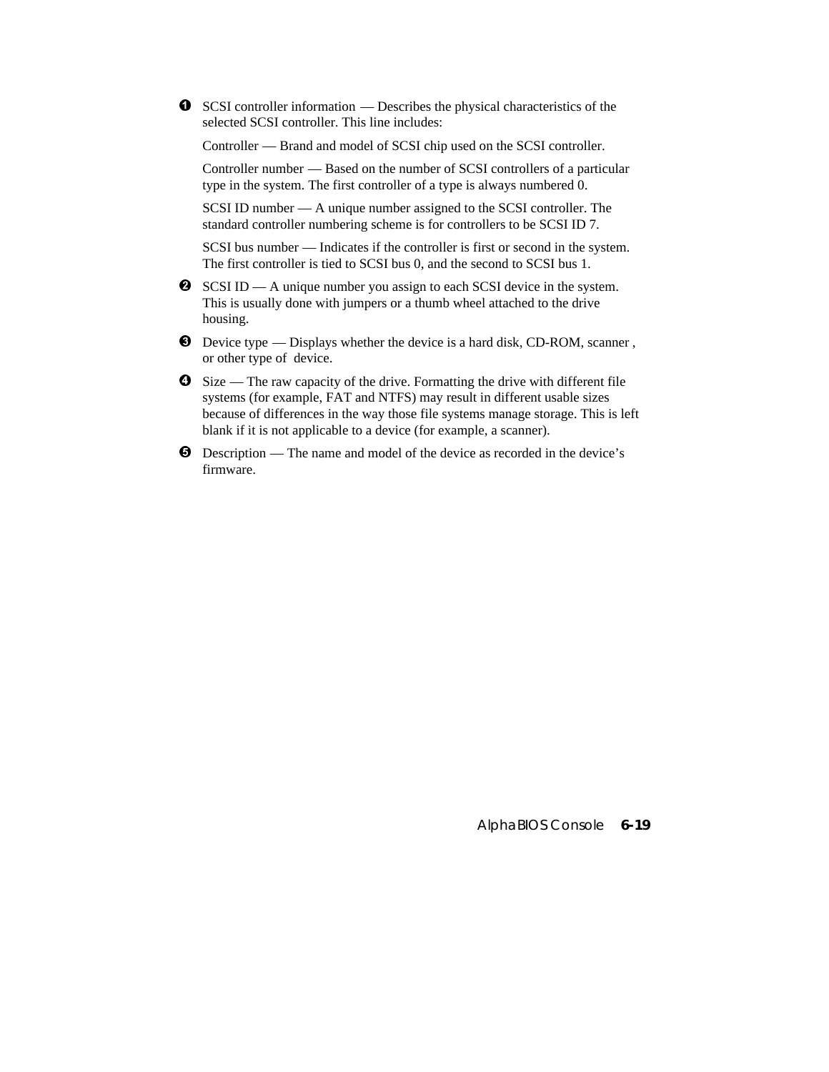❶ SCSI controller information — Describes the physical characteristics of the selected SCSI controller. This line includes:

Controller — Brand and model of SCSI chip used on the SCSI controller.

Controller number — Based on the number of SCSI controllers of a particular type in the system. The first controller of a type is always numbered 0.

SCSI ID number — A unique number assigned to the SCSI controller. The standard controller numbering scheme is for controllers to be SCSI ID 7.

SCSI bus number — Indicates if the controller is first or second in the system. The first controller is tied to SCSI bus 0, and the second to SCSI bus 1.

❷ SCSI ID — A unique number you assign to each SCSI device in the system. This is usually done with jumpers or a thumb wheel attached to the drive housing.

❸ Device type — Displays whether the device is a hard disk, CD-ROM, scanner , or other type of device.

❹ Size — The raw capacity of the drive. Formatting the drive with different file systems (for example, FAT and NTFS) may result in different usable sizes because of differences in the way those file systems manage storage. This is left blank if it is not applicable to a device (for example, a scanner).

❺ Description — The name and model of the device as recorded in the device's firmware.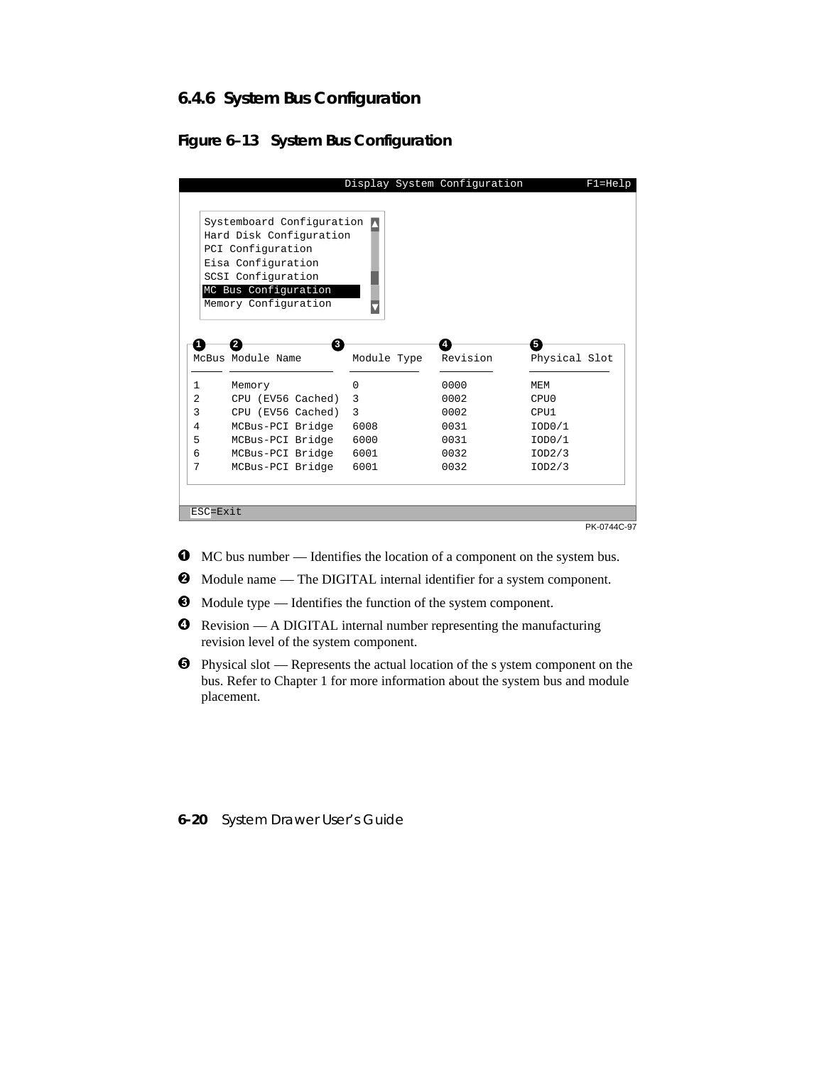### 6.4.6 System Bus Configuration

#### Figure 6–13 System Bus Configuration

```
                              Display System Configuration          F1=Help

   Systemboard Configuration
   Hard Disk Configuration
   PCI Configuration
   Eisa Configuration
   SCSI Configuration
   MC Bus Configuration
   Memory Configuration

 ❶      ❷                  ❸               ❹                 ❺
 McBus Module Name         Module Type    Revision         Physical Slot

 1     Memory              0              0000             MEM
 2     CPU (EV56 Cached)   3              0002             CPU0
 3     CPU (EV56 Cached)   3              0002             CPU1
 4     MCBus-PCI Bridge    6008           0031             IOD0/1
 5     MCBus-PCI Bridge    6000           0031             IOD0/1
 6     MCBus-PCI Bridge    6001           0032             IOD2/3
 7     MCBus-PCI Bridge    6001           0032             IOD2/3

 ESC=Exit
```

PK-0744C-97

❶ MC bus number — Identifies the location of a component on the system bus.

❷ Module name — The DIGITAL internal identifier for a system component.

❸ Module type — Identifies the function of the system component.

❹ Revision — A DIGITAL internal number representing the manufacturing revision level of the system component.

❺ Physical slot — Represents the actual location of the s ystem component on the bus. Refer to Chapter 1 for more information about the system bus and module placement.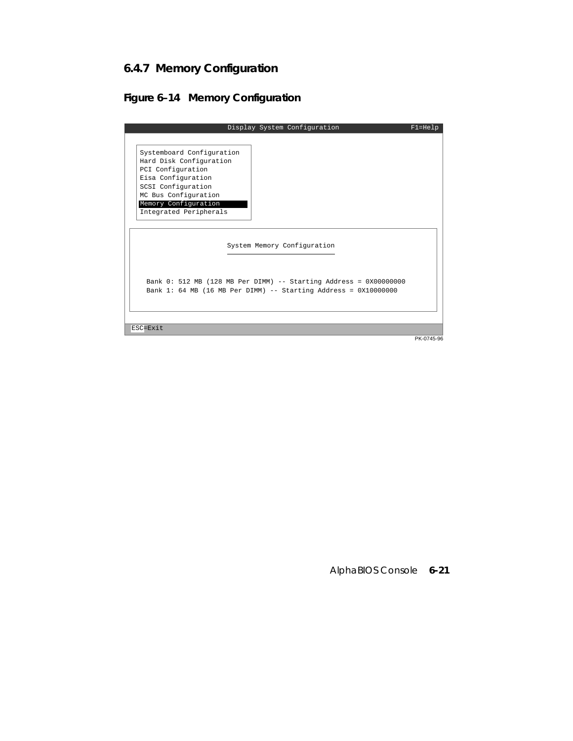### 6.4.7 Memory Configuration

**Figure 6–14 Memory Configuration**

```
                          Display System Configuration                  F1=Help

   Systemboard Configuration
   Hard Disk Configuration
   PCI Configuration
   Eisa Configuration
   SCSI Configuration
   MC Bus Configuration
   Memory Configuration
   Integrated Peripherals

                        System Memory Configuration
                        ___________________________

    Bank 0: 512 MB (128 MB Per DIMM) -- Starting Address = 0X00000000
    Bank 1: 64 MB (16 MB Per DIMM) -- Starting Address = 0X10000000

 ESC=Exit
```

PK-0745-96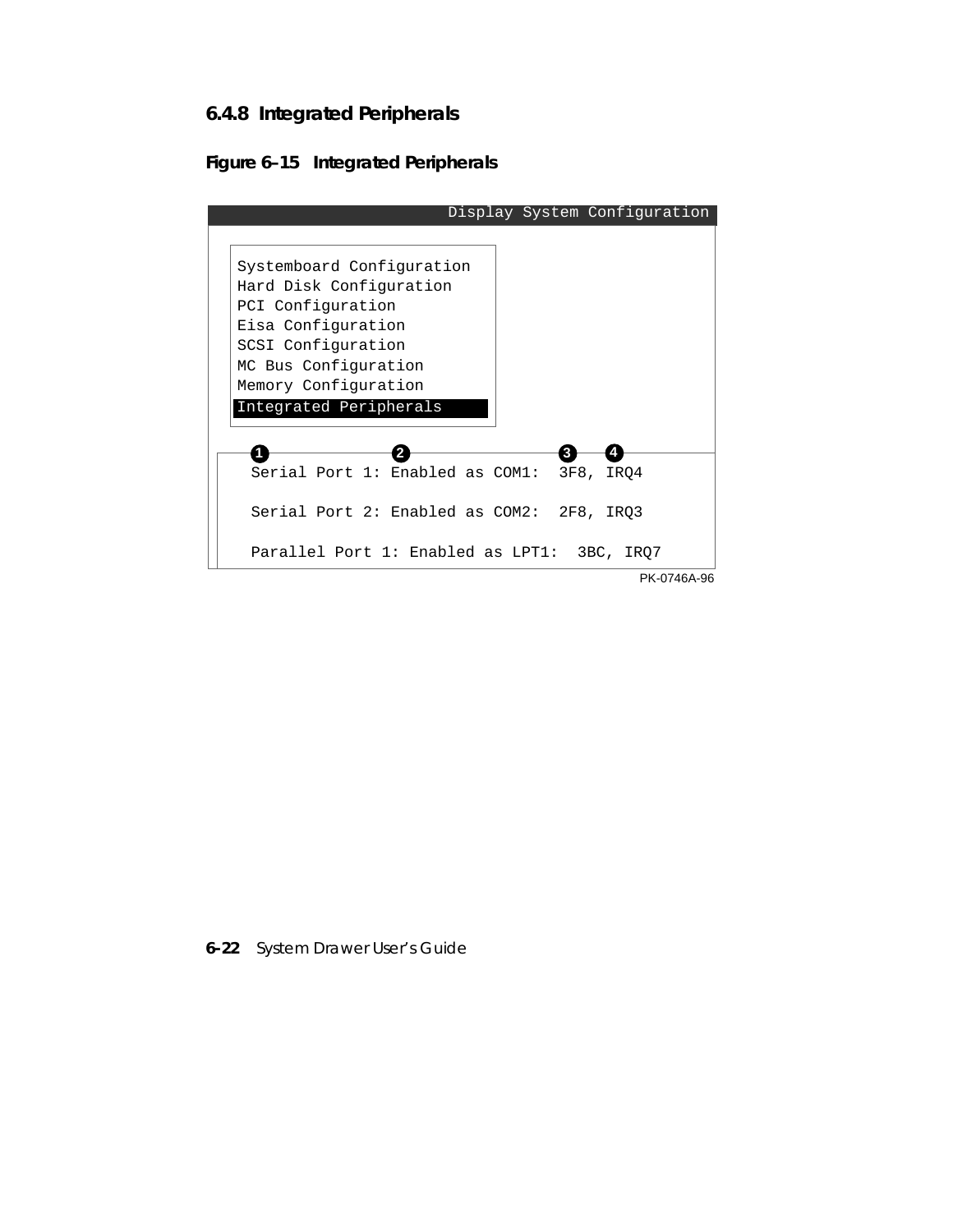### 6.4.8 Integrated Peripherals

**Figure 6–15 Integrated Peripherals**

```
                                   Display System Configuration

  Systemboard Configuration
  Hard Disk Configuration
  PCI Configuration
  Eisa Configuration
  SCSI Configuration
  MC Bus Configuration
  Memory Configuration
  Integrated Peripherals

   ❶             ❷               ❸    ❹
   Serial Port 1: Enabled as COM1:  3F8, IRQ4

   Serial Port 2: Enabled as COM2:  2F8, IRQ3

   Parallel Port 1: Enabled as LPT1:  3BC, IRQ7
```

PK-0746A-96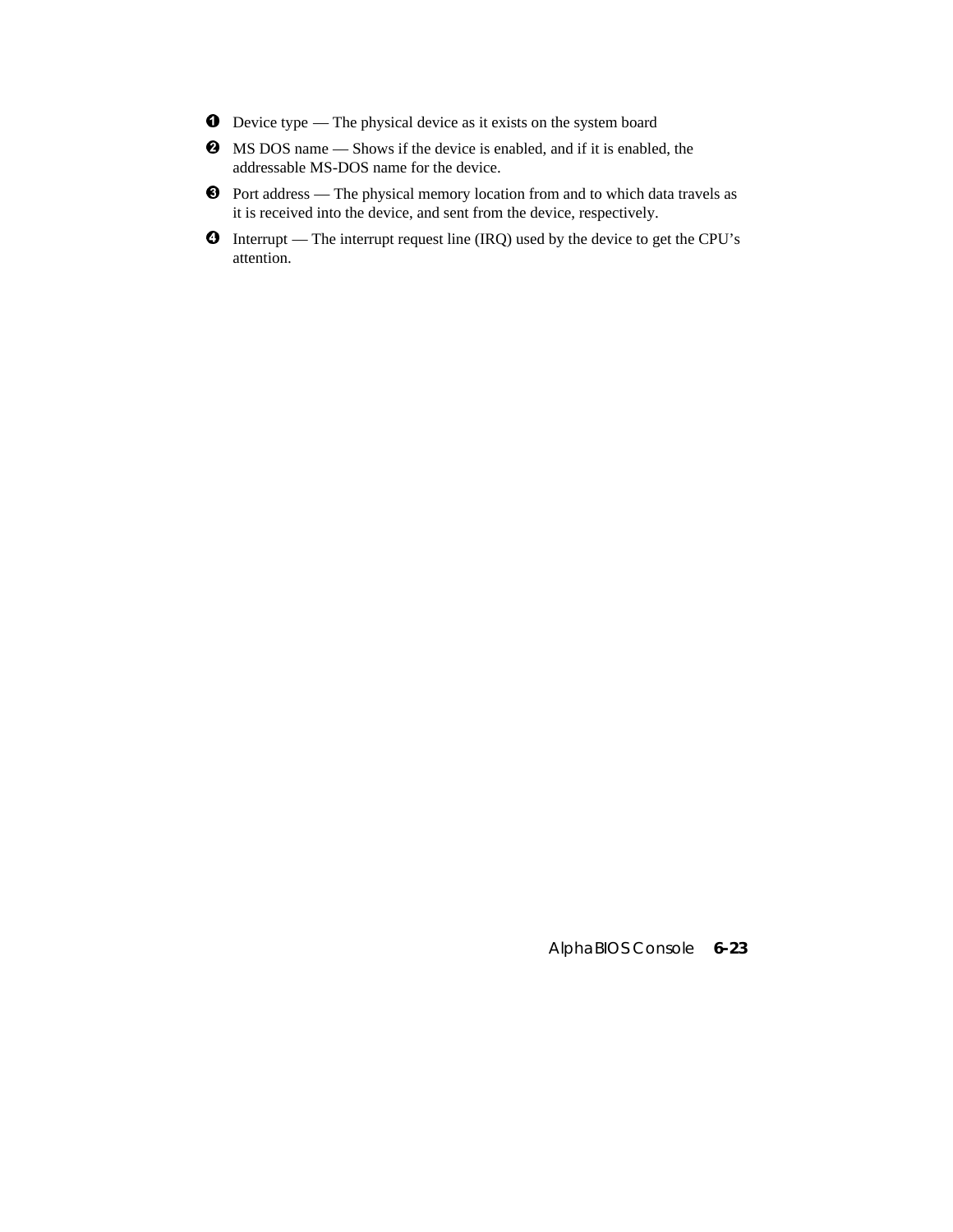❶ Device type — The physical device as it exists on the system board

❷ MS DOS name — Shows if the device is enabled, and if it is enabled, the addressable MS-DOS name for the device.

❸ Port address — The physical memory location from and to which data travels as it is received into the device, and sent from the device, respectively.

❹ Interrupt — The interrupt request line (IRQ) used by the device to get the CPU's attention.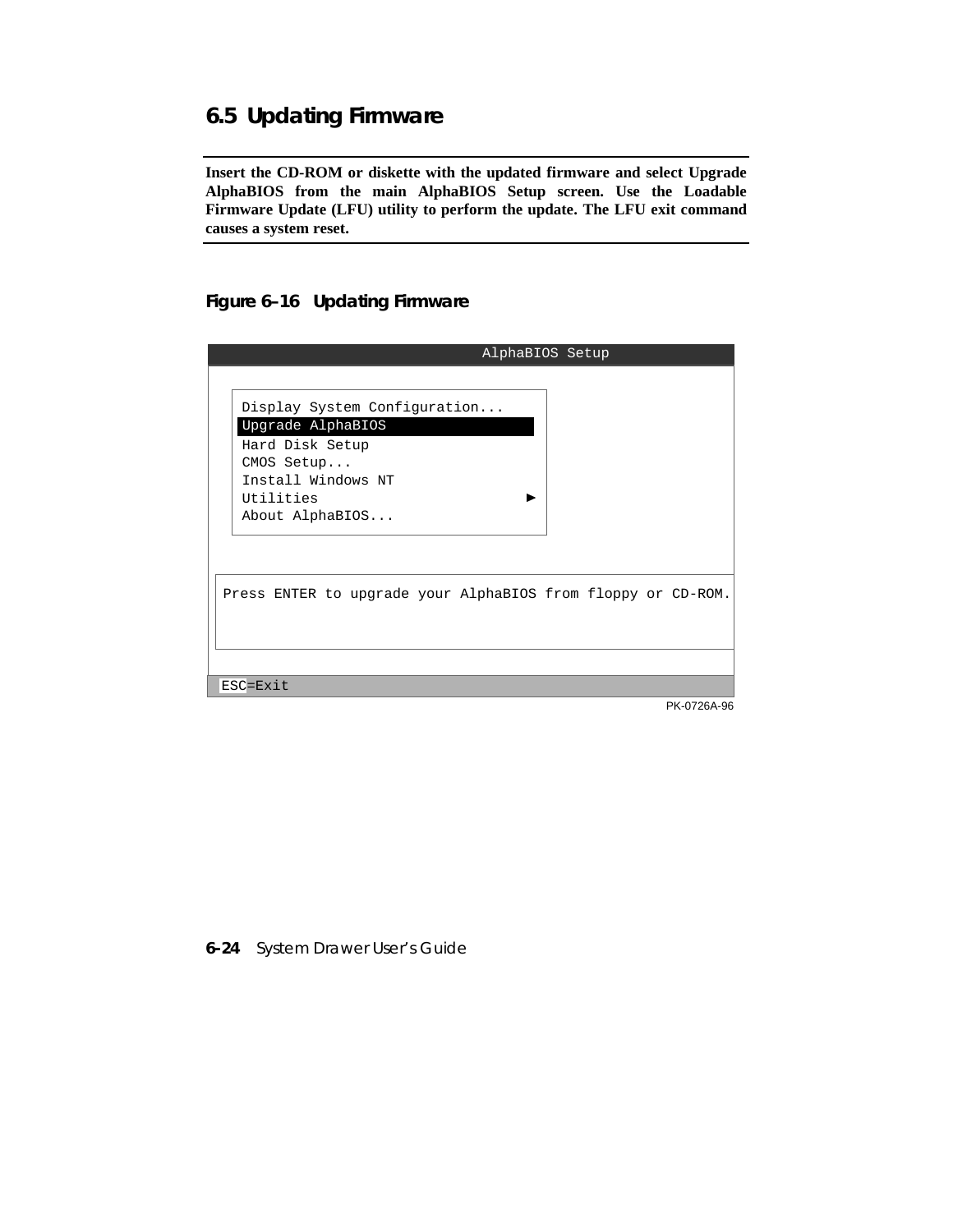## 6.5 Updating Firmware

**Insert the CD-ROM or diskette with the updated firmware and select Upgrade AlphaBIOS from the main AlphaBIOS Setup screen. Use the Loadable Firmware Update (LFU) utility to perform the update. The LFU exit command causes a system reset.**

### Figure 6–16 Updating Firmware

```
                         AlphaBIOS Setup

   Display System Configuration...
   Upgrade AlphaBIOS
   Hard Disk Setup
   CMOS Setup...
   Install Windows NT
   Utilities                          ►
   About AlphaBIOS...

 Press ENTER to upgrade your AlphaBIOS from floppy or CD-ROM.

 ESC=Exit
```

PK-0726A-96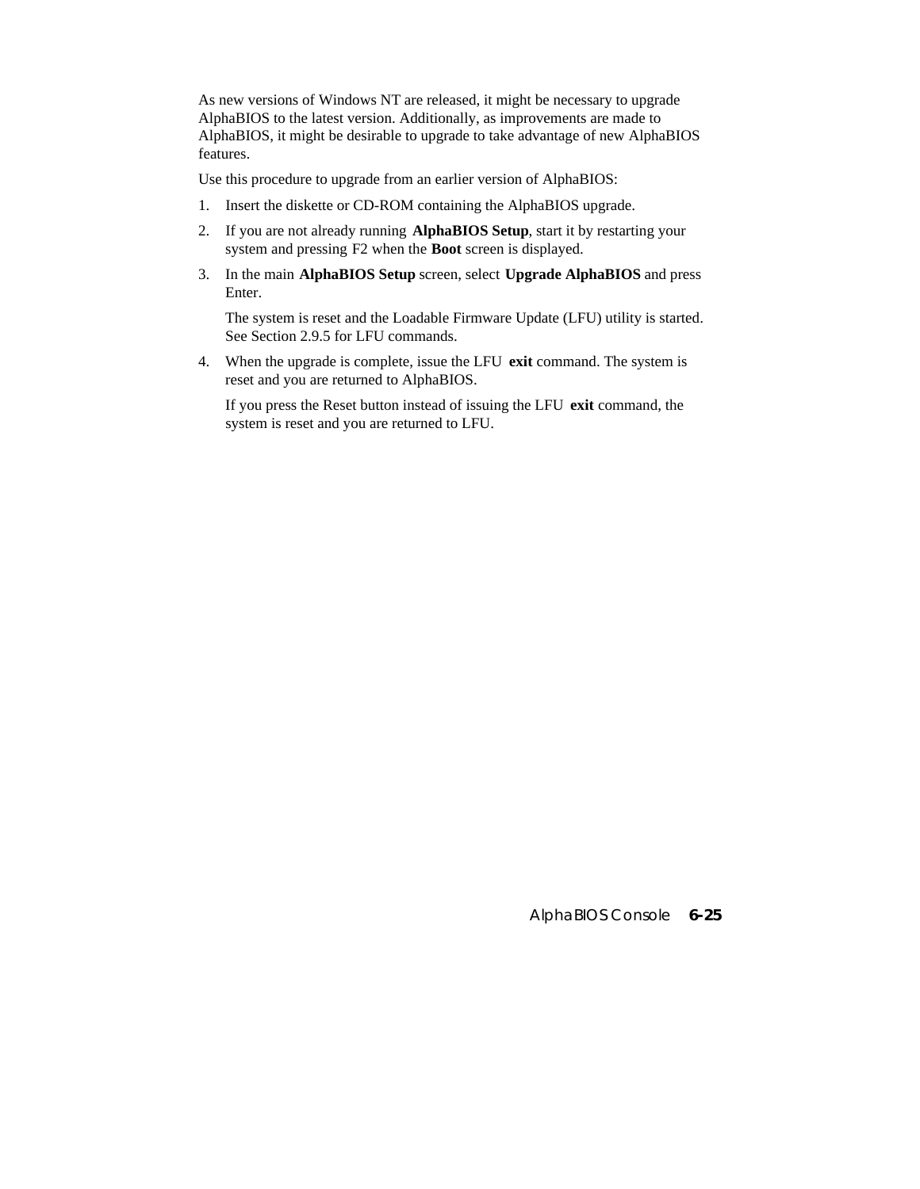As new versions of Windows NT are released, it might be necessary to upgrade AlphaBIOS to the latest version. Additionally, as improvements are made to AlphaBIOS, it might be desirable to upgrade to take advantage of new AlphaBIOS features.

Use this procedure to upgrade from an earlier version of AlphaBIOS:

1. Insert the diskette or CD-ROM containing the AlphaBIOS upgrade.
2. If you are not already running **AlphaBIOS Setup**, start it by restarting your system and pressing F2 when the **Boot** screen is displayed.
3. In the main **AlphaBIOS Setup** screen, select **Upgrade AlphaBIOS** and press Enter.

   The system is reset and the Loadable Firmware Update (LFU) utility is started. See Section 2.9.5 for LFU commands.
4. When the upgrade is complete, issue the LFU **exit** command. The system is reset and you are returned to AlphaBIOS.

   If you press the Reset button instead of issuing the LFU **exit** command, the system is reset and you are returned to LFU.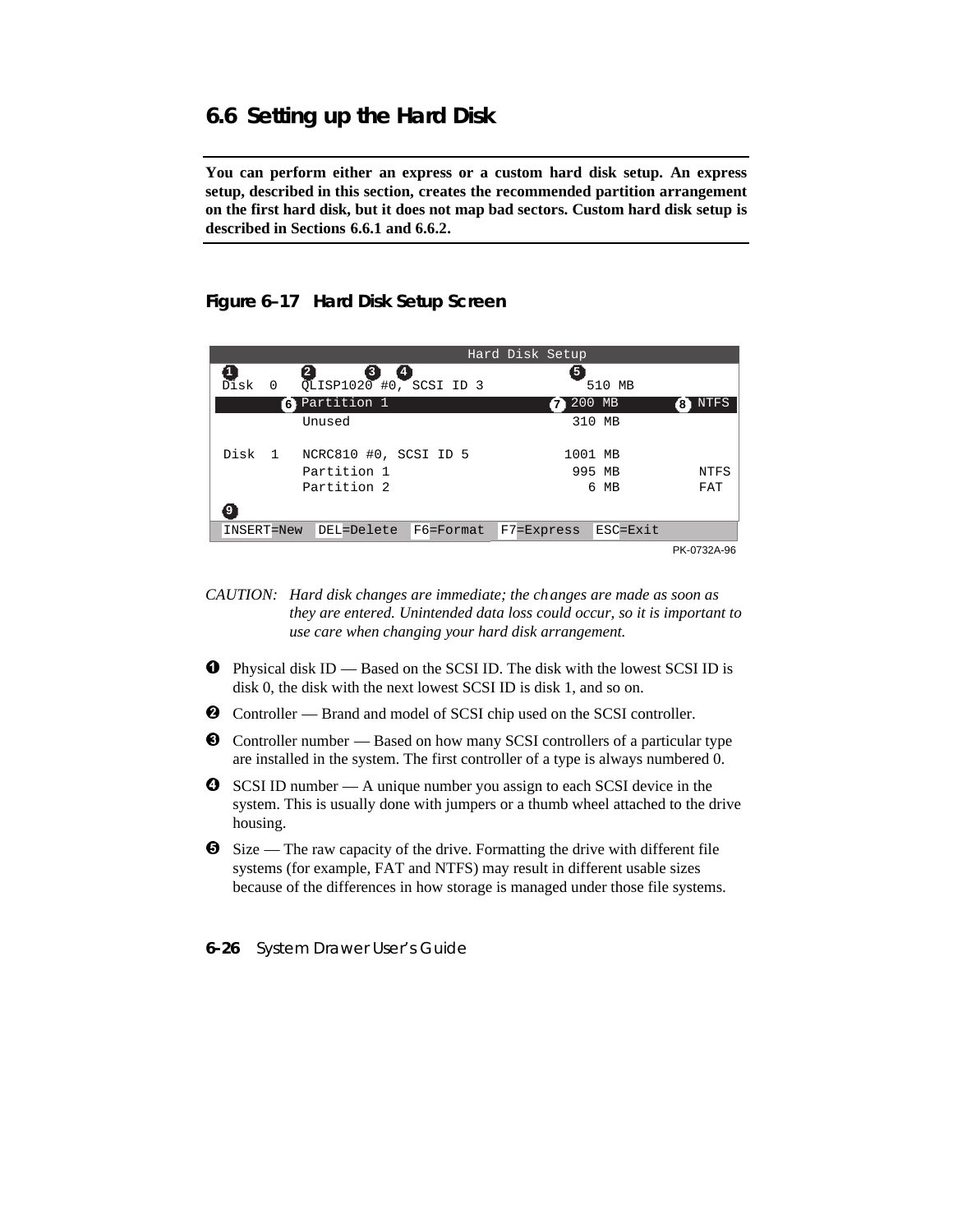## 6.6 Setting up the Hard Disk

**You can perform either an express or a custom hard disk setup. An express setup, described in this section, creates the recommended partition arrangement on the first hard disk, but it does not map bad sectors. Custom hard disk setup is described in Sections 6.6.1 and 6.6.2.**

### Figure 6–17 Hard Disk Setup Screen

```
                              Hard Disk Setup
❶          ❷      ❸  ❹                       ❺
Disk  0    QLISP1020 #0, SCSI ID 3             510 MB
         ❻ Partition 1                      ❼ 200 MB          ❽ NTFS
           Unused                              310 MB

Disk  1    NCRC810 #0, SCSI ID 5              1001 MB
           Partition 1                         995 MB            NTFS
           Partition 2                           6 MB            FAT
❾
INSERT=New  DEL=Delete  F6=Format  F7=Express  ESC=Exit
```

PK-0732A-96

*CAUTION: Hard disk changes are immediate; the changes are made as soon as they are entered. Unintended data loss could occur, so it is important to use care when changing your hard disk arrangement.*

❶ Physical disk ID — Based on the SCSI ID. The disk with the lowest SCSI ID is disk 0, the disk with the next lowest SCSI ID is disk 1, and so on.

❷ Controller — Brand and model of SCSI chip used on the SCSI controller.

❸ Controller number — Based on how many SCSI controllers of a particular type are installed in the system. The first controller of a type is always numbered 0.

❹ SCSI ID number — A unique number you assign to each SCSI device in the system. This is usually done with jumpers or a thumb wheel attached to the drive housing.

❺ Size — The raw capacity of the drive. Formatting the drive with different file systems (for example, FAT and NTFS) may result in different usable sizes because of the differences in how storage is managed under those file systems.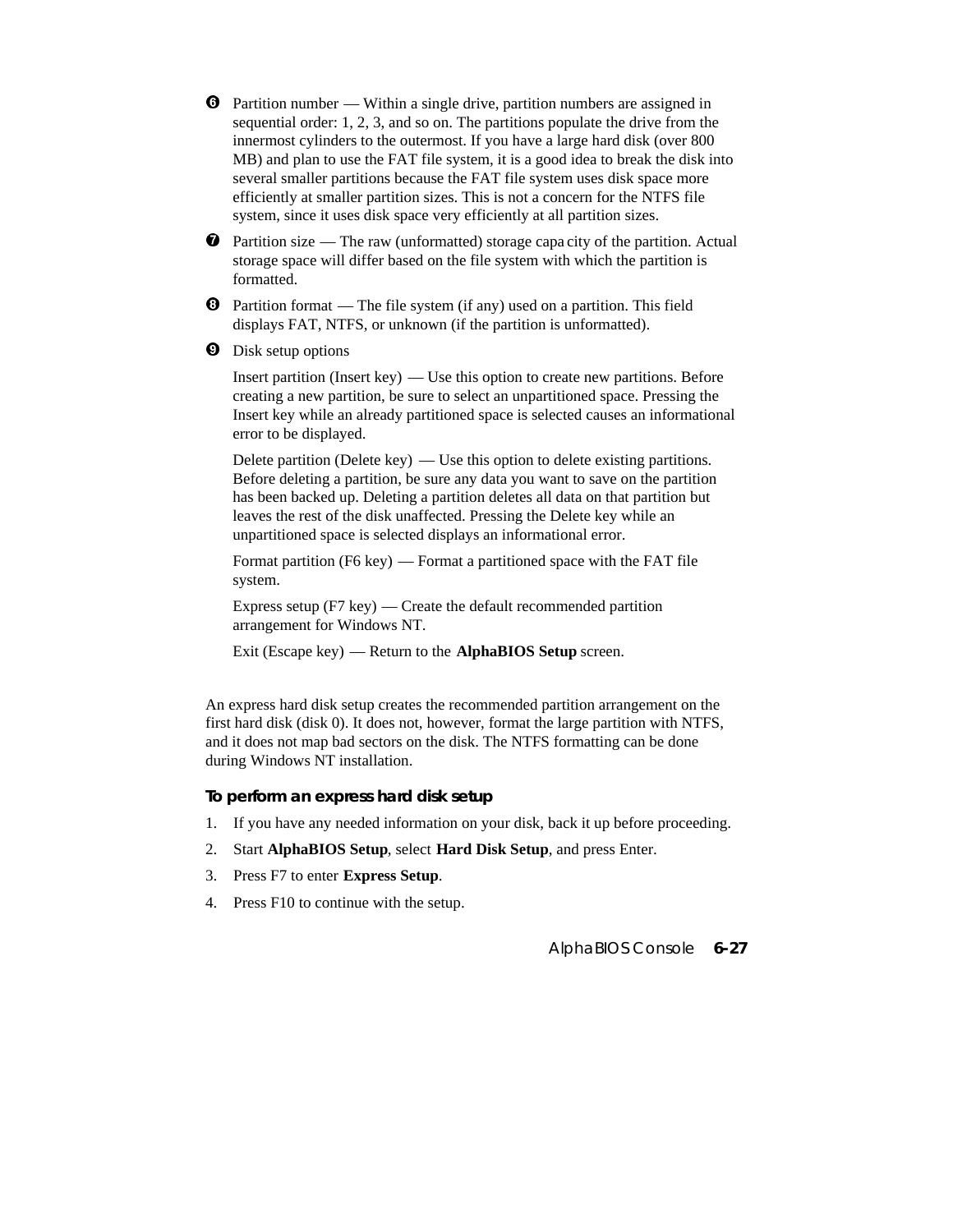❻ Partition number — Within a single drive, partition numbers are assigned in sequential order: 1, 2, 3, and so on. The partitions populate the drive from the innermost cylinders to the outermost. If you have a large hard disk (over 800 MB) and plan to use the FAT file system, it is a good idea to break the disk into several smaller partitions because the FAT file system uses disk space more efficiently at smaller partition sizes. This is not a concern for the NTFS file system, since it uses disk space very efficiently at all partition sizes.

❼ Partition size — The raw (unformatted) storage capacity of the partition. Actual storage space will differ based on the file system with which the partition is formatted.

❽ Partition format — The file system (if any) used on a partition. This field displays FAT, NTFS, or unknown (if the partition is unformatted).

❾ Disk setup options

Insert partition (Insert key) — Use this option to create new partitions. Before creating a new partition, be sure to select an unpartitioned space. Pressing the Insert key while an already partitioned space is selected causes an informational error to be displayed.

Delete partition (Delete key) — Use this option to delete existing partitions. Before deleting a partition, be sure any data you want to save on the partition has been backed up. Deleting a partition deletes all data on that partition but leaves the rest of the disk unaffected. Pressing the Delete key while an unpartitioned space is selected displays an informational error.

Format partition (F6 key) — Format a partitioned space with the FAT file system.

Express setup (F7 key) — Create the default recommended partition arrangement for Windows NT.

Exit (Escape key) — Return to the **AlphaBIOS Setup** screen.

An express hard disk setup creates the recommended partition arrangement on the first hard disk (disk 0). It does not, however, format the large partition with NTFS, and it does not map bad sectors on the disk. The NTFS formatting can be done during Windows NT installation.

#### To perform an express hard disk setup

1. If you have any needed information on your disk, back it up before proceeding.
2. Start **AlphaBIOS Setup**, select **Hard Disk Setup**, and press Enter.
3. Press F7 to enter **Express Setup**.
4. Press F10 to continue with the setup.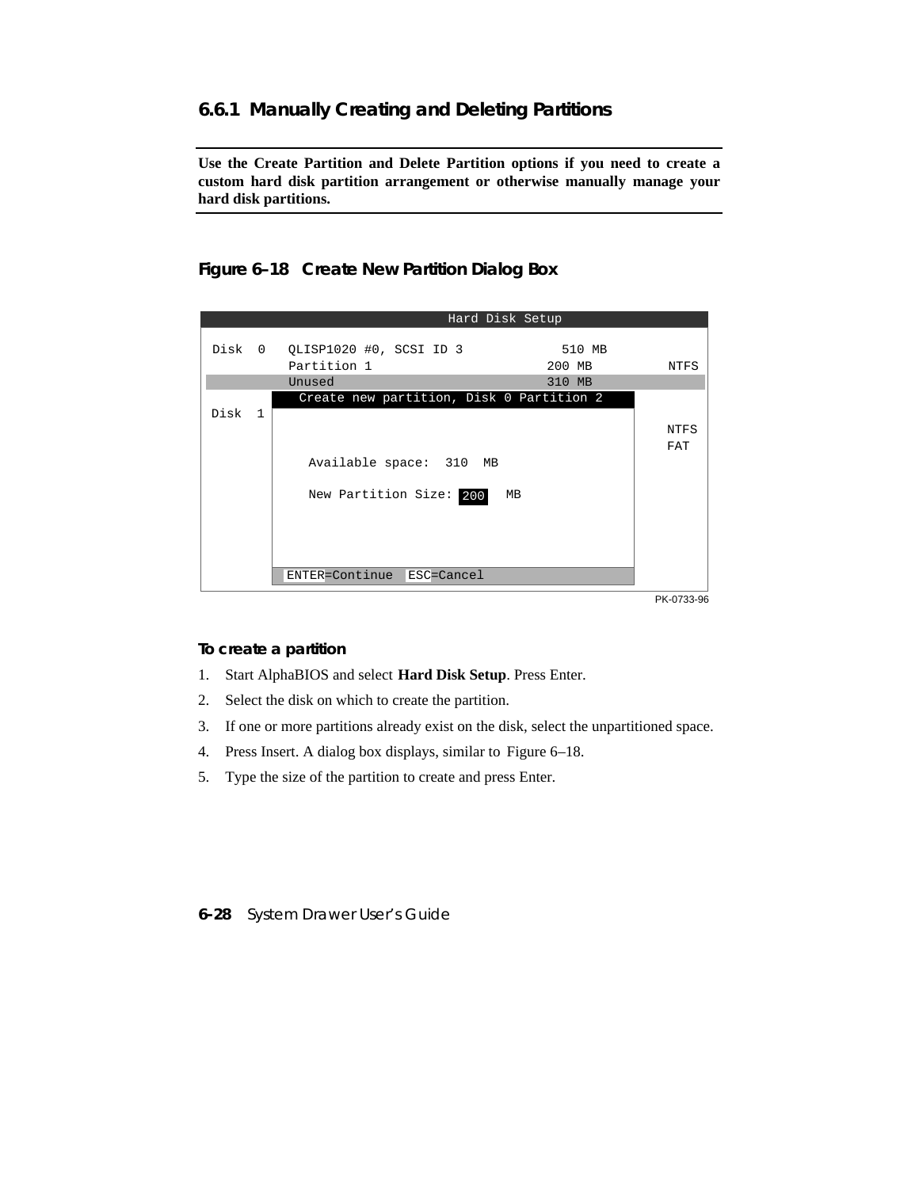### 6.6.1 Manually Creating and Deleting Partitions

**Use the Create Partition and Delete Partition options if you need to create a custom hard disk partition arrangement or otherwise manually manage your hard disk partitions.**

**Figure 6–18 Create New Partition Dialog Box**

```
                              Hard Disk Setup

 Disk  0   QLISP1020 #0, SCSI ID 3            510 MB
           Partition 1                      200 MB         NTFS
           Unused                           310 MB
             Create new partition, Disk 0 Partition 2
 Disk  1
                                                           NTFS
                                                           FAT
              Available space:  310  MB

              New Partition Size: 200   MB



           ENTER=Continue  ESC=Cancel
```

PK-0733-96

**To create a partition**

1. Start AlphaBIOS and select **Hard Disk Setup**. Press Enter.
2. Select the disk on which to create the partition.
3. If one or more partitions already exist on the disk, select the unpartitioned space.
4. Press Insert. A dialog box displays, similar to Figure 6–18.
5. Type the size of the partition to create and press Enter.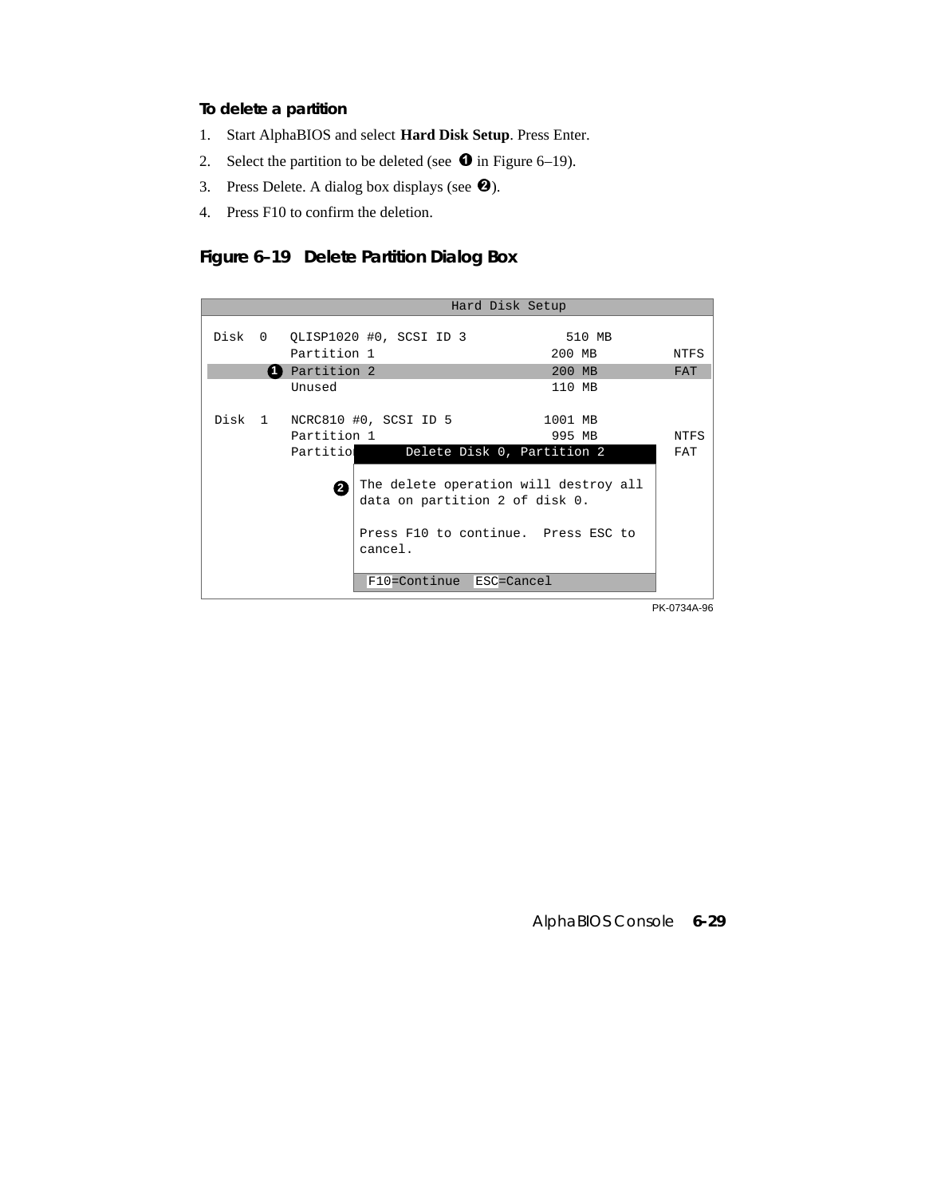#### To delete a partition

1. Start AlphaBIOS and select **Hard Disk Setup**. Press Enter.
2. Select the partition to be deleted (see ❶ in Figure 6–19).
3. Press Delete. A dialog box displays (see ❷).
4. Press F10 to confirm the deletion.

### Figure 6–19 Delete Partition Dialog Box

```
                           Hard Disk Setup

Disk  0   QLISP1020 #0, SCSI ID 3            510 MB
          Partition 1                       200 MB          NTFS
       ❶  Partition 2                       200 MB          FAT
          Unused                            110 MB

Disk  1   NCRC810 #0, SCSI ID 5            1001 MB
          Partition 1                       995 MB          NTFS
          Partitio      Delete Disk 0, Partition 2          FAT

                ❷  The delete operation will destroy all
                   data on partition 2 of disk 0.

                   Press F10 to continue.  Press ESC to
                   cancel.

                     F10=Continue  ESC=Cancel
```

PK-0734A-96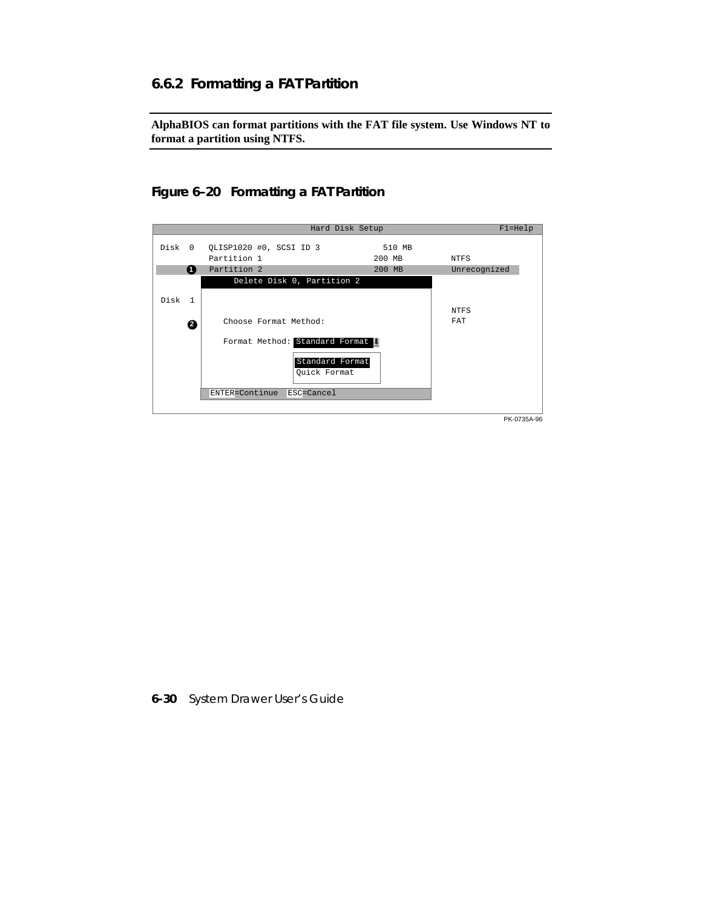### 6.6.2 Formatting a FAT Partition

**AlphaBIOS can format partitions with the FAT file system. Use Windows NT to format a partition using NTFS.**

#### Figure 6–20 Formatting a FAT Partition

```
                              Hard Disk Setup                          F1=Help

Disk  0   QLISP1020 #0, SCSI ID 3            510 MB
          Partition 1                      200 MB          NTFS
     ❶    Partition 2                      200 MB          Unrecognized
             Delete Disk 0, Partition 2

Disk  1
                                                           NTFS
     ❷       Choose Format Method:                         FAT

             Format Method: Standard Format

                            Standard Format
                            Quick Format

          ENTER=Continue  ESC=Cancel
```

PK-0735A-96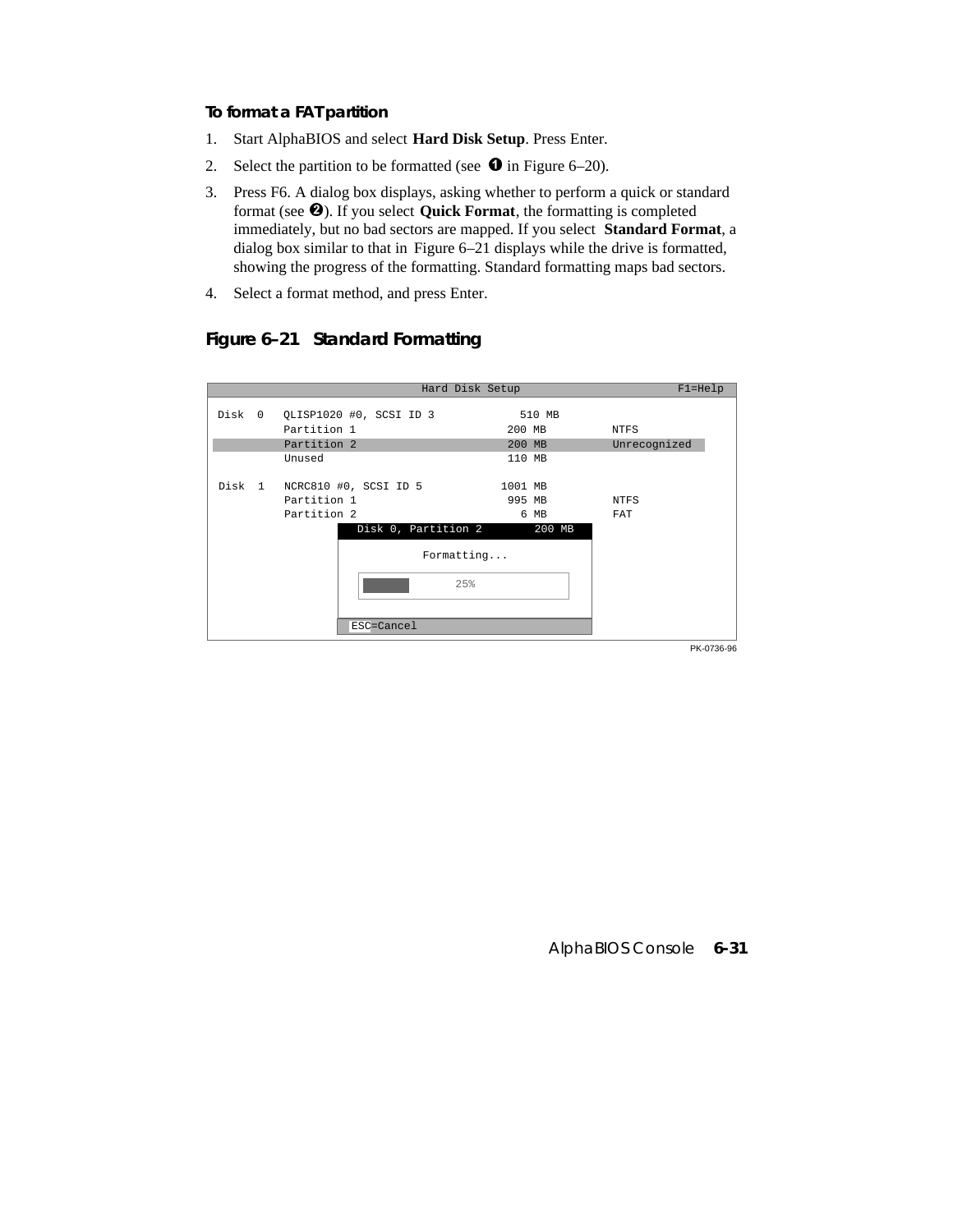#### To format a FAT partition

1. Start AlphaBIOS and select **Hard Disk Setup**. Press Enter.
2. Select the partition to be formatted (see ❶ in Figure 6–20).
3. Press F6. A dialog box displays, asking whether to perform a quick or standard format (see ❷). If you select **Quick Format**, the formatting is completed immediately, but no bad sectors are mapped. If you select **Standard Format**, a dialog box similar to that in Figure 6–21 displays while the drive is formatted, showing the progress of the formatting. Standard formatting maps bad sectors.
4. Select a format method, and press Enter.

### Figure 6–21 Standard Formatting

```
                         Hard Disk Setup                          F1=Help

Disk  0   QLISP1020 #0, SCSI ID 3           510 MB
          Partition 1                      200 MB         NTFS
          Partition 2                      200 MB         Unrecognized
          Unused                           110 MB

Disk  1   NCRC810 #0, SCSI ID 5           1001 MB
          Partition 1                      995 MB         NTFS
          Partition 2                        6 MB         FAT
                    Disk 0, Partition 2        200 MB

                              Formatting...

                                   25%

                    ESC=Cancel
```

PK-0736-96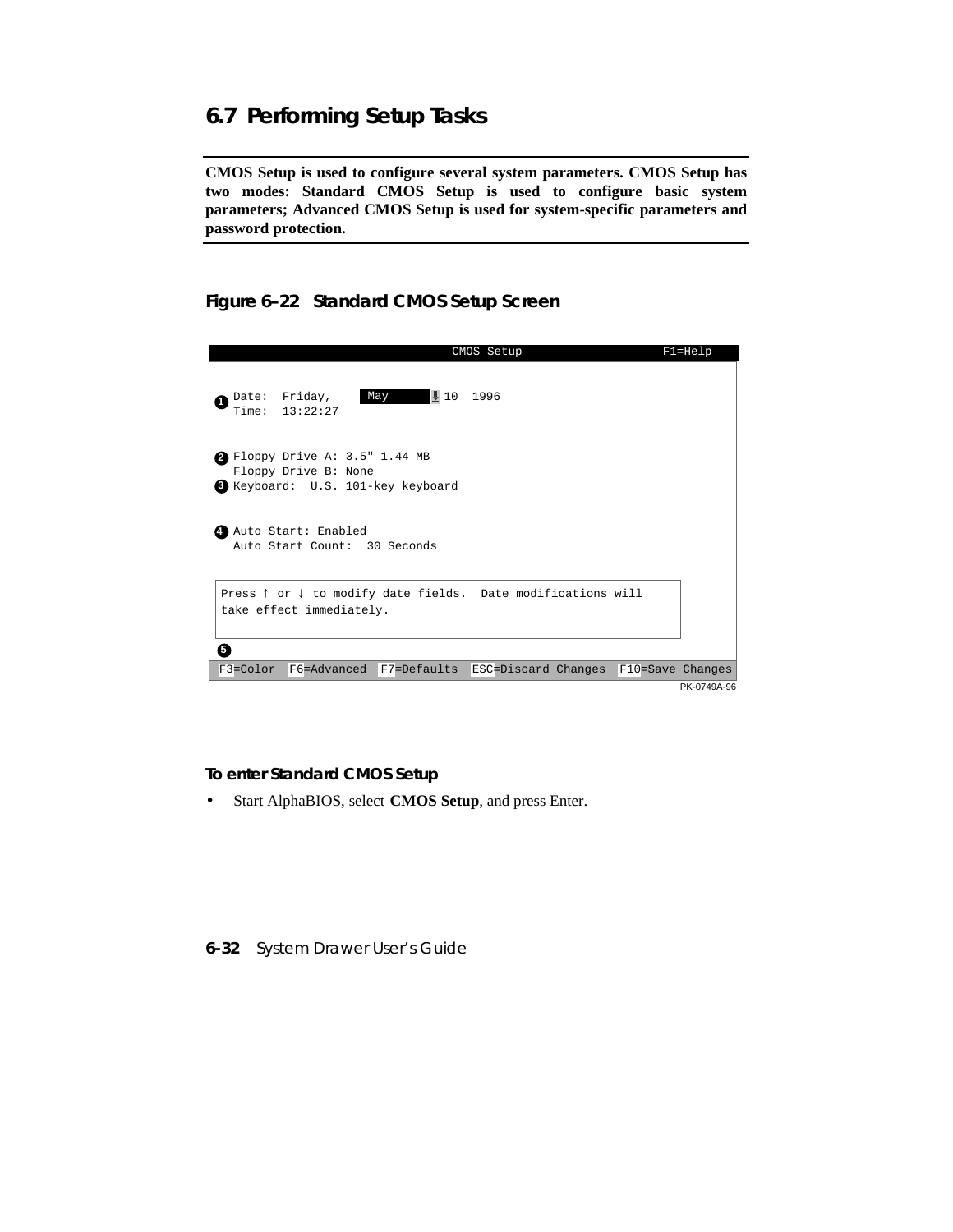## 6.7 Performing Setup Tasks

**CMOS Setup is used to configure several system parameters. CMOS Setup has two modes: Standard CMOS Setup is used to configure basic system parameters; Advanced CMOS Setup is used for system-specific parameters and password protection.**

### Figure 6–22 Standard CMOS Setup Screen

```
                              CMOS Setup                      F1=Help

❶ Date:  Friday,     May      10  1996
  Time:  13:22:27

❷ Floppy Drive A: 3.5" 1.44 MB
  Floppy Drive B: None
❸ Keyboard:  U.S. 101-key keyboard

❹ Auto Start: Enabled
  Auto Start Count:  30 Seconds

 Press ↑ or ↓ to modify date fields.  Date modifications will
 take effect immediately.

❺
 F3=Color  F6=Advanced  F7=Defaults  ESC=Discard Changes  F10=Save Changes
```

PK-0749A-96

#### To enter Standard CMOS Setup

- Start AlphaBIOS, select **CMOS Setup**, and press Enter.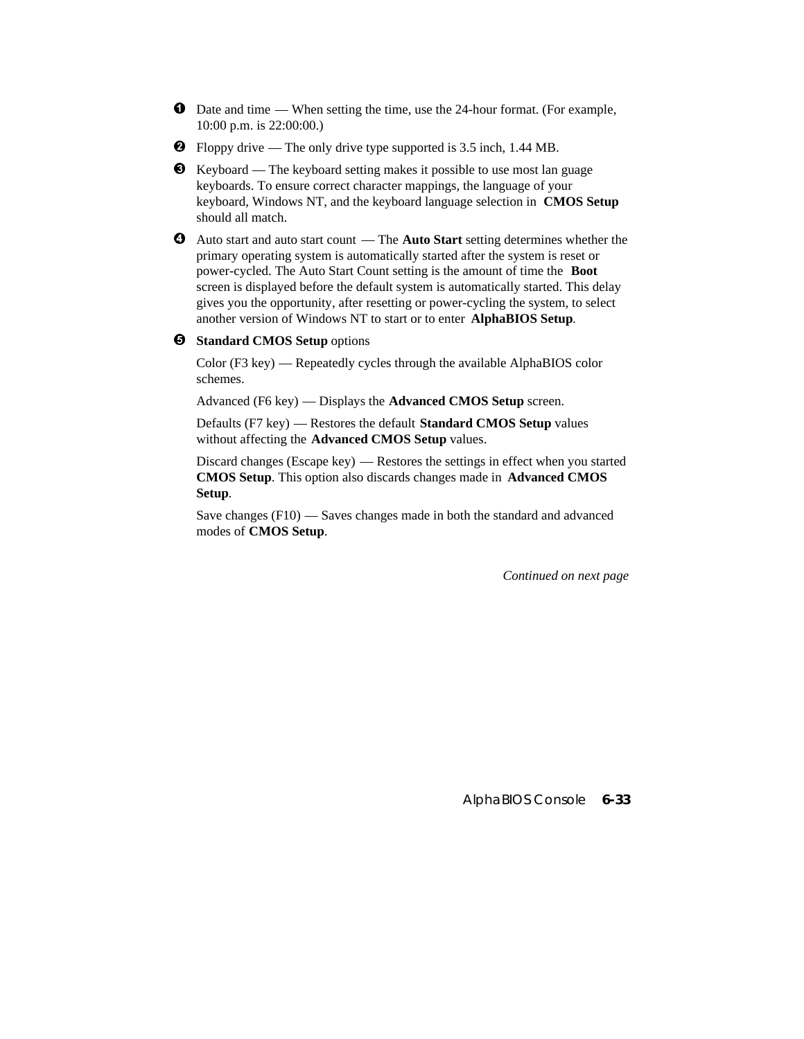❶ Date and time — When setting the time, use the 24-hour format. (For example, 10:00 p.m. is 22:00:00.)

❷ Floppy drive — The only drive type supported is 3.5 inch, 1.44 MB.

❸ Keyboard — The keyboard setting makes it possible to use most lan guage keyboards. To ensure correct character mappings, the language of your keyboard, Windows NT, and the keyboard language selection in **CMOS Setup** should all match.

❹ Auto start and auto start count — The **Auto Start** setting determines whether the primary operating system is automatically started after the system is reset or power-cycled. The Auto Start Count setting is the amount of time the **Boot** screen is displayed before the default system is automatically started. This delay gives you the opportunity, after resetting or power-cycling the system, to select another version of Windows NT to start or to enter **AlphaBIOS Setup**.

❺ **Standard CMOS Setup** options

Color (F3 key) — Repeatedly cycles through the available AlphaBIOS color schemes.

Advanced (F6 key) — Displays the **Advanced CMOS Setup** screen.

Defaults (F7 key) — Restores the default **Standard CMOS Setup** values without affecting the **Advanced CMOS Setup** values.

Discard changes (Escape key) — Restores the settings in effect when you started **CMOS Setup**. This option also discards changes made in **Advanced CMOS Setup**.

Save changes (F10) — Saves changes made in both the standard and advanced modes of **CMOS Setup**.

*Continued on next page*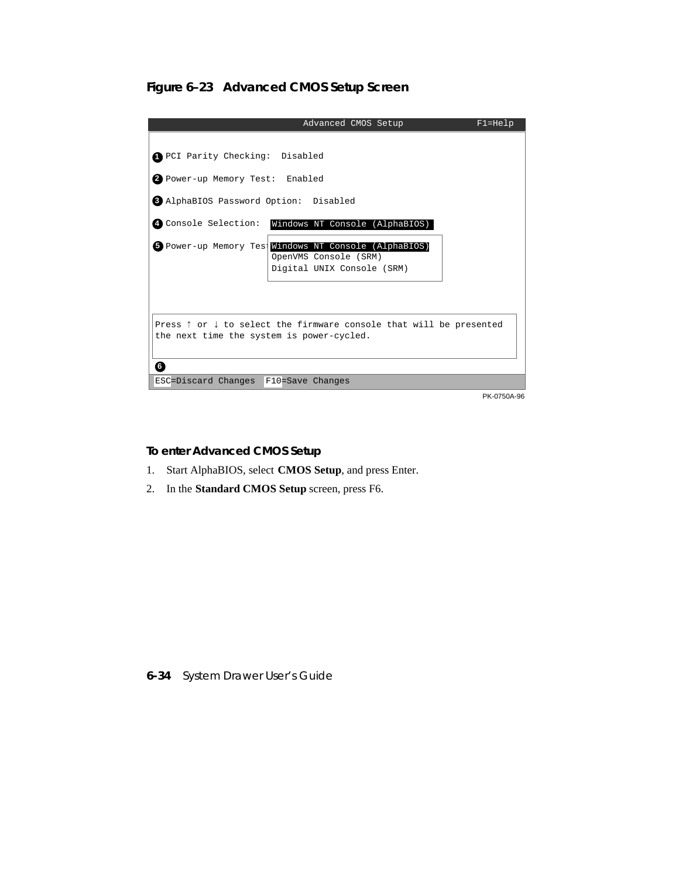**Figure 6–23 Advanced CMOS Setup Screen**

```
                          Advanced CMOS Setup                 F1=Help

❶ PCI Parity Checking:  Disabled

❷ Power-up Memory Test:  Enabled

❸ AlphaBIOS Password Option:  Disabled

❹ Console Selection:  Windows NT Console (AlphaBIOS)

❺ Power-up Memory Tes Windows NT Console (AlphaBIOS)
                      OpenVMS Console (SRM)
                      Digital UNIX Console (SRM)

 Press ↑ or ↓ to select the firmware console that will be presented
 the next time the system is power-cycled.

❻
ESC=Discard Changes  F10=Save Changes
```

PK-0750A-96

**To enter Advanced CMOS Setup**

1. Start AlphaBIOS, select **CMOS Setup**, and press Enter.
2. In the **Standard CMOS Setup** screen, press F6.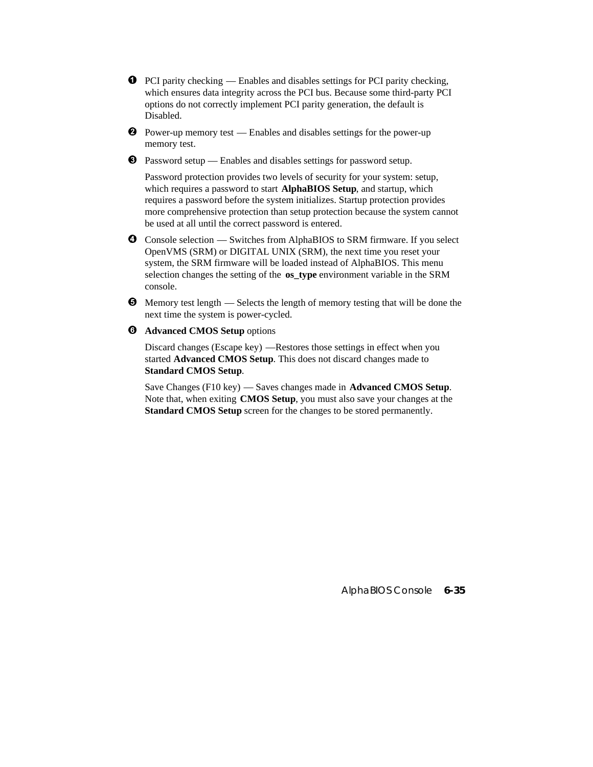❶ PCI parity checking — Enables and disables settings for PCI parity checking, which ensures data integrity across the PCI bus. Because some third-party PCI options do not correctly implement PCI parity generation, the default is Disabled.

❷ Power-up memory test — Enables and disables settings for the power-up memory test.

❸ Password setup — Enables and disables settings for password setup.

Password protection provides two levels of security for your system: setup, which requires a password to start **AlphaBIOS Setup**, and startup, which requires a password before the system initializes. Startup protection provides more comprehensive protection than setup protection because the system cannot be used at all until the correct password is entered.

❹ Console selection — Switches from AlphaBIOS to SRM firmware. If you select OpenVMS (SRM) or DIGITAL UNIX (SRM), the next time you reset your system, the SRM firmware will be loaded instead of AlphaBIOS. This menu selection changes the setting of the **os_type** environment variable in the SRM console.

❺ Memory test length — Selects the length of memory testing that will be done the next time the system is power-cycled.

❻ **Advanced CMOS Setup** options

Discard changes (Escape key) —Restores those settings in effect when you started **Advanced CMOS Setup**. This does not discard changes made to **Standard CMOS Setup**.

Save Changes (F10 key) — Saves changes made in **Advanced CMOS Setup**. Note that, when exiting **CMOS Setup**, you must also save your changes at the **Standard CMOS Setup** screen for the changes to be stored permanently.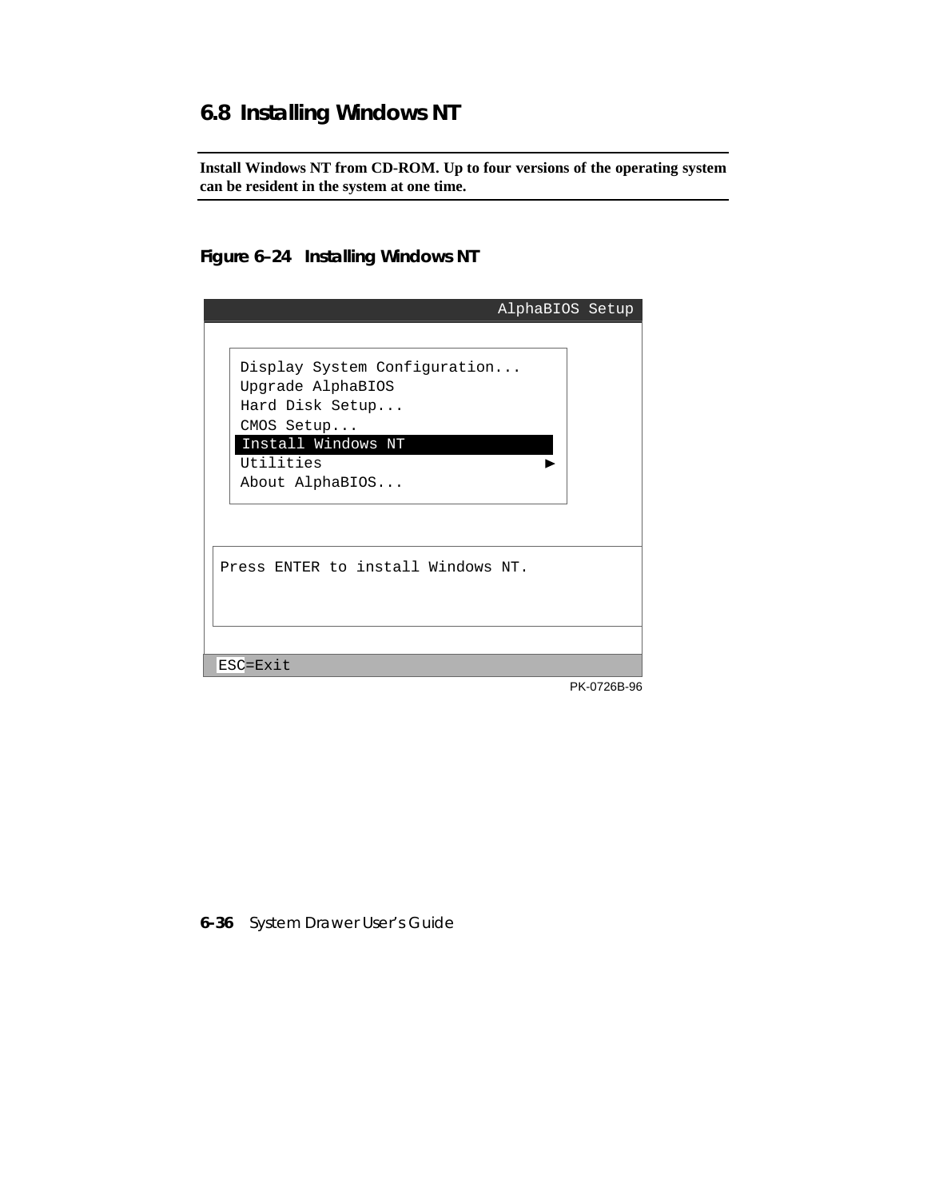## 6.8 Installing Windows NT

**Install Windows NT from CD-ROM. Up to four versions of the operating system can be resident in the system at one time.**

**Figure 6–24 Installing Windows NT**

```
                                              AlphaBIOS Setup

   Display System Configuration...
   Upgrade AlphaBIOS
   Hard Disk Setup...
   CMOS Setup...
   Install Windows NT
   Utilities                                  ►
   About AlphaBIOS...


 Press ENTER to install Windows NT.


 ESC=Exit
```

PK-0726B-96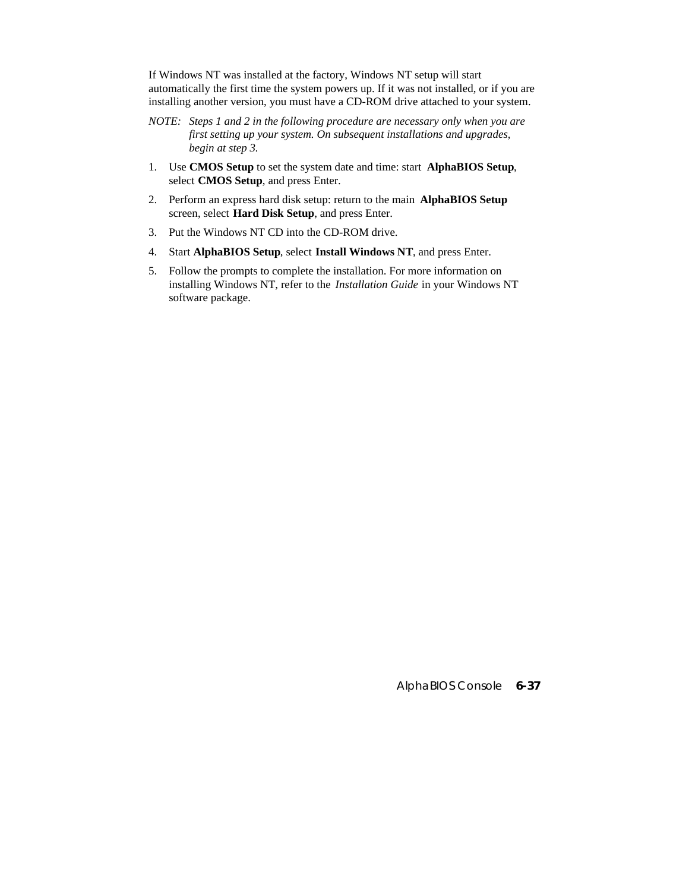If Windows NT was installed at the factory, Windows NT setup will start automatically the first time the system powers up. If it was not installed, or if you are installing another version, you must have a CD-ROM drive attached to your system.

*NOTE: Steps 1 and 2 in the following procedure are necessary only when you are first setting up your system. On subsequent installations and upgrades, begin at step 3.*

1. Use **CMOS Setup** to set the system date and time: start **AlphaBIOS Setup**, select **CMOS Setup**, and press Enter.
2. Perform an express hard disk setup: return to the main **AlphaBIOS Setup** screen, select **Hard Disk Setup**, and press Enter.
3. Put the Windows NT CD into the CD-ROM drive.
4. Start **AlphaBIOS Setup**, select **Install Windows NT**, and press Enter.
5. Follow the prompts to complete the installation. For more information on installing Windows NT, refer to the *Installation Guide* in your Windows NT software package.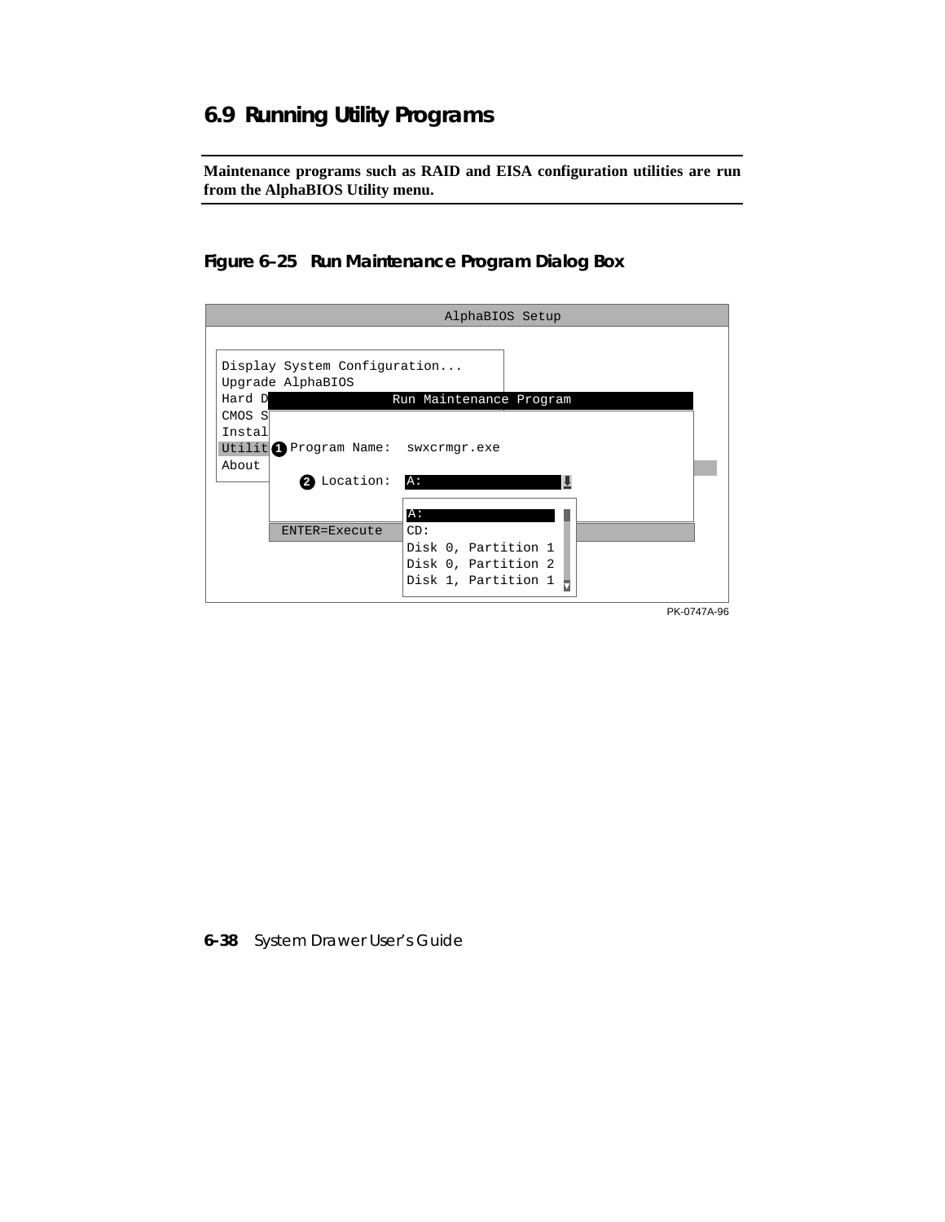## 6.9 Running Utility Programs

**Maintenance programs such as RAID and EISA configuration utilities are run from the AlphaBIOS Utility menu.**

### Figure 6–25 Run Maintenance Program Dialog Box

```
                          AlphaBIOS Setup

 Display System Configuration...
 Upgrade AlphaBIOS
 Hard D            Run Maintenance Program
 CMOS S
 Instal
 Utilit 1 Program Name:  swxcrmgr.exe
 About
          2 Location:  A:

                      A:
     ENTER=Execute    CD:
                      Disk 0, Partition 1
                      Disk 0, Partition 2
                      Disk 1, Partition 1
```

PK-0747A-96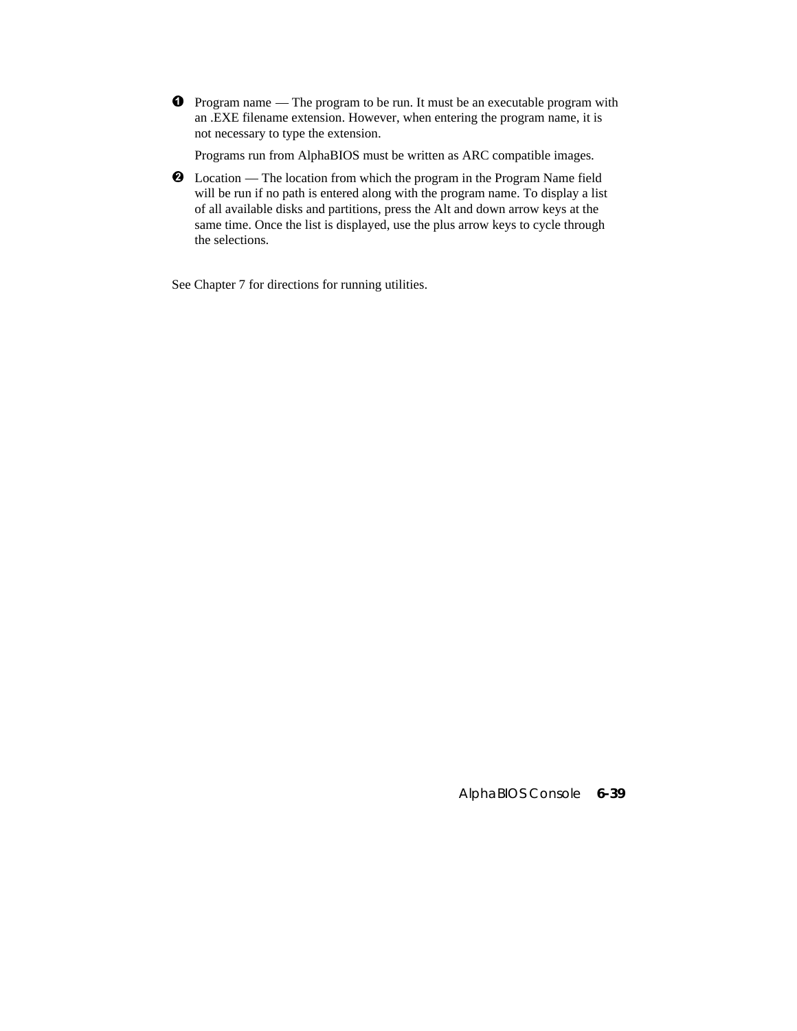❶ Program name — The program to be run. It must be an executable program with an .EXE filename extension. However, when entering the program name, it is not necessary to type the extension.

Programs run from AlphaBIOS must be written as ARC compatible images.

❷ Location — The location from which the program in the Program Name field will be run if no path is entered along with the program name. To display a list of all available disks and partitions, press the Alt and down arrow keys at the same time. Once the list is displayed, use the plus arrow keys to cycle through the selections.

See Chapter 7 for directions for running utilities.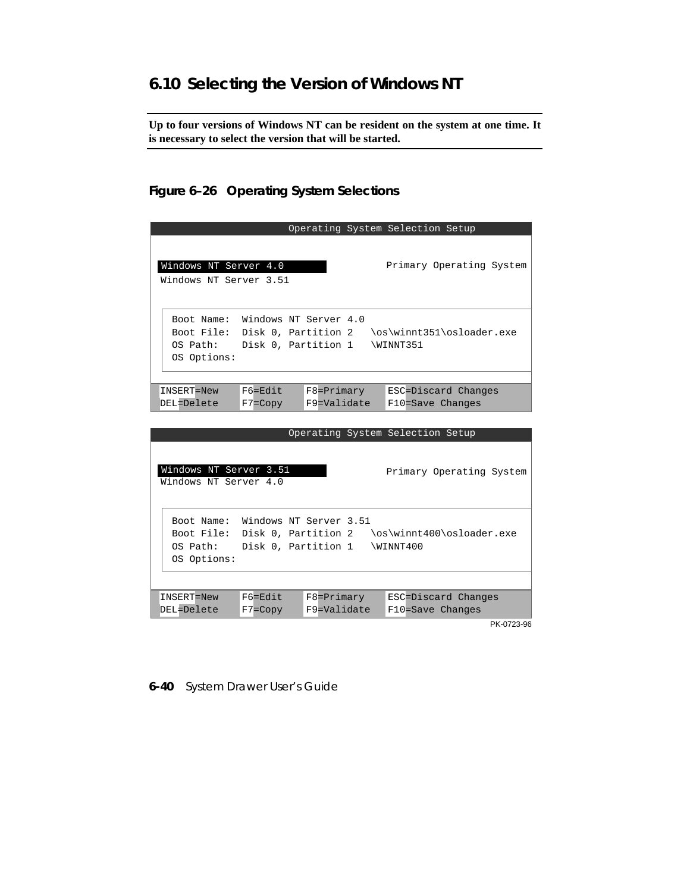## 6.10 Selecting the Version of Windows NT

**Up to four versions of Windows NT can be resident on the system at one time. It is necessary to select the version that will be started.**

#### Figure 6–26 Operating System Selections

```
                    Operating System Selection Setup


 Windows NT Server 4.0                          Primary Operating System
 Windows NT Server 3.51


   Boot Name:  Windows NT Server 4.0
   Boot File:  Disk 0, Partition 2   \os\winnt351\osloader.exe
   OS Path:    Disk 0, Partition 1   \WINNT351
   OS Options:


 INSERT=New    F6=Edit    F8=Primary    ESC=Discard Changes
 DEL=Delete    F7=Copy    F9=Validate   F10=Save Changes
```

```
                    Operating System Selection Setup


 Windows NT Server 3.51                         Primary Operating System
 Windows NT Server 4.0


   Boot Name:  Windows NT Server 3.51
   Boot File:  Disk 0, Partition 2   \os\winnt400\osloader.exe
   OS Path:    Disk 0, Partition 1   \WINNT400
   OS Options:


 INSERT=New    F6=Edit    F8=Primary    ESC=Discard Changes
 DEL=Delete    F7=Copy    F9=Validate   F10=Save Changes
```

PK-0723-96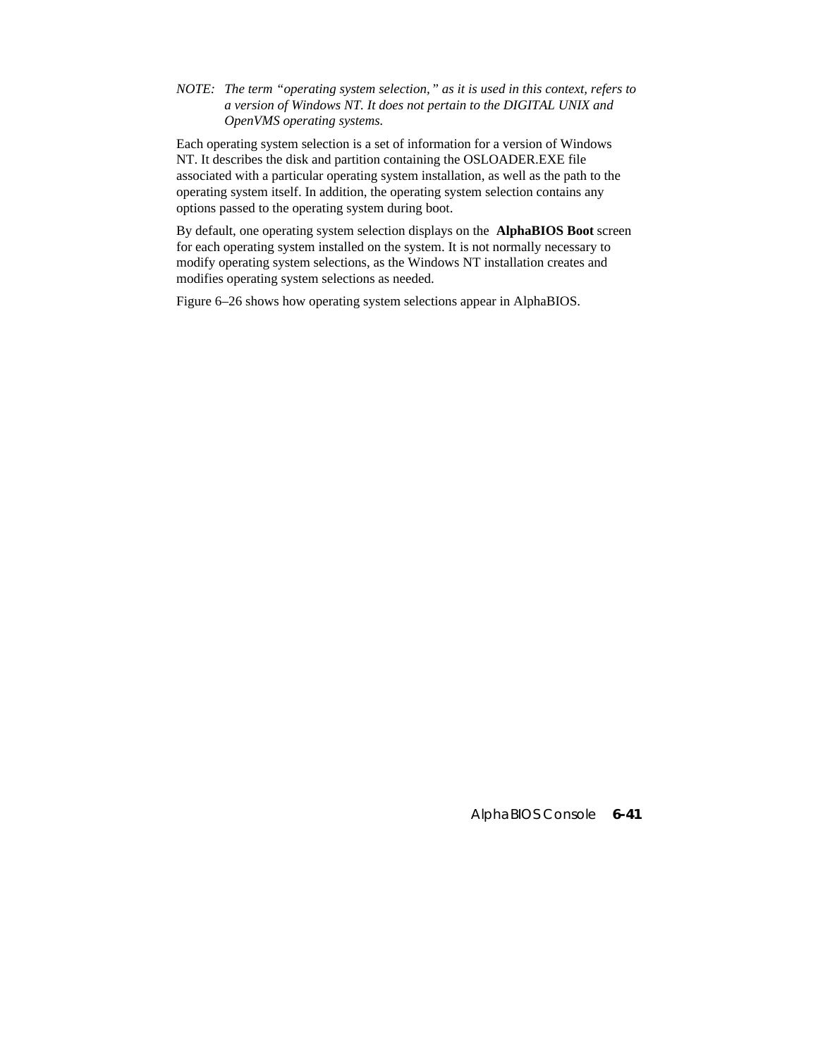*NOTE: The term "operating system selection," as it is used in this context, refers to a version of Windows NT. It does not pertain to the DIGITAL UNIX and OpenVMS operating systems.*

Each operating system selection is a set of information for a version of Windows NT. It describes the disk and partition containing the OSLOADER.EXE file associated with a particular operating system installation, as well as the path to the operating system itself. In addition, the operating system selection contains any options passed to the operating system during boot.

By default, one operating system selection displays on the **AlphaBIOS Boot** screen for each operating system installed on the system. It is not normally necessary to modify operating system selections, as the Windows NT installation creates and modifies operating system selections as needed.

Figure 6–26 shows how operating system selections appear in AlphaBIOS.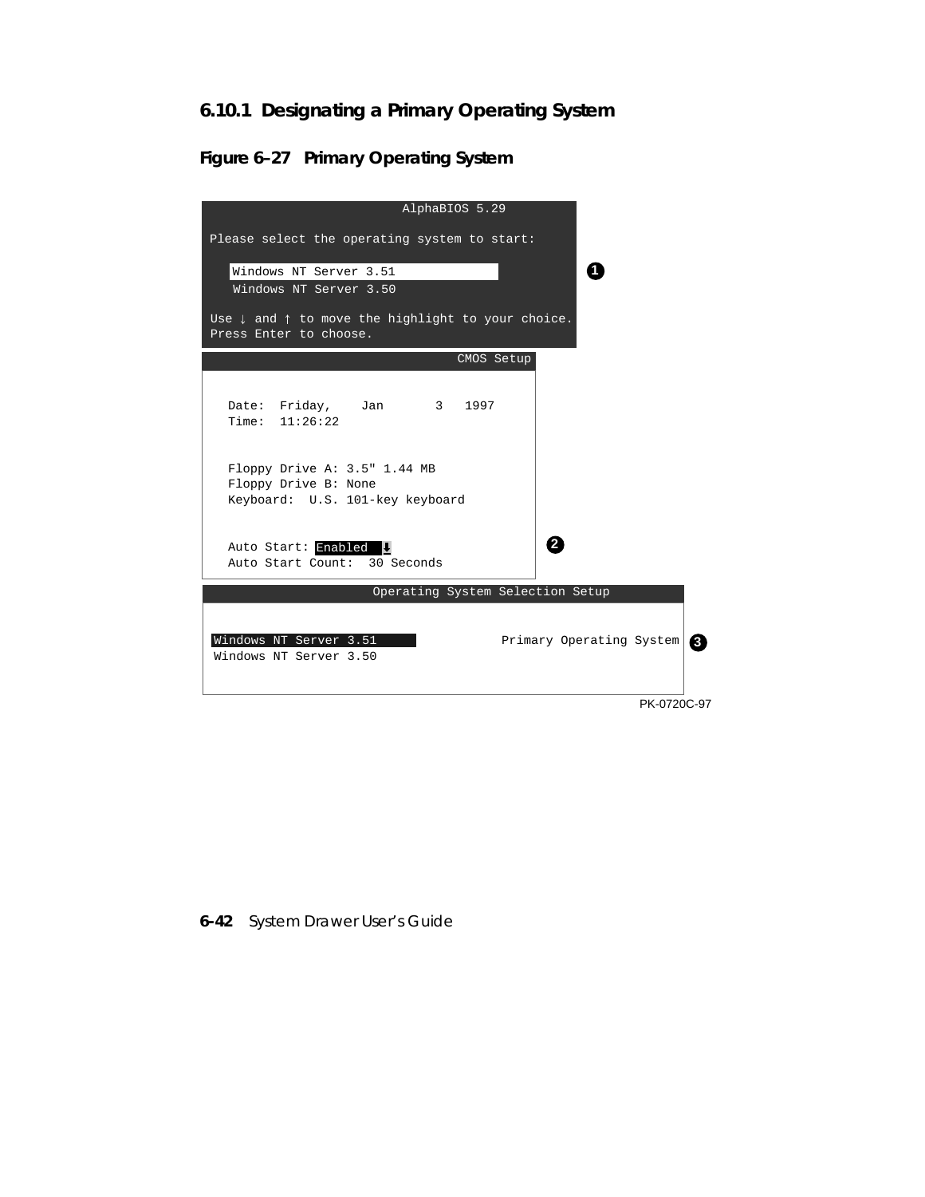### 6.10.1 Designating a Primary Operating System

**Figure 6–27 Primary Operating System**

```
                         AlphaBIOS 5.29

Please select the operating system to start:

   Windows NT Server 3.51                                    ❶
   Windows NT Server 3.50

Use ↓ and ↑ to move the highlight to your choice.
Press Enter to choose.
```

```
                                        CMOS Setup

  Date:  Friday,    Jan       3   1997
  Time:  11:26:22

  Floppy Drive A: 3.5" 1.44 MB
  Floppy Drive B: None
  Keyboard:  U.S. 101-key keyboard

  Auto Start: Enabled                                    ❷
  Auto Start Count:  30 Seconds
```

```
                    Operating System Selection Setup

 Windows NT Server 3.51               Primary Operating System   ❸
 Windows NT Server 3.50
```

PK-0720C-97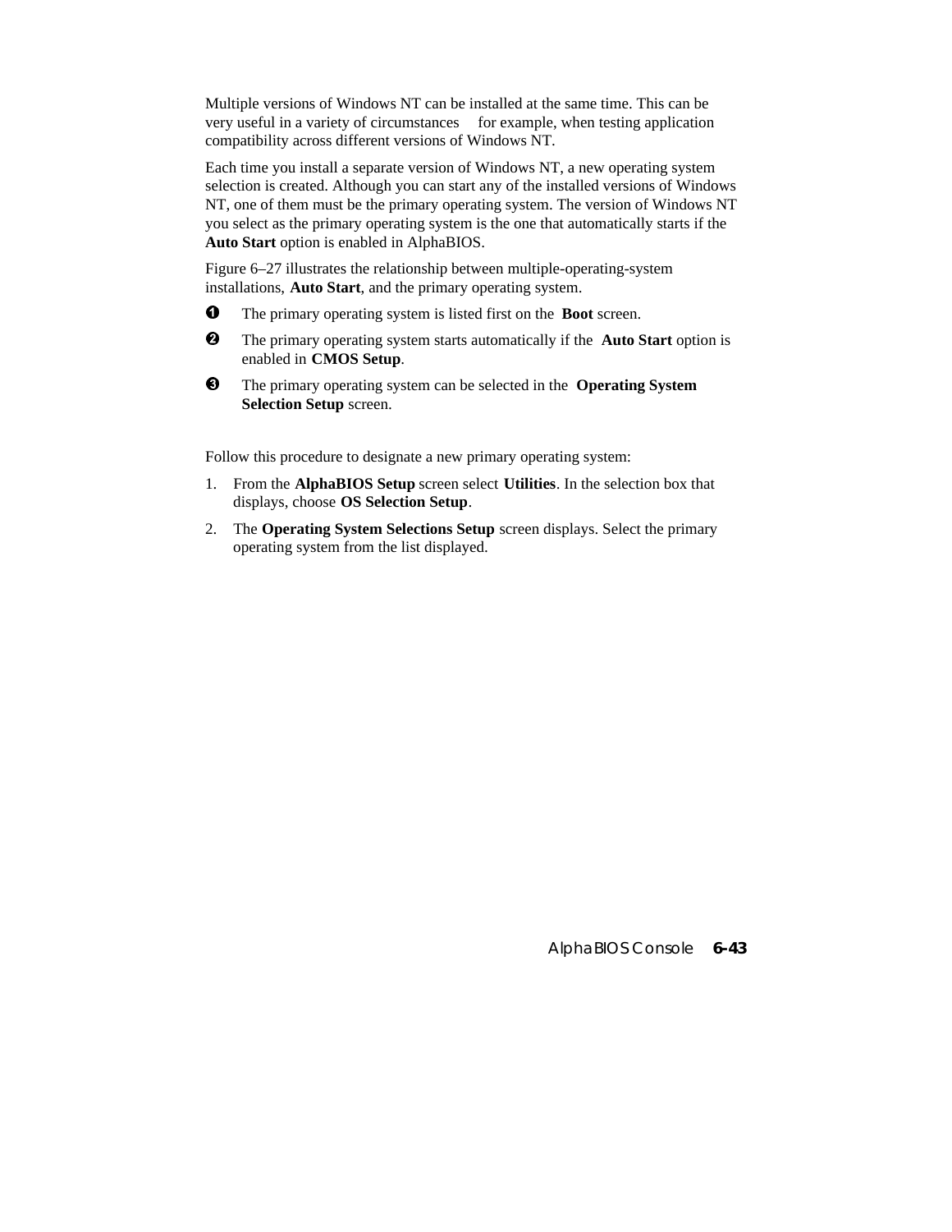Multiple versions of Windows NT can be installed at the same time. This can be very useful in a variety of circumstances for example, when testing application compatibility across different versions of Windows NT.

Each time you install a separate version of Windows NT, a new operating system selection is created. Although you can start any of the installed versions of Windows NT, one of them must be the primary operating system. The version of Windows NT you select as the primary operating system is the one that automatically starts if the **Auto Start** option is enabled in AlphaBIOS.

Figure 6–27 illustrates the relationship between multiple-operating-system installations, **Auto Start**, and the primary operating system.

❶ The primary operating system is listed first on the **Boot** screen.

❷ The primary operating system starts automatically if the **Auto Start** option is enabled in **CMOS Setup**.

❸ The primary operating system can be selected in the **Operating System Selection Setup** screen.

Follow this procedure to designate a new primary operating system:

1. From the **AlphaBIOS Setup** screen select **Utilities**. In the selection box that displays, choose **OS Selection Setup**.
2. The **Operating System Selections Setup** screen displays. Select the primary operating system from the list displayed.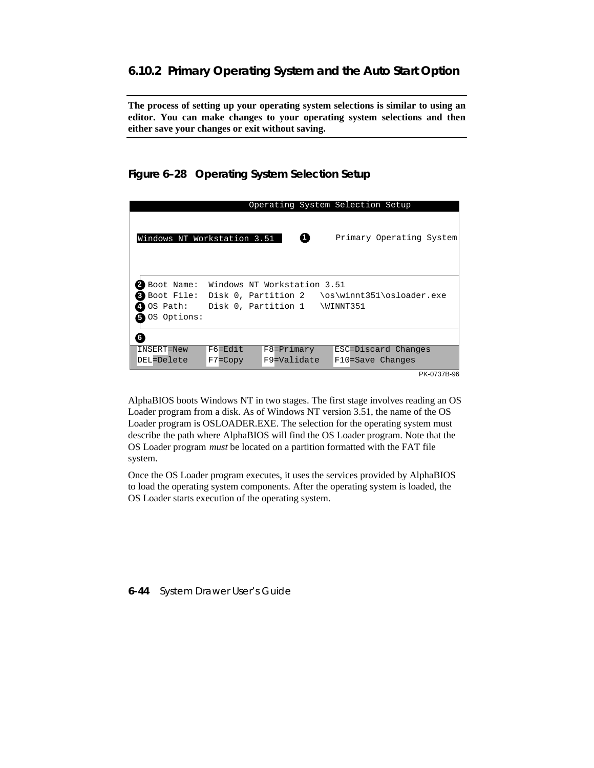### 6.10.2 Primary Operating System and the Auto Start Option

**The process of setting up your operating system selections is similar to using an editor. You can make changes to your operating system selections and then either save your changes or exit without saving.**

**Figure 6–28 Operating System Selection Setup**

```
                         Operating System Selection Setup

 Windows NT Workstation 3.51        ❶       Primary Operating System

❷ Boot Name:  Windows NT Workstation 3.51
❸ Boot File:  Disk 0, Partition 2   \os\winnt351\osloader.exe
❹ OS Path:    Disk 0, Partition 1   \WINNT351
❺ OS Options:

❻
 INSERT=New    F6=Edit    F8=Primary    ESC=Discard Changes
 DEL=Delete    F7=Copy    F9=Validate   F10=Save Changes
                                                        PK-0737B-96
```

AlphaBIOS boots Windows NT in two stages. The first stage involves reading an OS Loader program from a disk. As of Windows NT version 3.51, the name of the OS Loader program is OSLOADER.EXE. The selection for the operating system must describe the path where AlphaBIOS will find the OS Loader program. Note that the OS Loader program *must* be located on a partition formatted with the FAT file system.

Once the OS Loader program executes, it uses the services provided by AlphaBIOS to load the operating system components. After the operating system is loaded, the OS Loader starts execution of the operating system.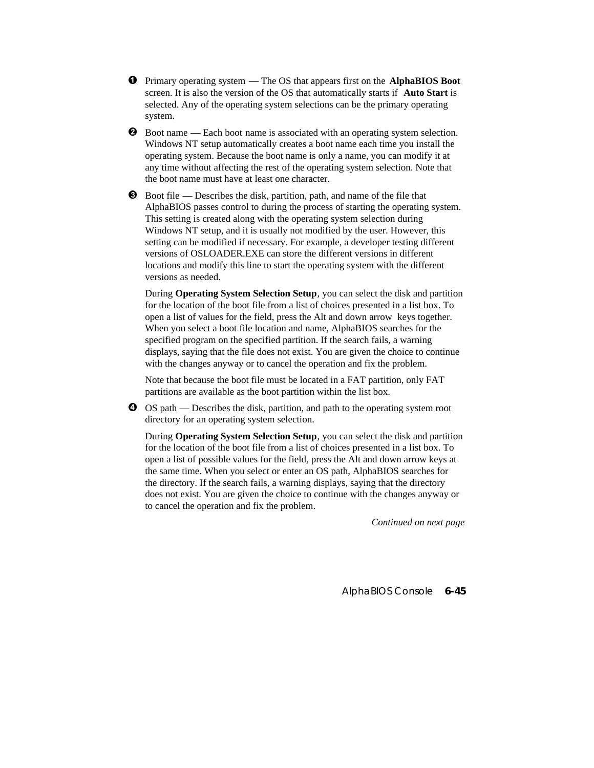❶ Primary operating system — The OS that appears first on the **AlphaBIOS Boot** screen. It is also the version of the OS that automatically starts if **Auto Start** is selected. Any of the operating system selections can be the primary operating system.

❷ Boot name — Each boot name is associated with an operating system selection. Windows NT setup automatically creates a boot name each time you install the operating system. Because the boot name is only a name, you can modify it at any time without affecting the rest of the operating system selection. Note that the boot name must have at least one character.

❸ Boot file — Describes the disk, partition, path, and name of the file that AlphaBIOS passes control to during the process of starting the operating system. This setting is created along with the operating system selection during Windows NT setup, and it is usually not modified by the user. However, this setting can be modified if necessary. For example, a developer testing different versions of OSLOADER.EXE can store the different versions in different locations and modify this line to start the operating system with the different versions as needed.

During **Operating System Selection Setup**, you can select the disk and partition for the location of the boot file from a list of choices presented in a list box. To open a list of values for the field, press the Alt and down arrow keys together. When you select a boot file location and name, AlphaBIOS searches for the specified program on the specified partition. If the search fails, a warning displays, saying that the file does not exist. You are given the choice to continue with the changes anyway or to cancel the operation and fix the problem.

Note that because the boot file must be located in a FAT partition, only FAT partitions are available as the boot partition within the list box.

❹ OS path — Describes the disk, partition, and path to the operating system root directory for an operating system selection.

During **Operating System Selection Setup**, you can select the disk and partition for the location of the boot file from a list of choices presented in a list box. To open a list of possible values for the field, press the Alt and down arrow keys at the same time. When you select or enter an OS path, AlphaBIOS searches for the directory. If the search fails, a warning displays, saying that the directory does not exist. You are given the choice to continue with the changes anyway or to cancel the operation and fix the problem.

*Continued on next page*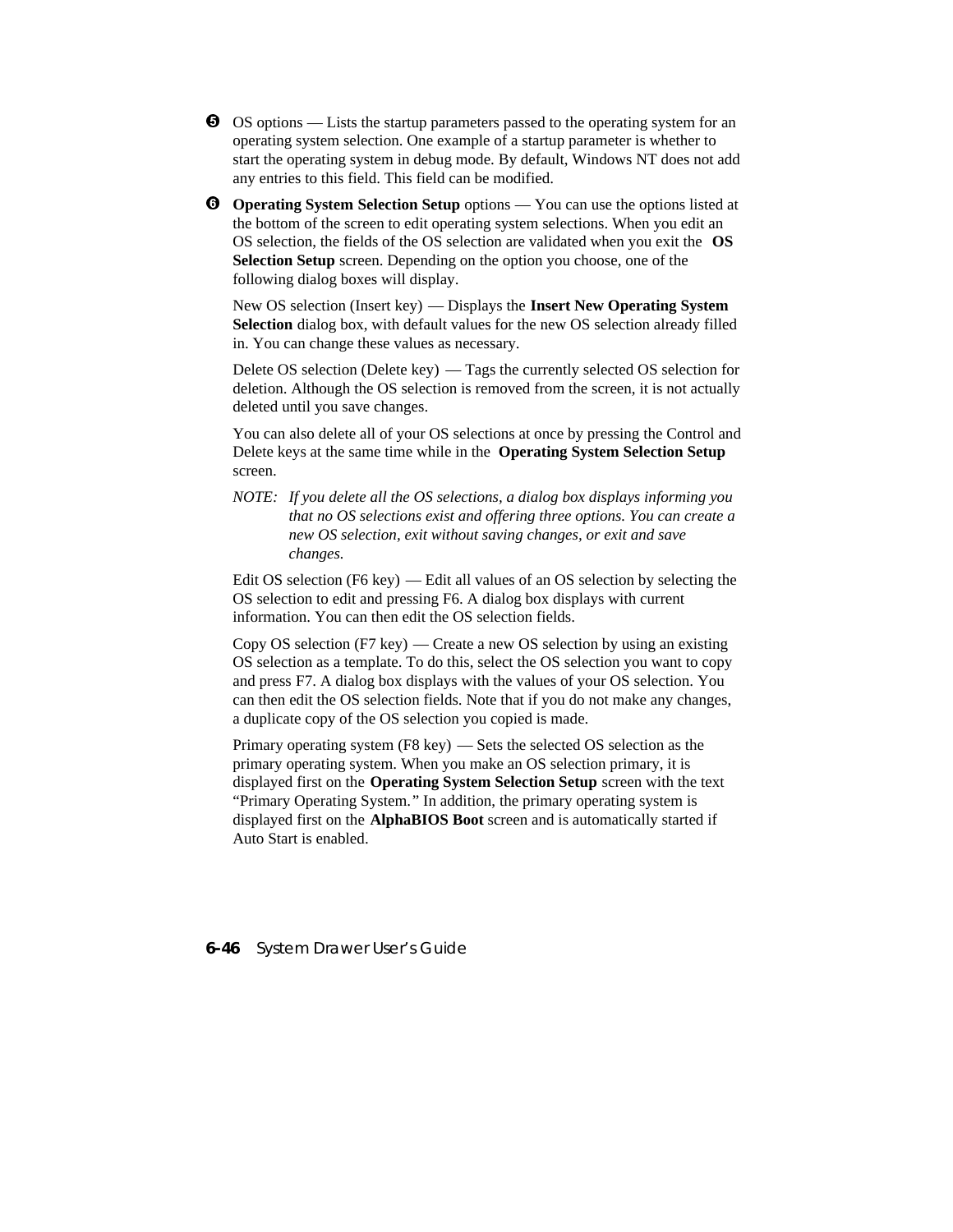❺ OS options — Lists the startup parameters passed to the operating system for an operating system selection. One example of a startup parameter is whether to start the operating system in debug mode. By default, Windows NT does not add any entries to this field. This field can be modified.

❻ **Operating System Selection Setup** options — You can use the options listed at the bottom of the screen to edit operating system selections. When you edit an OS selection, the fields of the OS selection are validated when you exit the **OS Selection Setup** screen. Depending on the option you choose, one of the following dialog boxes will display.

New OS selection (Insert key) — Displays the **Insert New Operating System Selection** dialog box, with default values for the new OS selection already filled in. You can change these values as necessary.

Delete OS selection (Delete key) — Tags the currently selected OS selection for deletion. Although the OS selection is removed from the screen, it is not actually deleted until you save changes.

You can also delete all of your OS selections at once by pressing the Control and Delete keys at the same time while in the **Operating System Selection Setup** screen.

*NOTE: If you delete all the OS selections, a dialog box displays informing you that no OS selections exist and offering three options. You can create a new OS selection, exit without saving changes, or exit and save changes.*

Edit OS selection (F6 key) — Edit all values of an OS selection by selecting the OS selection to edit and pressing F6. A dialog box displays with current information. You can then edit the OS selection fields.

Copy OS selection (F7 key) — Create a new OS selection by using an existing OS selection as a template. To do this, select the OS selection you want to copy and press F7. A dialog box displays with the values of your OS selection. You can then edit the OS selection fields. Note that if you do not make any changes, a duplicate copy of the OS selection you copied is made.

Primary operating system (F8 key) — Sets the selected OS selection as the primary operating system. When you make an OS selection primary, it is displayed first on the **Operating System Selection Setup** screen with the text "Primary Operating System." In addition, the primary operating system is displayed first on the **AlphaBIOS Boot** screen and is automatically started if Auto Start is enabled.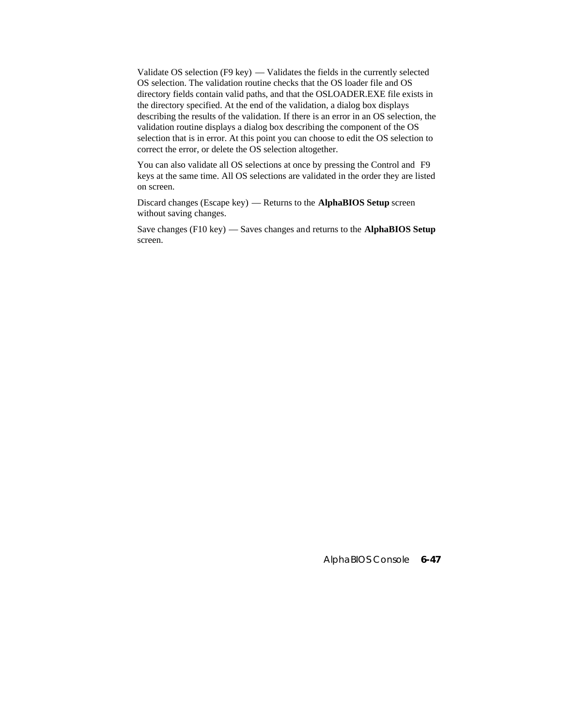Validate OS selection (F9 key) — Validates the fields in the currently selected OS selection. The validation routine checks that the OS loader file and OS directory fields contain valid paths, and that the OSLOADER.EXE file exists in the directory specified. At the end of the validation, a dialog box displays describing the results of the validation. If there is an error in an OS selection, the validation routine displays a dialog box describing the component of the OS selection that is in error. At this point you can choose to edit the OS selection to correct the error, or delete the OS selection altogether.

You can also validate all OS selections at once by pressing the Control and F9 keys at the same time. All OS selections are validated in the order they are listed on screen.

Discard changes (Escape key) — Returns to the **AlphaBIOS Setup** screen without saving changes.

Save changes (F10 key) — Saves changes and returns to the **AlphaBIOS Setup** screen.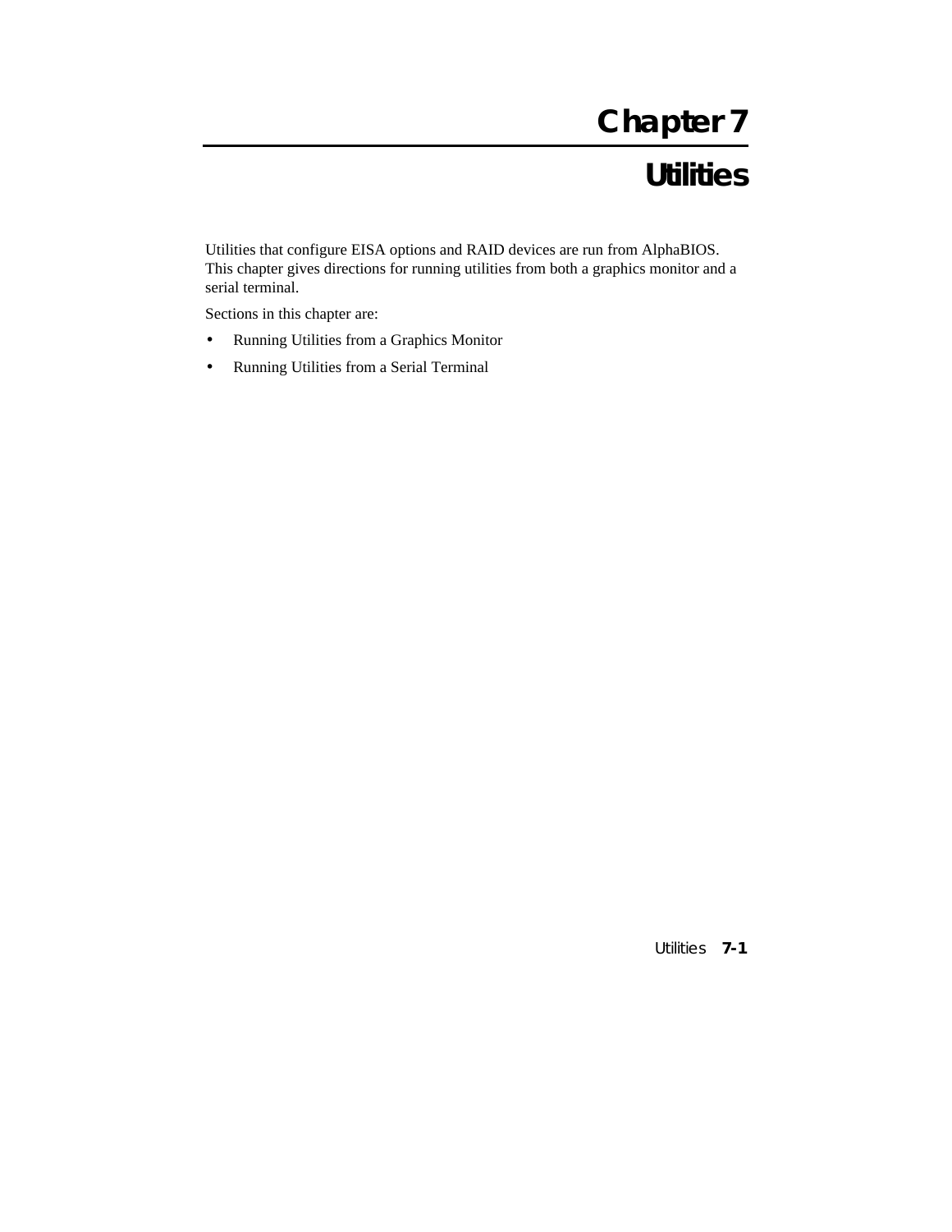# Chapter 7

# Utilities

Utilities that configure EISA options and RAID devices are run from AlphaBIOS. This chapter gives directions for running utilities from both a graphics monitor and a serial terminal.

Sections in this chapter are:

- Running Utilities from a Graphics Monitor
- Running Utilities from a Serial Terminal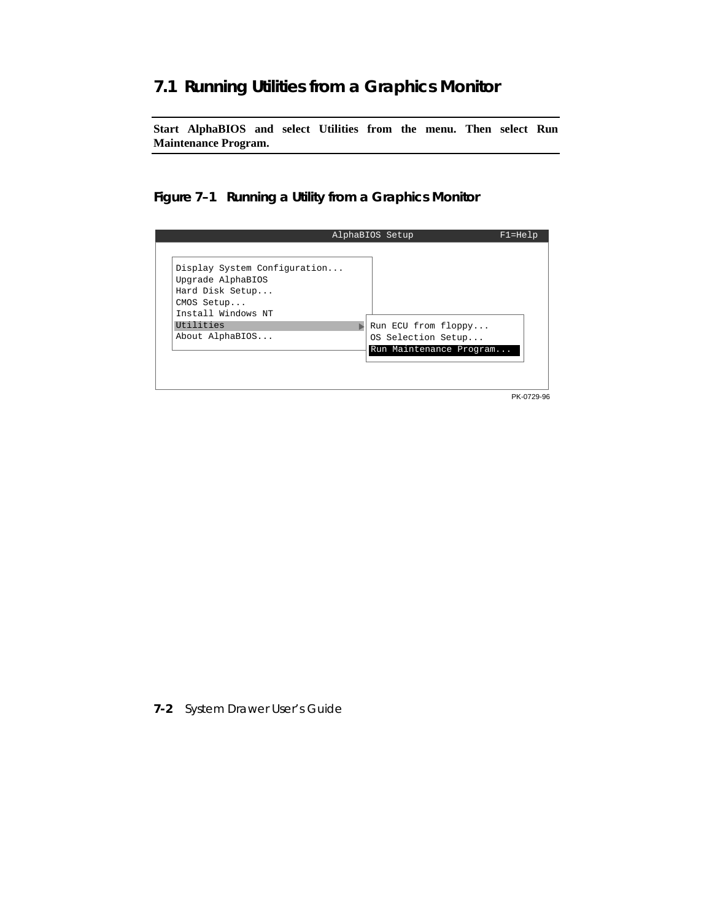## 7.1 Running Utilities from a Graphics Monitor

**Start AlphaBIOS and select Utilities from the menu. Then select Run Maintenance Program.**

### Figure 7–1 Running a Utility from a Graphics Monitor

```
AlphaBIOS Setup                                F1=Help

Display System Configuration...
Upgrade AlphaBIOS
Hard Disk Setup...
CMOS Setup...
Install Windows NT
Utilities                  ▶  Run ECU from floppy...
About AlphaBIOS...            OS Selection Setup...
                              Run Maintenance Program...
```

PK-0729-96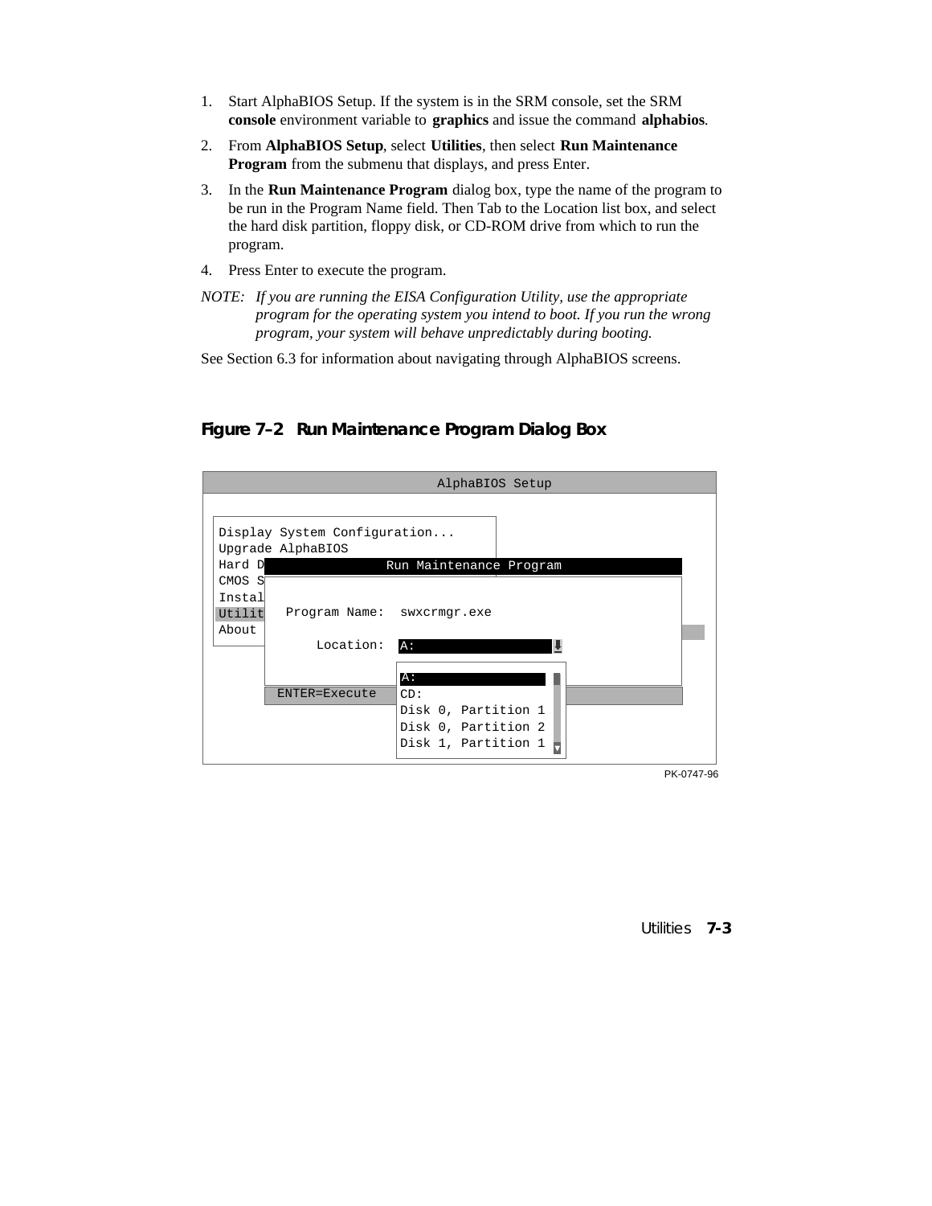1. Start AlphaBIOS Setup. If the system is in the SRM console, set the SRM **console** environment variable to **graphics** and issue the command **alphabios**.
2. From **AlphaBIOS Setup**, select **Utilities**, then select **Run Maintenance Program** from the submenu that displays, and press Enter.
3. In the **Run Maintenance Program** dialog box, type the name of the program to be run in the Program Name field. Then Tab to the Location list box, and select the hard disk partition, floppy disk, or CD-ROM drive from which to run the program.
4. Press Enter to execute the program.

*NOTE: If you are running the EISA Configuration Utility, use the appropriate program for the operating system you intend to boot. If you run the wrong program, your system will behave unpredictably during booting.*

See Section 6.3 for information about navigating through AlphaBIOS screens.

### Figure 7–2 Run Maintenance Program Dialog Box

```
                              AlphaBIOS Setup

 Display System Configuration...
 Upgrade AlphaBIOS
 Hard D               Run Maintenance Program
 CMOS S
 Instal
 Utilit   Program Name:  swxcrmgr.exe
 About
              Location:  A:
                         A:
        ENTER=Execute    CD:
                         Disk 0, Partition 1
                         Disk 0, Partition 2
                         Disk 1, Partition 1
```

PK-0747-96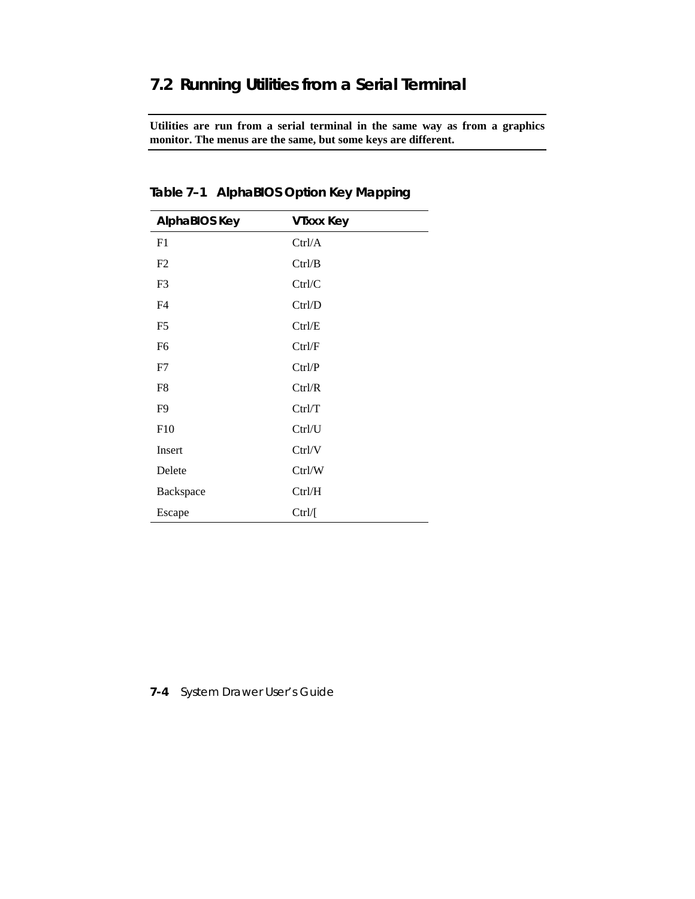## 7.2 Running Utilities from a Serial Terminal

**Utilities are run from a serial terminal in the same way as from a graphics monitor. The menus are the same, but some keys are different.**

**Table 7–1 AlphaBIOS Option Key Mapping**

| AlphaBIOS Key | VTxxx Key |
|---|---|
| F1 | Ctrl/A |
| F2 | Ctrl/B |
| F3 | Ctrl/C |
| F4 | Ctrl/D |
| F5 | Ctrl/E |
| F6 | Ctrl/F |
| F7 | Ctrl/P |
| F8 | Ctrl/R |
| F9 | Ctrl/T |
| F10 | Ctrl/U |
| Insert | Ctrl/V |
| Delete | Ctrl/W |
| Backspace | Ctrl/H |
| Escape | Ctrl/[ |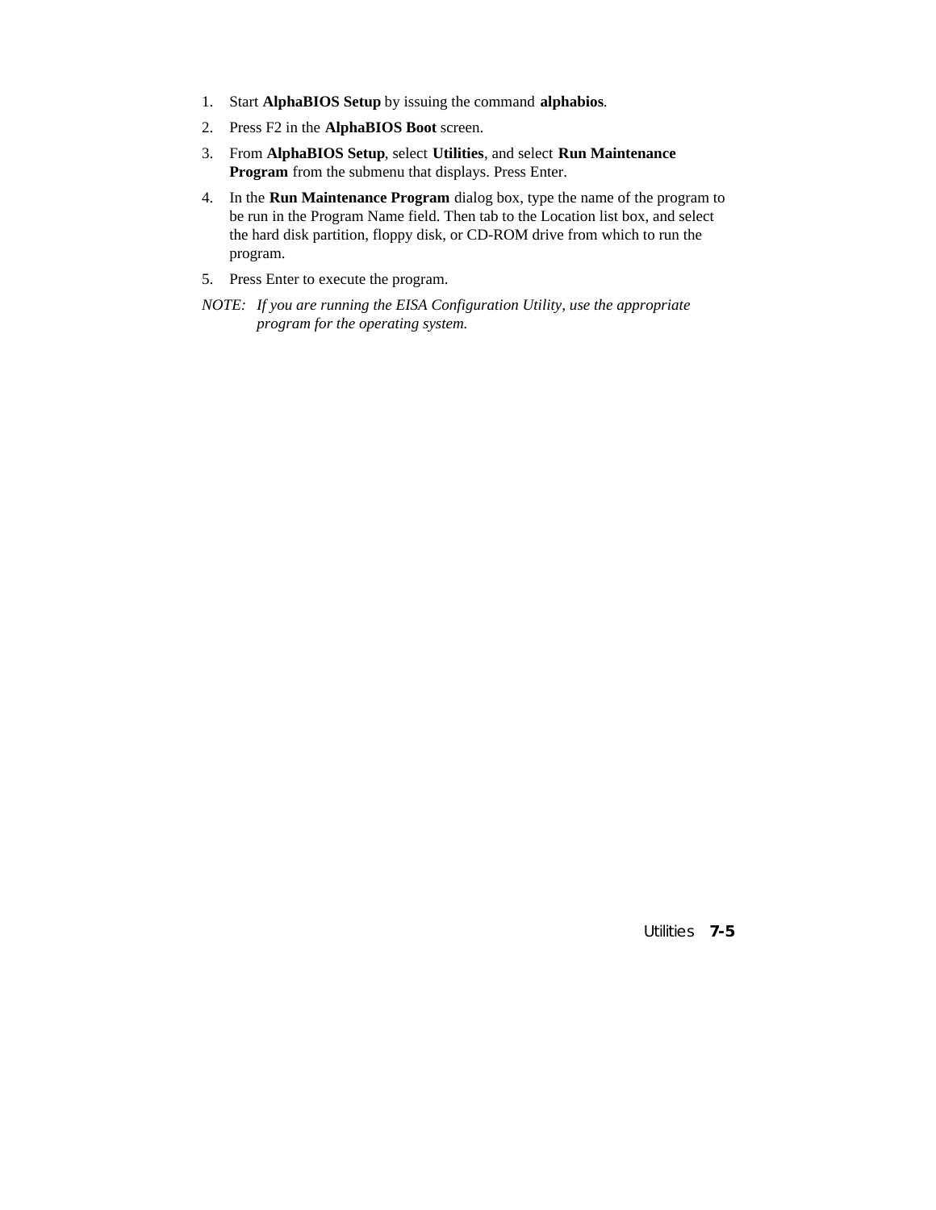1. Start **AlphaBIOS Setup** by issuing the command **alphabios**.
2. Press F2 in the **AlphaBIOS Boot** screen.
3. From **AlphaBIOS Setup**, select **Utilities**, and select **Run Maintenance Program** from the submenu that displays. Press Enter.
4. In the **Run Maintenance Program** dialog box, type the name of the program to be run in the Program Name field. Then tab to the Location list box, and select the hard disk partition, floppy disk, or CD-ROM drive from which to run the program.
5. Press Enter to execute the program.

*NOTE: If you are running the EISA Configuration Utility, use the appropriate program for the operating system.*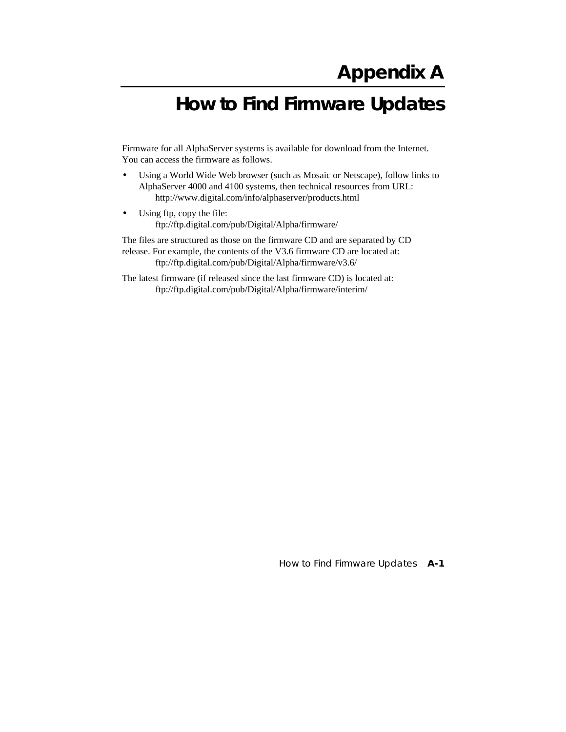# Appendix A

# How to Find Firmware Updates

Firmware for all AlphaServer systems is available for download from the Internet. You can access the firmware as follows.

- Using a World Wide Web browser (such as Mosaic or Netscape), follow links to AlphaServer 4000 and 4100 systems, then technical resources from URL:
  http://www.digital.com/info/alphaserver/products.html
- Using ftp, copy the file:
  ftp://ftp.digital.com/pub/Digital/Alpha/firmware/

The files are structured as those on the firmware CD and are separated by CD release. For example, the contents of the V3.6 firmware CD are located at:
ftp://ftp.digital.com/pub/Digital/Alpha/firmware/v3.6/

The latest firmware (if released since the last firmware CD) is located at:
ftp://ftp.digital.com/pub/Digital/Alpha/firmware/interim/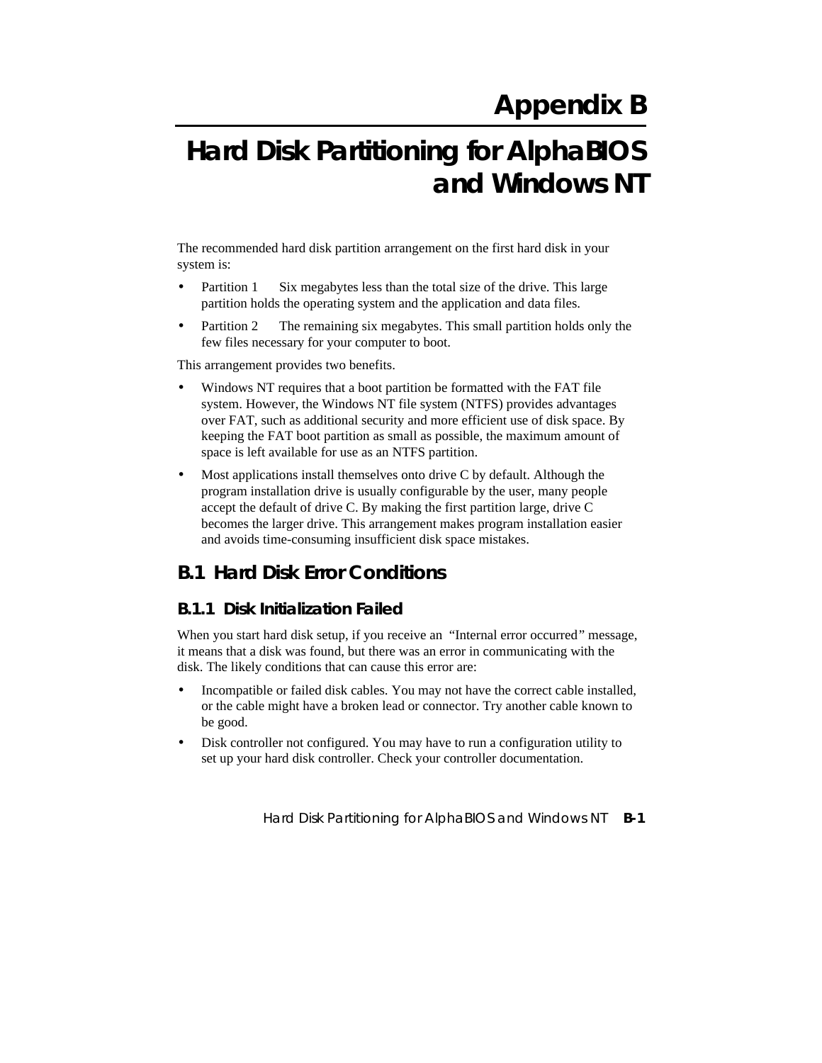# Appendix B

# Hard Disk Partitioning for AlphaBIOS and Windows NT

The recommended hard disk partition arrangement on the first hard disk in your system is:

- Partition 1 Six megabytes less than the total size of the drive. This large partition holds the operating system and the application and data files.
- Partition 2 The remaining six megabytes. This small partition holds only the few files necessary for your computer to boot.

This arrangement provides two benefits.

- Windows NT requires that a boot partition be formatted with the FAT file system. However, the Windows NT file system (NTFS) provides advantages over FAT, such as additional security and more efficient use of disk space. By keeping the FAT boot partition as small as possible, the maximum amount of space is left available for use as an NTFS partition.
- Most applications install themselves onto drive C by default. Although the program installation drive is usually configurable by the user, many people accept the default of drive C. By making the first partition large, drive C becomes the larger drive. This arrangement makes program installation easier and avoids time-consuming insufficient disk space mistakes.

## B.1 Hard Disk Error Conditions

### B.1.1 Disk Initialization Failed

When you start hard disk setup, if you receive an "Internal error occurred" message, it means that a disk was found, but there was an error in communicating with the disk. The likely conditions that can cause this error are:

- Incompatible or failed disk cables. You may not have the correct cable installed, or the cable might have a broken lead or connector. Try another cable known to be good.
- Disk controller not configured. You may have to run a configuration utility to set up your hard disk controller. Check your controller documentation.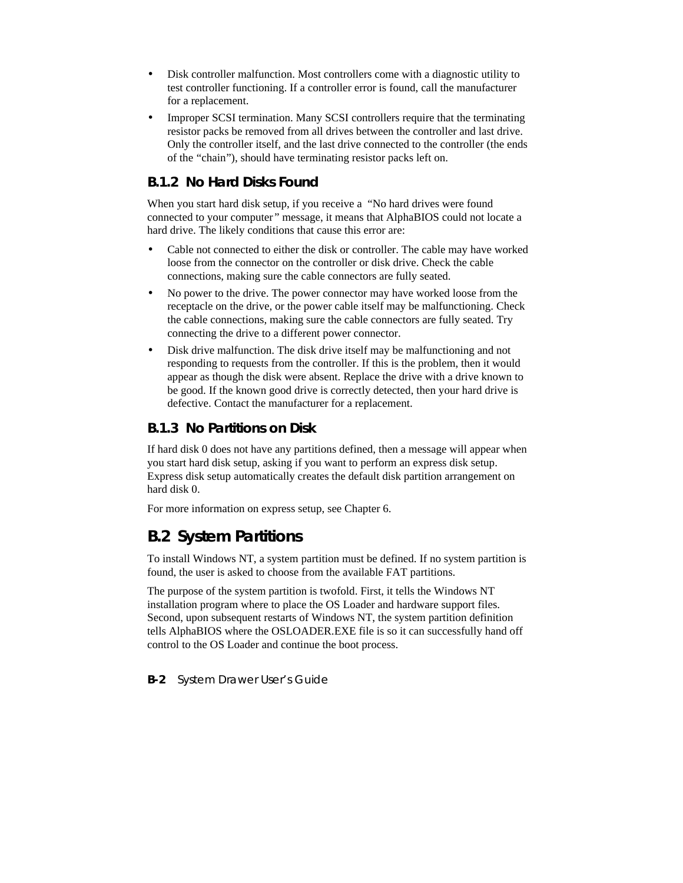- Disk controller malfunction. Most controllers come with a diagnostic utility to test controller functioning. If a controller error is found, call the manufacturer for a replacement.
- Improper SCSI termination. Many SCSI controllers require that the terminating resistor packs be removed from all drives between the controller and last drive. Only the controller itself, and the last drive connected to the controller (the ends of the “chain”), should have terminating resistor packs left on.

### B.1.2 No Hard Disks Found

When you start hard disk setup, if you receive a “No hard drives were found connected to your computer” message, it means that AlphaBIOS could not locate a hard drive. The likely conditions that cause this error are:

- Cable not connected to either the disk or controller. The cable may have worked loose from the connector on the controller or disk drive. Check the cable connections, making sure the cable connectors are fully seated.
- No power to the drive. The power connector may have worked loose from the receptacle on the drive, or the power cable itself may be malfunctioning. Check the cable connections, making sure the cable connectors are fully seated. Try connecting the drive to a different power connector.
- Disk drive malfunction. The disk drive itself may be malfunctioning and not responding to requests from the controller. If this is the problem, then it would appear as though the disk were absent. Replace the drive with a drive known to be good. If the known good drive is correctly detected, then your hard drive is defective. Contact the manufacturer for a replacement.

### B.1.3 No Partitions on Disk

If hard disk 0 does not have any partitions defined, then a message will appear when you start hard disk setup, asking if you want to perform an express disk setup. Express disk setup automatically creates the default disk partition arrangement on hard disk 0.

For more information on express setup, see Chapter 6.

## B.2 System Partitions

To install Windows NT, a system partition must be defined. If no system partition is found, the user is asked to choose from the available FAT partitions.

The purpose of the system partition is twofold. First, it tells the Windows NT installation program where to place the OS Loader and hardware support files. Second, upon subsequent restarts of Windows NT, the system partition definition tells AlphaBIOS where the OSLOADER.EXE file is so it can successfully hand off control to the OS Loader and continue the boot process.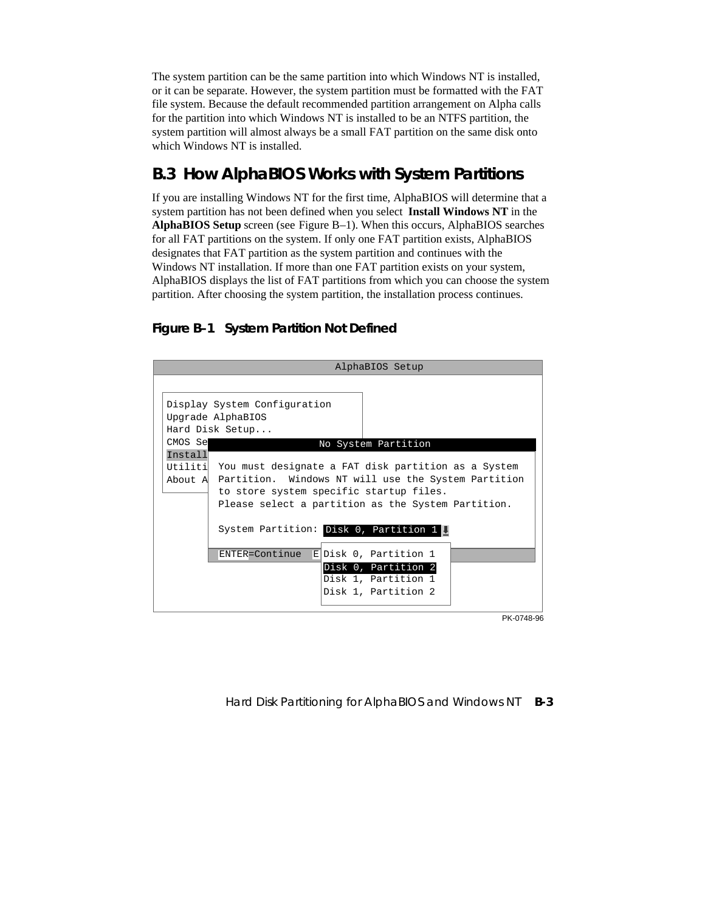The system partition can be the same partition into which Windows NT is installed, or it can be separate. However, the system partition must be formatted with the FAT file system. Because the default recommended partition arrangement on Alpha calls for the partition into which Windows NT is installed to be an NTFS partition, the system partition will almost always be a small FAT partition on the same disk onto which Windows NT is installed.

## B.3 How AlphaBIOS Works with System Partitions

If you are installing Windows NT for the first time, AlphaBIOS will determine that a system partition has not been defined when you select **Install Windows NT** in the **AlphaBIOS Setup** screen (see Figure B–1). When this occurs, AlphaBIOS searches for all FAT partitions on the system. If only one FAT partition exists, AlphaBIOS designates that FAT partition as the system partition and continues with the Windows NT installation. If more than one FAT partition exists on your system, AlphaBIOS displays the list of FAT partitions from which you can choose the system partition. After choosing the system partition, the installation process continues.

**Figure B–1 System Partition Not Defined**

```
                              AlphaBIOS Setup

 Display System Configuration
 Upgrade AlphaBIOS
 Hard Disk Setup...
 CMOS Se                  No System Partition
 Install
 Utiliti  You must designate a FAT disk partition as a System
 About A  Partition.  Windows NT will use the System Partition
          to store system specific startup files.
          Please select a partition as the System Partition.

          System Partition: Disk 0, Partition 1

          ENTER=Continue  E Disk 0, Partition 1
                            Disk 0, Partition 2
                            Disk 1, Partition 1
                            Disk 1, Partition 2
```

PK-0748-96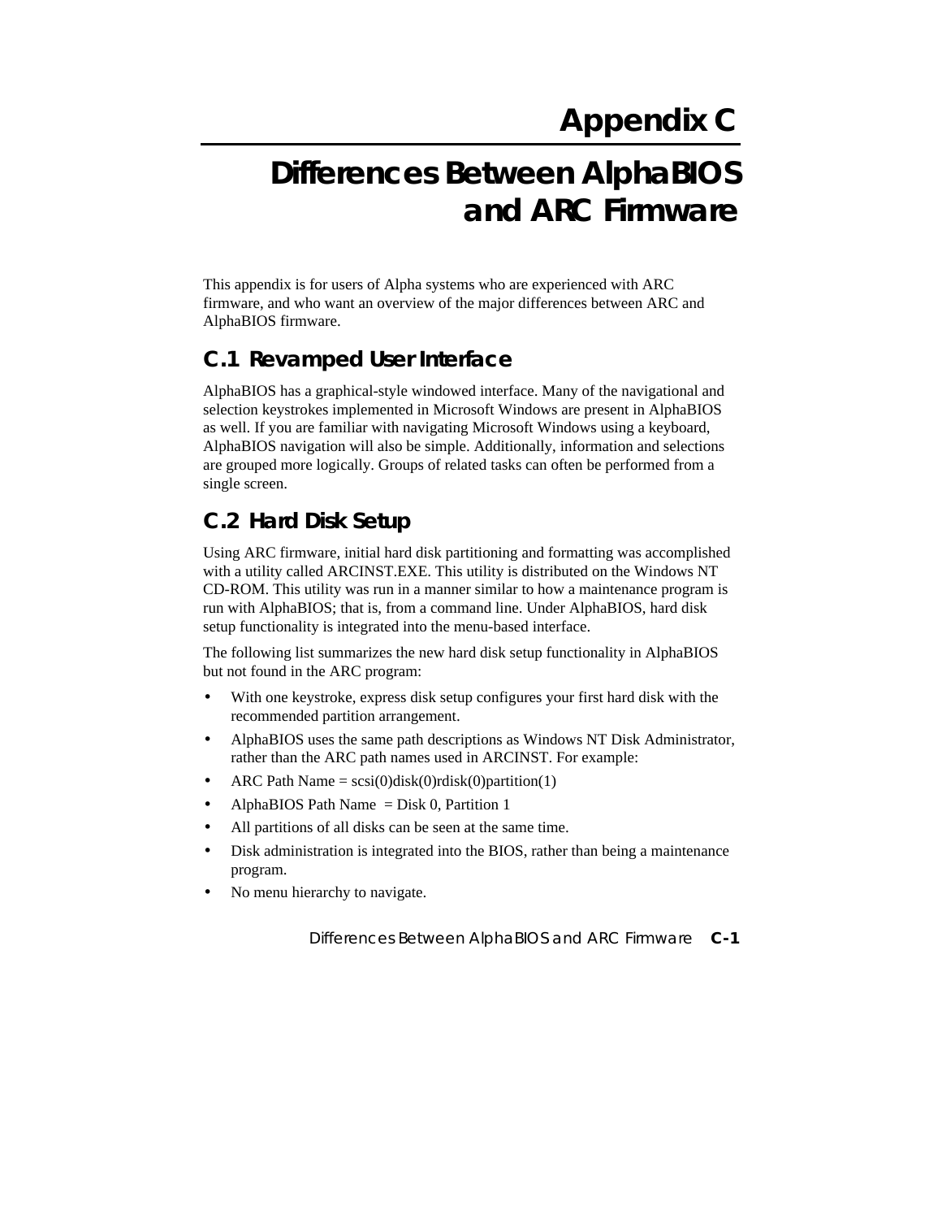# Appendix C

# Differences Between AlphaBIOS and ARC Firmware

This appendix is for users of Alpha systems who are experienced with ARC firmware, and who want an overview of the major differences between ARC and AlphaBIOS firmware.

## C.1 Revamped User Interface

AlphaBIOS has a graphical-style windowed interface. Many of the navigational and selection keystrokes implemented in Microsoft Windows are present in AlphaBIOS as well. If you are familiar with navigating Microsoft Windows using a keyboard, AlphaBIOS navigation will also be simple. Additionally, information and selections are grouped more logically. Groups of related tasks can often be performed from a single screen.

## C.2 Hard Disk Setup

Using ARC firmware, initial hard disk partitioning and formatting was accomplished with a utility called ARCINST.EXE. This utility is distributed on the Windows NT CD-ROM. This utility was run in a manner similar to how a maintenance program is run with AlphaBIOS; that is, from a command line. Under AlphaBIOS, hard disk setup functionality is integrated into the menu-based interface.

The following list summarizes the new hard disk setup functionality in AlphaBIOS but not found in the ARC program:

- With one keystroke, express disk setup configures your first hard disk with the recommended partition arrangement.
- AlphaBIOS uses the same path descriptions as Windows NT Disk Administrator, rather than the ARC path names used in ARCINST. For example:
- ARC Path Name = scsi(0)disk(0)rdisk(0)partition(1)
- AlphaBIOS Path Name = Disk 0, Partition 1
- All partitions of all disks can be seen at the same time.
- Disk administration is integrated into the BIOS, rather than being a maintenance program.
- No menu hierarchy to navigate.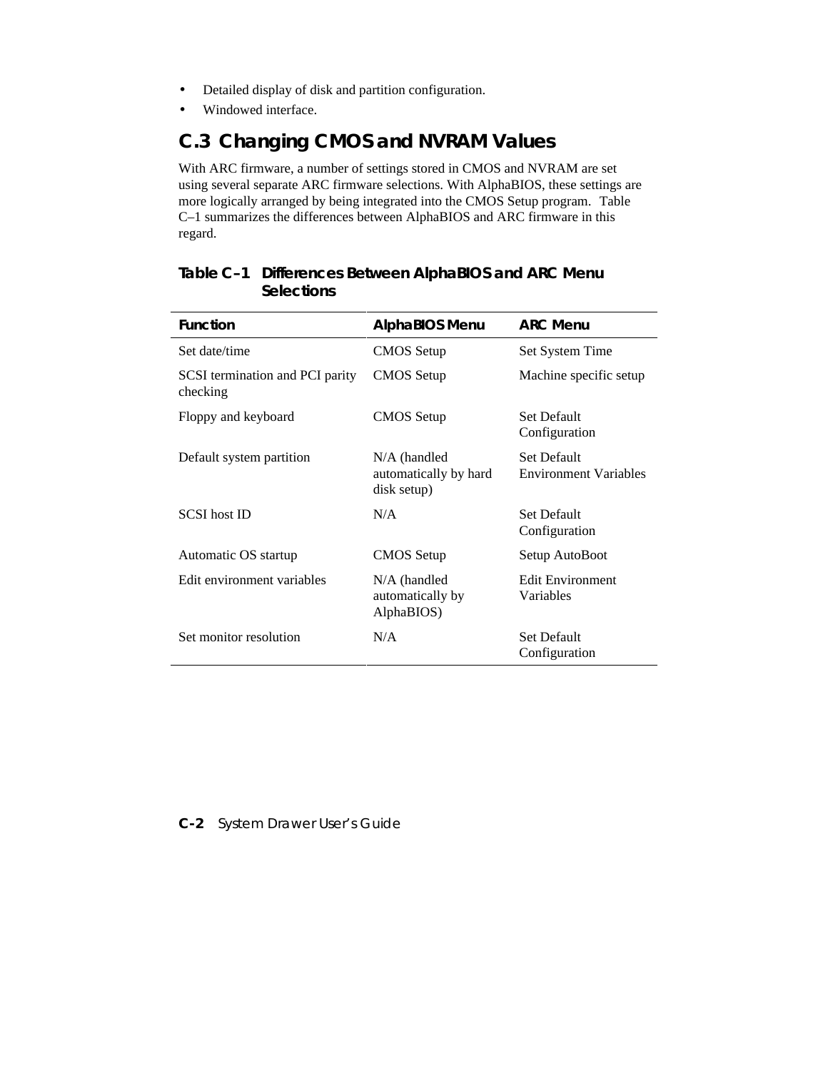- Detailed display of disk and partition configuration.
- Windowed interface.

## C.3 Changing CMOS and NVRAM Values

With ARC firmware, a number of settings stored in CMOS and NVRAM are set using several separate ARC firmware selections. With AlphaBIOS, these settings are more logically arranged by being integrated into the CMOS Setup program. Table C–1 summarizes the differences between AlphaBIOS and ARC firmware in this regard.

**Table C–1 Differences Between AlphaBIOS and ARC Menu Selections**

| Function | AlphaBIOS Menu | ARC Menu |
|---|---|---|
| Set date/time | CMOS Setup | Set System Time |
| SCSI termination and PCI parity checking | CMOS Setup | Machine specific setup |
| Floppy and keyboard | CMOS Setup | Set Default Configuration |
| Default system partition | N/A (handled automatically by hard disk setup) | Set Default Environment Variables |
| SCSI host ID | N/A | Set Default Configuration |
| Automatic OS startup | CMOS Setup | Setup AutoBoot |
| Edit environment variables | N/A (handled automatically by AlphaBIOS) | Edit Environment Variables |
| Set monitor resolution | N/A | Set Default Configuration |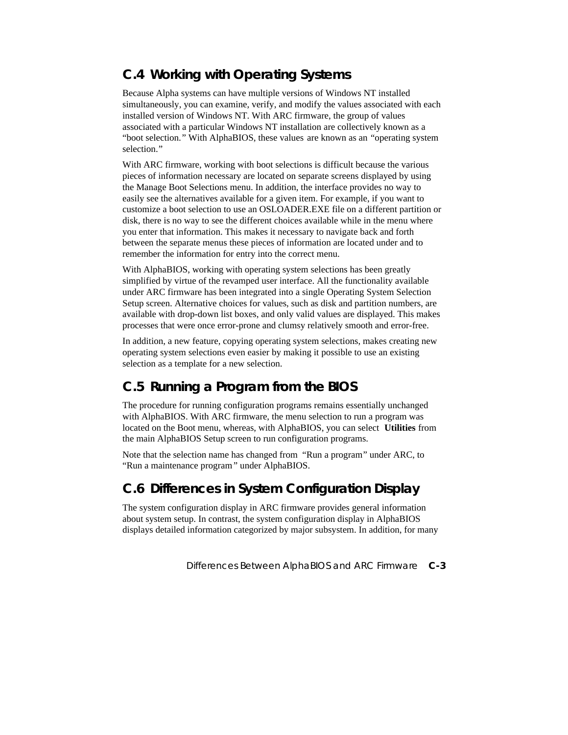## C.4 Working with Operating Systems

Because Alpha systems can have multiple versions of Windows NT installed simultaneously, you can examine, verify, and modify the values associated with each installed version of Windows NT. With ARC firmware, the group of values associated with a particular Windows NT installation are collectively known as a "boot selection." With AlphaBIOS, these values are known as an "operating system selection."

With ARC firmware, working with boot selections is difficult because the various pieces of information necessary are located on separate screens displayed by using the Manage Boot Selections menu. In addition, the interface provides no way to easily see the alternatives available for a given item. For example, if you want to customize a boot selection to use an OSLOADER.EXE file on a different partition or disk, there is no way to see the different choices available while in the menu where you enter that information. This makes it necessary to navigate back and forth between the separate menus these pieces of information are located under and to remember the information for entry into the correct menu.

With AlphaBIOS, working with operating system selections has been greatly simplified by virtue of the revamped user interface. All the functionality available under ARC firmware has been integrated into a single Operating System Selection Setup screen. Alternative choices for values, such as disk and partition numbers, are available with drop-down list boxes, and only valid values are displayed. This makes processes that were once error-prone and clumsy relatively smooth and error-free.

In addition, a new feature, copying operating system selections, makes creating new operating system selections even easier by making it possible to use an existing selection as a template for a new selection.

## C.5 Running a Program from the BIOS

The procedure for running configuration programs remains essentially unchanged with AlphaBIOS. With ARC firmware, the menu selection to run a program was located on the Boot menu, whereas, with AlphaBIOS, you can select **Utilities** from the main AlphaBIOS Setup screen to run configuration programs.

Note that the selection name has changed from "Run a program" under ARC, to "Run a maintenance program" under AlphaBIOS.

## C.6 Differences in System Configuration Display

The system configuration display in ARC firmware provides general information about system setup. In contrast, the system configuration display in AlphaBIOS displays detailed information categorized by major subsystem. In addition, for many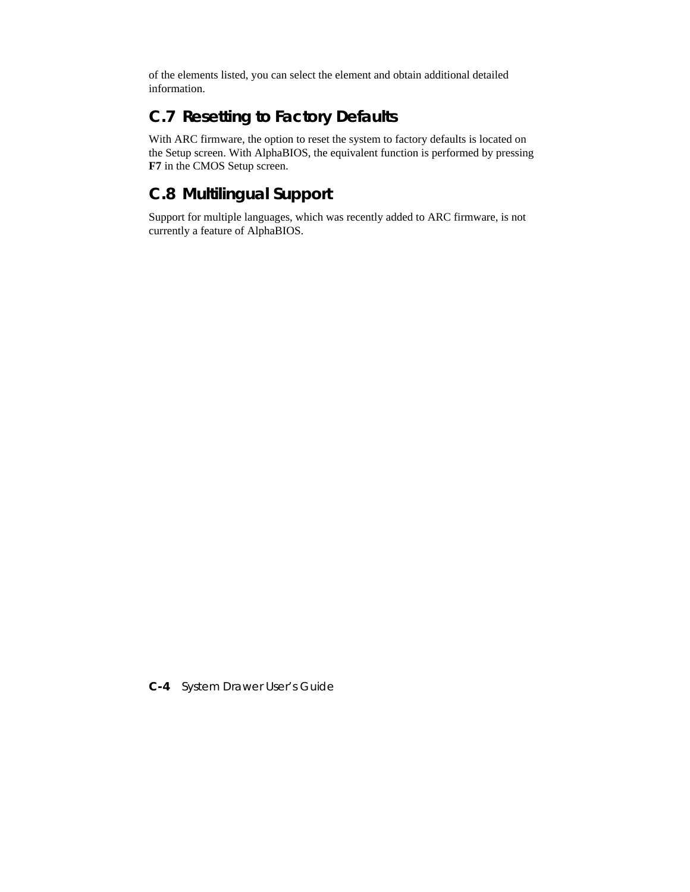of the elements listed, you can select the element and obtain additional detailed information.

## C.7 Resetting to Factory Defaults

With ARC firmware, the option to reset the system to factory defaults is located on the Setup screen. With AlphaBIOS, the equivalent function is performed by pressing **F7** in the CMOS Setup screen.

## C.8 Multilingual Support

Support for multiple languages, which was recently added to ARC firmware, is not currently a feature of AlphaBIOS.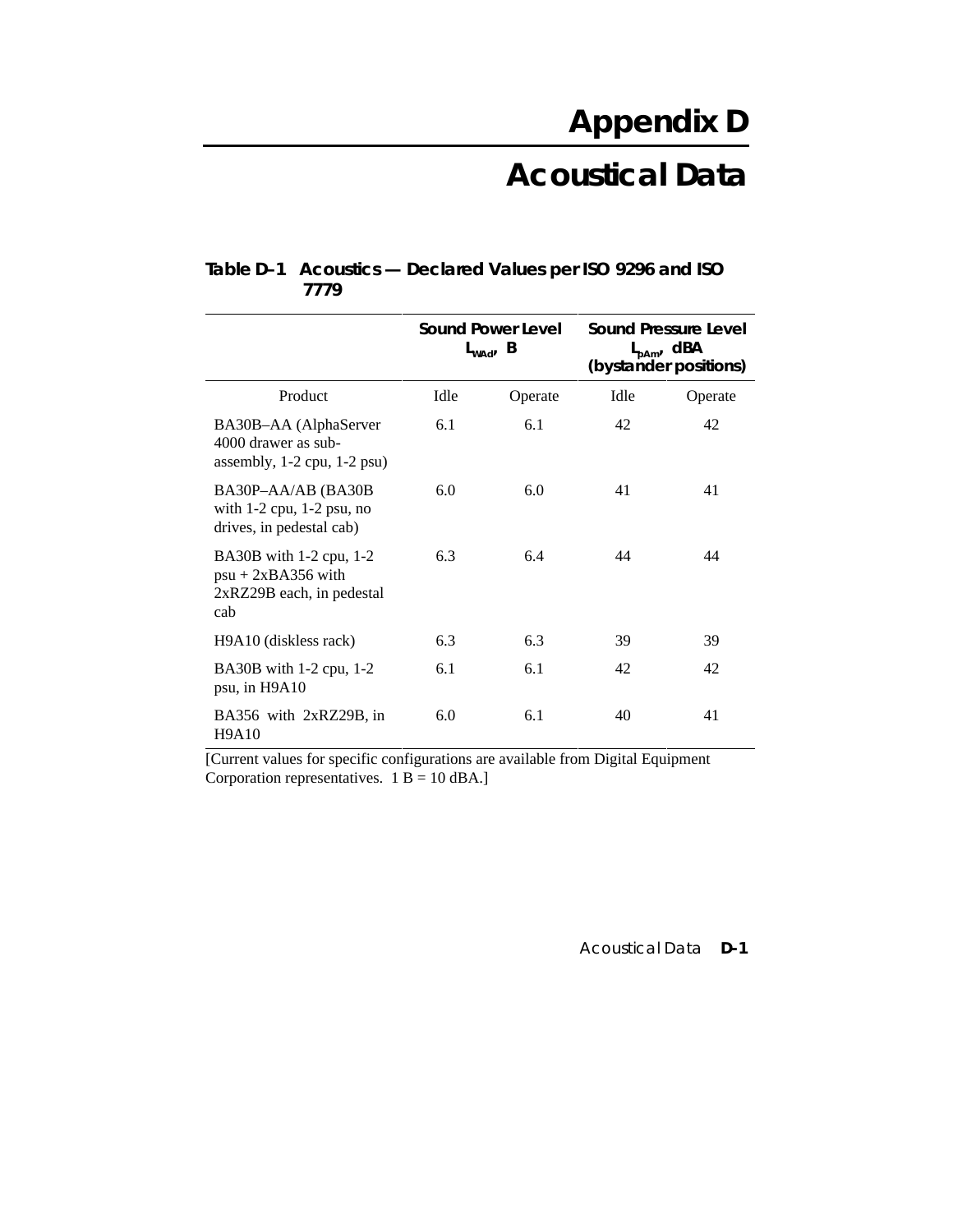# Appendix D

# Acoustical Data

**Table D–1 Acoustics — Declared Values per ISO 9296 and ISO 7779**

| | Sound Power Level $L_{WAd}$, B | | Sound Pressure Level $L_{pAm}$, dBA (bystander positions) | |
|---|---|---|---|---|
| Product | Idle | Operate | Idle | Operate |
| BA30B–AA (AlphaServer 4000 drawer as sub-assembly, 1-2 cpu, 1-2 psu) | 6.1 | 6.1 | 42 | 42 |
| BA30P–AA/AB (BA30B with 1-2 cpu, 1-2 psu, no drives, in pedestal cab) | 6.0 | 6.0 | 41 | 41 |
| BA30B with 1-2 cpu, 1-2 psu + 2xBA356 with 2xRZ29B each, in pedestal cab | 6.3 | 6.4 | 44 | 44 |
| H9A10 (diskless rack) | 6.3 | 6.3 | 39 | 39 |
| BA30B with 1-2 cpu, 1-2 psu, in H9A10 | 6.1 | 6.1 | 42 | 42 |
| BA356 with 2xRZ29B, in H9A10 | 6.0 | 6.1 | 40 | 41 |

[Current values for specific configurations are available from Digital Equipment Corporation representatives. 1 B = 10 dBA.]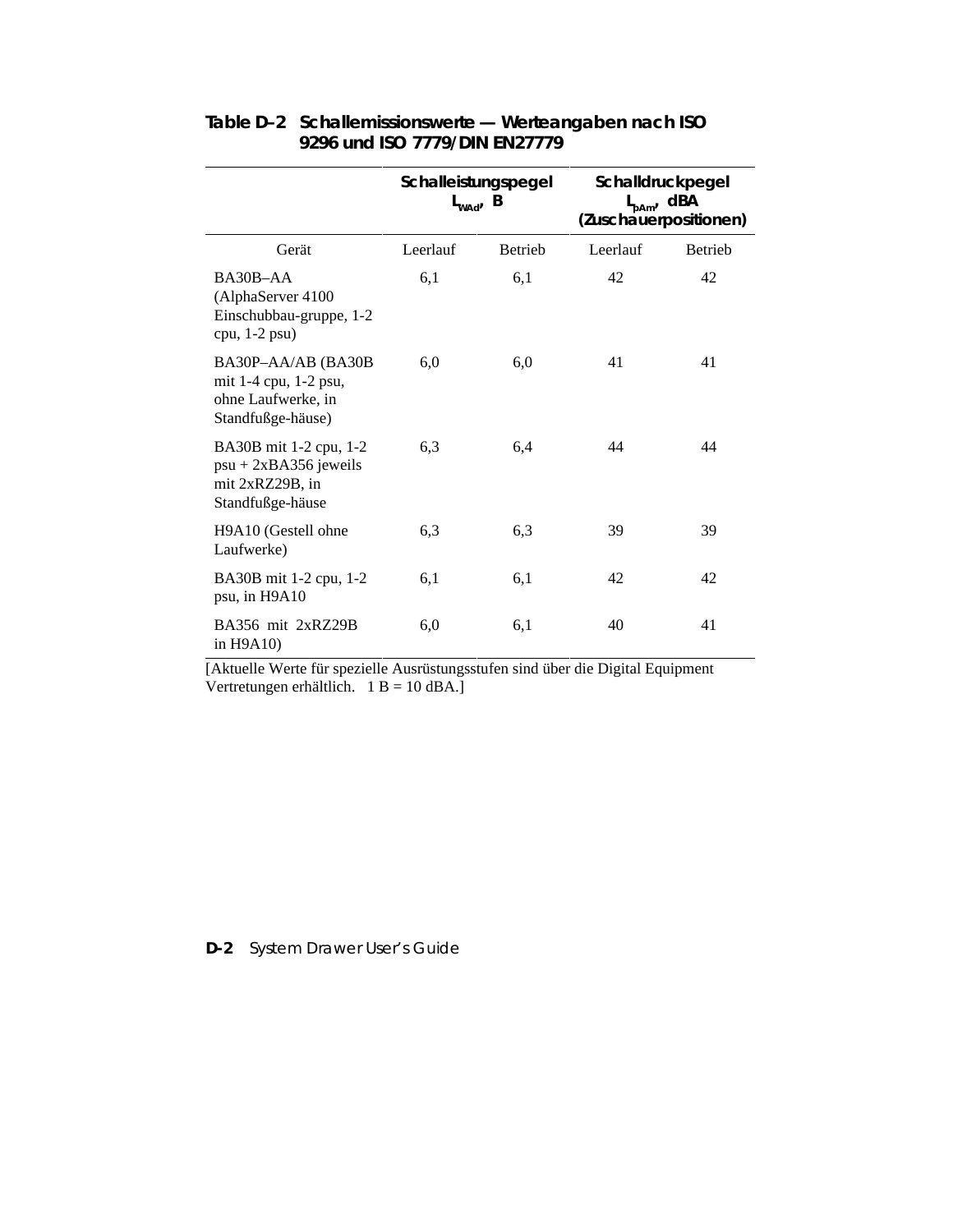**Table D–2 Schallemissionswerte — Werteangaben nach ISO 9296 und ISO 7779/DIN EN27779**

| | Schalleistungspegel $L_{WAd}$, B | | Schalldruckpegel $L_{pAm}$, dBA (Zuschauerpositionen) | |
|---|---|---|---|---|
| Gerät | Leerlauf | Betrieb | Leerlauf | Betrieb |
| BA30B–AA (AlphaServer 4100 Einschubbau-gruppe, 1-2 cpu, 1-2 psu) | 6,1 | 6,1 | 42 | 42 |
| BA30P–AA/AB (BA30B mit 1-4 cpu, 1-2 psu, ohne Laufwerke, in Standfußge-häuse) | 6,0 | 6,0 | 41 | 41 |
| BA30B mit 1-2 cpu, 1-2 psu + 2xBA356 jeweils mit 2xRZ29B, in Standfußge-häuse | 6,3 | 6,4 | 44 | 44 |
| H9A10 (Gestell ohne Laufwerke) | 6,3 | 6,3 | 39 | 39 |
| BA30B mit 1-2 cpu, 1-2 psu, in H9A10 | 6,1 | 6,1 | 42 | 42 |
| BA356 mit 2xRZ29B in H9A10) | 6,0 | 6,1 | 40 | 41 |

[Aktuelle Werte für spezielle Ausrüstungsstufen sind über die Digital Equipment Vertretungen erhältlich. 1 B = 10 dBA.]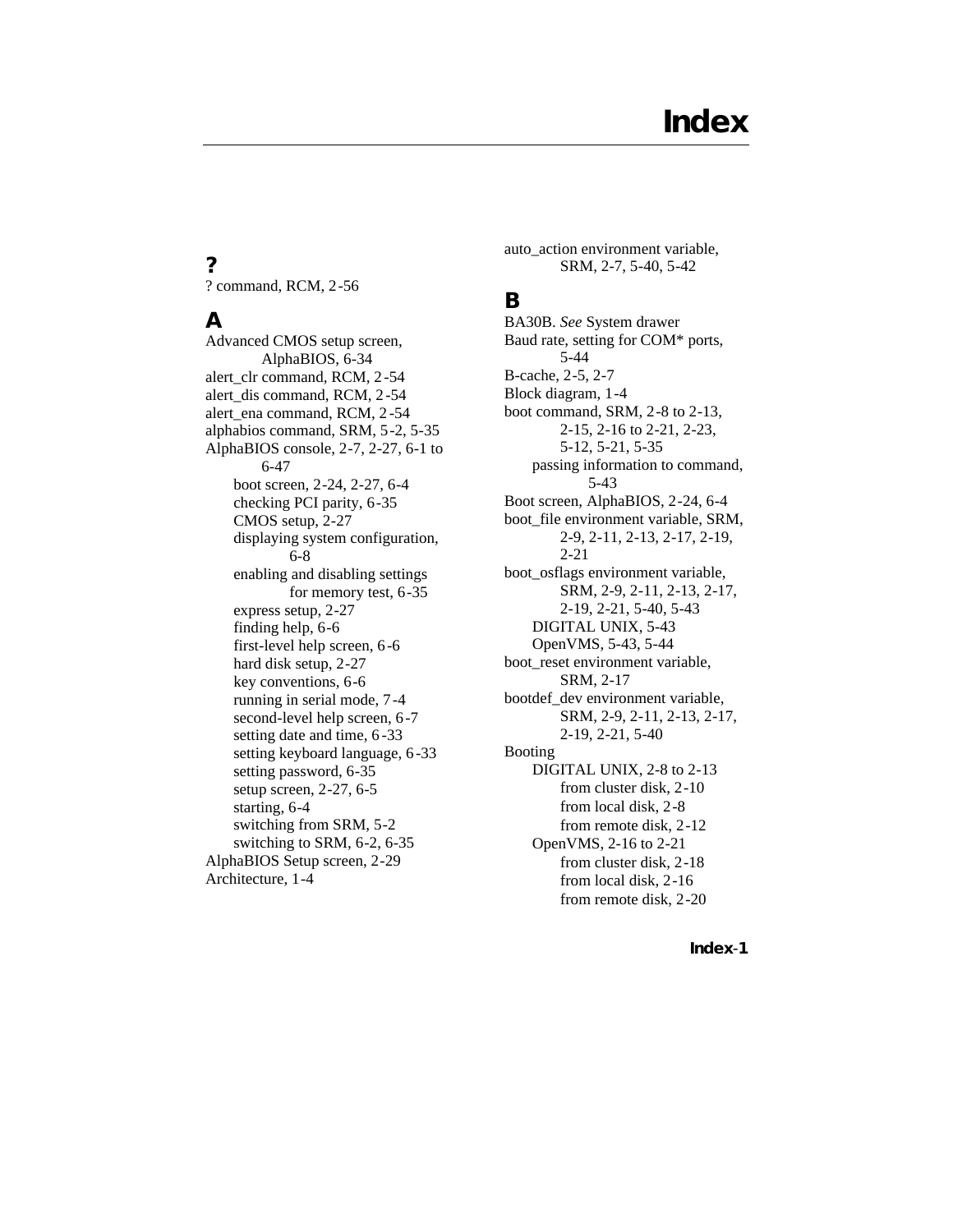# Index

## ?

? command, RCM, 2-56

## A

Advanced CMOS setup screen, AlphaBIOS, 6-34
alert_clr command, RCM, 2-54
alert_dis command, RCM, 2-54
alert_ena command, RCM, 2-54
alphabios command, SRM, 5-2, 5-35
AlphaBIOS console, 2-7, 2-27, 6-1 to 6-47
- boot screen, 2-24, 2-27, 6-4
- checking PCI parity, 6-35
- CMOS setup, 2-27
- displaying system configuration, 6-8
- enabling and disabling settings for memory test, 6-35
- express setup, 2-27
- finding help, 6-6
- first-level help screen, 6-6
- hard disk setup, 2-27
- key conventions, 6-6
- running in serial mode, 7-4
- second-level help screen, 6-7
- setting date and time, 6-33
- setting keyboard language, 6-33
- setting password, 6-35
- setup screen, 2-27, 6-5
- starting, 6-4
- switching from SRM, 5-2
- switching to SRM, 6-2, 6-35

AlphaBIOS Setup screen, 2-29
Architecture, 1-4
auto_action environment variable, SRM, 2-7, 5-40, 5-42

## B

BA30B. *See* System drawer
Baud rate, setting for COM* ports, 5-44
B-cache, 2-5, 2-7
Block diagram, 1-4
boot command, SRM, 2-8 to 2-13, 2-15, 2-16 to 2-21, 2-23, 5-12, 5-21, 5-35
- passing information to command, 5-43

Boot screen, AlphaBIOS, 2-24, 6-4
boot_file environment variable, SRM, 2-9, 2-11, 2-13, 2-17, 2-19, 2-21
boot_osflags environment variable, SRM, 2-9, 2-11, 2-13, 2-17, 2-19, 2-21, 5-40, 5-43
- DIGITAL UNIX, 5-43
- OpenVMS, 5-43, 5-44

boot_reset environment variable, SRM, 2-17
bootdef_dev environment variable, SRM, 2-9, 2-11, 2-13, 2-17, 2-19, 2-21, 5-40
Booting
- DIGITAL UNIX, 2-8 to 2-13
  - from cluster disk, 2-10
  - from local disk, 2-8
  - from remote disk, 2-12
- OpenVMS, 2-16 to 2-21
  - from cluster disk, 2-18
  - from local disk, 2-16
  - from remote disk, 2-20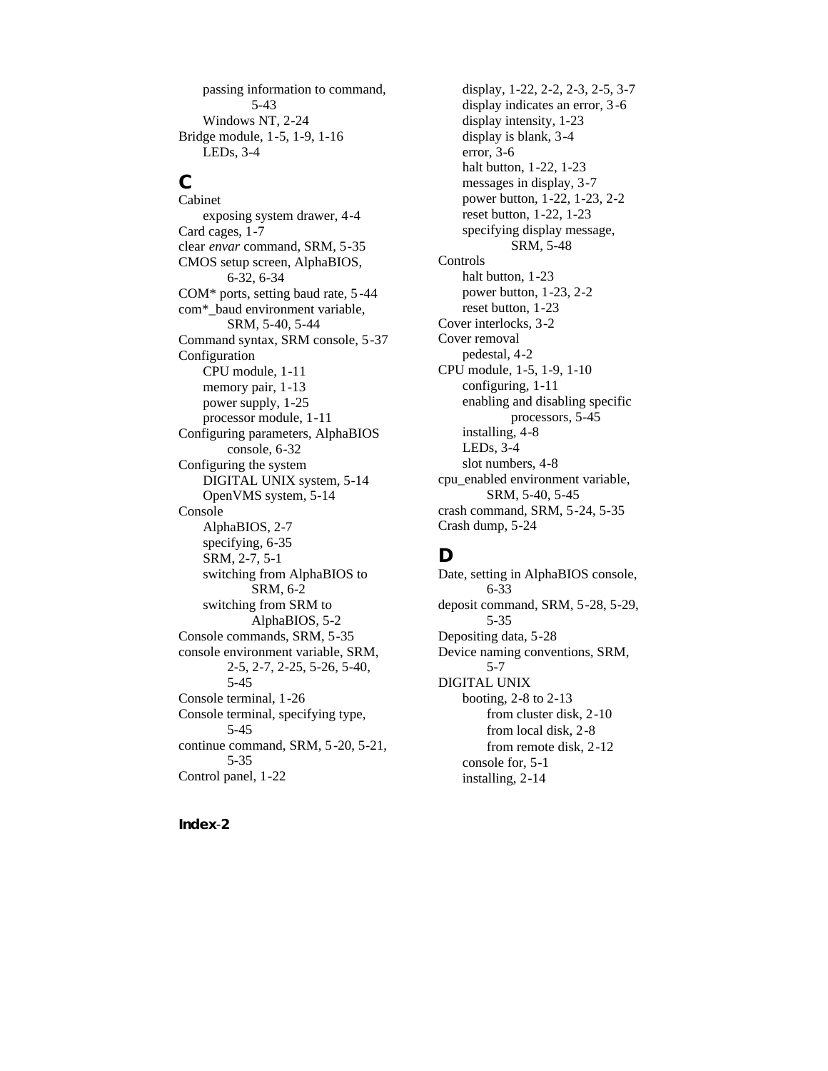passing information to command, 5-43
Windows NT, 2-24
Bridge module, 1-5, 1-9, 1-16
LEDs, 3-4

## C

Cabinet
exposing system drawer, 4-4
Card cages, 1-7
clear *envar* command, SRM, 5-35
CMOS setup screen, AlphaBIOS, 6-32, 6-34
COM* ports, setting baud rate, 5-44
com*_baud environment variable, SRM, 5-40, 5-44
Command syntax, SRM console, 5-37
Configuration
CPU module, 1-11
memory pair, 1-13
power supply, 1-25
processor module, 1-11
Configuring parameters, AlphaBIOS console, 6-32
Configuring the system
DIGITAL UNIX system, 5-14
OpenVMS system, 5-14
Console
AlphaBIOS, 2-7
specifying, 6-35
SRM, 2-7, 5-1
switching from AlphaBIOS to SRM, 6-2
switching from SRM to AlphaBIOS, 5-2
Console commands, SRM, 5-35
console environment variable, SRM, 2-5, 2-7, 2-25, 5-26, 5-40, 5-45
Console terminal, 1-26
Console terminal, specifying type, 5-45
continue command, SRM, 5-20, 5-21, 5-35
Control panel, 1-22
display, 1-22, 2-2, 2-3, 2-5, 3-7
display indicates an error, 3-6
display intensity, 1-23
display is blank, 3-4
error, 3-6
halt button, 1-22, 1-23
messages in display, 3-7
power button, 1-22, 1-23, 2-2
reset button, 1-22, 1-23
specifying display message, SRM, 5-48
Controls
halt button, 1-23
power button, 1-23, 2-2
reset button, 1-23
Cover interlocks, 3-2
Cover removal
pedestal, 4-2
CPU module, 1-5, 1-9, 1-10
configuring, 1-11
enabling and disabling specific processors, 5-45
installing, 4-8
LEDs, 3-4
slot numbers, 4-8
cpu_enabled environment variable, SRM, 5-40, 5-45
crash command, SRM, 5-24, 5-35
Crash dump, 5-24

## D

Date, setting in AlphaBIOS console, 6-33
deposit command, SRM, 5-28, 5-29, 5-35
Depositing data, 5-28
Device naming conventions, SRM, 5-7
DIGITAL UNIX
booting, 2-8 to 2-13
from cluster disk, 2-10
from local disk, 2-8
from remote disk, 2-12
console for, 5-1
installing, 2-14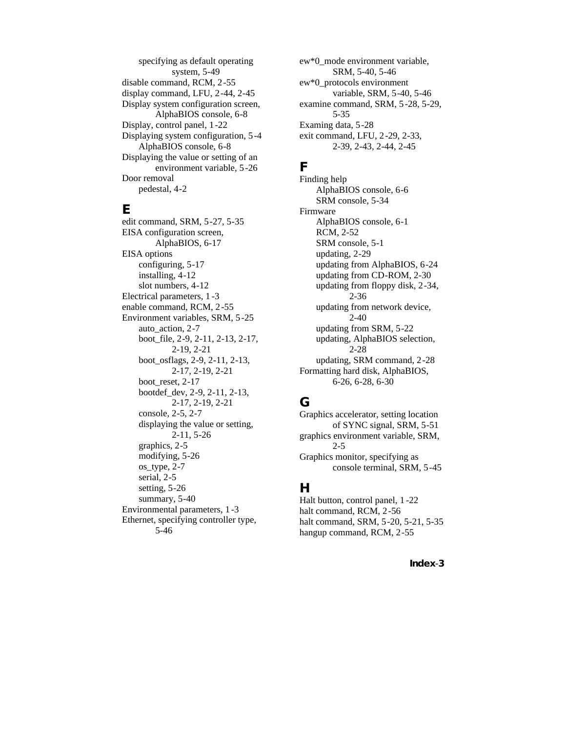specifying as default operating system, 5-49
disable command, RCM, 2-55
display command, LFU, 2-44, 2-45
Display system configuration screen, AlphaBIOS console, 6-8
Display, control panel, 1-22
Displaying system configuration, 5-4
  AlphaBIOS console, 6-8
Displaying the value or setting of an environment variable, 5-26
Door removal
  pedestal, 4-2

## E

edit command, SRM, 5-27, 5-35
EISA configuration screen, AlphaBIOS, 6-17
EISA options
  configuring, 5-17
  installing, 4-12
  slot numbers, 4-12
Electrical parameters, 1-3
enable command, RCM, 2-55
Environment variables, SRM, 5-25
  auto_action, 2-7
  boot_file, 2-9, 2-11, 2-13, 2-17, 2-19, 2-21
  boot_osflags, 2-9, 2-11, 2-13, 2-17, 2-19, 2-21
  boot_reset, 2-17
  bootdef_dev, 2-9, 2-11, 2-13, 2-17, 2-19, 2-21
  console, 2-5, 2-7
  displaying the value or setting, 2-11, 5-26
  graphics, 2-5
  modifying, 5-26
  os_type, 2-7
  serial, 2-5
  setting, 5-26
  summary, 5-40
Environmental parameters, 1-3
Ethernet, specifying controller type, 5-46
ew*0_mode environment variable, SRM, 5-40, 5-46
ew*0_protocols environment variable, SRM, 5-40, 5-46
examine command, SRM, 5-28, 5-29, 5-35
Examing data, 5-28
exit command, LFU, 2-29, 2-33, 2-39, 2-43, 2-44, 2-45

## F

Finding help
  AlphaBIOS console, 6-6
  SRM console, 5-34
Firmware
  AlphaBIOS console, 6-1
  RCM, 2-52
  SRM console, 5-1
  updating, 2-29
  updating from AlphaBIOS, 6-24
  updating from CD-ROM, 2-30
  updating from floppy disk, 2-34, 2-36
  updating from network device, 2-40
  updating from SRM, 5-22
  updating, AlphaBIOS selection, 2-28
  updating, SRM command, 2-28
Formatting hard disk, AlphaBIOS, 6-26, 6-28, 6-30

## G

Graphics accelerator, setting location of SYNC signal, SRM, 5-51
graphics environment variable, SRM, 2-5
Graphics monitor, specifying as console terminal, SRM, 5-45

## H

Halt button, control panel, 1-22
halt command, RCM, 2-56
halt command, SRM, 5-20, 5-21, 5-35
hangup command, RCM, 2-55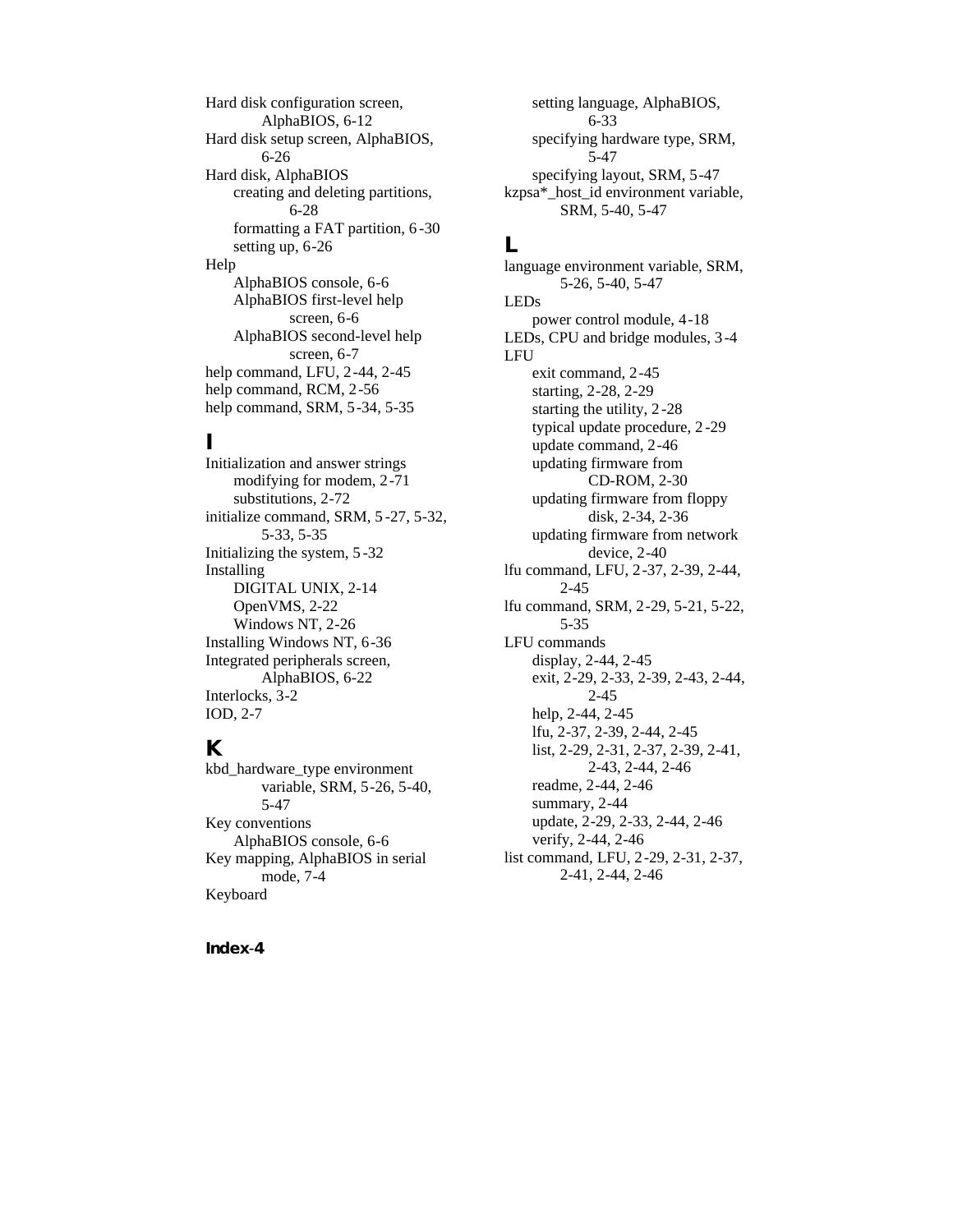Hard disk configuration screen, AlphaBIOS, 6-12
Hard disk setup screen, AlphaBIOS, 6-26
Hard disk, AlphaBIOS
- creating and deleting partitions, 6-28
- formatting a FAT partition, 6-30
- setting up, 6-26

Help
- AlphaBIOS console, 6-6
- AlphaBIOS first-level help screen, 6-6
- AlphaBIOS second-level help screen, 6-7

help command, LFU, 2-44, 2-45
help command, RCM, 2-56
help command, SRM, 5-34, 5-35

## I

Initialization and answer strings
- modifying for modem, 2-71
- substitutions, 2-72

initialize command, SRM, 5-27, 5-32, 5-33, 5-35
Initializing the system, 5-32
Installing
- DIGITAL UNIX, 2-14
- OpenVMS, 2-22
- Windows NT, 2-26

Installing Windows NT, 6-36
Integrated peripherals screen, AlphaBIOS, 6-22
Interlocks, 3-2
IOD, 2-7

## K

kbd_hardware_type environment variable, SRM, 5-26, 5-40, 5-47
Key conventions
- AlphaBIOS console, 6-6

Key mapping, AlphaBIOS in serial mode, 7-4
Keyboard
- setting language, AlphaBIOS, 6-33
- specifying hardware type, SRM, 5-47
- specifying layout, SRM, 5-47

kzpsa*_host_id environment variable, SRM, 5-40, 5-47

## L

language environment variable, SRM, 5-26, 5-40, 5-47
LEDs
- power control module, 4-18

LEDs, CPU and bridge modules, 3-4
LFU
- exit command, 2-45
- starting, 2-28, 2-29
- starting the utility, 2-28
- typical update procedure, 2-29
- update command, 2-46
- updating firmware from CD-ROM, 2-30
- updating firmware from floppy disk, 2-34, 2-36
- updating firmware from network device, 2-40

lfu command, LFU, 2-37, 2-39, 2-44, 2-45
lfu command, SRM, 2-29, 5-21, 5-22, 5-35
LFU commands
- display, 2-44, 2-45
- exit, 2-29, 2-33, 2-39, 2-43, 2-44, 2-45
- help, 2-44, 2-45
- lfu, 2-37, 2-39, 2-44, 2-45
- list, 2-29, 2-31, 2-37, 2-39, 2-41, 2-43, 2-44, 2-46
- readme, 2-44, 2-46
- summary, 2-44
- update, 2-29, 2-33, 2-44, 2-46
- verify, 2-44, 2-46

list command, LFU, 2-29, 2-31, 2-37, 2-41, 2-44, 2-46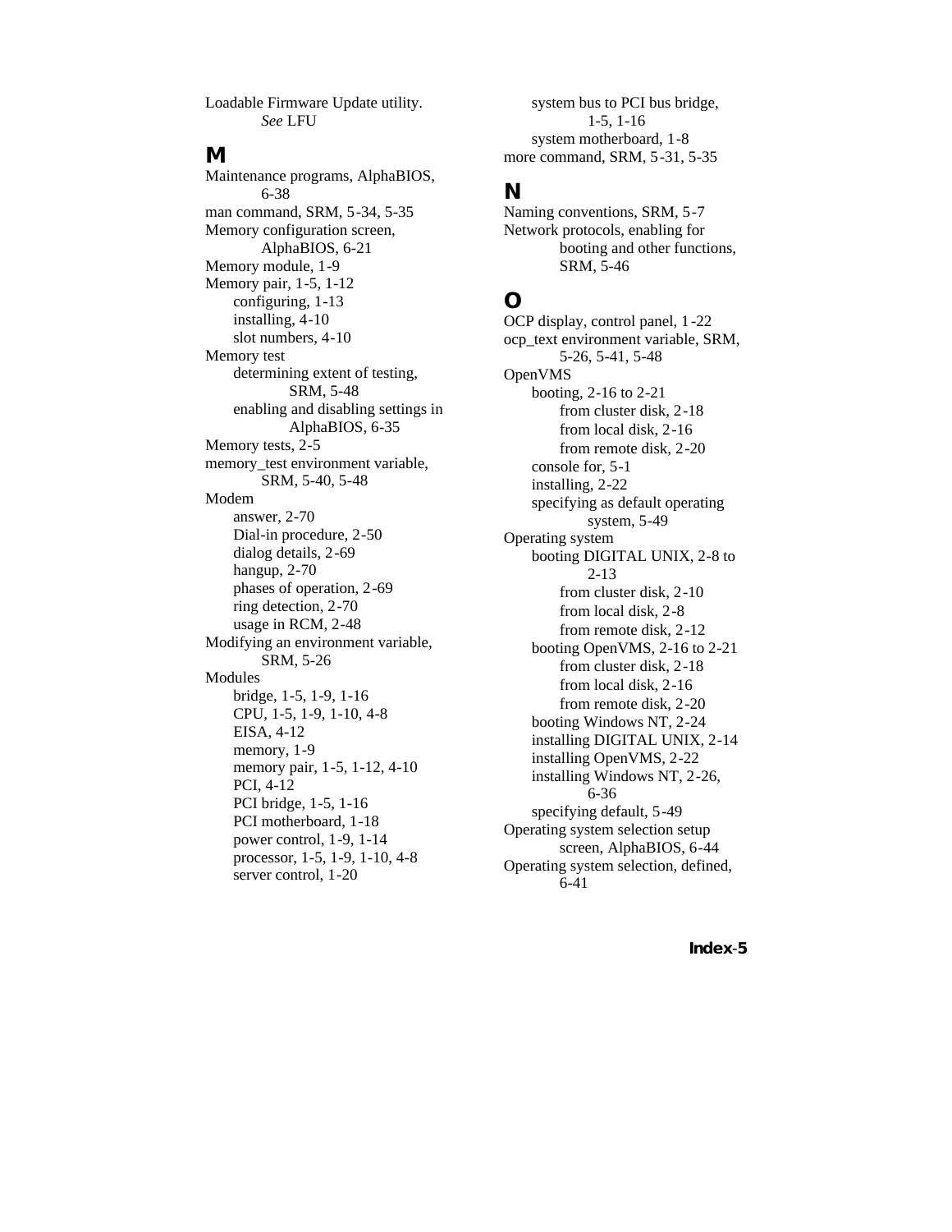Loadable Firmware Update utility. *See* LFU

## M

Maintenance programs, AlphaBIOS, 6-38
man command, SRM, 5-34, 5-35
Memory configuration screen, AlphaBIOS, 6-21
Memory module, 1-9
Memory pair, 1-5, 1-12
- configuring, 1-13
- installing, 4-10
- slot numbers, 4-10

Memory test
- determining extent of testing, SRM, 5-48
- enabling and disabling settings in AlphaBIOS, 6-35

Memory tests, 2-5
memory_test environment variable, SRM, 5-40, 5-48
Modem
- answer, 2-70
- Dial-in procedure, 2-50
- dialog details, 2-69
- hangup, 2-70
- phases of operation, 2-69
- ring detection, 2-70
- usage in RCM, 2-48

Modifying an environment variable, SRM, 5-26
Modules
- bridge, 1-5, 1-9, 1-16
- CPU, 1-5, 1-9, 1-10, 4-8
- EISA, 4-12
- memory, 1-9
- memory pair, 1-5, 1-12, 4-10
- PCI, 4-12
- PCI bridge, 1-5, 1-16
- PCI motherboard, 1-18
- power control, 1-9, 1-14
- processor, 1-5, 1-9, 1-10, 4-8
- server control, 1-20
- system bus to PCI bus bridge, 1-5, 1-16
- system motherboard, 1-8

more command, SRM, 5-31, 5-35

## N

Naming conventions, SRM, 5-7
Network protocols, enabling for booting and other functions, SRM, 5-46

## O

OCP display, control panel, 1-22
ocp_text environment variable, SRM, 5-26, 5-41, 5-48
OpenVMS
- booting, 2-16 to 2-21
  - from cluster disk, 2-18
  - from local disk, 2-16
  - from remote disk, 2-20
- console for, 5-1
- installing, 2-22
- specifying as default operating system, 5-49

Operating system
- booting DIGITAL UNIX, 2-8 to 2-13
  - from cluster disk, 2-10
  - from local disk, 2-8
  - from remote disk, 2-12
- booting OpenVMS, 2-16 to 2-21
  - from cluster disk, 2-18
  - from local disk, 2-16
  - from remote disk, 2-20
- booting Windows NT, 2-24
- installing DIGITAL UNIX, 2-14
- installing OpenVMS, 2-22
- installing Windows NT, 2-26, 6-36
- specifying default, 5-49

Operating system selection setup screen, AlphaBIOS, 6-44
Operating system selection, defined, 6-41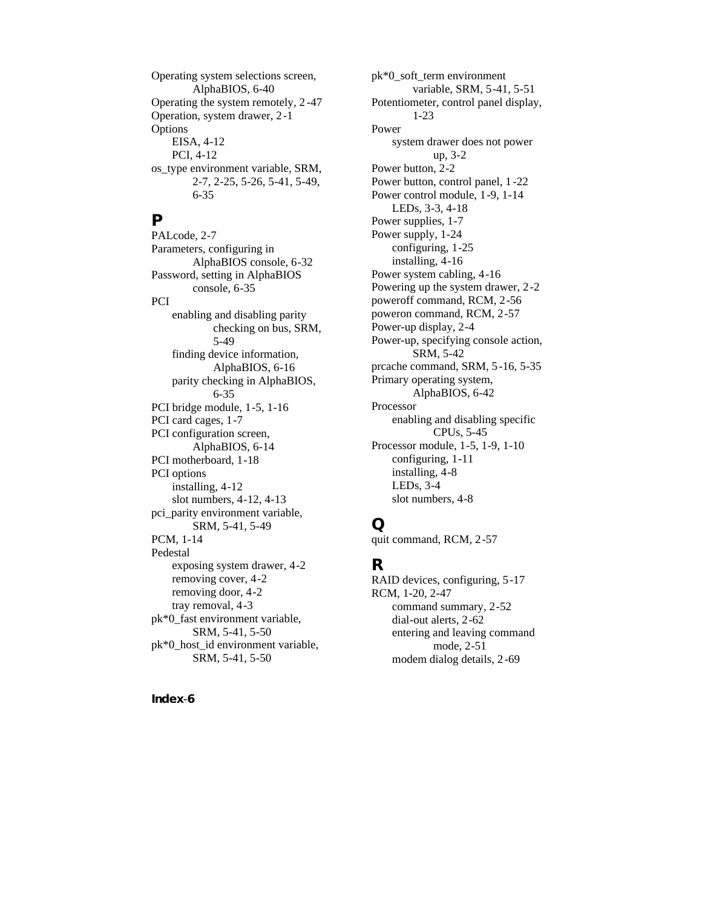Operating system selections screen, AlphaBIOS, 6-40
Operating the system remotely, 2-47
Operation, system drawer, 2-1
Options
- EISA, 4-12
- PCI, 4-12

os_type environment variable, SRM, 2-7, 2-25, 5-26, 5-41, 5-49, 6-35

## P

PALcode, 2-7
Parameters, configuring in AlphaBIOS console, 6-32
Password, setting in AlphaBIOS console, 6-35
PCI
- enabling and disabling parity checking on bus, SRM, 5-49
- finding device information, AlphaBIOS, 6-16
- parity checking in AlphaBIOS, 6-35

PCI bridge module, 1-5, 1-16
PCI card cages, 1-7
PCI configuration screen, AlphaBIOS, 6-14
PCI motherboard, 1-18
PCI options
- installing, 4-12
- slot numbers, 4-12, 4-13

pci_parity environment variable, SRM, 5-41, 5-49
PCM, 1-14
Pedestal
- exposing system drawer, 4-2
- removing cover, 4-2
- removing door, 4-2
- tray removal, 4-3

pk*0_fast environment variable, SRM, 5-41, 5-50
pk*0_host_id environment variable, SRM, 5-41, 5-50
pk*0_soft_term environment variable, SRM, 5-41, 5-51
Potentiometer, control panel display, 1-23
Power
- system drawer does not power up, 3-2

Power button, 2-2
Power button, control panel, 1-22
Power control module, 1-9, 1-14
- LEDs, 3-3, 4-18

Power supplies, 1-7
Power supply, 1-24
- configuring, 1-25
- installing, 4-16

Power system cabling, 4-16
Powering up the system drawer, 2-2
poweroff command, RCM, 2-56
poweron command, RCM, 2-57
Power-up display, 2-4
Power-up, specifying console action, SRM, 5-42
prcache command, SRM, 5-16, 5-35
Primary operating system, AlphaBIOS, 6-42
Processor
- enabling and disabling specific CPUs, 5-45

Processor module, 1-5, 1-9, 1-10
- configuring, 1-11
- installing, 4-8
- LEDs, 3-4
- slot numbers, 4-8

## Q

quit command, RCM, 2-57

## R

RAID devices, configuring, 5-17
RCM, 1-20, 2-47
- command summary, 2-52
- dial-out alerts, 2-62
- entering and leaving command mode, 2-51
- modem dialog details, 2-69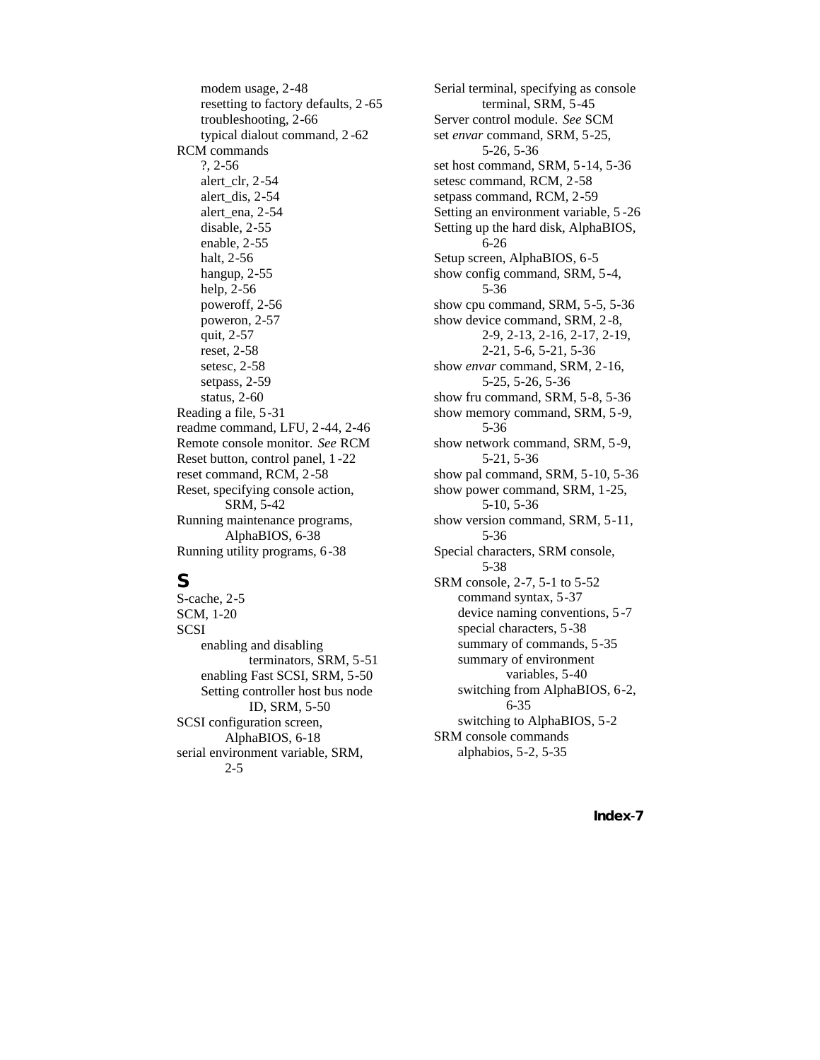modem usage, 2-48
resetting to factory defaults, 2-65
troubleshooting, 2-66
typical dialout command, 2-62

RCM commands
- ?, 2-56
- alert_clr, 2-54
- alert_dis, 2-54
- alert_ena, 2-54
- disable, 2-55
- enable, 2-55
- halt, 2-56
- hangup, 2-55
- help, 2-56
- poweroff, 2-56
- poweron, 2-57
- quit, 2-57
- reset, 2-58
- setesc, 2-58
- setpass, 2-59
- status, 2-60

Reading a file, 5-31
readme command, LFU, 2-44, 2-46
Remote console monitor. *See* RCM
Reset button, control panel, 1-22
reset command, RCM, 2-58
Reset, specifying console action, SRM, 5-42
Running maintenance programs, AlphaBIOS, 6-38
Running utility programs, 6-38

## S

S-cache, 2-5
SCM, 1-20
SCSI
- enabling and disabling terminators, SRM, 5-51
- enabling Fast SCSI, SRM, 5-50
- Setting controller host bus node ID, SRM, 5-50

SCSI configuration screen, AlphaBIOS, 6-18
serial environment variable, SRM, 2-5
Serial terminal, specifying as console terminal, SRM, 5-45
Server control module. *See* SCM
set *envar* command, SRM, 5-25, 5-26, 5-36
set host command, SRM, 5-14, 5-36
setesc command, RCM, 2-58
setpass command, RCM, 2-59
Setting an environment variable, 5-26
Setting up the hard disk, AlphaBIOS, 6-26
Setup screen, AlphaBIOS, 6-5
show config command, SRM, 5-4, 5-36
show cpu command, SRM, 5-5, 5-36
show device command, SRM, 2-8, 2-9, 2-13, 2-16, 2-17, 2-19, 2-21, 5-6, 5-21, 5-36
show *envar* command, SRM, 2-16, 5-25, 5-26, 5-36
show fru command, SRM, 5-8, 5-36
show memory command, SRM, 5-9, 5-36
show network command, SRM, 5-9, 5-21, 5-36
show pal command, SRM, 5-10, 5-36
show power command, SRM, 1-25, 5-10, 5-36
show version command, SRM, 5-11, 5-36
Special characters, SRM console, 5-38
SRM console, 2-7, 5-1 to 5-52
- command syntax, 5-37
- device naming conventions, 5-7
- special characters, 5-38
- summary of commands, 5-35
- summary of environment variables, 5-40
- switching from AlphaBIOS, 6-2, 6-35
- switching to AlphaBIOS, 5-2

SRM console commands
- alphabios, 5-2, 5-35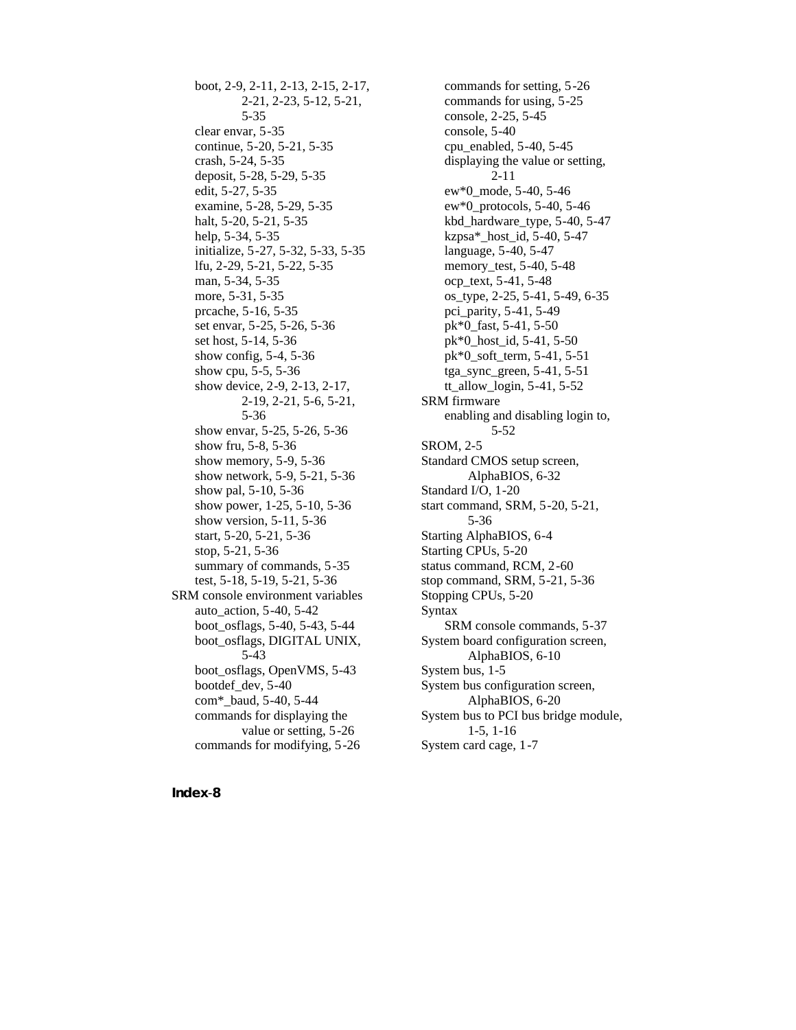boot, 2-9, 2-11, 2-13, 2-15, 2-17, 2-21, 2-23, 5-12, 5-21, 5-35
clear envar, 5-35
continue, 5-20, 5-21, 5-35
crash, 5-24, 5-35
deposit, 5-28, 5-29, 5-35
edit, 5-27, 5-35
examine, 5-28, 5-29, 5-35
halt, 5-20, 5-21, 5-35
help, 5-34, 5-35
initialize, 5-27, 5-32, 5-33, 5-35
lfu, 2-29, 5-21, 5-22, 5-35
man, 5-34, 5-35
more, 5-31, 5-35
prcache, 5-16, 5-35
set envar, 5-25, 5-26, 5-36
set host, 5-14, 5-36
show config, 5-4, 5-36
show cpu, 5-5, 5-36
show device, 2-9, 2-13, 2-17, 2-19, 2-21, 5-6, 5-21, 5-36
show envar, 5-25, 5-26, 5-36
show fru, 5-8, 5-36
show memory, 5-9, 5-36
show network, 5-9, 5-21, 5-36
show pal, 5-10, 5-36
show power, 1-25, 5-10, 5-36
show version, 5-11, 5-36
start, 5-20, 5-21, 5-36
stop, 5-21, 5-36
summary of commands, 5-35
test, 5-18, 5-19, 5-21, 5-36

SRM console environment variables
auto_action, 5-40, 5-42
boot_osflags, 5-40, 5-43, 5-44
boot_osflags, DIGITAL UNIX, 5-43
boot_osflags, OpenVMS, 5-43
bootdef_dev, 5-40
com*_baud, 5-40, 5-44
commands for displaying the value or setting, 5-26
commands for modifying, 5-26
commands for setting, 5-26
commands for using, 5-25
console, 2-25, 5-45
console, 5-40
cpu_enabled, 5-40, 5-45
displaying the value or setting, 2-11
ew*0_mode, 5-40, 5-46
ew*0_protocols, 5-40, 5-46
kbd_hardware_type, 5-40, 5-47
kzpsa*_host_id, 5-40, 5-47
language, 5-40, 5-47
memory_test, 5-40, 5-48
ocp_text, 5-41, 5-48
os_type, 2-25, 5-41, 5-49, 6-35
pci_parity, 5-41, 5-49
pk*0_fast, 5-41, 5-50
pk*0_host_id, 5-41, 5-50
pk*0_soft_term, 5-41, 5-51
tga_sync_green, 5-41, 5-51
tt_allow_login, 5-41, 5-52

SRM firmware
enabling and disabling login to, 5-52

SROM, 2-5
Standard CMOS setup screen, AlphaBIOS, 6-32
Standard I/O, 1-20
start command, SRM, 5-20, 5-21, 5-36
Starting AlphaBIOS, 6-4
Starting CPUs, 5-20
status command, RCM, 2-60
stop command, SRM, 5-21, 5-36
Stopping CPUs, 5-20
Syntax
SRM console commands, 5-37
System board configuration screen, AlphaBIOS, 6-10
System bus, 1-5
System bus configuration screen, AlphaBIOS, 6-20
System bus to PCI bus bridge module, 1-5, 1-16
System card cage, 1-7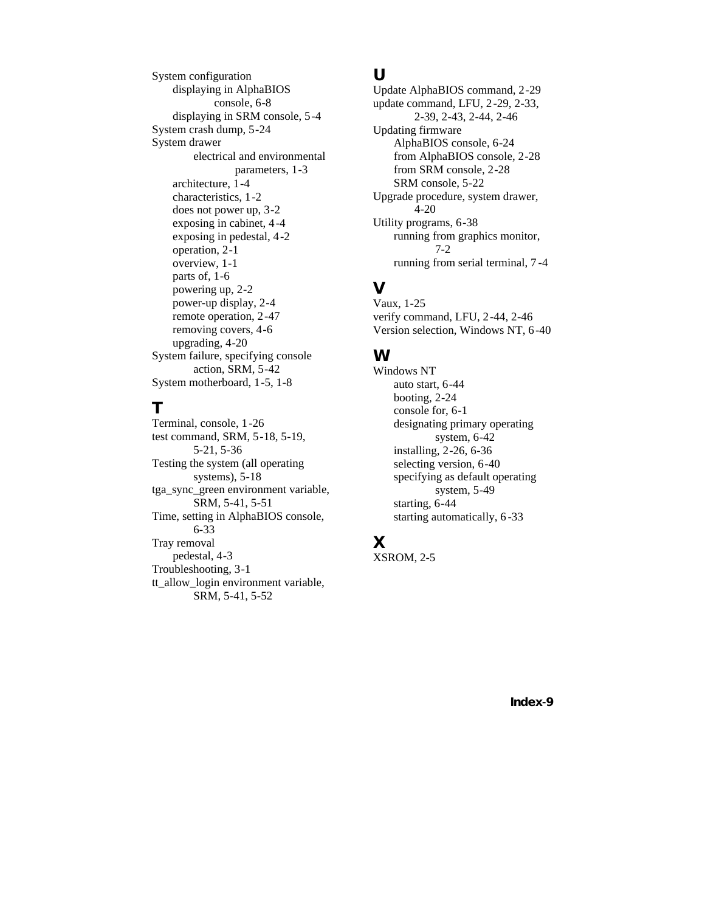System configuration
  displaying in AlphaBIOS console, 6-8
  displaying in SRM console, 5-4
System crash dump, 5-24
System drawer
  electrical and environmental parameters, 1-3
  architecture, 1-4
  characteristics, 1-2
  does not power up, 3-2
  exposing in cabinet, 4-4
  exposing in pedestal, 4-2
  operation, 2-1
  overview, 1-1
  parts of, 1-6
  powering up, 2-2
  power-up display, 2-4
  remote operation, 2-47
  removing covers, 4-6
  upgrading, 4-20
System failure, specifying console action, SRM, 5-42
System motherboard, 1-5, 1-8

## T

Terminal, console, 1-26
test command, SRM, 5-18, 5-19, 5-21, 5-36
Testing the system (all operating systems), 5-18
tga_sync_green environment variable, SRM, 5-41, 5-51
Time, setting in AlphaBIOS console, 6-33
Tray removal
  pedestal, 4-3
Troubleshooting, 3-1
tt_allow_login environment variable, SRM, 5-41, 5-52

## U

Update AlphaBIOS command, 2-29
update command, LFU, 2-29, 2-33, 2-39, 2-43, 2-44, 2-46
Updating firmware
  AlphaBIOS console, 6-24
  from AlphaBIOS console, 2-28
  from SRM console, 2-28
  SRM console, 5-22
Upgrade procedure, system drawer, 4-20
Utility programs, 6-38
  running from graphics monitor, 7-2
  running from serial terminal, 7-4

## V

Vaux, 1-25
verify command, LFU, 2-44, 2-46
Version selection, Windows NT, 6-40

## W

Windows NT
  auto start, 6-44
  booting, 2-24
  console for, 6-1
  designating primary operating system, 6-42
  installing, 2-26, 6-36
  selecting version, 6-40
  specifying as default operating system, 5-49
  starting, 6-44
  starting automatically, 6-33

## X

XSROM, 2-5